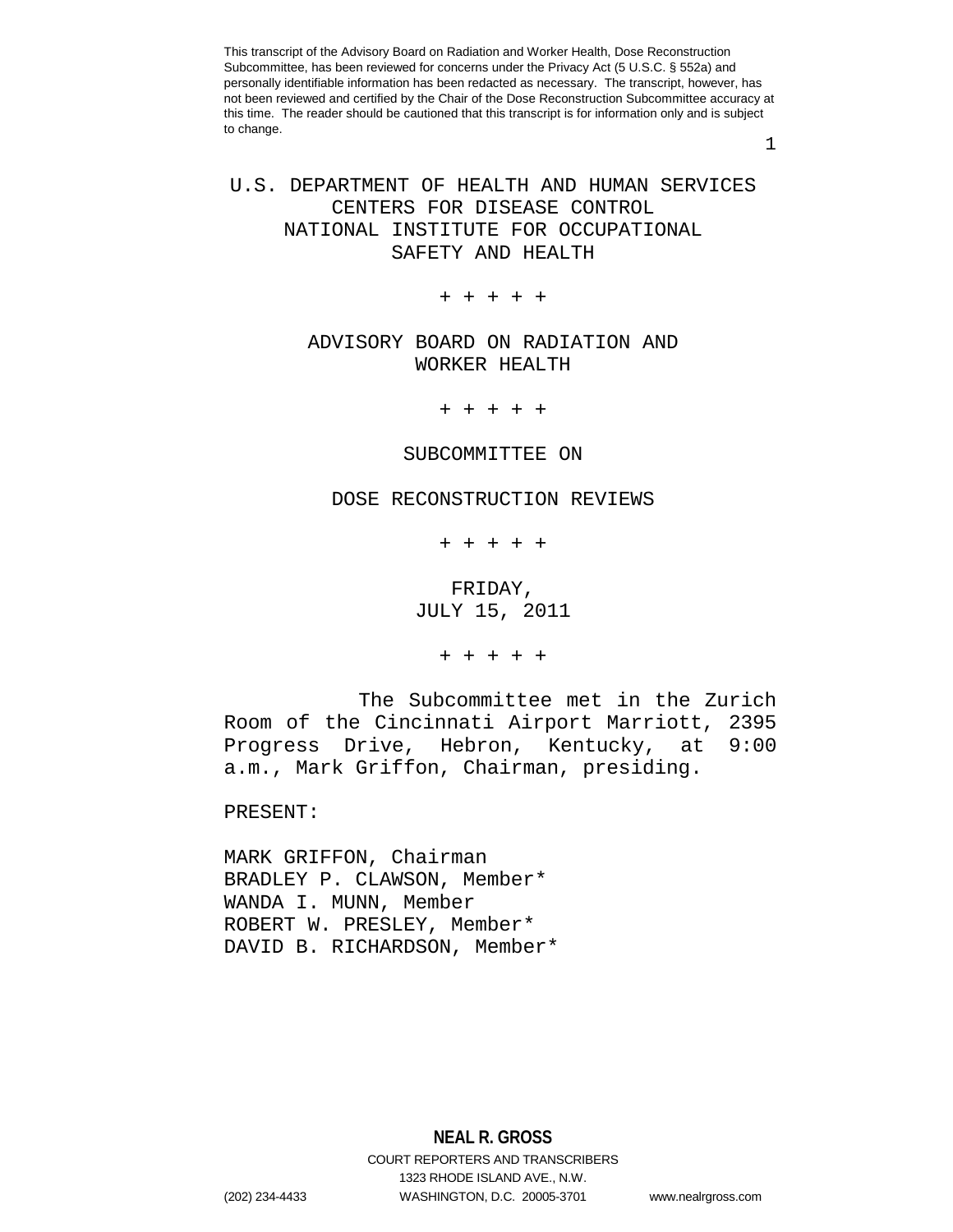This transcript of the Advisory Board on Radiation and Worker Health, Dose Reconstruction Subcommittee, has been reviewed for concerns under the Privacy Act (5 U.S.C. § 552a) and personally identifiable information has been redacted as necessary. The transcript, however, has not been reviewed and certified by the Chair of the Dose Reconstruction Subcommittee accuracy at this time. The reader should be cautioned that this transcript is for information only and is subject to change.

# U.S. DEPARTMENT OF HEALTH AND HUMAN SERVICES
# CENTERS FOR DISEASE CONTROL
# NATIONAL INSTITUTE FOR OCCUPATIONAL SAFETY AND HEALTH

+ + + + +

## ADVISORY BOARD ON RADIATION AND WORKER HEALTH

+ + + + +

## SUBCOMMITTEE ON

## DOSE RECONSTRUCTION REVIEWS

+ + + + +

FRIDAY,
JULY 15, 2011

+ + + + +

The Subcommittee met in the Zurich Room of the Cincinnati Airport Marriott, 2395 Progress Drive, Hebron, Kentucky, at 9:00 a.m., Mark Griffon, Chairman, presiding.

PRESENT:

MARK GRIFFON, Chairman
BRADLEY P. CLAWSON, Member*
WANDA I. MUNN, Member
ROBERT W. PRESLEY, Member*
DAVID B. RICHARDSON, Member*

**NEAL R. GROSS**
COURT REPORTERS AND TRANSCRIBERS
1323 RHODE ISLAND AVE., N.W.
(202) 234-4433 WASHINGTON, D.C. 20005-3701 www.nealrgross.com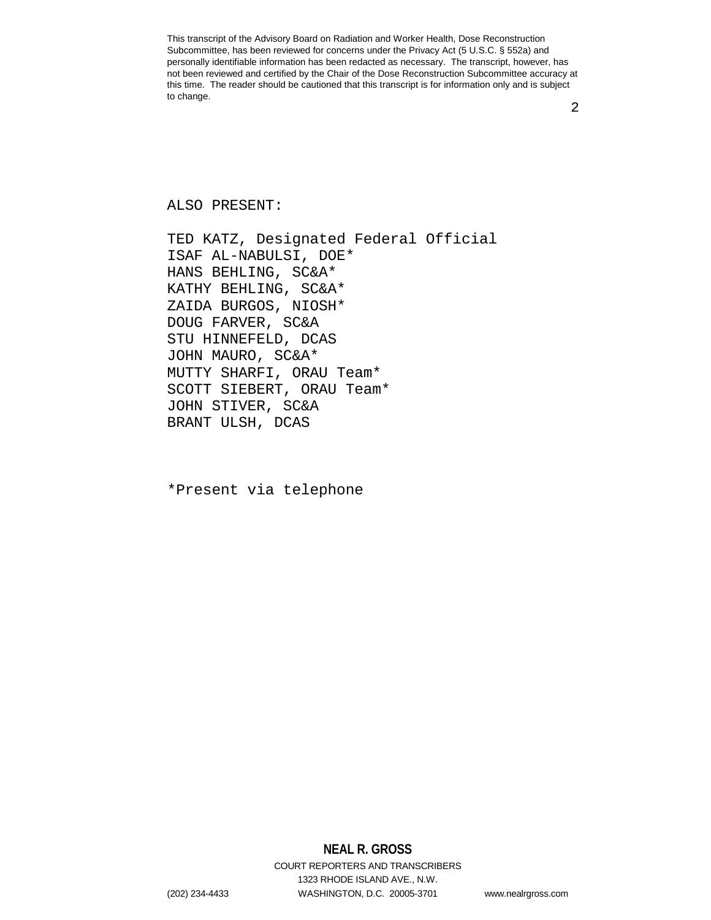ALSO PRESENT:

TED KATZ, Designated Federal Official
ISAF AL-NABULSI, DOE*
HANS BEHLING, SC&A*
KATHY BEHLING, SC&A*
ZAIDA BURGOS, NIOSH*
DOUG FARVER, SC&A
STU HINNEFELD, DCAS
JOHN MAURO, SC&A*
MUTTY SHARFI, ORAU Team*
SCOTT SIEBERT, ORAU Team*
JOHN STIVER, SC&A
BRANT ULSH, DCAS

*Present via telephone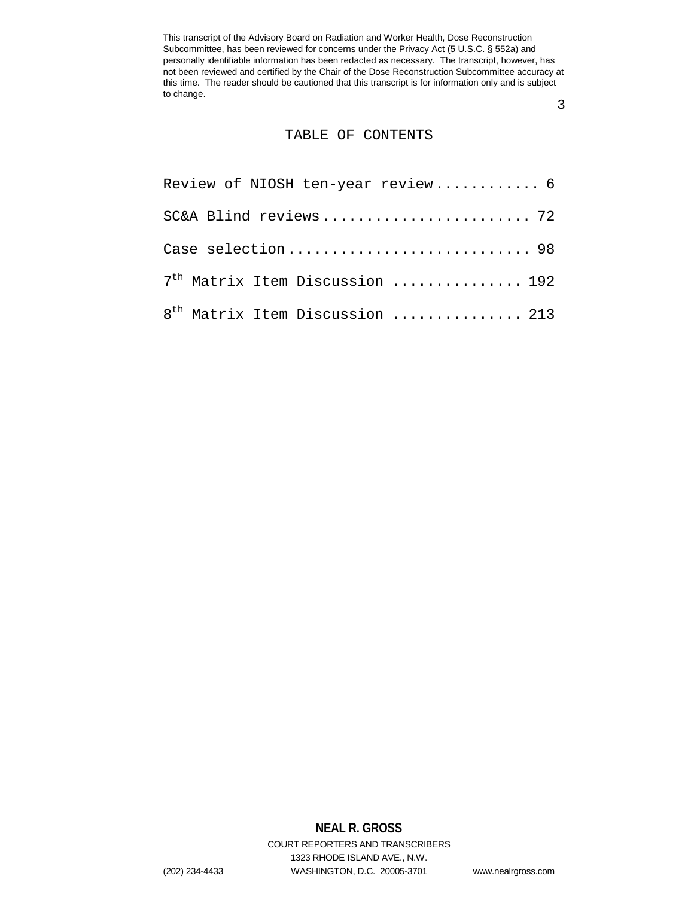# TABLE OF CONTENTS

Review of NIOSH ten-year review............ 6

SC&A Blind reviews....................... 72

Case selection........................... 98

7th Matrix Item Discussion .............. 192

8th Matrix Item Discussion .............. 213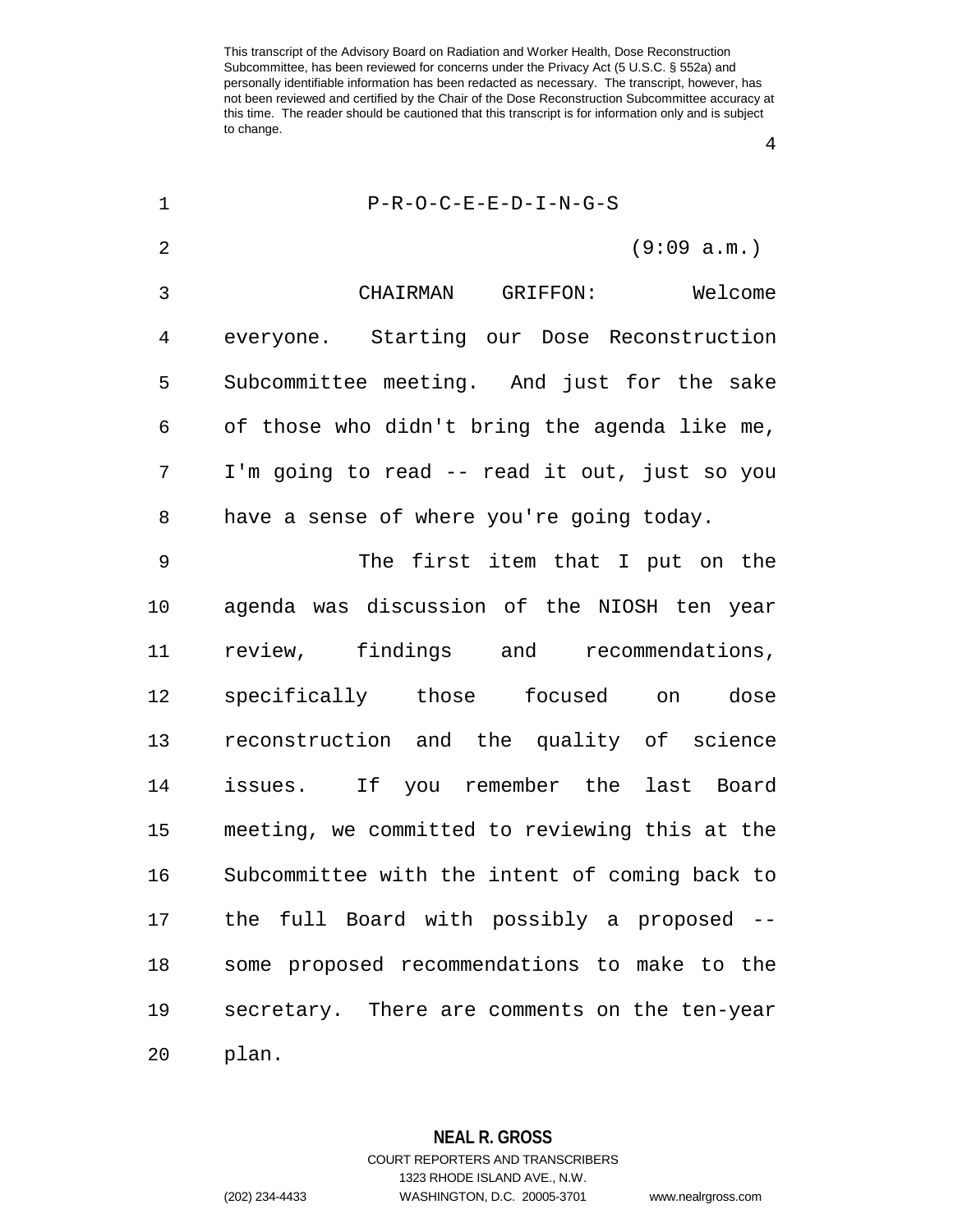P-R-O-C-E-E-D-I-N-G-S

(9:09 a.m.)

CHAIRMAN GRIFFON: Welcome everyone. Starting our Dose Reconstruction Subcommittee meeting. And just for the sake of those who didn't bring the agenda like me, I'm going to read -- read it out, just so you have a sense of where you're going today.

The first item that I put on the agenda was discussion of the NIOSH ten year review, findings and recommendations, specifically those focused on dose reconstruction and the quality of science issues. If you remember the last Board meeting, we committed to reviewing this at the Subcommittee with the intent of coming back to the full Board with possibly a proposed -- some proposed recommendations to make to the secretary. There are comments on the ten-year plan.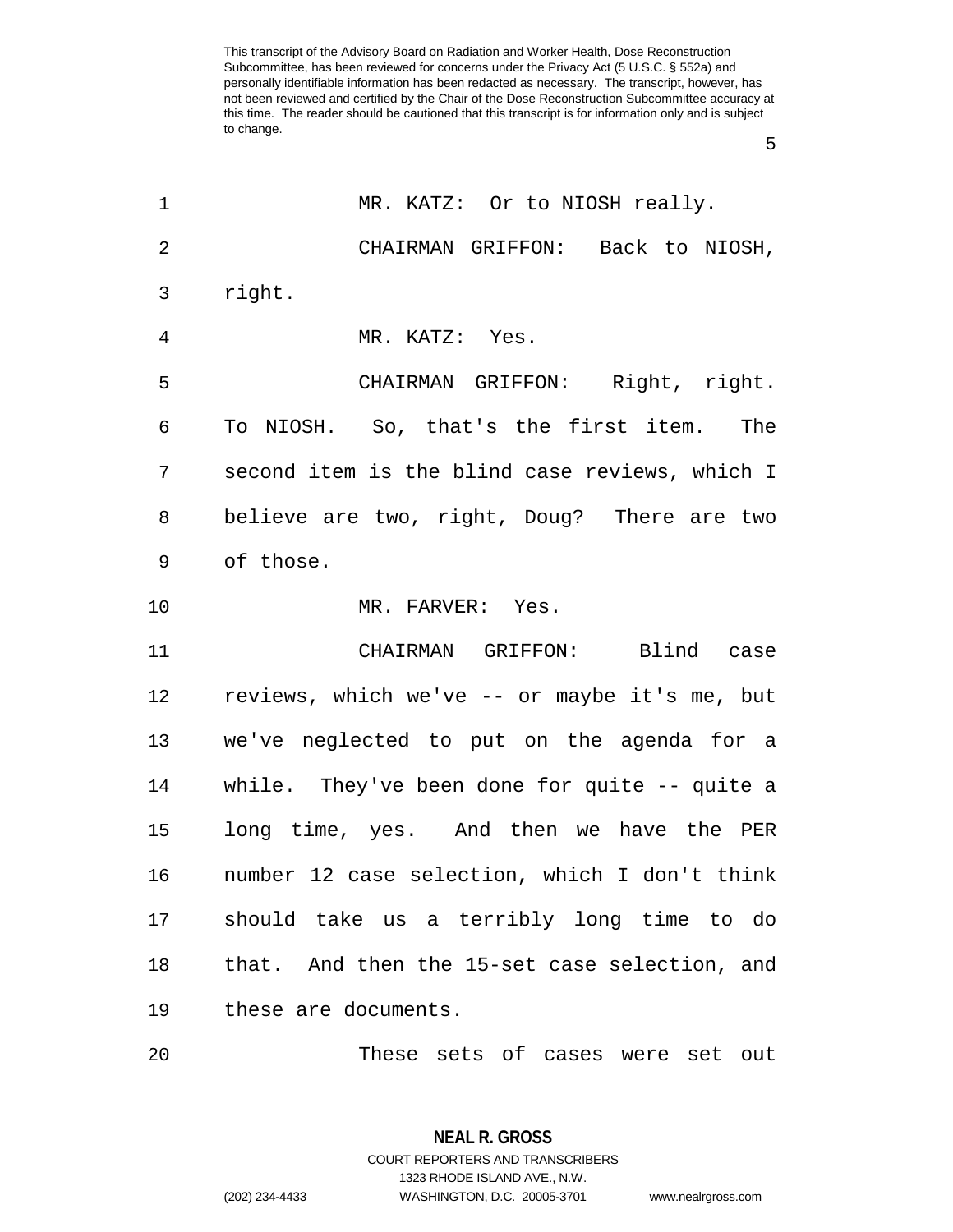MR. KATZ: Or to NIOSH really.

CHAIRMAN GRIFFON: Back to NIOSH, right.

MR. KATZ: Yes.

CHAIRMAN GRIFFON: Right, right. To NIOSH. So, that's the first item. The second item is the blind case reviews, which I believe are two, right, Doug? There are two of those.

MR. FARVER: Yes.

CHAIRMAN GRIFFON: Blind case reviews, which we've -- or maybe it's me, but we've neglected to put on the agenda for a while. They've been done for quite -- quite a long time, yes. And then we have the PER number 12 case selection, which I don't think should take us a terribly long time to do that. And then the 15-set case selection, and these are documents.

These sets of cases were set out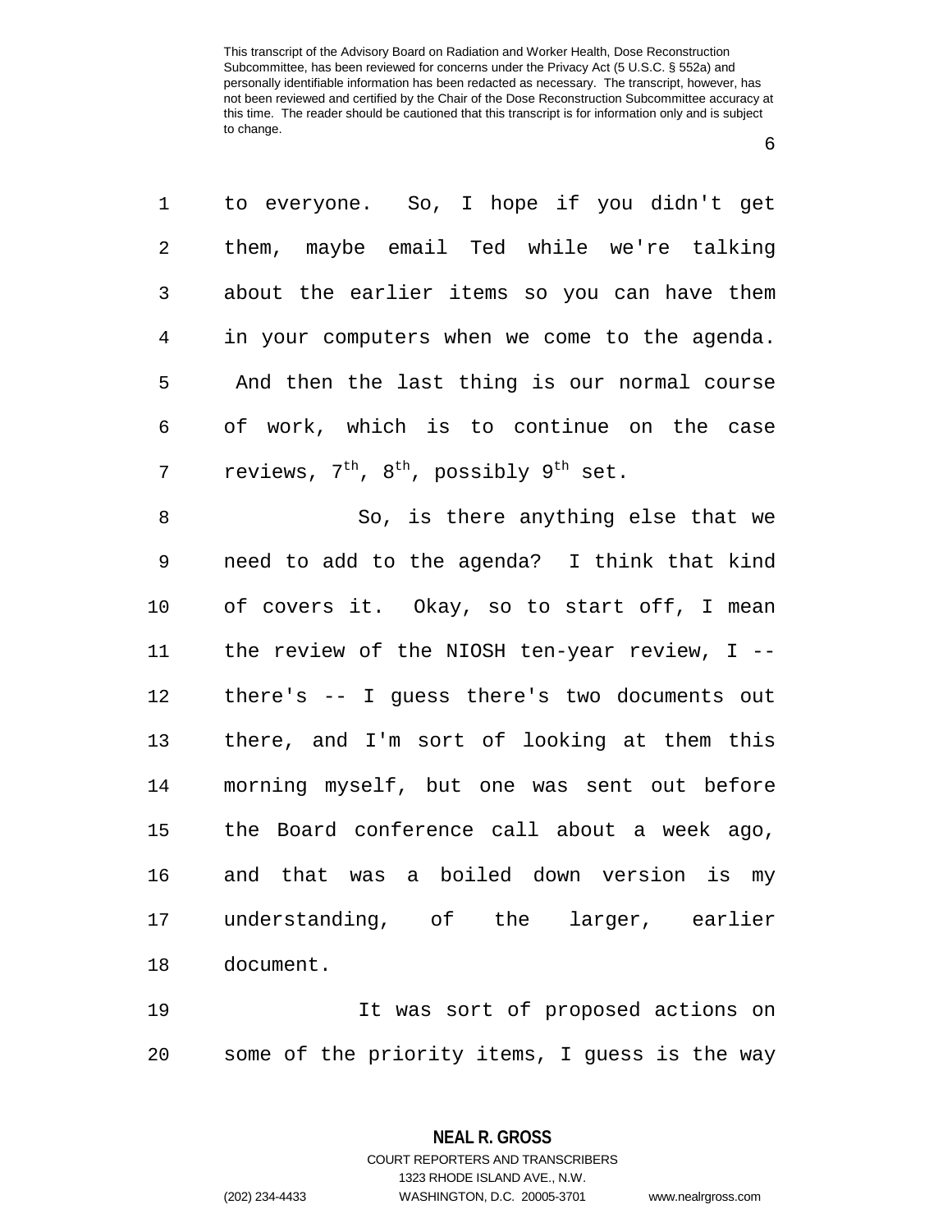to everyone. So, I hope if you didn't get them, maybe email Ted while we're talking about the earlier items so you can have them in your computers when we come to the agenda. And then the last thing is our normal course of work, which is to continue on the case reviews, 7th, 8th, possibly 9th set.

So, is there anything else that we need to add to the agenda? I think that kind of covers it. Okay, so to start off, I mean the review of the NIOSH ten-year review, I -- there's -- I guess there's two documents out there, and I'm sort of looking at them this morning myself, but one was sent out before the Board conference call about a week ago, and that was a boiled down version is my understanding, of the larger, earlier document.

It was sort of proposed actions on some of the priority items, I guess is the way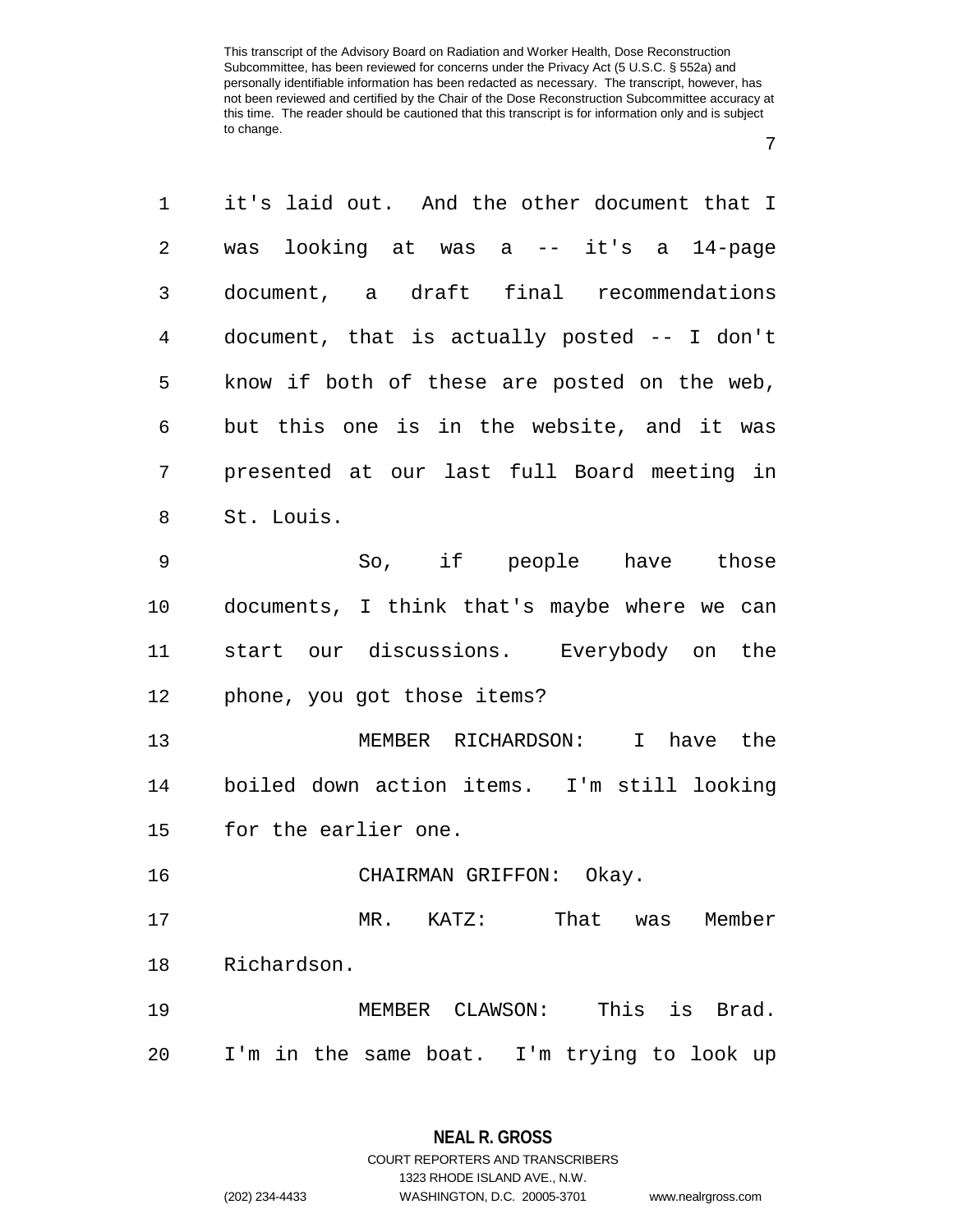it's laid out. And the other document that I was looking at was a -- it's a 14-page document, a draft final recommendations document, that is actually posted -- I don't know if both of these are posted on the web, but this one is in the website, and it was presented at our last full Board meeting in St. Louis.

So, if people have those documents, I think that's maybe where we can start our discussions. Everybody on the phone, you got those items?

MEMBER RICHARDSON: I have the boiled down action items. I'm still looking for the earlier one.

CHAIRMAN GRIFFON: Okay.

MR. KATZ: That was Member Richardson.

MEMBER CLAWSON: This is Brad. I'm in the same boat. I'm trying to look up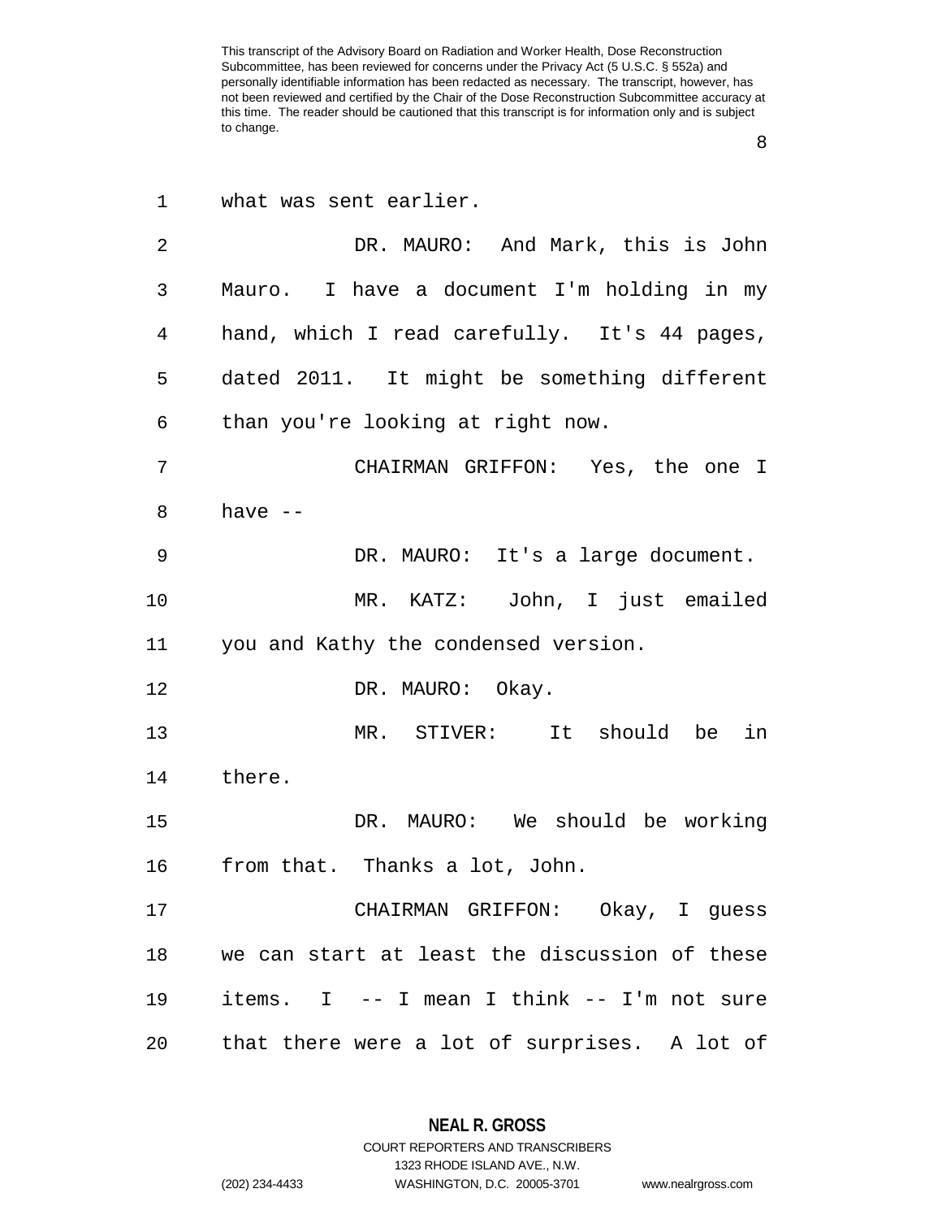what was sent earlier.

DR. MAURO: And Mark, this is John Mauro. I have a document I'm holding in my hand, which I read carefully. It's 44 pages, dated 2011. It might be something different than you're looking at right now.

CHAIRMAN GRIFFON: Yes, the one I have --

DR. MAURO: It's a large document.

MR. KATZ: John, I just emailed you and Kathy the condensed version.

DR. MAURO: Okay.

MR. STIVER: It should be in there.

DR. MAURO: We should be working from that. Thanks a lot, John.

CHAIRMAN GRIFFON: Okay, I guess we can start at least the discussion of these items. I -- I mean I think -- I'm not sure that there were a lot of surprises. A lot of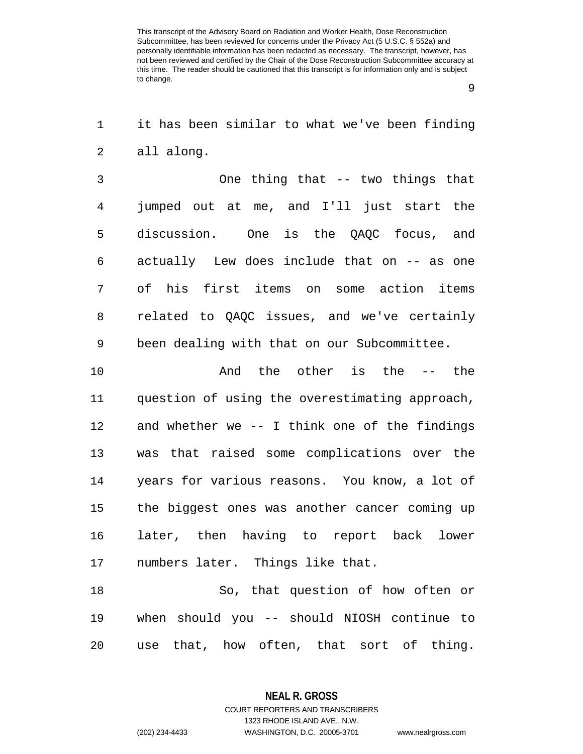it has been similar to what we've been finding all along.

One thing that -- two things that jumped out at me, and I'll just start the discussion. One is the QAQC focus, and actually Lew does include that on -- as one of his first items on some action items related to QAQC issues, and we've certainly been dealing with that on our Subcommittee.

And the other is the -- the question of using the overestimating approach, and whether we -- I think one of the findings was that raised some complications over the years for various reasons. You know, a lot of the biggest ones was another cancer coming up later, then having to report back lower numbers later. Things like that.

So, that question of how often or when should you -- should NIOSH continue to use that, how often, that sort of thing.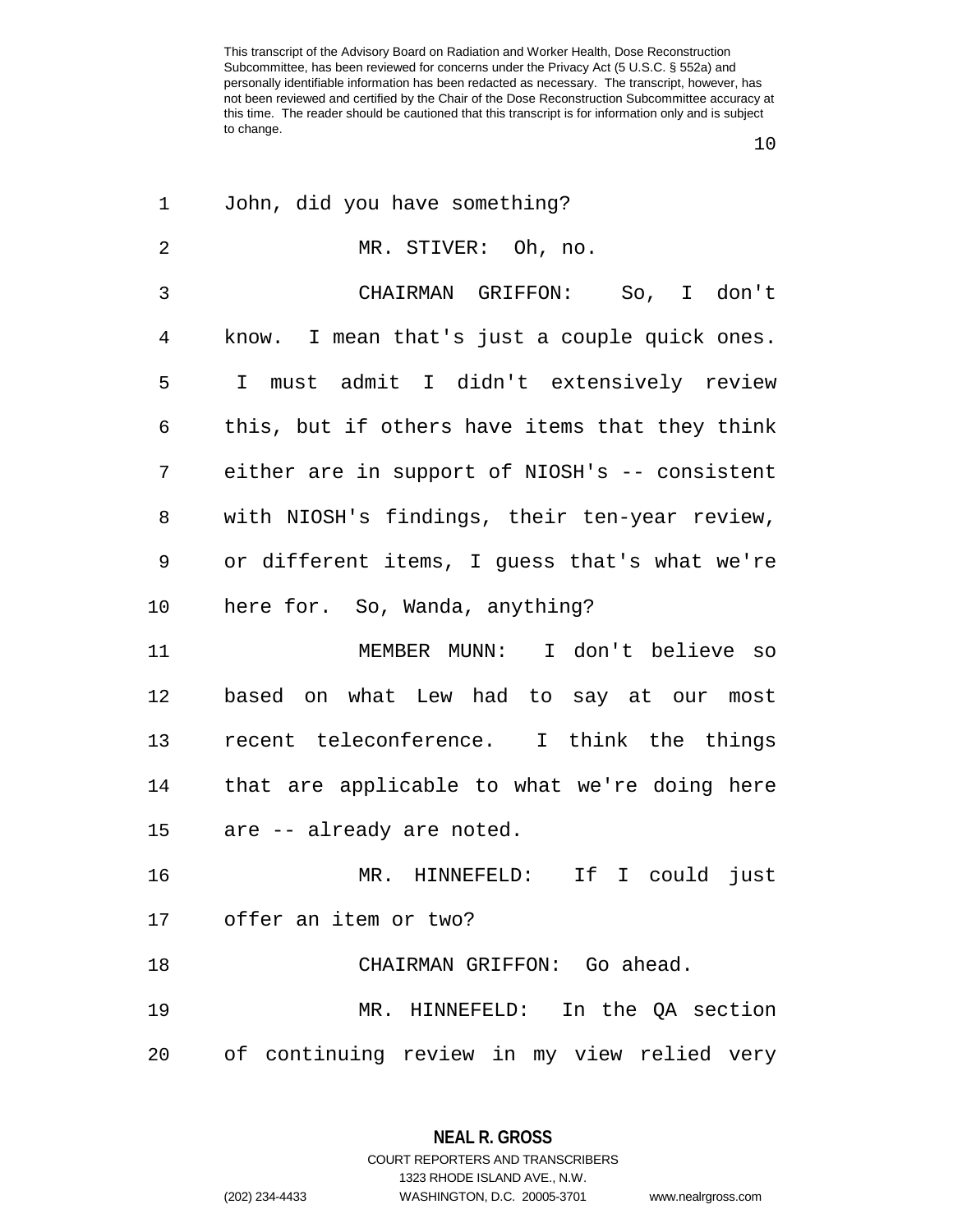John, did you have something?

MR. STIVER: Oh, no.

CHAIRMAN GRIFFON: So, I don't know. I mean that's just a couple quick ones. I must admit I didn't extensively review this, but if others have items that they think either are in support of NIOSH's -- consistent with NIOSH's findings, their ten-year review, or different items, I guess that's what we're here for. So, Wanda, anything?

MEMBER MUNN: I don't believe so based on what Lew had to say at our most recent teleconference. I think the things that are applicable to what we're doing here are -- already are noted.

MR. HINNEFELD: If I could just offer an item or two?

CHAIRMAN GRIFFON: Go ahead.

MR. HINNEFELD: In the QA section of continuing review in my view relied very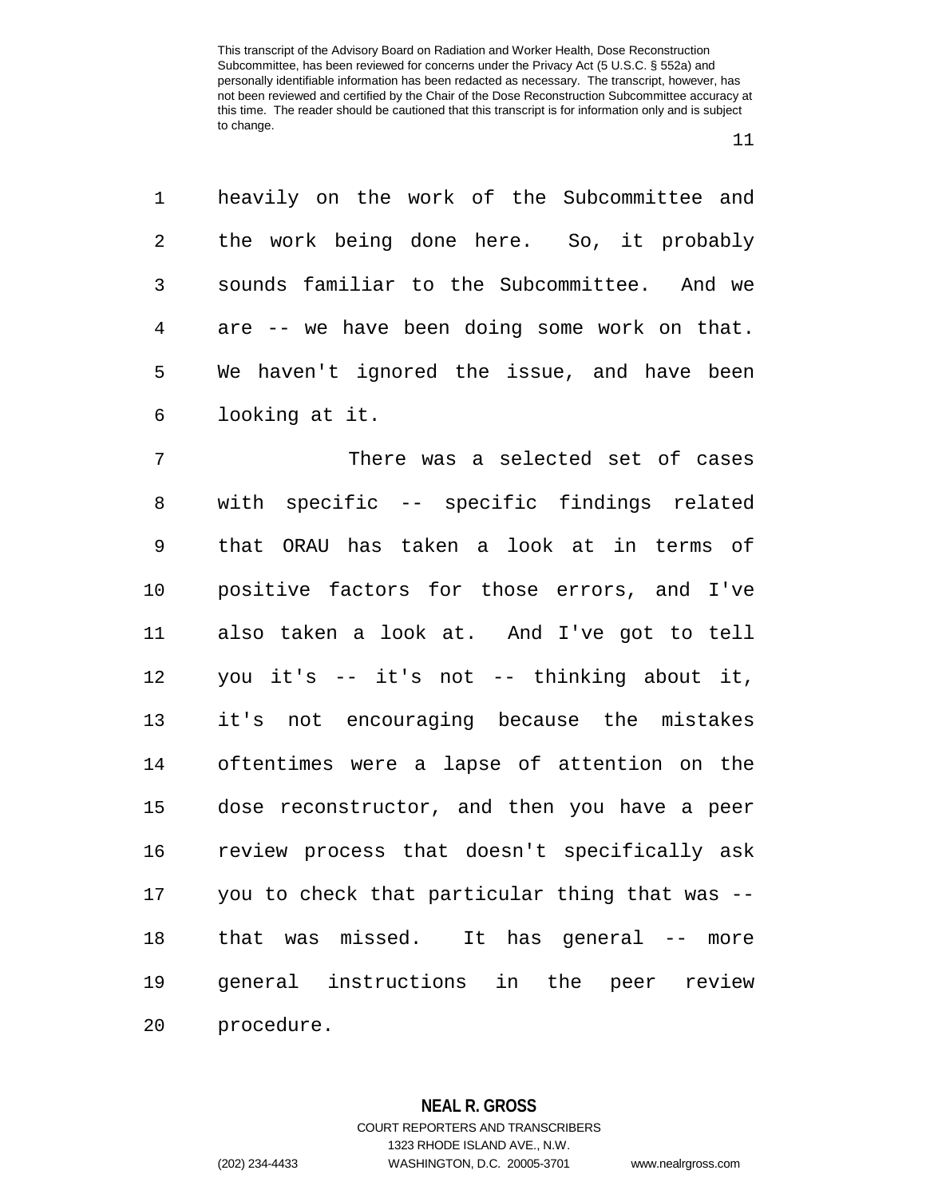heavily on the work of the Subcommittee and the work being done here. So, it probably sounds familiar to the Subcommittee. And we are -- we have been doing some work on that. We haven't ignored the issue, and have been looking at it.

There was a selected set of cases with specific -- specific findings related that ORAU has taken a look at in terms of positive factors for those errors, and I've also taken a look at. And I've got to tell you it's -- it's not -- thinking about it, it's not encouraging because the mistakes oftentimes were a lapse of attention on the dose reconstructor, and then you have a peer review process that doesn't specifically ask you to check that particular thing that was -- that was missed. It has general -- more general instructions in the peer review procedure.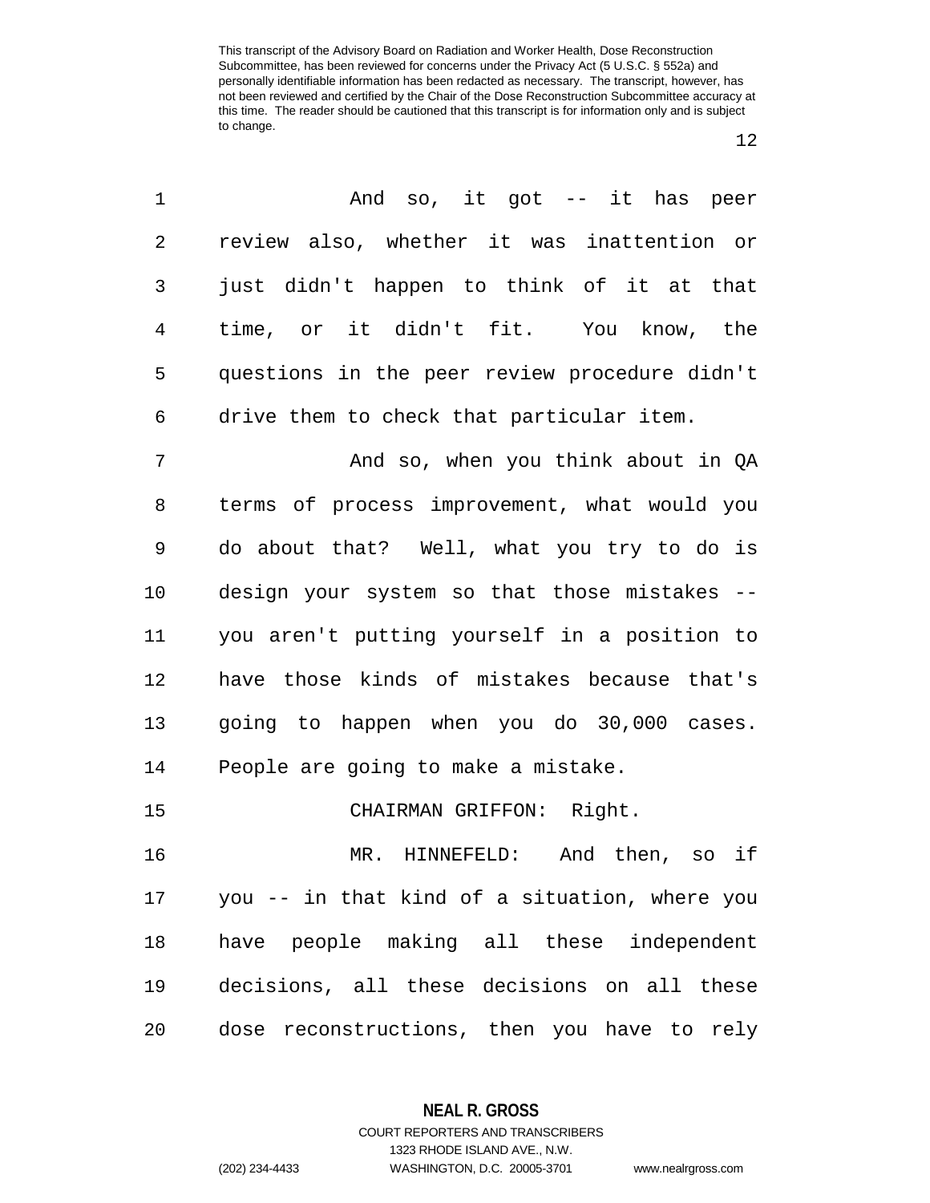This transcript of the Advisory Board on Radiation and Worker Health, Dose Reconstruction Subcommittee, has been reviewed for concerns under the Privacy Act (5 U.S.C. § 552a) and personally identifiable information has been redacted as necessary. The transcript, however, has not been reviewed and certified by the Chair of the Dose Reconstruction Subcommittee accuracy at this time. The reader should be cautioned that this transcript is for information only and is subject to change.

1 And so, it got -- it has peer
2 review also, whether it was inattention or
3 just didn't happen to think of it at that
4 time, or it didn't fit. You know, the
5 questions in the peer review procedure didn't
6 drive them to check that particular item.

7 And so, when you think about in QA
8 terms of process improvement, what would you
9 do about that? Well, what you try to do is
10 design your system so that those mistakes --
11 you aren't putting yourself in a position to
12 have those kinds of mistakes because that's
13 going to happen when you do 30,000 cases.
14 People are going to make a mistake.

15 CHAIRMAN GRIFFON: Right.

16 MR. HINNEFELD: And then, so if
17 you -- in that kind of a situation, where you
18 have people making all these independent
19 decisions, all these decisions on all these
20 dose reconstructions, then you have to rely

**NEAL R. GROSS**
COURT REPORTERS AND TRANSCRIBERS
1323 RHODE ISLAND AVE., N.W.
(202) 234-4433 WASHINGTON, D.C. 20005-3701 www.nealrgross.com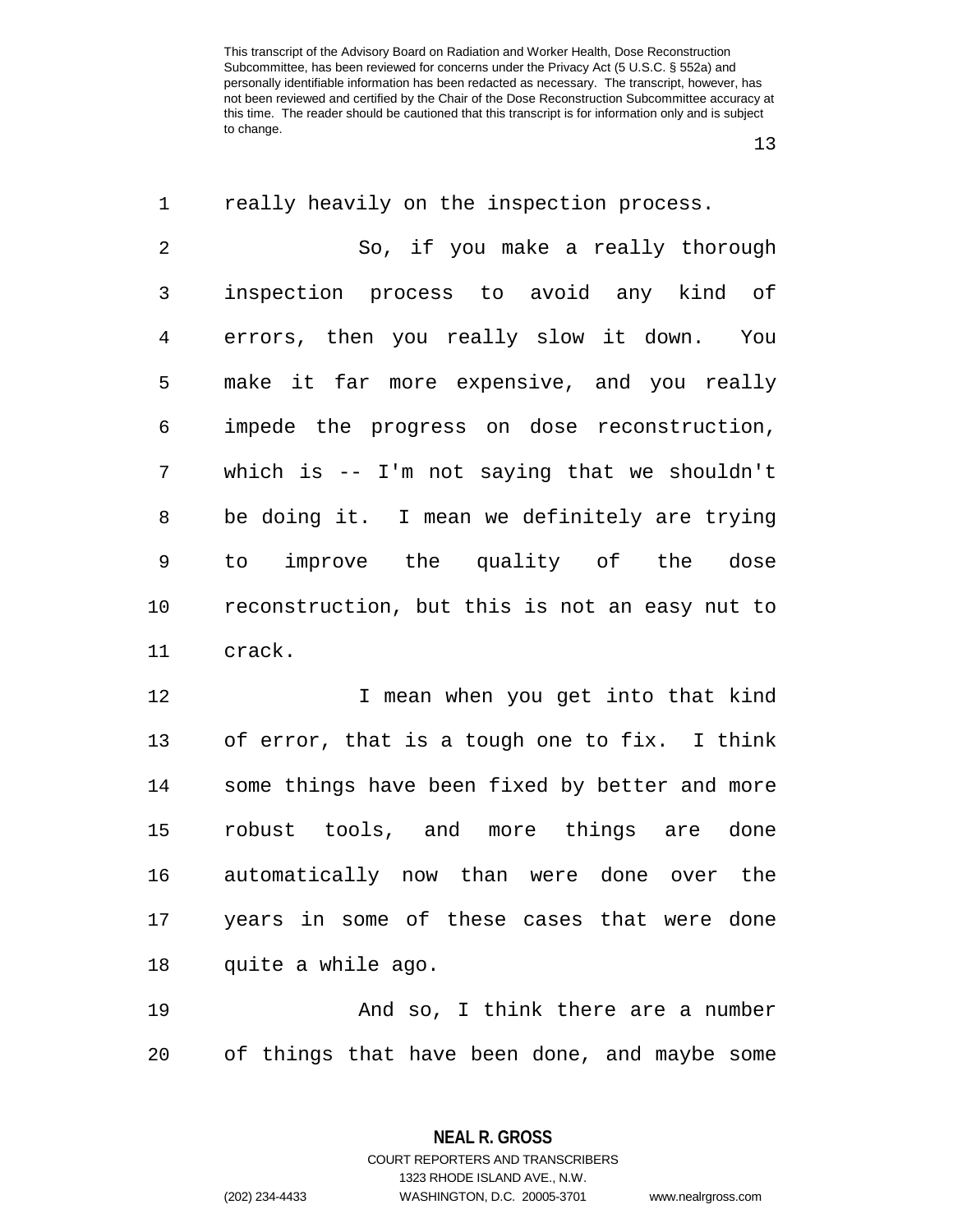really heavily on the inspection process.

So, if you make a really thorough inspection process to avoid any kind of errors, then you really slow it down. You make it far more expensive, and you really impede the progress on dose reconstruction, which is -- I'm not saying that we shouldn't be doing it. I mean we definitely are trying to improve the quality of the dose reconstruction, but this is not an easy nut to crack.

I mean when you get into that kind of error, that is a tough one to fix. I think some things have been fixed by better and more robust tools, and more things are done automatically now than were done over the years in some of these cases that were done quite a while ago.

And so, I think there are a number of things that have been done, and maybe some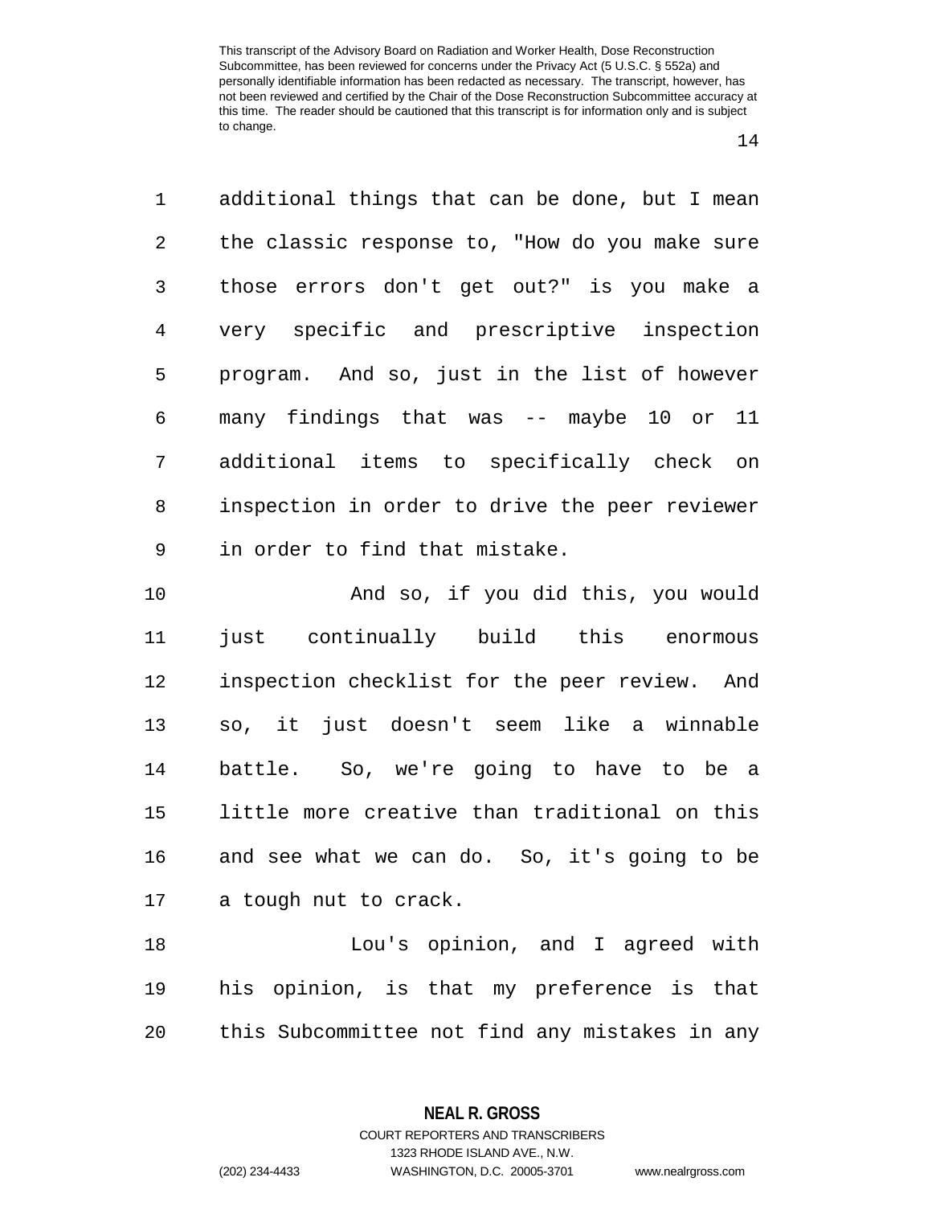additional things that can be done, but I mean the classic response to, "How do you make sure those errors don't get out?" is you make a very specific and prescriptive inspection program. And so, just in the list of however many findings that was -- maybe 10 or 11 additional items to specifically check on inspection in order to drive the peer reviewer in order to find that mistake.

And so, if you did this, you would just continually build this enormous inspection checklist for the peer review. And so, it just doesn't seem like a winnable battle. So, we're going to have to be a little more creative than traditional on this and see what we can do. So, it's going to be a tough nut to crack.

Lou's opinion, and I agreed with his opinion, is that my preference is that this Subcommittee not find any mistakes in any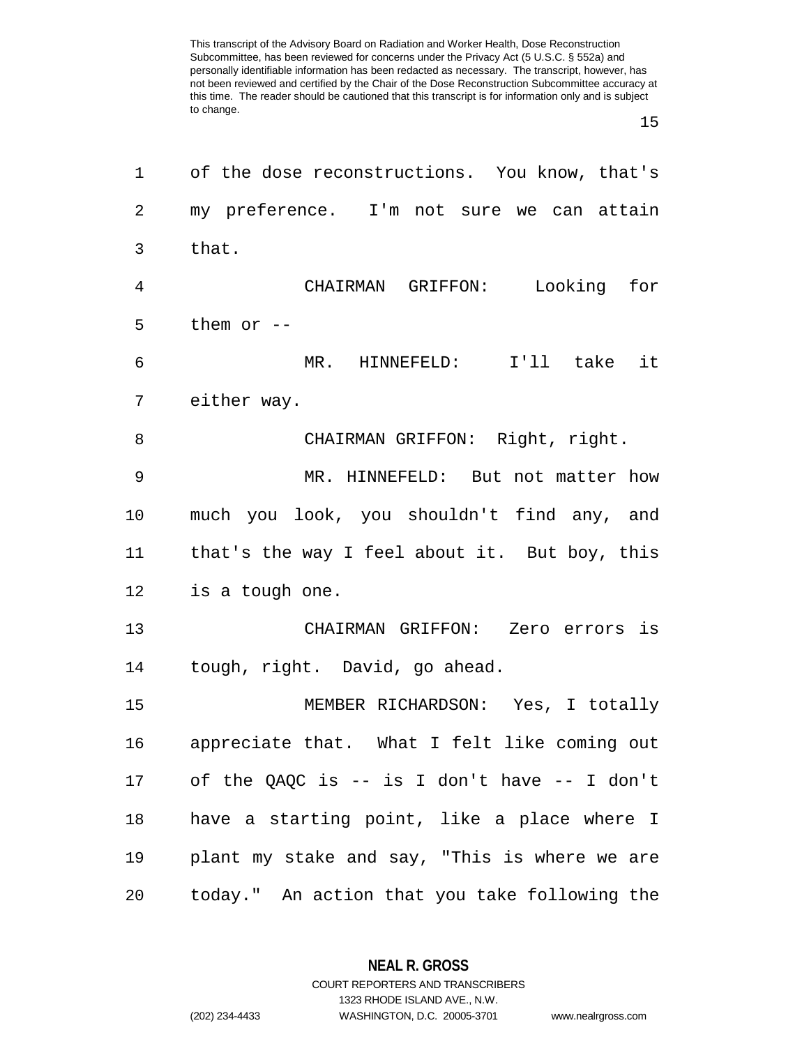of the dose reconstructions. You know, that's my preference. I'm not sure we can attain that.

CHAIRMAN GRIFFON: Looking for them or --

MR. HINNEFELD: I'll take it either way.

CHAIRMAN GRIFFON: Right, right.

MR. HINNEFELD: But not matter how much you look, you shouldn't find any, and that's the way I feel about it. But boy, this is a tough one.

CHAIRMAN GRIFFON: Zero errors is tough, right. David, go ahead.

MEMBER RICHARDSON: Yes, I totally appreciate that. What I felt like coming out of the QAQC is -- is I don't have -- I don't have a starting point, like a place where I plant my stake and say, "This is where we are today." An action that you take following the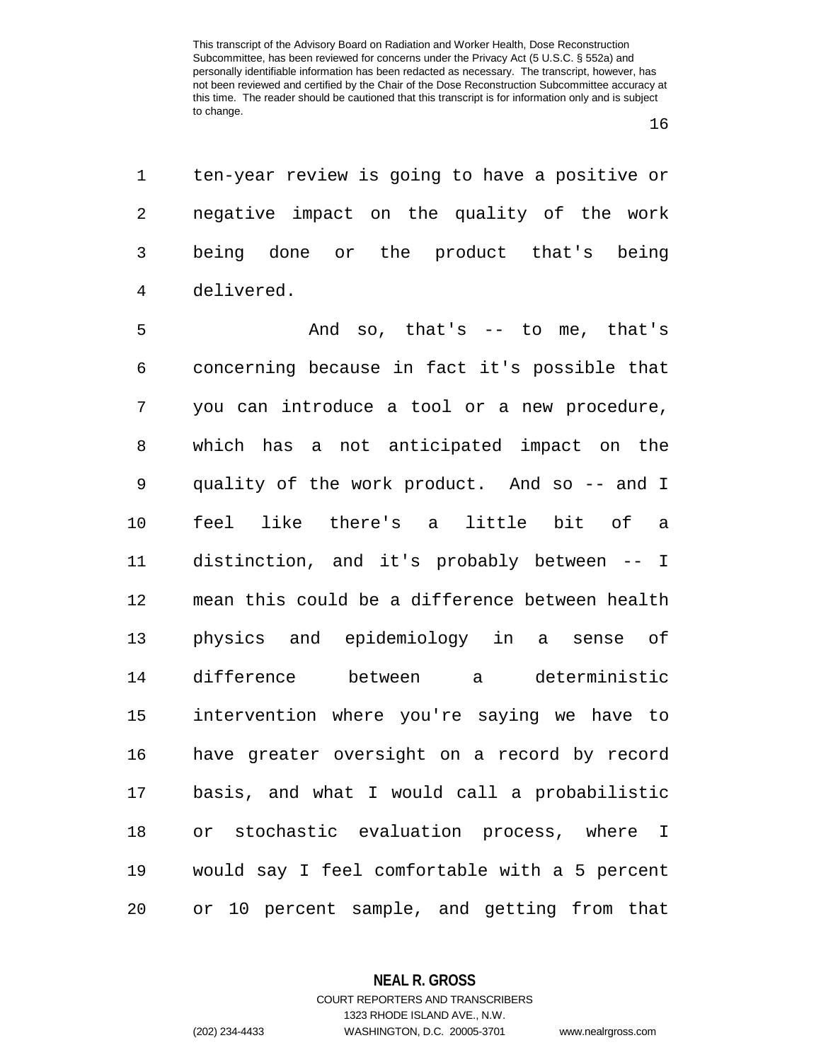ten-year review is going to have a positive or negative impact on the quality of the work being done or the product that's being delivered.

And so, that's -- to me, that's concerning because in fact it's possible that you can introduce a tool or a new procedure, which has a not anticipated impact on the quality of the work product. And so -- and I feel like there's a little bit of a distinction, and it's probably between -- I mean this could be a difference between health physics and epidemiology in a sense of difference between a deterministic intervention where you're saying we have to have greater oversight on a record by record basis, and what I would call a probabilistic or stochastic evaluation process, where I would say I feel comfortable with a 5 percent or 10 percent sample, and getting from that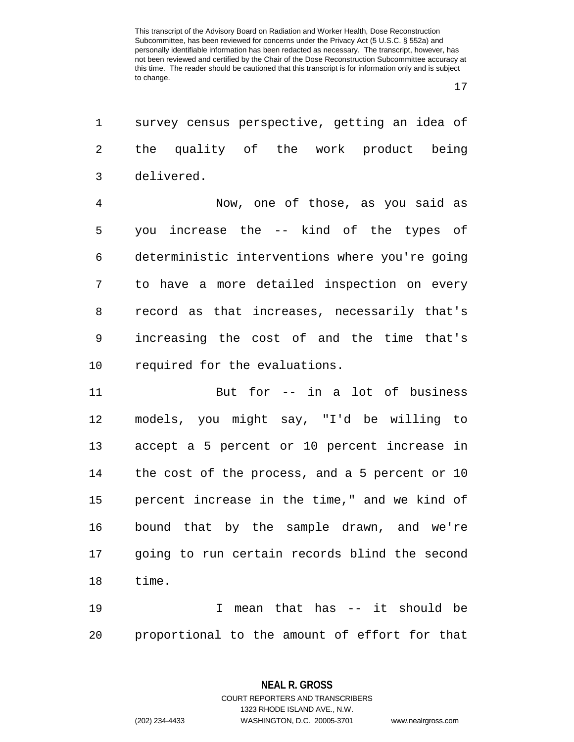survey census perspective, getting an idea of the quality of the work product being delivered.

Now, one of those, as you said as you increase the -- kind of the types of deterministic interventions where you're going to have a more detailed inspection on every record as that increases, necessarily that's increasing the cost of and the time that's required for the evaluations.

But for -- in a lot of business models, you might say, "I'd be willing to accept a 5 percent or 10 percent increase in the cost of the process, and a 5 percent or 10 percent increase in the time," and we kind of bound that by the sample drawn, and we're going to run certain records blind the second time.

I mean that has -- it should be proportional to the amount of effort for that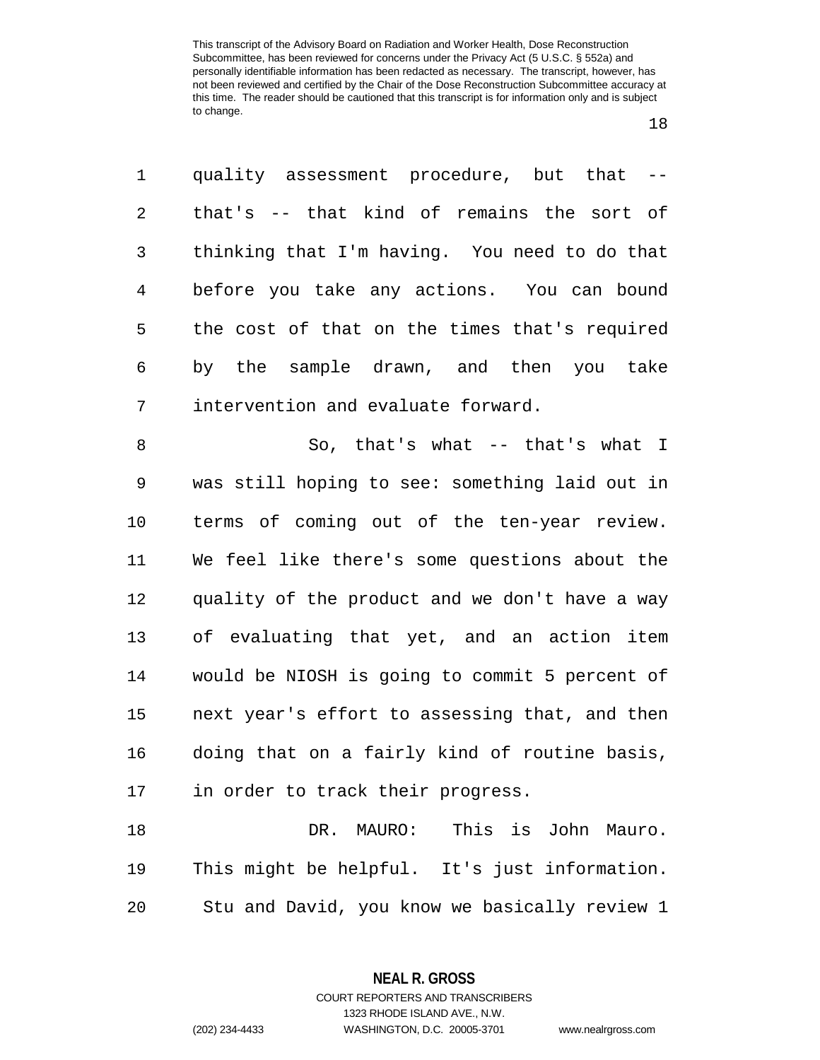quality assessment procedure, but that -- that's -- that kind of remains the sort of thinking that I'm having. You need to do that before you take any actions. You can bound the cost of that on the times that's required by the sample drawn, and then you take intervention and evaluate forward.

So, that's what -- that's what I was still hoping to see: something laid out in terms of coming out of the ten-year review. We feel like there's some questions about the quality of the product and we don't have a way of evaluating that yet, and an action item would be NIOSH is going to commit 5 percent of next year's effort to assessing that, and then doing that on a fairly kind of routine basis, in order to track their progress.

DR. MAURO: This is John Mauro. This might be helpful. It's just information. Stu and David, you know we basically review 1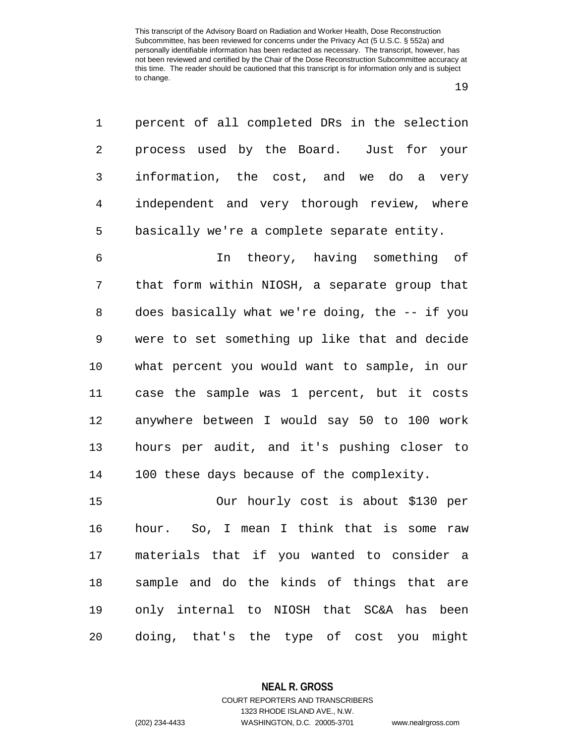percent of all completed DRs in the selection process used by the Board. Just for your information, the cost, and we do a very independent and very thorough review, where basically we're a complete separate entity.

In theory, having something of that form within NIOSH, a separate group that does basically what we're doing, the -- if you were to set something up like that and decide what percent you would want to sample, in our case the sample was 1 percent, but it costs anywhere between I would say 50 to 100 work hours per audit, and it's pushing closer to 100 these days because of the complexity.

Our hourly cost is about $130 per hour. So, I mean I think that is some raw materials that if you wanted to consider a sample and do the kinds of things that are only internal to NIOSH that SC&A has been doing, that's the type of cost you might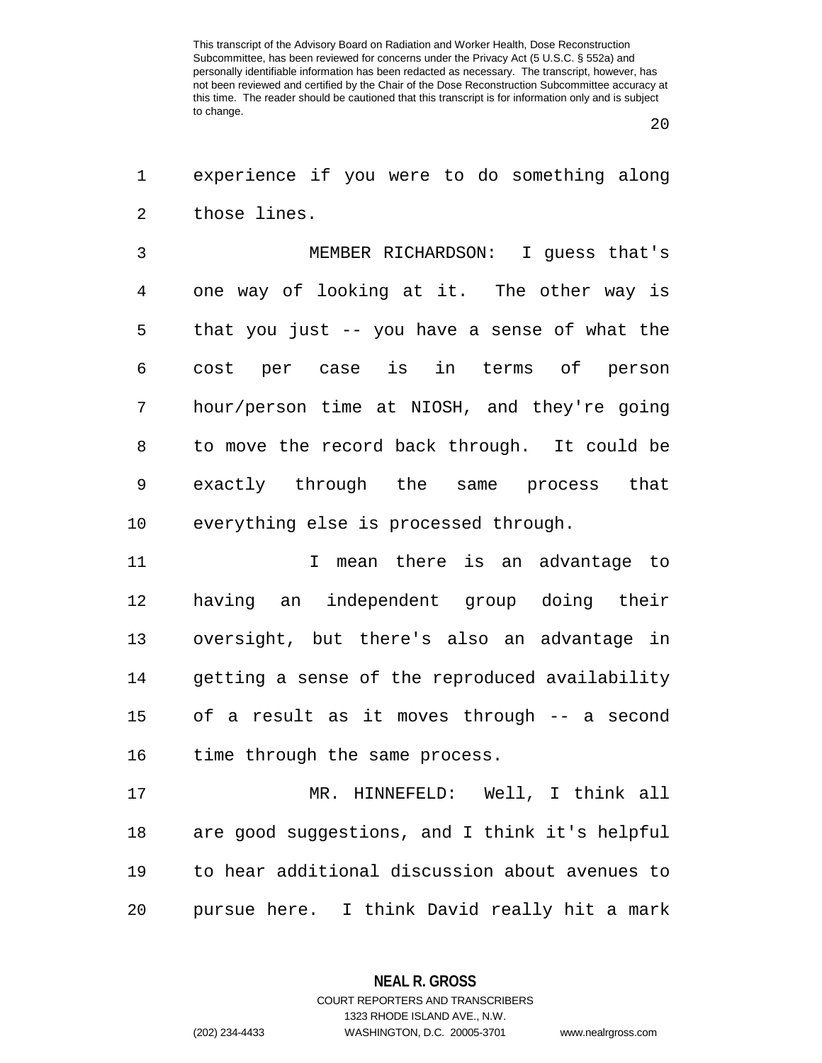experience if you were to do something along those lines.

MEMBER RICHARDSON: I guess that's one way of looking at it. The other way is that you just -- you have a sense of what the cost per case is in terms of person hour/person time at NIOSH, and they're going to move the record back through. It could be exactly through the same process that everything else is processed through.

I mean there is an advantage to having an independent group doing their oversight, but there's also an advantage in getting a sense of the reproduced availability of a result as it moves through -- a second time through the same process.

MR. HINNEFELD: Well, I think all are good suggestions, and I think it's helpful to hear additional discussion about avenues to pursue here. I think David really hit a mark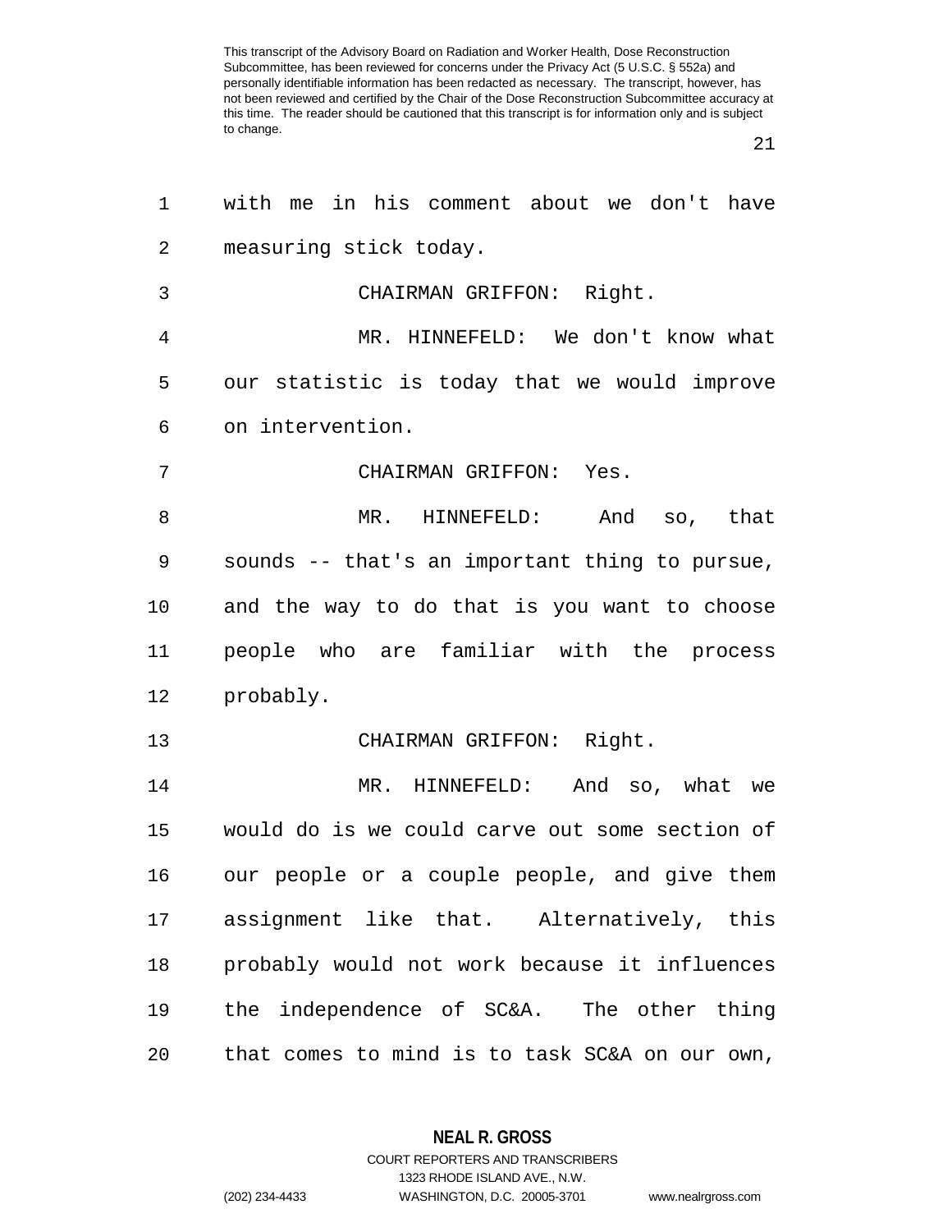with me in his comment about we don't have measuring stick today.

CHAIRMAN GRIFFON: Right.

MR. HINNEFELD: We don't know what our statistic is today that we would improve on intervention.

CHAIRMAN GRIFFON: Yes.

MR. HINNEFELD: And so, that sounds -- that's an important thing to pursue, and the way to do that is you want to choose people who are familiar with the process probably.

CHAIRMAN GRIFFON: Right.

MR. HINNEFELD: And so, what we would do is we could carve out some section of our people or a couple people, and give them assignment like that. Alternatively, this probably would not work because it influences the independence of SC&A. The other thing that comes to mind is to task SC&A on our own,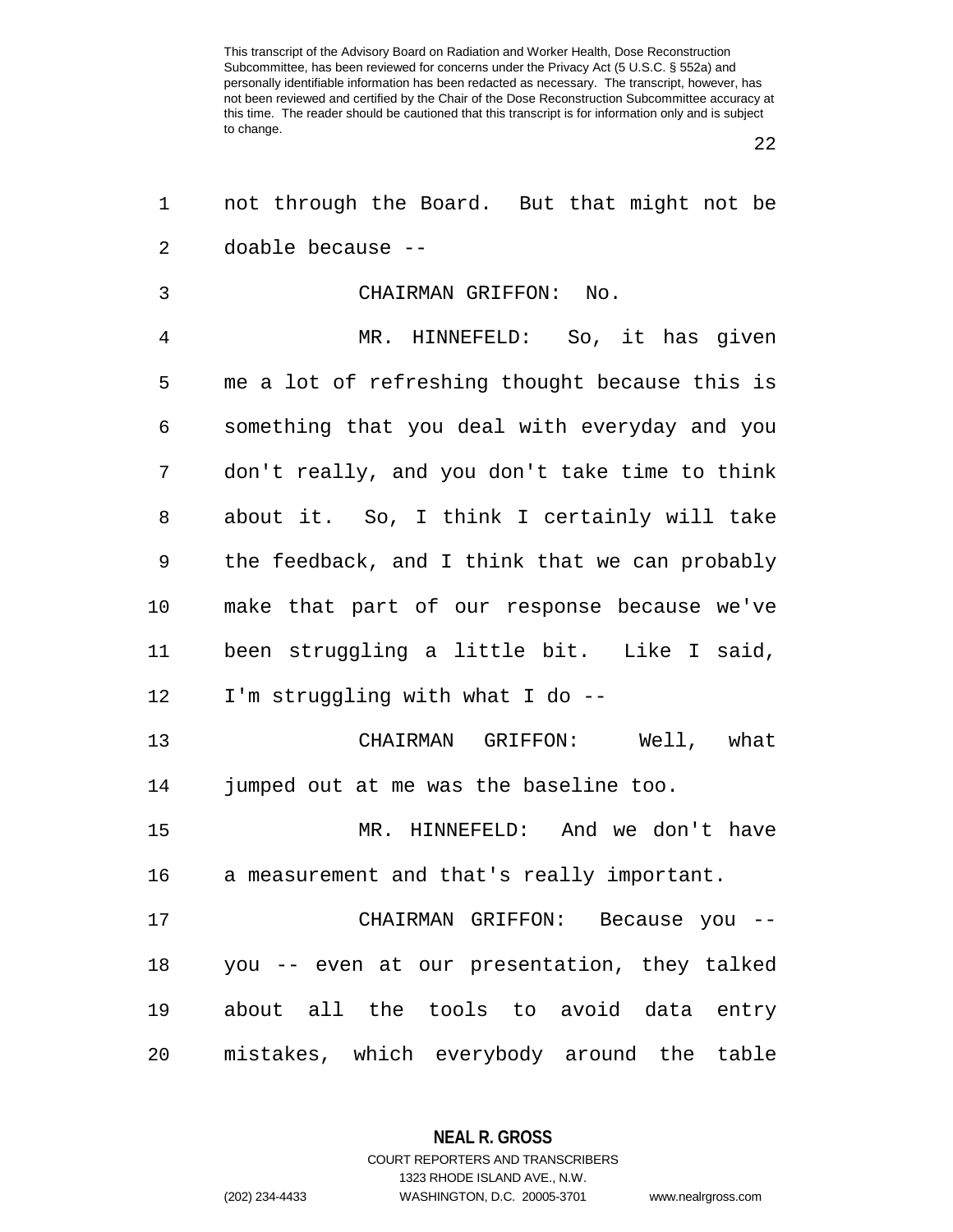not through the Board. But that might not be doable because --

CHAIRMAN GRIFFON: No.

MR. HINNEFELD: So, it has given me a lot of refreshing thought because this is something that you deal with everyday and you don't really, and you don't take time to think about it. So, I think I certainly will take the feedback, and I think that we can probably make that part of our response because we've been struggling a little bit. Like I said, I'm struggling with what I do --

CHAIRMAN GRIFFON: Well, what jumped out at me was the baseline too.

MR. HINNEFELD: And we don't have a measurement and that's really important.

CHAIRMAN GRIFFON: Because you -- you -- even at our presentation, they talked about all the tools to avoid data entry mistakes, which everybody around the table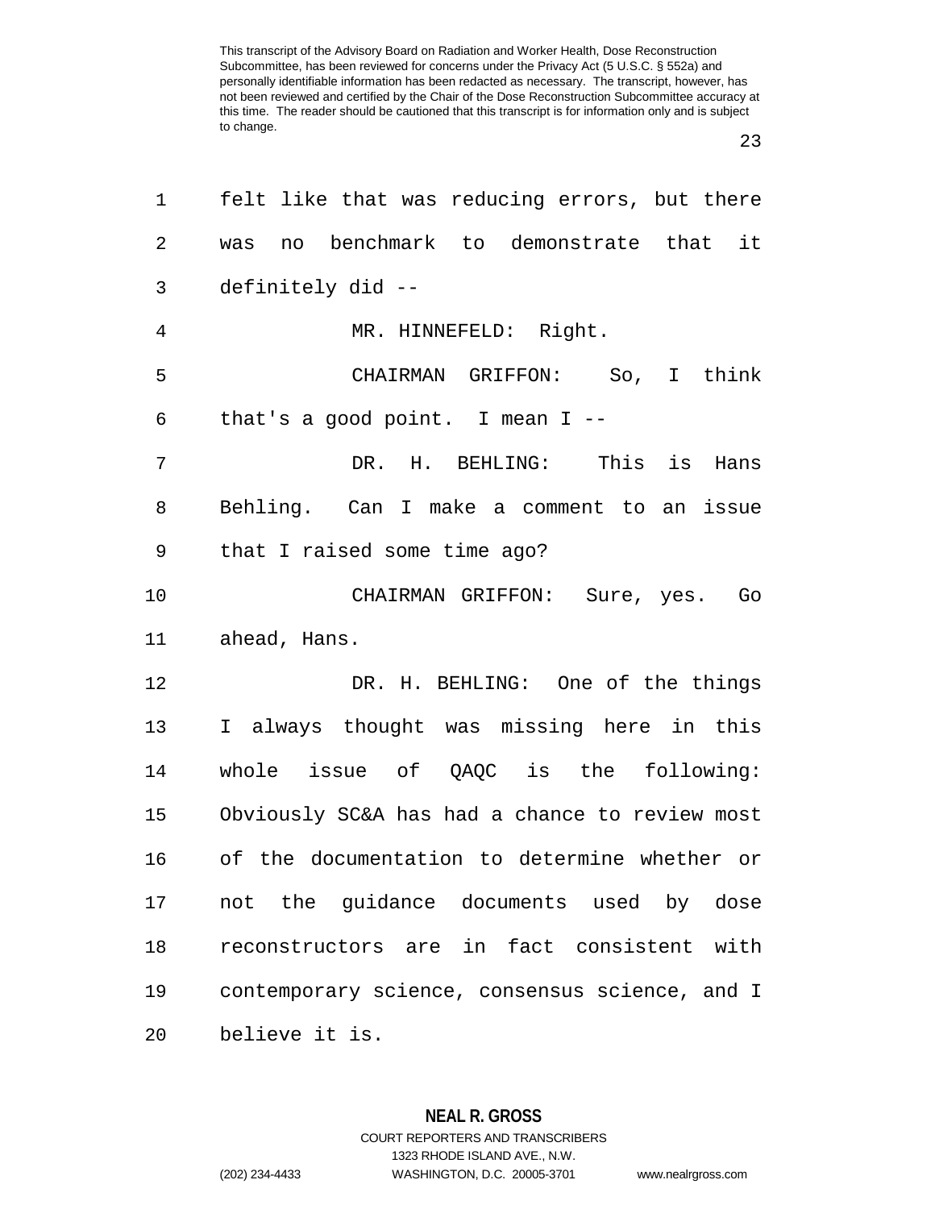felt like that was reducing errors, but there was no benchmark to demonstrate that it definitely did --

MR. HINNEFELD: Right.

CHAIRMAN GRIFFON: So, I think that's a good point. I mean I --

DR. H. BEHLING: This is Hans Behling. Can I make a comment to an issue that I raised some time ago?

CHAIRMAN GRIFFON: Sure, yes. Go ahead, Hans.

DR. H. BEHLING: One of the things I always thought was missing here in this whole issue of QAQC is the following: Obviously SC&A has had a chance to review most of the documentation to determine whether or not the guidance documents used by dose reconstructors are in fact consistent with contemporary science, consensus science, and I believe it is.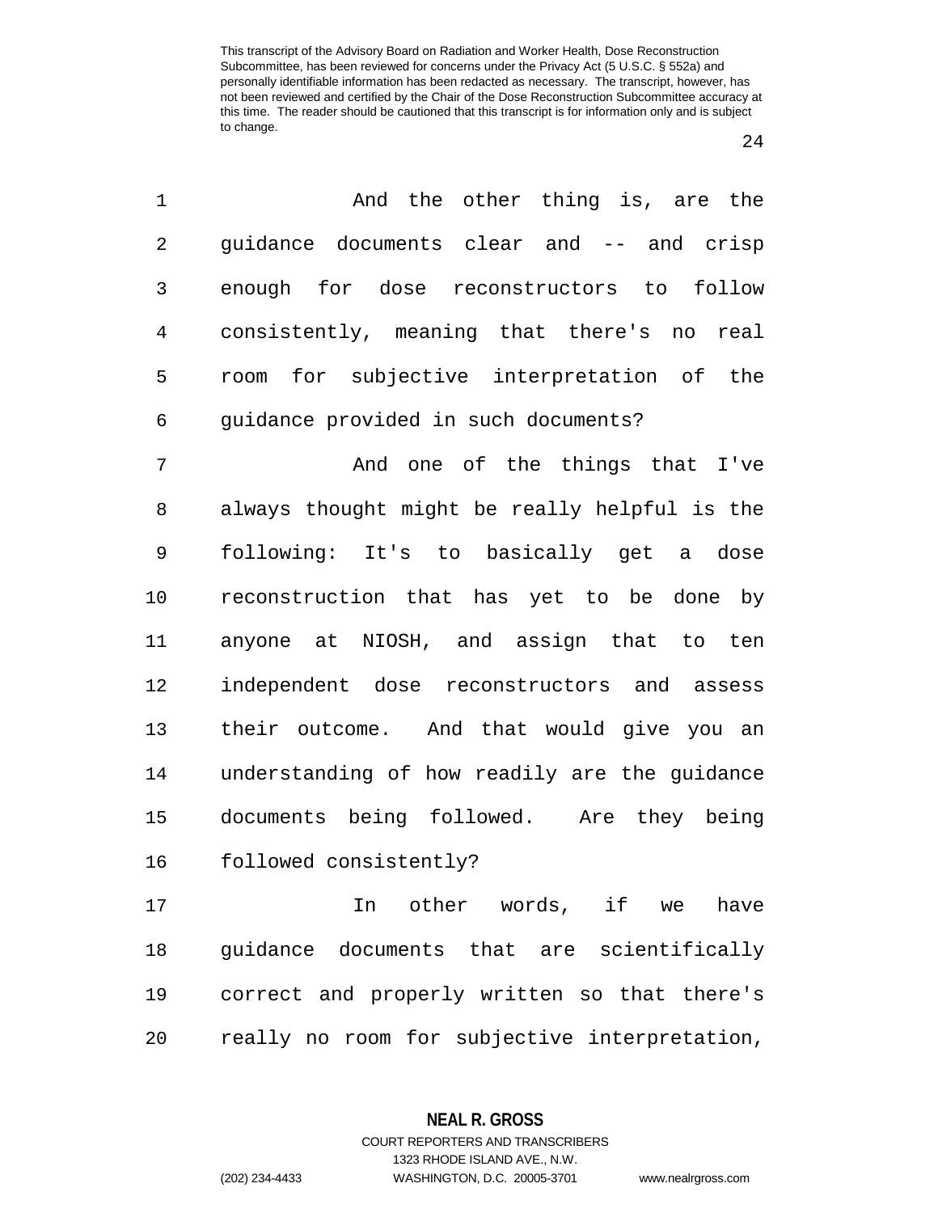And the other thing is, are the guidance documents clear and -- and crisp enough for dose reconstructors to follow consistently, meaning that there's no real room for subjective interpretation of the guidance provided in such documents?

And one of the things that I've always thought might be really helpful is the following: It's to basically get a dose reconstruction that has yet to be done by anyone at NIOSH, and assign that to ten independent dose reconstructors and assess their outcome. And that would give you an understanding of how readily are the guidance documents being followed. Are they being followed consistently?

In other words, if we have guidance documents that are scientifically correct and properly written so that there's really no room for subjective interpretation,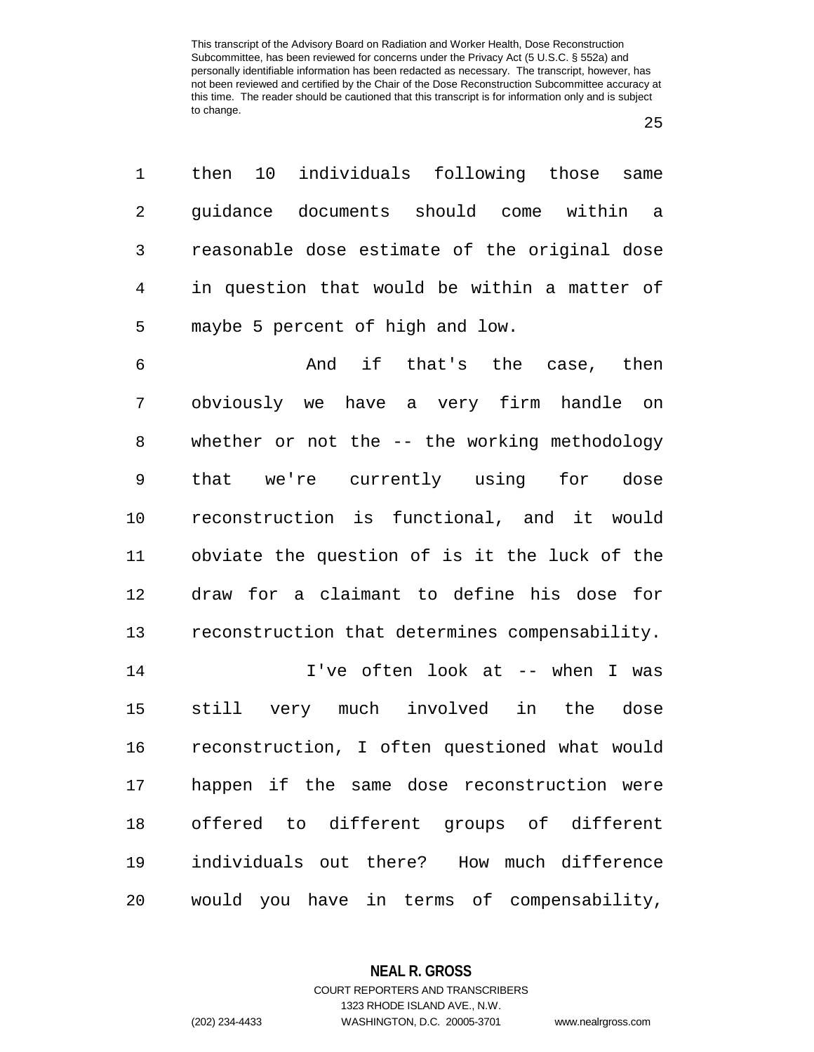then 10 individuals following those same guidance documents should come within a reasonable dose estimate of the original dose in question that would be within a matter of maybe 5 percent of high and low.

And if that's the case, then obviously we have a very firm handle on whether or not the -- the working methodology that we're currently using for dose reconstruction is functional, and it would obviate the question of is it the luck of the draw for a claimant to define his dose for reconstruction that determines compensability.

I've often look at -- when I was still very much involved in the dose reconstruction, I often questioned what would happen if the same dose reconstruction were offered to different groups of different individuals out there? How much difference would you have in terms of compensability,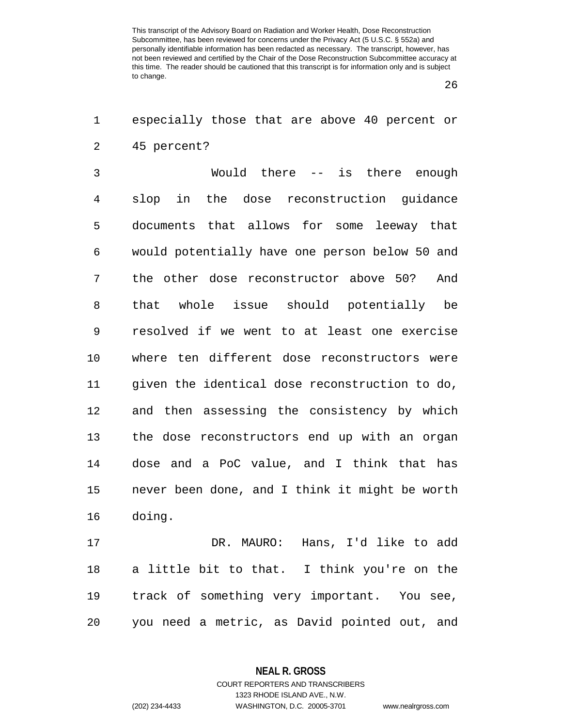especially those that are above 40 percent or 45 percent?

Would there -- is there enough slop in the dose reconstruction guidance documents that allows for some leeway that would potentially have one person below 50 and the other dose reconstructor above 50? And that whole issue should potentially be resolved if we went to at least one exercise where ten different dose reconstructors were given the identical dose reconstruction to do, and then assessing the consistency by which the dose reconstructors end up with an organ dose and a PoC value, and I think that has never been done, and I think it might be worth doing.

DR. MAURO: Hans, I'd like to add a little bit to that. I think you're on the track of something very important. You see, you need a metric, as David pointed out, and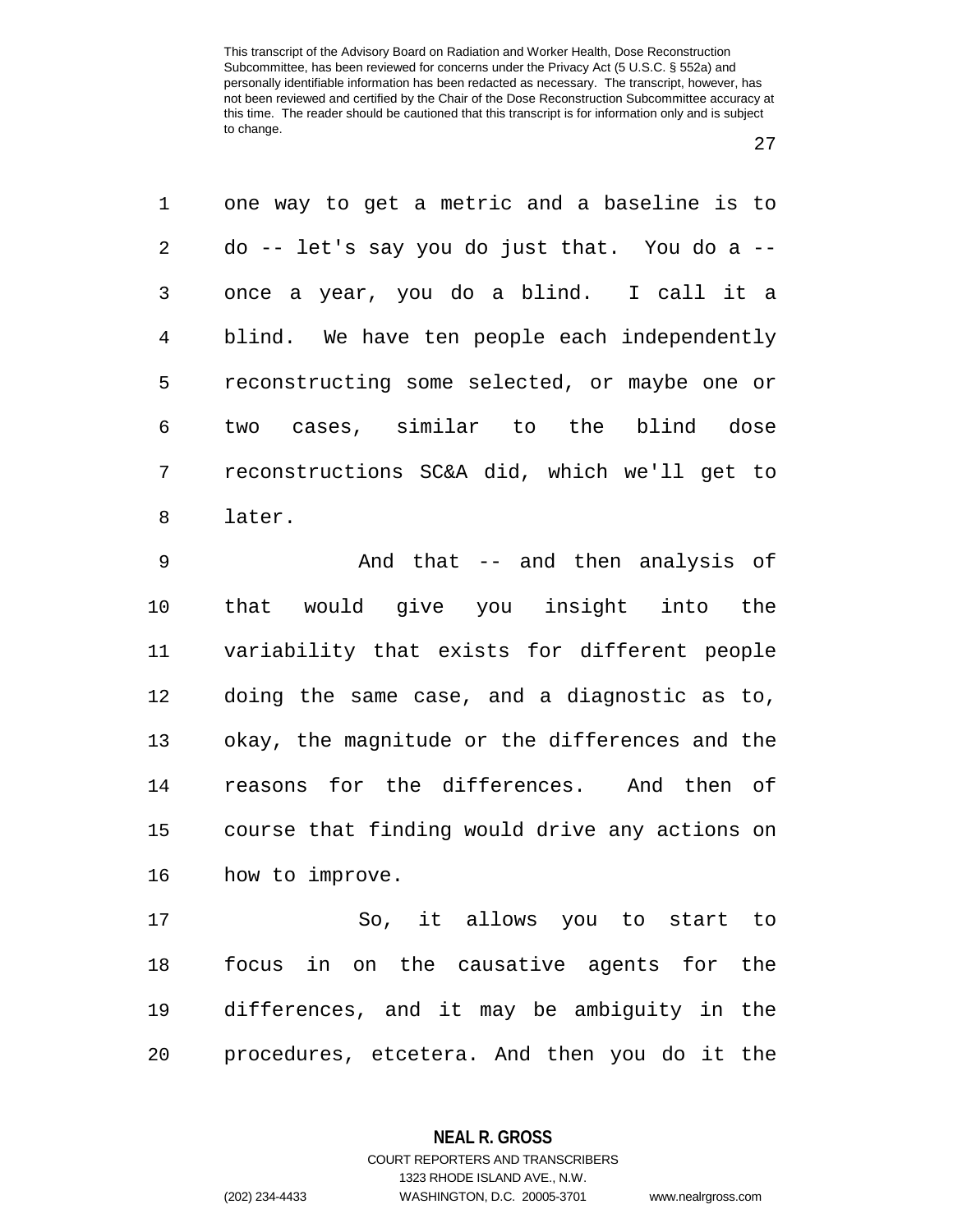one way to get a metric and a baseline is to do -- let's say you do just that. You do a -- once a year, you do a blind. I call it a blind. We have ten people each independently reconstructing some selected, or maybe one or two cases, similar to the blind dose reconstructions SC&A did, which we'll get to later.

And that -- and then analysis of that would give you insight into the variability that exists for different people doing the same case, and a diagnostic as to, okay, the magnitude or the differences and the reasons for the differences. And then of course that finding would drive any actions on how to improve.

So, it allows you to start to focus in on the causative agents for the differences, and it may be ambiguity in the procedures, etcetera. And then you do it the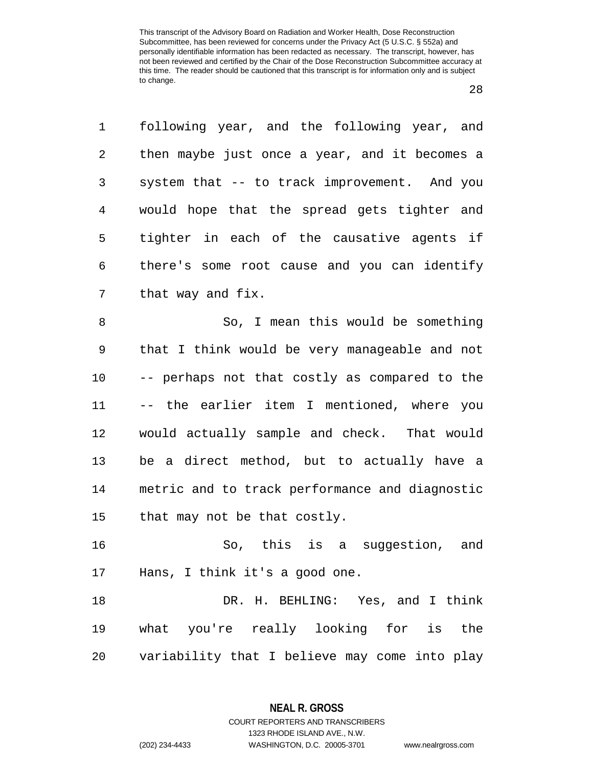following year, and the following year, and then maybe just once a year, and it becomes a system that -- to track improvement. And you would hope that the spread gets tighter and tighter in each of the causative agents if there's some root cause and you can identify that way and fix.

So, I mean this would be something that I think would be very manageable and not -- perhaps not that costly as compared to the -- the earlier item I mentioned, where you would actually sample and check. That would be a direct method, but to actually have a metric and to track performance and diagnostic that may not be that costly.

So, this is a suggestion, and Hans, I think it's a good one.

DR. H. BEHLING: Yes, and I think what you're really looking for is the variability that I believe may come into play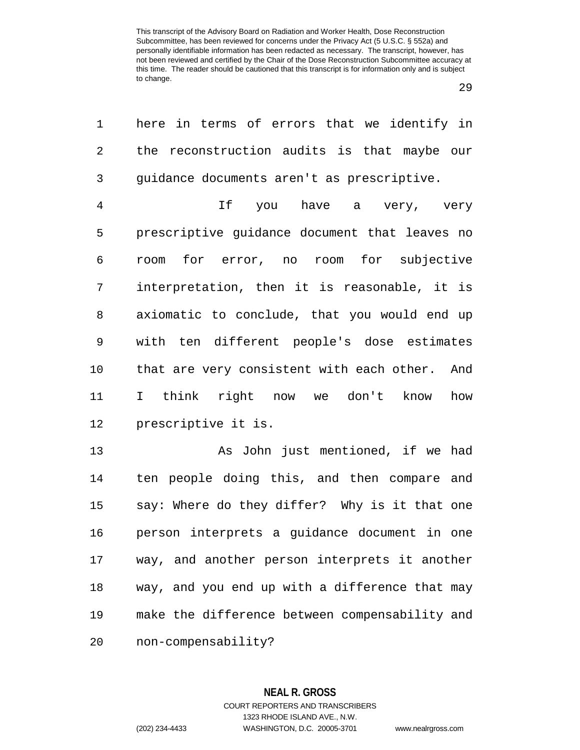here in terms of errors that we identify in the reconstruction audits is that maybe our guidance documents aren't as prescriptive.

If you have a very, very prescriptive guidance document that leaves no room for error, no room for subjective interpretation, then it is reasonable, it is axiomatic to conclude, that you would end up with ten different people's dose estimates that are very consistent with each other. And I think right now we don't know how prescriptive it is.

As John just mentioned, if we had ten people doing this, and then compare and say: Where do they differ? Why is it that one person interprets a guidance document in one way, and another person interprets it another way, and you end up with a difference that may make the difference between compensability and non-compensability?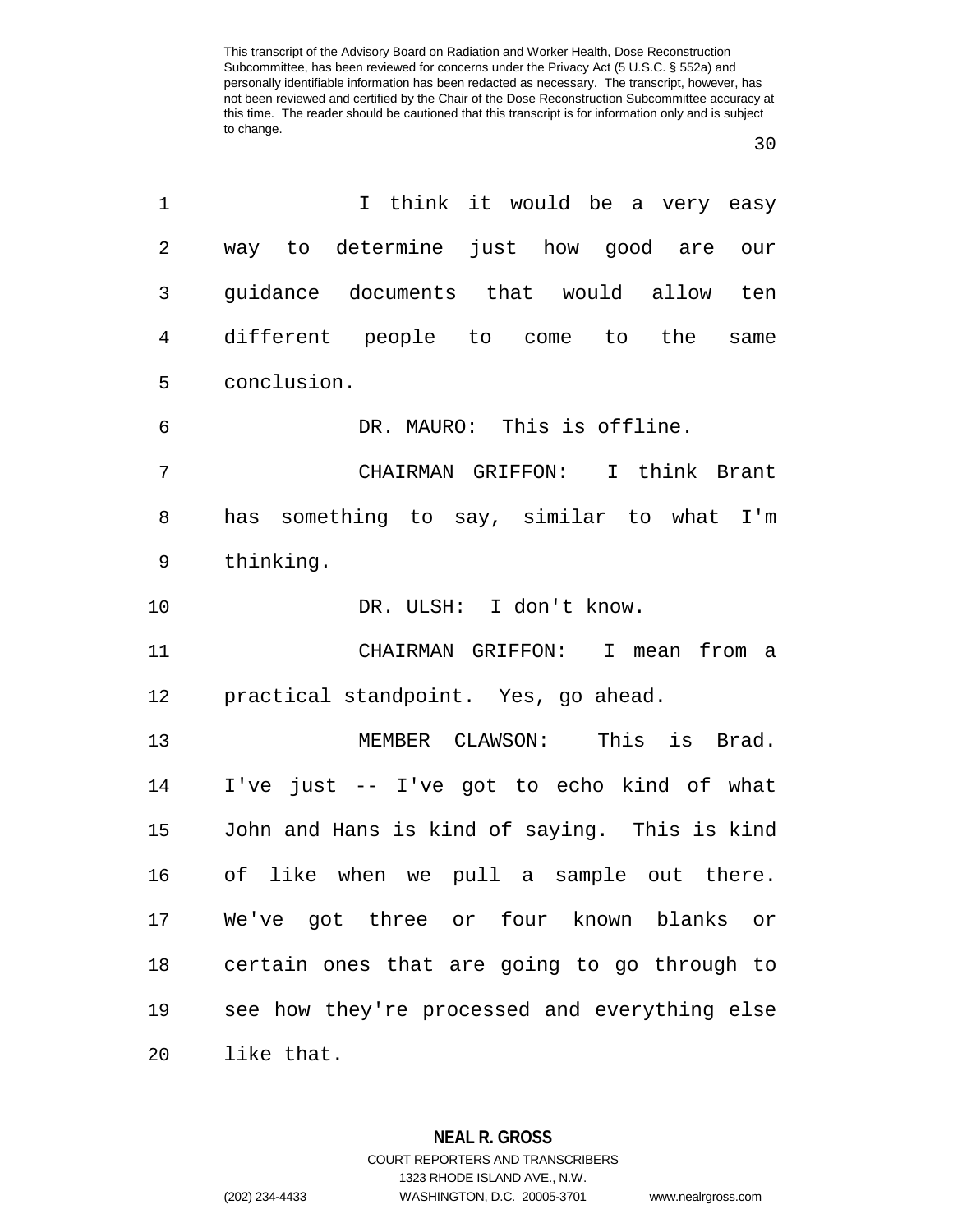I think it would be a very easy way to determine just how good are our guidance documents that would allow ten different people to come to the same conclusion.

DR. MAURO: This is offline.

CHAIRMAN GRIFFON: I think Brant has something to say, similar to what I'm thinking.

DR. ULSH: I don't know.

CHAIRMAN GRIFFON: I mean from a practical standpoint. Yes, go ahead.

MEMBER CLAWSON: This is Brad. I've just -- I've got to echo kind of what John and Hans is kind of saying. This is kind of like when we pull a sample out there. We've got three or four known blanks or certain ones that are going to go through to see how they're processed and everything else like that.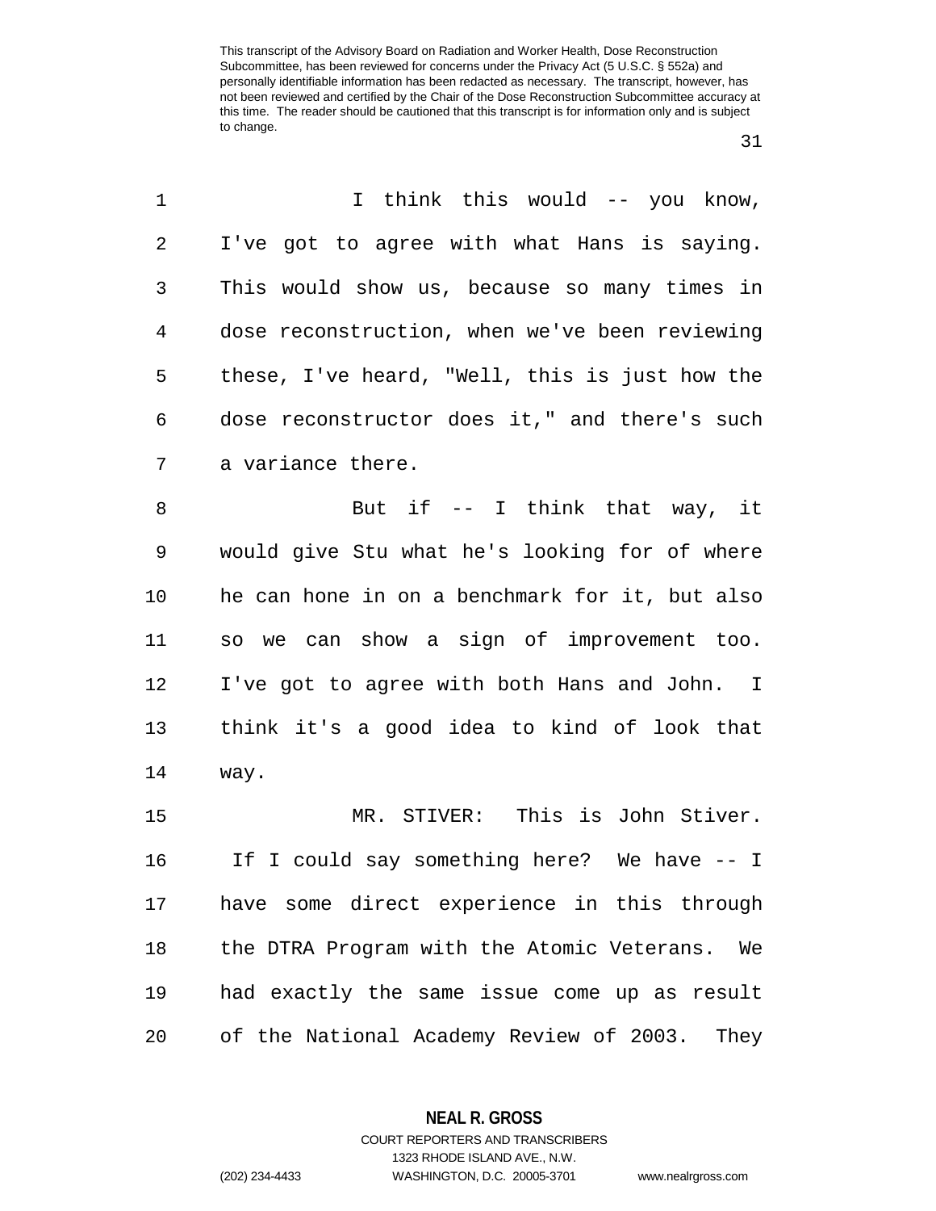I think this would -- you know, I've got to agree with what Hans is saying. This would show us, because so many times in dose reconstruction, when we've been reviewing these, I've heard, "Well, this is just how the dose reconstructor does it," and there's such a variance there.

But if -- I think that way, it would give Stu what he's looking for of where he can hone in on a benchmark for it, but also so we can show a sign of improvement too. I've got to agree with both Hans and John. I think it's a good idea to kind of look that way.

MR. STIVER: This is John Stiver. If I could say something here? We have -- I have some direct experience in this through the DTRA Program with the Atomic Veterans. We had exactly the same issue come up as result of the National Academy Review of 2003. They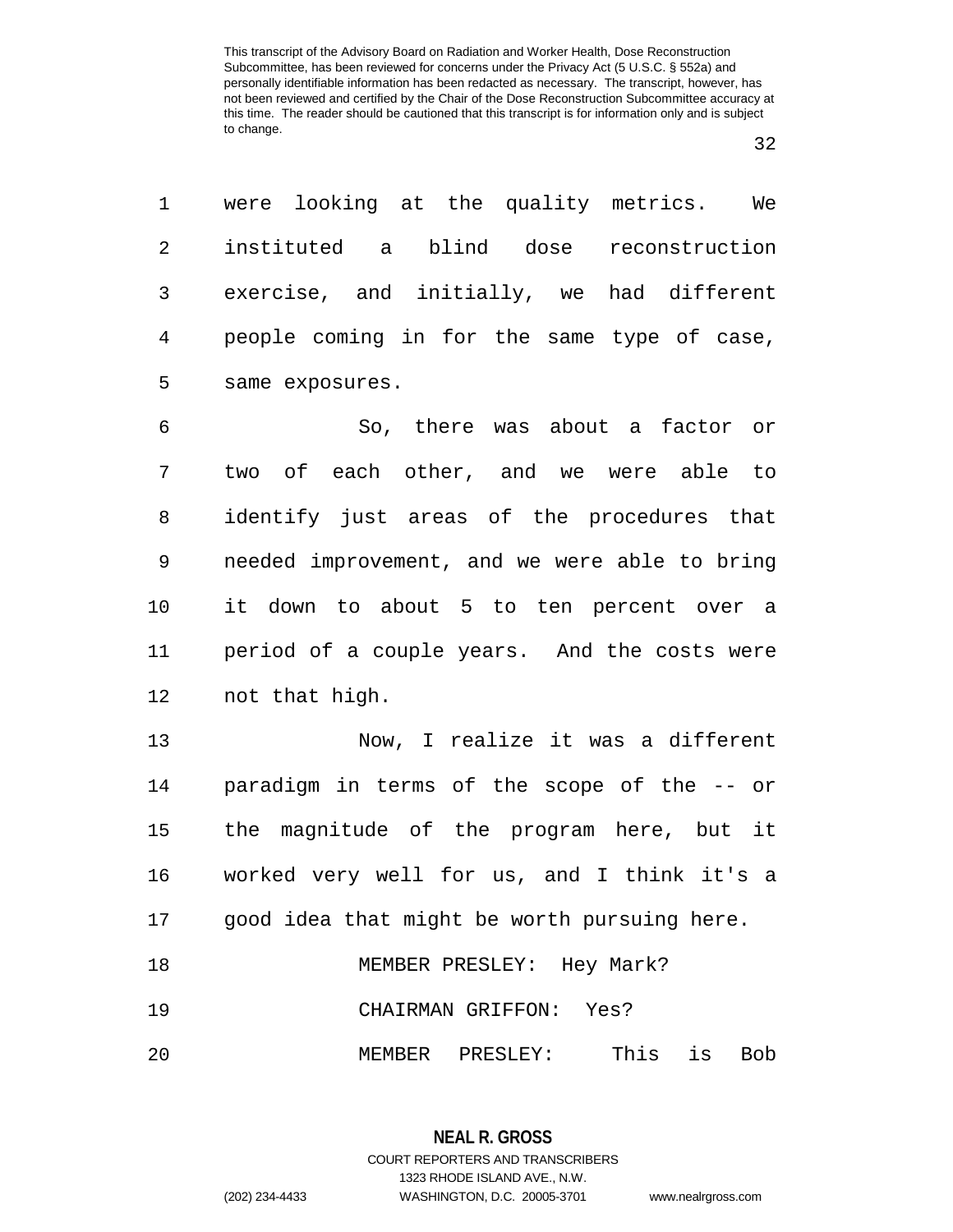were looking at the quality metrics. We instituted a blind dose reconstruction exercise, and initially, we had different people coming in for the same type of case, same exposures.

So, there was about a factor or two of each other, and we were able to identify just areas of the procedures that needed improvement, and we were able to bring it down to about 5 to ten percent over a period of a couple years. And the costs were not that high.

Now, I realize it was a different paradigm in terms of the scope of the -- or the magnitude of the program here, but it worked very well for us, and I think it's a good idea that might be worth pursuing here.

MEMBER PRESLEY: Hey Mark?

CHAIRMAN GRIFFON: Yes?

MEMBER PRESLEY: This is Bob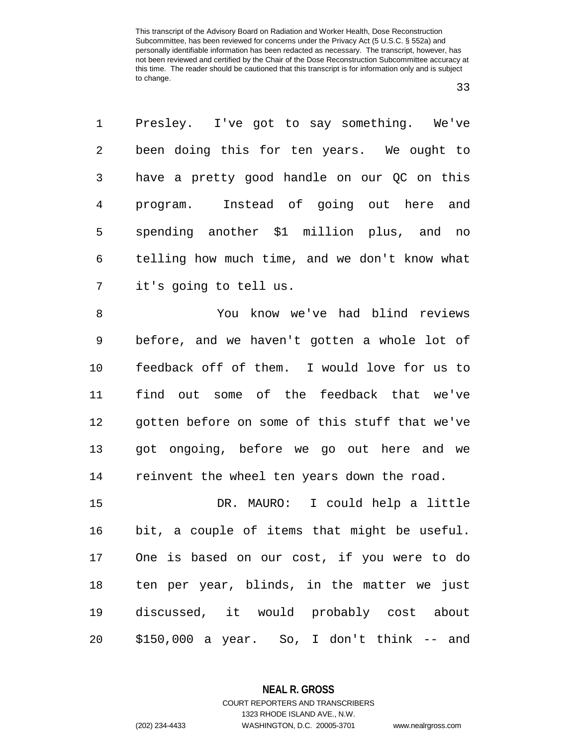Presley. I've got to say something. We've been doing this for ten years. We ought to have a pretty good handle on our QC on this program. Instead of going out here and spending another $1 million plus, and no telling how much time, and we don't know what it's going to tell us.

You know we've had blind reviews before, and we haven't gotten a whole lot of feedback off of them. I would love for us to find out some of the feedback that we've gotten before on some of this stuff that we've got ongoing, before we go out here and we reinvent the wheel ten years down the road.

DR. MAURO: I could help a little bit, a couple of items that might be useful. One is based on our cost, if you were to do ten per year, blinds, in the matter we just discussed, it would probably cost about $150,000 a year. So, I don't think -- and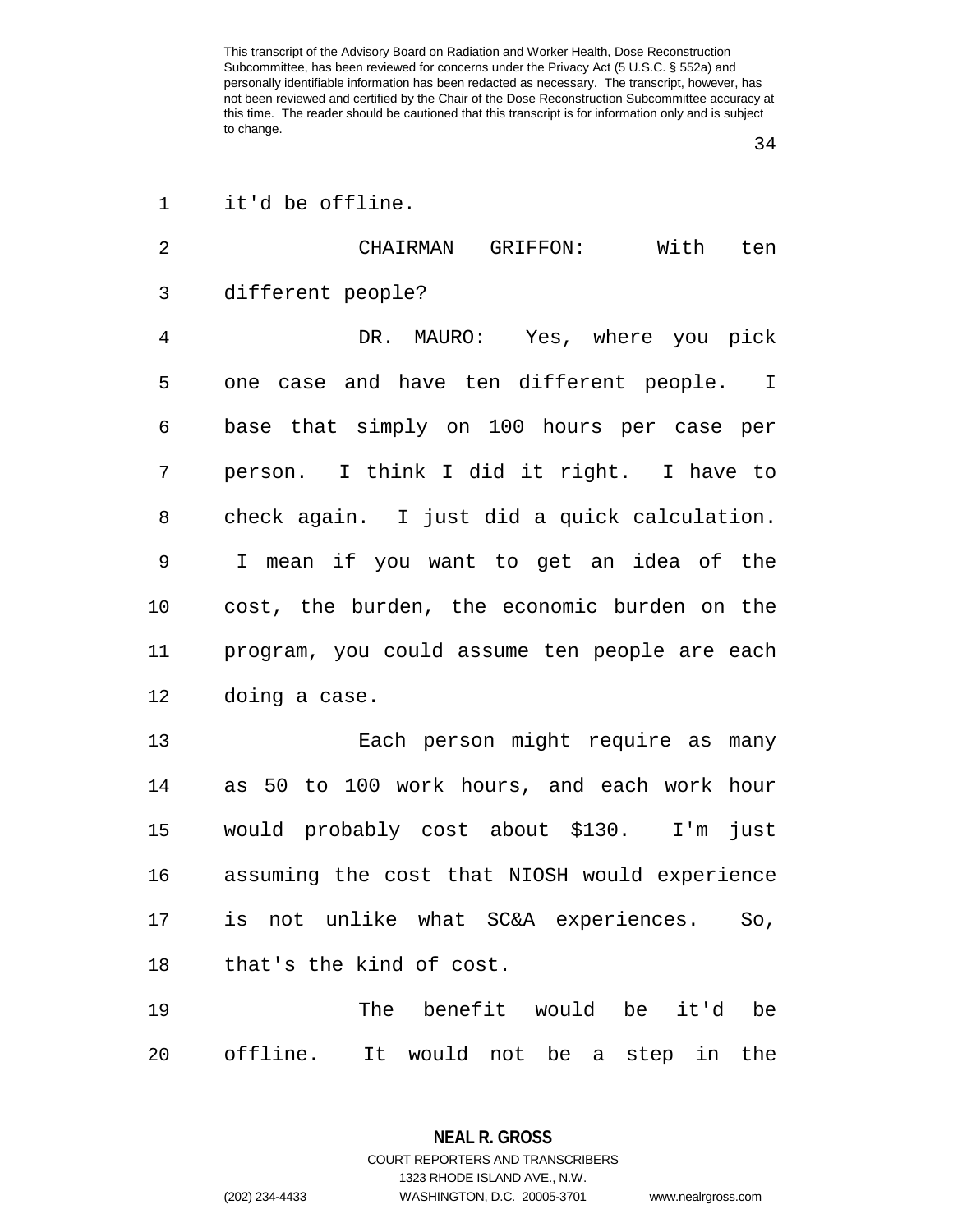it'd be offline.

CHAIRMAN GRIFFON: With ten different people?

DR. MAURO: Yes, where you pick one case and have ten different people. I base that simply on 100 hours per case per person. I think I did it right. I have to check again. I just did a quick calculation. I mean if you want to get an idea of the cost, the burden, the economic burden on the program, you could assume ten people are each doing a case.

Each person might require as many as 50 to 100 work hours, and each work hour would probably cost about $130. I'm just assuming the cost that NIOSH would experience is not unlike what SC&A experiences. So, that's the kind of cost.

The benefit would be it'd be offline. It would not be a step in the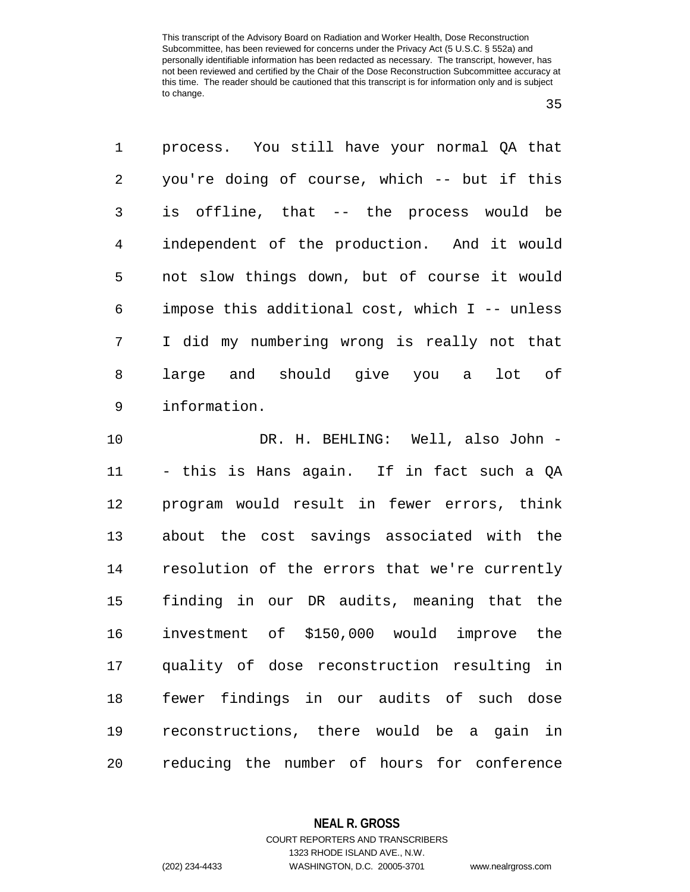process. You still have your normal QA that you're doing of course, which -- but if this is offline, that -- the process would be independent of the production. And it would not slow things down, but of course it would impose this additional cost, which I -- unless I did my numbering wrong is really not that large and should give you a lot of information.

DR. H. BEHLING: Well, also John -- this is Hans again. If in fact such a QA program would result in fewer errors, think about the cost savings associated with the resolution of the errors that we're currently finding in our DR audits, meaning that the investment of $150,000 would improve the quality of dose reconstruction resulting in fewer findings in our audits of such dose reconstructions, there would be a gain in reducing the number of hours for conference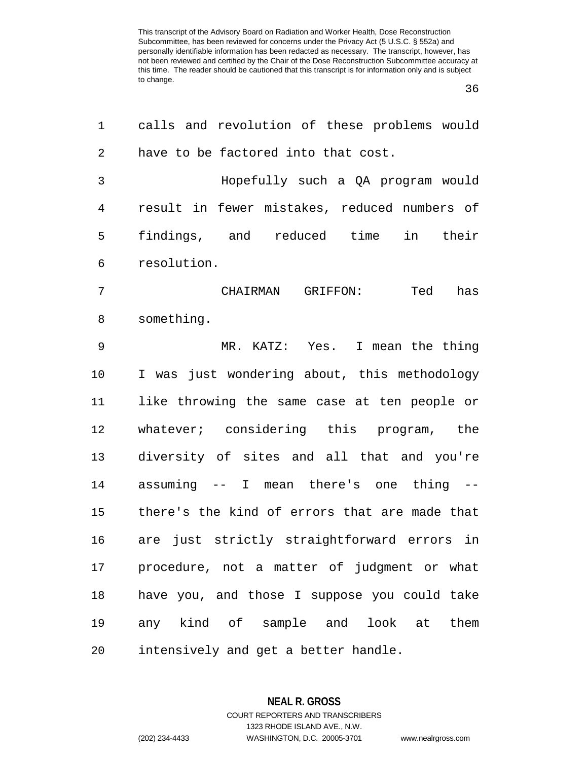calls and revolution of these problems would have to be factored into that cost.

Hopefully such a QA program would result in fewer mistakes, reduced numbers of findings, and reduced time in their resolution.

CHAIRMAN GRIFFON: Ted has something.

MR. KATZ: Yes. I mean the thing I was just wondering about, this methodology like throwing the same case at ten people or whatever; considering this program, the diversity of sites and all that and you're assuming -- I mean there's one thing -- there's the kind of errors that are made that are just strictly straightforward errors in procedure, not a matter of judgment or what have you, and those I suppose you could take any kind of sample and look at them intensively and get a better handle.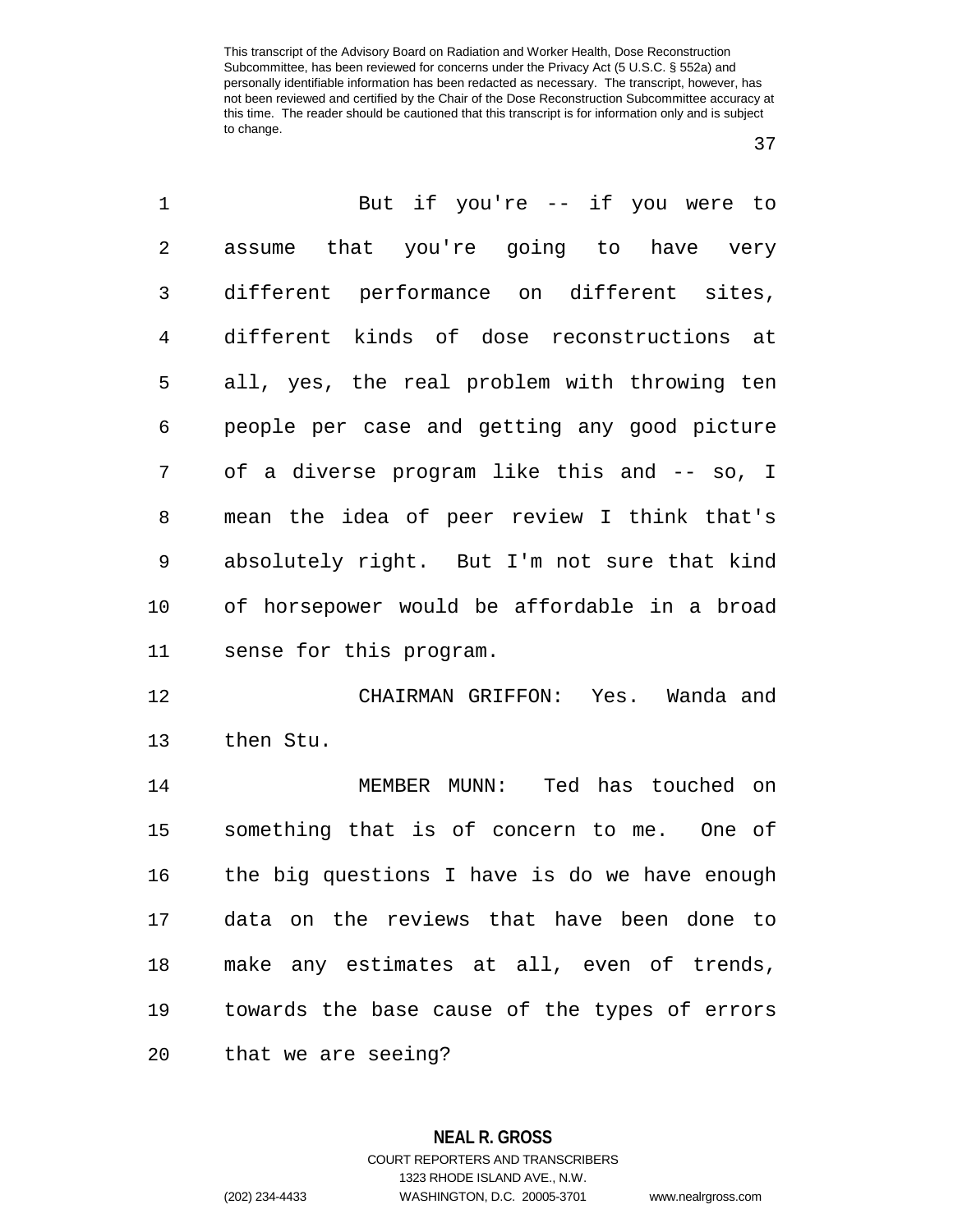But if you're -- if you were to assume that you're going to have very different performance on different sites, different kinds of dose reconstructions at all, yes, the real problem with throwing ten people per case and getting any good picture of a diverse program like this and -- so, I mean the idea of peer review I think that's absolutely right. But I'm not sure that kind of horsepower would be affordable in a broad sense for this program.

CHAIRMAN GRIFFON: Yes. Wanda and then Stu.

MEMBER MUNN: Ted has touched on something that is of concern to me. One of the big questions I have is do we have enough data on the reviews that have been done to make any estimates at all, even of trends, towards the base cause of the types of errors that we are seeing?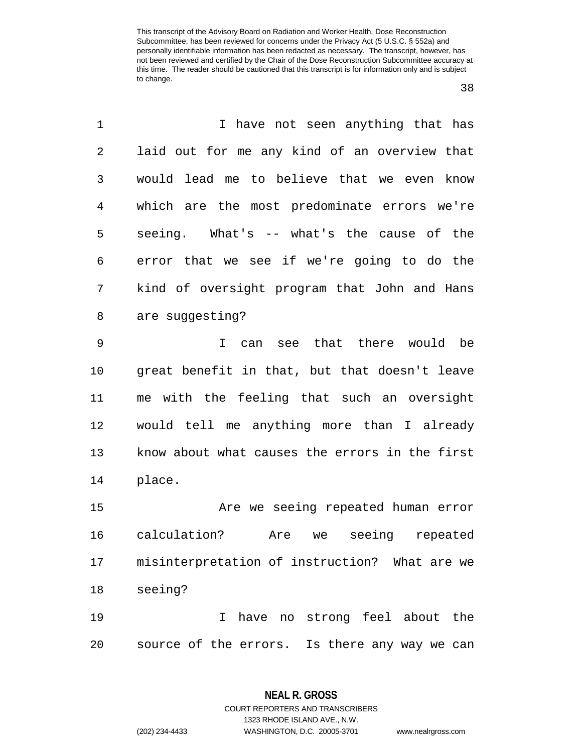I have not seen anything that has laid out for me any kind of an overview that would lead me to believe that we even know which are the most predominate errors we're seeing. What's -- what's the cause of the error that we see if we're going to do the kind of oversight program that John and Hans are suggesting?

I can see that there would be great benefit in that, but that doesn't leave me with the feeling that such an oversight would tell me anything more than I already know about what causes the errors in the first place.

Are we seeing repeated human error calculation? Are we seeing repeated misinterpretation of instruction? What are we seeing?

I have no strong feel about the source of the errors. Is there any way we can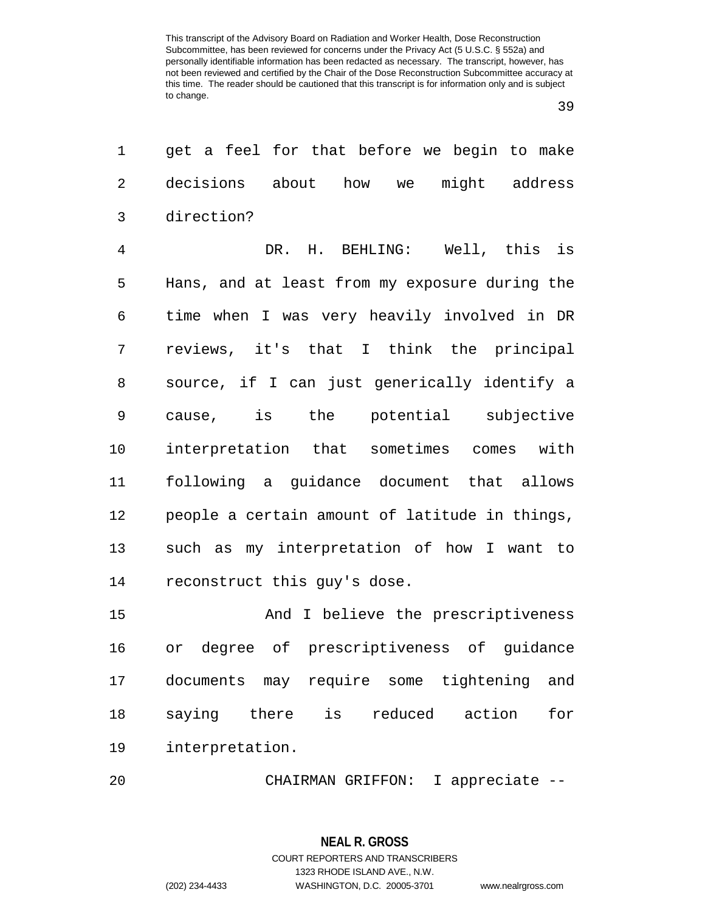get a feel for that before we begin to make decisions about how we might address direction?

DR. H. BEHLING: Well, this is Hans, and at least from my exposure during the time when I was very heavily involved in DR reviews, it's that I think the principal source, if I can just generically identify a cause, is the potential subjective interpretation that sometimes comes with following a guidance document that allows people a certain amount of latitude in things, such as my interpretation of how I want to reconstruct this guy's dose.

And I believe the prescriptiveness or degree of prescriptiveness of guidance documents may require some tightening and saying there is reduced action for interpretation.

CHAIRMAN GRIFFON: I appreciate --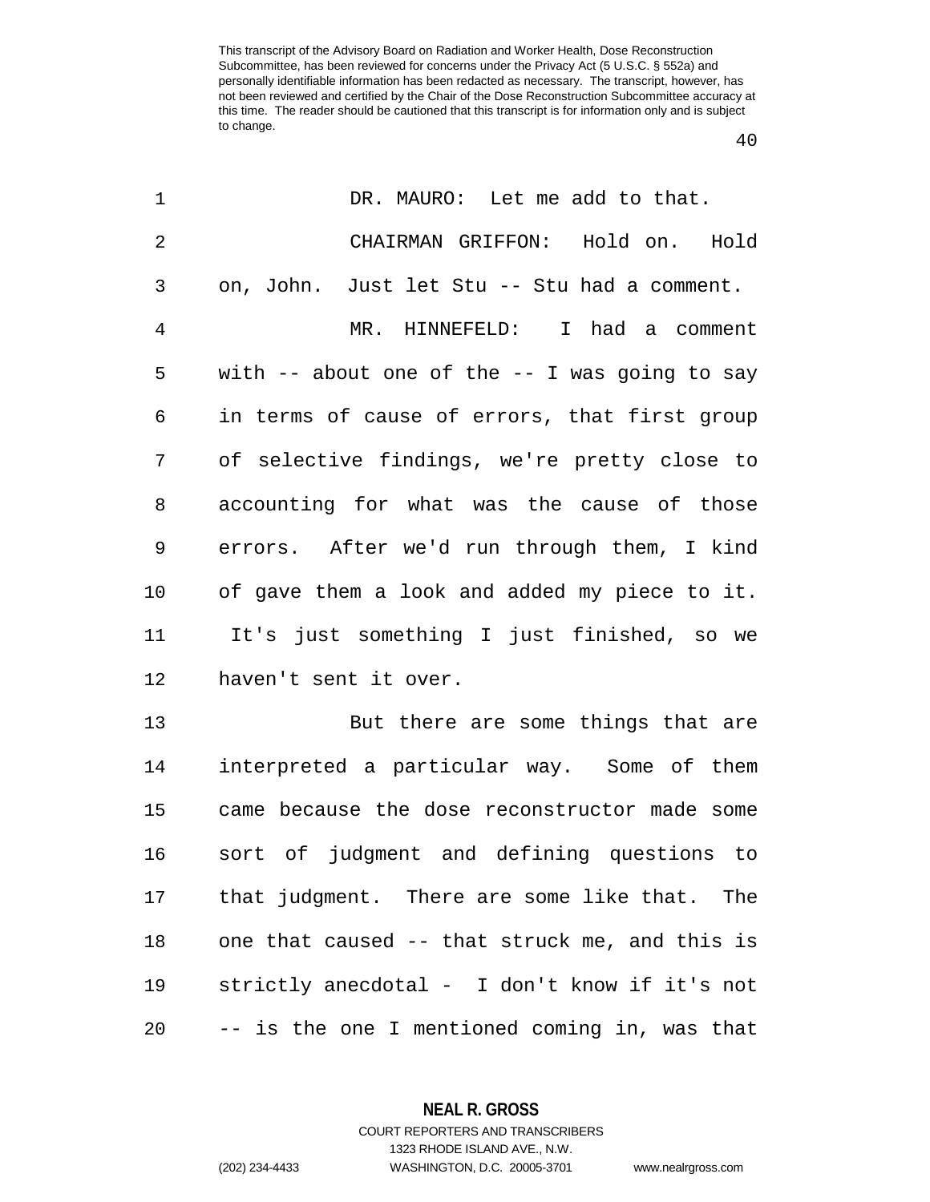This transcript of the Advisory Board on Radiation and Worker Health, Dose Reconstruction Subcommittee, has been reviewed for concerns under the Privacy Act (5 U.S.C. § 552a) and personally identifiable information has been redacted as necessary. The transcript, however, has not been reviewed and certified by the Chair of the Dose Reconstruction Subcommittee accuracy at this time. The reader should be cautioned that this transcript is for information only and is subject to change.

1 DR. MAURO: Let me add to that.

2 CHAIRMAN GRIFFON: Hold on. Hold

3 on, John. Just let Stu -- Stu had a comment.

4 MR. HINNEFELD: I had a comment

5 with -- about one of the -- I was going to say

6 in terms of cause of errors, that first group

7 of selective findings, we're pretty close to

8 accounting for what was the cause of those

9 errors. After we'd run through them, I kind

10 of gave them a look and added my piece to it.

11 It's just something I just finished, so we

12 haven't sent it over.

13 But there are some things that are

14 interpreted a particular way. Some of them

15 came because the dose reconstructor made some

16 sort of judgment and defining questions to

17 that judgment. There are some like that. The

18 one that caused -- that struck me, and this is

19 strictly anecdotal - I don't know if it's not

20 -- is the one I mentioned coming in, was that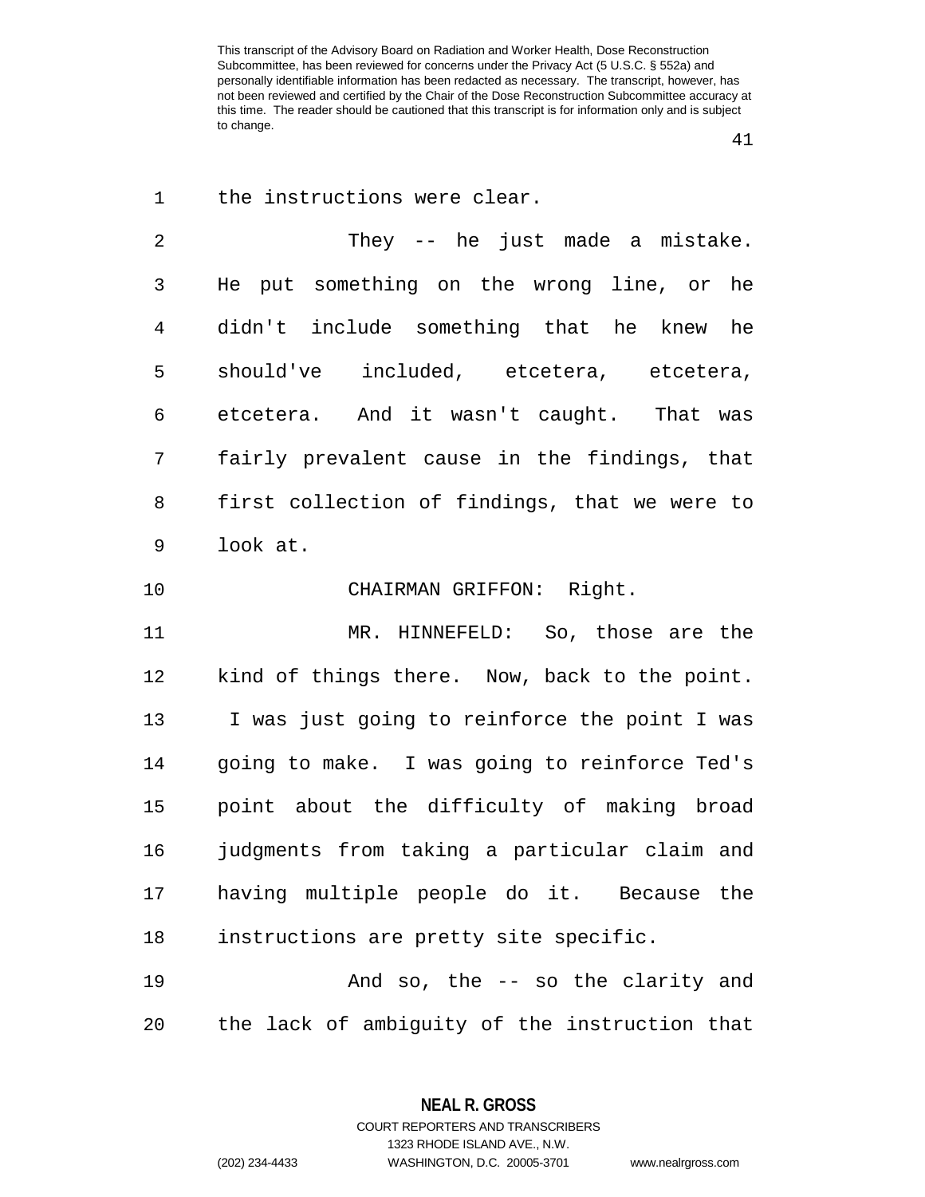the instructions were clear.

They -- he just made a mistake. He put something on the wrong line, or he didn't include something that he knew he should've included, etcetera, etcetera, etcetera. And it wasn't caught. That was fairly prevalent cause in the findings, that first collection of findings, that we were to look at.

CHAIRMAN GRIFFON: Right.

MR. HINNEFELD: So, those are the kind of things there. Now, back to the point. I was just going to reinforce the point I was going to make. I was going to reinforce Ted's point about the difficulty of making broad judgments from taking a particular claim and having multiple people do it. Because the instructions are pretty site specific.

And so, the -- so the clarity and the lack of ambiguity of the instruction that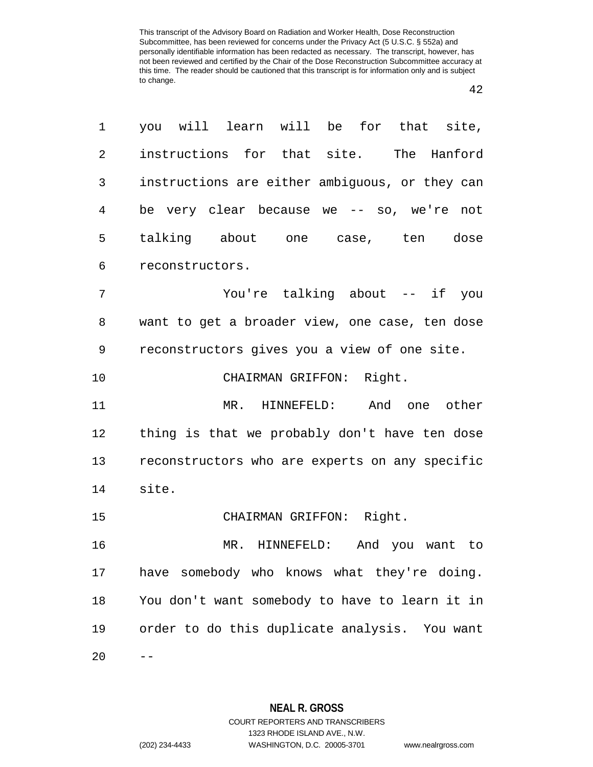you will learn will be for that site, instructions for that site. The Hanford instructions are either ambiguous, or they can be very clear because we -- so, we're not talking about one case, ten dose reconstructors.

You're talking about -- if you want to get a broader view, one case, ten dose reconstructors gives you a view of one site.

CHAIRMAN GRIFFON: Right.

MR. HINNEFELD: And one other thing is that we probably don't have ten dose reconstructors who are experts on any specific site.

CHAIRMAN GRIFFON: Right.

MR. HINNEFELD: And you want to have somebody who knows what they're doing. You don't want somebody to have to learn it in order to do this duplicate analysis. You want --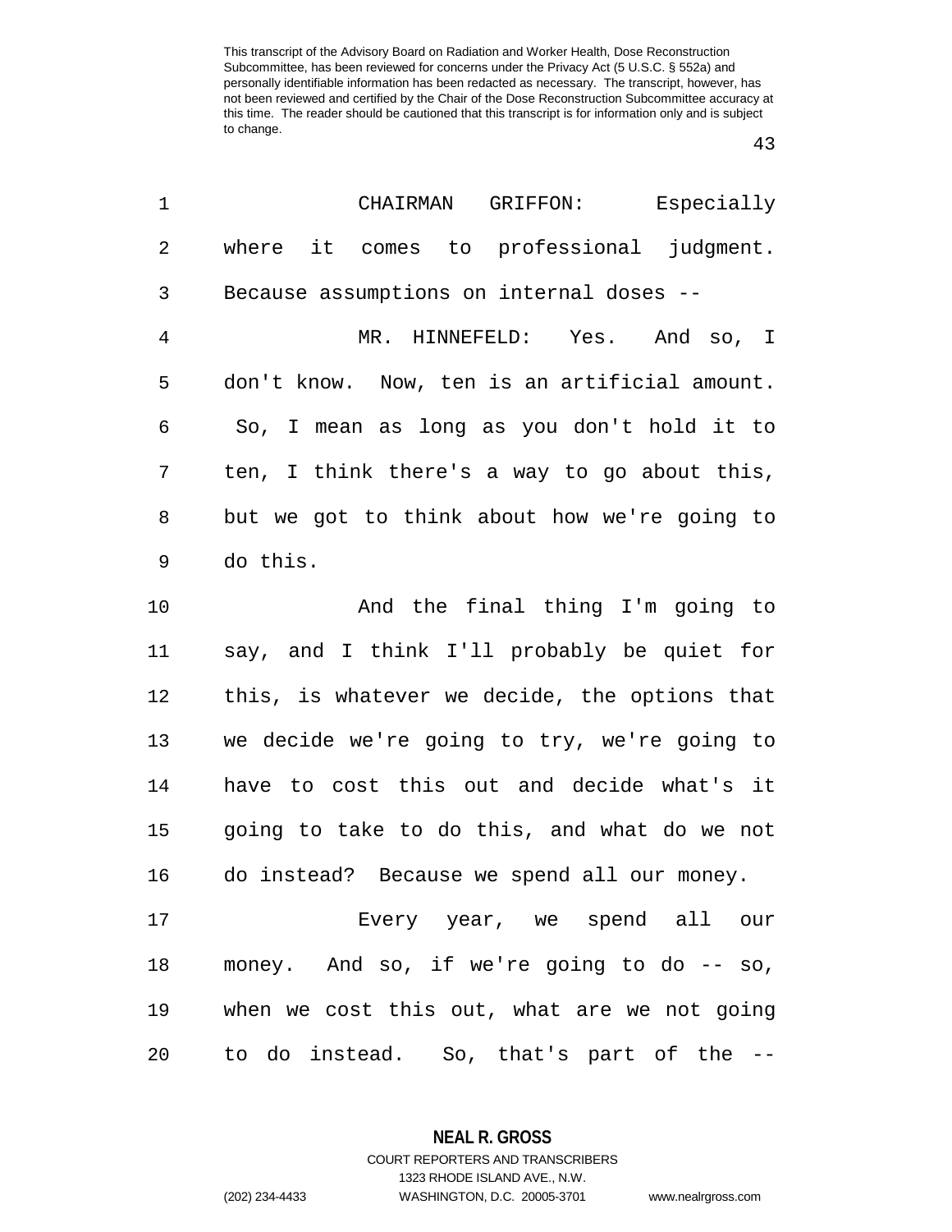CHAIRMAN GRIFFON: Especially where it comes to professional judgment. Because assumptions on internal doses --

MR. HINNEFELD: Yes. And so, I don't know. Now, ten is an artificial amount. So, I mean as long as you don't hold it to ten, I think there's a way to go about this, but we got to think about how we're going to do this.

And the final thing I'm going to say, and I think I'll probably be quiet for this, is whatever we decide, the options that we decide we're going to try, we're going to have to cost this out and decide what's it going to take to do this, and what do we not do instead? Because we spend all our money.

Every year, we spend all our money. And so, if we're going to do -- so, when we cost this out, what are we not going to do instead. So, that's part of the --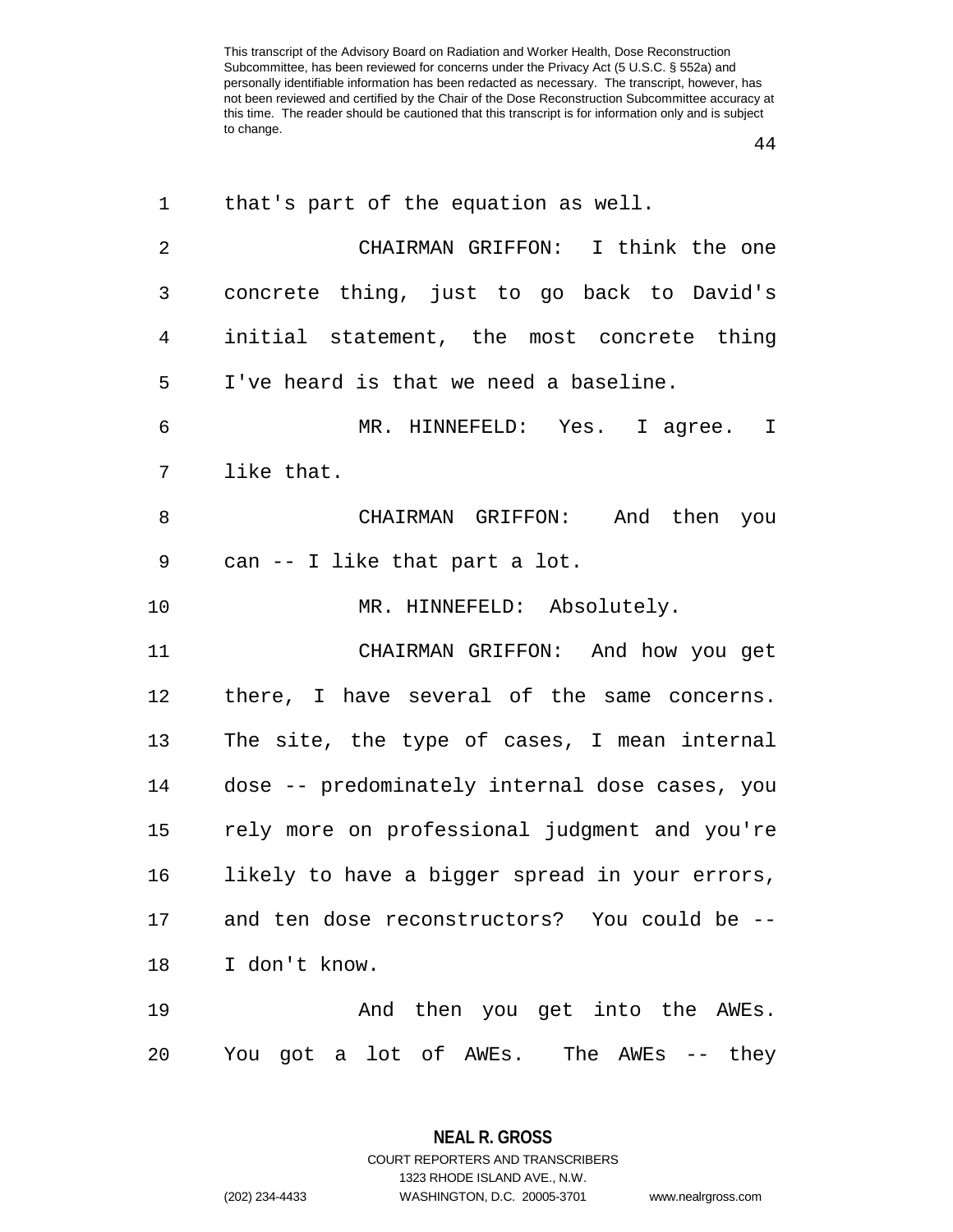that's part of the equation as well.

CHAIRMAN GRIFFON: I think the one concrete thing, just to go back to David's initial statement, the most concrete thing I've heard is that we need a baseline.

MR. HINNEFELD: Yes. I agree. I like that.

CHAIRMAN GRIFFON: And then you can -- I like that part a lot.

MR. HINNEFELD: Absolutely.

CHAIRMAN GRIFFON: And how you get there, I have several of the same concerns. The site, the type of cases, I mean internal dose -- predominately internal dose cases, you rely more on professional judgment and you're likely to have a bigger spread in your errors, and ten dose reconstructors? You could be -- I don't know.

And then you get into the AWEs. You got a lot of AWEs. The AWEs -- they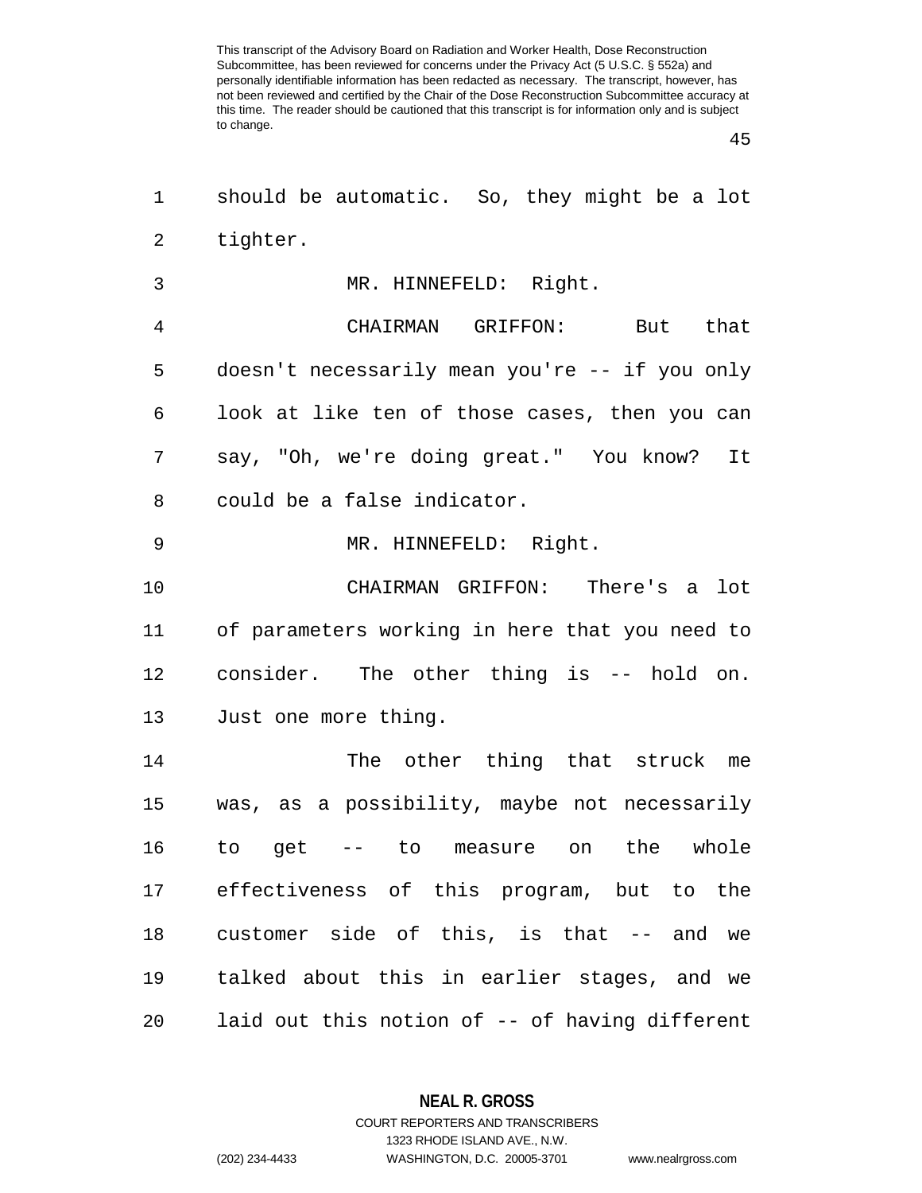should be automatic. So, they might be a lot tighter.

MR. HINNEFELD: Right.

CHAIRMAN GRIFFON: But that doesn't necessarily mean you're -- if you only look at like ten of those cases, then you can say, "Oh, we're doing great." You know? It could be a false indicator.

MR. HINNEFELD: Right.

CHAIRMAN GRIFFON: There's a lot of parameters working in here that you need to consider. The other thing is -- hold on. Just one more thing.

The other thing that struck me was, as a possibility, maybe not necessarily to get -- to measure on the whole effectiveness of this program, but to the customer side of this, is that -- and we talked about this in earlier stages, and we laid out this notion of -- of having different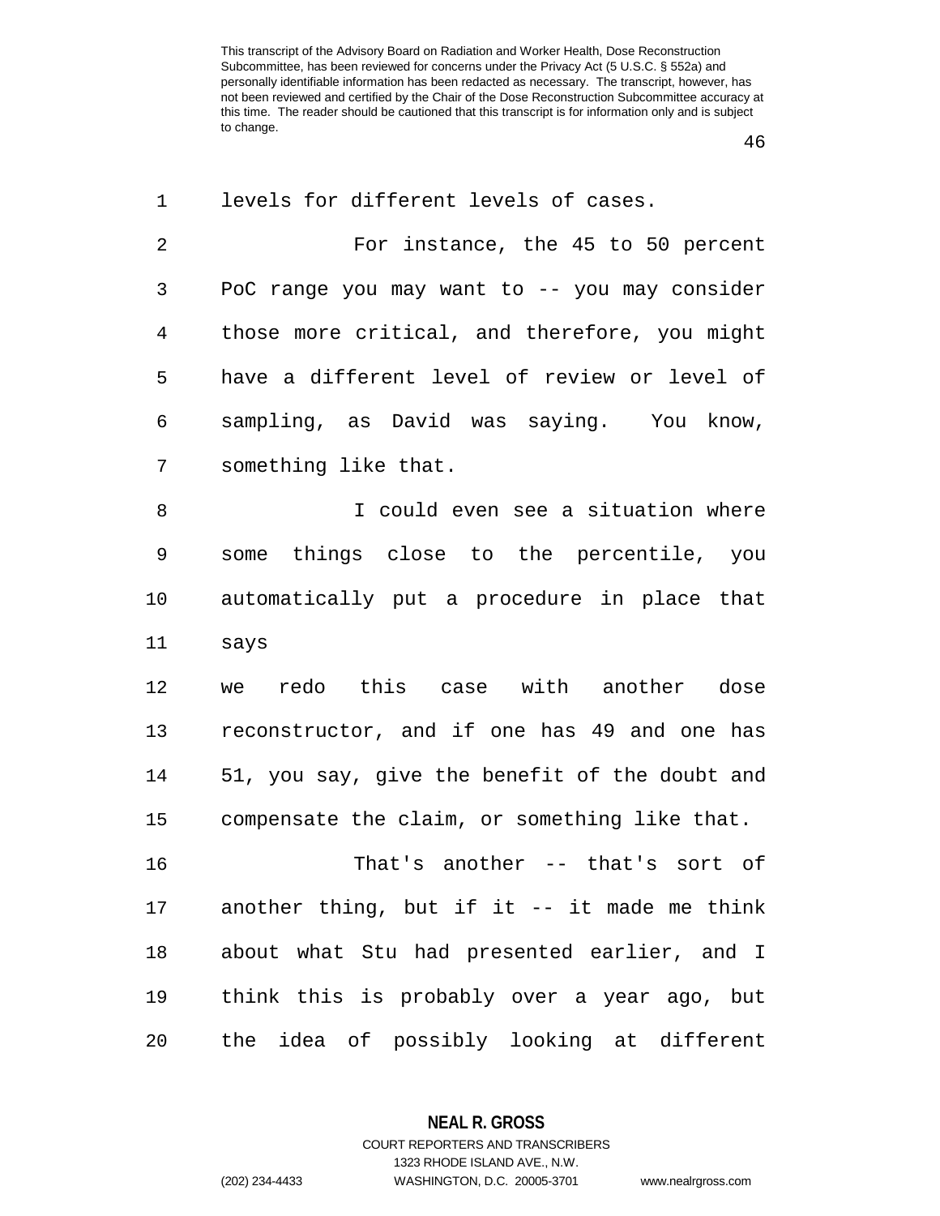levels for different levels of cases.

For instance, the 45 to 50 percent PoC range you may want to -- you may consider those more critical, and therefore, you might have a different level of review or level of sampling, as David was saying. You know, something like that.

I could even see a situation where some things close to the percentile, you automatically put a procedure in place that says
we redo this case with another dose reconstructor, and if one has 49 and one has 51, you say, give the benefit of the doubt and compensate the claim, or something like that.

That's another -- that's sort of another thing, but if it -- it made me think about what Stu had presented earlier, and I think this is probably over a year ago, but the idea of possibly looking at different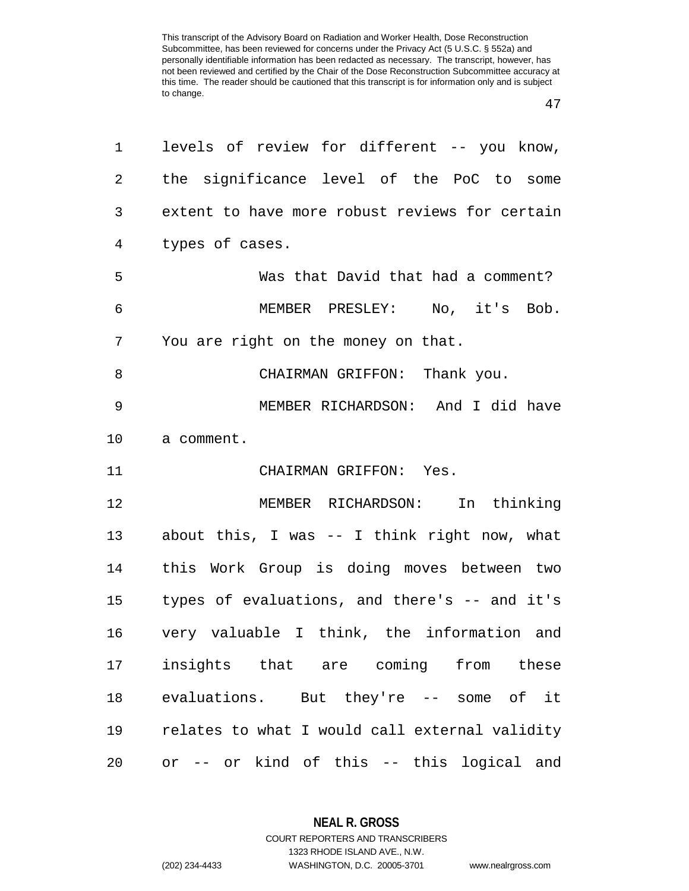levels of review for different -- you know, the significance level of the PoC to some extent to have more robust reviews for certain types of cases.

Was that David that had a comment?

MEMBER PRESLEY: No, it's Bob. You are right on the money on that.

CHAIRMAN GRIFFON: Thank you.

MEMBER RICHARDSON: And I did have a comment.

CHAIRMAN GRIFFON: Yes.

MEMBER RICHARDSON: In thinking about this, I was -- I think right now, what this Work Group is doing moves between two types of evaluations, and there's -- and it's very valuable I think, the information and insights that are coming from these evaluations. But they're -- some of it relates to what I would call external validity or -- or kind of this -- this logical and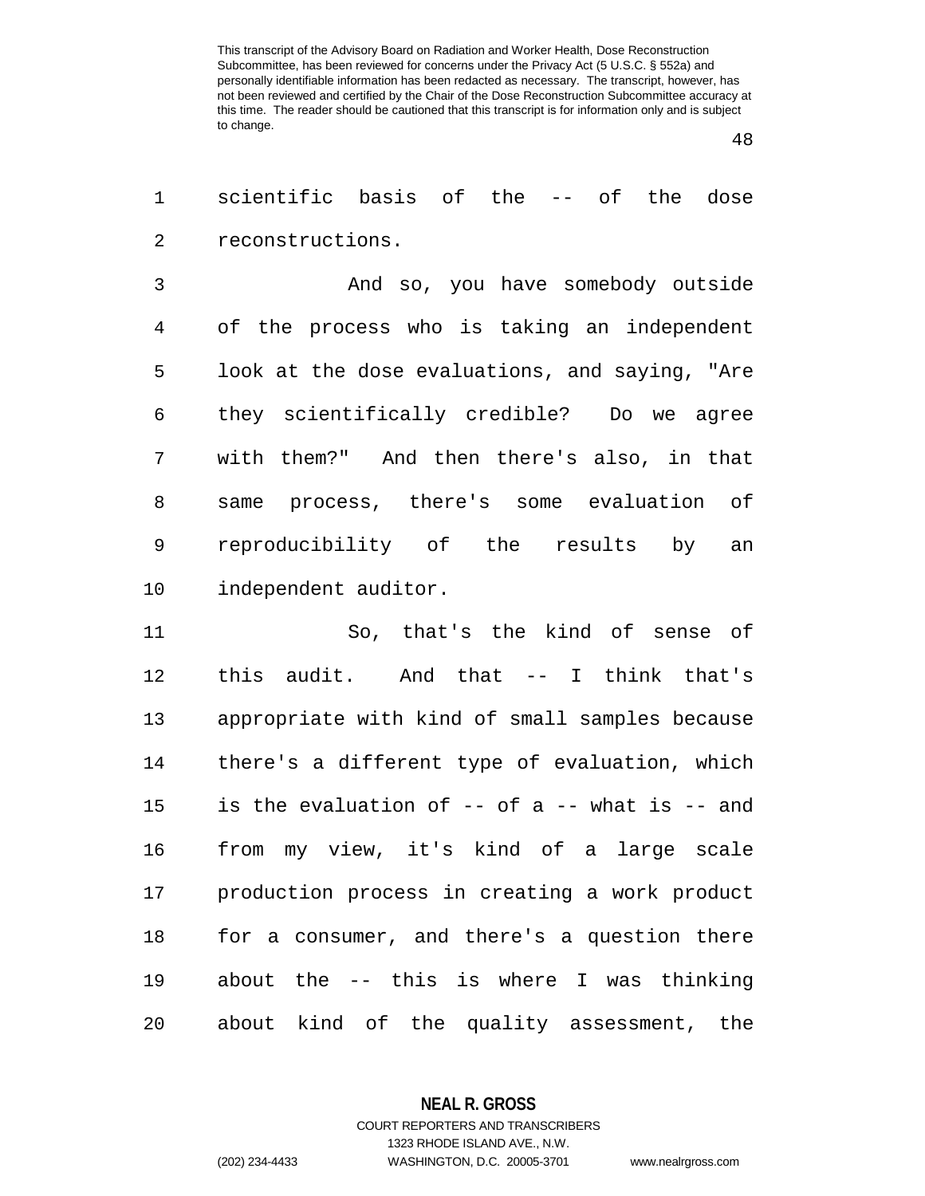scientific basis of the -- of the dose reconstructions.

And so, you have somebody outside of the process who is taking an independent look at the dose evaluations, and saying, "Are they scientifically credible? Do we agree with them?" And then there's also, in that same process, there's some evaluation of reproducibility of the results by an independent auditor.

So, that's the kind of sense of this audit. And that -- I think that's appropriate with kind of small samples because there's a different type of evaluation, which is the evaluation of -- of a -- what is -- and from my view, it's kind of a large scale production process in creating a work product for a consumer, and there's a question there about the -- this is where I was thinking about kind of the quality assessment, the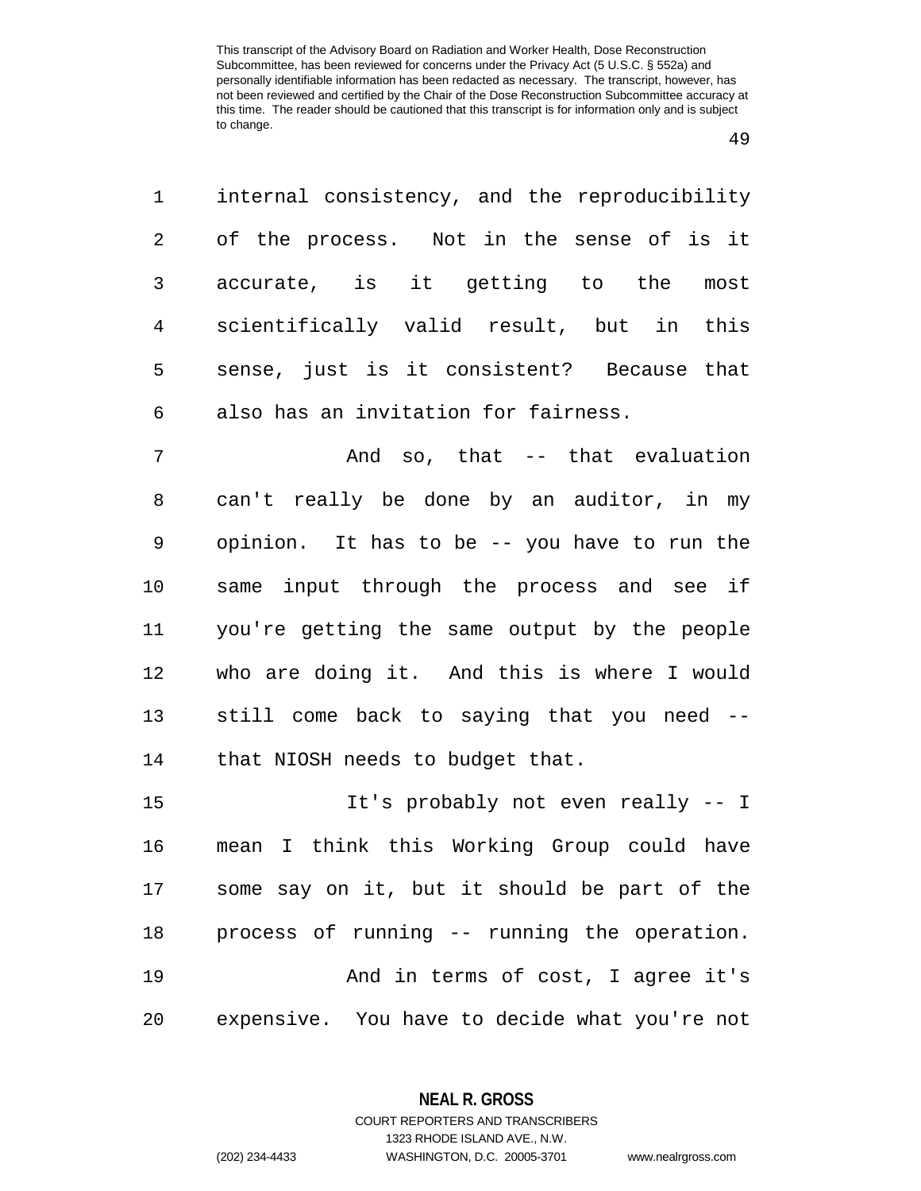internal consistency, and the reproducibility of the process. Not in the sense of is it accurate, is it getting to the most scientifically valid result, but in this sense, just is it consistent? Because that also has an invitation for fairness.

And so, that -- that evaluation can't really be done by an auditor, in my opinion. It has to be -- you have to run the same input through the process and see if you're getting the same output by the people who are doing it. And this is where I would still come back to saying that you need -- that NIOSH needs to budget that.

It's probably not even really -- I mean I think this Working Group could have some say on it, but it should be part of the process of running -- running the operation.

And in terms of cost, I agree it's expensive. You have to decide what you're not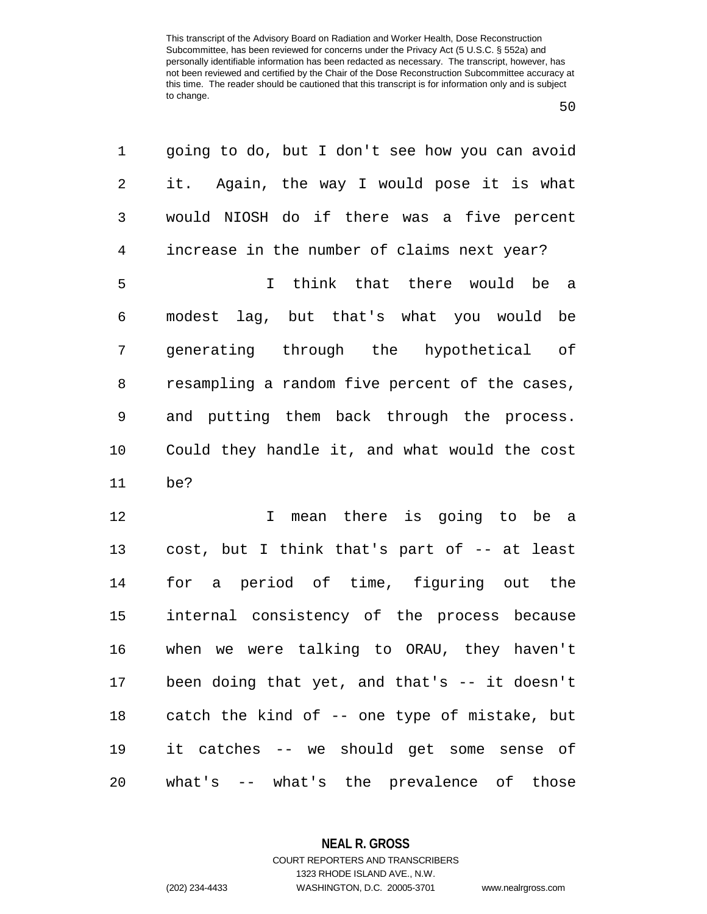going to do, but I don't see how you can avoid it. Again, the way I would pose it is what would NIOSH do if there was a five percent increase in the number of claims next year?

I think that there would be a modest lag, but that's what you would be generating through the hypothetical of resampling a random five percent of the cases, and putting them back through the process. Could they handle it, and what would the cost be?

I mean there is going to be a cost, but I think that's part of -- at least for a period of time, figuring out the internal consistency of the process because when we were talking to ORAU, they haven't been doing that yet, and that's -- it doesn't catch the kind of -- one type of mistake, but it catches -- we should get some sense of what's -- what's the prevalence of those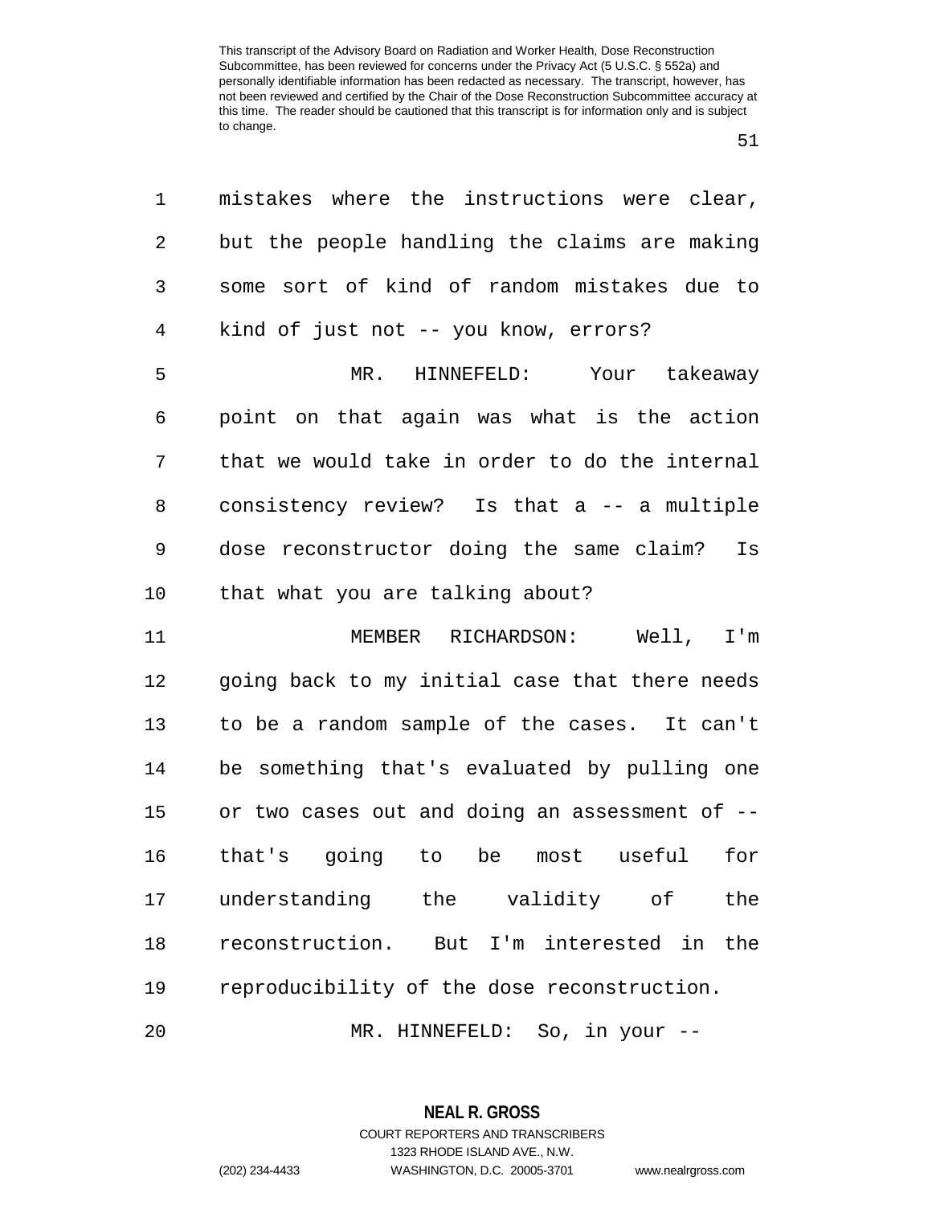mistakes where the instructions were clear, but the people handling the claims are making some sort of kind of random mistakes due to kind of just not -- you know, errors?

MR. HINNEFELD: Your takeaway point on that again was what is the action that we would take in order to do the internal consistency review? Is that a -- a multiple dose reconstructor doing the same claim? Is that what you are talking about?

MEMBER RICHARDSON: Well, I'm going back to my initial case that there needs to be a random sample of the cases. It can't be something that's evaluated by pulling one or two cases out and doing an assessment of -- that's going to be most useful for understanding the validity of the reconstruction. But I'm interested in the reproducibility of the dose reconstruction.

MR. HINNEFELD: So, in your --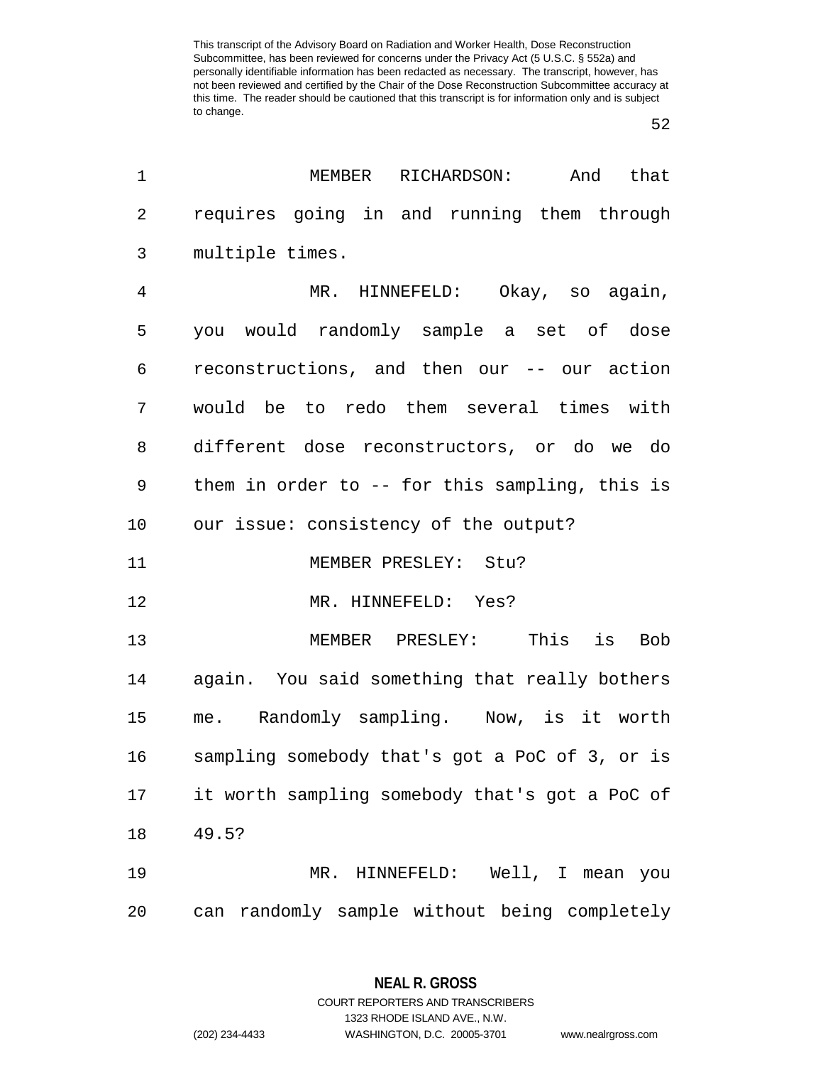MEMBER RICHARDSON: And that requires going in and running them through multiple times.

MR. HINNEFELD: Okay, so again, you would randomly sample a set of dose reconstructions, and then our -- our action would be to redo them several times with different dose reconstructors, or do we do them in order to -- for this sampling, this is our issue: consistency of the output?

MEMBER PRESLEY: Stu?

MR. HINNEFELD: Yes?

MEMBER PRESLEY: This is Bob again. You said something that really bothers me. Randomly sampling. Now, is it worth sampling somebody that's got a PoC of 3, or is it worth sampling somebody that's got a PoC of 49.5?

MR. HINNEFELD: Well, I mean you can randomly sample without being completely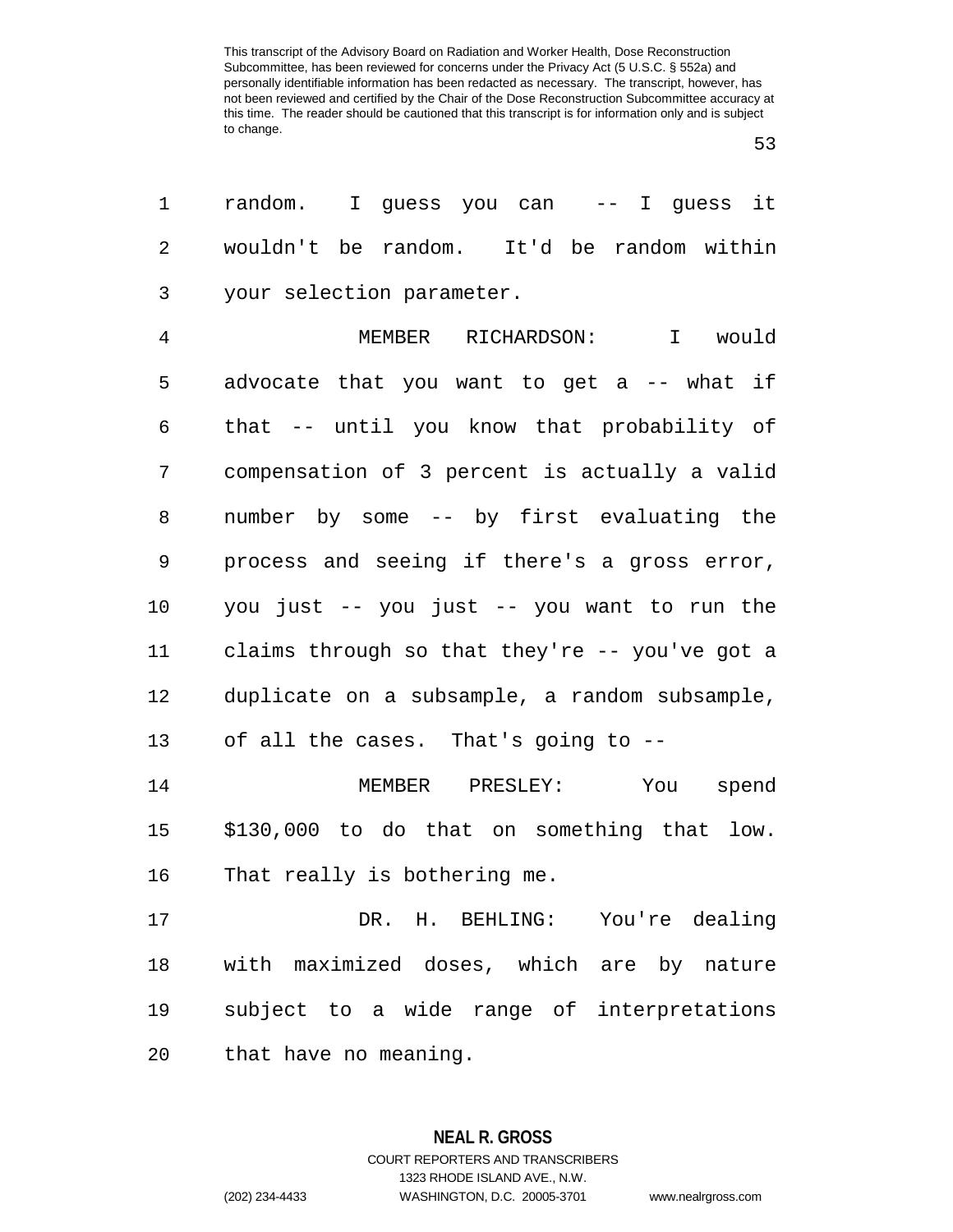random. I guess you can -- I guess it wouldn't be random. It'd be random within your selection parameter.

MEMBER RICHARDSON: I would advocate that you want to get a -- what if that -- until you know that probability of compensation of 3 percent is actually a valid number by some -- by first evaluating the process and seeing if there's a gross error, you just -- you just -- you want to run the claims through so that they're -- you've got a duplicate on a subsample, a random subsample, of all the cases. That's going to --

MEMBER PRESLEY: You spend $130,000 to do that on something that low. That really is bothering me.

DR. H. BEHLING: You're dealing with maximized doses, which are by nature subject to a wide range of interpretations that have no meaning.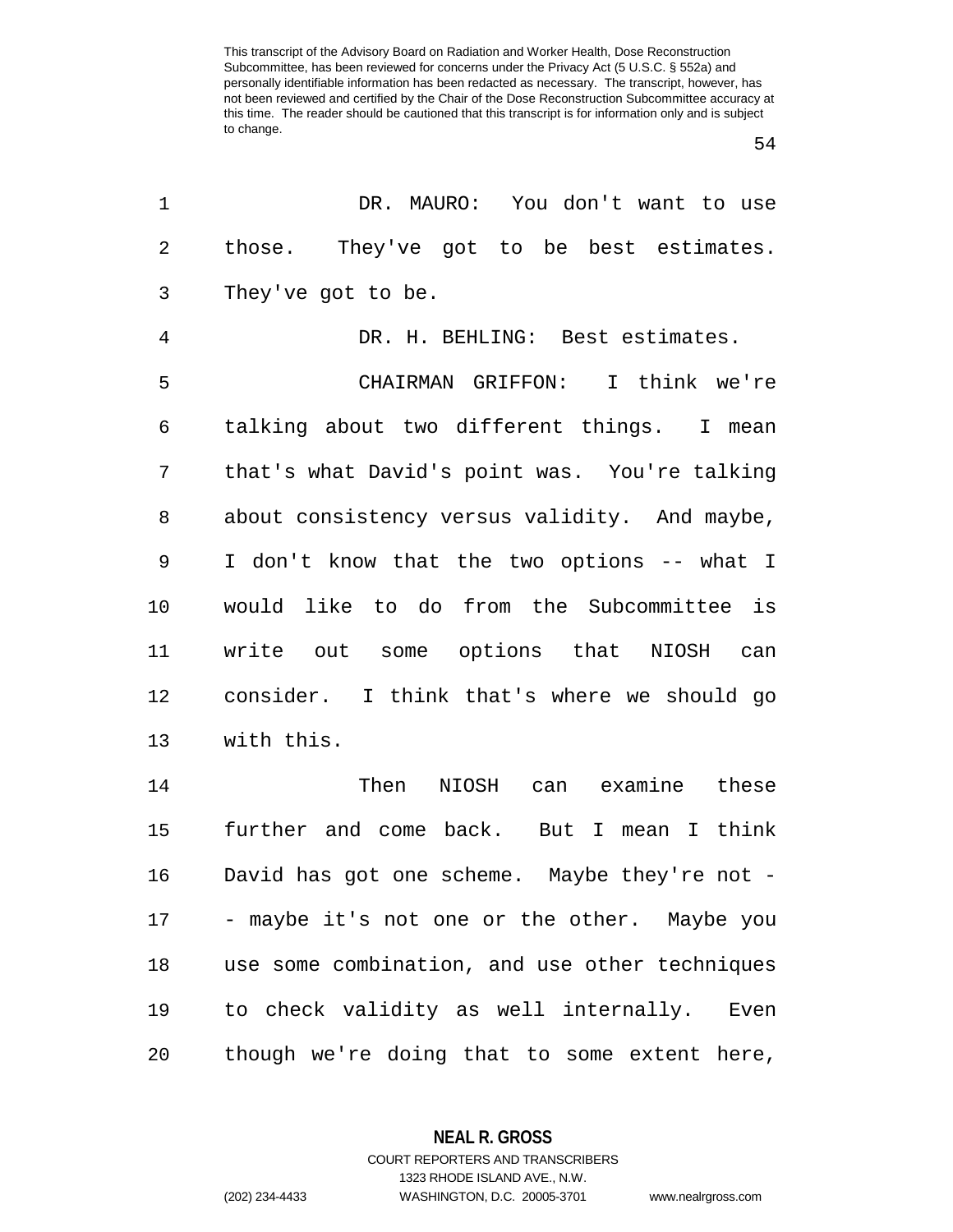DR. MAURO: You don't want to use those. They've got to be best estimates. They've got to be.

DR. H. BEHLING: Best estimates.

CHAIRMAN GRIFFON: I think we're talking about two different things. I mean that's what David's point was. You're talking about consistency versus validity. And maybe, I don't know that the two options -- what I would like to do from the Subcommittee is write out some options that NIOSH can consider. I think that's where we should go with this.

Then NIOSH can examine these further and come back. But I mean I think David has got one scheme. Maybe they're not -- maybe it's not one or the other. Maybe you use some combination, and use other techniques to check validity as well internally. Even though we're doing that to some extent here,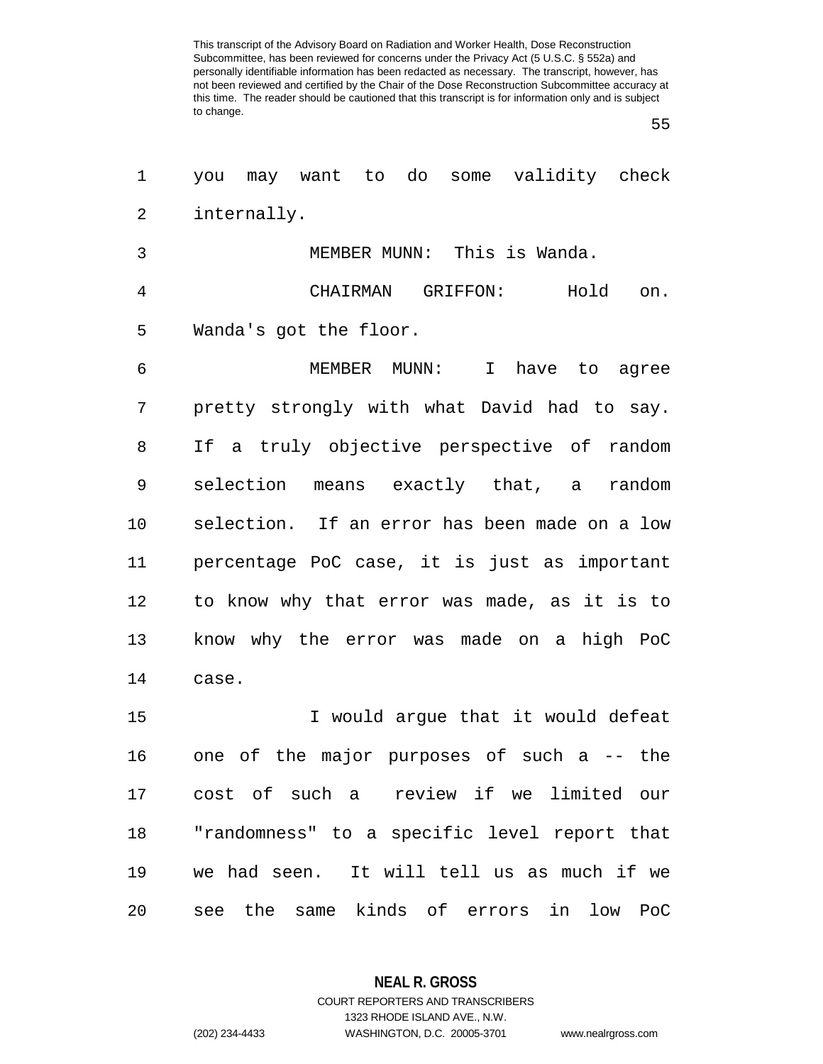you may want to do some validity check internally.

MEMBER MUNN: This is Wanda.

CHAIRMAN GRIFFON: Hold on. Wanda's got the floor.

MEMBER MUNN: I have to agree pretty strongly with what David had to say. If a truly objective perspective of random selection means exactly that, a random selection. If an error has been made on a low percentage PoC case, it is just as important to know why that error was made, as it is to know why the error was made on a high PoC case.

I would argue that it would defeat one of the major purposes of such a -- the cost of such a review if we limited our "randomness" to a specific level report that we had seen. It will tell us as much if we see the same kinds of errors in low PoC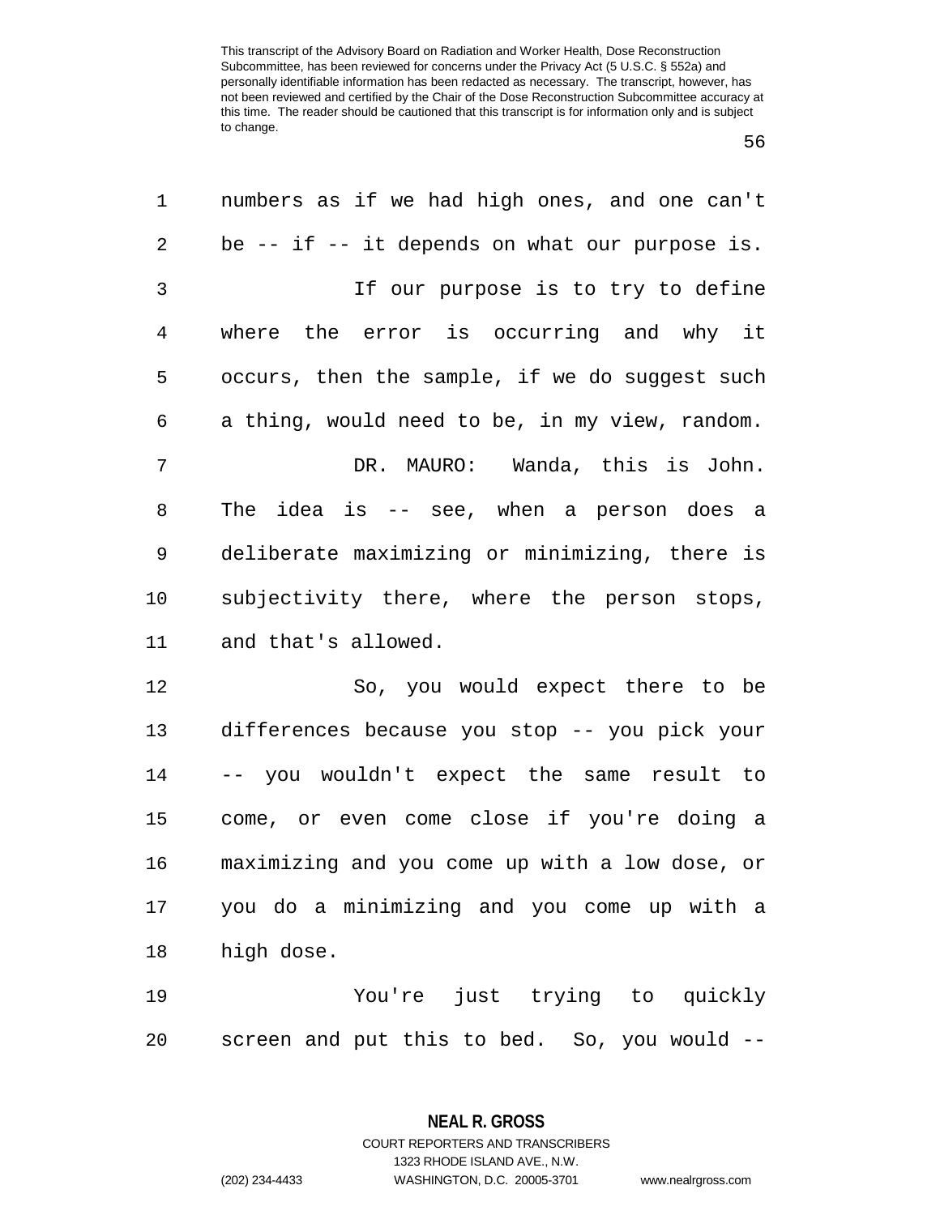numbers as if we had high ones, and one can't be -- if -- it depends on what our purpose is.

If our purpose is to try to define where the error is occurring and why it occurs, then the sample, if we do suggest such a thing, would need to be, in my view, random.

DR. MAURO: Wanda, this is John. The idea is -- see, when a person does a deliberate maximizing or minimizing, there is subjectivity there, where the person stops, and that's allowed.

So, you would expect there to be differences because you stop -- you pick your -- you wouldn't expect the same result to come, or even come close if you're doing a maximizing and you come up with a low dose, or you do a minimizing and you come up with a high dose.

You're just trying to quickly screen and put this to bed. So, you would --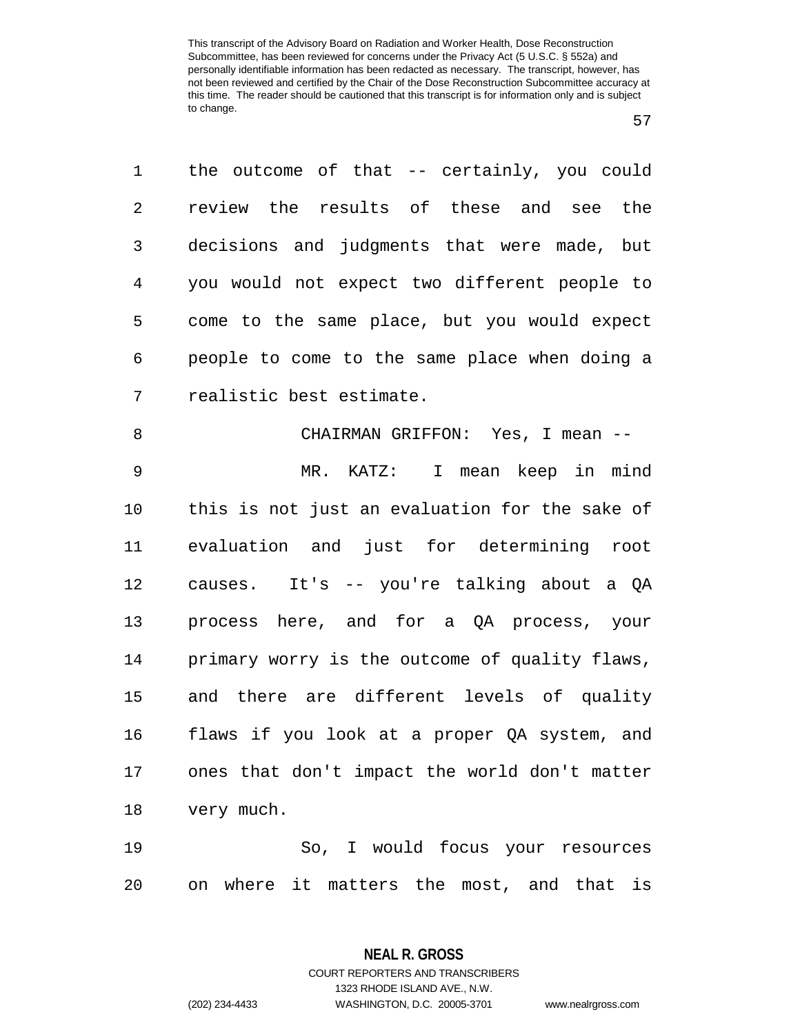the outcome of that -- certainly, you could review the results of these and see the decisions and judgments that were made, but you would not expect two different people to come to the same place, but you would expect people to come to the same place when doing a realistic best estimate.

CHAIRMAN GRIFFON: Yes, I mean --

MR. KATZ: I mean keep in mind this is not just an evaluation for the sake of evaluation and just for determining root causes. It's -- you're talking about a QA process here, and for a QA process, your primary worry is the outcome of quality flaws, and there are different levels of quality flaws if you look at a proper QA system, and ones that don't impact the world don't matter very much.

So, I would focus your resources on where it matters the most, and that is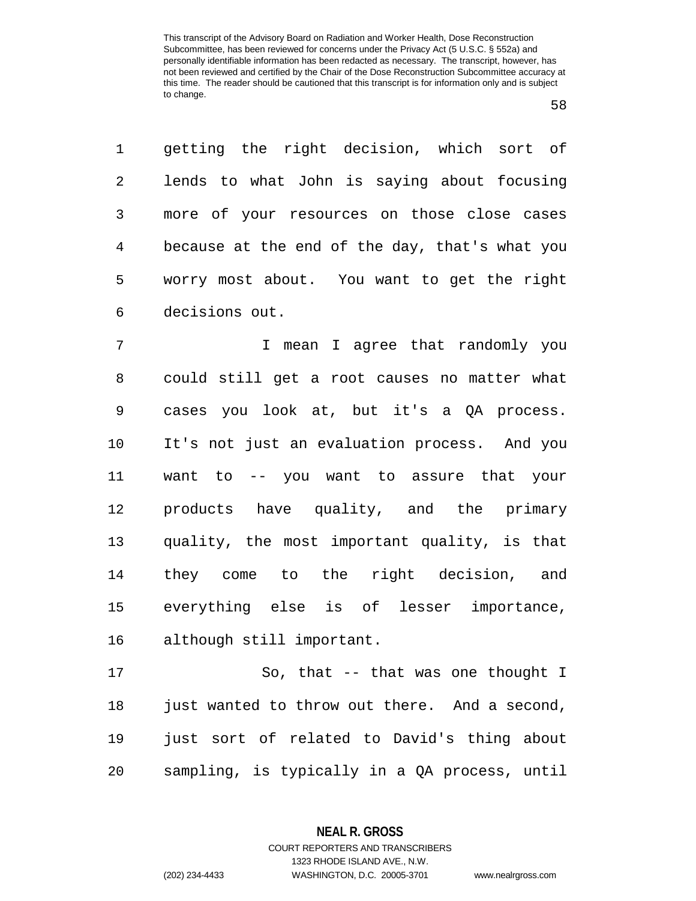getting the right decision, which sort of lends to what John is saying about focusing more of your resources on those close cases because at the end of the day, that's what you worry most about. You want to get the right decisions out.

I mean I agree that randomly you could still get a root causes no matter what cases you look at, but it's a QA process. It's not just an evaluation process. And you want to -- you want to assure that your products have quality, and the primary quality, the most important quality, is that they come to the right decision, and everything else is of lesser importance, although still important.

So, that -- that was one thought I just wanted to throw out there. And a second, just sort of related to David's thing about sampling, is typically in a QA process, until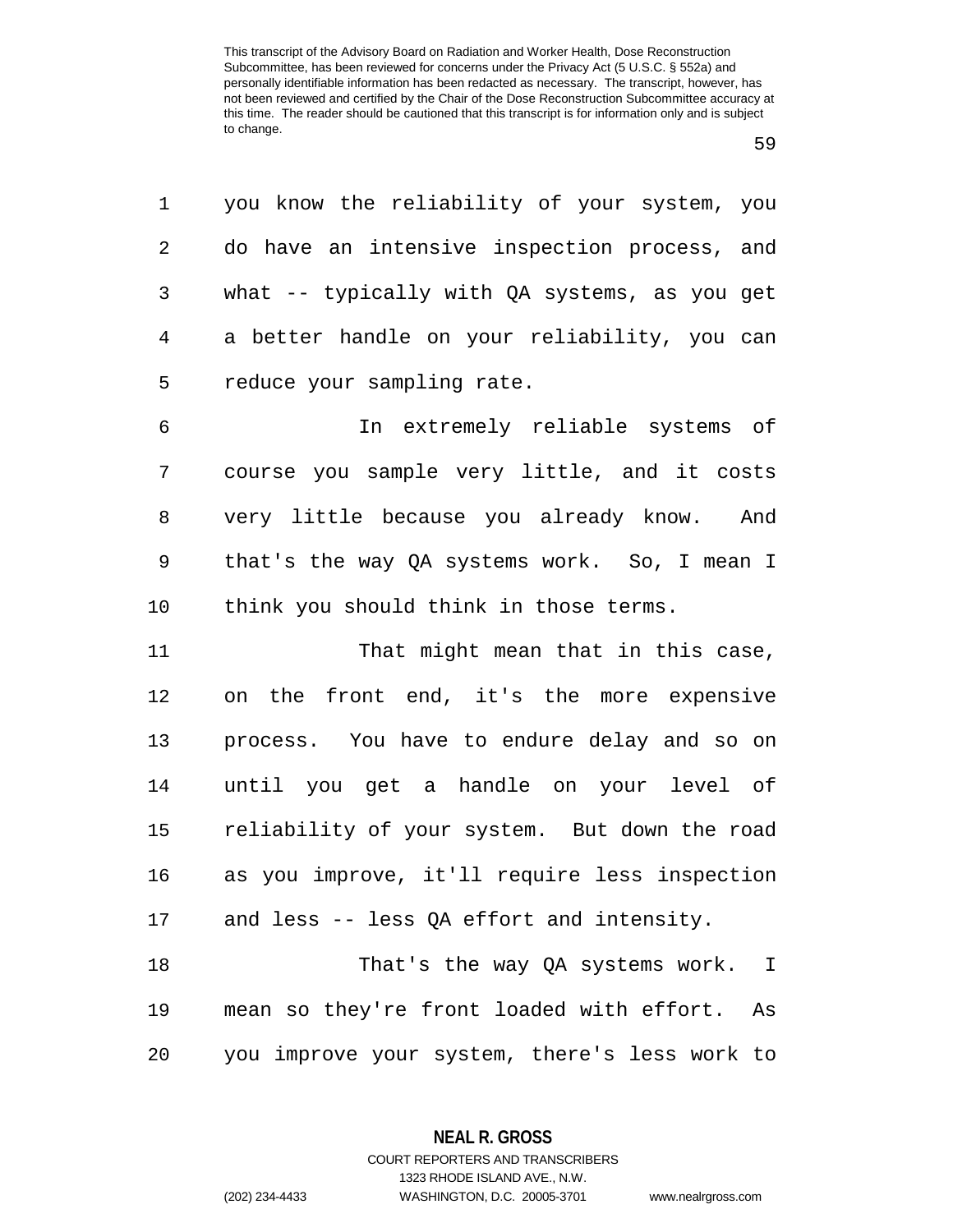you know the reliability of your system, you do have an intensive inspection process, and what -- typically with QA systems, as you get a better handle on your reliability, you can reduce your sampling rate.

In extremely reliable systems of course you sample very little, and it costs very little because you already know. And that's the way QA systems work. So, I mean I think you should think in those terms.

That might mean that in this case, on the front end, it's the more expensive process. You have to endure delay and so on until you get a handle on your level of reliability of your system. But down the road as you improve, it'll require less inspection and less -- less QA effort and intensity.

That's the way QA systems work. I mean so they're front loaded with effort. As you improve your system, there's less work to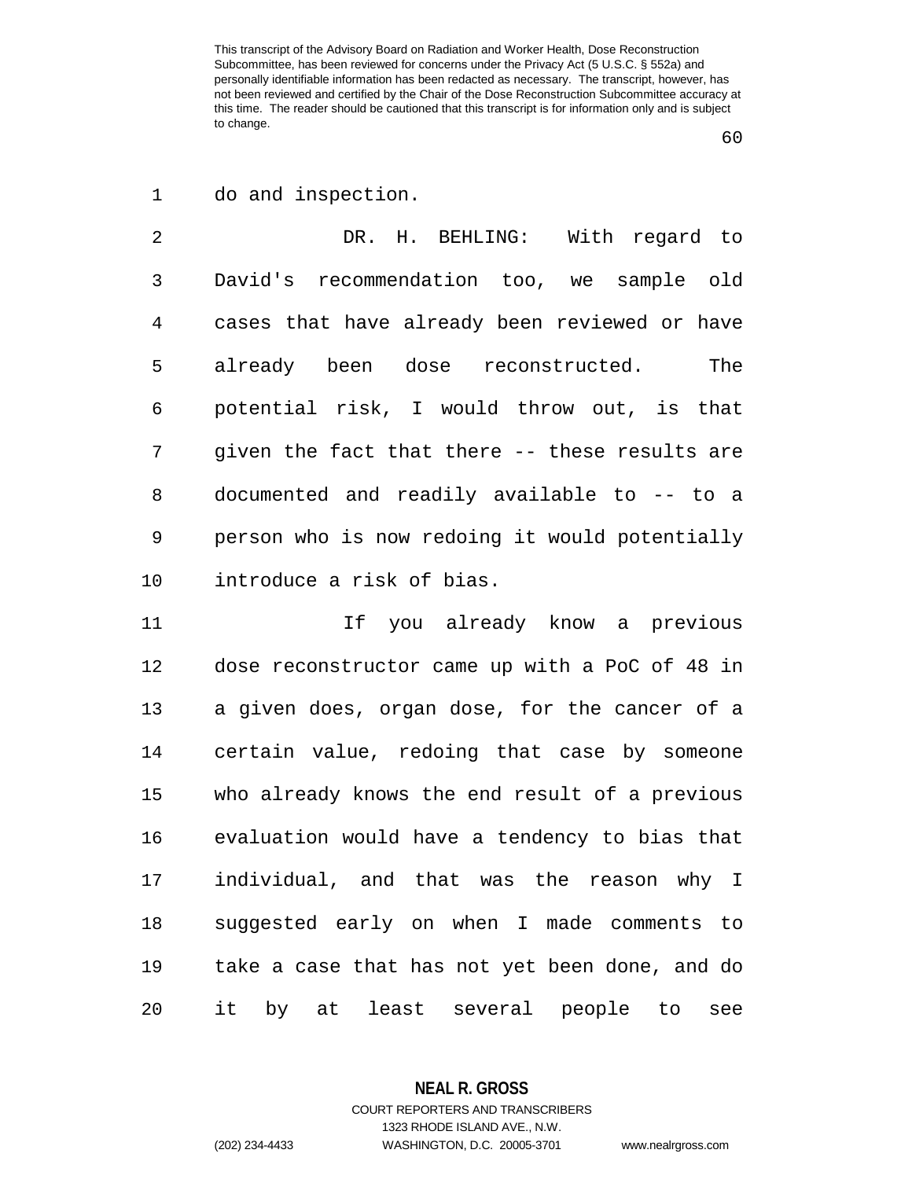do and inspection.

DR. H. BEHLING: With regard to David's recommendation too, we sample old cases that have already been reviewed or have already been dose reconstructed. The potential risk, I would throw out, is that given the fact that there -- these results are documented and readily available to -- to a person who is now redoing it would potentially introduce a risk of bias.

If you already know a previous dose reconstructor came up with a PoC of 48 in a given does, organ dose, for the cancer of a certain value, redoing that case by someone who already knows the end result of a previous evaluation would have a tendency to bias that individual, and that was the reason why I suggested early on when I made comments to take a case that has not yet been done, and do it by at least several people to see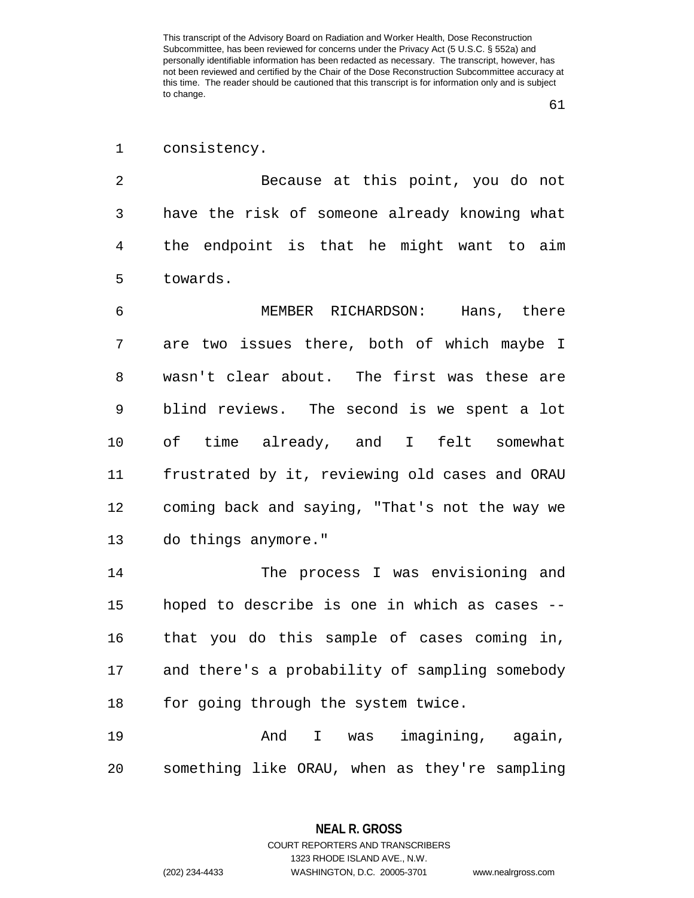consistency.

Because at this point, you do not have the risk of someone already knowing what the endpoint is that he might want to aim towards.

MEMBER RICHARDSON: Hans, there are two issues there, both of which maybe I wasn't clear about. The first was these are blind reviews. The second is we spent a lot of time already, and I felt somewhat frustrated by it, reviewing old cases and ORAU coming back and saying, "That's not the way we do things anymore."

The process I was envisioning and hoped to describe is one in which as cases -- that you do this sample of cases coming in, and there's a probability of sampling somebody for going through the system twice.

And I was imagining, again, something like ORAU, when as they're sampling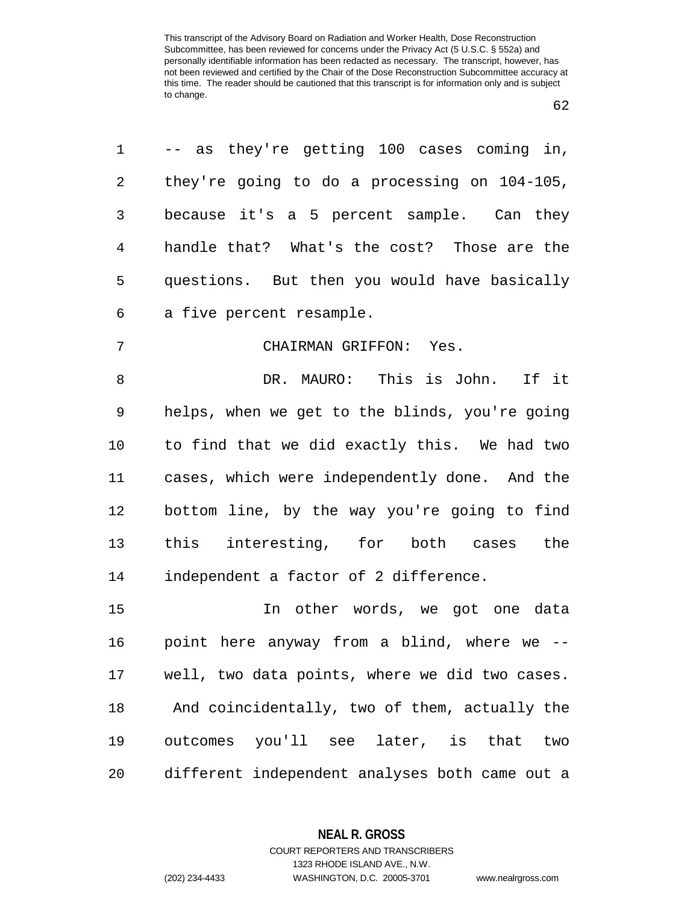-- as they're getting 100 cases coming in, they're going to do a processing on 104-105, because it's a 5 percent sample. Can they handle that? What's the cost? Those are the questions. But then you would have basically a five percent resample.

CHAIRMAN GRIFFON: Yes.

DR. MAURO: This is John. If it helps, when we get to the blinds, you're going to find that we did exactly this. We had two cases, which were independently done. And the bottom line, by the way you're going to find this interesting, for both cases the independent a factor of 2 difference.

In other words, we got one data point here anyway from a blind, where we -- well, two data points, where we did two cases. And coincidentally, two of them, actually the outcomes you'll see later, is that two different independent analyses both came out a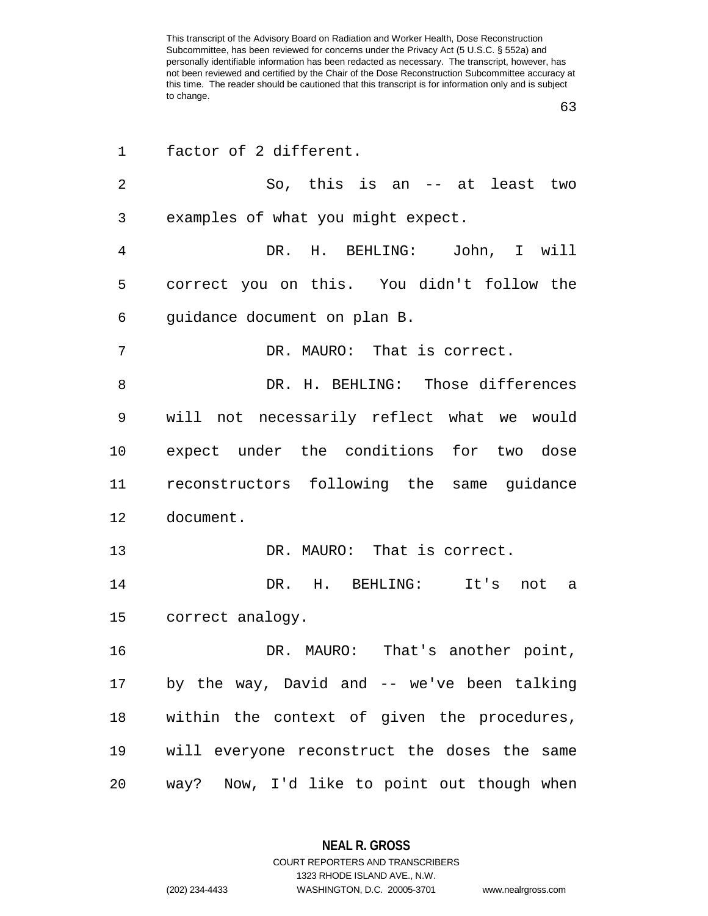factor of 2 different.

So, this is an -- at least two examples of what you might expect.

DR. H. BEHLING: John, I will correct you on this. You didn't follow the guidance document on plan B.

DR. MAURO: That is correct.

DR. H. BEHLING: Those differences will not necessarily reflect what we would expect under the conditions for two dose reconstructors following the same guidance document.

DR. MAURO: That is correct.

DR. H. BEHLING: It's not a correct analogy.

DR. MAURO: That's another point, by the way, David and -- we've been talking within the context of given the procedures, will everyone reconstruct the doses the same way? Now, I'd like to point out though when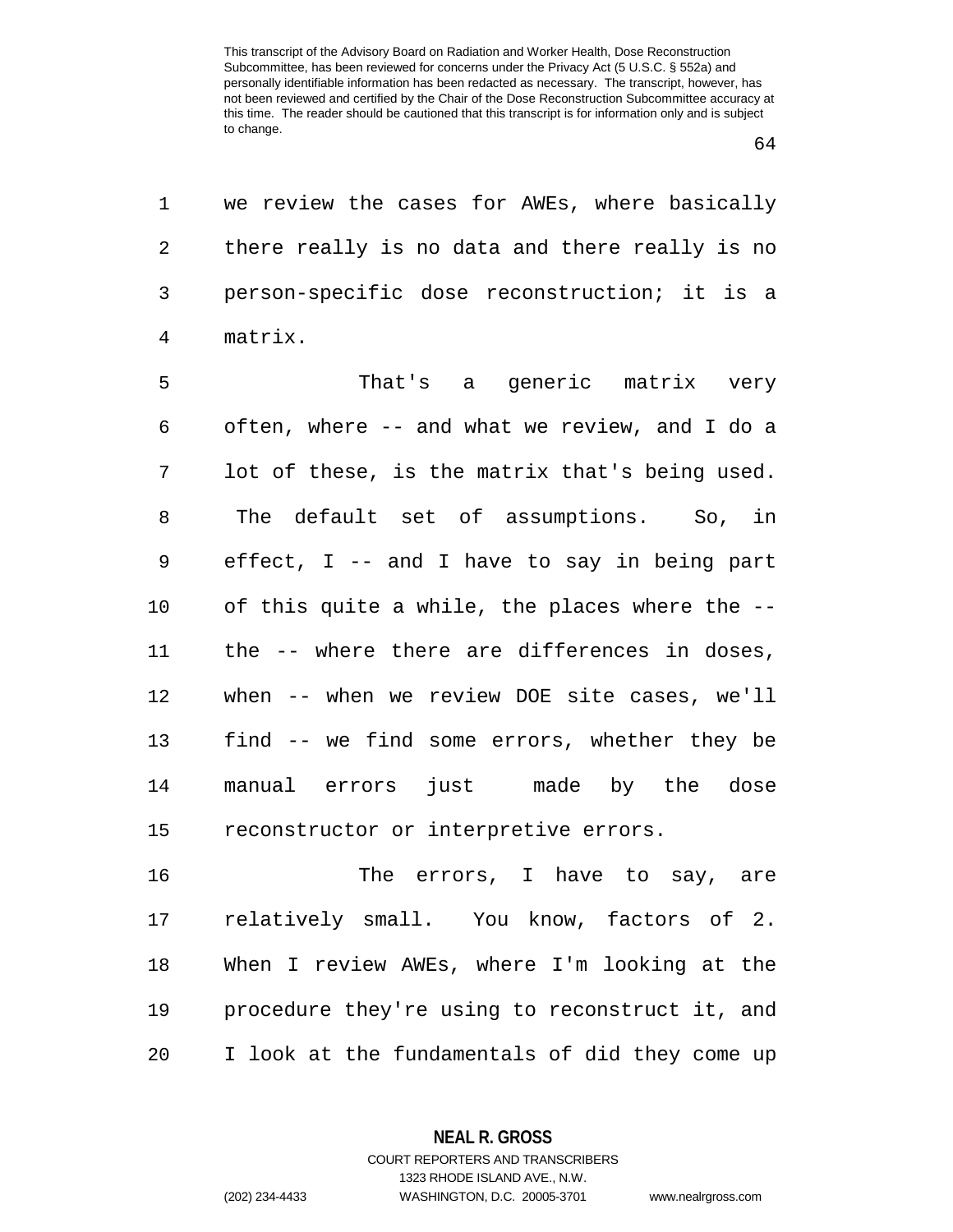we review the cases for AWEs, where basically there really is no data and there really is no person-specific dose reconstruction; it is a matrix.

That's a generic matrix very often, where -- and what we review, and I do a lot of these, is the matrix that's being used. The default set of assumptions. So, in effect, I -- and I have to say in being part of this quite a while, the places where the -- the -- where there are differences in doses, when -- when we review DOE site cases, we'll find -- we find some errors, whether they be manual errors just made by the dose reconstructor or interpretive errors.

The errors, I have to say, are relatively small. You know, factors of 2. When I review AWEs, where I'm looking at the procedure they're using to reconstruct it, and I look at the fundamentals of did they come up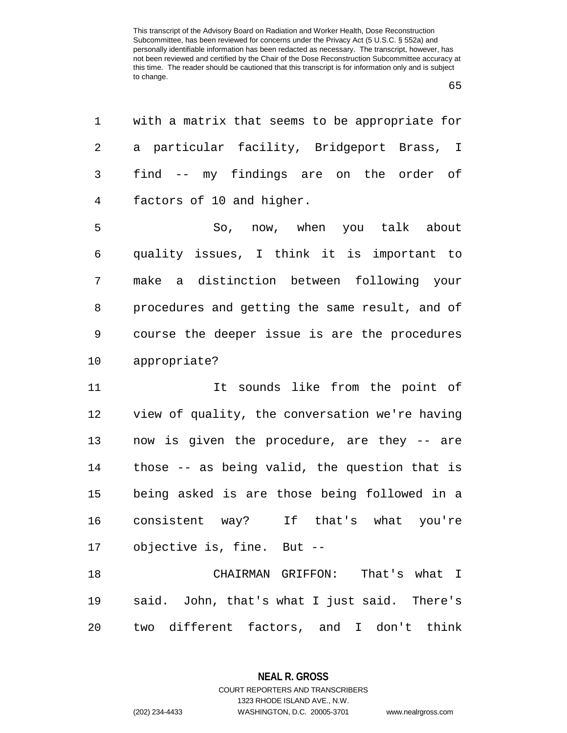with a matrix that seems to be appropriate for a particular facility, Bridgeport Brass, I find -- my findings are on the order of factors of 10 and higher.

So, now, when you talk about quality issues, I think it is important to make a distinction between following your procedures and getting the same result, and of course the deeper issue is are the procedures appropriate?

It sounds like from the point of view of quality, the conversation we're having now is given the procedure, are they -- are those -- as being valid, the question that is being asked is are those being followed in a consistent way? If that's what you're objective is, fine. But --

CHAIRMAN GRIFFON: That's what I said. John, that's what I just said. There's two different factors, and I don't think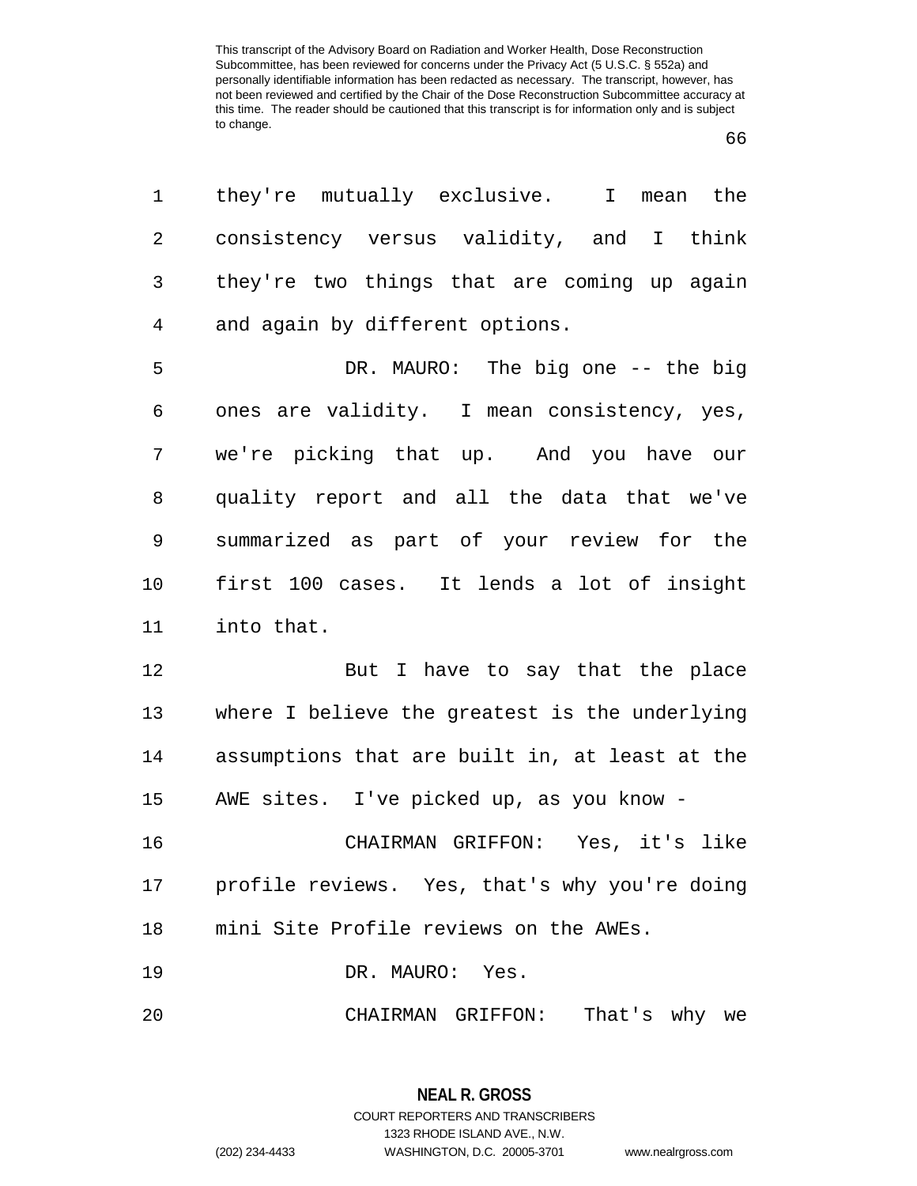This transcript of the Advisory Board on Radiation and Worker Health, Dose Reconstruction Subcommittee, has been reviewed for concerns under the Privacy Act (5 U.S.C. § 552a) and personally identifiable information has been redacted as necessary. The transcript, however, has not been reviewed and certified by the Chair of the Dose Reconstruction Subcommittee accuracy at this time. The reader should be cautioned that this transcript is for information only and is subject to change.

1 they're mutually exclusive. I mean the
2 consistency versus validity, and I think
3 they're two things that are coming up again
4 and again by different options.

5 DR. MAURO: The big one -- the big
6 ones are validity. I mean consistency, yes,
7 we're picking that up. And you have our
8 quality report and all the data that we've
9 summarized as part of your review for the
10 first 100 cases. It lends a lot of insight
11 into that.

12 But I have to say that the place
13 where I believe the greatest is the underlying
14 assumptions that are built in, at least at the
15 AWE sites. I've picked up, as you know -

16 CHAIRMAN GRIFFON: Yes, it's like
17 profile reviews. Yes, that's why you're doing
18 mini Site Profile reviews on the AWEs.

19 DR. MAURO: Yes.

20 CHAIRMAN GRIFFON: That's why we

**NEAL R. GROSS**
COURT REPORTERS AND TRANSCRIBERS
1323 RHODE ISLAND AVE., N.W.
(202) 234-4433 WASHINGTON, D.C. 20005-3701 www.nealrgross.com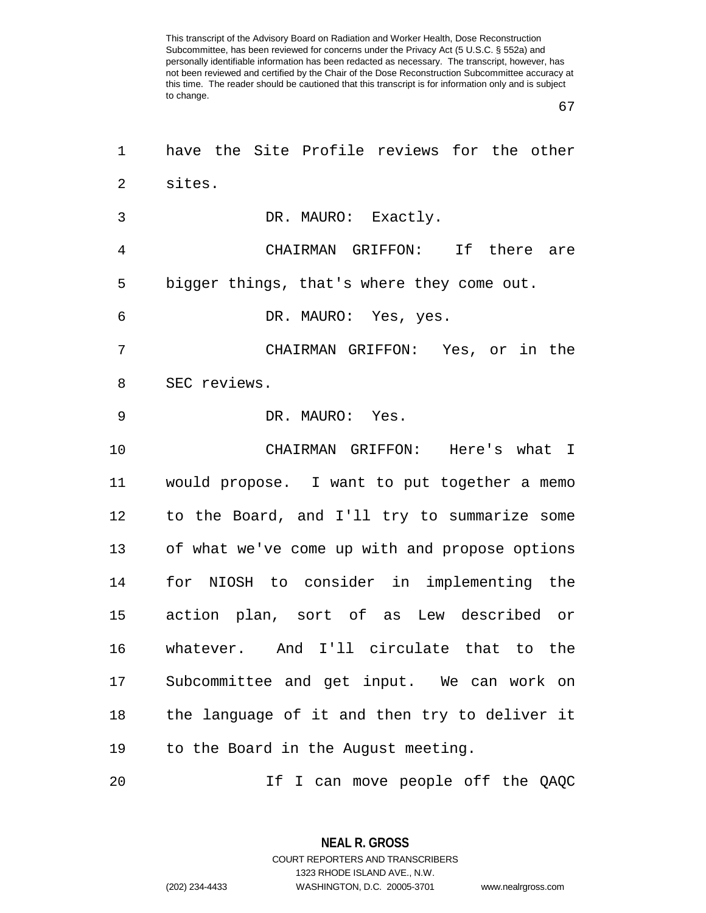have the Site Profile reviews for the other sites.

DR. MAURO: Exactly.

CHAIRMAN GRIFFON: If there are bigger things, that's where they come out.

DR. MAURO: Yes, yes.

CHAIRMAN GRIFFON: Yes, or in the SEC reviews.

DR. MAURO: Yes.

CHAIRMAN GRIFFON: Here's what I would propose. I want to put together a memo to the Board, and I'll try to summarize some of what we've come up with and propose options for NIOSH to consider in implementing the action plan, sort of as Lew described or whatever. And I'll circulate that to the Subcommittee and get input. We can work on the language of it and then try to deliver it to the Board in the August meeting.

If I can move people off the QAQC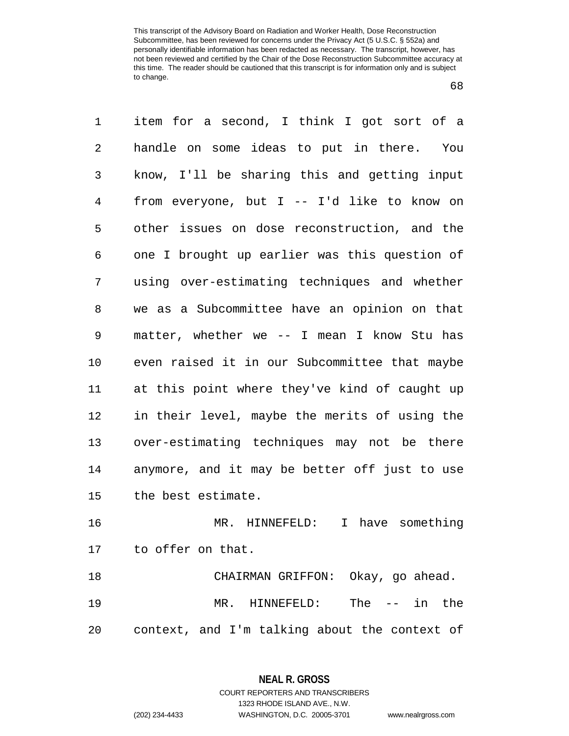item for a second, I think I got sort of a handle on some ideas to put in there. You know, I'll be sharing this and getting input from everyone, but I -- I'd like to know on other issues on dose reconstruction, and the one I brought up earlier was this question of using over-estimating techniques and whether we as a Subcommittee have an opinion on that matter, whether we -- I mean I know Stu has even raised it in our Subcommittee that maybe at this point where they've kind of caught up in their level, maybe the merits of using the over-estimating techniques may not be there anymore, and it may be better off just to use the best estimate.

MR. HINNEFELD: I have something to offer on that.

CHAIRMAN GRIFFON: Okay, go ahead.

MR. HINNEFELD: The -- in the context, and I'm talking about the context of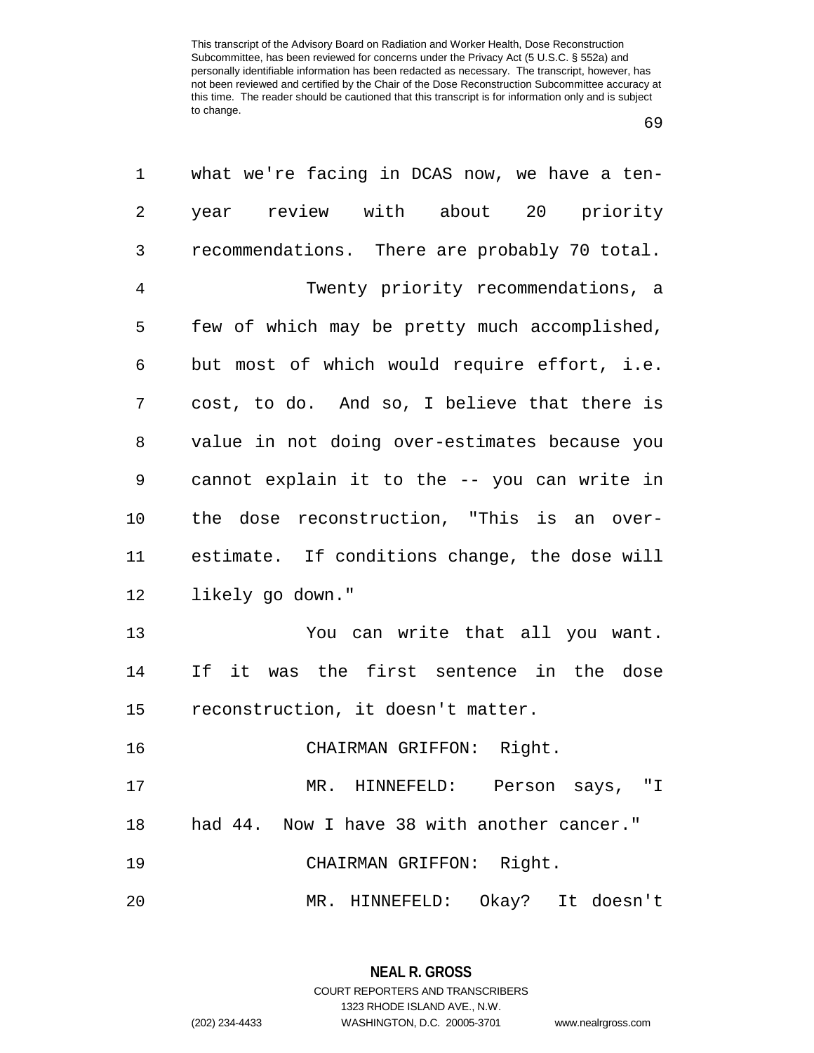what we're facing in DCAS now, we have a ten-year review with about 20 priority recommendations. There are probably 70 total.

Twenty priority recommendations, a few of which may be pretty much accomplished, but most of which would require effort, i.e. cost, to do. And so, I believe that there is value in not doing over-estimates because you cannot explain it to the -- you can write in the dose reconstruction, "This is an over-estimate. If conditions change, the dose will likely go down."

You can write that all you want. If it was the first sentence in the dose reconstruction, it doesn't matter.

CHAIRMAN GRIFFON: Right.

MR. HINNEFELD: Person says, "I had 44. Now I have 38 with another cancer."

CHAIRMAN GRIFFON: Right.

MR. HINNEFELD: Okay? It doesn't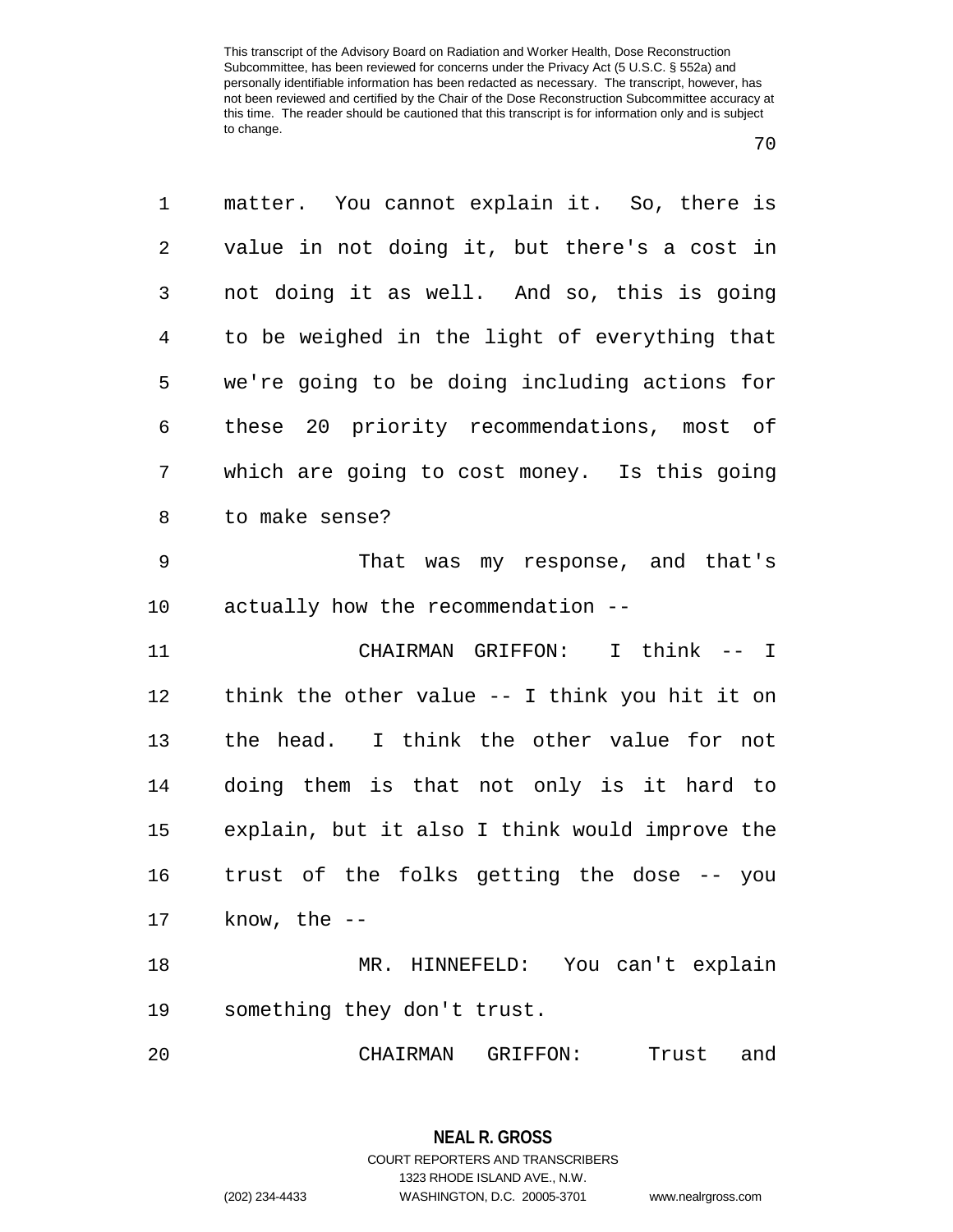matter. You cannot explain it. So, there is value in not doing it, but there's a cost in not doing it as well. And so, this is going to be weighed in the light of everything that we're going to be doing including actions for these 20 priority recommendations, most of which are going to cost money. Is this going to make sense?

That was my response, and that's actually how the recommendation --

CHAIRMAN GRIFFON: I think -- I think the other value -- I think you hit it on the head. I think the other value for not doing them is that not only is it hard to explain, but it also I think would improve the trust of the folks getting the dose -- you know, the --

MR. HINNEFELD: You can't explain something they don't trust.

CHAIRMAN GRIFFON: Trust and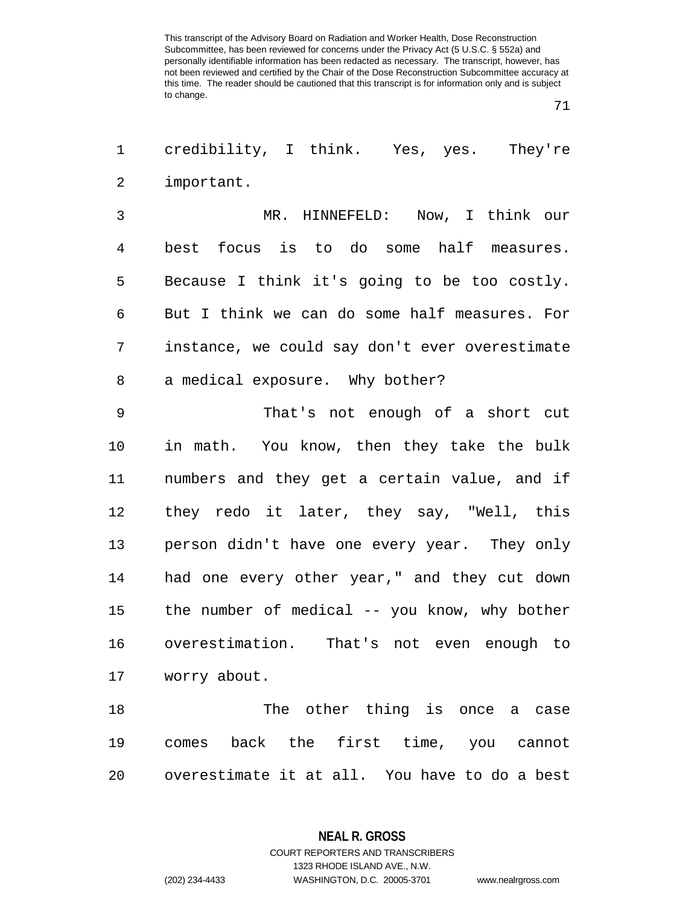credibility, I think. Yes, yes. They're important.

MR. HINNEFELD: Now, I think our best focus is to do some half measures. Because I think it's going to be too costly. But I think we can do some half measures. For instance, we could say don't ever overestimate a medical exposure. Why bother?

That's not enough of a short cut in math. You know, then they take the bulk numbers and they get a certain value, and if they redo it later, they say, "Well, this person didn't have one every year. They only had one every other year," and they cut down the number of medical -- you know, why bother overestimation. That's not even enough to worry about.

The other thing is once a case comes back the first time, you cannot overestimate it at all. You have to do a best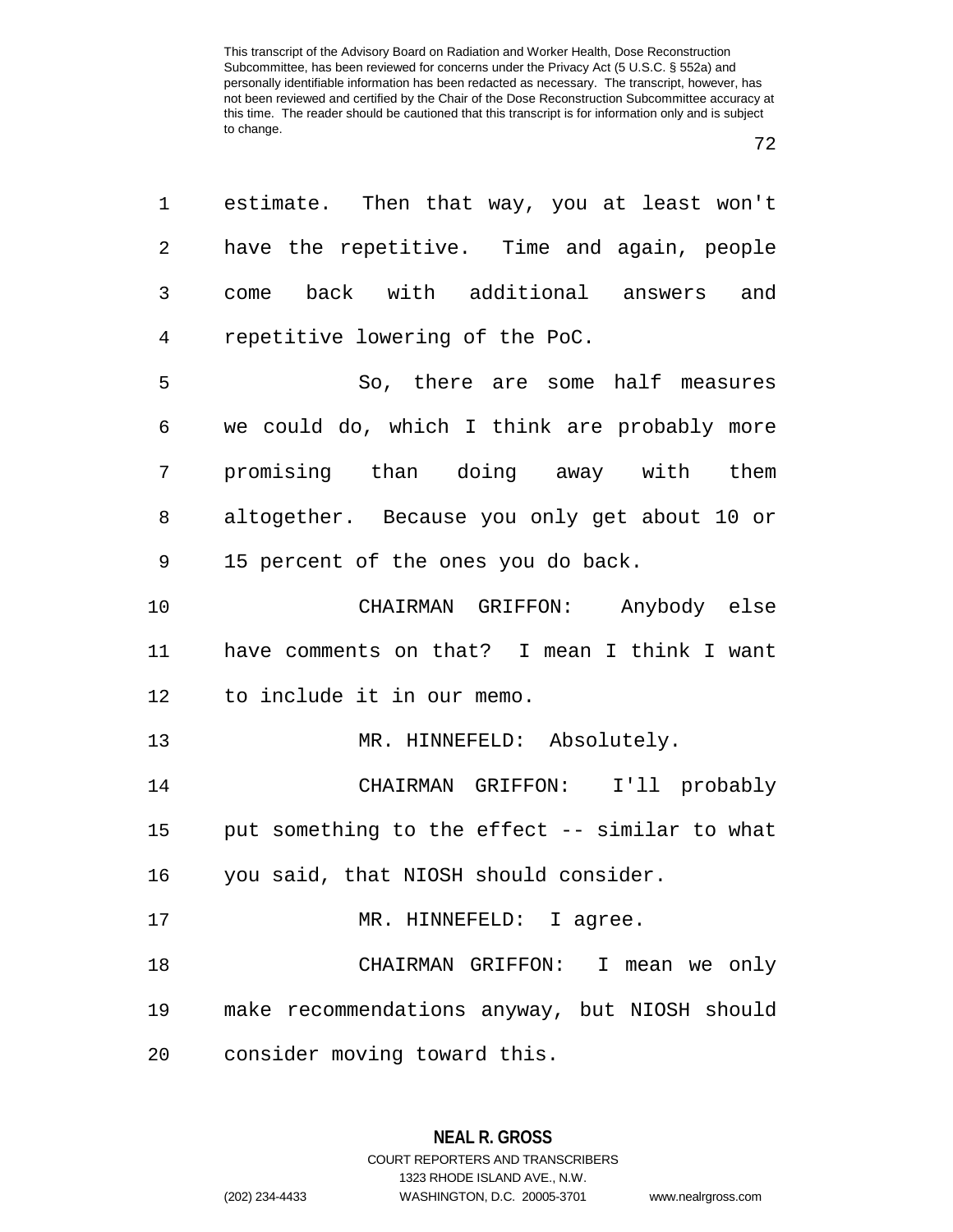estimate. Then that way, you at least won't have the repetitive. Time and again, people come back with additional answers and repetitive lowering of the PoC.

So, there are some half measures we could do, which I think are probably more promising than doing away with them altogether. Because you only get about 10 or 15 percent of the ones you do back.

CHAIRMAN GRIFFON: Anybody else have comments on that? I mean I think I want to include it in our memo.

MR. HINNEFELD: Absolutely.

CHAIRMAN GRIFFON: I'll probably put something to the effect -- similar to what you said, that NIOSH should consider.

MR. HINNEFELD: I agree.

CHAIRMAN GRIFFON: I mean we only make recommendations anyway, but NIOSH should consider moving toward this.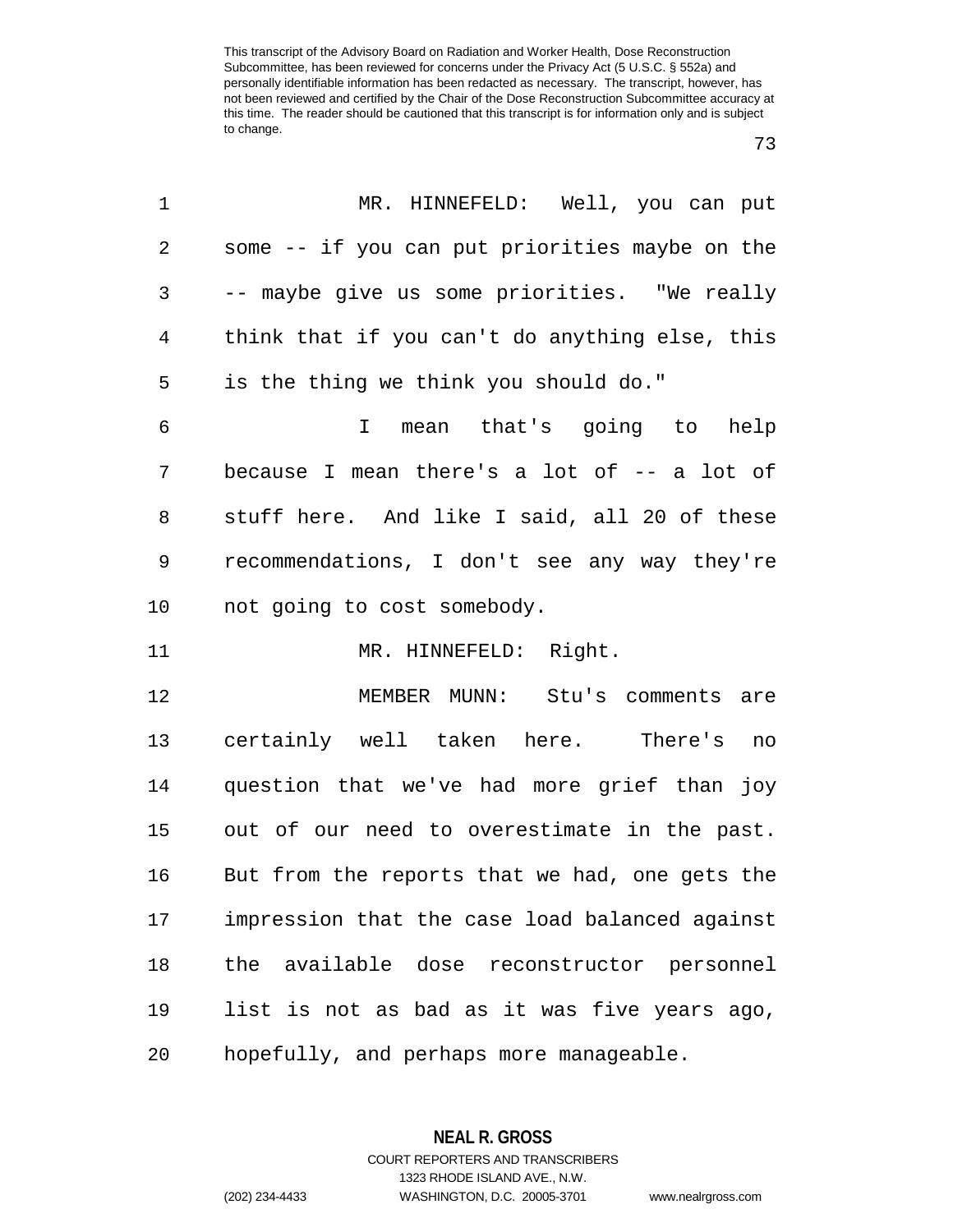MR. HINNEFELD: Well, you can put some -- if you can put priorities maybe on the -- maybe give us some priorities. "We really think that if you can't do anything else, this is the thing we think you should do."

I mean that's going to help because I mean there's a lot of -- a lot of stuff here. And like I said, all 20 of these recommendations, I don't see any way they're not going to cost somebody.

MR. HINNEFELD: Right.

MEMBER MUNN: Stu's comments are certainly well taken here. There's no question that we've had more grief than joy out of our need to overestimate in the past. But from the reports that we had, one gets the impression that the case load balanced against the available dose reconstructor personnel list is not as bad as it was five years ago, hopefully, and perhaps more manageable.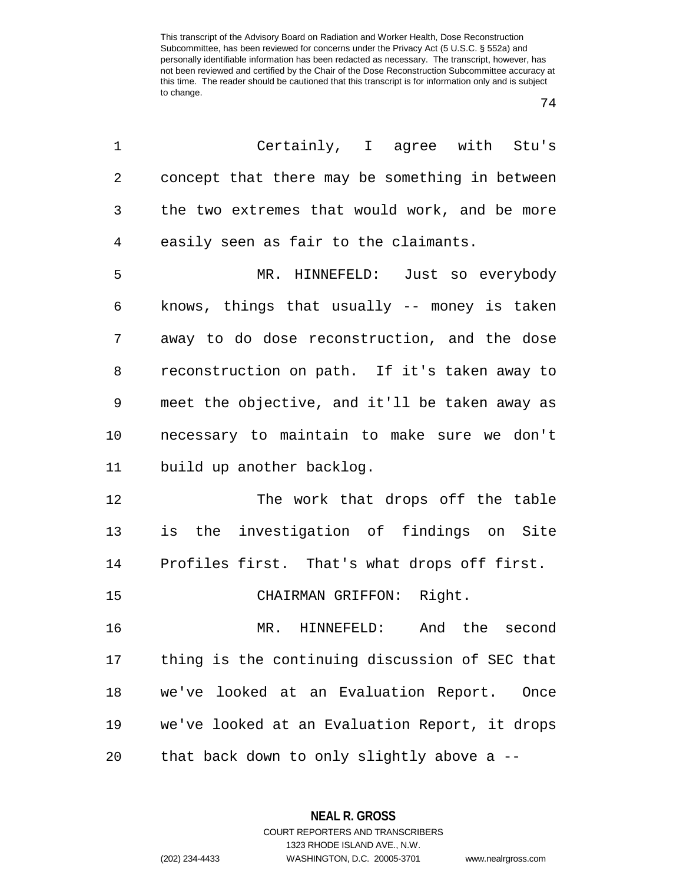Certainly, I agree with Stu's concept that there may be something in between the two extremes that would work, and be more easily seen as fair to the claimants.

MR. HINNEFELD: Just so everybody knows, things that usually -- money is taken away to do dose reconstruction, and the dose reconstruction on path. If it's taken away to meet the objective, and it'll be taken away as necessary to maintain to make sure we don't build up another backlog.

The work that drops off the table is the investigation of findings on Site Profiles first. That's what drops off first.

CHAIRMAN GRIFFON: Right.

MR. HINNEFELD: And the second thing is the continuing discussion of SEC that we've looked at an Evaluation Report. Once we've looked at an Evaluation Report, it drops that back down to only slightly above a --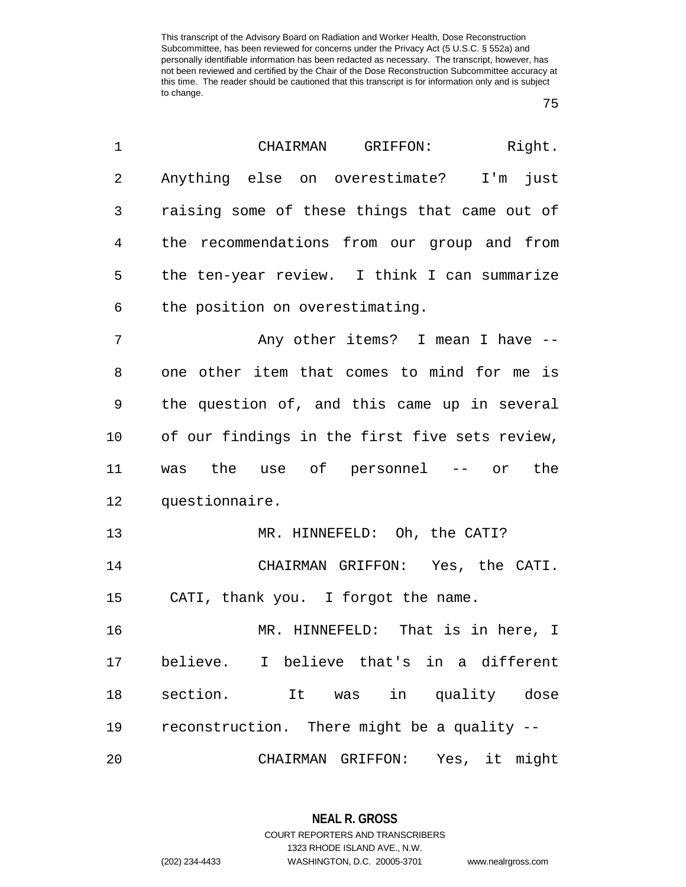This transcript of the Advisory Board on Radiation and Worker Health, Dose Reconstruction Subcommittee, has been reviewed for concerns under the Privacy Act (5 U.S.C. § 552a) and personally identifiable information has been redacted as necessary. The transcript, however, has not been reviewed and certified by the Chair of the Dose Reconstruction Subcommittee accuracy at this time. The reader should be cautioned that this transcript is for information only and is subject to change.

CHAIRMAN GRIFFON: Right. Anything else on overestimate? I'm just raising some of these things that came out of the recommendations from our group and from the ten-year review. I think I can summarize the position on overestimating.

Any other items? I mean I have -- one other item that comes to mind for me is the question of, and this came up in several of our findings in the first five sets review, was the use of personnel -- or the questionnaire.

MR. HINNEFELD: Oh, the CATI?

CHAIRMAN GRIFFON: Yes, the CATI. CATI, thank you. I forgot the name.

MR. HINNEFELD: That is in here, I believe. I believe that's in a different section. It was in quality dose reconstruction. There might be a quality --

CHAIRMAN GRIFFON: Yes, it might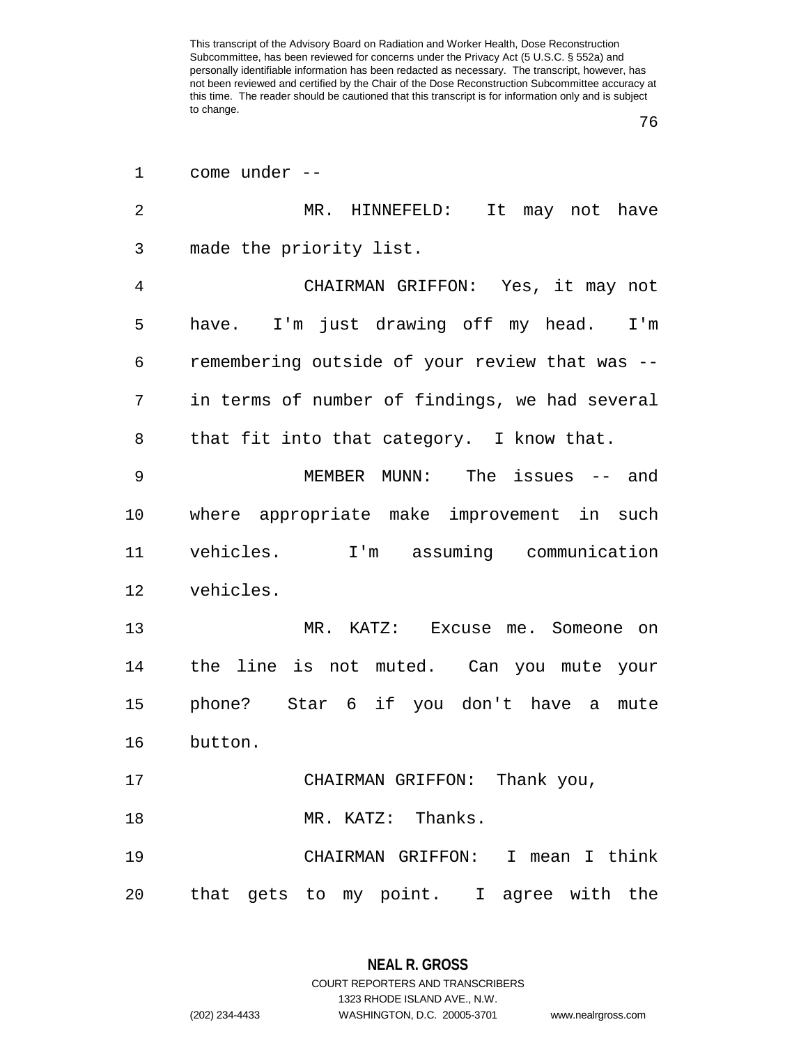come under --

MR. HINNEFELD: It may not have made the priority list.

CHAIRMAN GRIFFON: Yes, it may not have. I'm just drawing off my head. I'm remembering outside of your review that was -- in terms of number of findings, we had several that fit into that category. I know that.

MEMBER MUNN: The issues -- and where appropriate make improvement in such vehicles. I'm assuming communication vehicles.

MR. KATZ: Excuse me. Someone on the line is not muted. Can you mute your phone? Star 6 if you don't have a mute button.

CHAIRMAN GRIFFON: Thank you,

MR. KATZ: Thanks.

CHAIRMAN GRIFFON: I mean I think that gets to my point. I agree with the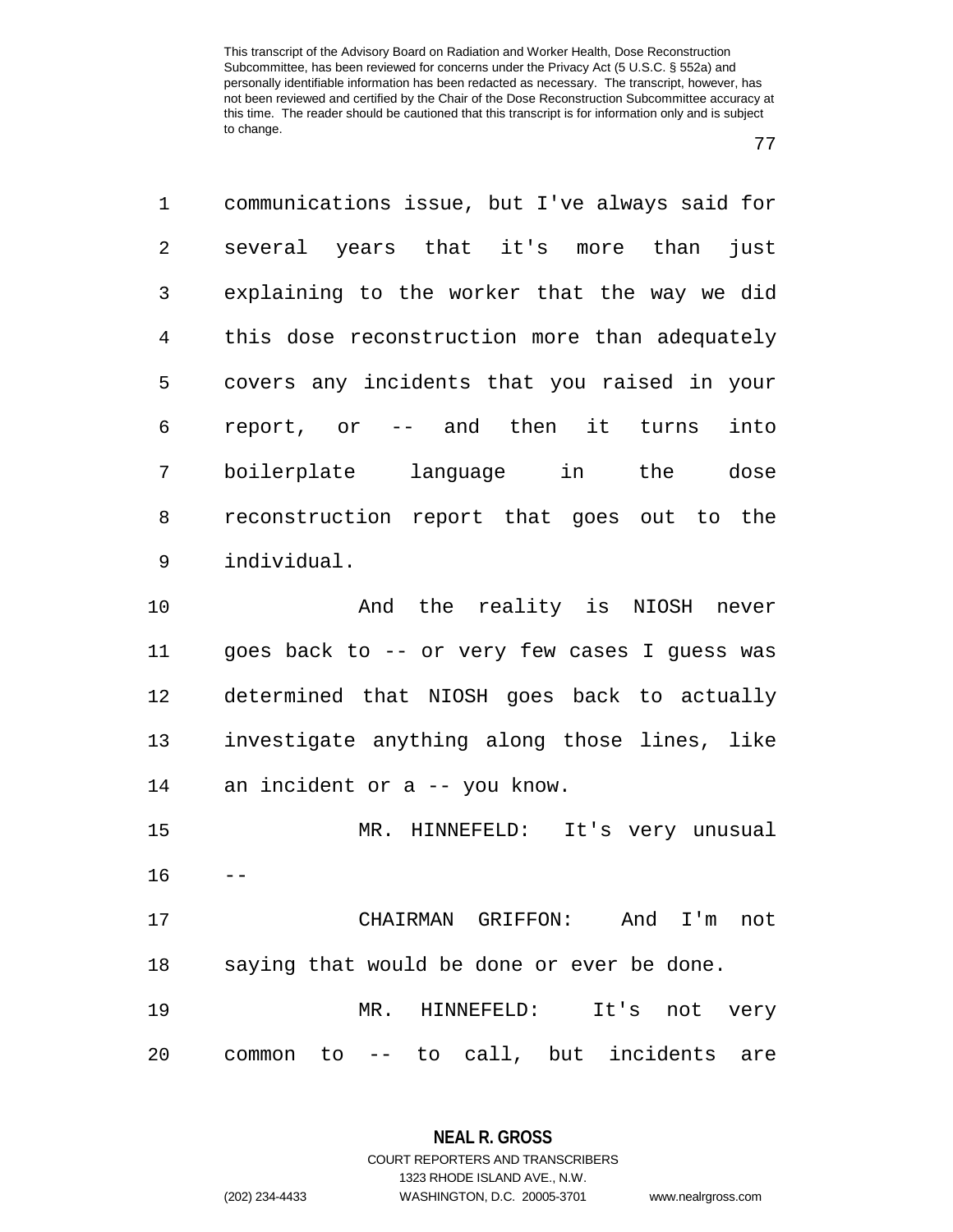communications issue, but I've always said for several years that it's more than just explaining to the worker that the way we did this dose reconstruction more than adequately covers any incidents that you raised in your report, or -- and then it turns into boilerplate language in the dose reconstruction report that goes out to the individual.

And the reality is NIOSH never goes back to -- or very few cases I guess was determined that NIOSH goes back to actually investigate anything along those lines, like an incident or a -- you know.

MR. HINNEFELD: It's very unusual --

CHAIRMAN GRIFFON: And I'm not saying that would be done or ever be done.

MR. HINNEFELD: It's not very common to -- to call, but incidents are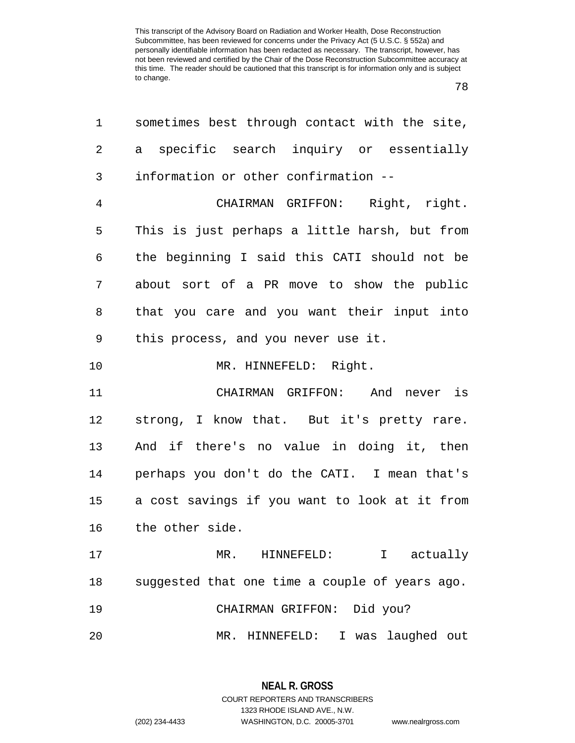sometimes best through contact with the site, a specific search inquiry or essentially information or other confirmation --

CHAIRMAN GRIFFON: Right, right. This is just perhaps a little harsh, but from the beginning I said this CATI should not be about sort of a PR move to show the public that you care and you want their input into this process, and you never use it.

MR. HINNEFELD: Right.

CHAIRMAN GRIFFON: And never is strong, I know that. But it's pretty rare. And if there's no value in doing it, then perhaps you don't do the CATI. I mean that's a cost savings if you want to look at it from the other side.

MR. HINNEFELD: I actually suggested that one time a couple of years ago.

CHAIRMAN GRIFFON: Did you?

MR. HINNEFELD: I was laughed out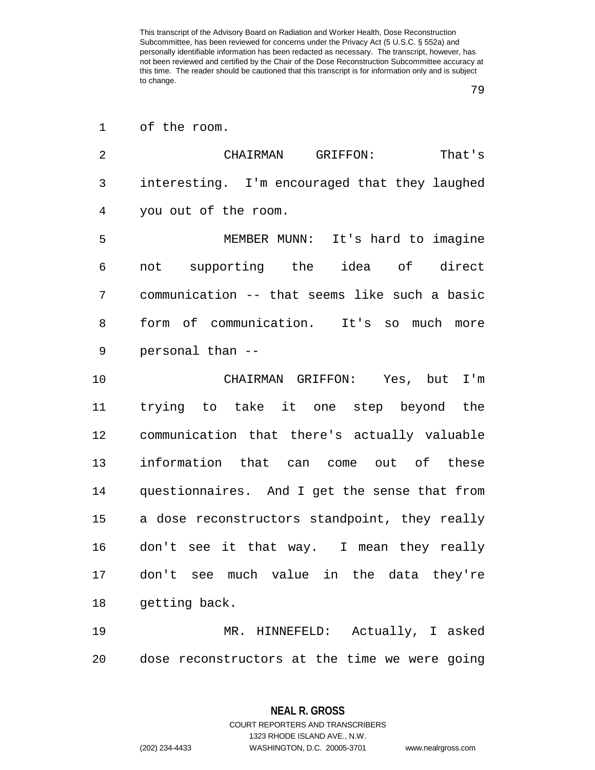of the room.

CHAIRMAN GRIFFON: That's interesting. I'm encouraged that they laughed you out of the room.

MEMBER MUNN: It's hard to imagine not supporting the idea of direct communication -- that seems like such a basic form of communication. It's so much more personal than --

CHAIRMAN GRIFFON: Yes, but I'm trying to take it one step beyond the communication that there's actually valuable information that can come out of these questionnaires. And I get the sense that from a dose reconstructors standpoint, they really don't see it that way. I mean they really don't see much value in the data they're getting back.

MR. HINNEFELD: Actually, I asked dose reconstructors at the time we were going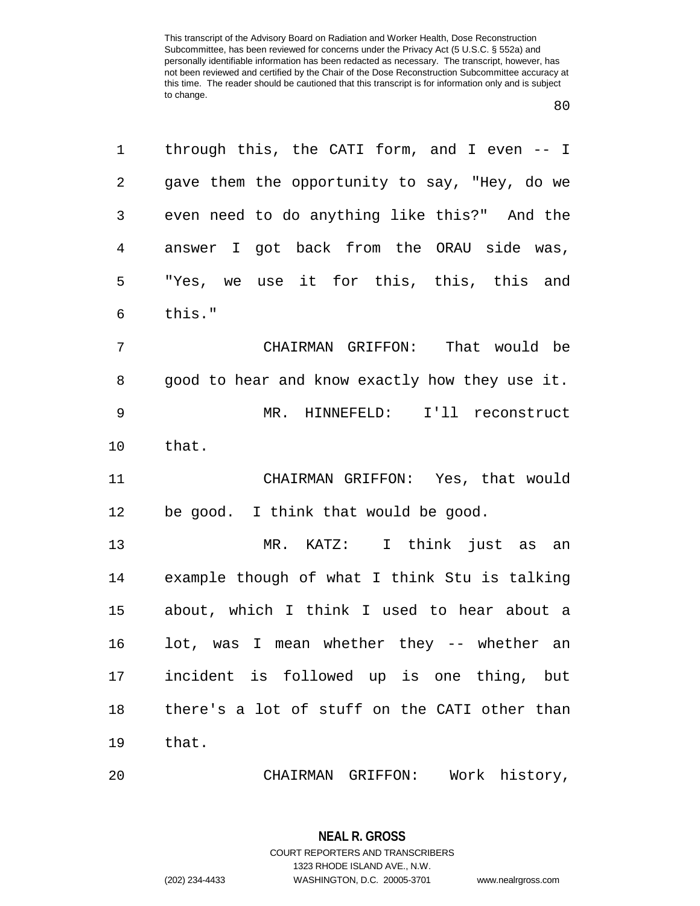through this, the CATI form, and I even -- I gave them the opportunity to say, "Hey, do we even need to do anything like this?" And the answer I got back from the ORAU side was, "Yes, we use it for this, this, this and this."

CHAIRMAN GRIFFON: That would be good to hear and know exactly how they use it.

MR. HINNEFELD: I'll reconstruct that.

CHAIRMAN GRIFFON: Yes, that would be good. I think that would be good.

MR. KATZ: I think just as an example though of what I think Stu is talking about, which I think I used to hear about a lot, was I mean whether they -- whether an incident is followed up is one thing, but there's a lot of stuff on the CATI other than that.

CHAIRMAN GRIFFON: Work history,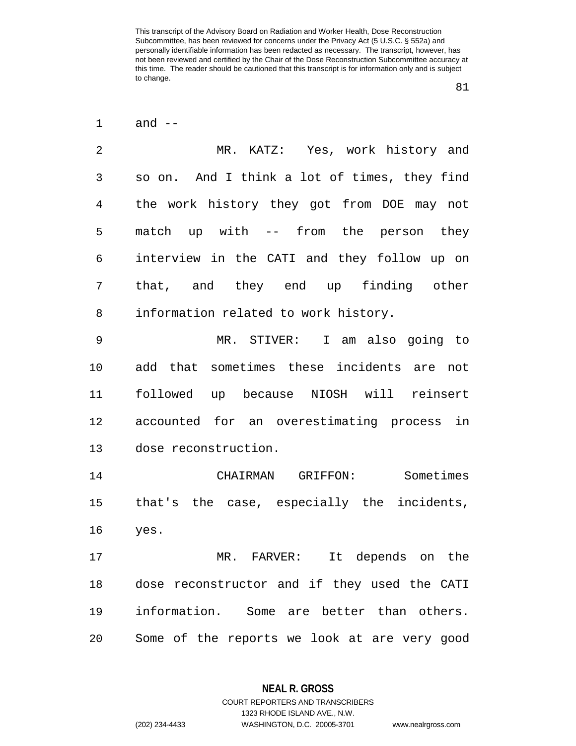and --

MR. KATZ: Yes, work history and so on. And I think a lot of times, they find the work history they got from DOE may not match up with -- from the person they interview in the CATI and they follow up on that, and they end up finding other information related to work history.

MR. STIVER: I am also going to add that sometimes these incidents are not followed up because NIOSH will reinsert accounted for an overestimating process in dose reconstruction.

CHAIRMAN GRIFFON: Sometimes that's the case, especially the incidents, yes.

MR. FARVER: It depends on the dose reconstructor and if they used the CATI information. Some are better than others. Some of the reports we look at are very good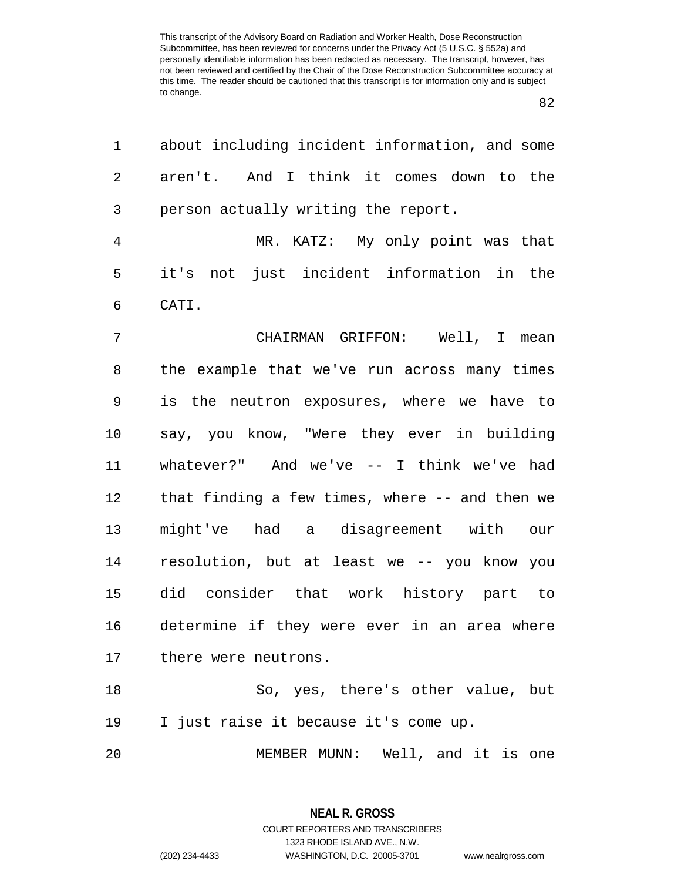about including incident information, and some aren't. And I think it comes down to the person actually writing the report.

MR. KATZ: My only point was that it's not just incident information in the CATI.

CHAIRMAN GRIFFON: Well, I mean the example that we've run across many times is the neutron exposures, where we have to say, you know, "Were they ever in building whatever?" And we've -- I think we've had that finding a few times, where -- and then we might've had a disagreement with our resolution, but at least we -- you know you did consider that work history part to determine if they were ever in an area where there were neutrons.

So, yes, there's other value, but I just raise it because it's come up.

MEMBER MUNN: Well, and it is one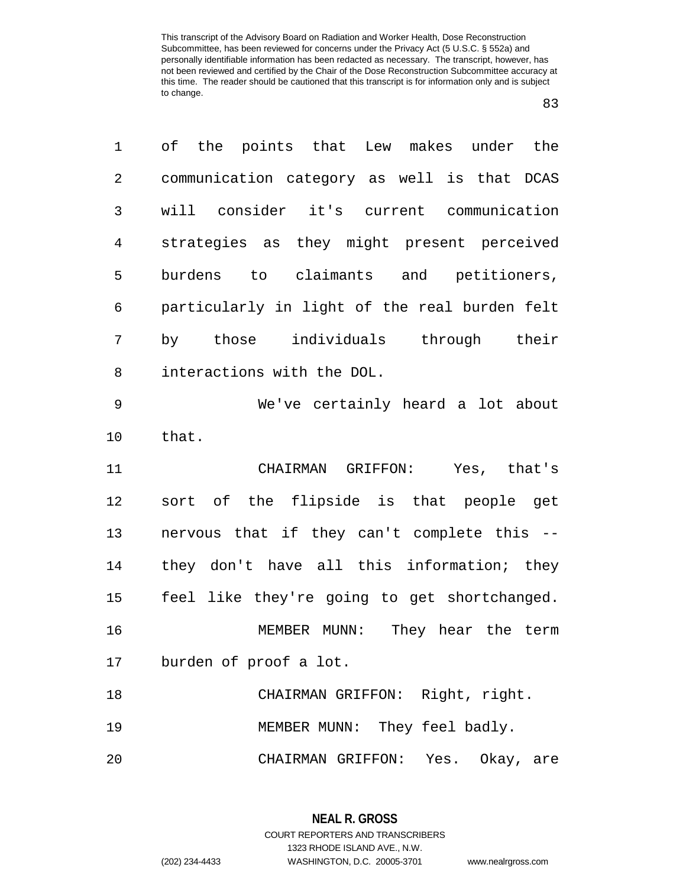of the points that Lew makes under the communication category as well is that DCAS will consider it's current communication strategies as they might present perceived burdens to claimants and petitioners, particularly in light of the real burden felt by those individuals through their interactions with the DOL.

We've certainly heard a lot about that.

CHAIRMAN GRIFFON: Yes, that's sort of the flipside is that people get nervous that if they can't complete this -- they don't have all this information; they feel like they're going to get shortchanged.

MEMBER MUNN: They hear the term burden of proof a lot.

CHAIRMAN GRIFFON: Right, right.

MEMBER MUNN: They feel badly.

CHAIRMAN GRIFFON: Yes. Okay, are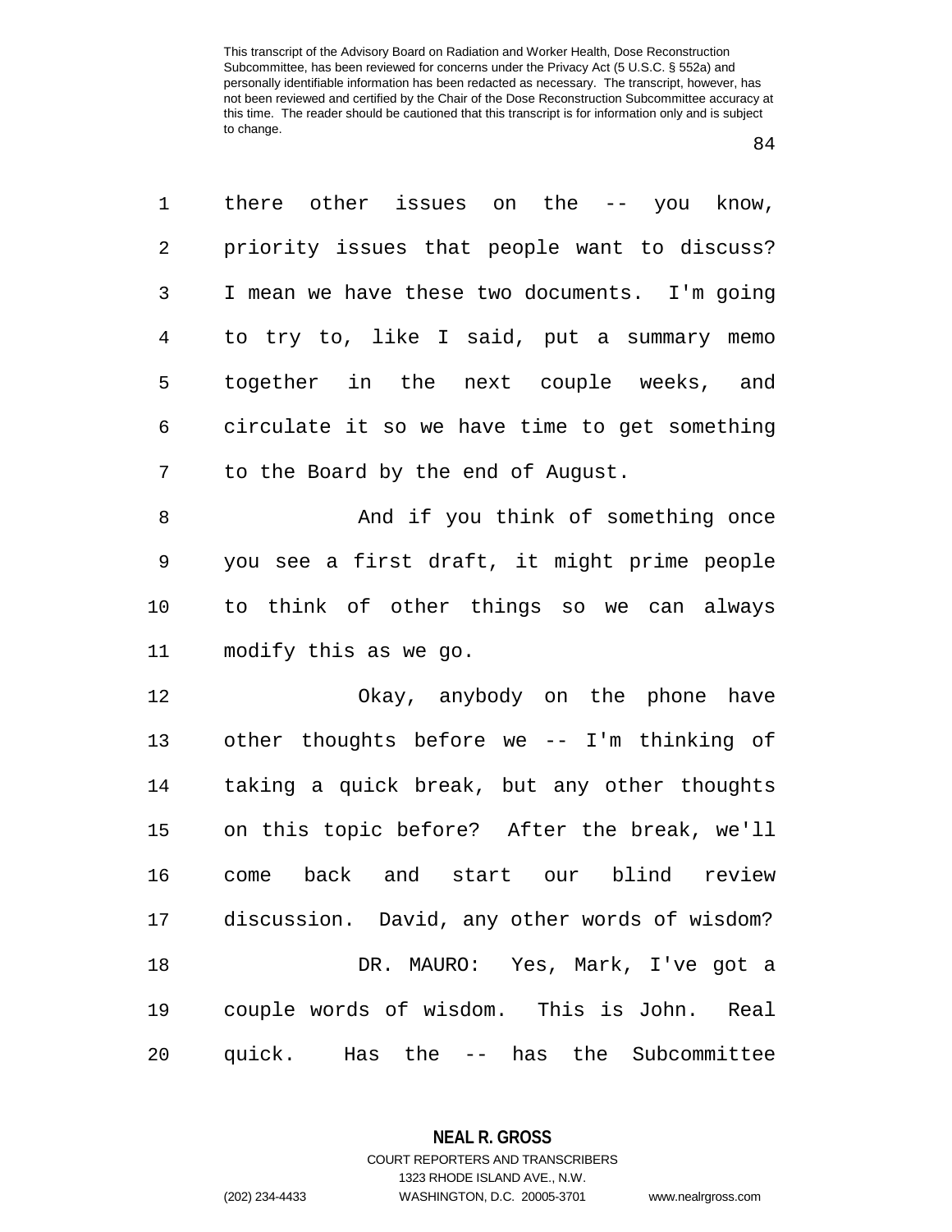there other issues on the -- you know, priority issues that people want to discuss? I mean we have these two documents. I'm going to try to, like I said, put a summary memo together in the next couple weeks, and circulate it so we have time to get something to the Board by the end of August.

And if you think of something once you see a first draft, it might prime people to think of other things so we can always modify this as we go.

Okay, anybody on the phone have other thoughts before we -- I'm thinking of taking a quick break, but any other thoughts on this topic before? After the break, we'll come back and start our blind review discussion. David, any other words of wisdom?

DR. MAURO: Yes, Mark, I've got a couple words of wisdom. This is John. Real quick. Has the -- has the Subcommittee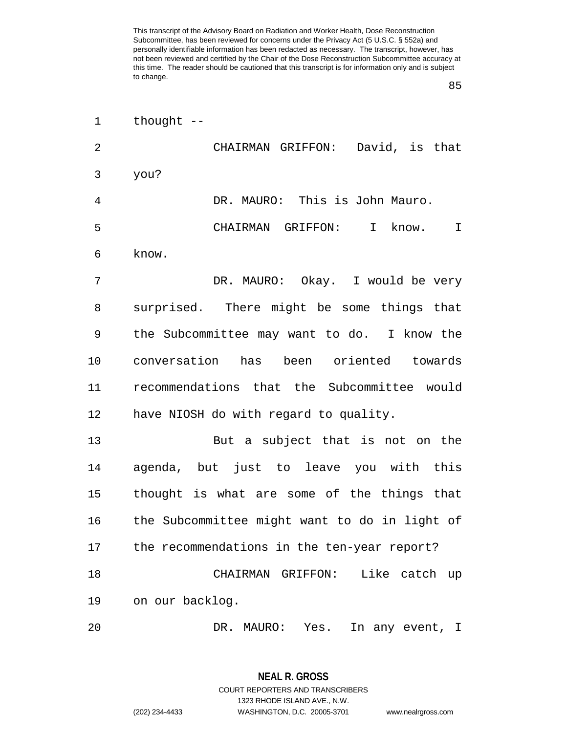thought --

CHAIRMAN GRIFFON: David, is that you?

DR. MAURO: This is John Mauro.

CHAIRMAN GRIFFON: I know. I know.

DR. MAURO: Okay. I would be very surprised. There might be some things that the Subcommittee may want to do. I know the conversation has been oriented towards recommendations that the Subcommittee would have NIOSH do with regard to quality.

But a subject that is not on the agenda, but just to leave you with this thought is what are some of the things that the Subcommittee might want to do in light of the recommendations in the ten-year report?

CHAIRMAN GRIFFON: Like catch up on our backlog.

DR. MAURO: Yes. In any event, I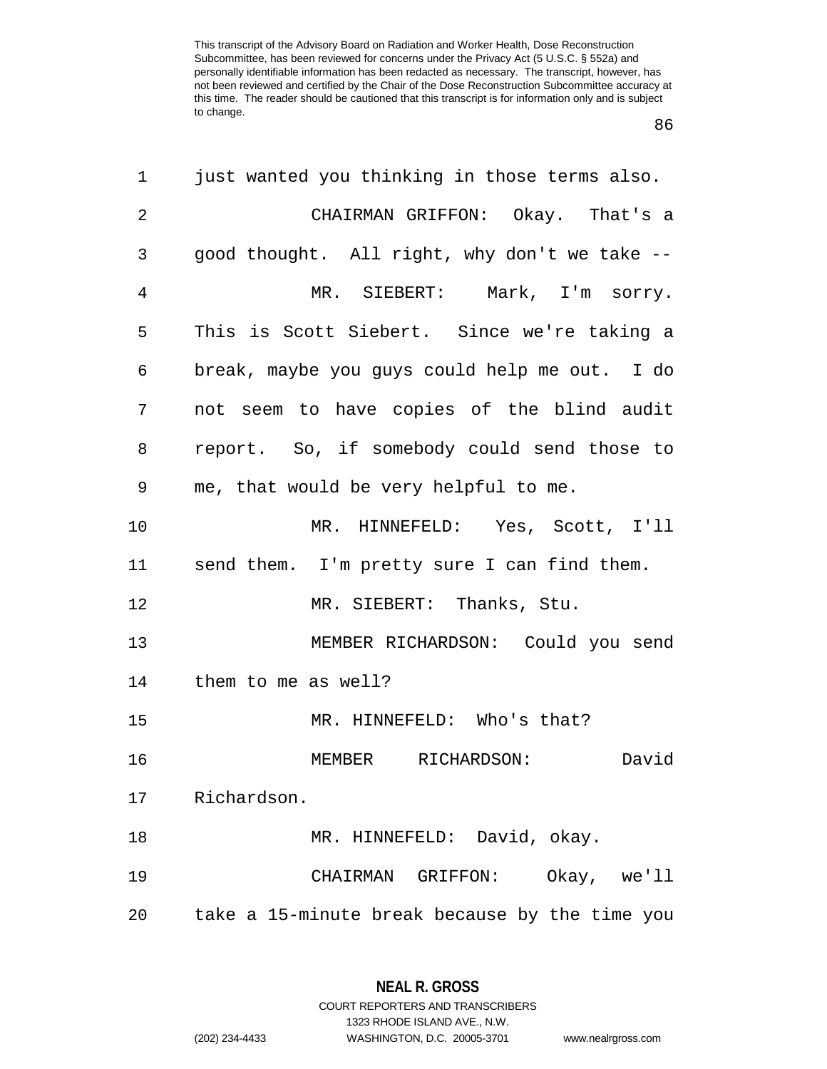just wanted you thinking in those terms also.

CHAIRMAN GRIFFON: Okay. That's a good thought. All right, why don't we take --

MR. SIEBERT: Mark, I'm sorry. This is Scott Siebert. Since we're taking a break, maybe you guys could help me out. I do not seem to have copies of the blind audit report. So, if somebody could send those to me, that would be very helpful to me.

MR. HINNEFELD: Yes, Scott, I'll send them. I'm pretty sure I can find them.

MR. SIEBERT: Thanks, Stu.

MEMBER RICHARDSON: Could you send them to me as well?

MR. HINNEFELD: Who's that?

MEMBER RICHARDSON: David Richardson.

MR. HINNEFELD: David, okay.

CHAIRMAN GRIFFON: Okay, we'll take a 15-minute break because by the time you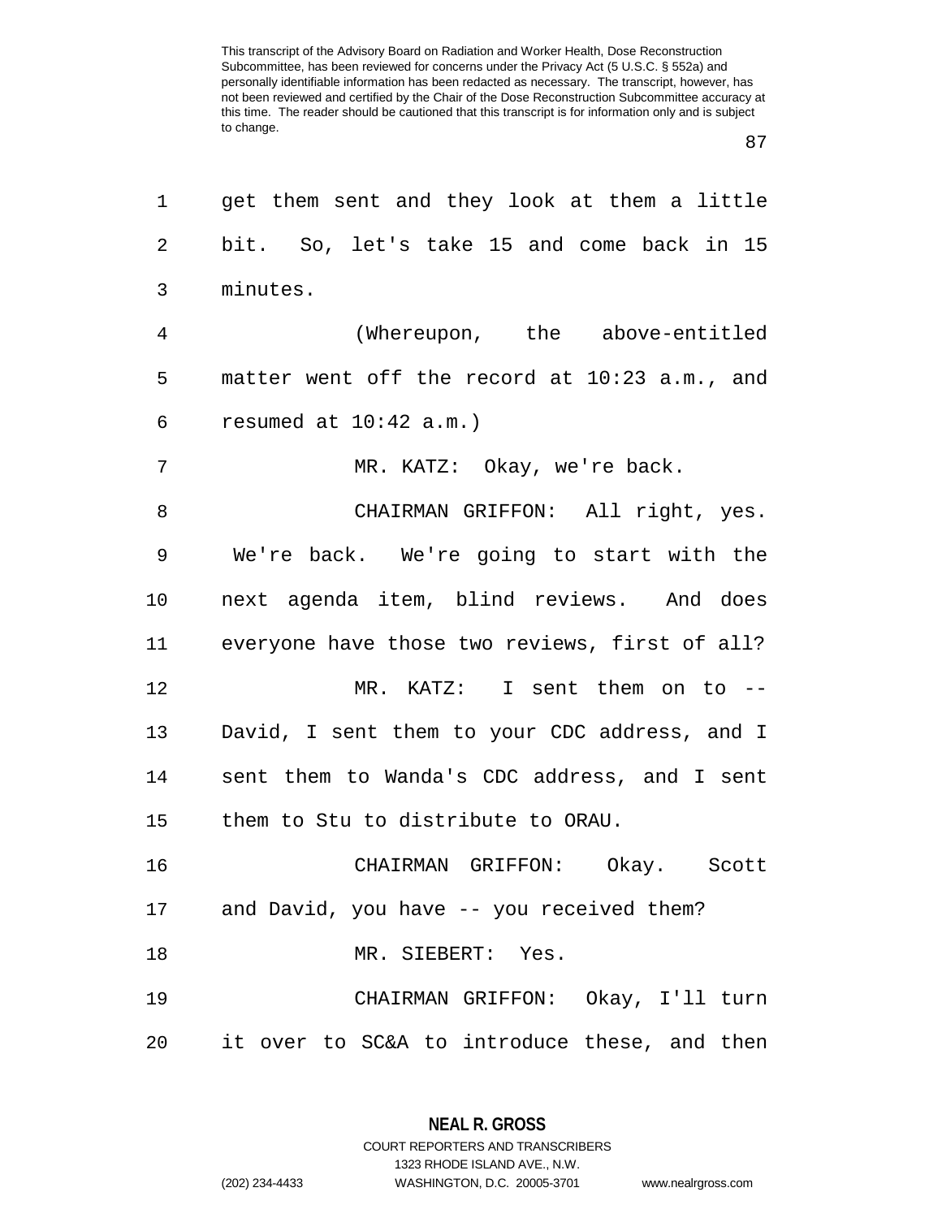get them sent and they look at them a little bit. So, let's take 15 and come back in 15 minutes.

(Whereupon, the above-entitled matter went off the record at 10:23 a.m., and resumed at 10:42 a.m.)

MR. KATZ: Okay, we're back.

CHAIRMAN GRIFFON: All right, yes. We're back. We're going to start with the next agenda item, blind reviews. And does everyone have those two reviews, first of all?

MR. KATZ: I sent them on to -- David, I sent them to your CDC address, and I sent them to Wanda's CDC address, and I sent them to Stu to distribute to ORAU.

CHAIRMAN GRIFFON: Okay. Scott and David, you have -- you received them?

MR. SIEBERT: Yes.

CHAIRMAN GRIFFON: Okay, I'll turn it over to SC&A to introduce these, and then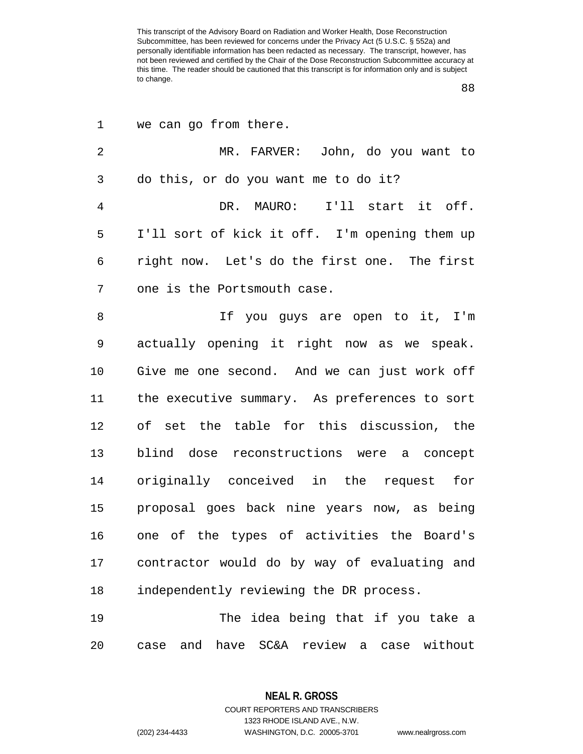we can go from there.

MR. FARVER: John, do you want to do this, or do you want me to do it?

DR. MAURO: I'll start it off. I'll sort of kick it off. I'm opening them up right now. Let's do the first one. The first one is the Portsmouth case.

If you guys are open to it, I'm actually opening it right now as we speak. Give me one second. And we can just work off the executive summary. As preferences to sort of set the table for this discussion, the blind dose reconstructions were a concept originally conceived in the request for proposal goes back nine years now, as being one of the types of activities the Board's contractor would do by way of evaluating and independently reviewing the DR process.

The idea being that if you take a case and have SC&A review a case without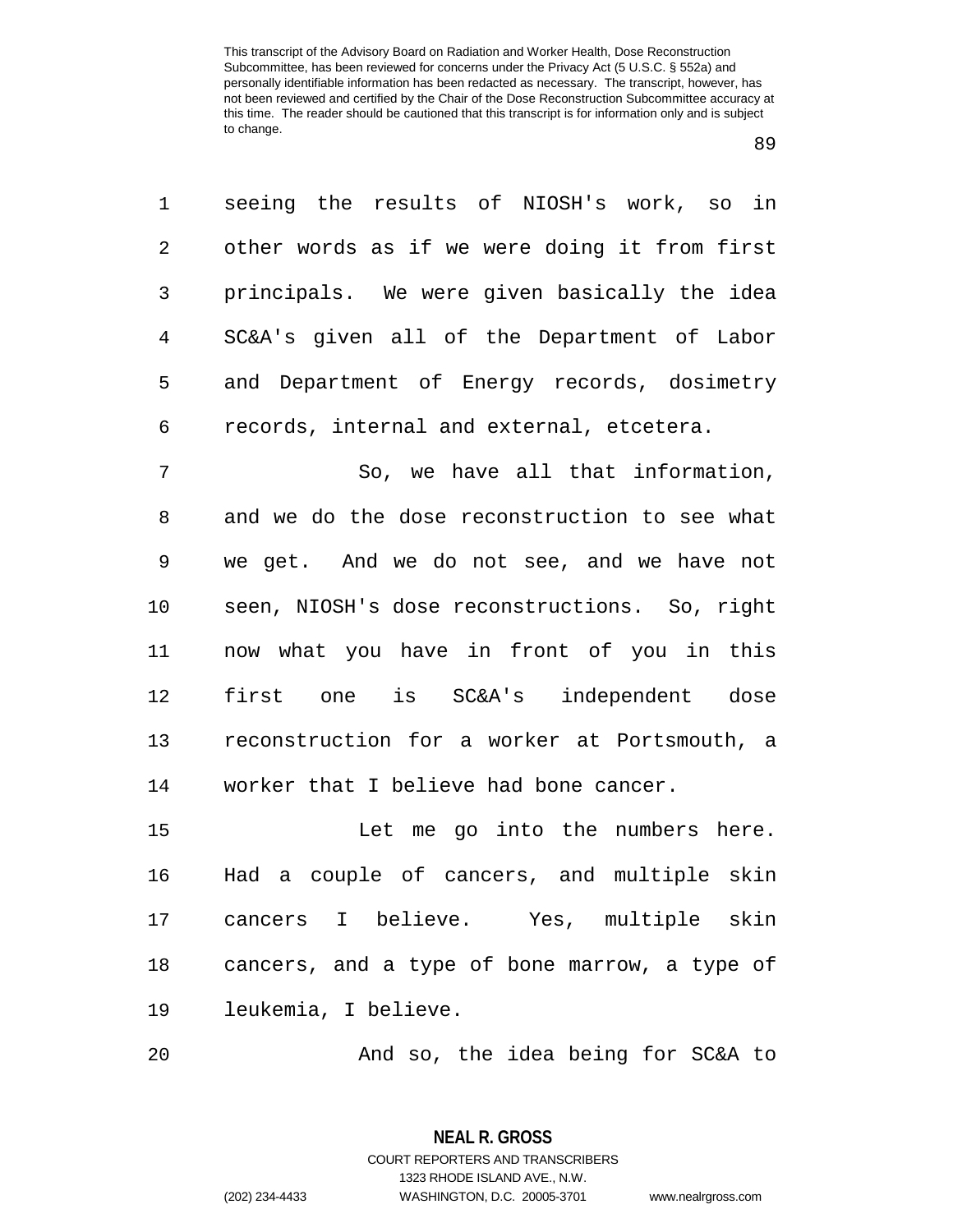seeing the results of NIOSH's work, so in other words as if we were doing it from first principals. We were given basically the idea SC&A's given all of the Department of Labor and Department of Energy records, dosimetry records, internal and external, etcetera.

So, we have all that information, and we do the dose reconstruction to see what we get. And we do not see, and we have not seen, NIOSH's dose reconstructions. So, right now what you have in front of you in this first one is SC&A's independent dose reconstruction for a worker at Portsmouth, a worker that I believe had bone cancer.

Let me go into the numbers here. Had a couple of cancers, and multiple skin cancers I believe. Yes, multiple skin cancers, and a type of bone marrow, a type of leukemia, I believe.

And so, the idea being for SC&A to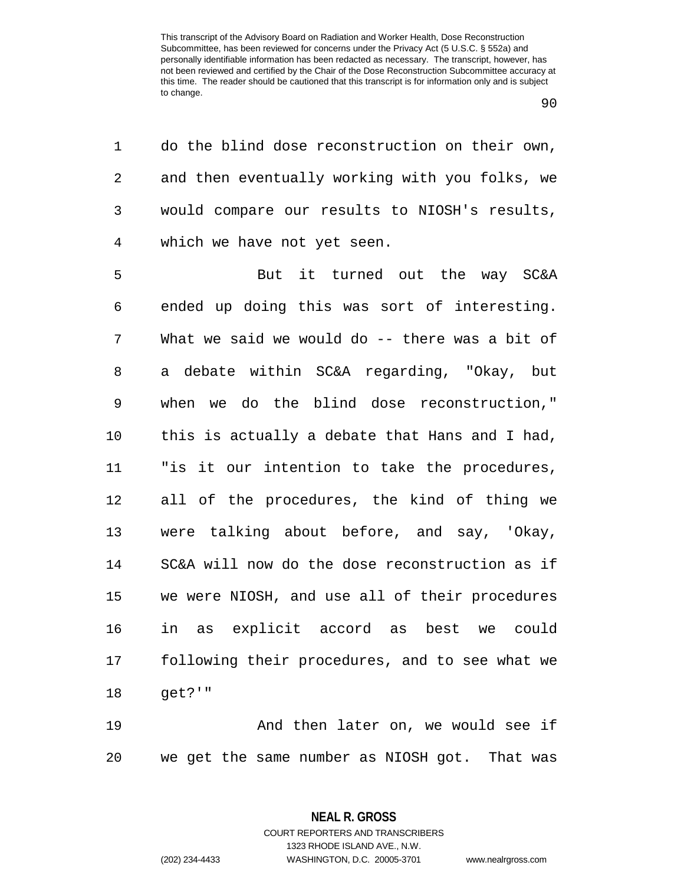do the blind dose reconstruction on their own, and then eventually working with you folks, we would compare our results to NIOSH's results, which we have not yet seen.

But it turned out the way SC&A ended up doing this was sort of interesting. What we said we would do -- there was a bit of a debate within SC&A regarding, "Okay, but when we do the blind dose reconstruction," this is actually a debate that Hans and I had, "is it our intention to take the procedures, all of the procedures, the kind of thing we were talking about before, and say, 'Okay, SC&A will now do the dose reconstruction as if we were NIOSH, and use all of their procedures in as explicit accord as best we could following their procedures, and to see what we get?'"

And then later on, we would see if we get the same number as NIOSH got. That was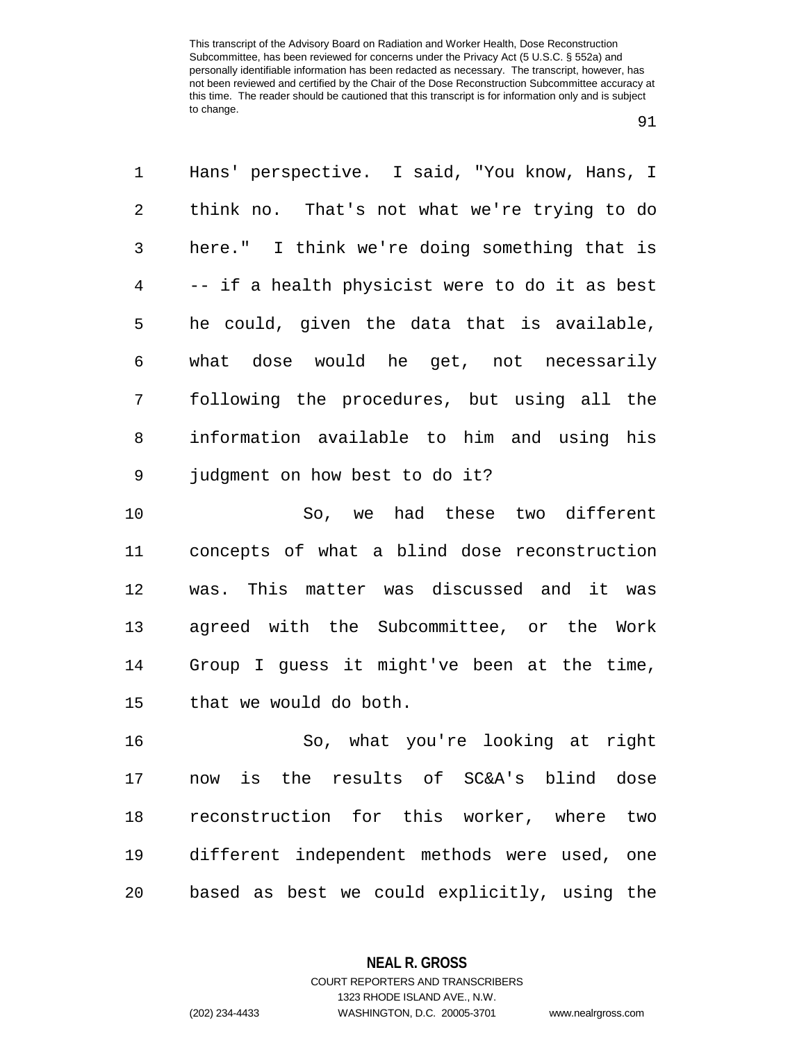Hans' perspective. I said, "You know, Hans, I think no. That's not what we're trying to do here." I think we're doing something that is -- if a health physicist were to do it as best he could, given the data that is available, what dose would he get, not necessarily following the procedures, but using all the information available to him and using his judgment on how best to do it?

So, we had these two different concepts of what a blind dose reconstruction was. This matter was discussed and it was agreed with the Subcommittee, or the Work Group I guess it might've been at the time, that we would do both.

So, what you're looking at right now is the results of SC&A's blind dose reconstruction for this worker, where two different independent methods were used, one based as best we could explicitly, using the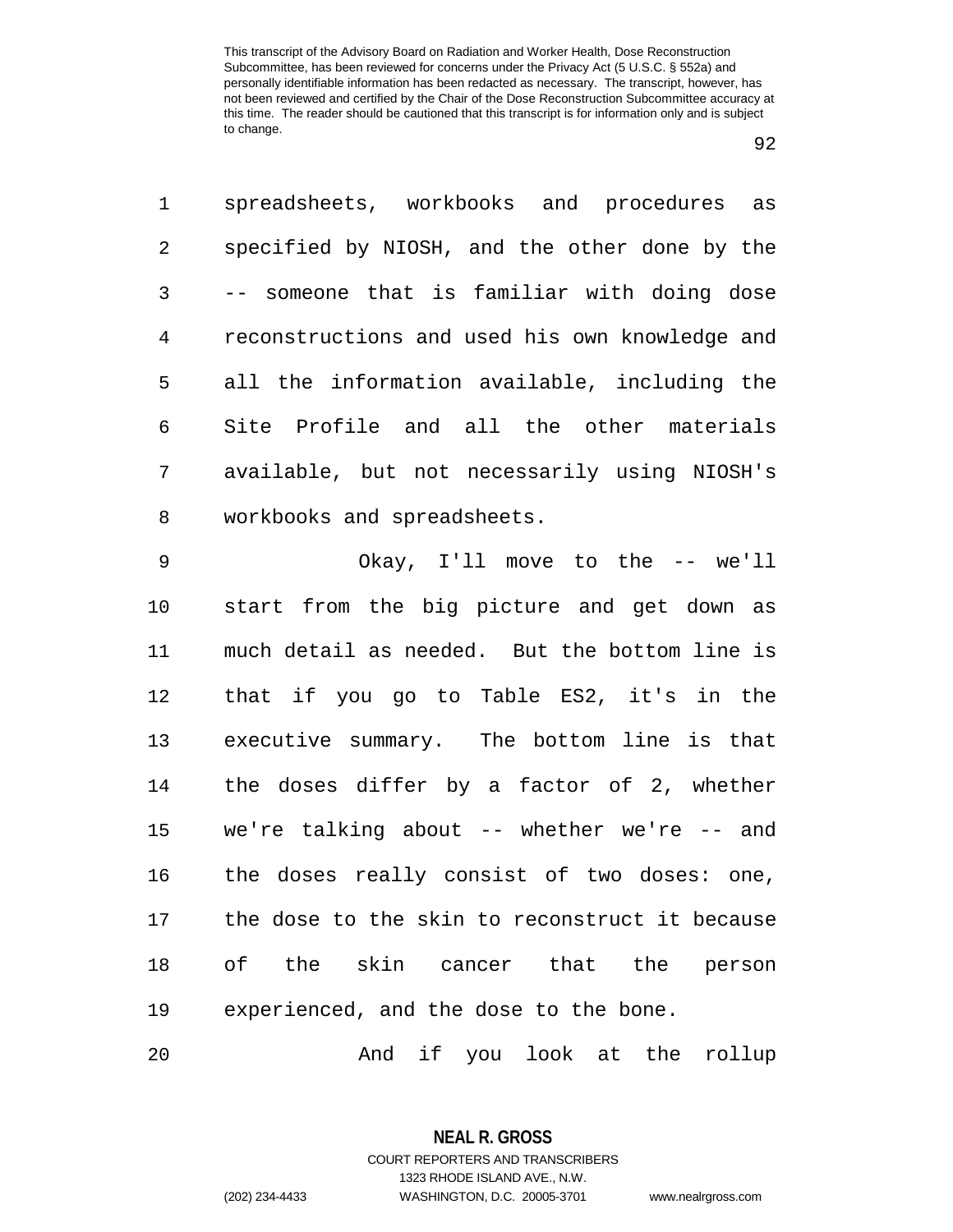spreadsheets, workbooks and procedures as specified by NIOSH, and the other done by the -- someone that is familiar with doing dose reconstructions and used his own knowledge and all the information available, including the Site Profile and all the other materials available, but not necessarily using NIOSH's workbooks and spreadsheets.

Okay, I'll move to the -- we'll start from the big picture and get down as much detail as needed. But the bottom line is that if you go to Table ES2, it's in the executive summary. The bottom line is that the doses differ by a factor of 2, whether we're talking about -- whether we're -- and the doses really consist of two doses: one, the dose to the skin to reconstruct it because of the skin cancer that the person experienced, and the dose to the bone.

And if you look at the rollup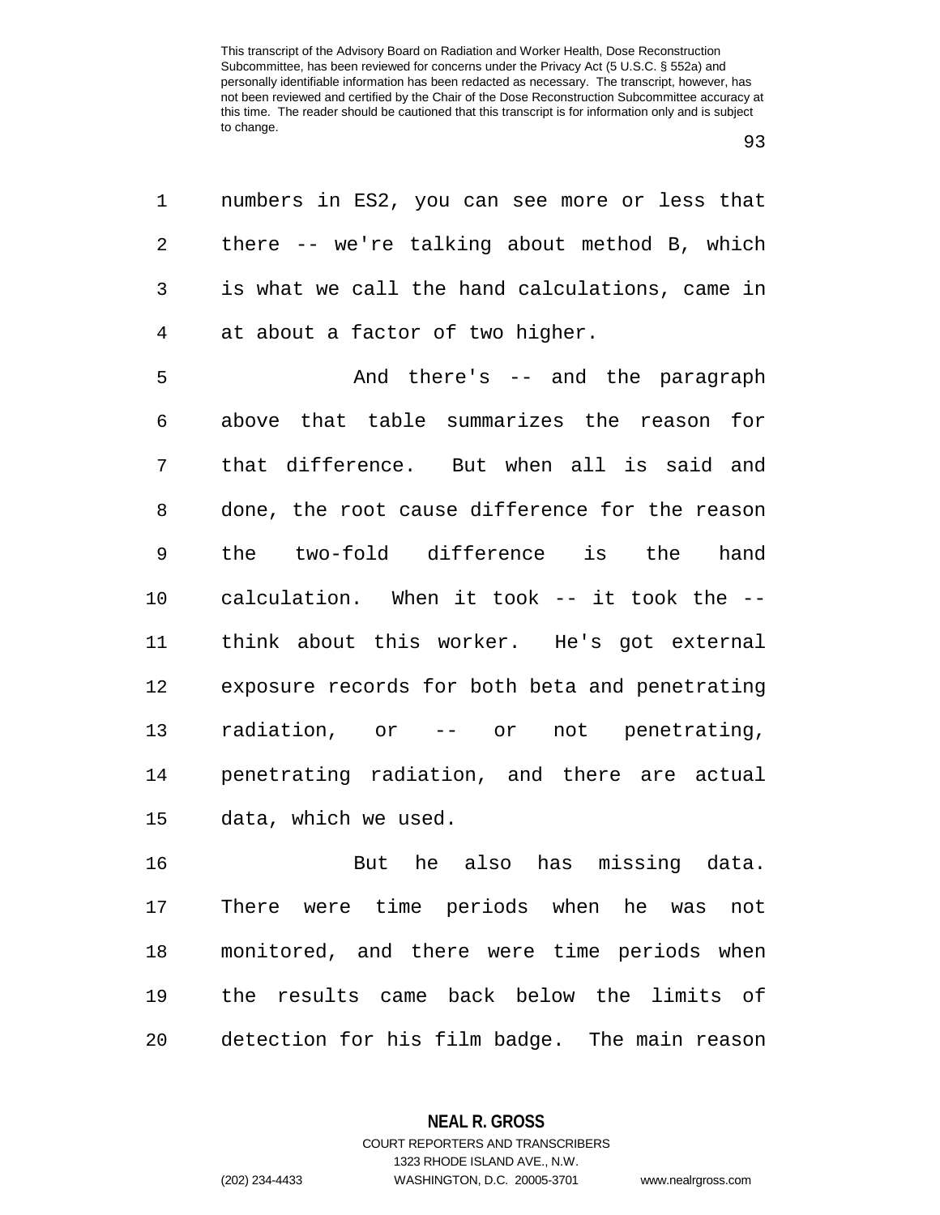numbers in ES2, you can see more or less that there -- we're talking about method B, which is what we call the hand calculations, came in at about a factor of two higher.

And there's -- and the paragraph above that table summarizes the reason for that difference. But when all is said and done, the root cause difference for the reason the two-fold difference is the hand calculation. When it took -- it took the -- think about this worker. He's got external exposure records for both beta and penetrating radiation, or -- or not penetrating, penetrating radiation, and there are actual data, which we used.

But he also has missing data. There were time periods when he was not monitored, and there were time periods when the results came back below the limits of detection for his film badge. The main reason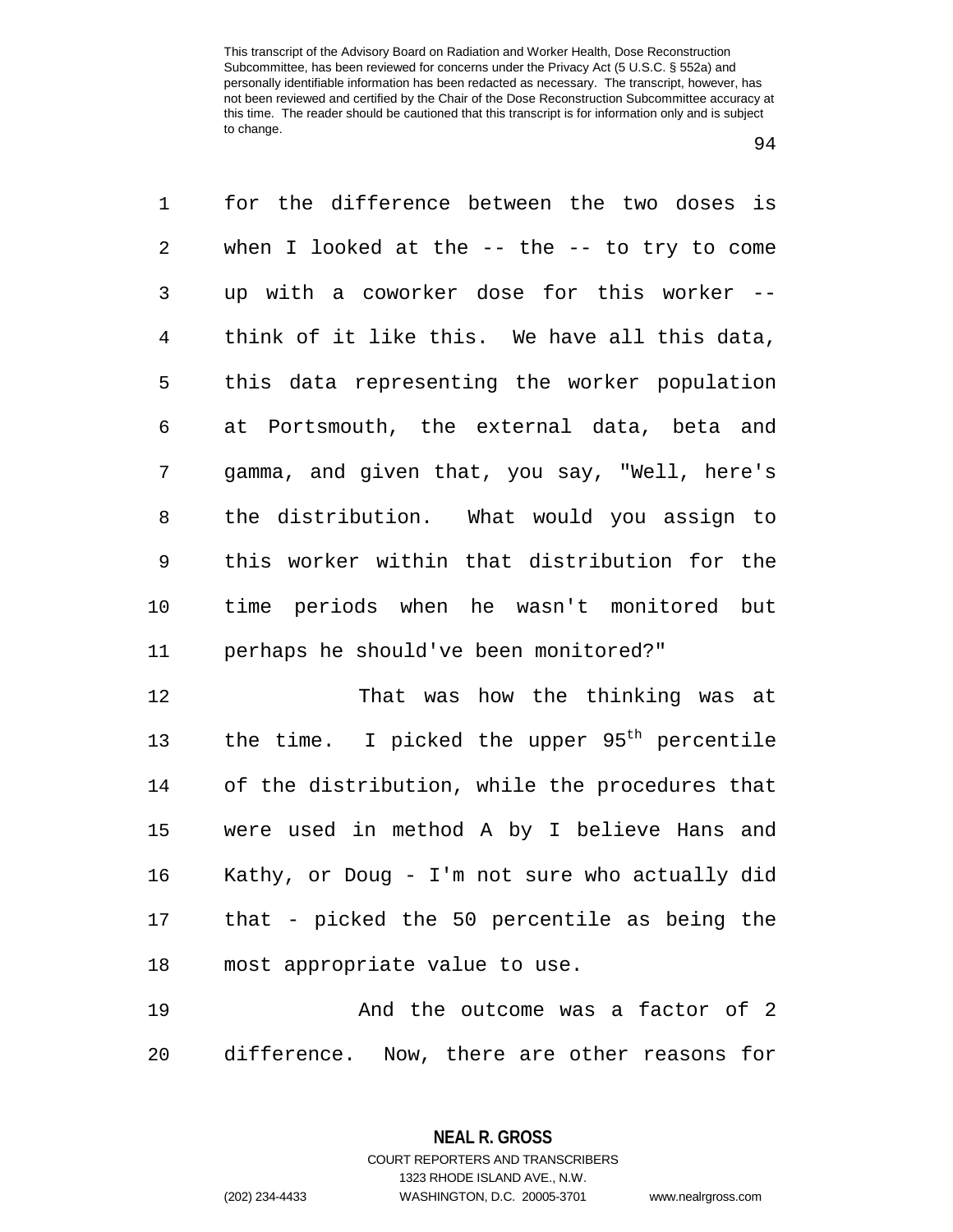for the difference between the two doses is when I looked at the -- the -- to try to come up with a coworker dose for this worker -- think of it like this. We have all this data, this data representing the worker population at Portsmouth, the external data, beta and gamma, and given that, you say, "Well, here's the distribution. What would you assign to this worker within that distribution for the time periods when he wasn't monitored but perhaps he should've been monitored?"

That was how the thinking was at the time. I picked the upper 95th percentile of the distribution, while the procedures that were used in method A by I believe Hans and Kathy, or Doug - I'm not sure who actually did that - picked the 50 percentile as being the most appropriate value to use.

And the outcome was a factor of 2 difference. Now, there are other reasons for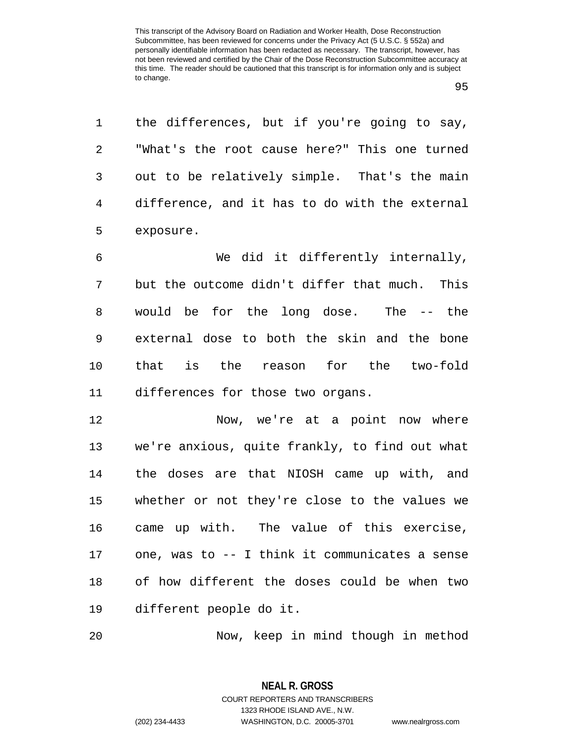the differences, but if you're going to say, "What's the root cause here?" This one turned out to be relatively simple. That's the main difference, and it has to do with the external exposure.

We did it differently internally, but the outcome didn't differ that much. This would be for the long dose. The -- the external dose to both the skin and the bone that is the reason for the two-fold differences for those two organs.

Now, we're at a point now where we're anxious, quite frankly, to find out what the doses are that NIOSH came up with, and whether or not they're close to the values we came up with. The value of this exercise, one, was to -- I think it communicates a sense of how different the doses could be when two different people do it.

Now, keep in mind though in method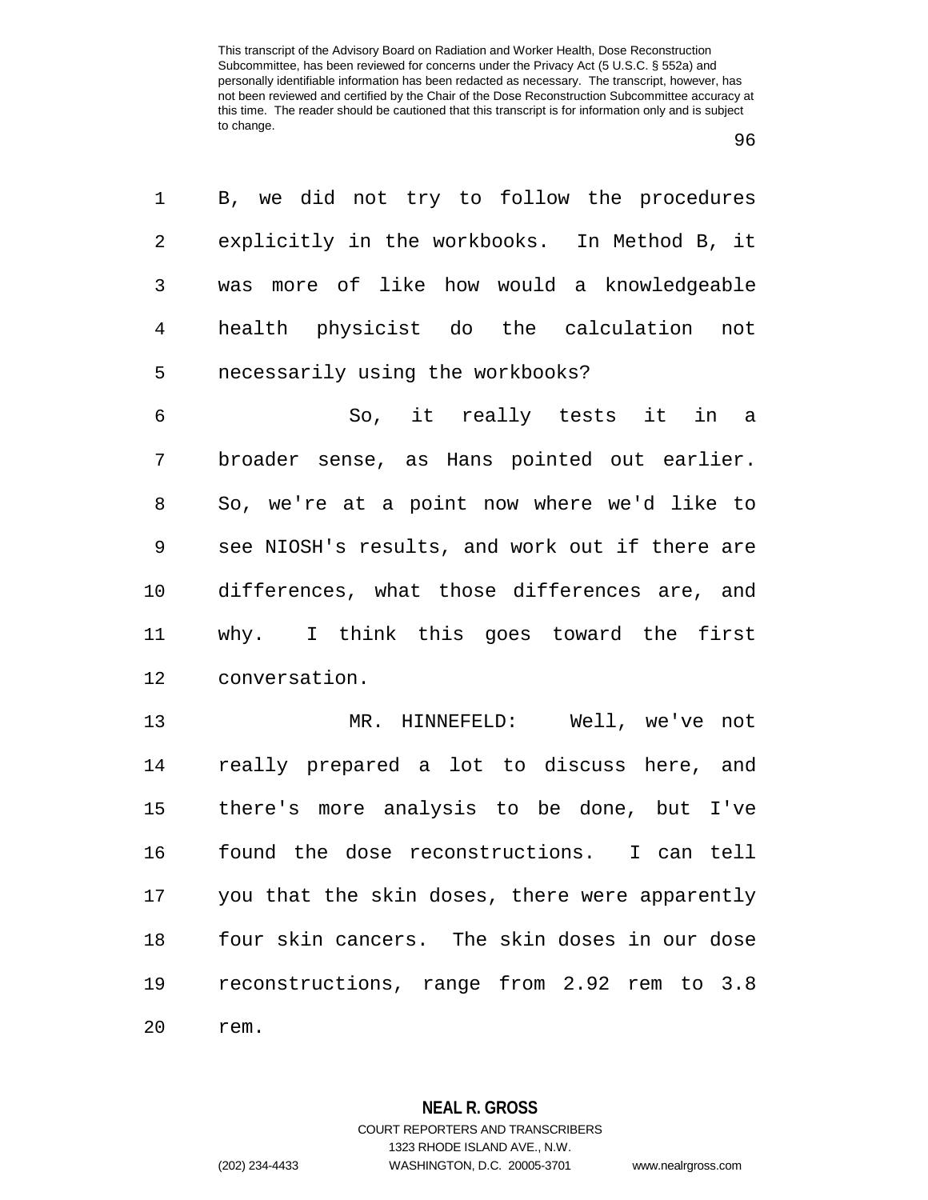B, we did not try to follow the procedures explicitly in the workbooks. In Method B, it was more of like how would a knowledgeable health physicist do the calculation not necessarily using the workbooks?

So, it really tests it in a broader sense, as Hans pointed out earlier. So, we're at a point now where we'd like to see NIOSH's results, and work out if there are differences, what those differences are, and why. I think this goes toward the first conversation.

MR. HINNEFELD: Well, we've not really prepared a lot to discuss here, and there's more analysis to be done, but I've found the dose reconstructions. I can tell you that the skin doses, there were apparently four skin cancers. The skin doses in our dose reconstructions, range from 2.92 rem to 3.8 rem.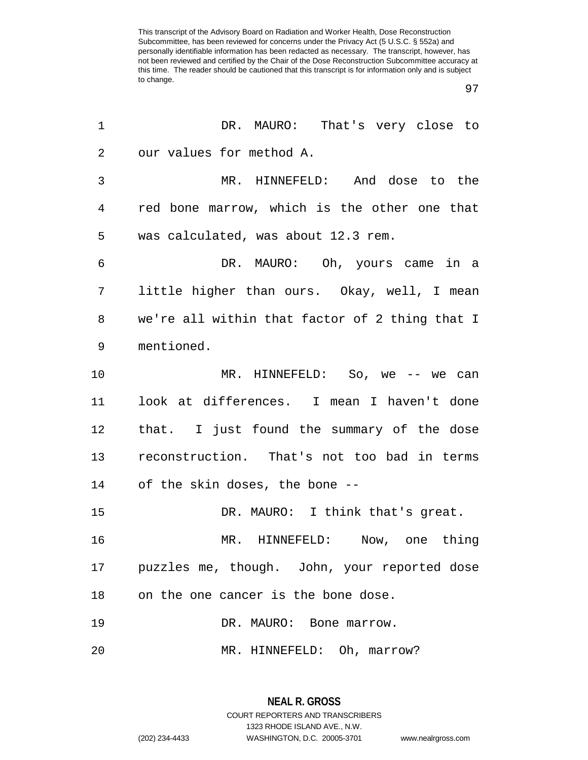DR. MAURO: That's very close to our values for method A.

MR. HINNEFELD: And dose to the red bone marrow, which is the other one that was calculated, was about 12.3 rem.

DR. MAURO: Oh, yours came in a little higher than ours. Okay, well, I mean we're all within that factor of 2 thing that I mentioned.

MR. HINNEFELD: So, we -- we can look at differences. I mean I haven't done that. I just found the summary of the dose reconstruction. That's not too bad in terms of the skin doses, the bone --

DR. MAURO: I think that's great.

MR. HINNEFELD: Now, one thing puzzles me, though. John, your reported dose on the one cancer is the bone dose.

DR. MAURO: Bone marrow.

MR. HINNEFELD: Oh, marrow?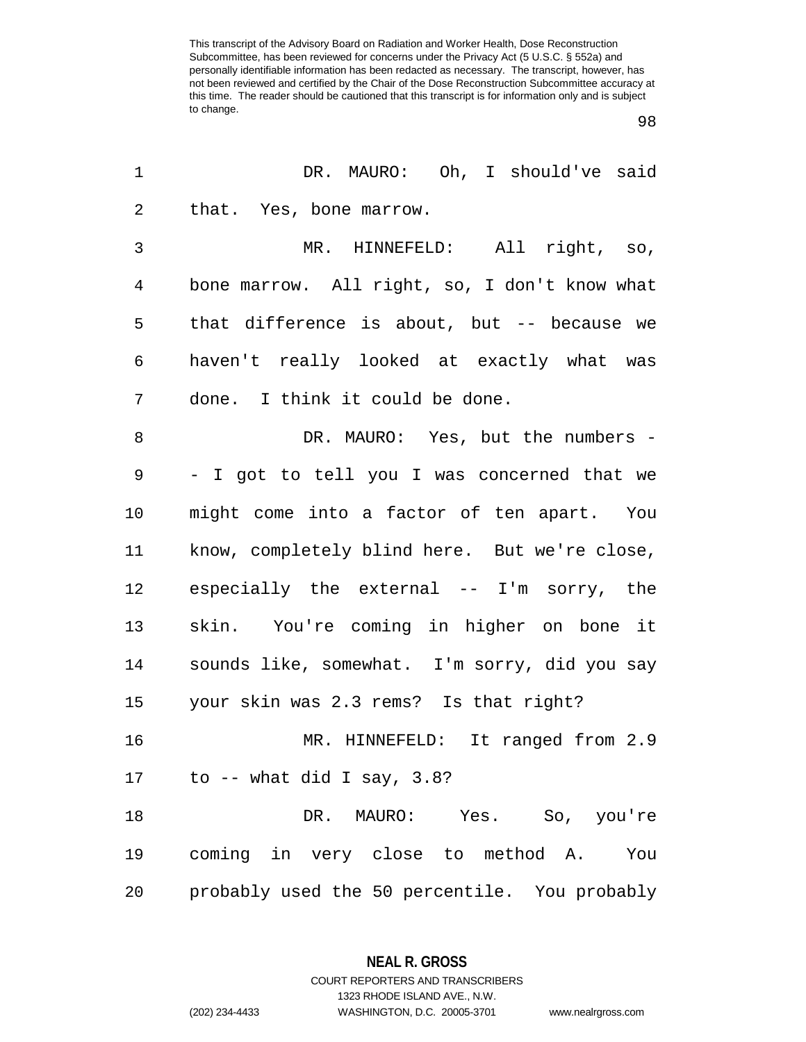DR. MAURO: Oh, I should've said that. Yes, bone marrow.

MR. HINNEFELD: All right, so, bone marrow. All right, so, I don't know what that difference is about, but -- because we haven't really looked at exactly what was done. I think it could be done.

DR. MAURO: Yes, but the numbers -- I got to tell you I was concerned that we might come into a factor of ten apart. You know, completely blind here. But we're close, especially the external -- I'm sorry, the skin. You're coming in higher on bone it sounds like, somewhat. I'm sorry, did you say your skin was 2.3 rems? Is that right?

MR. HINNEFELD: It ranged from 2.9 to -- what did I say, 3.8?

DR. MAURO: Yes. So, you're coming in very close to method A. You probably used the 50 percentile. You probably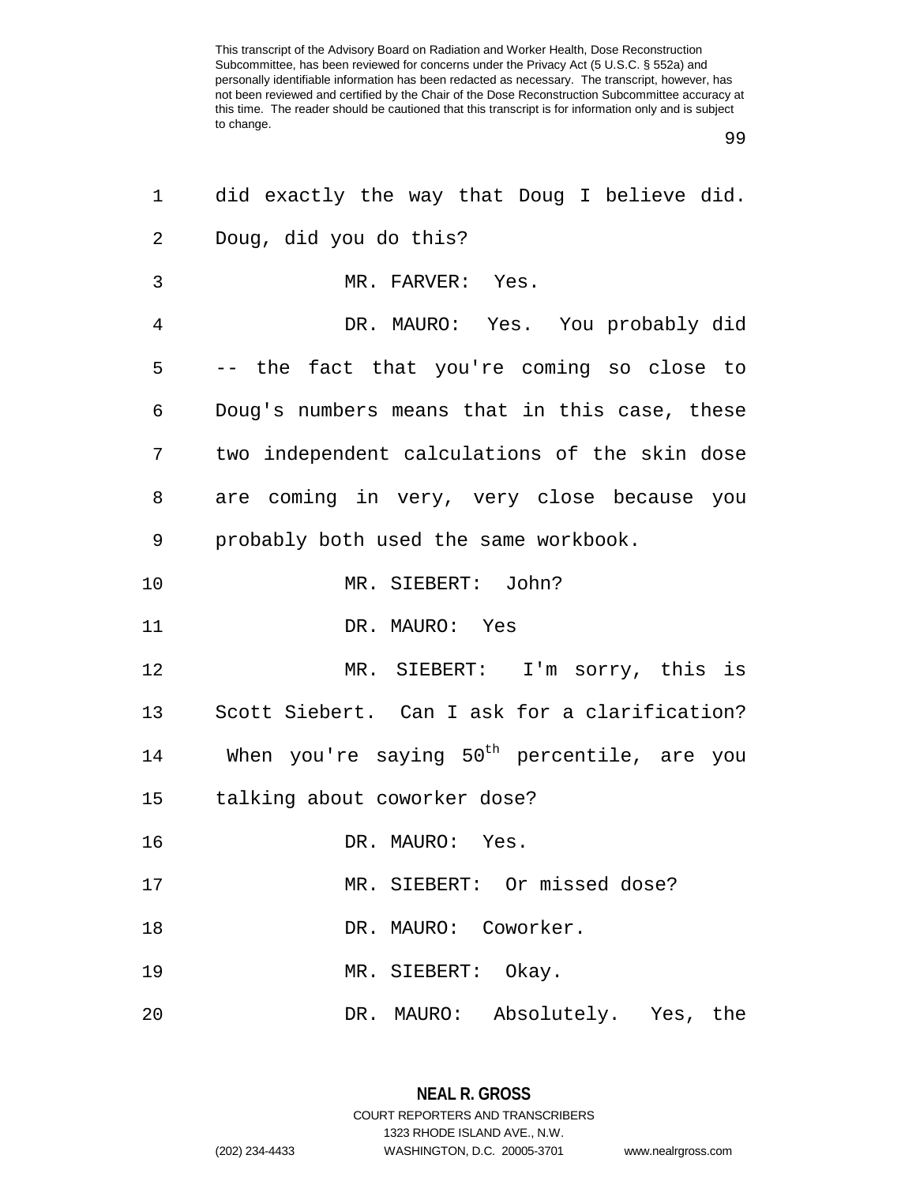did exactly the way that Doug I believe did. Doug, did you do this?

MR. FARVER: Yes.

DR. MAURO: Yes. You probably did -- the fact that you're coming so close to Doug's numbers means that in this case, these two independent calculations of the skin dose are coming in very, very close because you probably both used the same workbook.

MR. SIEBERT: John?

DR. MAURO: Yes

MR. SIEBERT: I'm sorry, this is Scott Siebert. Can I ask for a clarification? When you're saying $50^{th}$ percentile, are you talking about coworker dose?

DR. MAURO: Yes.

MR. SIEBERT: Or missed dose?

DR. MAURO: Coworker.

MR. SIEBERT: Okay.

DR. MAURO: Absolutely. Yes, the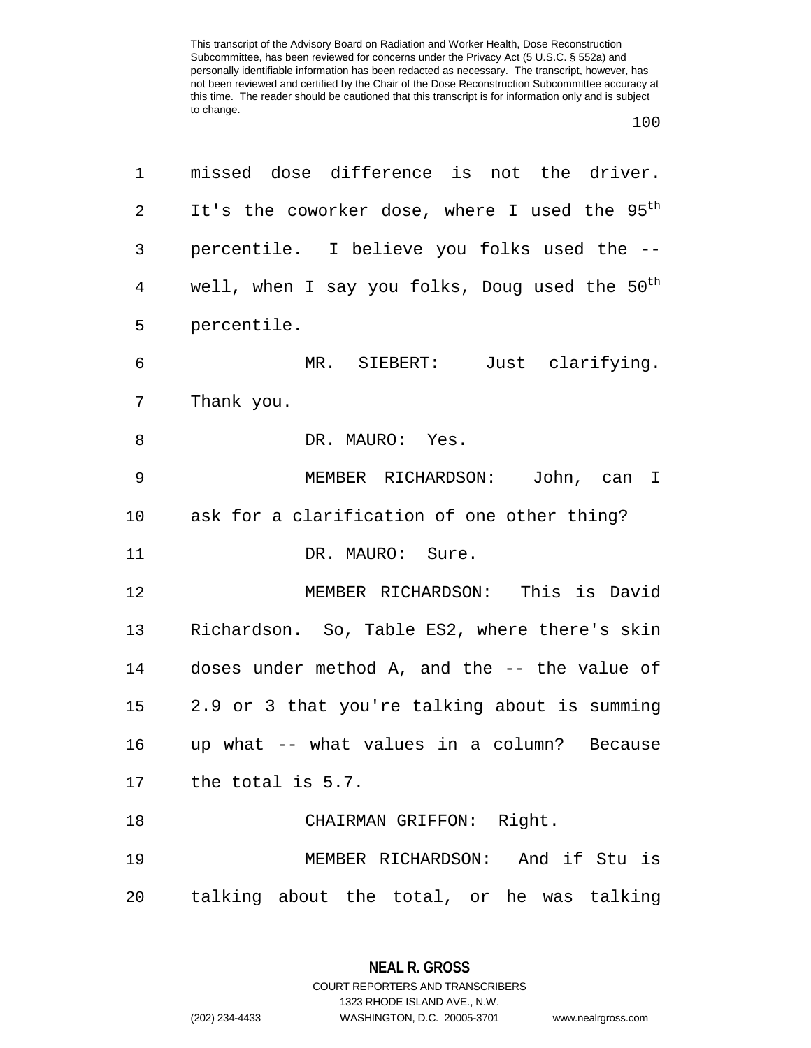missed dose difference is not the driver. It's the coworker dose, where I used the 95th percentile. I believe you folks used the -- well, when I say you folks, Doug used the 50th percentile.

MR. SIEBERT: Just clarifying. Thank you.

DR. MAURO: Yes.

MEMBER RICHARDSON: John, can I ask for a clarification of one other thing?

DR. MAURO: Sure.

MEMBER RICHARDSON: This is David Richardson. So, Table ES2, where there's skin doses under method A, and the -- the value of 2.9 or 3 that you're talking about is summing up what -- what values in a column? Because the total is 5.7.

CHAIRMAN GRIFFON: Right.

MEMBER RICHARDSON: And if Stu is talking about the total, or he was talking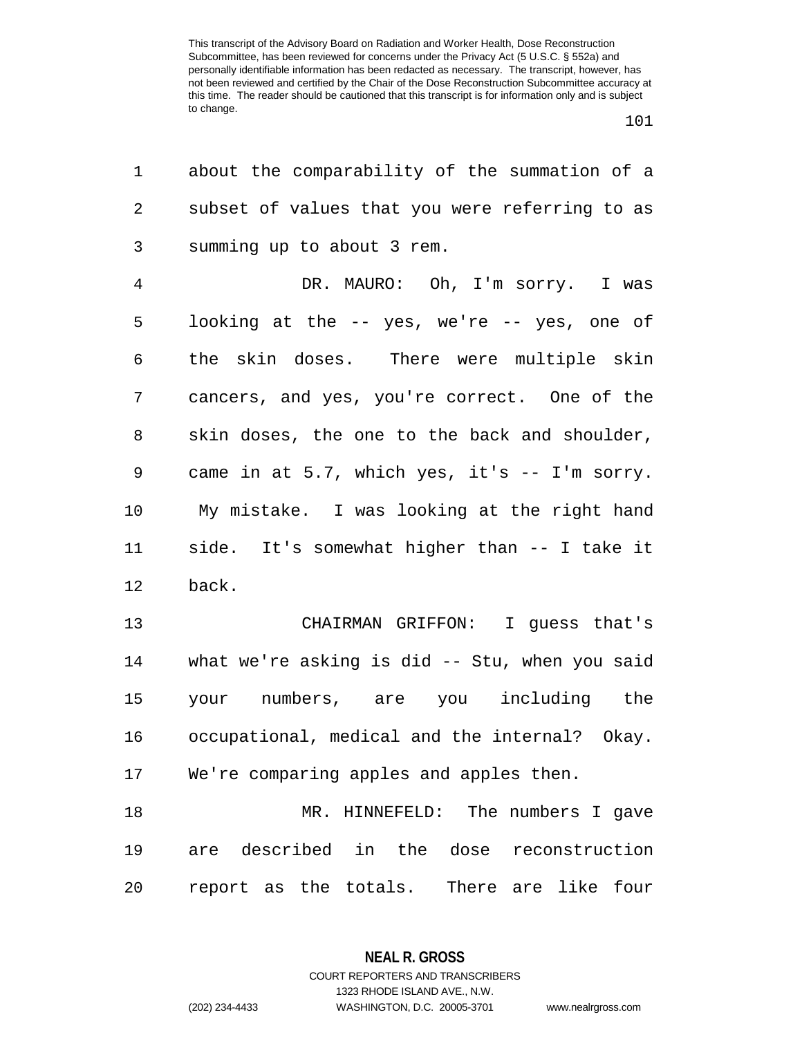about the comparability of the summation of a subset of values that you were referring to as summing up to about 3 rem.

DR. MAURO: Oh, I'm sorry. I was looking at the -- yes, we're -- yes, one of the skin doses. There were multiple skin cancers, and yes, you're correct. One of the skin doses, the one to the back and shoulder, came in at 5.7, which yes, it's -- I'm sorry. My mistake. I was looking at the right hand side. It's somewhat higher than -- I take it back.

CHAIRMAN GRIFFON: I guess that's what we're asking is did -- Stu, when you said your numbers, are you including the occupational, medical and the internal? Okay. We're comparing apples and apples then.

MR. HINNEFELD: The numbers I gave are described in the dose reconstruction report as the totals. There are like four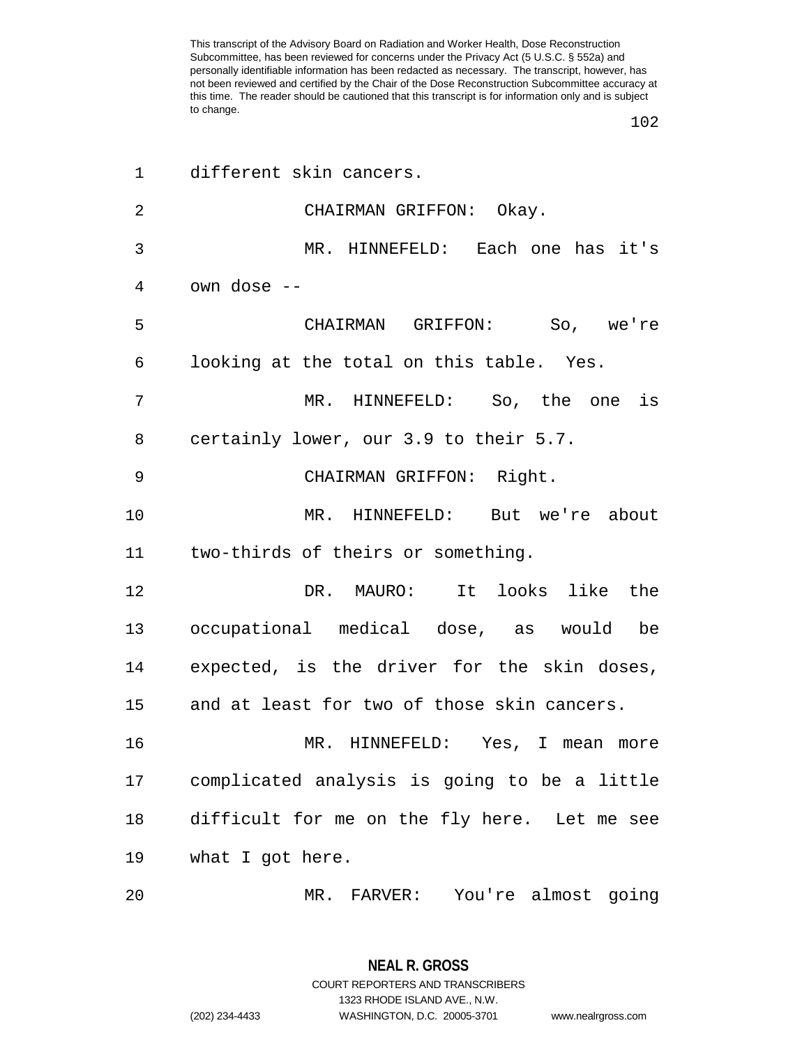different skin cancers.

CHAIRMAN GRIFFON: Okay.

MR. HINNEFELD: Each one has it's own dose --

CHAIRMAN GRIFFON: So, we're looking at the total on this table. Yes.

MR. HINNEFELD: So, the one is certainly lower, our 3.9 to their 5.7.

CHAIRMAN GRIFFON: Right.

MR. HINNEFELD: But we're about two-thirds of theirs or something.

DR. MAURO: It looks like the occupational medical dose, as would be expected, is the driver for the skin doses, and at least for two of those skin cancers.

MR. HINNEFELD: Yes, I mean more complicated analysis is going to be a little difficult for me on the fly here. Let me see what I got here.

MR. FARVER: You're almost going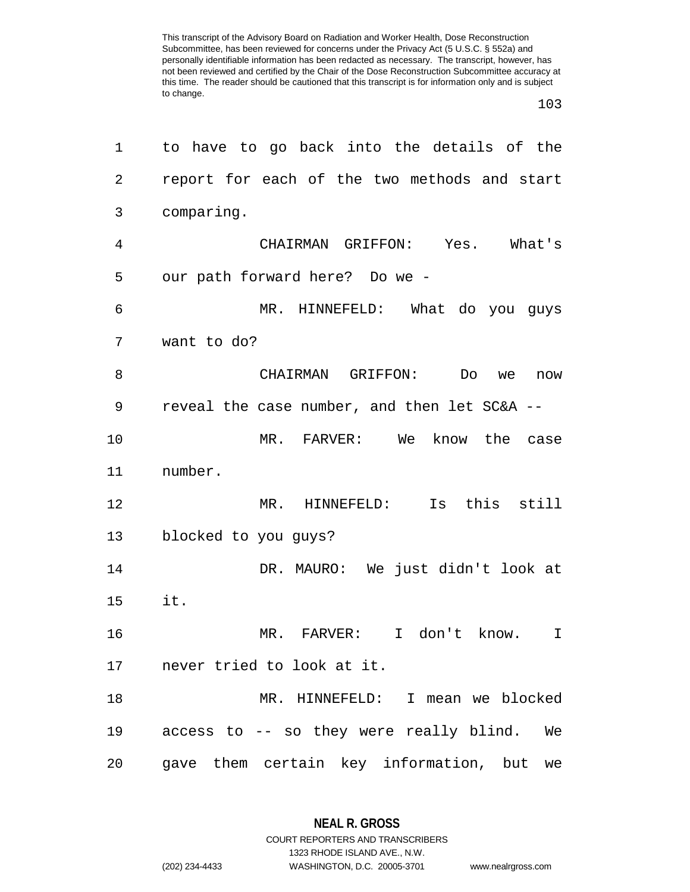to have to go back into the details of the report for each of the two methods and start comparing.

CHAIRMAN GRIFFON: Yes. What's our path forward here? Do we -

MR. HINNEFELD: What do you guys want to do?

CHAIRMAN GRIFFON: Do we now reveal the case number, and then let SC&A --

MR. FARVER: We know the case number.

MR. HINNEFELD: Is this still blocked to you guys?

DR. MAURO: We just didn't look at it.

MR. FARVER: I don't know. I never tried to look at it.

MR. HINNEFELD: I mean we blocked access to -- so they were really blind. We gave them certain key information, but we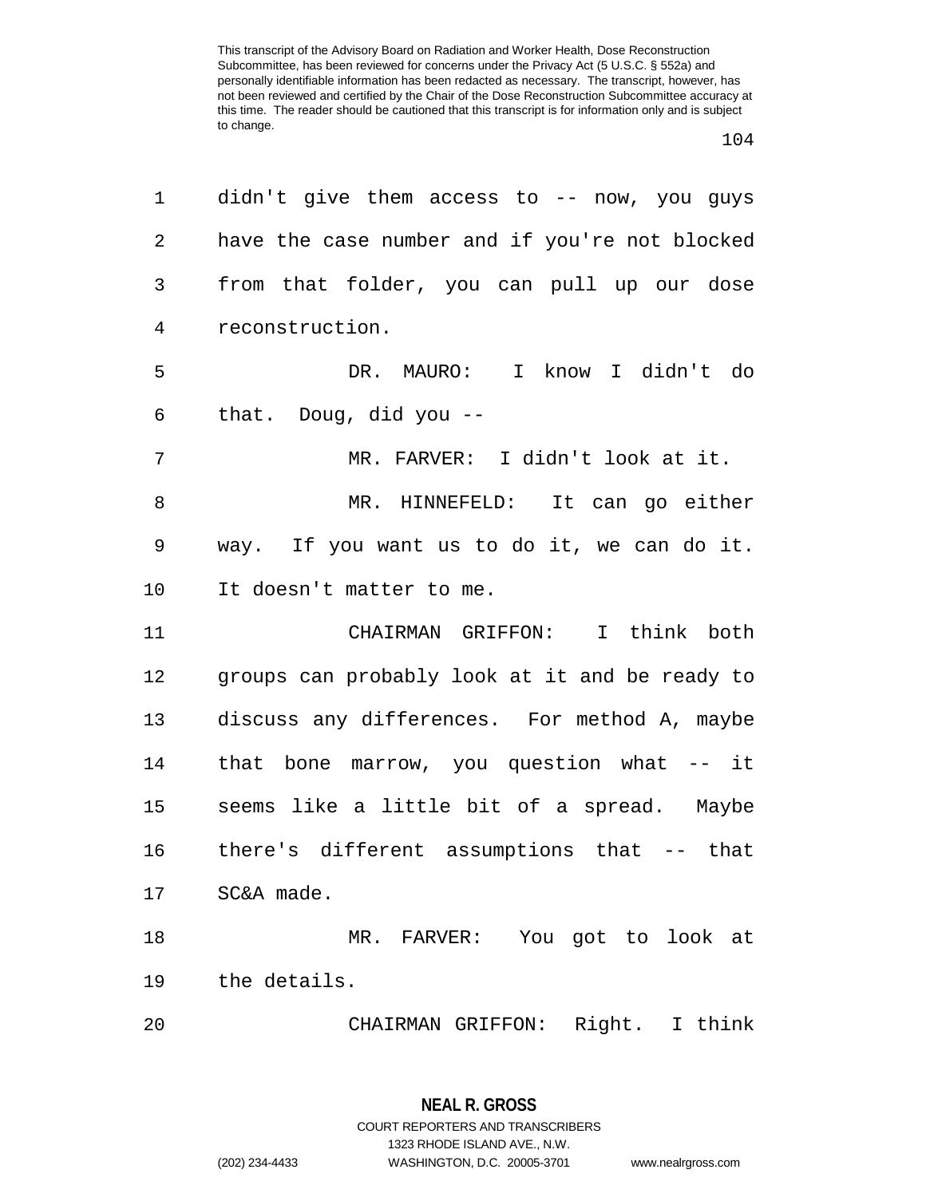didn't give them access to -- now, you guys have the case number and if you're not blocked from that folder, you can pull up our dose reconstruction.

DR. MAURO: I know I didn't do that. Doug, did you --

MR. FARVER: I didn't look at it.

MR. HINNEFELD: It can go either way. If you want us to do it, we can do it. It doesn't matter to me.

CHAIRMAN GRIFFON: I think both groups can probably look at it and be ready to discuss any differences. For method A, maybe that bone marrow, you question what -- it seems like a little bit of a spread. Maybe there's different assumptions that -- that SC&A made.

MR. FARVER: You got to look at the details.

CHAIRMAN GRIFFON: Right. I think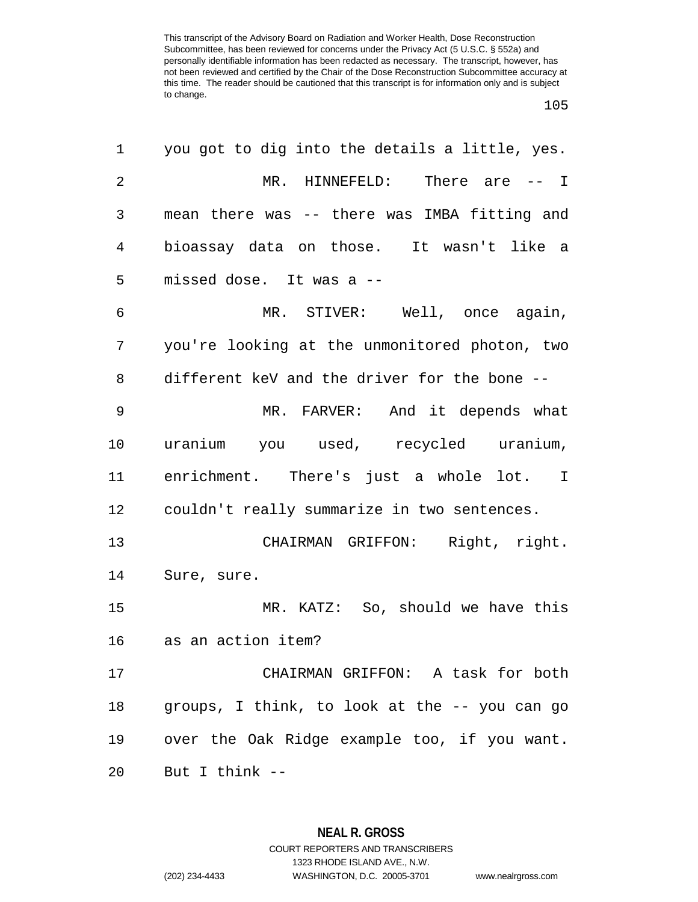you got to dig into the details a little, yes.

MR. HINNEFELD: There are -- I mean there was -- there was IMBA fitting and bioassay data on those. It wasn't like a missed dose. It was a --

MR. STIVER: Well, once again, you're looking at the unmonitored photon, two different keV and the driver for the bone --

MR. FARVER: And it depends what uranium you used, recycled uranium, enrichment. There's just a whole lot. I couldn't really summarize in two sentences.

CHAIRMAN GRIFFON: Right, right. Sure, sure.

MR. KATZ: So, should we have this as an action item?

CHAIRMAN GRIFFON: A task for both groups, I think, to look at the -- you can go over the Oak Ridge example too, if you want. But I think --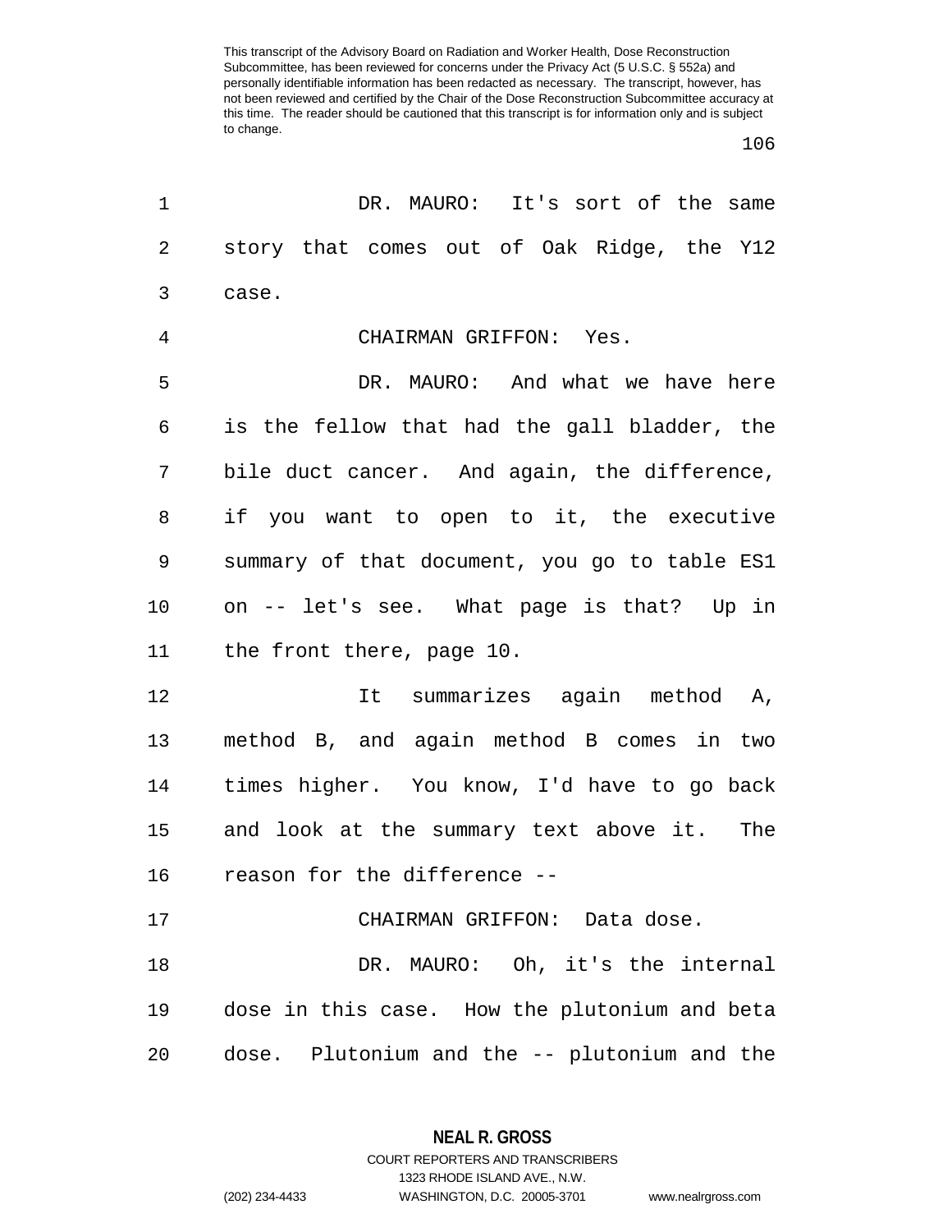DR. MAURO: It's sort of the same story that comes out of Oak Ridge, the Y12 case.

CHAIRMAN GRIFFON: Yes.

DR. MAURO: And what we have here is the fellow that had the gall bladder, the bile duct cancer. And again, the difference, if you want to open to it, the executive summary of that document, you go to table ES1 on -- let's see. What page is that? Up in the front there, page 10.

It summarizes again method A, method B, and again method B comes in two times higher. You know, I'd have to go back and look at the summary text above it. The reason for the difference --

CHAIRMAN GRIFFON: Data dose.

DR. MAURO: Oh, it's the internal dose in this case. How the plutonium and beta dose. Plutonium and the -- plutonium and the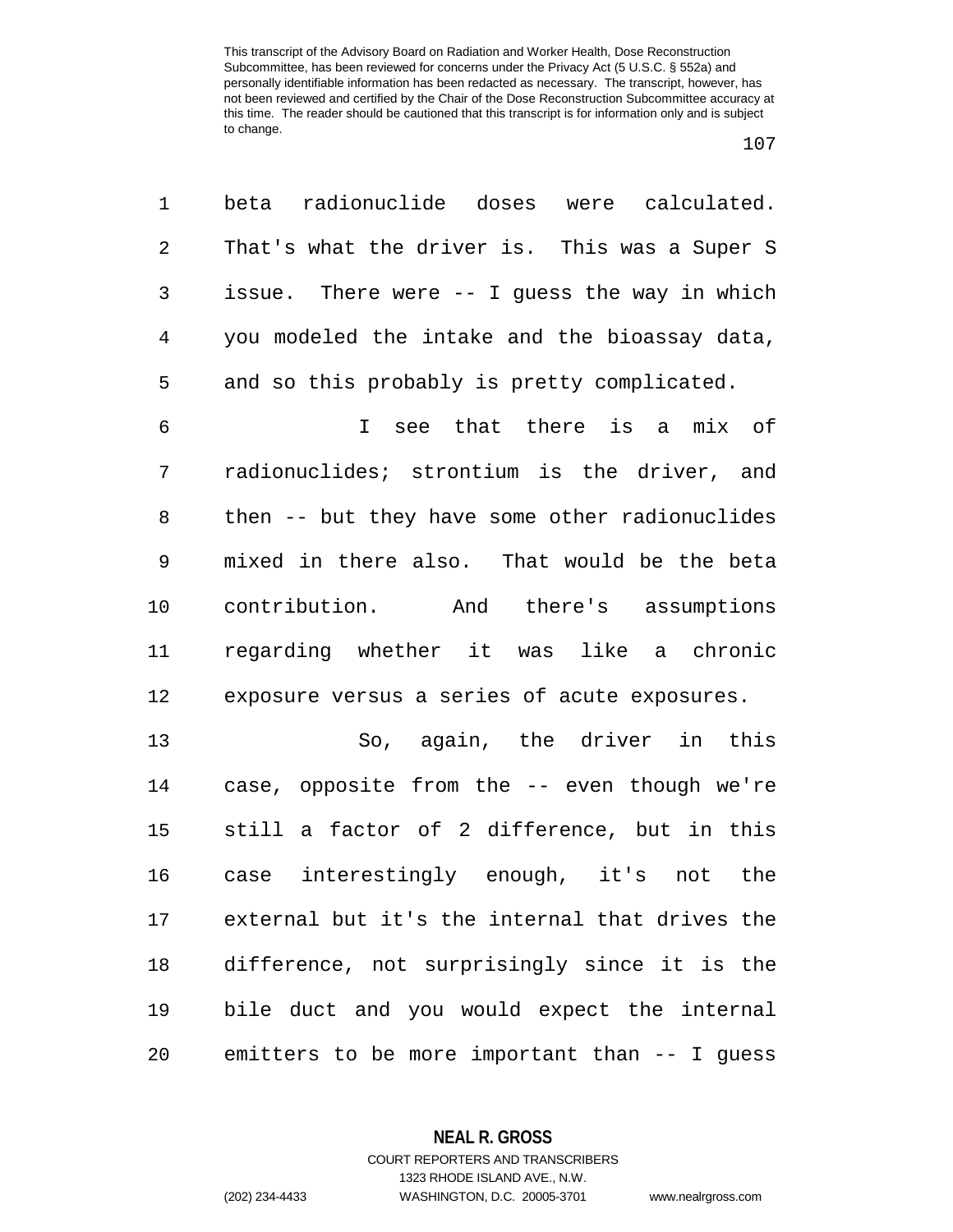beta radionuclide doses were calculated. That's what the driver is. This was a Super S issue. There were -- I guess the way in which you modeled the intake and the bioassay data, and so this probably is pretty complicated.

I see that there is a mix of radionuclides; strontium is the driver, and then -- but they have some other radionuclides mixed in there also. That would be the beta contribution. And there's assumptions regarding whether it was like a chronic exposure versus a series of acute exposures.

So, again, the driver in this case, opposite from the -- even though we're still a factor of 2 difference, but in this case interestingly enough, it's not the external but it's the internal that drives the difference, not surprisingly since it is the bile duct and you would expect the internal emitters to be more important than -- I guess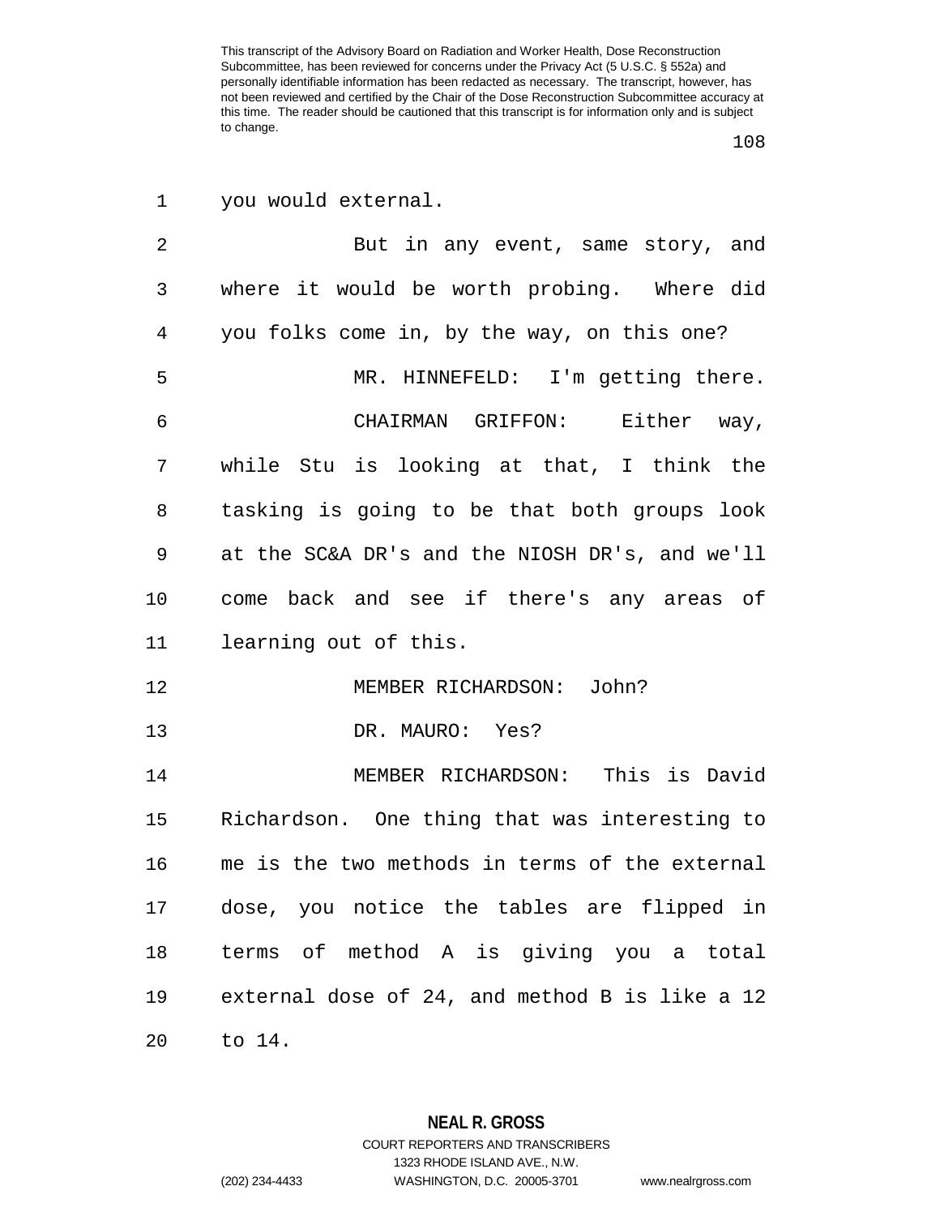you would external.

But in any event, same story, and where it would be worth probing. Where did you folks come in, by the way, on this one?

MR. HINNEFELD: I'm getting there.

CHAIRMAN GRIFFON: Either way, while Stu is looking at that, I think the tasking is going to be that both groups look at the SC&A DR's and the NIOSH DR's, and we'll come back and see if there's any areas of learning out of this.

MEMBER RICHARDSON: John?

DR. MAURO: Yes?

MEMBER RICHARDSON: This is David Richardson. One thing that was interesting to me is the two methods in terms of the external dose, you notice the tables are flipped in terms of method A is giving you a total external dose of 24, and method B is like a 12 to 14.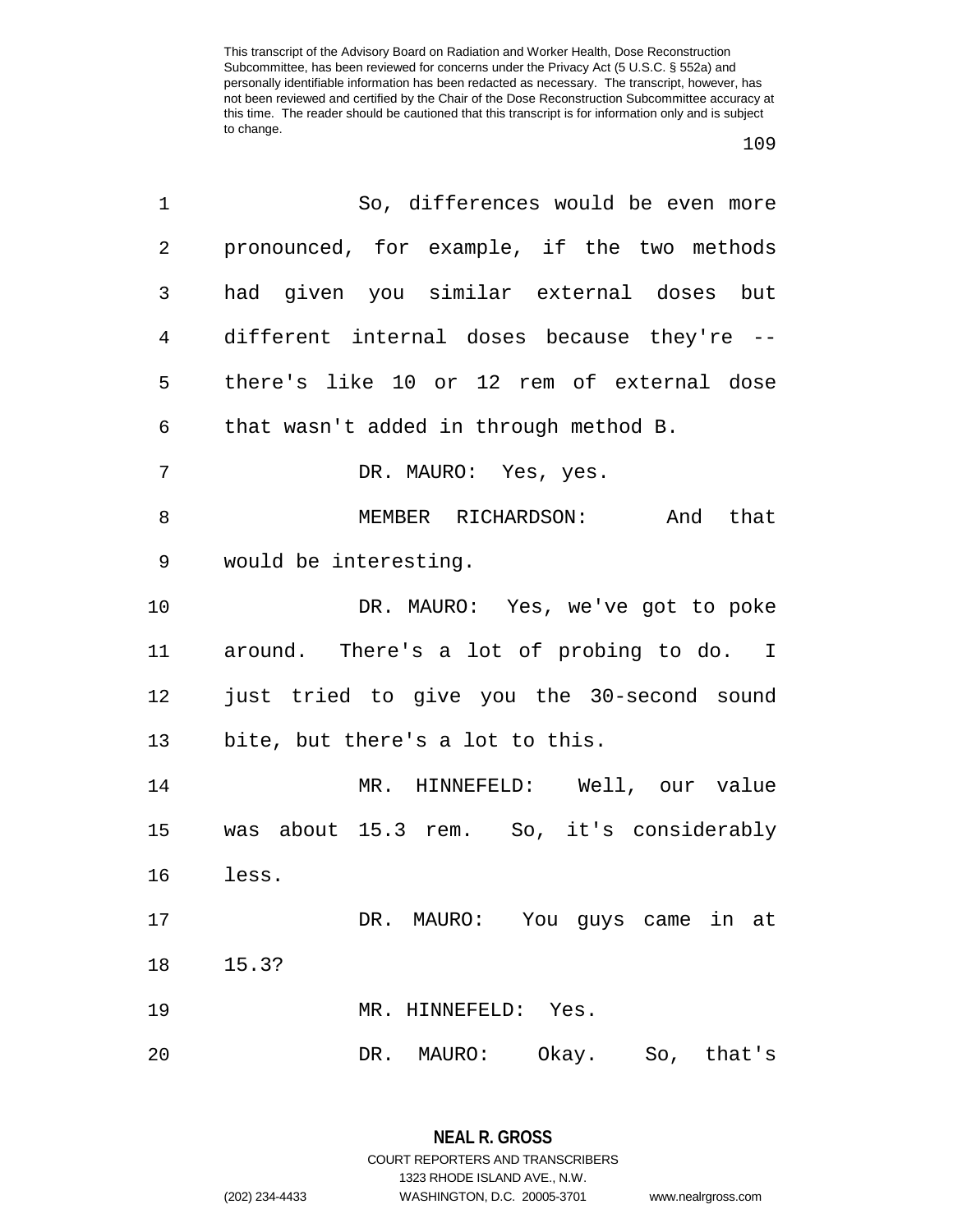So, differences would be even more pronounced, for example, if the two methods had given you similar external doses but different internal doses because they're -- there's like 10 or 12 rem of external dose that wasn't added in through method B.

DR. MAURO: Yes, yes.

MEMBER RICHARDSON: And that would be interesting.

DR. MAURO: Yes, we've got to poke around. There's a lot of probing to do. I just tried to give you the 30-second sound bite, but there's a lot to this.

MR. HINNEFELD: Well, our value was about 15.3 rem. So, it's considerably less.

DR. MAURO: You guys came in at 15.3?

MR. HINNEFELD: Yes.

DR. MAURO: Okay. So, that's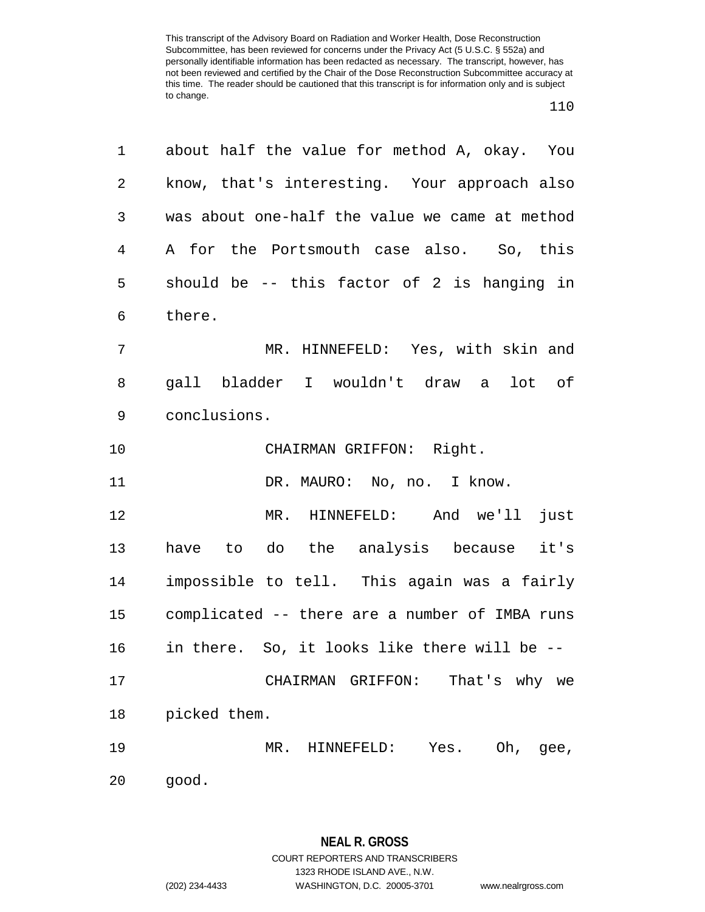about half the value for method A, okay. You know, that's interesting. Your approach also was about one-half the value we came at method A for the Portsmouth case also. So, this should be -- this factor of 2 is hanging in there.

MR. HINNEFELD: Yes, with skin and gall bladder I wouldn't draw a lot of conclusions.

CHAIRMAN GRIFFON: Right.

DR. MAURO: No, no. I know.

MR. HINNEFELD: And we'll just have to do the analysis because it's impossible to tell. This again was a fairly complicated -- there are a number of IMBA runs in there. So, it looks like there will be --

CHAIRMAN GRIFFON: That's why we picked them.

MR. HINNEFELD: Yes. Oh, gee, good.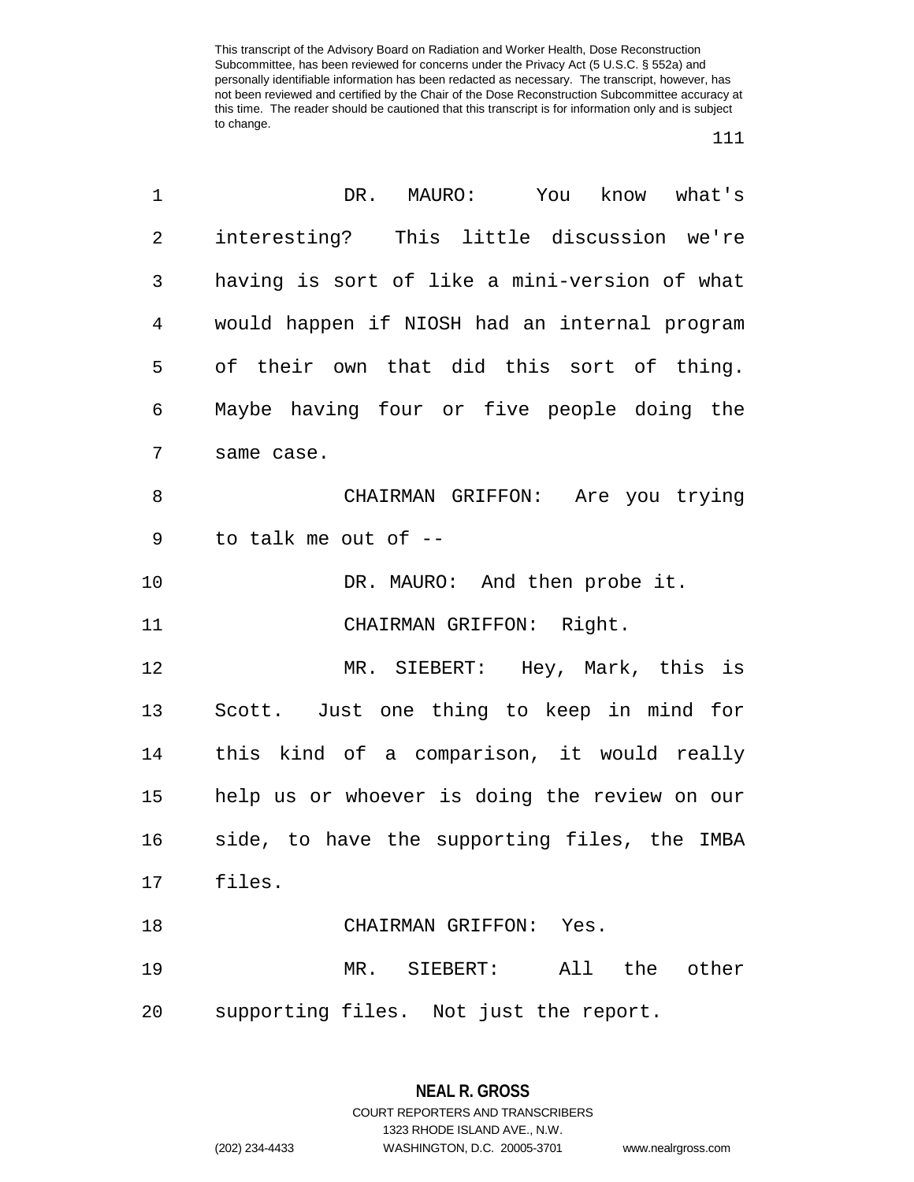DR. MAURO: You know what's interesting? This little discussion we're having is sort of like a mini-version of what would happen if NIOSH had an internal program of their own that did this sort of thing. Maybe having four or five people doing the same case.

CHAIRMAN GRIFFON: Are you trying to talk me out of --

DR. MAURO: And then probe it.

CHAIRMAN GRIFFON: Right.

MR. SIEBERT: Hey, Mark, this is Scott. Just one thing to keep in mind for this kind of a comparison, it would really help us or whoever is doing the review on our side, to have the supporting files, the IMBA files.

CHAIRMAN GRIFFON: Yes.

MR. SIEBERT: All the other supporting files. Not just the report.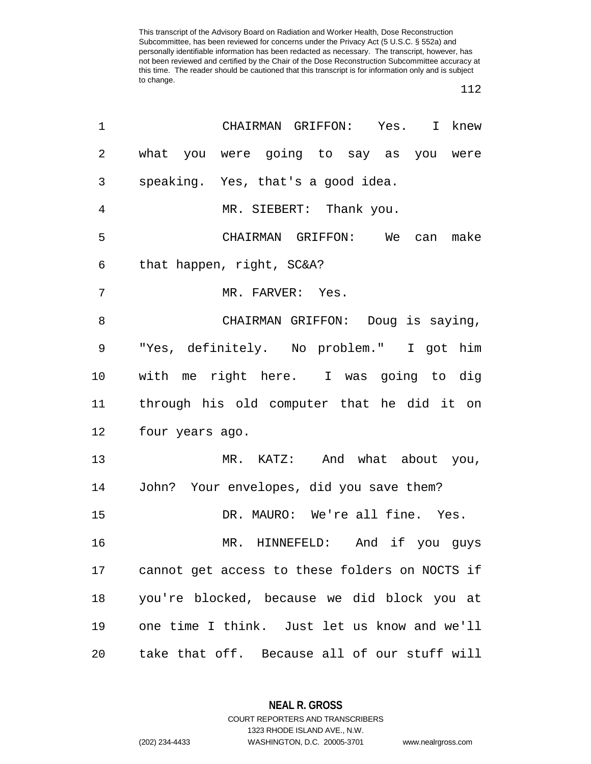CHAIRMAN GRIFFON: Yes. I knew what you were going to say as you were speaking. Yes, that's a good idea.

MR. SIEBERT: Thank you.

CHAIRMAN GRIFFON: We can make that happen, right, SC&A?

MR. FARVER: Yes.

CHAIRMAN GRIFFON: Doug is saying, "Yes, definitely. No problem." I got him with me right here. I was going to dig through his old computer that he did it on four years ago.

MR. KATZ: And what about you, John? Your envelopes, did you save them?

DR. MAURO: We're all fine. Yes.

MR. HINNEFELD: And if you guys cannot get access to these folders on NOCTS if you're blocked, because we did block you at one time I think. Just let us know and we'll take that off. Because all of our stuff will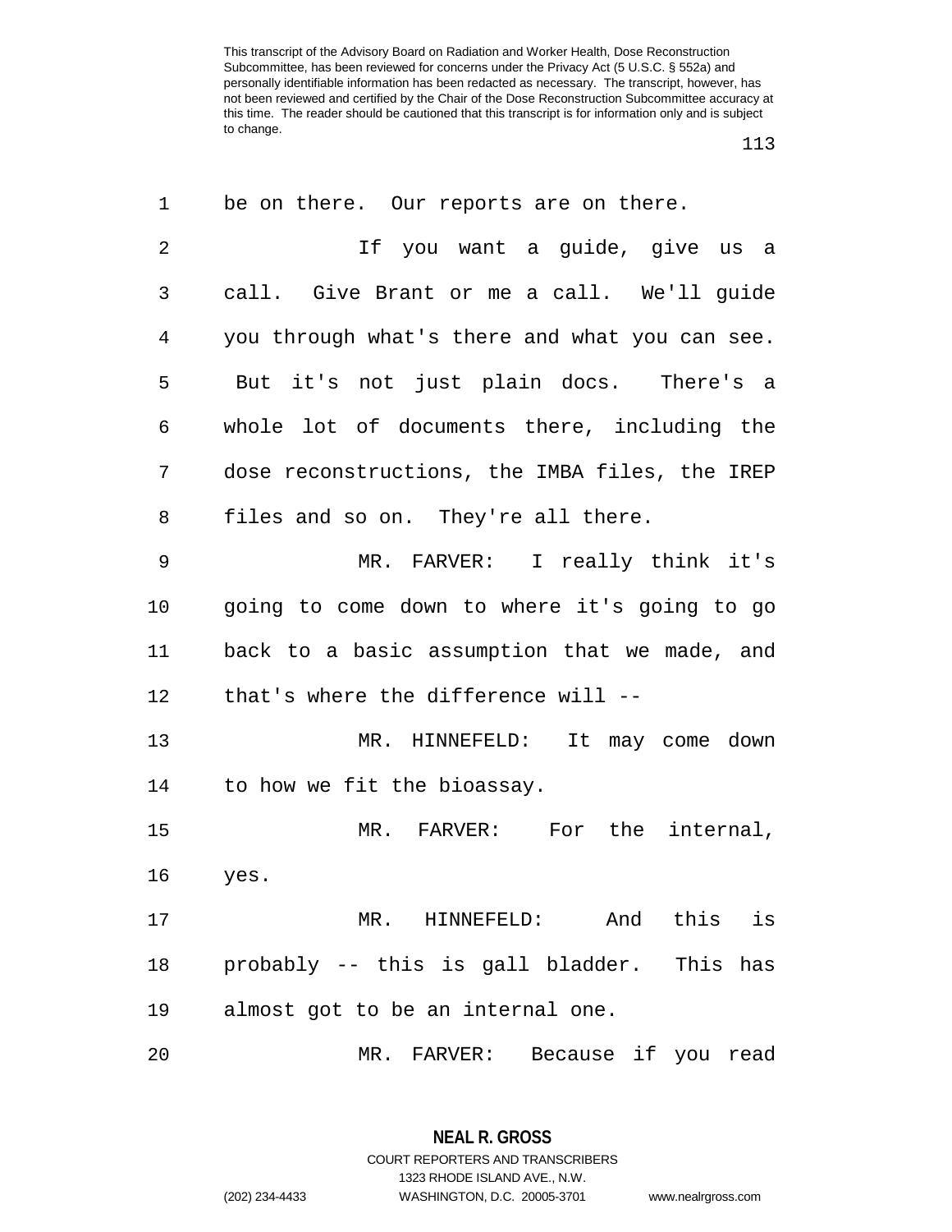be on there. Our reports are on there.

If you want a guide, give us a call. Give Brant or me a call. We'll guide you through what's there and what you can see. But it's not just plain docs. There's a whole lot of documents there, including the dose reconstructions, the IMBA files, the IREP files and so on. They're all there.

MR. FARVER: I really think it's going to come down to where it's going to go back to a basic assumption that we made, and that's where the difference will --

MR. HINNEFELD: It may come down to how we fit the bioassay.

MR. FARVER: For the internal, yes.

MR. HINNEFELD: And this is probably -- this is gall bladder. This has almost got to be an internal one.

MR. FARVER: Because if you read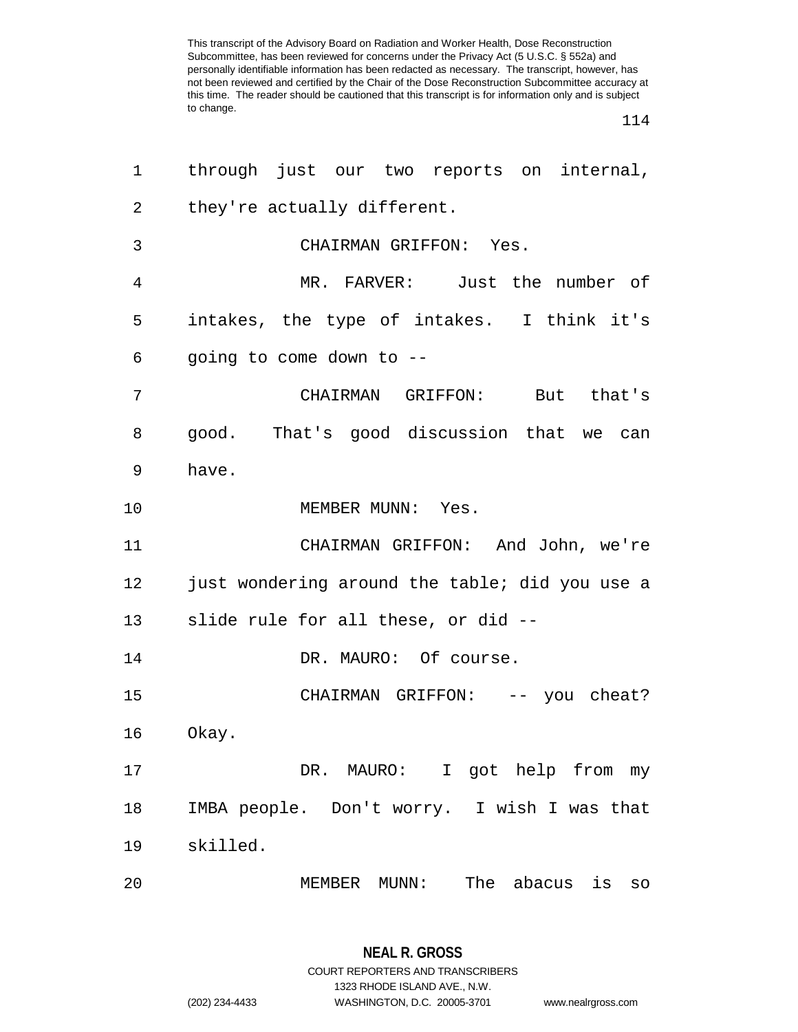through just our two reports on internal, they're actually different.

CHAIRMAN GRIFFON: Yes.

MR. FARVER: Just the number of intakes, the type of intakes. I think it's going to come down to --

CHAIRMAN GRIFFON: But that's good. That's good discussion that we can have.

MEMBER MUNN: Yes.

CHAIRMAN GRIFFON: And John, we're just wondering around the table; did you use a slide rule for all these, or did --

DR. MAURO: Of course.

CHAIRMAN GRIFFON: -- you cheat? Okay.

DR. MAURO: I got help from my IMBA people. Don't worry. I wish I was that skilled.

MEMBER MUNN: The abacus is so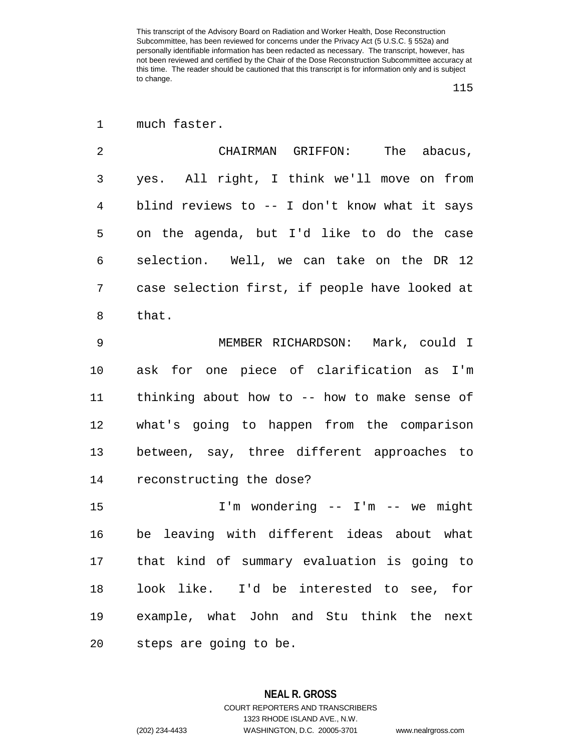much faster.

CHAIRMAN GRIFFON: The abacus, yes. All right, I think we'll move on from blind reviews to -- I don't know what it says on the agenda, but I'd like to do the case selection. Well, we can take on the DR 12 case selection first, if people have looked at that.

MEMBER RICHARDSON: Mark, could I ask for one piece of clarification as I'm thinking about how to -- how to make sense of what's going to happen from the comparison between, say, three different approaches to reconstructing the dose?

I'm wondering -- I'm -- we might be leaving with different ideas about what that kind of summary evaluation is going to look like. I'd be interested to see, for example, what John and Stu think the next steps are going to be.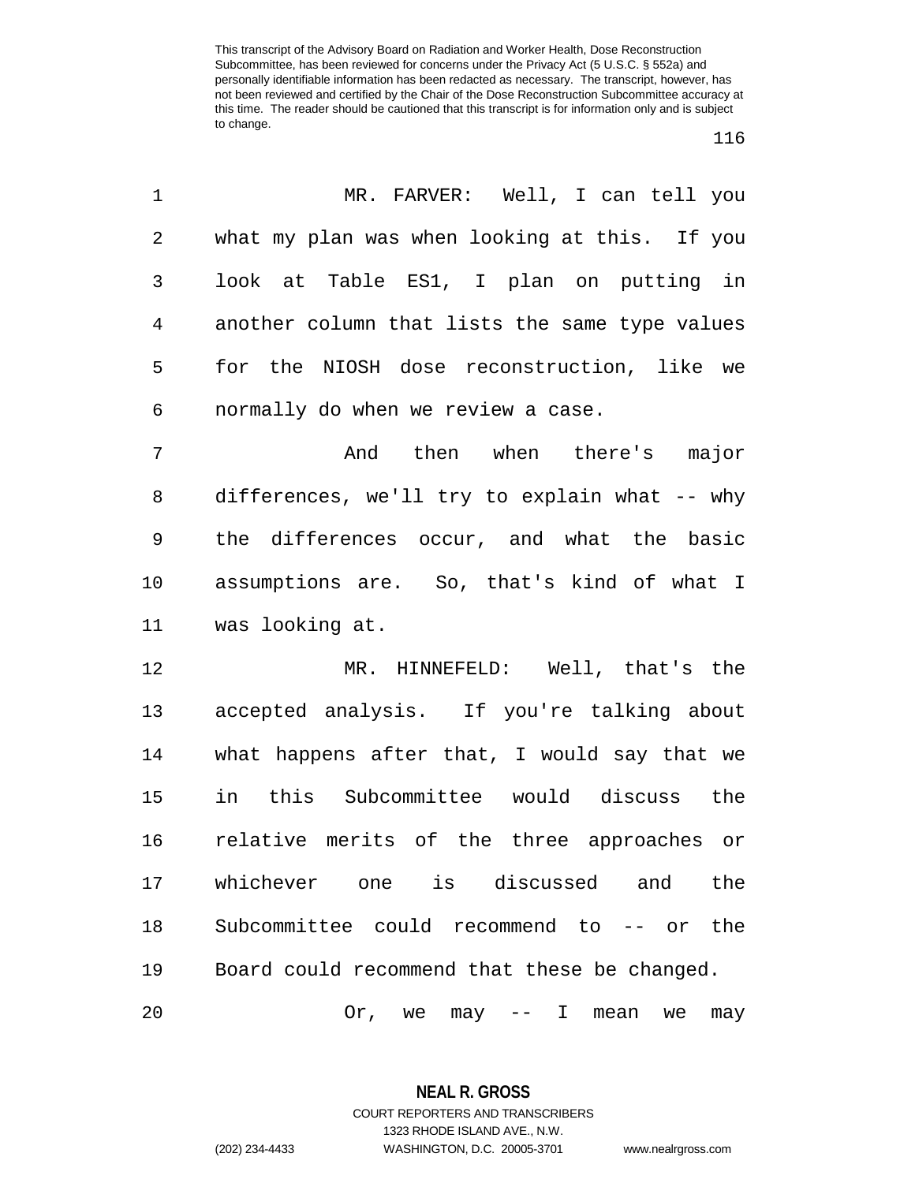MR. FARVER: Well, I can tell you what my plan was when looking at this. If you look at Table ES1, I plan on putting in another column that lists the same type values for the NIOSH dose reconstruction, like we normally do when we review a case.

And then when there's major differences, we'll try to explain what -- why the differences occur, and what the basic assumptions are. So, that's kind of what I was looking at.

MR. HINNEFELD: Well, that's the accepted analysis. If you're talking about what happens after that, I would say that we in this Subcommittee would discuss the relative merits of the three approaches or whichever one is discussed and the Subcommittee could recommend to -- or the Board could recommend that these be changed.

Or, we may -- I mean we may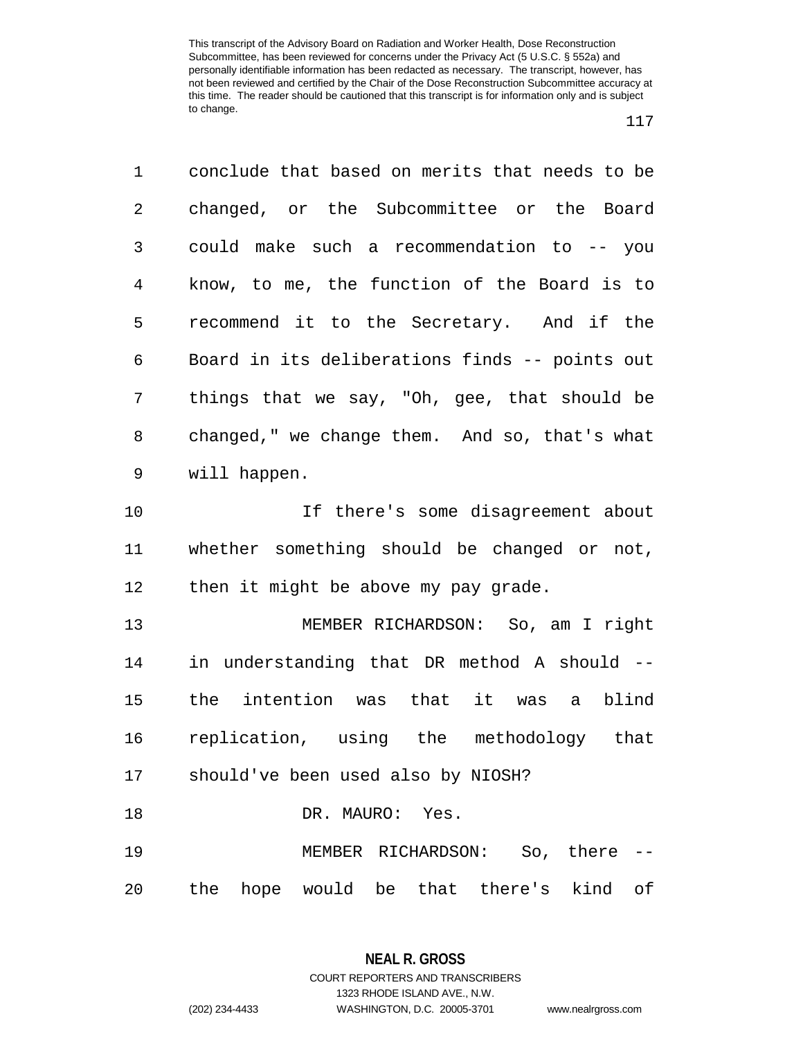conclude that based on merits that needs to be changed, or the Subcommittee or the Board could make such a recommendation to -- you know, to me, the function of the Board is to recommend it to the Secretary. And if the Board in its deliberations finds -- points out things that we say, "Oh, gee, that should be changed," we change them. And so, that's what will happen.

If there's some disagreement about whether something should be changed or not, then it might be above my pay grade.

MEMBER RICHARDSON: So, am I right in understanding that DR method A should -- the intention was that it was a blind replication, using the methodology that should've been used also by NIOSH?

DR. MAURO: Yes.

MEMBER RICHARDSON: So, there -- the hope would be that there's kind of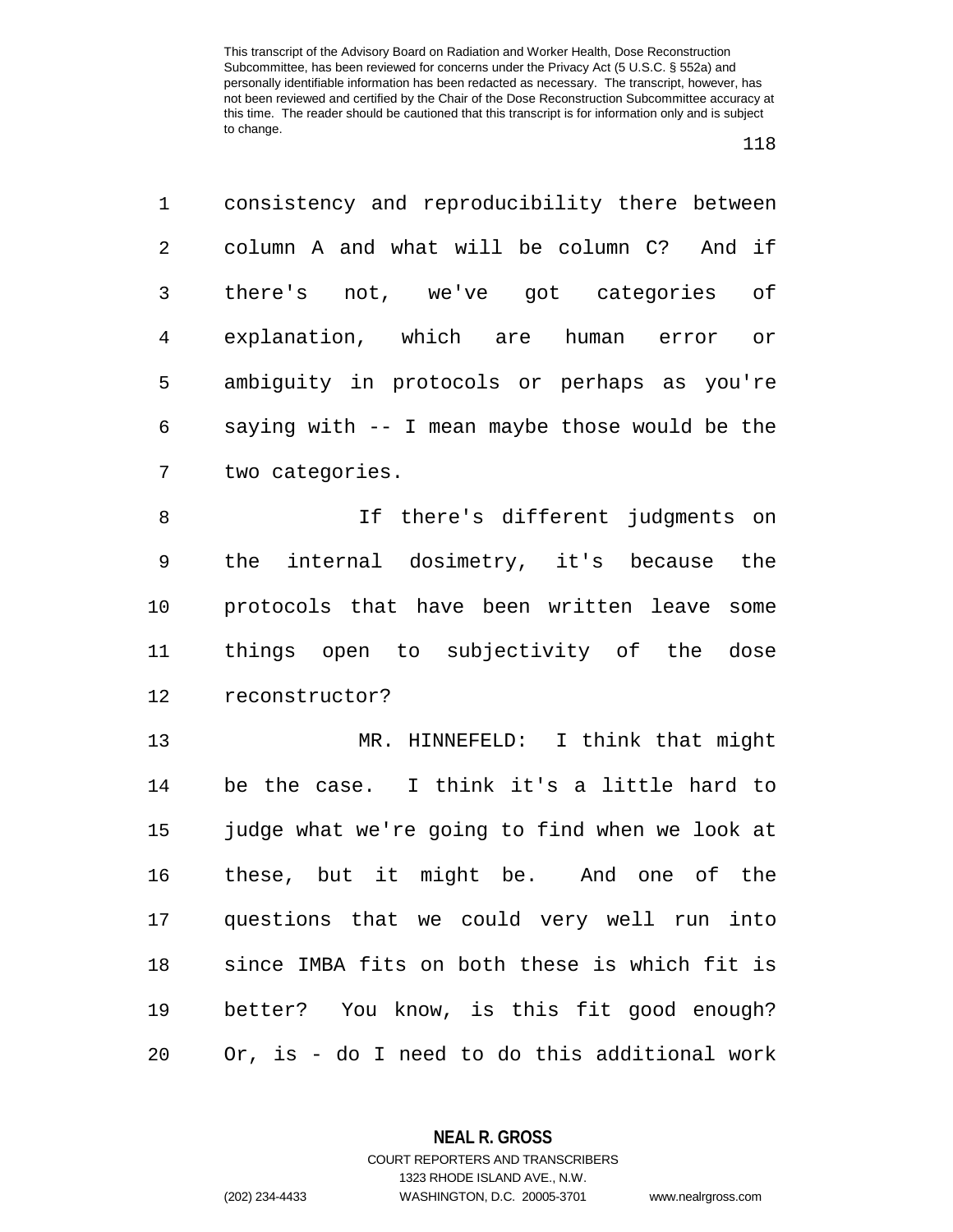consistency and reproducibility there between column A and what will be column C? And if there's not, we've got categories of explanation, which are human error or ambiguity in protocols or perhaps as you're saying with -- I mean maybe those would be the two categories.

If there's different judgments on the internal dosimetry, it's because the protocols that have been written leave some things open to subjectivity of the dose reconstructor?

MR. HINNEFELD: I think that might be the case. I think it's a little hard to judge what we're going to find when we look at these, but it might be. And one of the questions that we could very well run into since IMBA fits on both these is which fit is better? You know, is this fit good enough? Or, is - do I need to do this additional work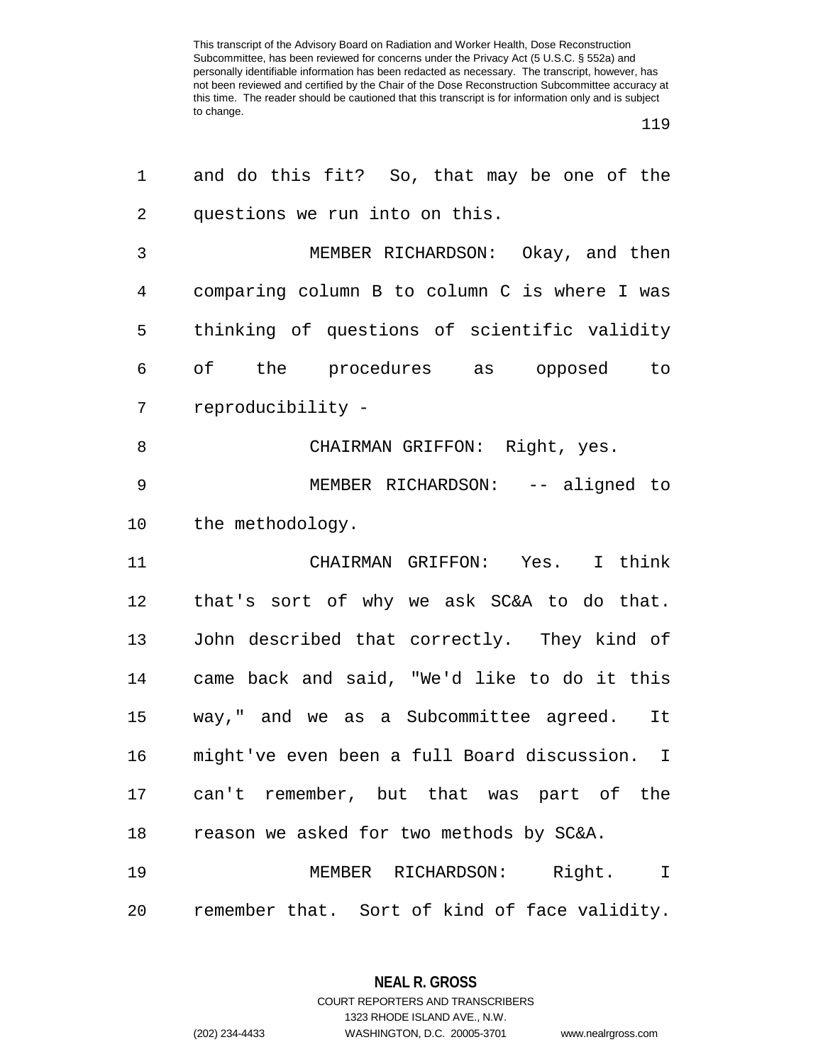and do this fit? So, that may be one of the questions we run into on this.

MEMBER RICHARDSON: Okay, and then comparing column B to column C is where I was thinking of questions of scientific validity of the procedures as opposed to reproducibility -

CHAIRMAN GRIFFON: Right, yes.

MEMBER RICHARDSON: -- aligned to the methodology.

CHAIRMAN GRIFFON: Yes. I think that's sort of why we ask SC&A to do that. John described that correctly. They kind of came back and said, "We'd like to do it this way," and we as a Subcommittee agreed. It might've even been a full Board discussion. I can't remember, but that was part of the reason we asked for two methods by SC&A.

MEMBER RICHARDSON: Right. I remember that. Sort of kind of face validity.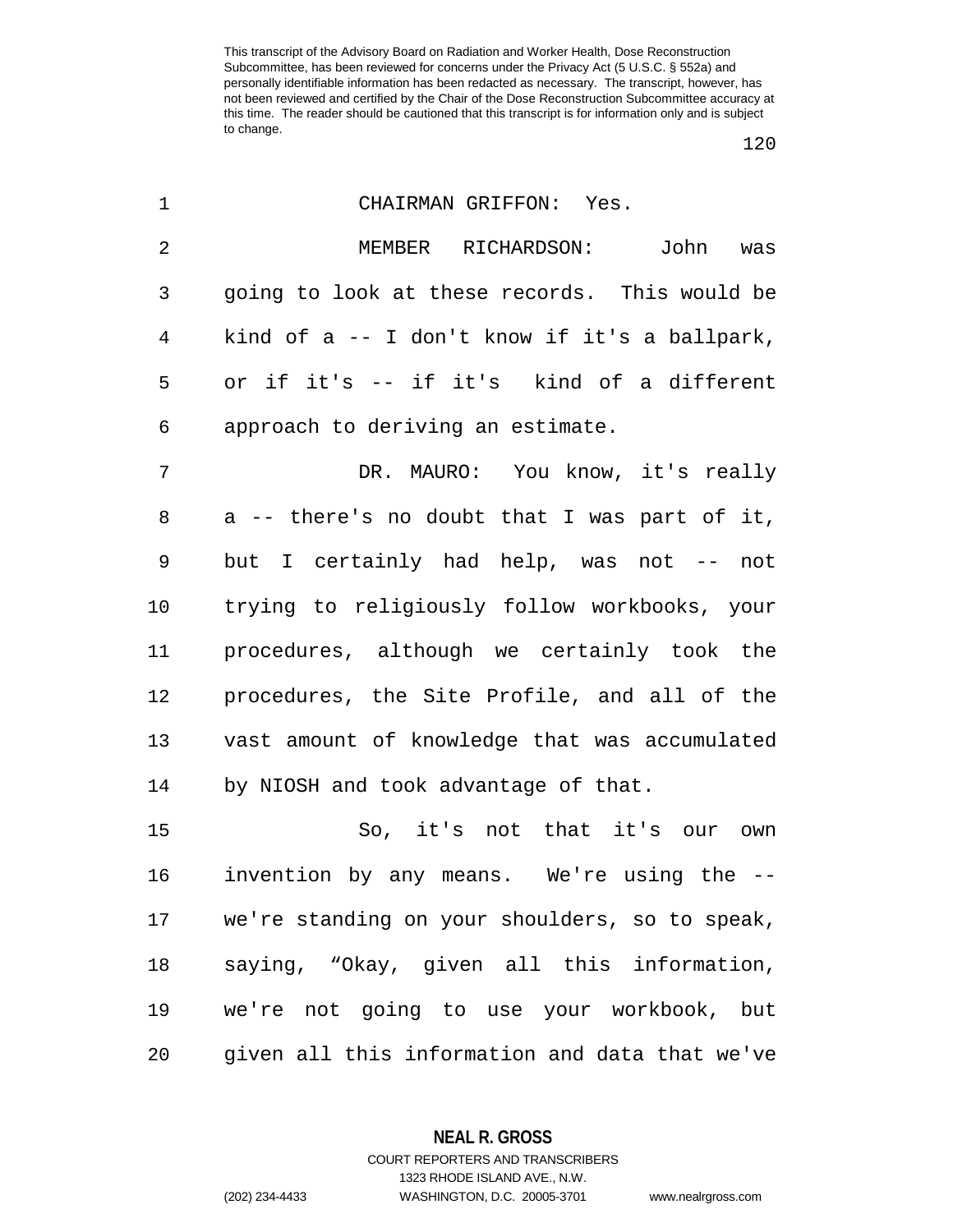CHAIRMAN GRIFFON: Yes.

MEMBER RICHARDSON: John was going to look at these records. This would be kind of a -- I don't know if it's a ballpark, or if it's -- if it's kind of a different approach to deriving an estimate.

DR. MAURO: You know, it's really a -- there's no doubt that I was part of it, but I certainly had help, was not -- not trying to religiously follow workbooks, your procedures, although we certainly took the procedures, the Site Profile, and all of the vast amount of knowledge that was accumulated by NIOSH and took advantage of that.

So, it's not that it's our own invention by any means. We're using the -- we're standing on your shoulders, so to speak, saying, "Okay, given all this information, we're not going to use your workbook, but given all this information and data that we've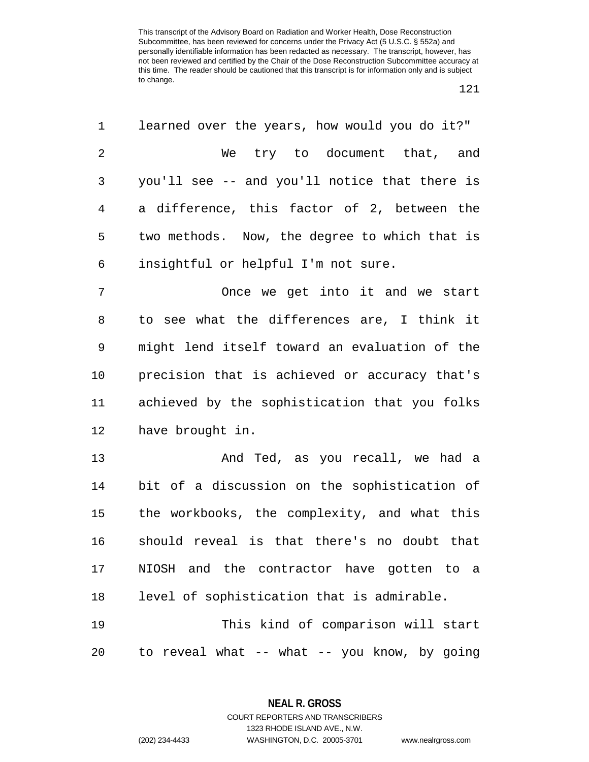learned over the years, how would you do it?"

We try to document that, and you'll see -- and you'll notice that there is a difference, this factor of 2, between the two methods. Now, the degree to which that is insightful or helpful I'm not sure.

Once we get into it and we start to see what the differences are, I think it might lend itself toward an evaluation of the precision that is achieved or accuracy that's achieved by the sophistication that you folks have brought in.

And Ted, as you recall, we had a bit of a discussion on the sophistication of the workbooks, the complexity, and what this should reveal is that there's no doubt that NIOSH and the contractor have gotten to a level of sophistication that is admirable.

This kind of comparison will start to reveal what -- what -- you know, by going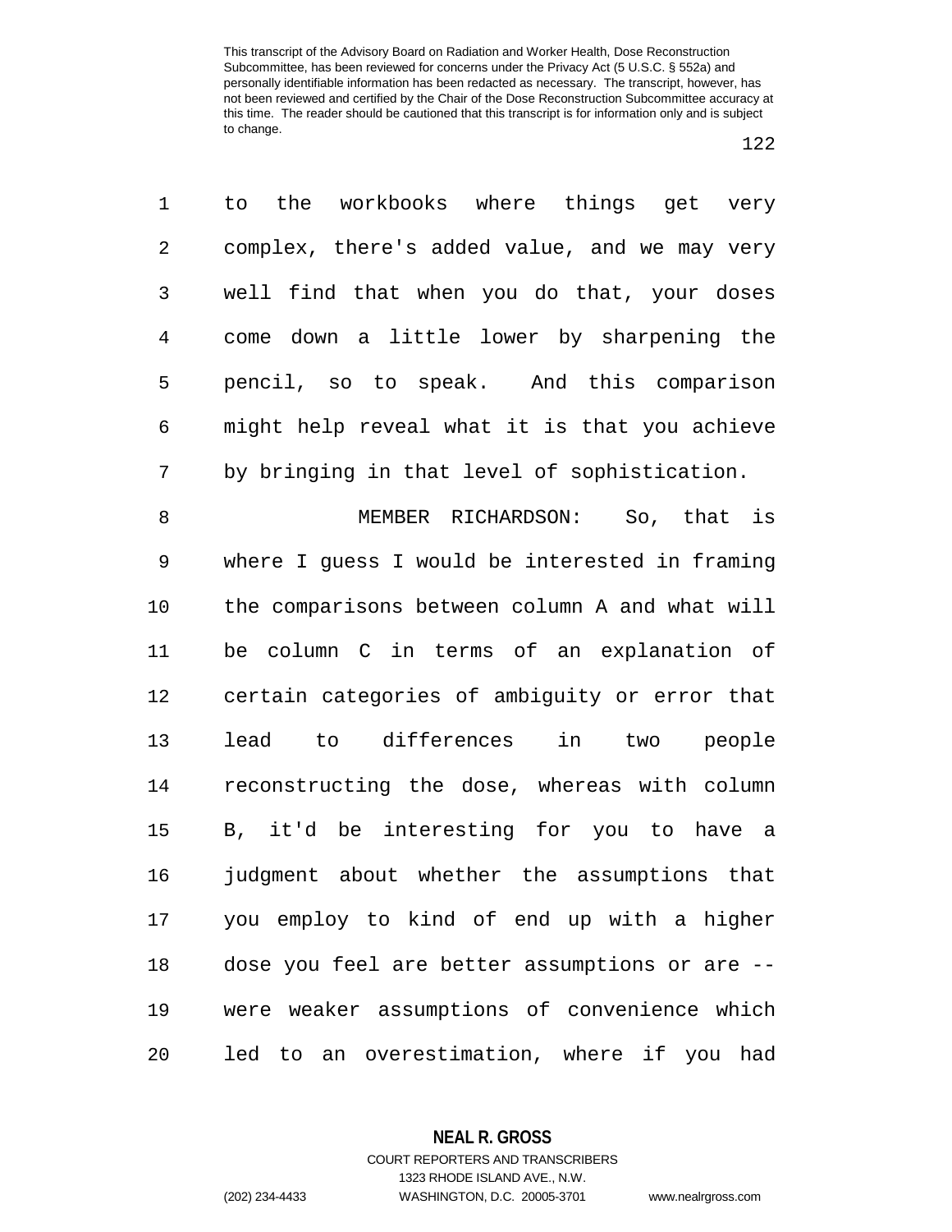to the workbooks where things get very complex, there's added value, and we may very well find that when you do that, your doses come down a little lower by sharpening the pencil, so to speak. And this comparison might help reveal what it is that you achieve by bringing in that level of sophistication.

MEMBER RICHARDSON: So, that is where I guess I would be interested in framing the comparisons between column A and what will be column C in terms of an explanation of certain categories of ambiguity or error that lead to differences in two people reconstructing the dose, whereas with column B, it'd be interesting for you to have a judgment about whether the assumptions that you employ to kind of end up with a higher dose you feel are better assumptions or are -- were weaker assumptions of convenience which led to an overestimation, where if you had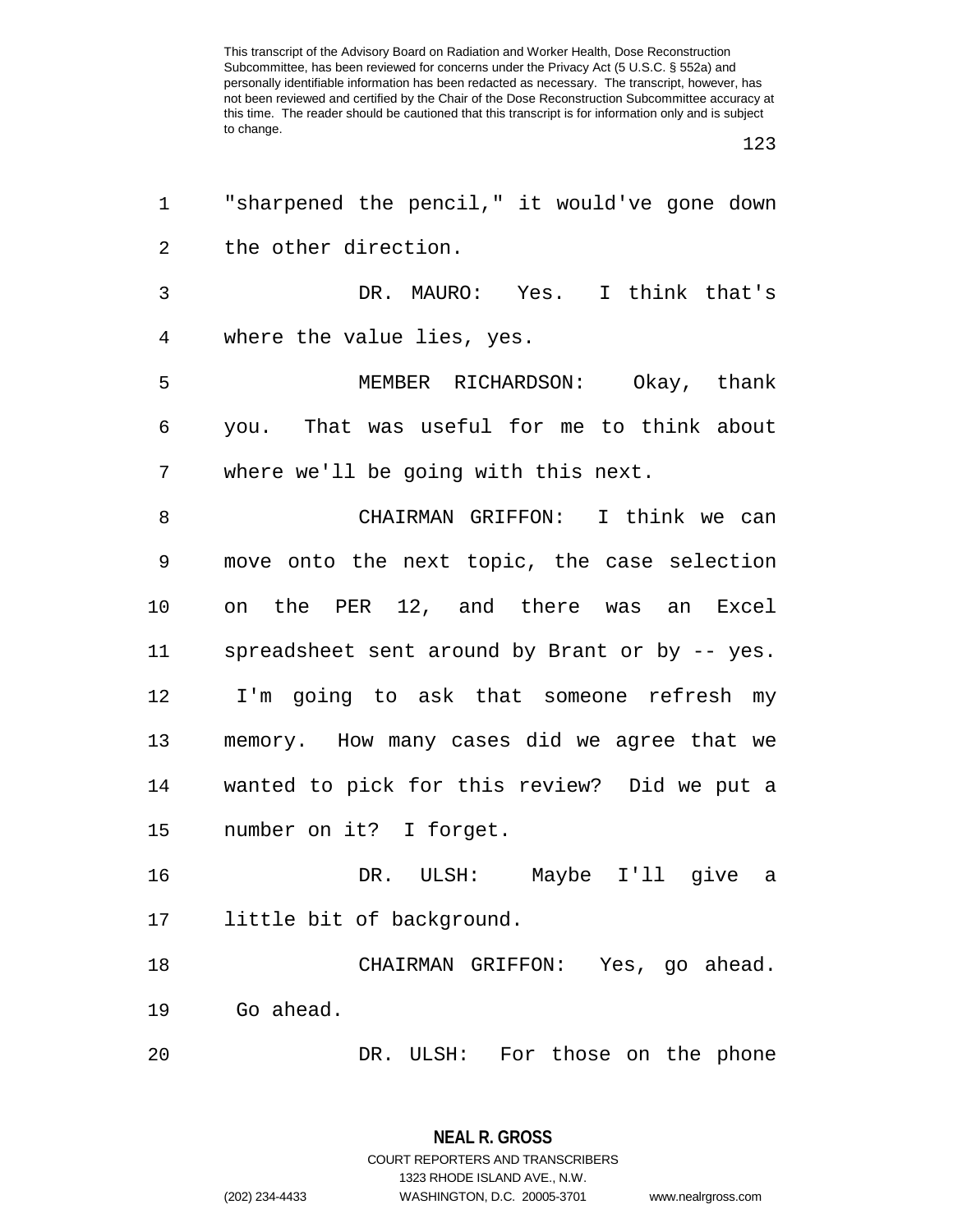"sharpened the pencil," it would've gone down the other direction.

DR. MAURO: Yes. I think that's where the value lies, yes.

MEMBER RICHARDSON: Okay, thank you. That was useful for me to think about where we'll be going with this next.

CHAIRMAN GRIFFON: I think we can move onto the next topic, the case selection on the PER 12, and there was an Excel spreadsheet sent around by Brant or by -- yes. I'm going to ask that someone refresh my memory. How many cases did we agree that we wanted to pick for this review? Did we put a number on it? I forget.

DR. ULSH: Maybe I'll give a little bit of background.

CHAIRMAN GRIFFON: Yes, go ahead. Go ahead.

DR. ULSH: For those on the phone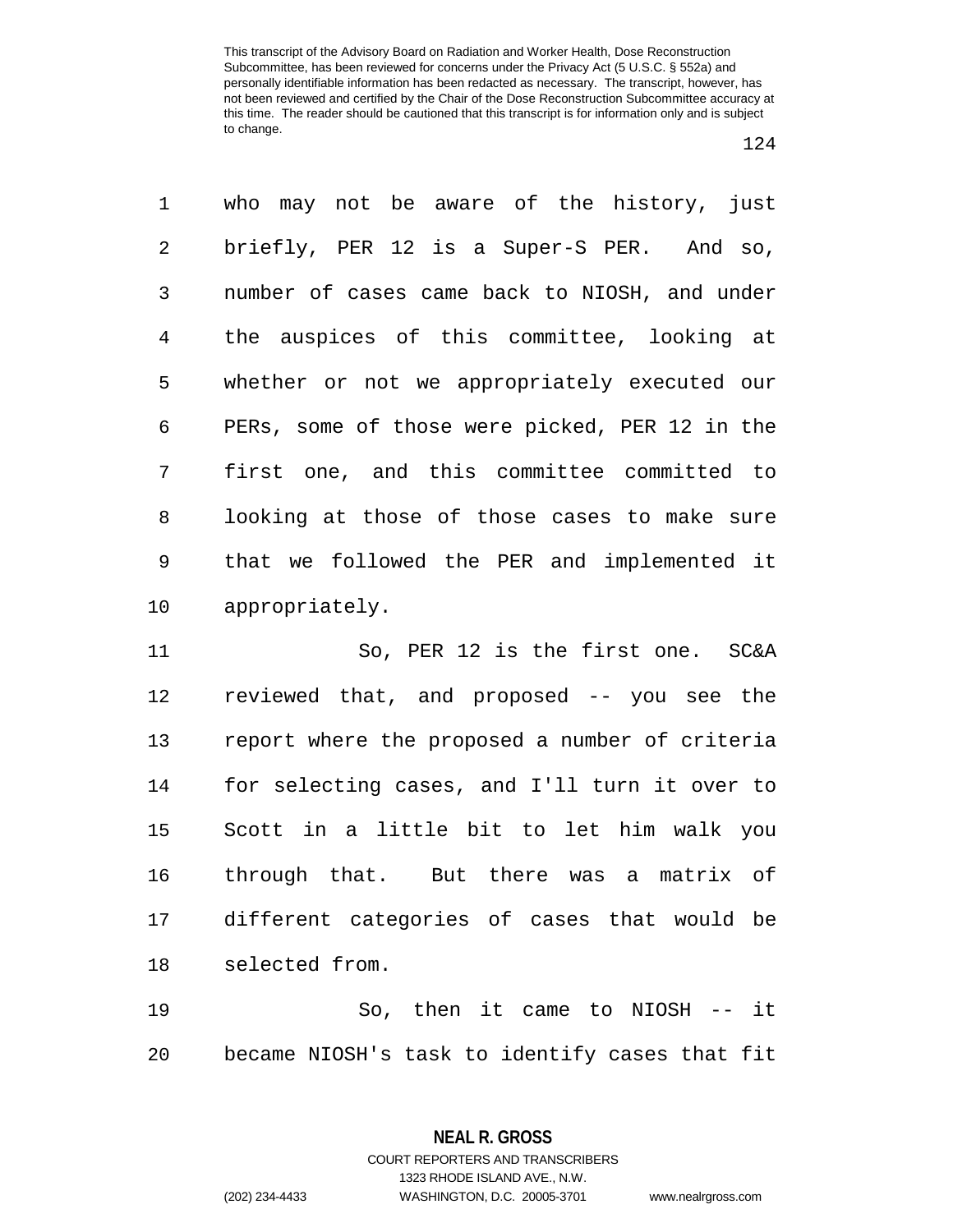who may not be aware of the history, just briefly, PER 12 is a Super-S PER. And so, number of cases came back to NIOSH, and under the auspices of this committee, looking at whether or not we appropriately executed our PERs, some of those were picked, PER 12 in the first one, and this committee committed to looking at those of those cases to make sure that we followed the PER and implemented it appropriately.

So, PER 12 is the first one. SC&A reviewed that, and proposed -- you see the report where the proposed a number of criteria for selecting cases, and I'll turn it over to Scott in a little bit to let him walk you through that. But there was a matrix of different categories of cases that would be selected from.

So, then it came to NIOSH -- it became NIOSH's task to identify cases that fit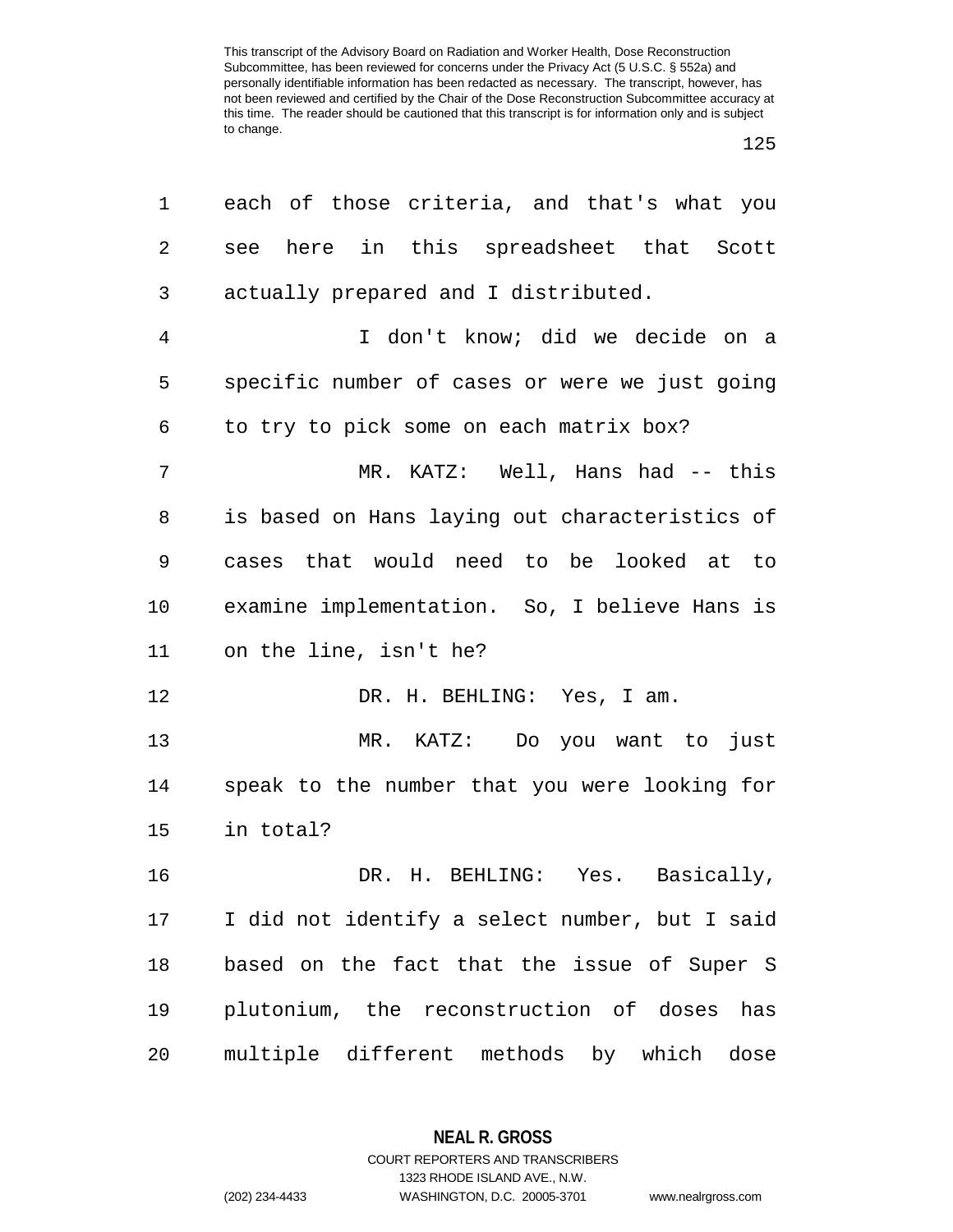each of those criteria, and that's what you see here in this spreadsheet that Scott actually prepared and I distributed.

I don't know; did we decide on a specific number of cases or were we just going to try to pick some on each matrix box?

MR. KATZ: Well, Hans had -- this is based on Hans laying out characteristics of cases that would need to be looked at to examine implementation. So, I believe Hans is on the line, isn't he?

DR. H. BEHLING: Yes, I am.

MR. KATZ: Do you want to just speak to the number that you were looking for in total?

DR. H. BEHLING: Yes. Basically, I did not identify a select number, but I said based on the fact that the issue of Super S plutonium, the reconstruction of doses has multiple different methods by which dose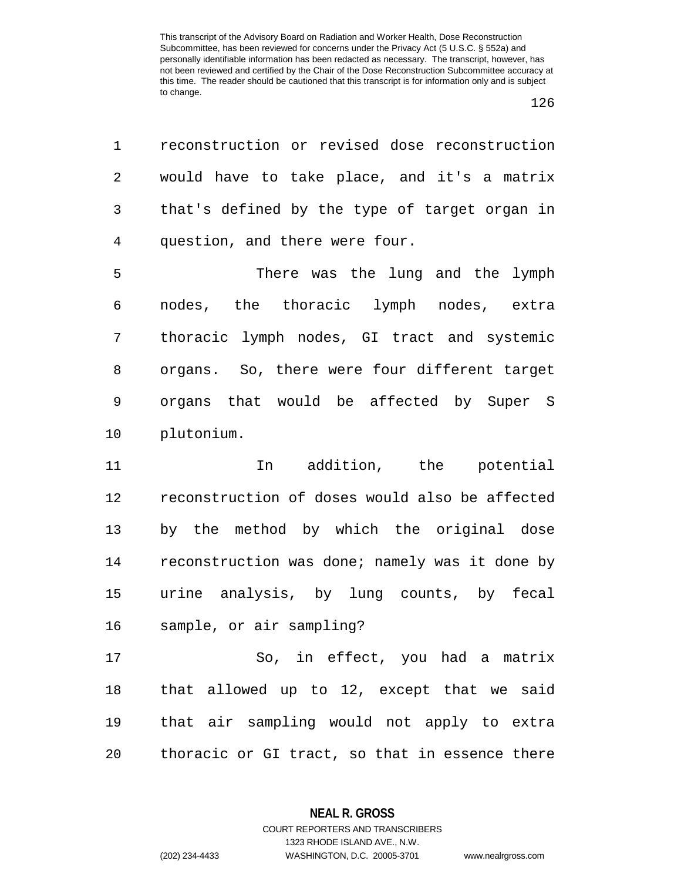reconstruction or revised dose reconstruction would have to take place, and it's a matrix that's defined by the type of target organ in question, and there were four.

There was the lung and the lymph nodes, the thoracic lymph nodes, extra thoracic lymph nodes, GI tract and systemic organs. So, there were four different target organs that would be affected by Super S plutonium.

In addition, the potential reconstruction of doses would also be affected by the method by which the original dose reconstruction was done; namely was it done by urine analysis, by lung counts, by fecal sample, or air sampling?

So, in effect, you had a matrix that allowed up to 12, except that we said that air sampling would not apply to extra thoracic or GI tract, so that in essence there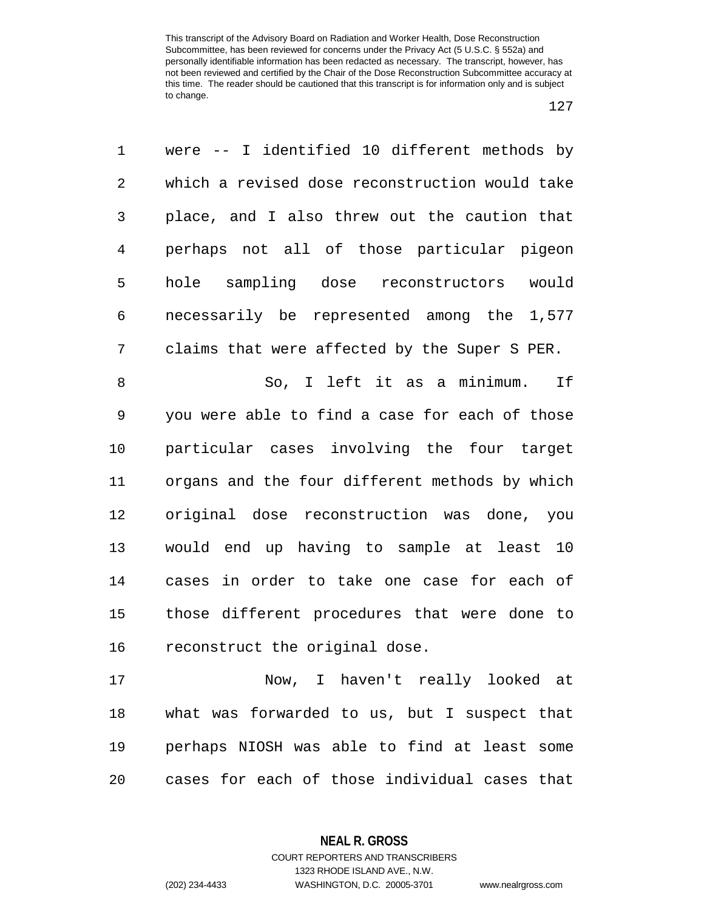were -- I identified 10 different methods by which a revised dose reconstruction would take place, and I also threw out the caution that perhaps not all of those particular pigeon hole sampling dose reconstructors would necessarily be represented among the 1,577 claims that were affected by the Super S PER.

So, I left it as a minimum. If you were able to find a case for each of those particular cases involving the four target organs and the four different methods by which original dose reconstruction was done, you would end up having to sample at least 10 cases in order to take one case for each of those different procedures that were done to reconstruct the original dose.

Now, I haven't really looked at what was forwarded to us, but I suspect that perhaps NIOSH was able to find at least some cases for each of those individual cases that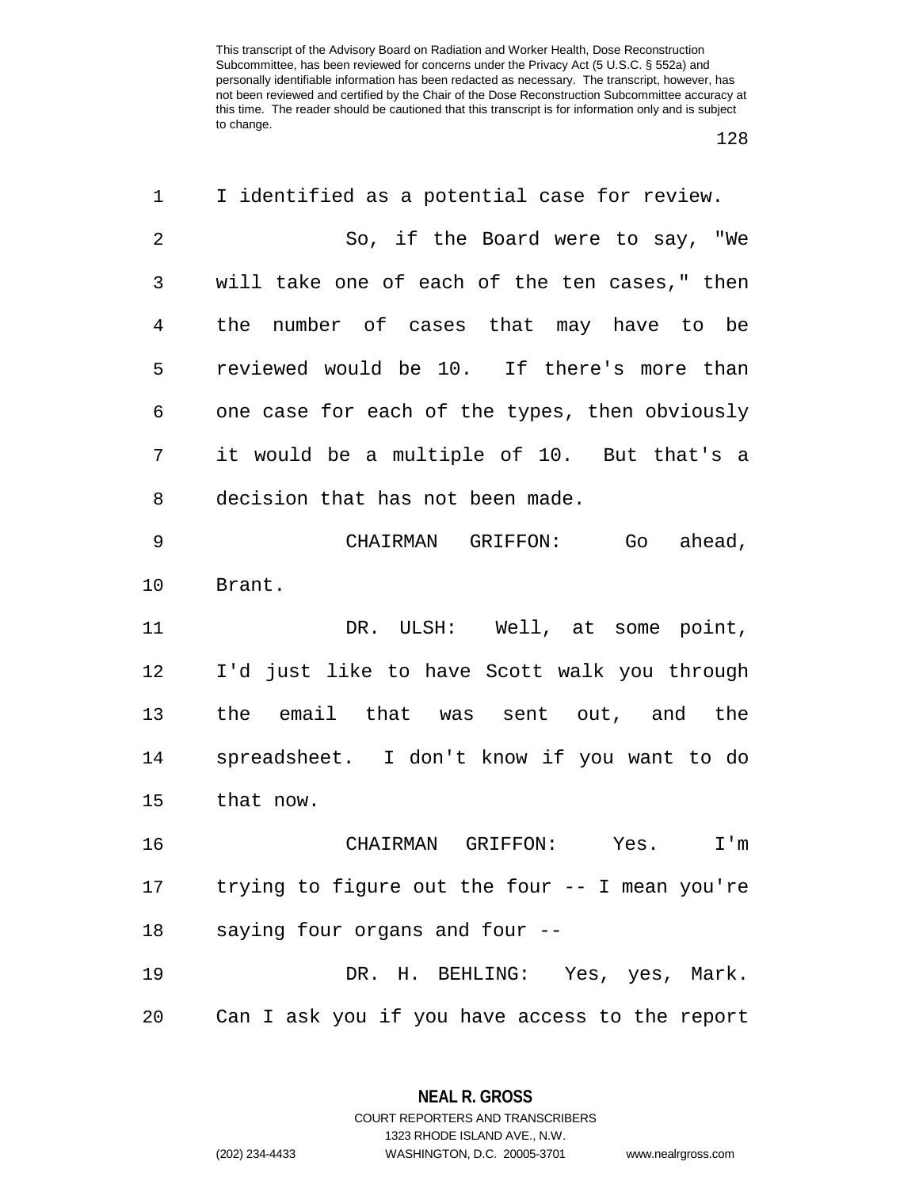I identified as a potential case for review.

So, if the Board were to say, "We will take one of each of the ten cases," then the number of cases that may have to be reviewed would be 10. If there's more than one case for each of the types, then obviously it would be a multiple of 10. But that's a decision that has not been made.

CHAIRMAN GRIFFON: Go ahead, Brant.

DR. ULSH: Well, at some point, I'd just like to have Scott walk you through the email that was sent out, and the spreadsheet. I don't know if you want to do that now.

CHAIRMAN GRIFFON: Yes. I'm trying to figure out the four -- I mean you're saying four organs and four --

DR. H. BEHLING: Yes, yes, Mark. Can I ask you if you have access to the report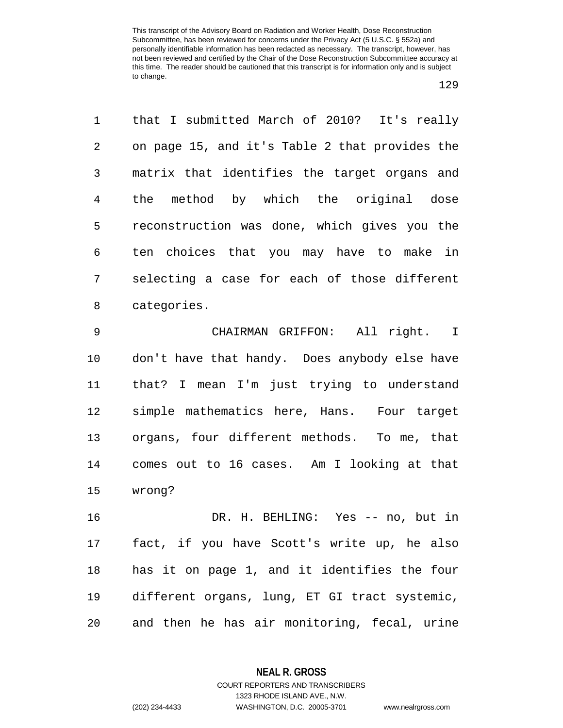that I submitted March of 2010? It's really on page 15, and it's Table 2 that provides the matrix that identifies the target organs and the method by which the original dose reconstruction was done, which gives you the ten choices that you may have to make in selecting a case for each of those different categories.

CHAIRMAN GRIFFON: All right. I don't have that handy. Does anybody else have that? I mean I'm just trying to understand simple mathematics here, Hans. Four target organs, four different methods. To me, that comes out to 16 cases. Am I looking at that wrong?

DR. H. BEHLING: Yes -- no, but in fact, if you have Scott's write up, he also has it on page 1, and it identifies the four different organs, lung, ET GI tract systemic, and then he has air monitoring, fecal, urine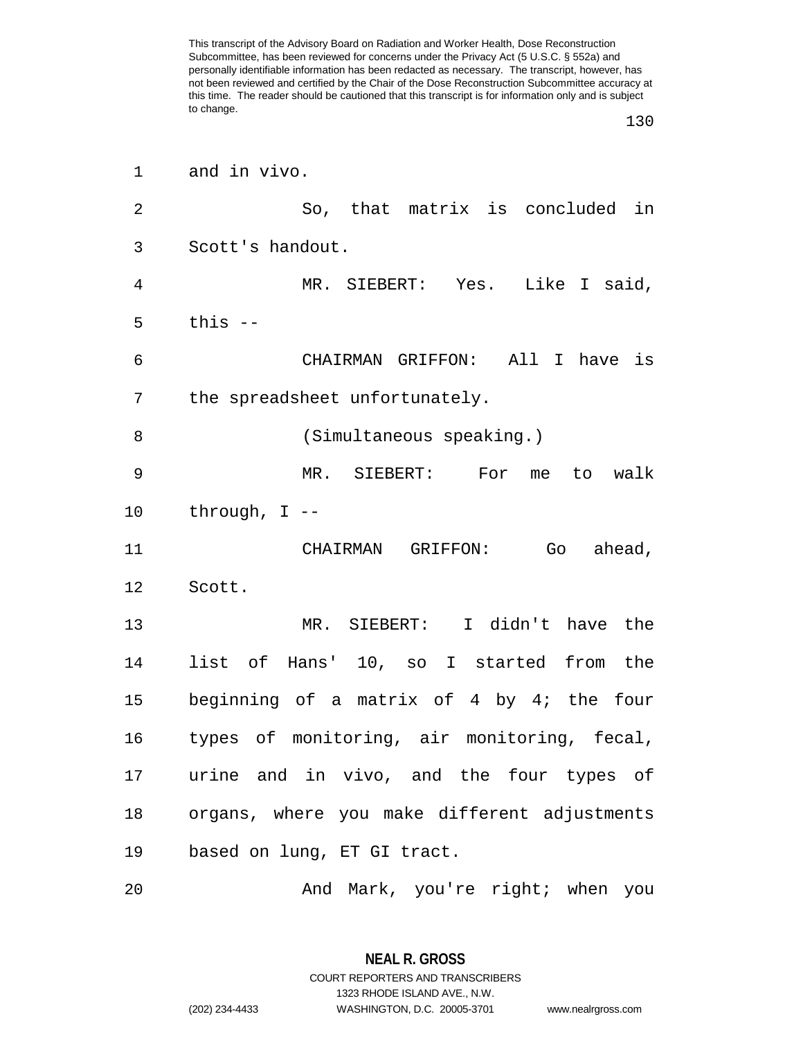and in vivo.

So, that matrix is concluded in Scott's handout.

MR. SIEBERT: Yes. Like I said, this --

CHAIRMAN GRIFFON: All I have is the spreadsheet unfortunately.

(Simultaneous speaking.)

MR. SIEBERT: For me to walk through, I --

CHAIRMAN GRIFFON: Go ahead, Scott.

MR. SIEBERT: I didn't have the list of Hans' 10, so I started from the beginning of a matrix of 4 by 4; the four types of monitoring, air monitoring, fecal, urine and in vivo, and the four types of organs, where you make different adjustments based on lung, ET GI tract.

And Mark, you're right; when you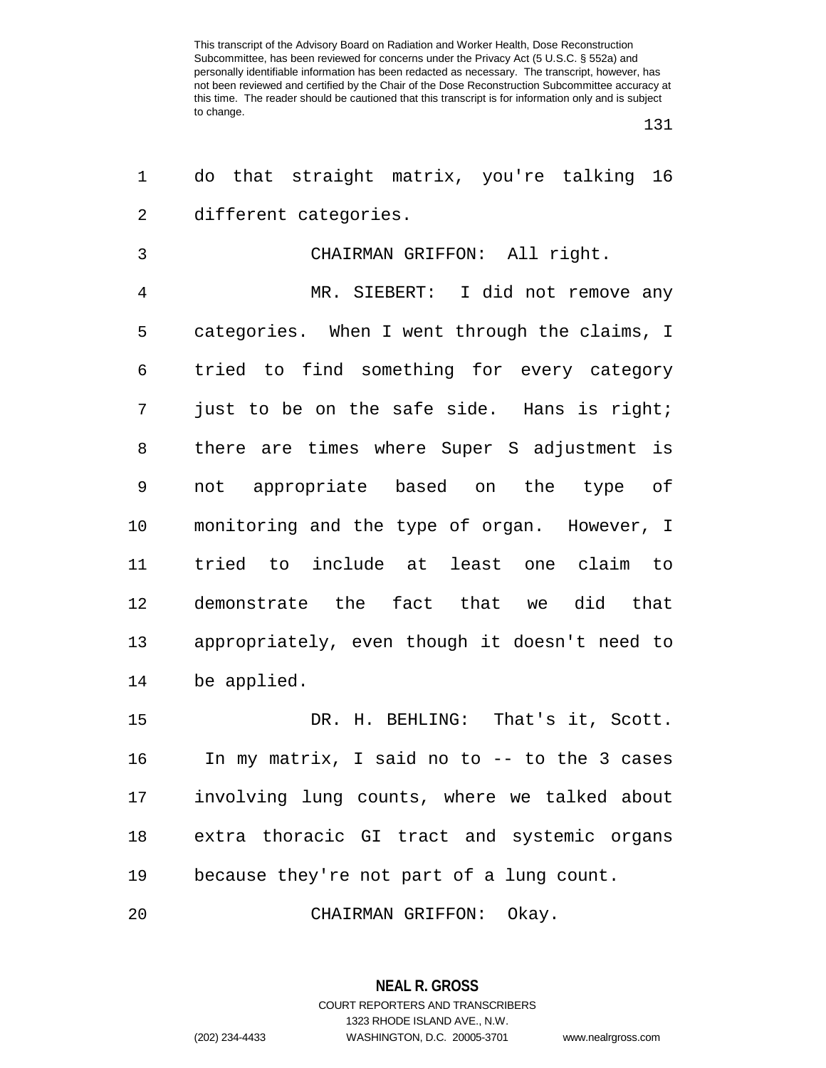do that straight matrix, you're talking 16 different categories.

CHAIRMAN GRIFFON: All right.

MR. SIEBERT: I did not remove any categories. When I went through the claims, I tried to find something for every category just to be on the safe side. Hans is right; there are times where Super S adjustment is not appropriate based on the type of monitoring and the type of organ. However, I tried to include at least one claim to demonstrate the fact that we did that appropriately, even though it doesn't need to be applied.

DR. H. BEHLING: That's it, Scott. In my matrix, I said no to -- to the 3 cases involving lung counts, where we talked about extra thoracic GI tract and systemic organs because they're not part of a lung count.

CHAIRMAN GRIFFON: Okay.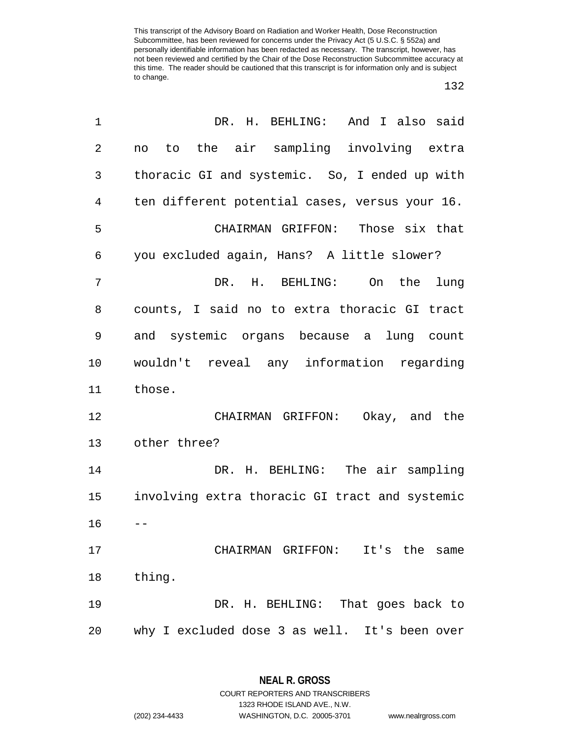DR. H. BEHLING: And I also said no to the air sampling involving extra thoracic GI and systemic. So, I ended up with ten different potential cases, versus your 16.

CHAIRMAN GRIFFON: Those six that you excluded again, Hans? A little slower?

DR. H. BEHLING: On the lung counts, I said no to extra thoracic GI tract and systemic organs because a lung count wouldn't reveal any information regarding those.

CHAIRMAN GRIFFON: Okay, and the other three?

DR. H. BEHLING: The air sampling involving extra thoracic GI tract and systemic --

CHAIRMAN GRIFFON: It's the same thing.

DR. H. BEHLING: That goes back to why I excluded dose 3 as well. It's been over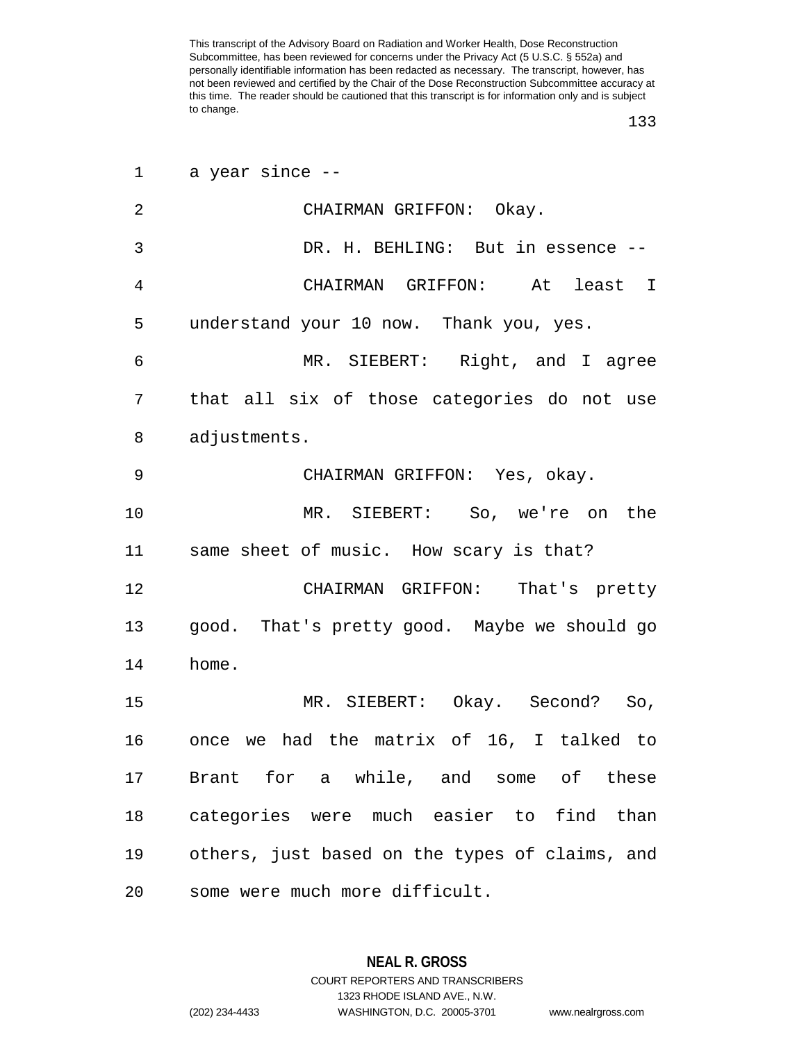a year since --

CHAIRMAN GRIFFON: Okay.

DR. H. BEHLING: But in essence --

CHAIRMAN GRIFFON: At least I understand your 10 now. Thank you, yes.

MR. SIEBERT: Right, and I agree that all six of those categories do not use adjustments.

CHAIRMAN GRIFFON: Yes, okay.

MR. SIEBERT: So, we're on the same sheet of music. How scary is that?

CHAIRMAN GRIFFON: That's pretty good. That's pretty good. Maybe we should go home.

MR. SIEBERT: Okay. Second? So, once we had the matrix of 16, I talked to Brant for a while, and some of these categories were much easier to find than others, just based on the types of claims, and some were much more difficult.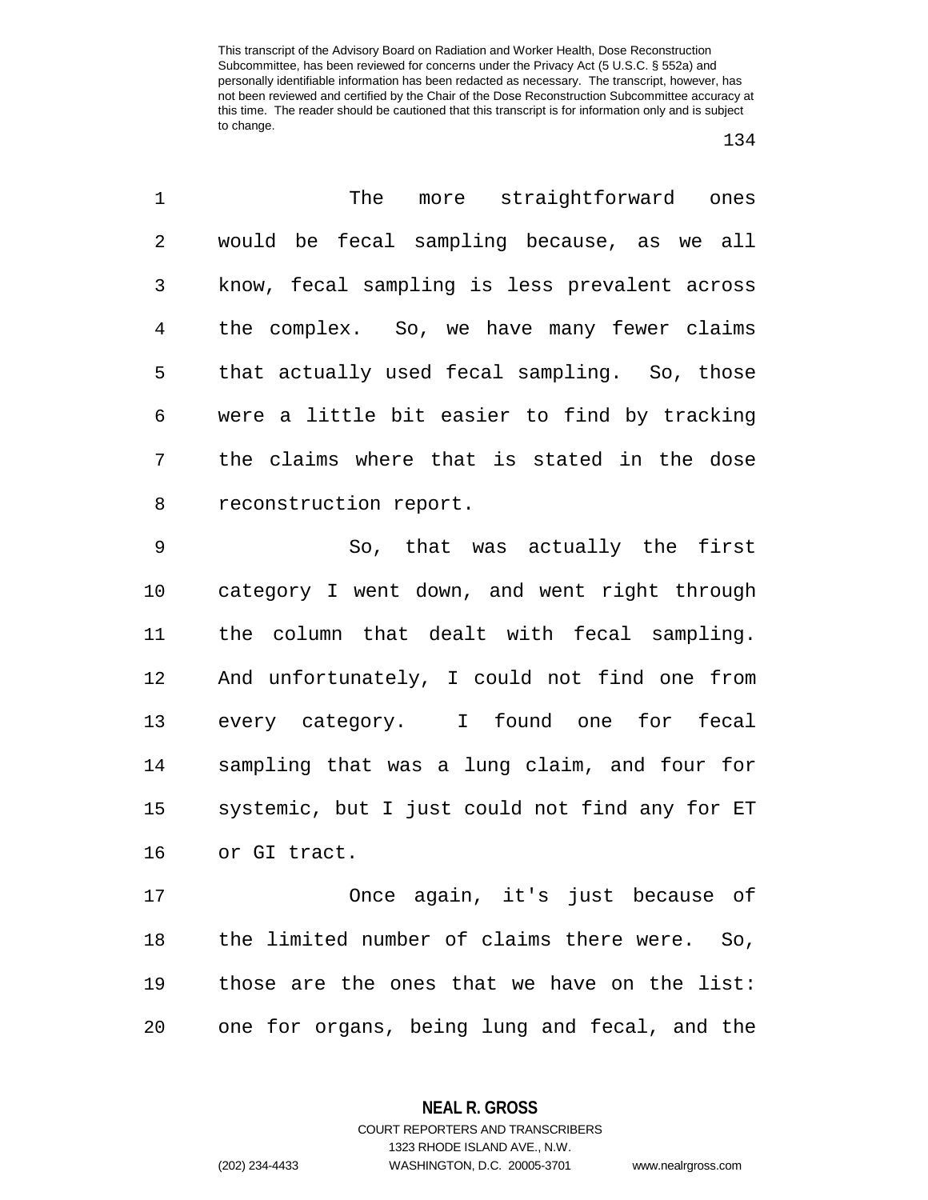The more straightforward ones would be fecal sampling because, as we all know, fecal sampling is less prevalent across the complex. So, we have many fewer claims that actually used fecal sampling. So, those were a little bit easier to find by tracking the claims where that is stated in the dose reconstruction report.

So, that was actually the first category I went down, and went right through the column that dealt with fecal sampling. And unfortunately, I could not find one from every category. I found one for fecal sampling that was a lung claim, and four for systemic, but I just could not find any for ET or GI tract.

Once again, it's just because of the limited number of claims there were. So, those are the ones that we have on the list: one for organs, being lung and fecal, and the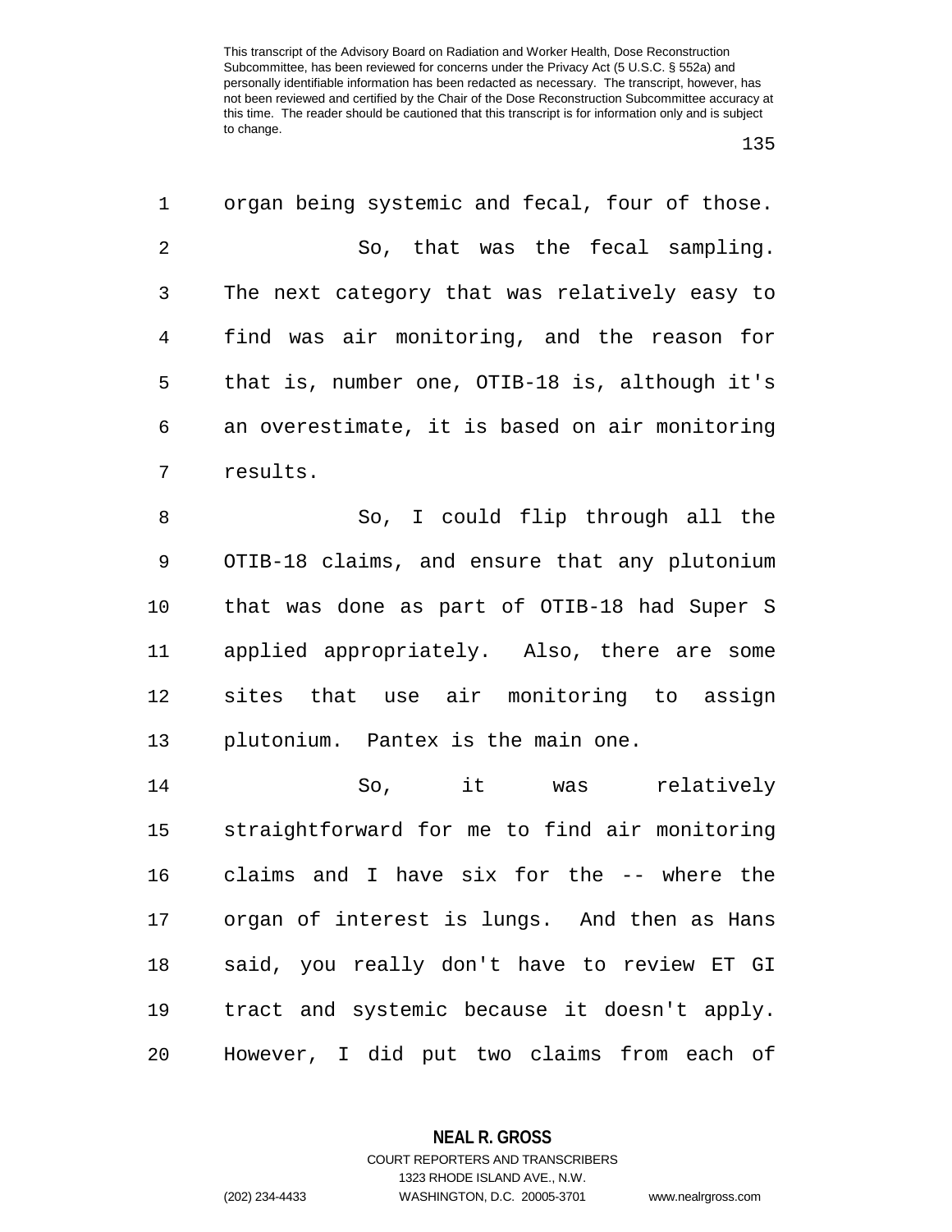organ being systemic and fecal, four of those.

So, that was the fecal sampling. The next category that was relatively easy to find was air monitoring, and the reason for that is, number one, OTIB-18 is, although it's an overestimate, it is based on air monitoring results.

So, I could flip through all the OTIB-18 claims, and ensure that any plutonium that was done as part of OTIB-18 had Super S applied appropriately. Also, there are some sites that use air monitoring to assign plutonium. Pantex is the main one.

So, it was relatively straightforward for me to find air monitoring claims and I have six for the -- where the organ of interest is lungs. And then as Hans said, you really don't have to review ET GI tract and systemic because it doesn't apply. However, I did put two claims from each of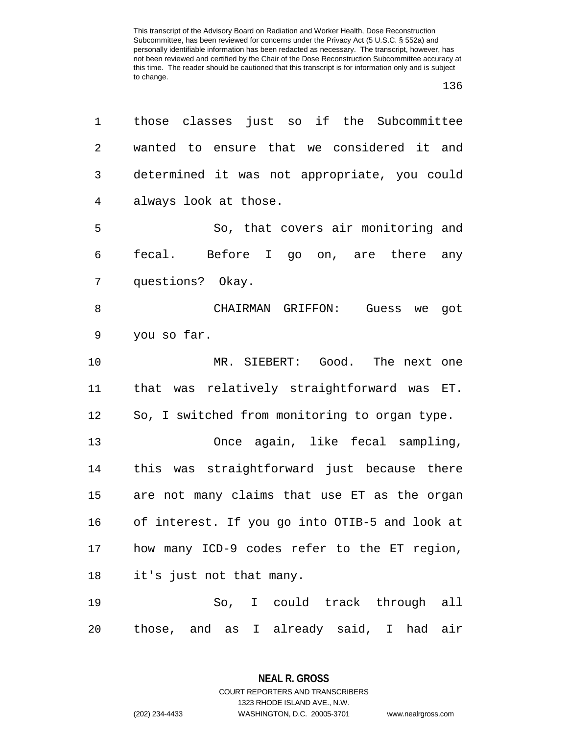those classes just so if the Subcommittee wanted to ensure that we considered it and determined it was not appropriate, you could always look at those.

So, that covers air monitoring and fecal. Before I go on, are there any questions? Okay.

CHAIRMAN GRIFFON: Guess we got you so far.

MR. SIEBERT: Good. The next one that was relatively straightforward was ET. So, I switched from monitoring to organ type.

Once again, like fecal sampling, this was straightforward just because there are not many claims that use ET as the organ of interest. If you go into OTIB-5 and look at how many ICD-9 codes refer to the ET region, it's just not that many.

So, I could track through all those, and as I already said, I had air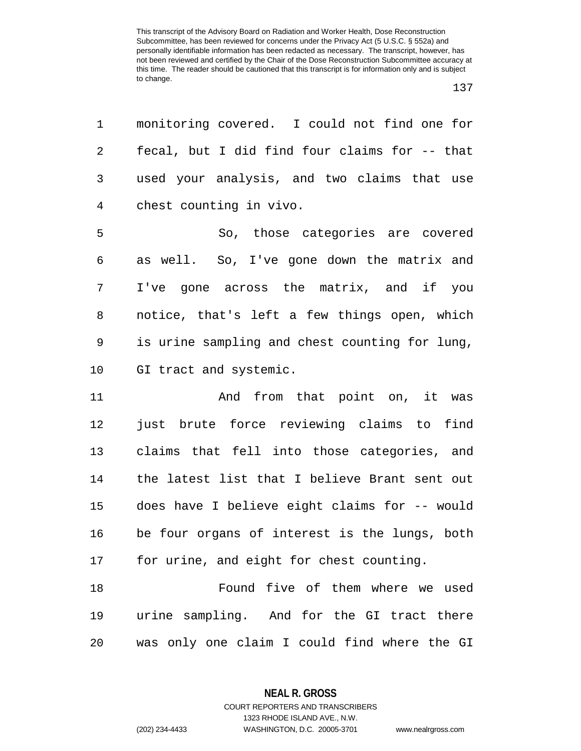monitoring covered. I could not find one for fecal, but I did find four claims for -- that used your analysis, and two claims that use chest counting in vivo.

So, those categories are covered as well. So, I've gone down the matrix and I've gone across the matrix, and if you notice, that's left a few things open, which is urine sampling and chest counting for lung, GI tract and systemic.

And from that point on, it was just brute force reviewing claims to find claims that fell into those categories, and the latest list that I believe Brant sent out does have I believe eight claims for -- would be four organs of interest is the lungs, both for urine, and eight for chest counting.

Found five of them where we used urine sampling. And for the GI tract there was only one claim I could find where the GI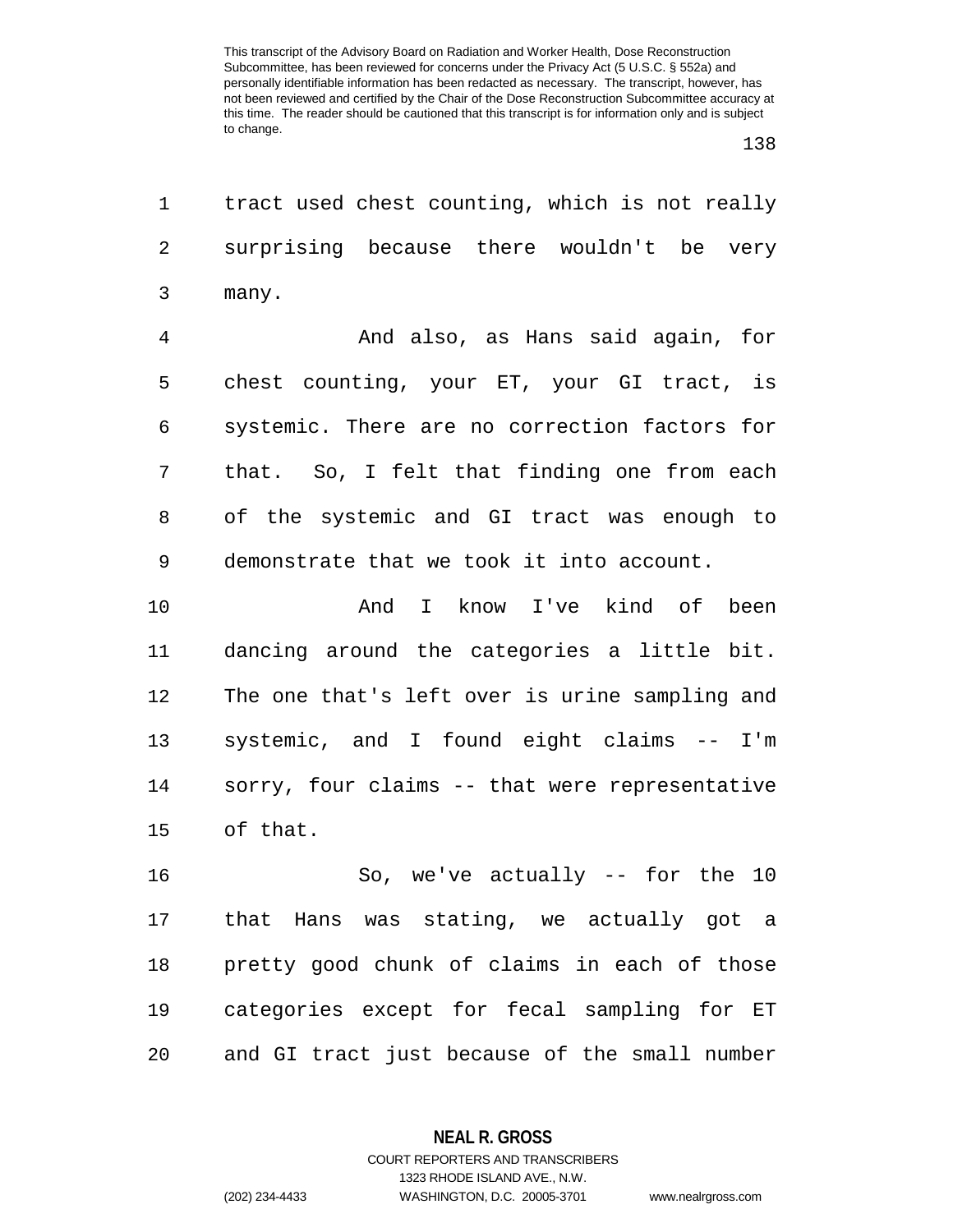tract used chest counting, which is not really surprising because there wouldn't be very many.

And also, as Hans said again, for chest counting, your ET, your GI tract, is systemic. There are no correction factors for that. So, I felt that finding one from each of the systemic and GI tract was enough to demonstrate that we took it into account.

And I know I've kind of been dancing around the categories a little bit. The one that's left over is urine sampling and systemic, and I found eight claims -- I'm sorry, four claims -- that were representative of that.

So, we've actually -- for the 10 that Hans was stating, we actually got a pretty good chunk of claims in each of those categories except for fecal sampling for ET and GI tract just because of the small number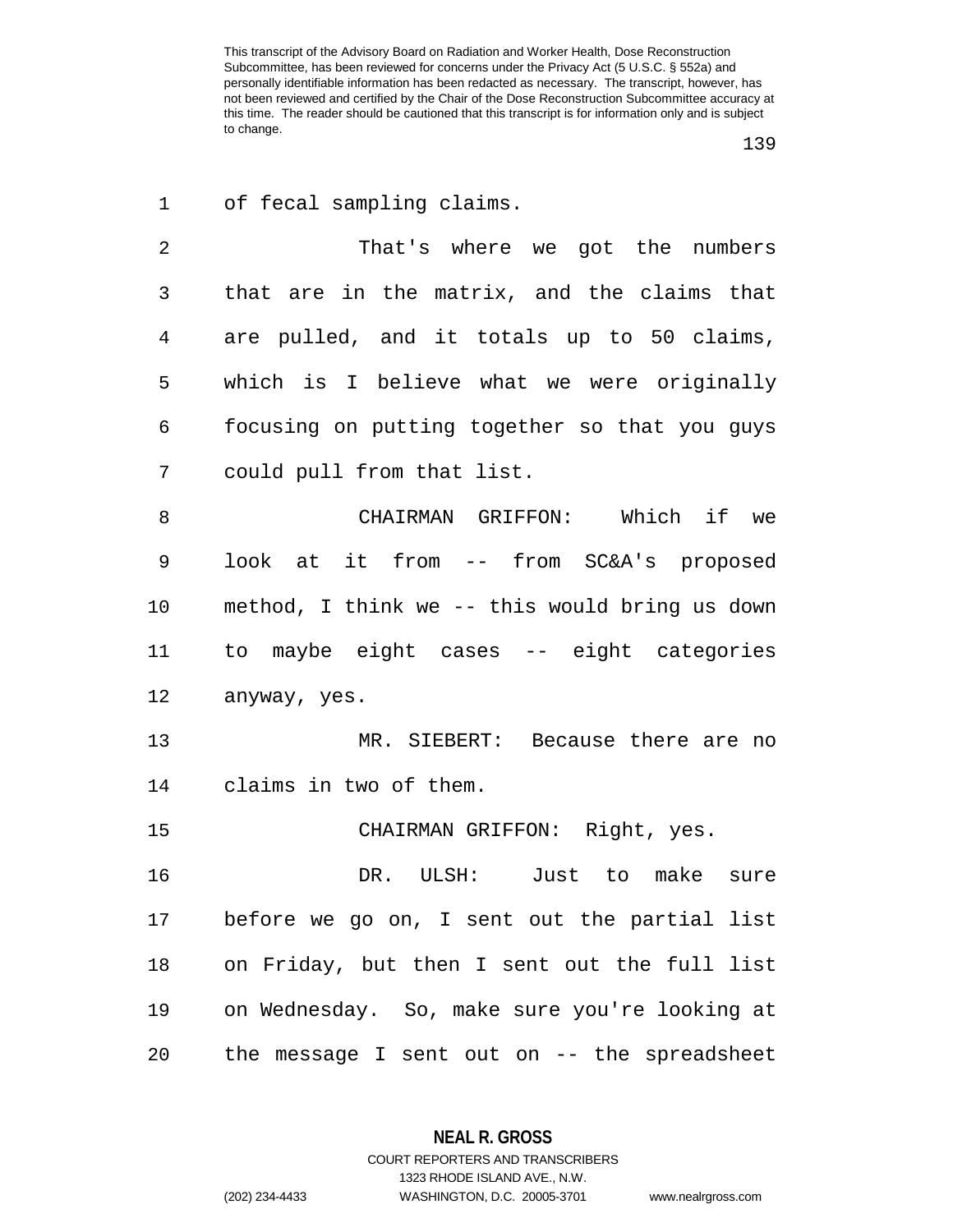of fecal sampling claims.

That's where we got the numbers that are in the matrix, and the claims that are pulled, and it totals up to 50 claims, which is I believe what we were originally focusing on putting together so that you guys could pull from that list.

CHAIRMAN GRIFFON: Which if we look at it from -- from SC&A's proposed method, I think we -- this would bring us down to maybe eight cases -- eight categories anyway, yes.

MR. SIEBERT: Because there are no claims in two of them.

CHAIRMAN GRIFFON: Right, yes.

DR. ULSH: Just to make sure before we go on, I sent out the partial list on Friday, but then I sent out the full list on Wednesday. So, make sure you're looking at the message I sent out on -- the spreadsheet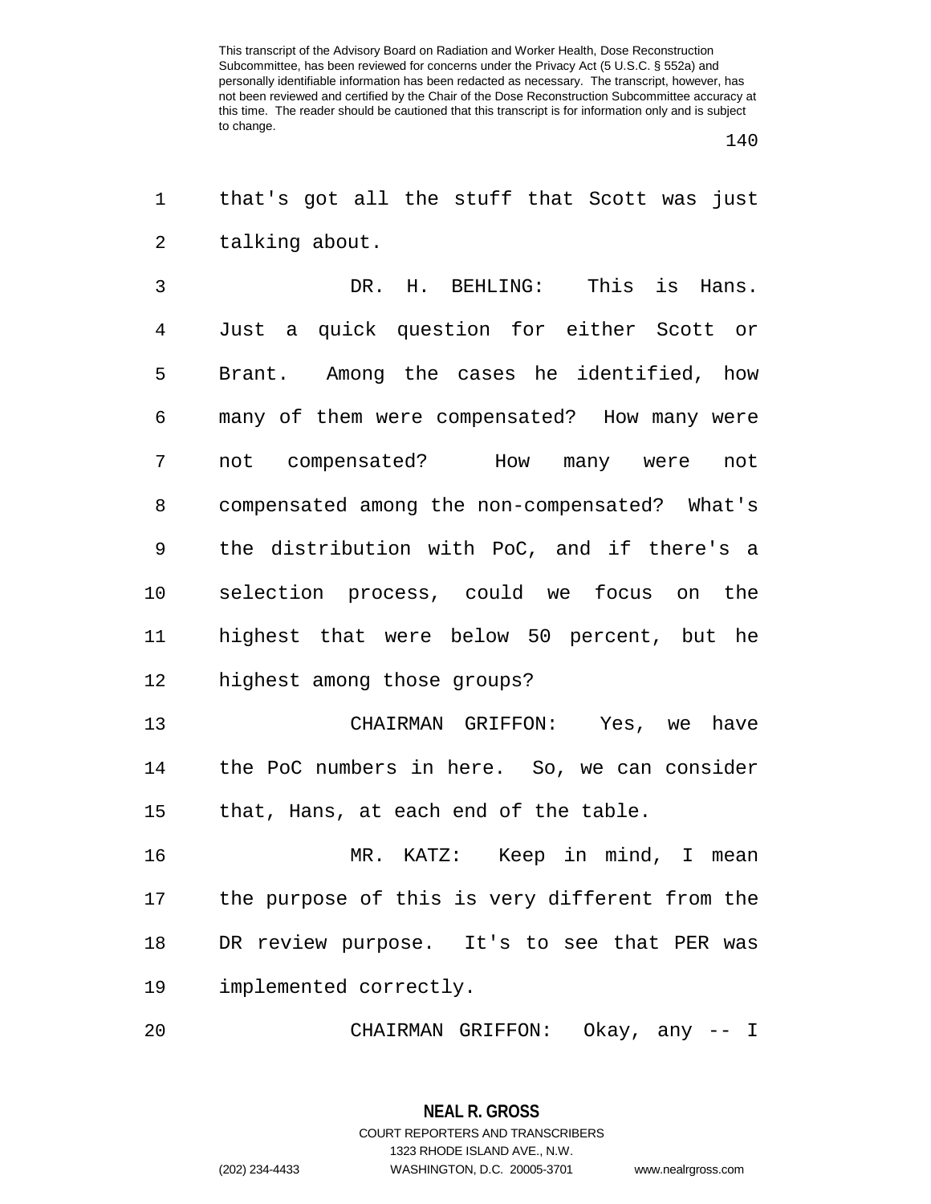This transcript of the Advisory Board on Radiation and Worker Health, Dose Reconstruction Subcommittee, has been reviewed for concerns under the Privacy Act (5 U.S.C. § 552a) and personally identifiable information has been redacted as necessary. The transcript, however, has not been reviewed and certified by the Chair of the Dose Reconstruction Subcommittee accuracy at this time. The reader should be cautioned that this transcript is for information only and is subject to change.

1 that's got all the stuff that Scott was just
2 talking about.
3 DR. H. BEHLING: This is Hans.
4 Just a quick question for either Scott or
5 Brant. Among the cases he identified, how
6 many of them were compensated? How many were
7 not compensated? How many were not
8 compensated among the non-compensated? What's
9 the distribution with PoC, and if there's a
10 selection process, could we focus on the
11 highest that were below 50 percent, but he
12 highest among those groups?
13 CHAIRMAN GRIFFON: Yes, we have
14 the PoC numbers in here. So, we can consider
15 that, Hans, at each end of the table.
16 MR. KATZ: Keep in mind, I mean
17 the purpose of this is very different from the
18 DR review purpose. It's to see that PER was
19 implemented correctly.
20 CHAIRMAN GRIFFON: Okay, any -- I

**NEAL R. GROSS**
COURT REPORTERS AND TRANSCRIBERS
1323 RHODE ISLAND AVE., N.W.
(202) 234-4433 WASHINGTON, D.C. 20005-3701 www.nealrgross.com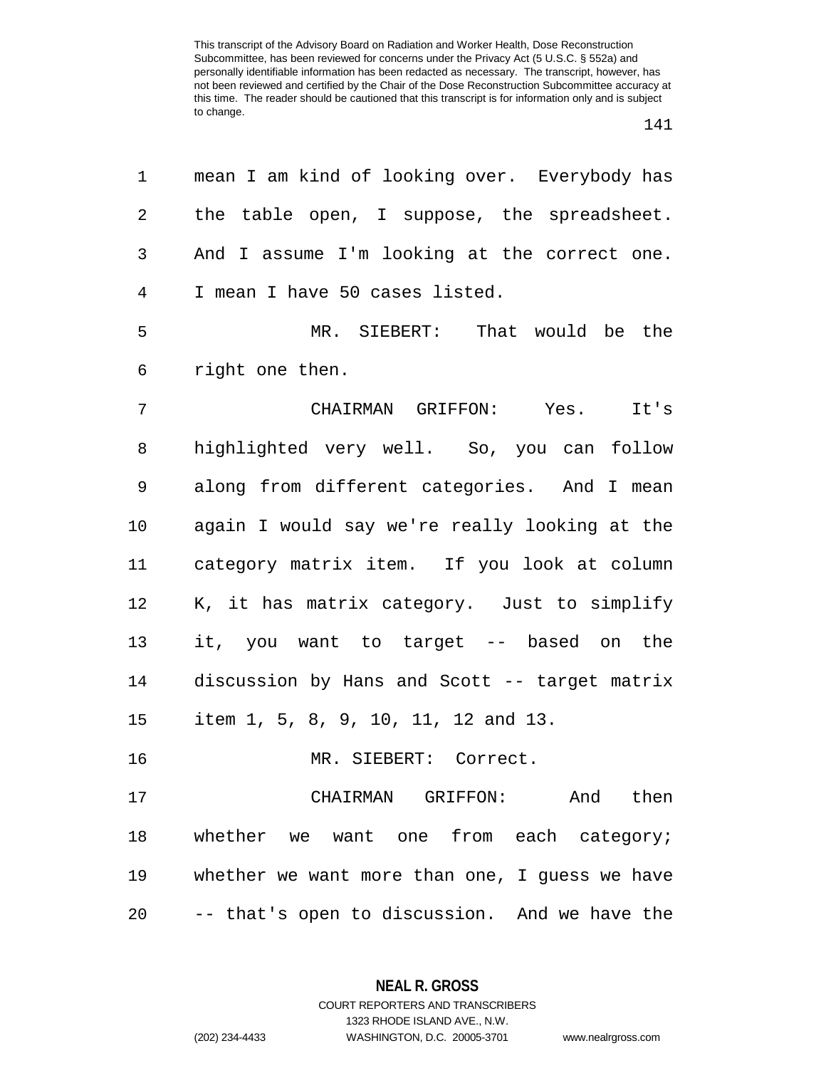mean I am kind of looking over. Everybody has the table open, I suppose, the spreadsheet. And I assume I'm looking at the correct one. I mean I have 50 cases listed.

MR. SIEBERT: That would be the right one then.

CHAIRMAN GRIFFON: Yes. It's highlighted very well. So, you can follow along from different categories. And I mean again I would say we're really looking at the category matrix item. If you look at column K, it has matrix category. Just to simplify it, you want to target -- based on the discussion by Hans and Scott -- target matrix item 1, 5, 8, 9, 10, 11, 12 and 13.

MR. SIEBERT: Correct.

CHAIRMAN GRIFFON: And then whether we want one from each category; whether we want more than one, I guess we have -- that's open to discussion. And we have the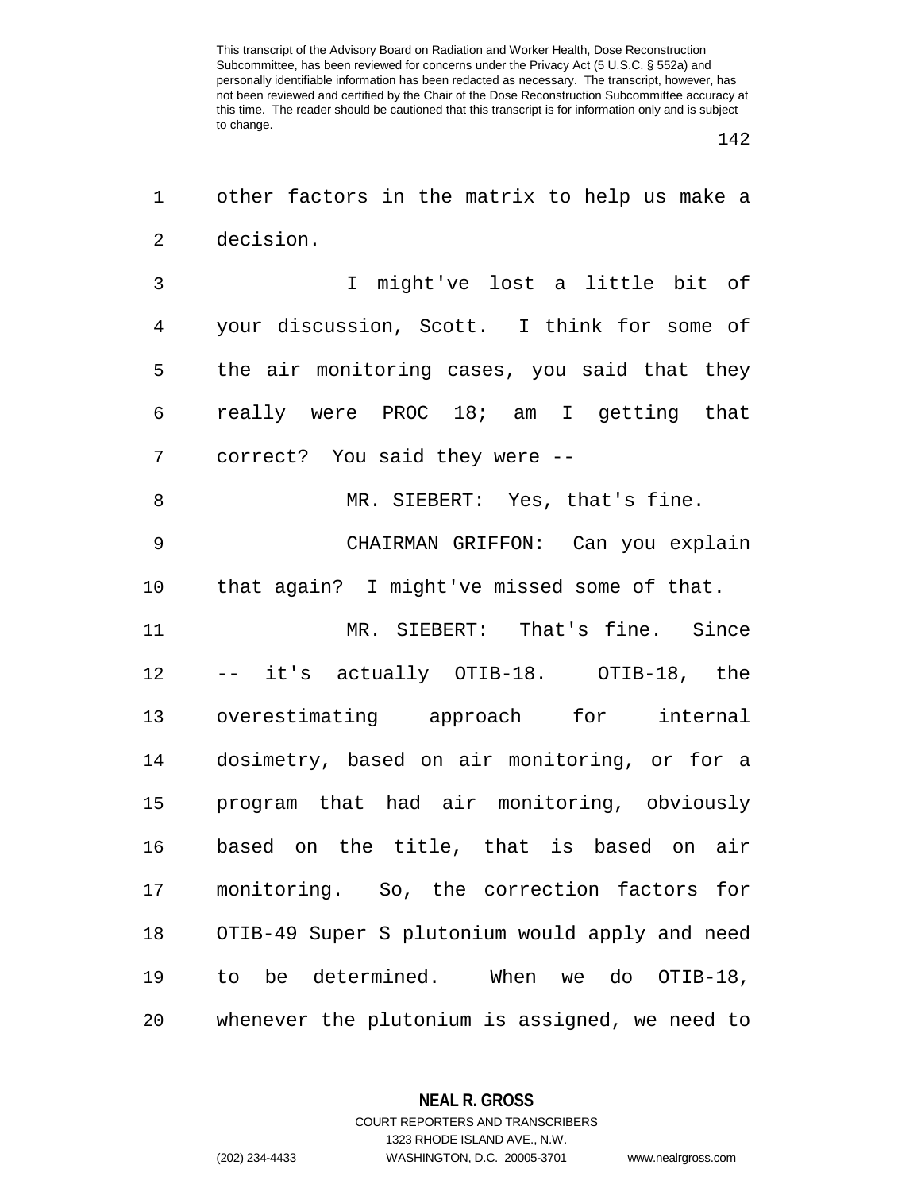other factors in the matrix to help us make a decision.

I might've lost a little bit of your discussion, Scott. I think for some of the air monitoring cases, you said that they really were PROC 18; am I getting that correct? You said they were --

MR. SIEBERT: Yes, that's fine.

CHAIRMAN GRIFFON: Can you explain that again? I might've missed some of that.

MR. SIEBERT: That's fine. Since -- it's actually OTIB-18. OTIB-18, the overestimating approach for internal dosimetry, based on air monitoring, or for a program that had air monitoring, obviously based on the title, that is based on air monitoring. So, the correction factors for OTIB-49 Super S plutonium would apply and need to be determined. When we do OTIB-18, whenever the plutonium is assigned, we need to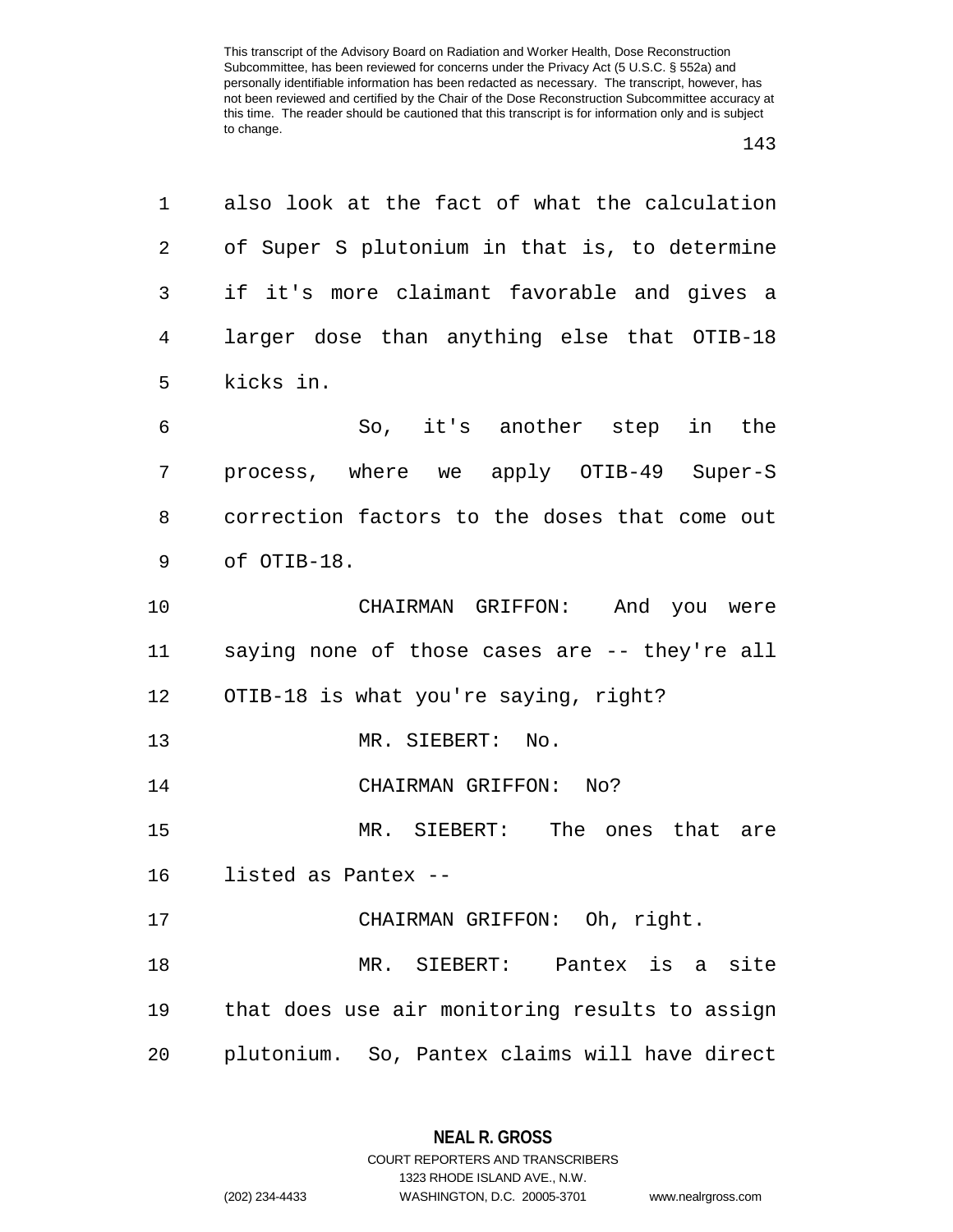also look at the fact of what the calculation of Super S plutonium in that is, to determine if it's more claimant favorable and gives a larger dose than anything else that OTIB-18 kicks in.

So, it's another step in the process, where we apply OTIB-49 Super-S correction factors to the doses that come out of OTIB-18.

CHAIRMAN GRIFFON: And you were saying none of those cases are -- they're all OTIB-18 is what you're saying, right?

MR. SIEBERT: No.

CHAIRMAN GRIFFON: No?

MR. SIEBERT: The ones that are listed as Pantex --

CHAIRMAN GRIFFON: Oh, right.

MR. SIEBERT: Pantex is a site that does use air monitoring results to assign plutonium. So, Pantex claims will have direct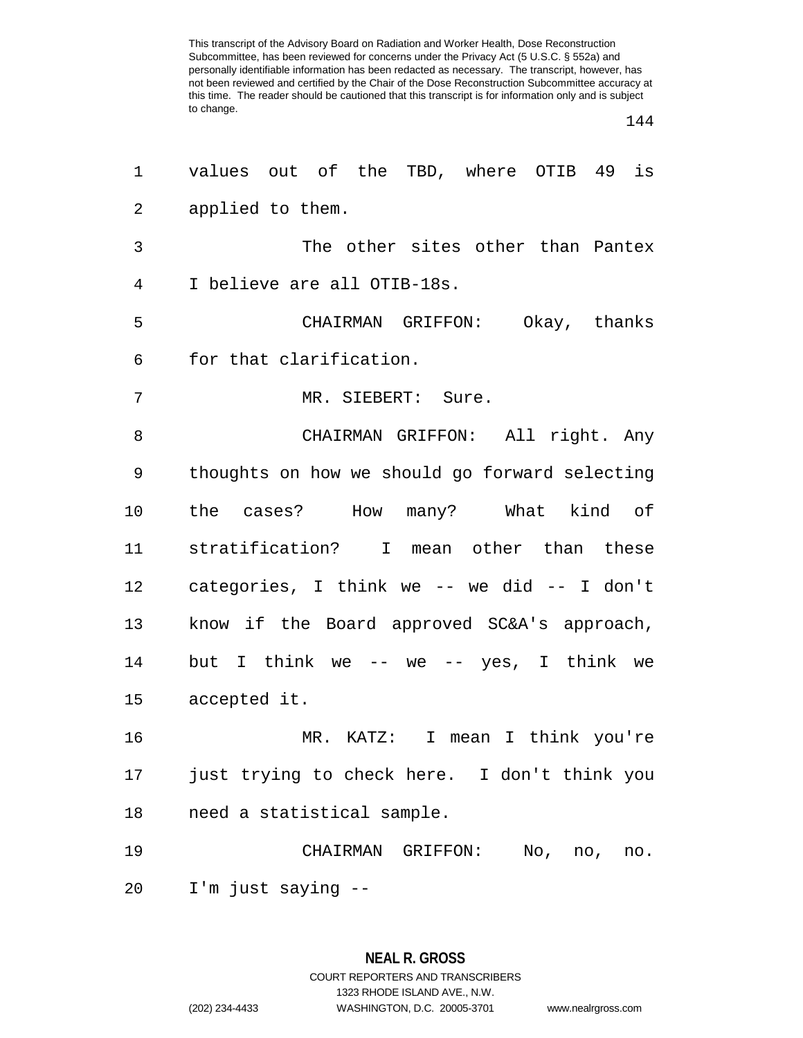values out of the TBD, where OTIB 49 is applied to them.

The other sites other than Pantex I believe are all OTIB-18s.

CHAIRMAN GRIFFON: Okay, thanks for that clarification.

MR. SIEBERT: Sure.

CHAIRMAN GRIFFON: All right. Any thoughts on how we should go forward selecting the cases? How many? What kind of stratification? I mean other than these categories, I think we -- we did -- I don't know if the Board approved SC&A's approach, but I think we -- we -- yes, I think we accepted it.

MR. KATZ: I mean I think you're just trying to check here. I don't think you need a statistical sample.

CHAIRMAN GRIFFON: No, no, no. I'm just saying --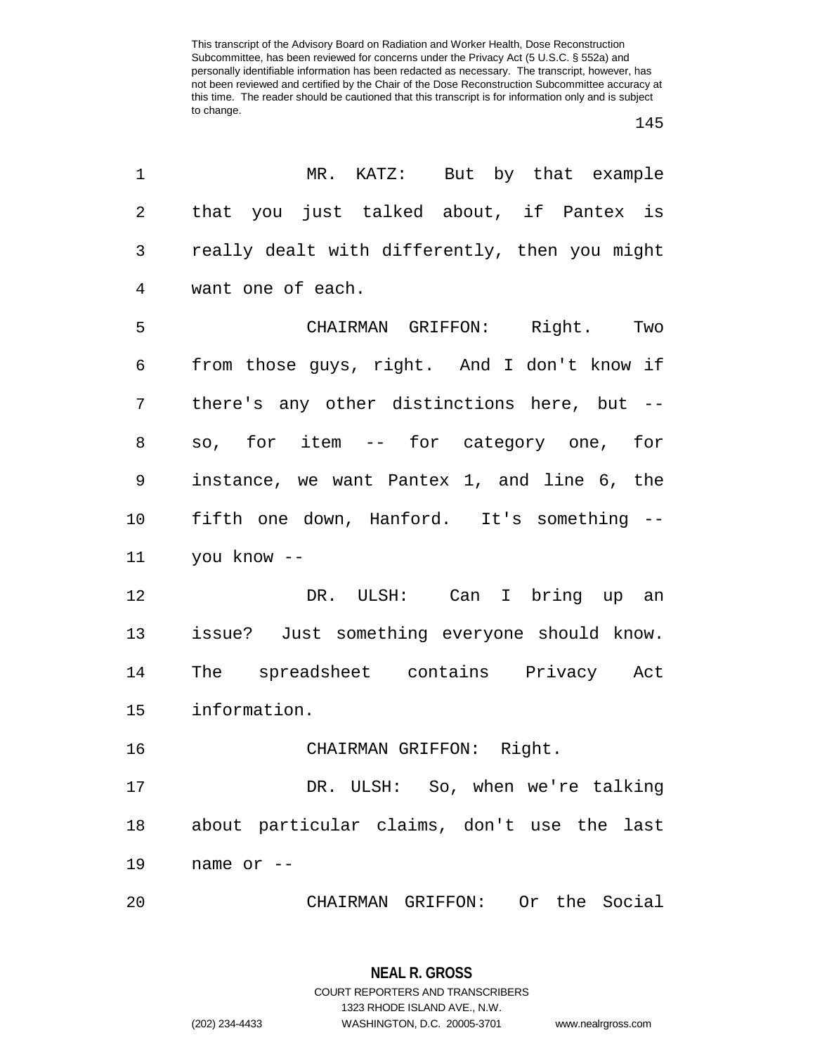MR. KATZ: But by that example that you just talked about, if Pantex is really dealt with differently, then you might want one of each.

CHAIRMAN GRIFFON: Right. Two from those guys, right. And I don't know if there's any other distinctions here, but -- so, for item -- for category one, for instance, we want Pantex 1, and line 6, the fifth one down, Hanford. It's something -- you know --

DR. ULSH: Can I bring up an issue? Just something everyone should know. The spreadsheet contains Privacy Act information.

CHAIRMAN GRIFFON: Right.

DR. ULSH: So, when we're talking about particular claims, don't use the last name or --

CHAIRMAN GRIFFON: Or the Social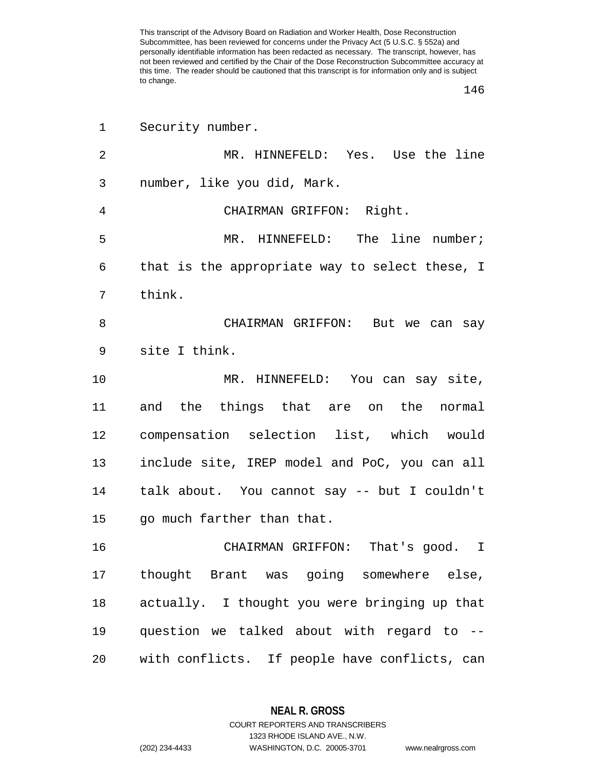Security number.

MR. HINNEFELD: Yes. Use the line number, like you did, Mark.

CHAIRMAN GRIFFON: Right.

MR. HINNEFELD: The line number; that is the appropriate way to select these, I think.

CHAIRMAN GRIFFON: But we can say site I think.

MR. HINNEFELD: You can say site, and the things that are on the normal compensation selection list, which would include site, IREP model and PoC, you can all talk about. You cannot say -- but I couldn't go much farther than that.

CHAIRMAN GRIFFON: That's good. I thought Brant was going somewhere else, actually. I thought you were bringing up that question we talked about with regard to -- with conflicts. If people have conflicts, can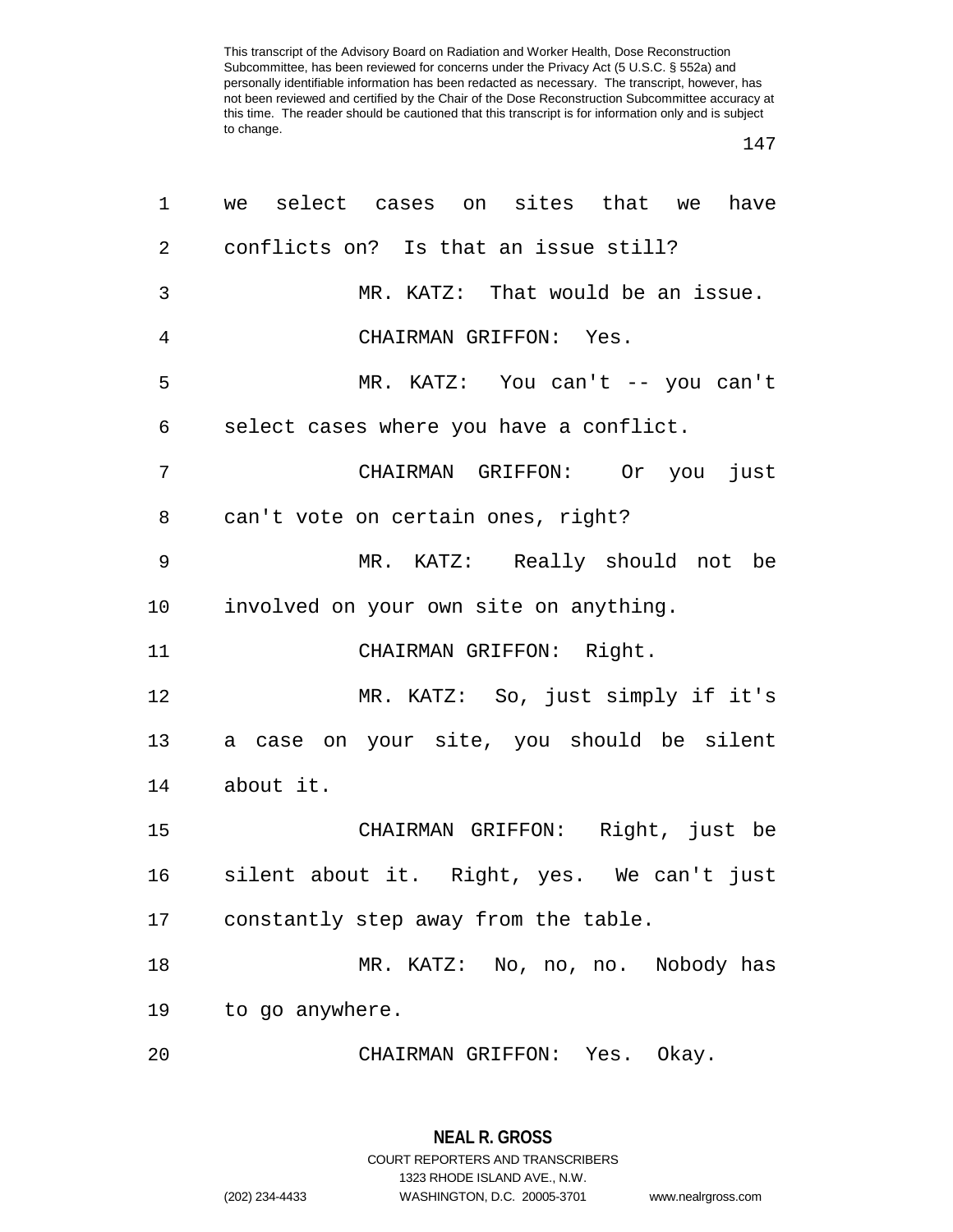we select cases on sites that we have conflicts on? Is that an issue still?

MR. KATZ: That would be an issue.

CHAIRMAN GRIFFON: Yes.

MR. KATZ: You can't -- you can't select cases where you have a conflict.

CHAIRMAN GRIFFON: Or you just can't vote on certain ones, right?

MR. KATZ: Really should not be involved on your own site on anything.

CHAIRMAN GRIFFON: Right.

MR. KATZ: So, just simply if it's a case on your site, you should be silent about it.

CHAIRMAN GRIFFON: Right, just be silent about it. Right, yes. We can't just constantly step away from the table.

MR. KATZ: No, no, no. Nobody has to go anywhere.

CHAIRMAN GRIFFON: Yes. Okay.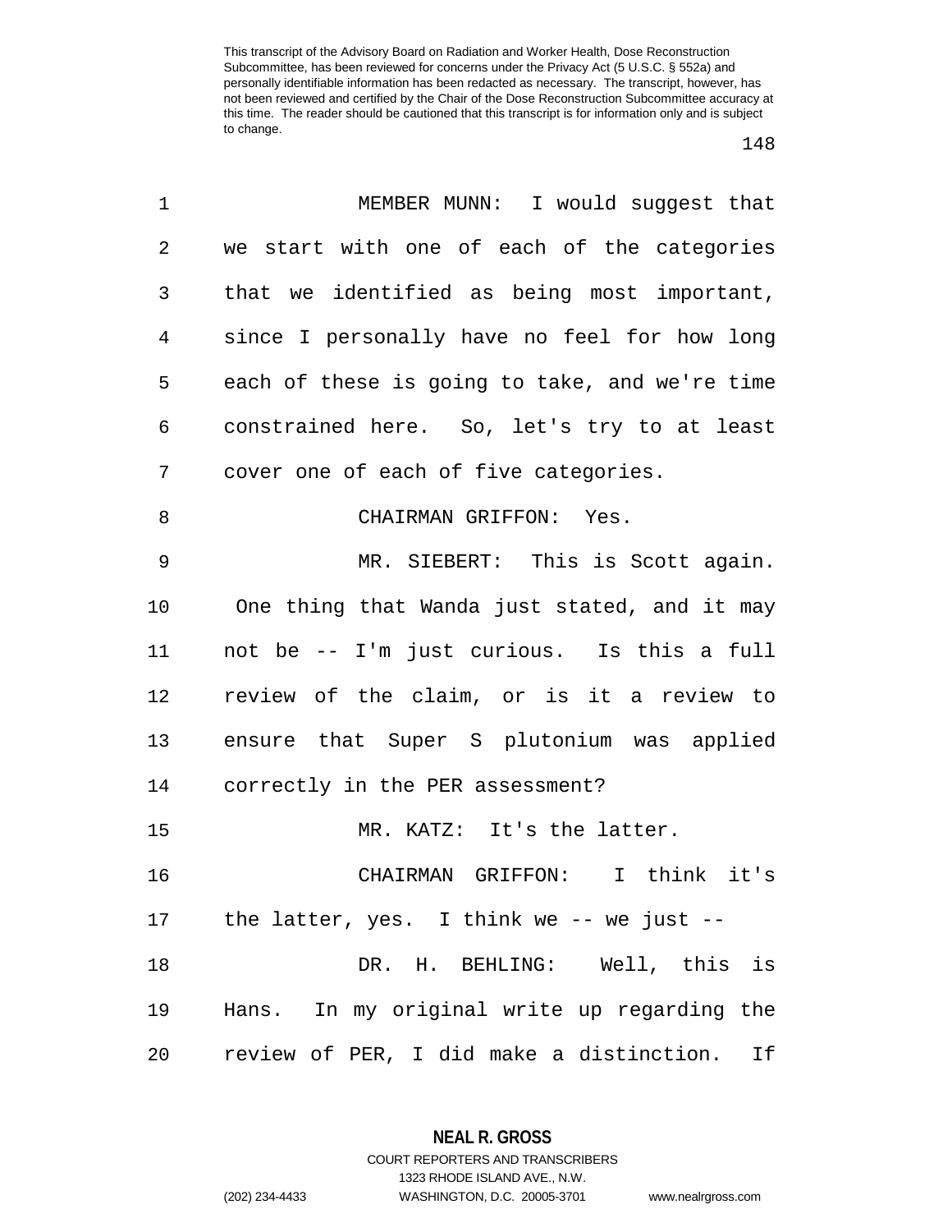MEMBER MUNN: I would suggest that we start with one of each of the categories that we identified as being most important, since I personally have no feel for how long each of these is going to take, and we're time constrained here. So, let's try to at least cover one of each of five categories.

CHAIRMAN GRIFFON: Yes.

MR. SIEBERT: This is Scott again. One thing that Wanda just stated, and it may not be -- I'm just curious. Is this a full review of the claim, or is it a review to ensure that Super S plutonium was applied correctly in the PER assessment?

MR. KATZ: It's the latter.

CHAIRMAN GRIFFON: I think it's the latter, yes. I think we -- we just --

DR. H. BEHLING: Well, this is Hans. In my original write up regarding the review of PER, I did make a distinction. If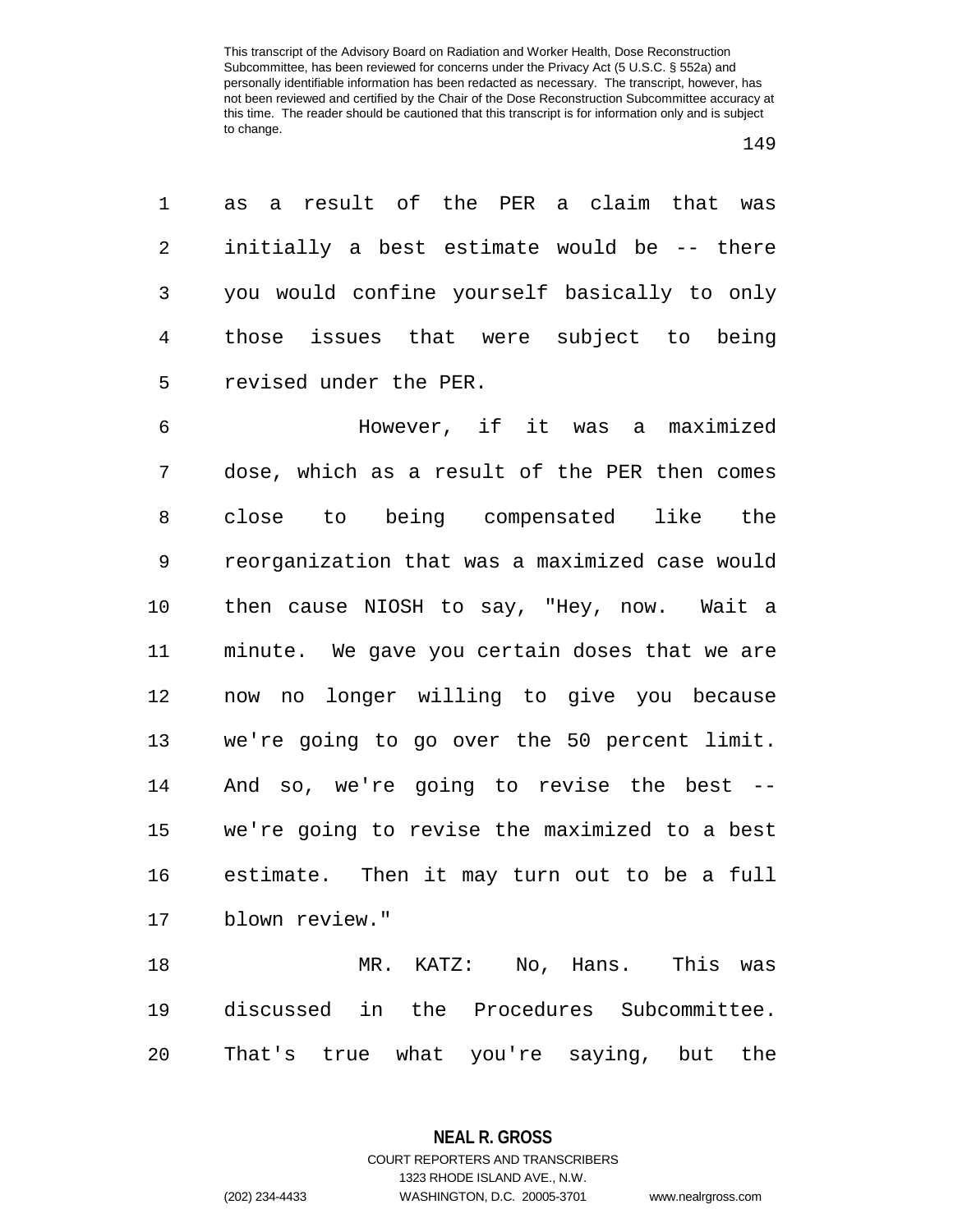as a result of the PER a claim that was initially a best estimate would be -- there you would confine yourself basically to only those issues that were subject to being revised under the PER.

However, if it was a maximized dose, which as a result of the PER then comes close to being compensated like the reorganization that was a maximized case would then cause NIOSH to say, "Hey, now. Wait a minute. We gave you certain doses that we are now no longer willing to give you because we're going to go over the 50 percent limit. And so, we're going to revise the best -- we're going to revise the maximized to a best estimate. Then it may turn out to be a full blown review."

MR. KATZ: No, Hans. This was discussed in the Procedures Subcommittee. That's true what you're saying, but the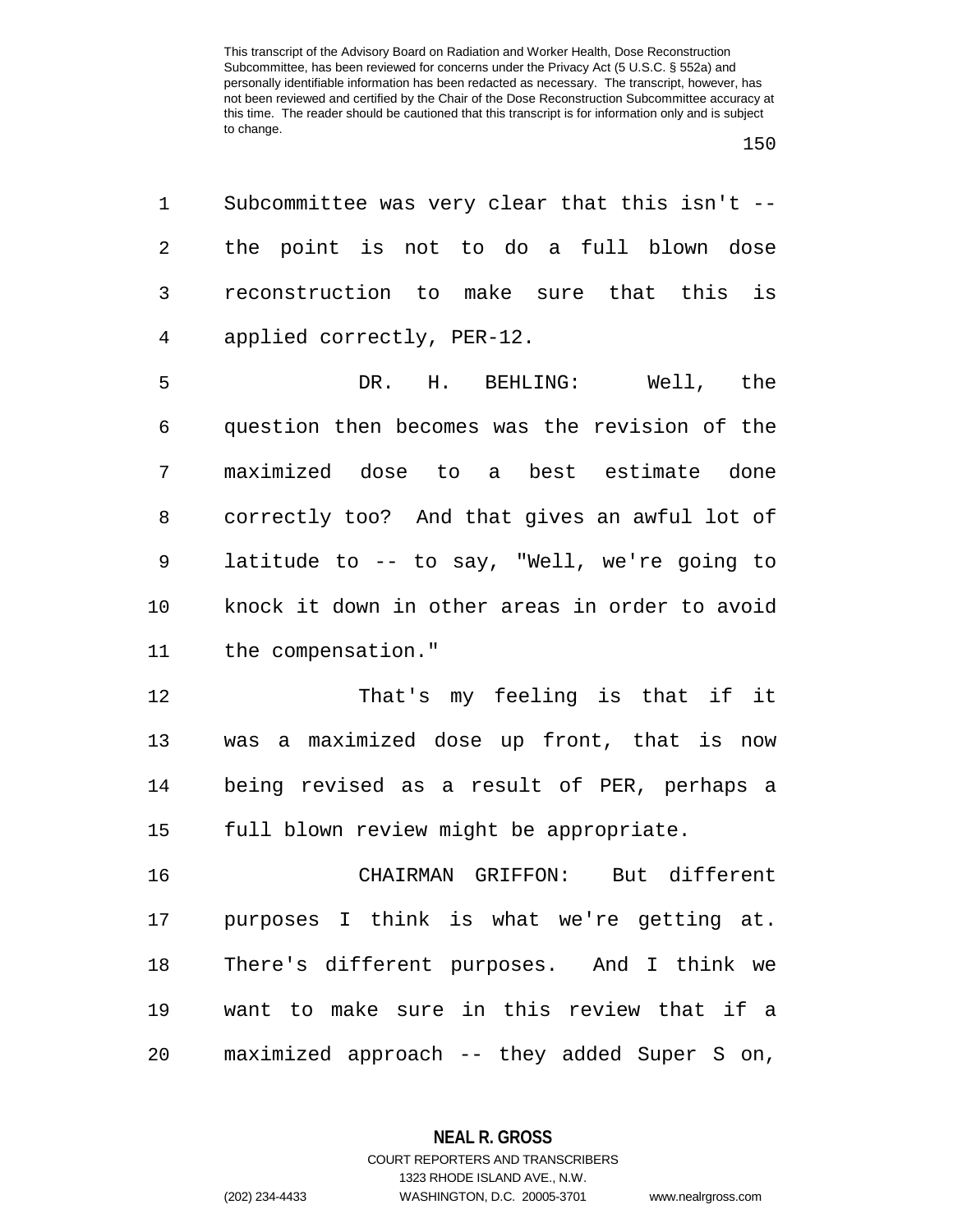Subcommittee was very clear that this isn't -- the point is not to do a full blown dose reconstruction to make sure that this is applied correctly, PER-12.

DR. H. BEHLING: Well, the question then becomes was the revision of the maximized dose to a best estimate done correctly too? And that gives an awful lot of latitude to -- to say, "Well, we're going to knock it down in other areas in order to avoid the compensation."

That's my feeling is that if it was a maximized dose up front, that is now being revised as a result of PER, perhaps a full blown review might be appropriate.

CHAIRMAN GRIFFON: But different purposes I think is what we're getting at. There's different purposes. And I think we want to make sure in this review that if a maximized approach -- they added Super S on,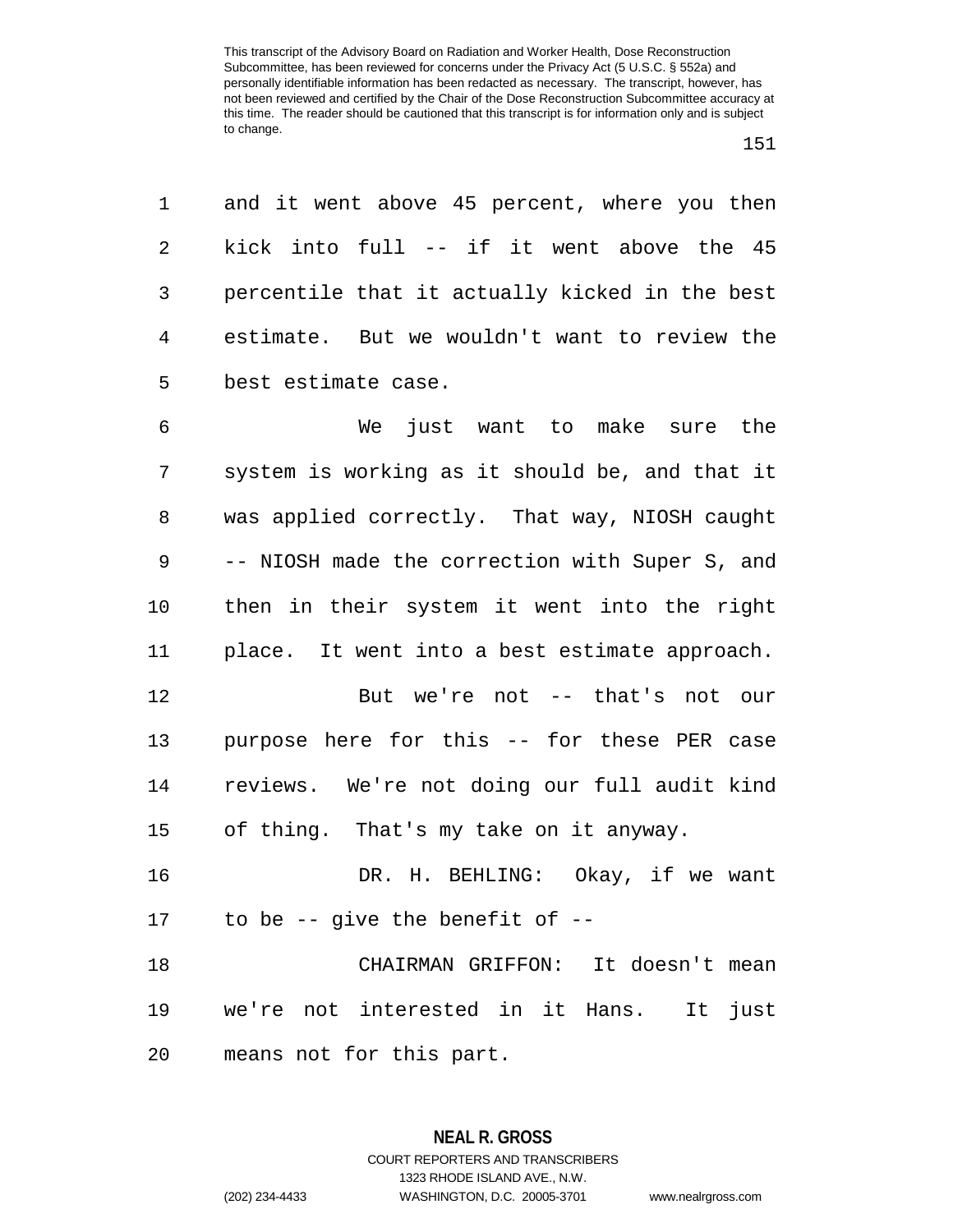and it went above 45 percent, where you then kick into full -- if it went above the 45 percentile that it actually kicked in the best estimate. But we wouldn't want to review the best estimate case.

We just want to make sure the system is working as it should be, and that it was applied correctly. That way, NIOSH caught -- NIOSH made the correction with Super S, and then in their system it went into the right place. It went into a best estimate approach.

But we're not -- that's not our purpose here for this -- for these PER case reviews. We're not doing our full audit kind of thing. That's my take on it anyway.

DR. H. BEHLING: Okay, if we want to be -- give the benefit of --

CHAIRMAN GRIFFON: It doesn't mean we're not interested in it Hans. It just means not for this part.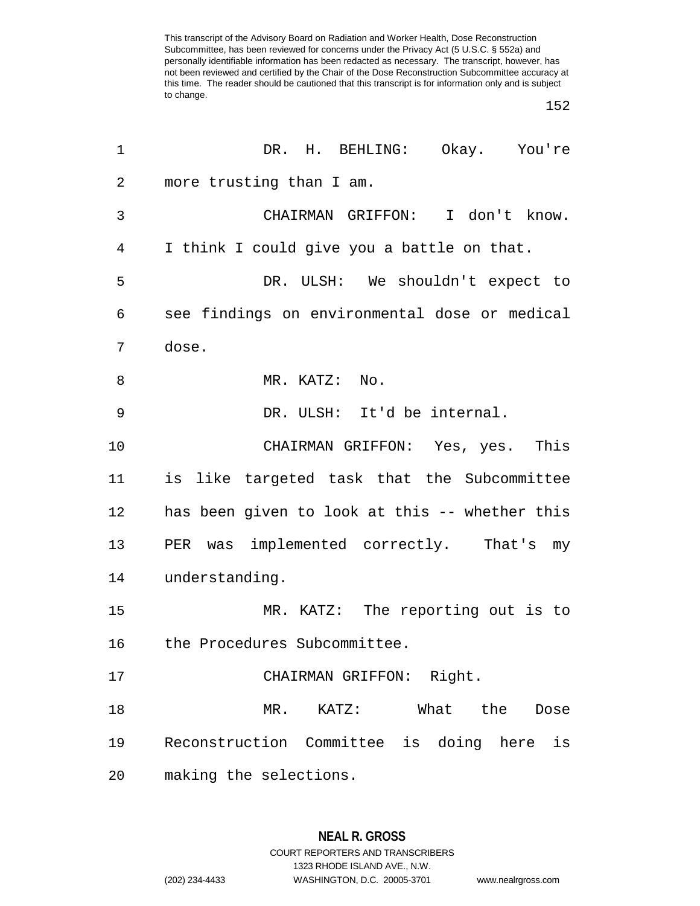DR. H. BEHLING: Okay. You're more trusting than I am.

CHAIRMAN GRIFFON: I don't know. I think I could give you a battle on that.

DR. ULSH: We shouldn't expect to see findings on environmental dose or medical dose.

MR. KATZ: No.

DR. ULSH: It'd be internal.

CHAIRMAN GRIFFON: Yes, yes. This is like targeted task that the Subcommittee has been given to look at this -- whether this PER was implemented correctly. That's my understanding.

MR. KATZ: The reporting out is to the Procedures Subcommittee.

CHAIRMAN GRIFFON: Right.

MR. KATZ: What the Dose Reconstruction Committee is doing here is making the selections.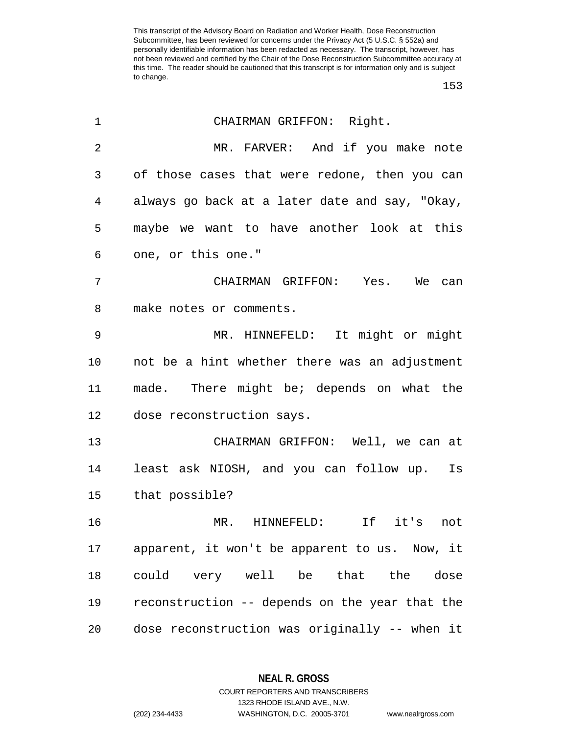CHAIRMAN GRIFFON: Right.

MR. FARVER: And if you make note of those cases that were redone, then you can always go back at a later date and say, "Okay, maybe we want to have another look at this one, or this one."

CHAIRMAN GRIFFON: Yes. We can make notes or comments.

MR. HINNEFELD: It might or might not be a hint whether there was an adjustment made. There might be; depends on what the dose reconstruction says.

CHAIRMAN GRIFFON: Well, we can at least ask NIOSH, and you can follow up. Is that possible?

MR. HINNEFELD: If it's not apparent, it won't be apparent to us. Now, it could very well be that the dose reconstruction -- depends on the year that the dose reconstruction was originally -- when it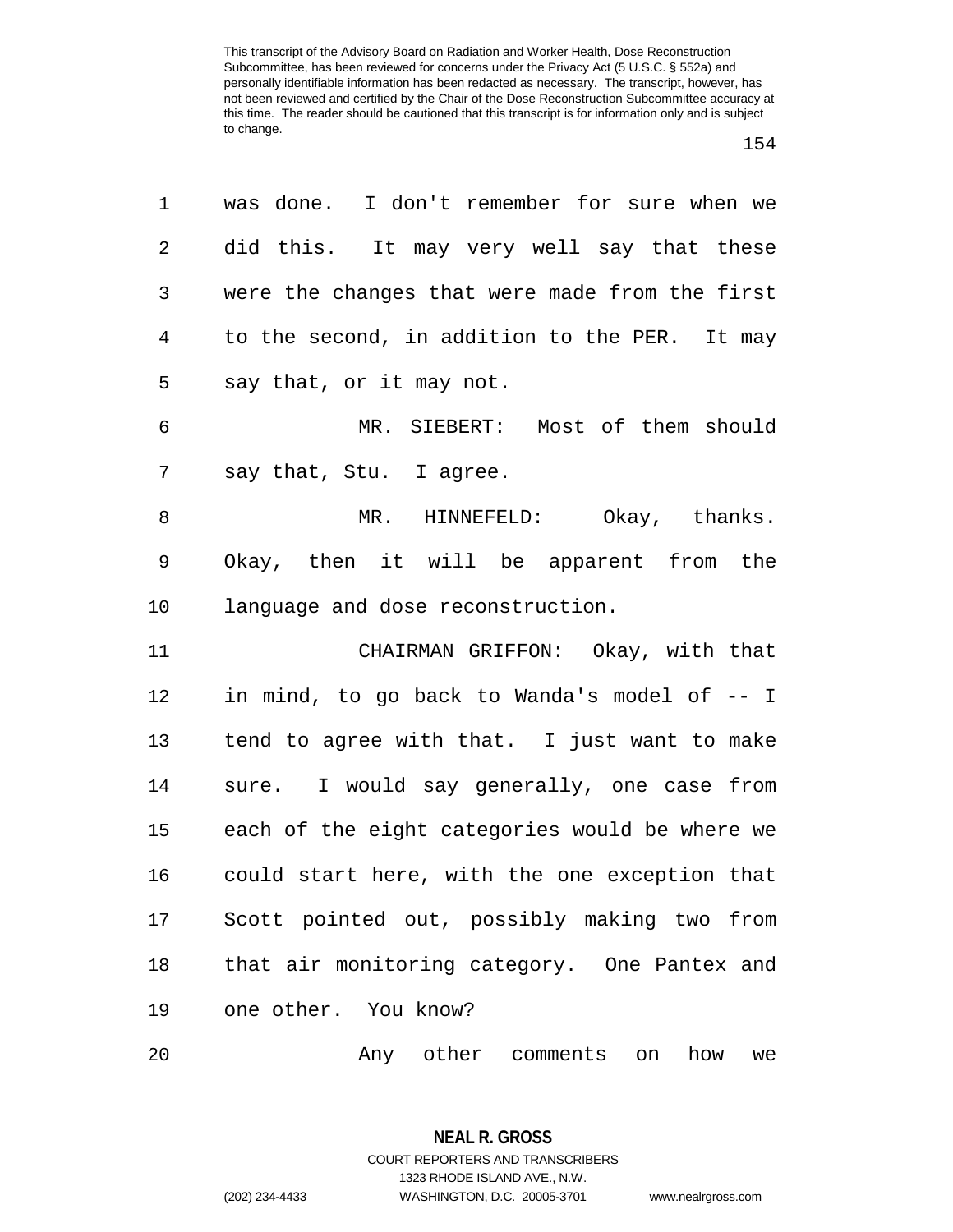was done. I don't remember for sure when we did this. It may very well say that these were the changes that were made from the first to the second, in addition to the PER. It may say that, or it may not.

MR. SIEBERT: Most of them should say that, Stu. I agree.

MR. HINNEFELD: Okay, thanks. Okay, then it will be apparent from the language and dose reconstruction.

CHAIRMAN GRIFFON: Okay, with that in mind, to go back to Wanda's model of -- I tend to agree with that. I just want to make sure. I would say generally, one case from each of the eight categories would be where we could start here, with the one exception that Scott pointed out, possibly making two from that air monitoring category. One Pantex and one other. You know?

Any other comments on how we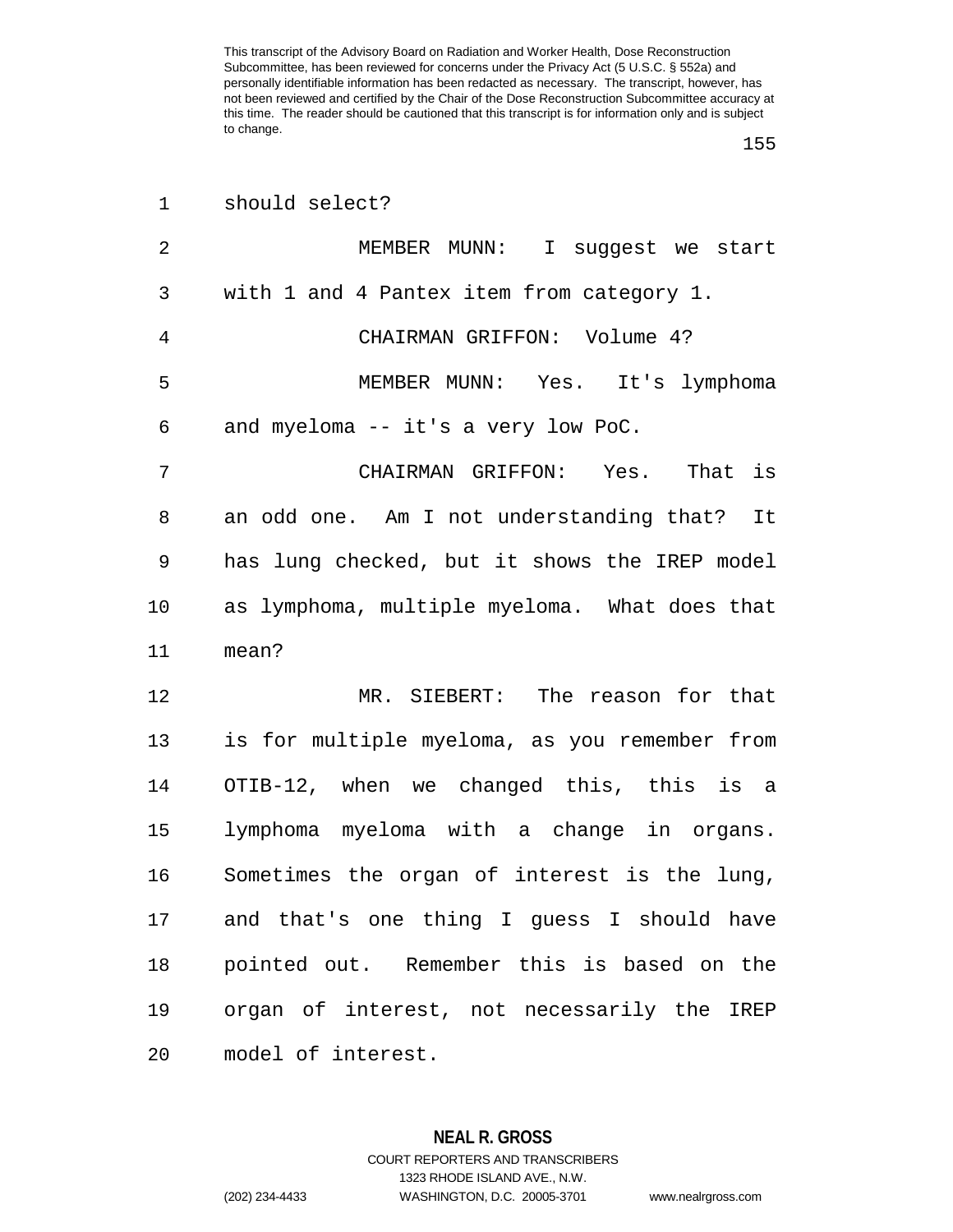should select?

MEMBER MUNN: I suggest we start with 1 and 4 Pantex item from category 1.

CHAIRMAN GRIFFON: Volume 4?

MEMBER MUNN: Yes. It's lymphoma and myeloma -- it's a very low PoC.

CHAIRMAN GRIFFON: Yes. That is an odd one. Am I not understanding that? It has lung checked, but it shows the IREP model as lymphoma, multiple myeloma. What does that mean?

MR. SIEBERT: The reason for that is for multiple myeloma, as you remember from OTIB-12, when we changed this, this is a lymphoma myeloma with a change in organs. Sometimes the organ of interest is the lung, and that's one thing I guess I should have pointed out. Remember this is based on the organ of interest, not necessarily the IREP model of interest.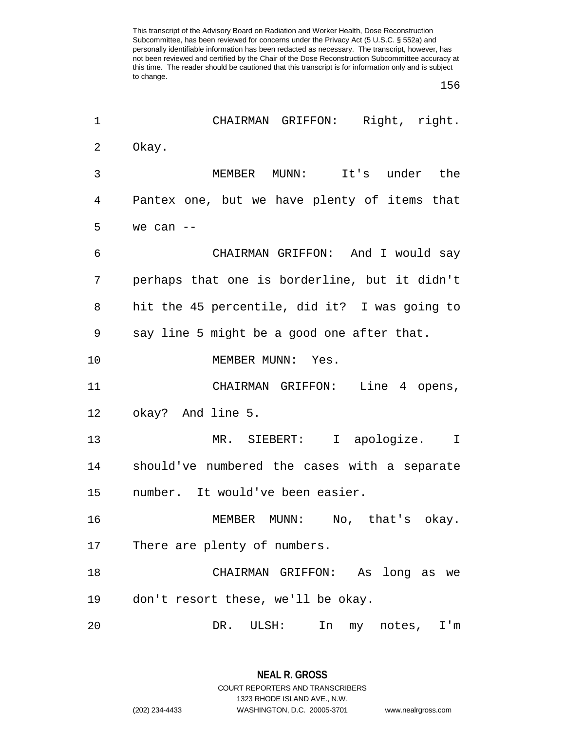CHAIRMAN GRIFFON: Right, right. Okay.

MEMBER MUNN: It's under the Pantex one, but we have plenty of items that we can --

CHAIRMAN GRIFFON: And I would say perhaps that one is borderline, but it didn't hit the 45 percentile, did it? I was going to say line 5 might be a good one after that.

MEMBER MUNN: Yes.

CHAIRMAN GRIFFON: Line 4 opens, okay? And line 5.

MR. SIEBERT: I apologize. I should've numbered the cases with a separate number. It would've been easier.

MEMBER MUNN: No, that's okay. There are plenty of numbers.

CHAIRMAN GRIFFON: As long as we don't resort these, we'll be okay.

DR. ULSH: In my notes, I'm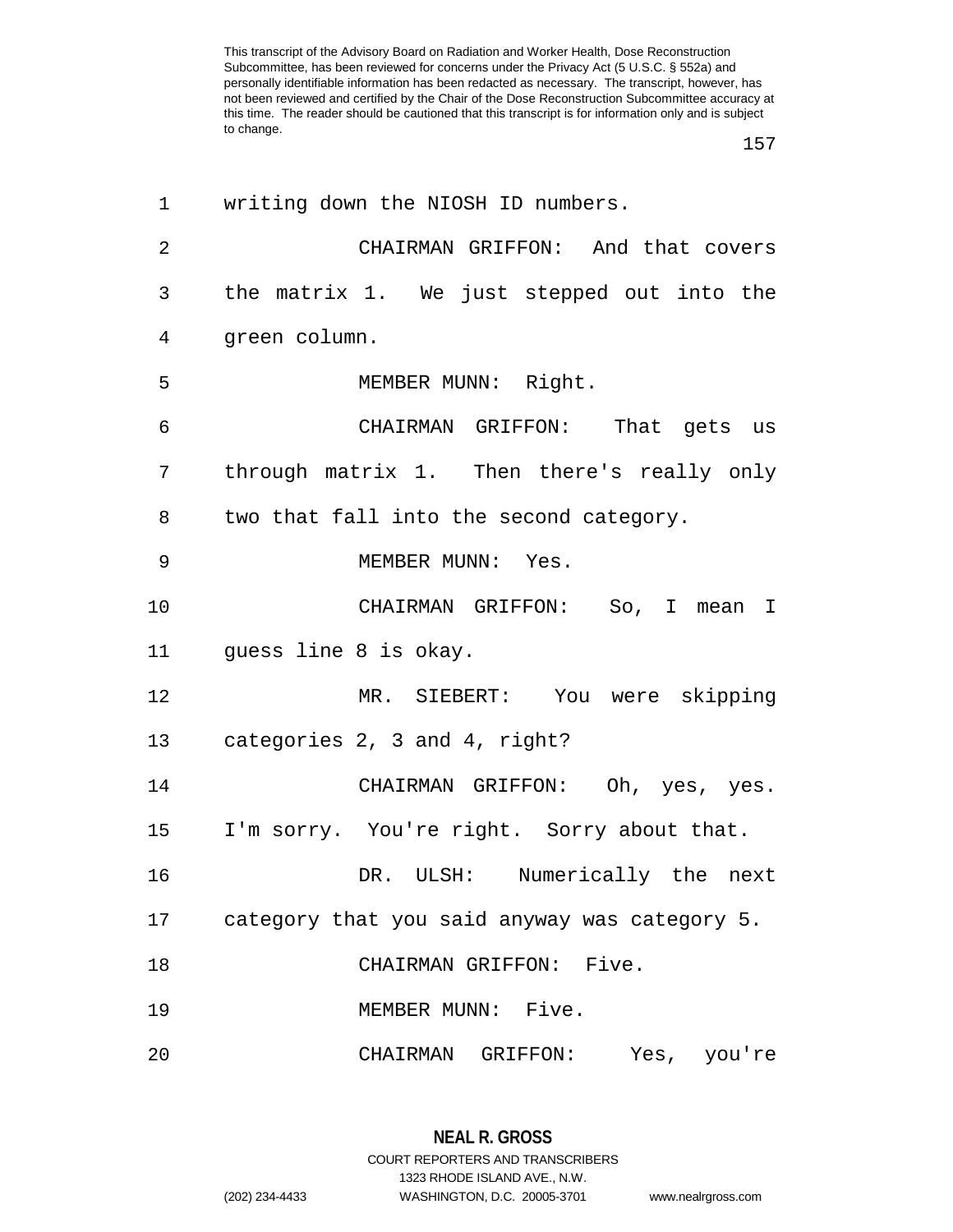writing down the NIOSH ID numbers.

CHAIRMAN GRIFFON: And that covers the matrix 1. We just stepped out into the green column.

MEMBER MUNN: Right.

CHAIRMAN GRIFFON: That gets us through matrix 1. Then there's really only two that fall into the second category.

MEMBER MUNN: Yes.

CHAIRMAN GRIFFON: So, I mean I guess line 8 is okay.

MR. SIEBERT: You were skipping categories 2, 3 and 4, right?

CHAIRMAN GRIFFON: Oh, yes, yes. I'm sorry. You're right. Sorry about that.

DR. ULSH: Numerically the next category that you said anyway was category 5.

CHAIRMAN GRIFFON: Five.

MEMBER MUNN: Five.

CHAIRMAN GRIFFON: Yes, you're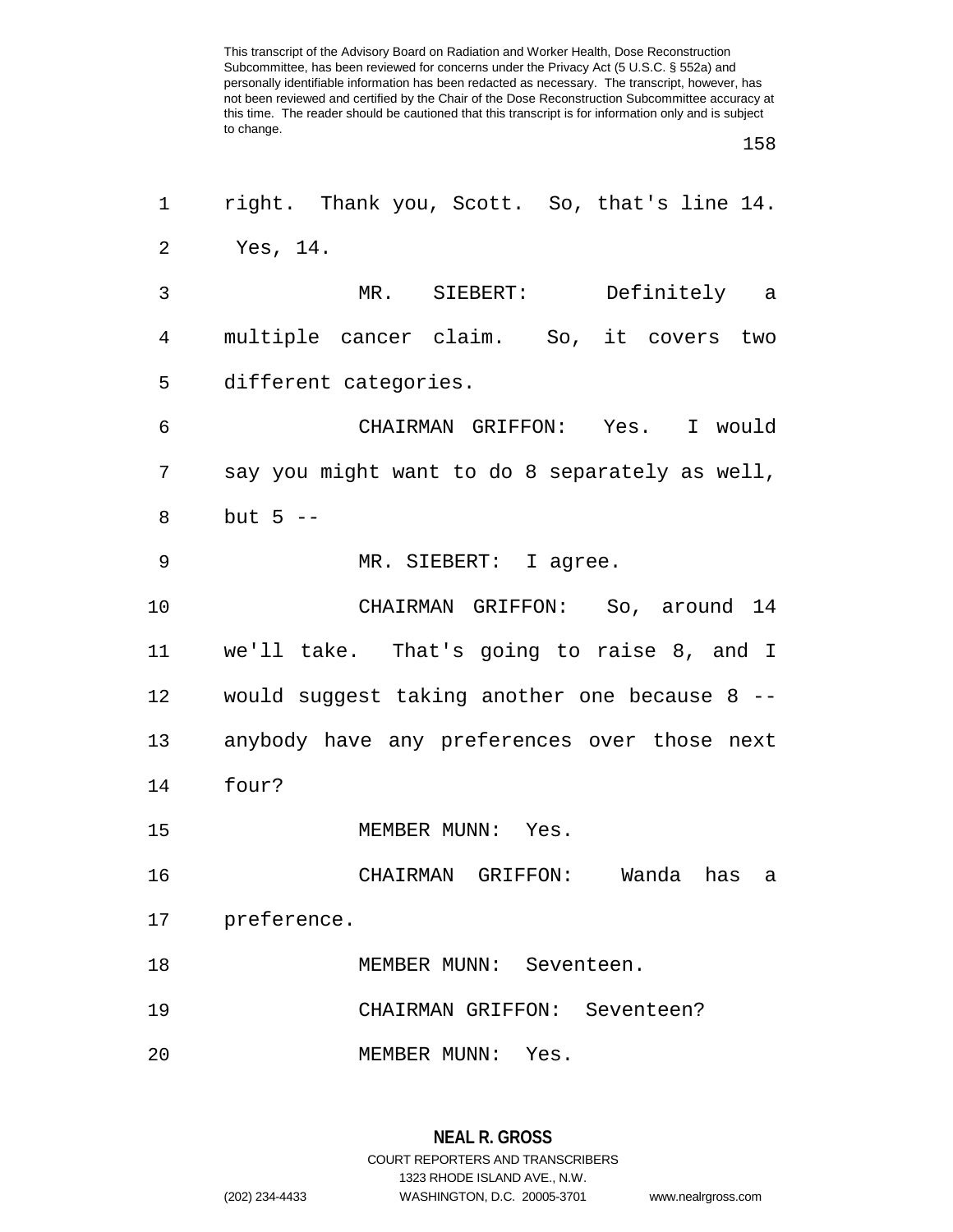right. Thank you, Scott. So, that's line 14. Yes, 14.

MR. SIEBERT: Definitely a multiple cancer claim. So, it covers two different categories.

CHAIRMAN GRIFFON: Yes. I would say you might want to do 8 separately as well, but 5 --

MR. SIEBERT: I agree.

CHAIRMAN GRIFFON: So, around 14 we'll take. That's going to raise 8, and I would suggest taking another one because 8 -- anybody have any preferences over those next four?

MEMBER MUNN: Yes.

CHAIRMAN GRIFFON: Wanda has a preference.

MEMBER MUNN: Seventeen.

CHAIRMAN GRIFFON: Seventeen?

MEMBER MUNN: Yes.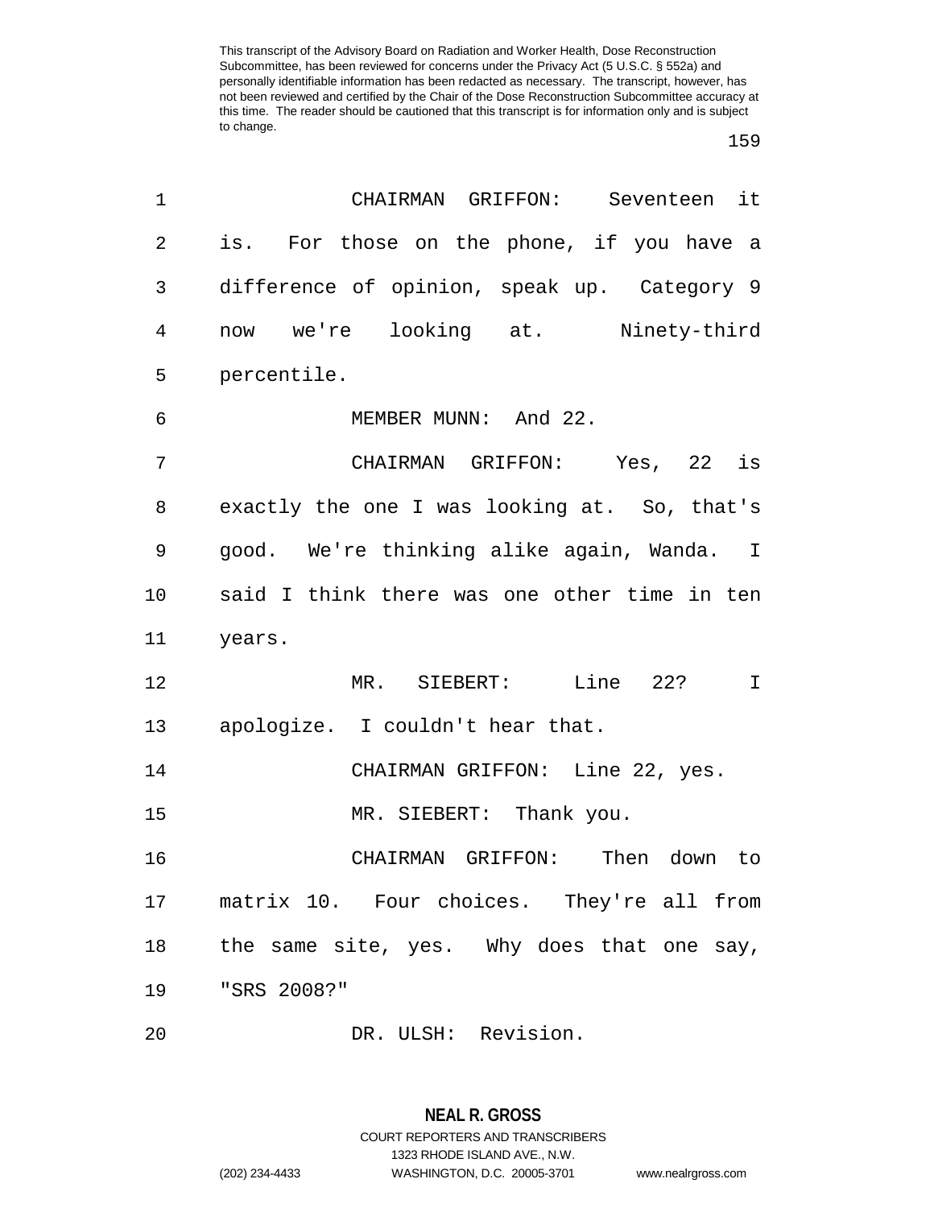CHAIRMAN GRIFFON: Seventeen it is. For those on the phone, if you have a difference of opinion, speak up. Category 9 now we're looking at. Ninety-third percentile.

MEMBER MUNN: And 22.

CHAIRMAN GRIFFON: Yes, 22 is exactly the one I was looking at. So, that's good. We're thinking alike again, Wanda. I said I think there was one other time in ten years.

MR. SIEBERT: Line 22? I apologize. I couldn't hear that.

CHAIRMAN GRIFFON: Line 22, yes.

MR. SIEBERT: Thank you.

CHAIRMAN GRIFFON: Then down to matrix 10. Four choices. They're all from the same site, yes. Why does that one say, "SRS 2008?"

DR. ULSH: Revision.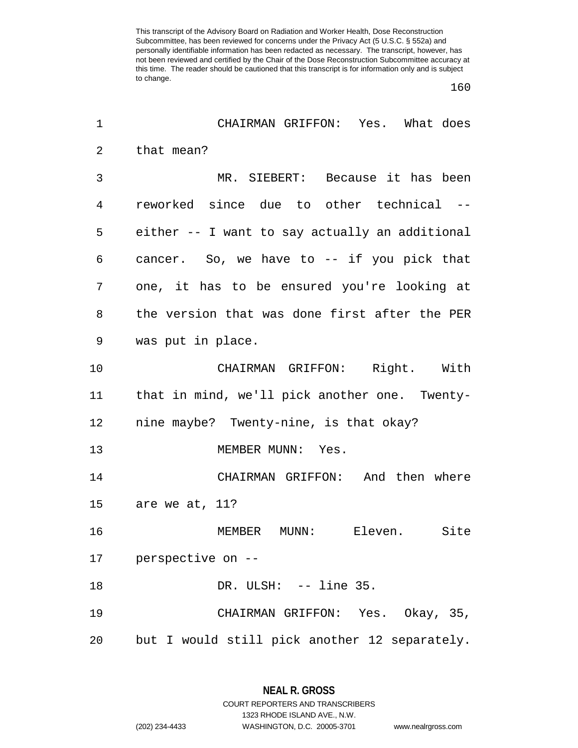CHAIRMAN GRIFFON: Yes. What does that mean?

MR. SIEBERT: Because it has been reworked since due to other technical -- either -- I want to say actually an additional cancer. So, we have to -- if you pick that one, it has to be ensured you're looking at the version that was done first after the PER was put in place.

CHAIRMAN GRIFFON: Right. With that in mind, we'll pick another one. Twenty-nine maybe? Twenty-nine, is that okay?

MEMBER MUNN: Yes.

CHAIRMAN GRIFFON: And then where are we at, 11?

MEMBER MUNN: Eleven. Site perspective on --

DR. ULSH: -- line 35.

CHAIRMAN GRIFFON: Yes. Okay, 35, but I would still pick another 12 separately.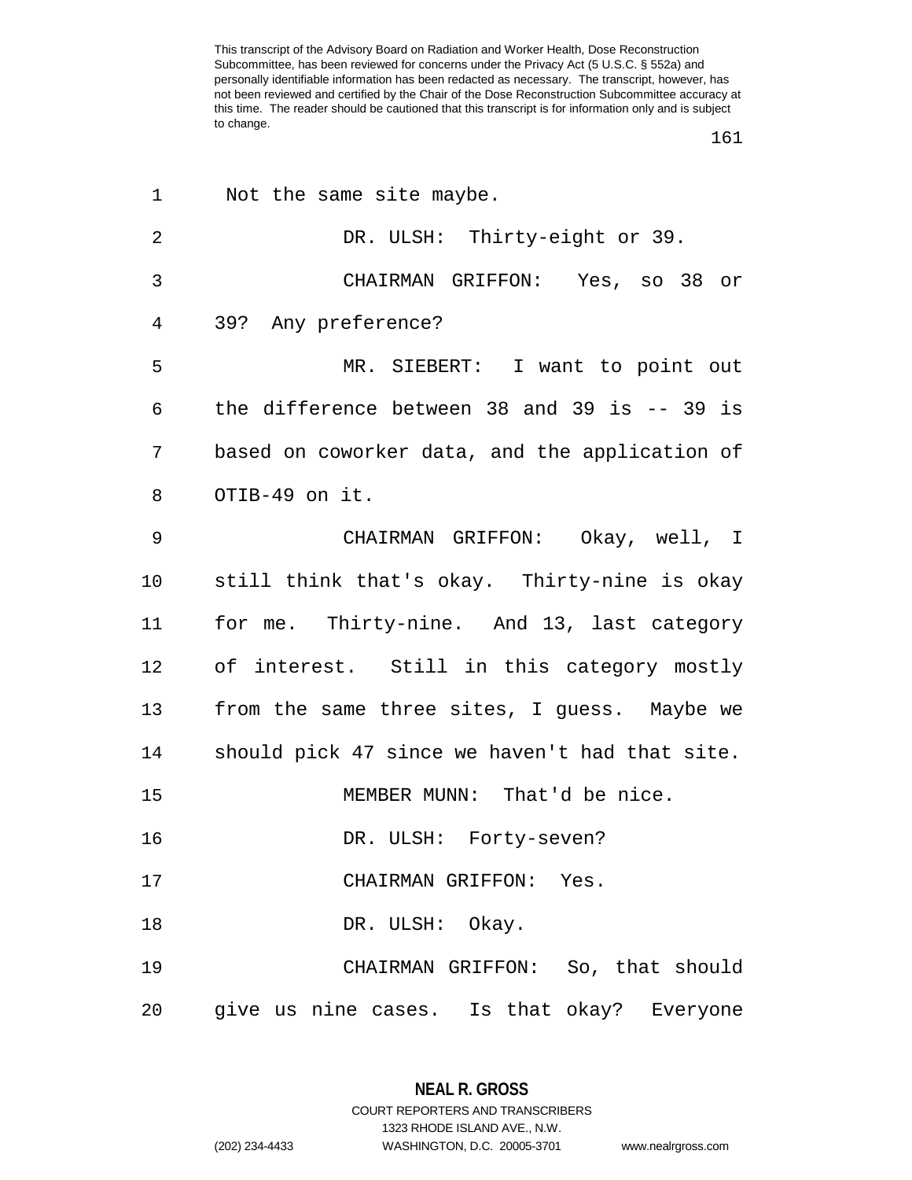Not the same site maybe.

DR. ULSH: Thirty-eight or 39.

CHAIRMAN GRIFFON: Yes, so 38 or 39? Any preference?

MR. SIEBERT: I want to point out the difference between 38 and 39 is -- 39 is based on coworker data, and the application of OTIB-49 on it.

CHAIRMAN GRIFFON: Okay, well, I still think that's okay. Thirty-nine is okay for me. Thirty-nine. And 13, last category of interest. Still in this category mostly from the same three sites, I guess. Maybe we should pick 47 since we haven't had that site.

MEMBER MUNN: That'd be nice.

DR. ULSH: Forty-seven?

CHAIRMAN GRIFFON: Yes.

DR. ULSH: Okay.

CHAIRMAN GRIFFON: So, that should give us nine cases. Is that okay? Everyone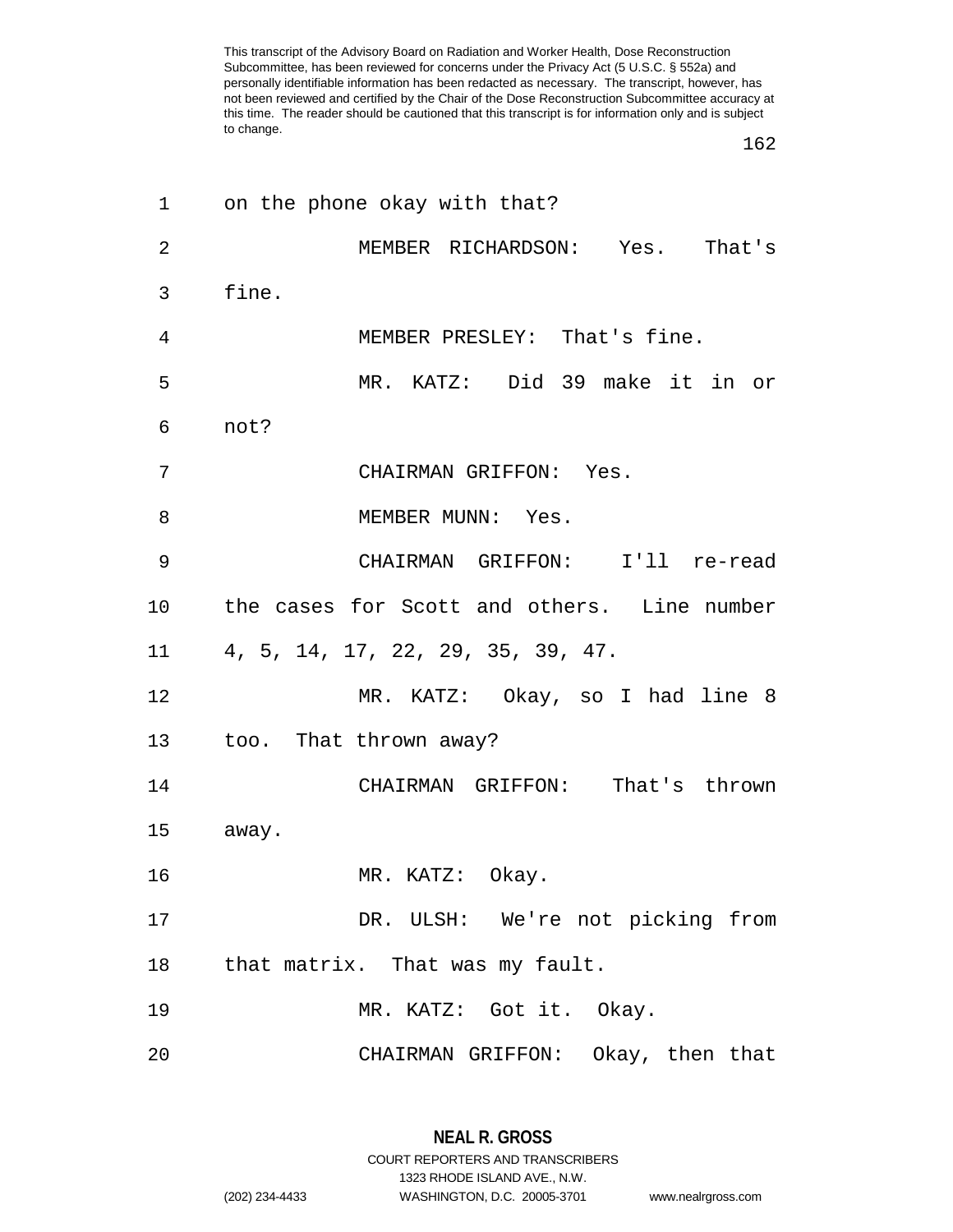on the phone okay with that?

MEMBER RICHARDSON: Yes. That's fine.

MEMBER PRESLEY: That's fine.

MR. KATZ: Did 39 make it in or not?

CHAIRMAN GRIFFON: Yes.

MEMBER MUNN: Yes.

CHAIRMAN GRIFFON: I'll re-read the cases for Scott and others. Line number 4, 5, 14, 17, 22, 29, 35, 39, 47.

MR. KATZ: Okay, so I had line 8 too. That thrown away?

CHAIRMAN GRIFFON: That's thrown away.

MR. KATZ: Okay.

DR. ULSH: We're not picking from that matrix. That was my fault.

MR. KATZ: Got it. Okay.

CHAIRMAN GRIFFON: Okay, then that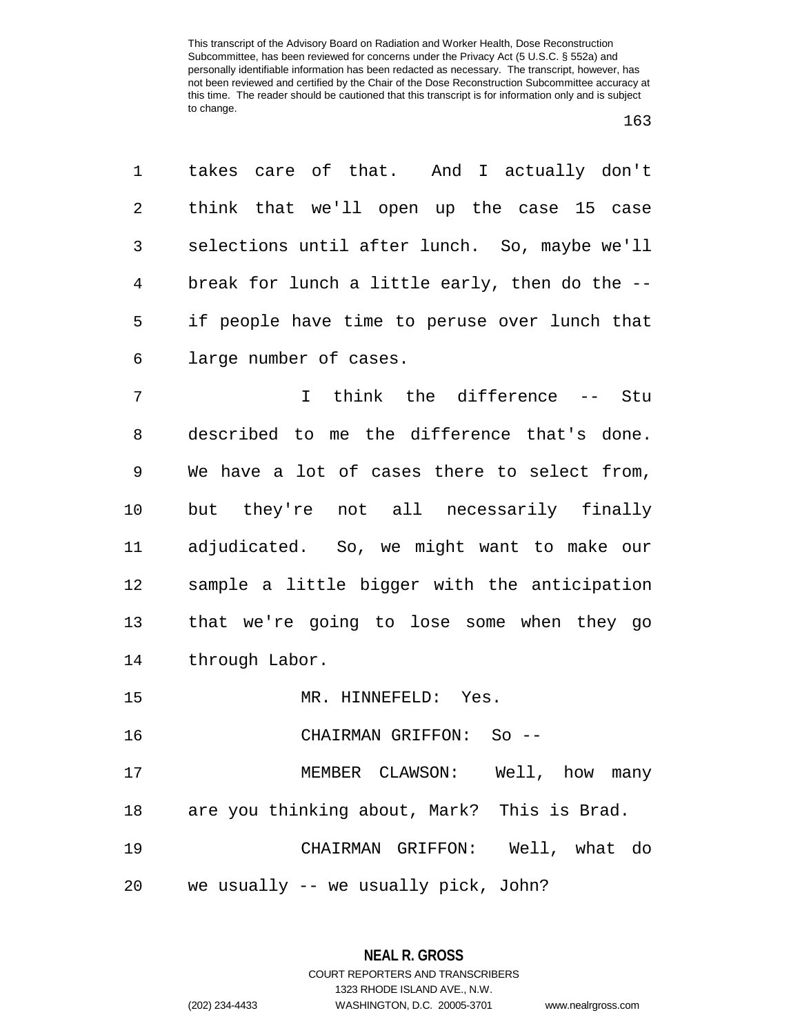takes care of that. And I actually don't think that we'll open up the case 15 case selections until after lunch. So, maybe we'll break for lunch a little early, then do the -- if people have time to peruse over lunch that large number of cases.

I think the difference -- Stu described to me the difference that's done. We have a lot of cases there to select from, but they're not all necessarily finally adjudicated. So, we might want to make our sample a little bigger with the anticipation that we're going to lose some when they go through Labor.

MR. HINNEFELD: Yes.

CHAIRMAN GRIFFON: So --

MEMBER CLAWSON: Well, how many are you thinking about, Mark? This is Brad.

CHAIRMAN GRIFFON: Well, what do we usually -- we usually pick, John?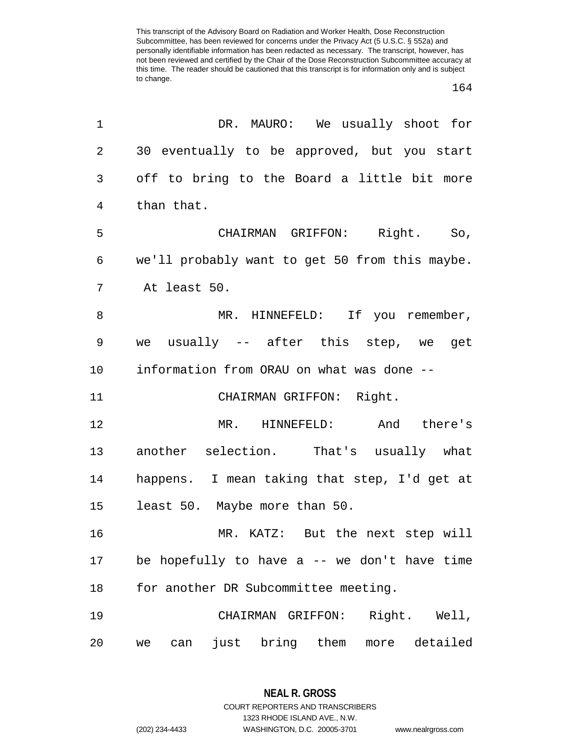1 DR. MAURO: We usually shoot for
2 30 eventually to be approved, but you start
3 off to bring to the Board a little bit more
4 than that.

5 CHAIRMAN GRIFFON: Right. So,
6 we'll probably want to get 50 from this maybe.
7 At least 50.

8 MR. HINNEFELD: If you remember,
9 we usually -- after this step, we get
10 information from ORAU on what was done --

11 CHAIRMAN GRIFFON: Right.

12 MR. HINNEFELD: And there's
13 another selection. That's usually what
14 happens. I mean taking that step, I'd get at
15 least 50. Maybe more than 50.

16 MR. KATZ: But the next step will
17 be hopefully to have a -- we don't have time
18 for another DR Subcommittee meeting.

19 CHAIRMAN GRIFFON: Right. Well,
20 we can just bring them more detailed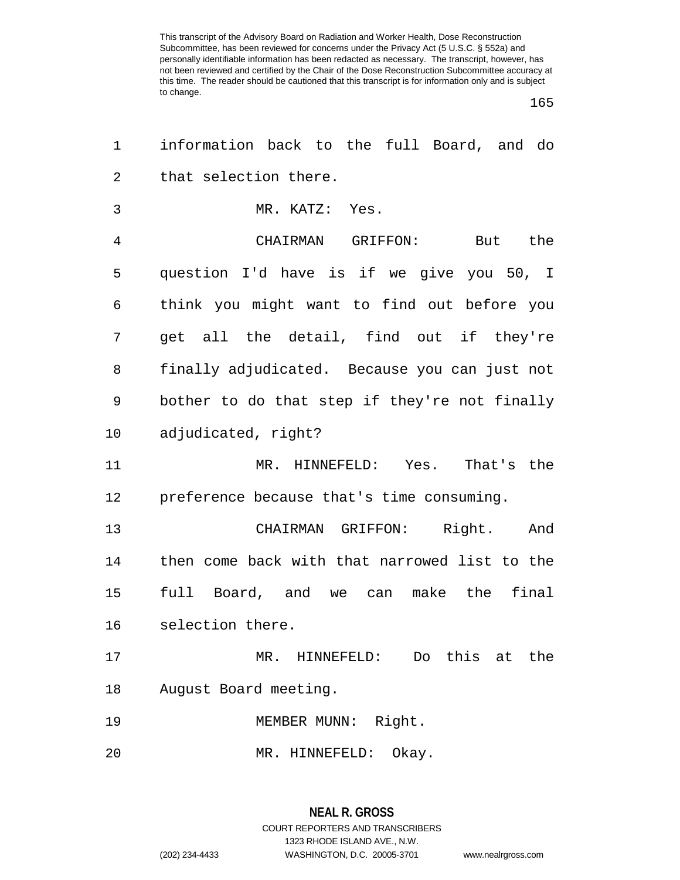information back to the full Board, and do that selection there.

MR. KATZ: Yes.

CHAIRMAN GRIFFON: But the question I'd have is if we give you 50, I think you might want to find out before you get all the detail, find out if they're finally adjudicated. Because you can just not bother to do that step if they're not finally adjudicated, right?

MR. HINNEFELD: Yes. That's the preference because that's time consuming.

CHAIRMAN GRIFFON: Right. And then come back with that narrowed list to the full Board, and we can make the final selection there.

MR. HINNEFELD: Do this at the August Board meeting.

MEMBER MUNN: Right.

MR. HINNEFELD: Okay.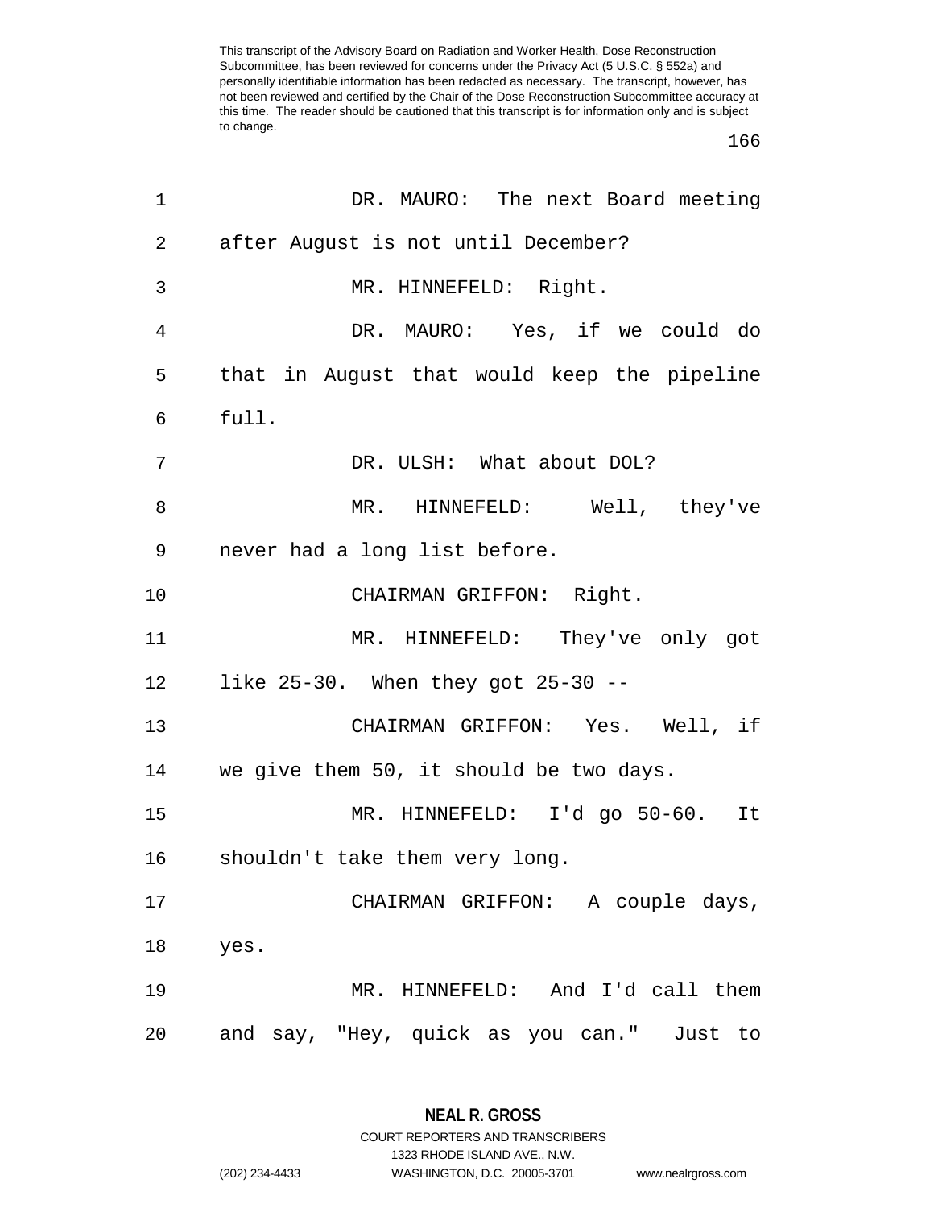DR. MAURO: The next Board meeting after August is not until December?

MR. HINNEFELD: Right.

DR. MAURO: Yes, if we could do that in August that would keep the pipeline full.

DR. ULSH: What about DOL?

MR. HINNEFELD: Well, they've never had a long list before.

CHAIRMAN GRIFFON: Right.

MR. HINNEFELD: They've only got like 25-30. When they got 25-30 --

CHAIRMAN GRIFFON: Yes. Well, if we give them 50, it should be two days.

MR. HINNEFELD: I'd go 50-60. It shouldn't take them very long.

CHAIRMAN GRIFFON: A couple days, yes.

MR. HINNEFELD: And I'd call them and say, "Hey, quick as you can." Just to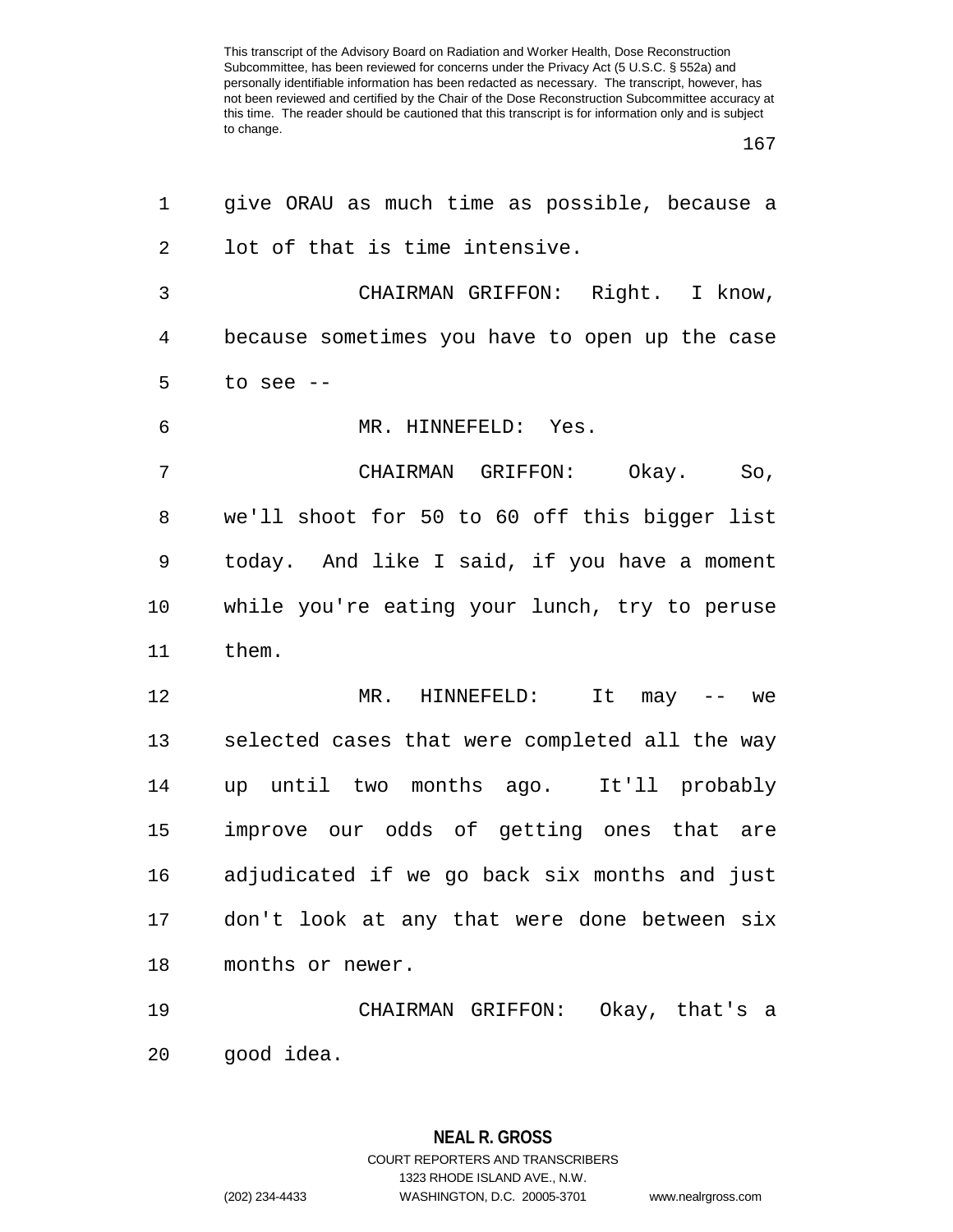give ORAU as much time as possible, because a lot of that is time intensive.

CHAIRMAN GRIFFON: Right. I know, because sometimes you have to open up the case to see --

MR. HINNEFELD: Yes.

CHAIRMAN GRIFFON: Okay. So, we'll shoot for 50 to 60 off this bigger list today. And like I said, if you have a moment while you're eating your lunch, try to peruse them.

MR. HINNEFELD: It may -- we selected cases that were completed all the way up until two months ago. It'll probably improve our odds of getting ones that are adjudicated if we go back six months and just don't look at any that were done between six months or newer.

CHAIRMAN GRIFFON: Okay, that's a good idea.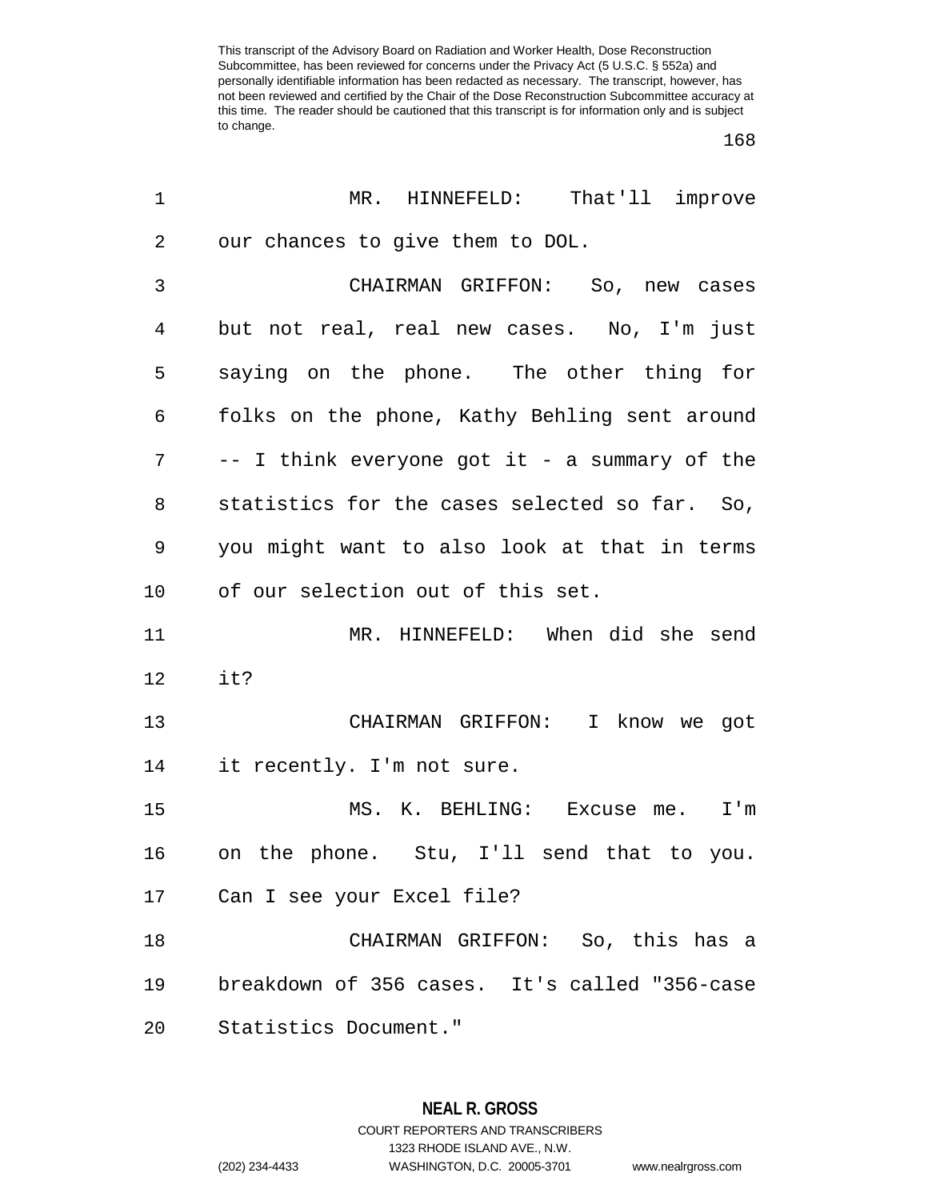MR. HINNEFELD: That'll improve our chances to give them to DOL.

CHAIRMAN GRIFFON: So, new cases but not real, real new cases. No, I'm just saying on the phone. The other thing for folks on the phone, Kathy Behling sent around -- I think everyone got it - a summary of the statistics for the cases selected so far. So, you might want to also look at that in terms of our selection out of this set.

MR. HINNEFELD: When did she send it?

CHAIRMAN GRIFFON: I know we got it recently. I'm not sure.

MS. K. BEHLING: Excuse me. I'm on the phone. Stu, I'll send that to you. Can I see your Excel file?

CHAIRMAN GRIFFON: So, this has a breakdown of 356 cases. It's called "356-case Statistics Document."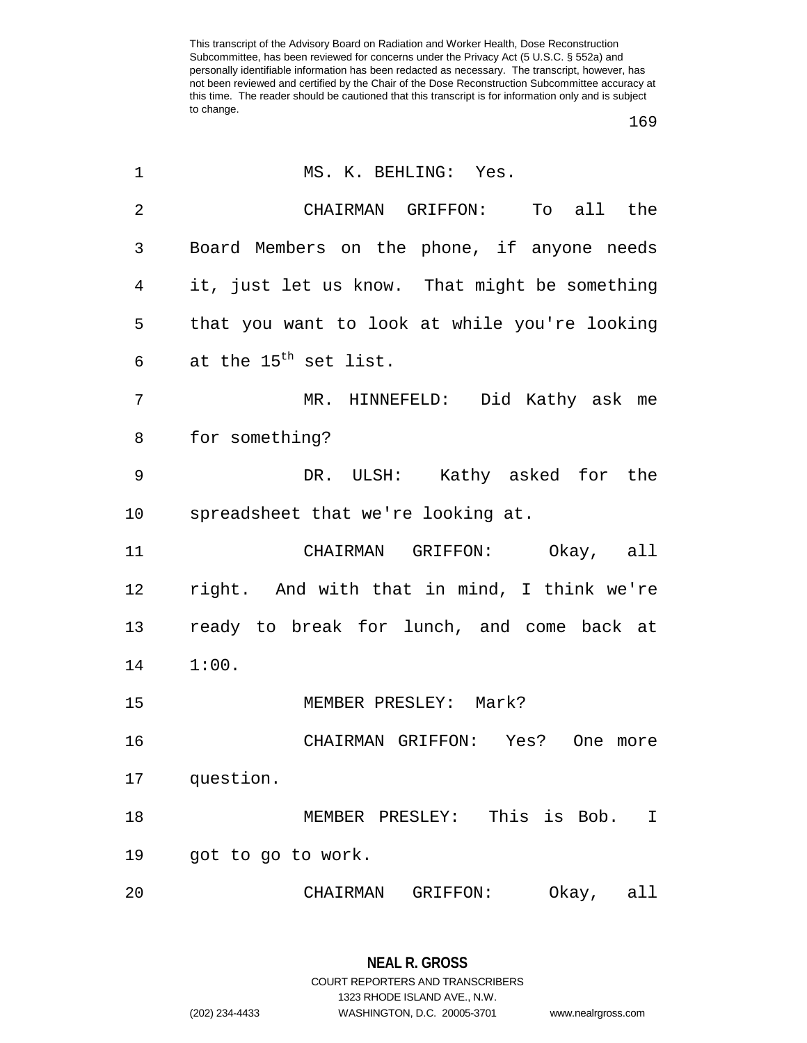MS. K. BEHLING: Yes.

CHAIRMAN GRIFFON: To all the Board Members on the phone, if anyone needs it, just let us know. That might be something that you want to look at while you're looking at the 15th set list.

MR. HINNEFELD: Did Kathy ask me for something?

DR. ULSH: Kathy asked for the spreadsheet that we're looking at.

CHAIRMAN GRIFFON: Okay, all right. And with that in mind, I think we're ready to break for lunch, and come back at 1:00.

MEMBER PRESLEY: Mark?

CHAIRMAN GRIFFON: Yes? One more question.

MEMBER PRESLEY: This is Bob. I got to go to work.

CHAIRMAN GRIFFON: Okay, all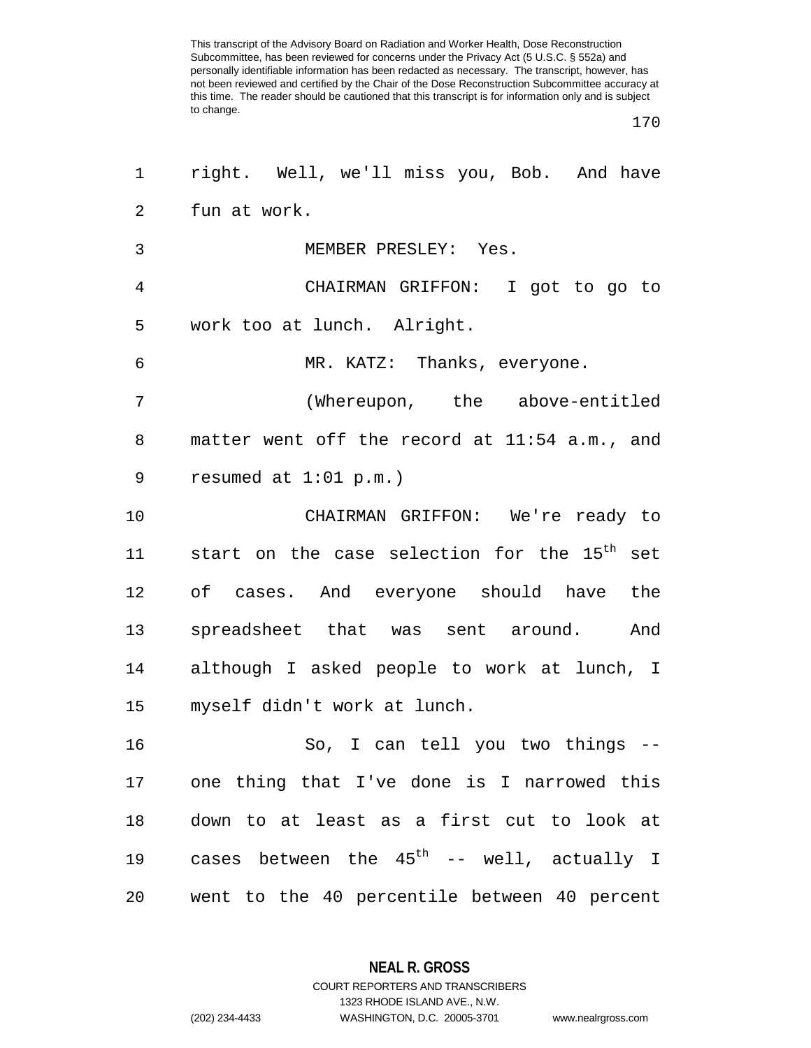right. Well, we'll miss you, Bob. And have fun at work.

MEMBER PRESLEY: Yes.

CHAIRMAN GRIFFON: I got to go to work too at lunch. Alright.

MR. KATZ: Thanks, everyone.

(Whereupon, the above-entitled matter went off the record at 11:54 a.m., and resumed at 1:01 p.m.)

CHAIRMAN GRIFFON: We're ready to start on the case selection for the 15th set of cases. And everyone should have the spreadsheet that was sent around. And although I asked people to work at lunch, I myself didn't work at lunch.

So, I can tell you two things -- one thing that I've done is I narrowed this down to at least as a first cut to look at cases between the 45th -- well, actually I went to the 40 percentile between 40 percent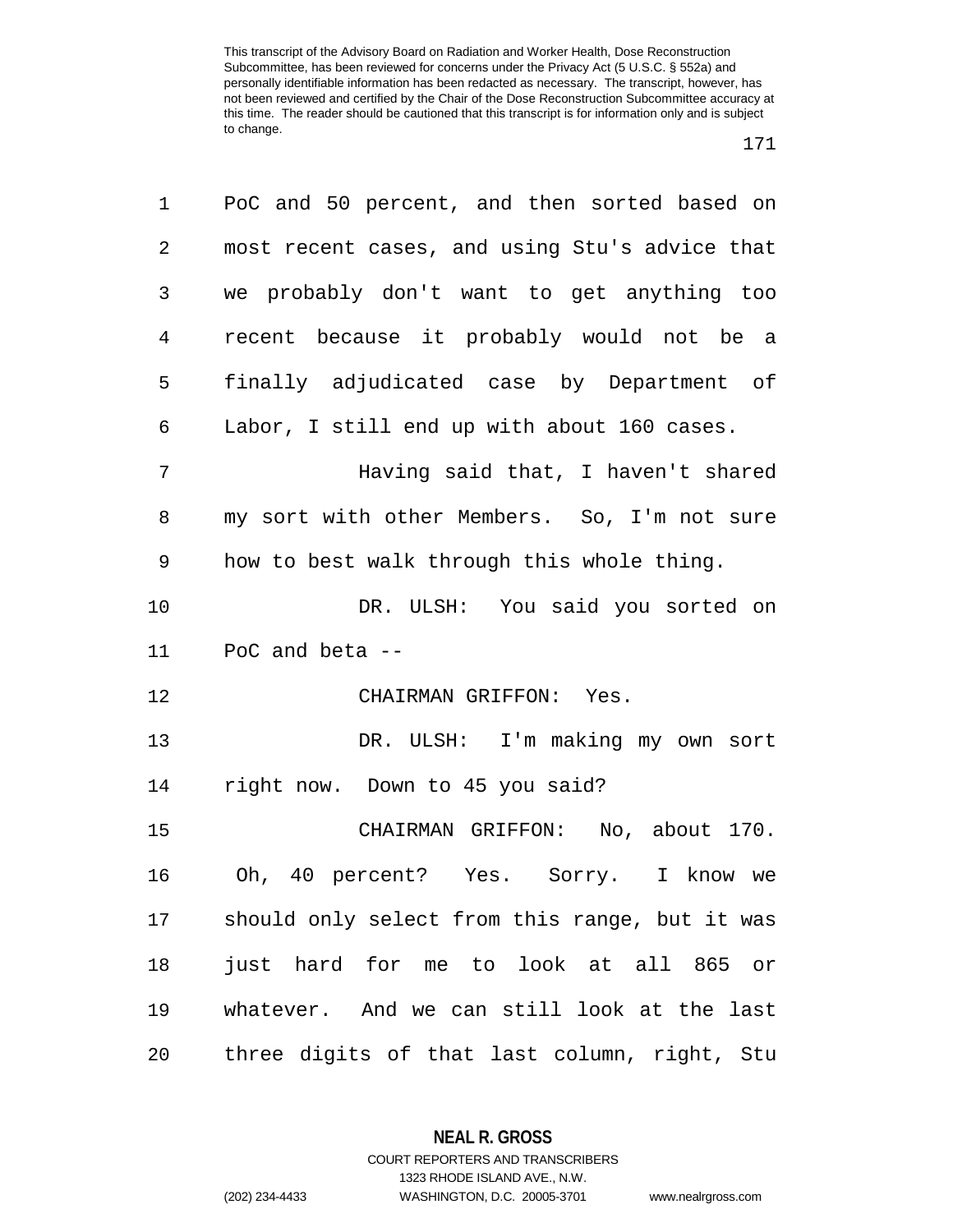PoC and 50 percent, and then sorted based on most recent cases, and using Stu's advice that we probably don't want to get anything too recent because it probably would not be a finally adjudicated case by Department of Labor, I still end up with about 160 cases.

Having said that, I haven't shared my sort with other Members. So, I'm not sure how to best walk through this whole thing.

DR. ULSH: You said you sorted on PoC and beta --

CHAIRMAN GRIFFON: Yes.

DR. ULSH: I'm making my own sort right now. Down to 45 you said?

CHAIRMAN GRIFFON: No, about 170. Oh, 40 percent? Yes. Sorry. I know we should only select from this range, but it was just hard for me to look at all 865 or whatever. And we can still look at the last three digits of that last column, right, Stu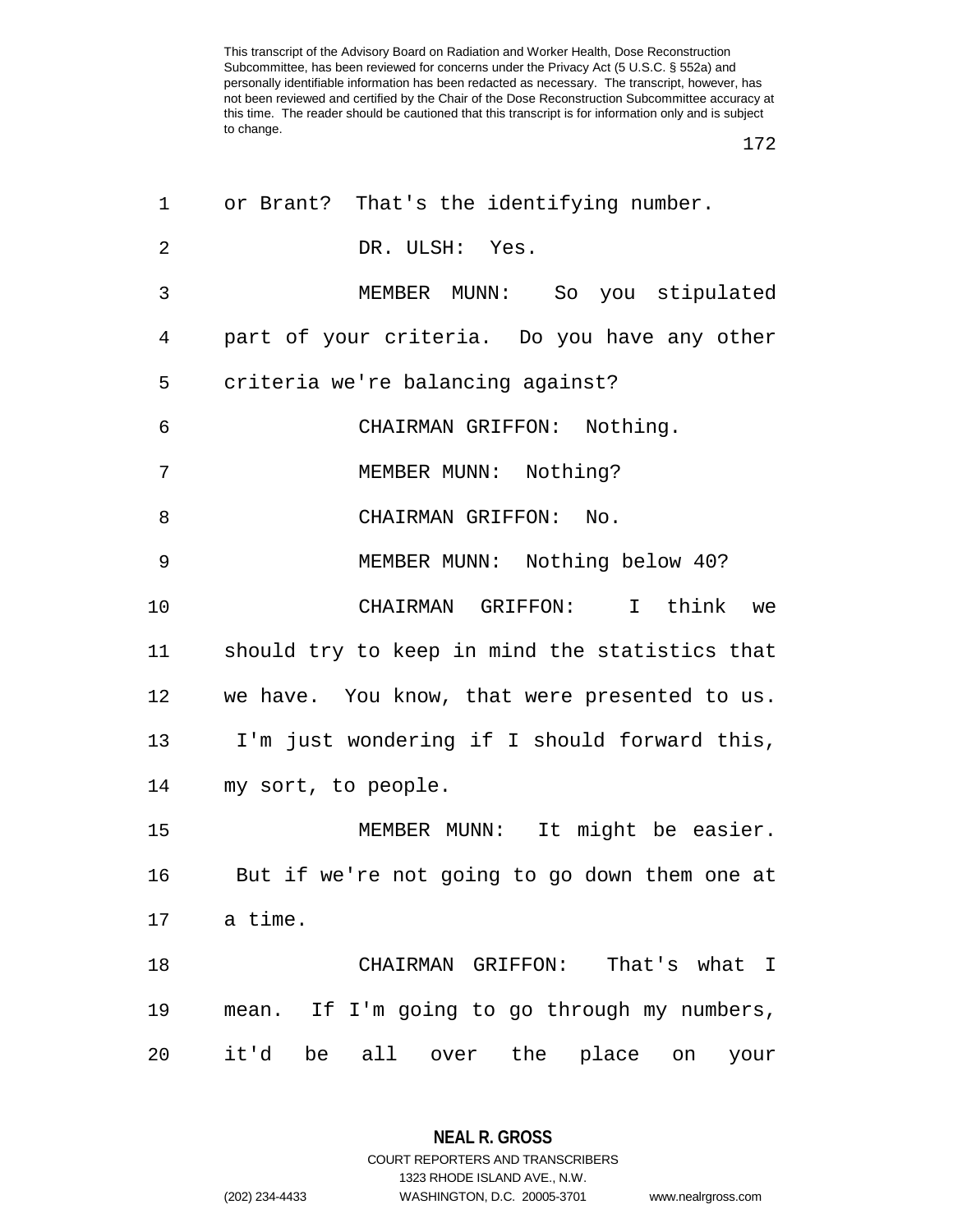or Brant? That's the identifying number.

DR. ULSH: Yes.

MEMBER MUNN: So you stipulated part of your criteria. Do you have any other criteria we're balancing against?

CHAIRMAN GRIFFON: Nothing.

MEMBER MUNN: Nothing?

CHAIRMAN GRIFFON: No.

MEMBER MUNN: Nothing below 40?

CHAIRMAN GRIFFON: I think we should try to keep in mind the statistics that we have. You know, that were presented to us. I'm just wondering if I should forward this, my sort, to people.

MEMBER MUNN: It might be easier. But if we're not going to go down them one at a time.

CHAIRMAN GRIFFON: That's what I mean. If I'm going to go through my numbers, it'd be all over the place on your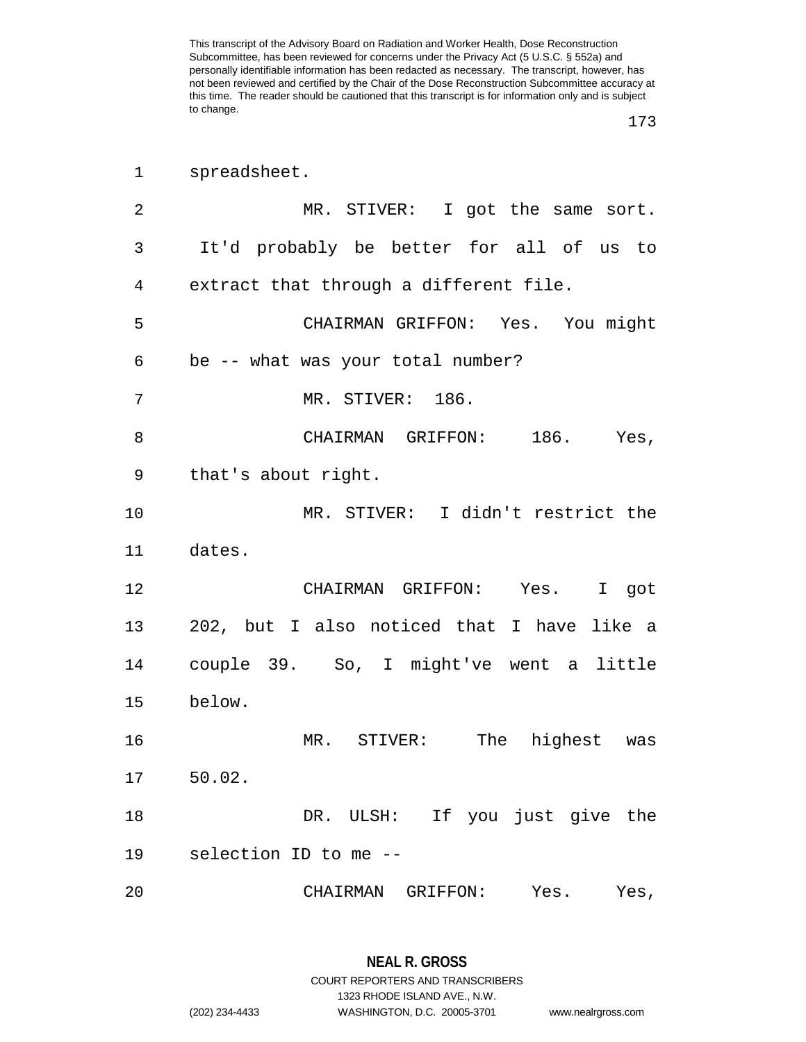spreadsheet.

MR. STIVER: I got the same sort. It'd probably be better for all of us to extract that through a different file.

CHAIRMAN GRIFFON: Yes. You might be -- what was your total number?

MR. STIVER: 186.

CHAIRMAN GRIFFON: 186. Yes, that's about right.

MR. STIVER: I didn't restrict the dates.

CHAIRMAN GRIFFON: Yes. I got 202, but I also noticed that I have like a couple 39. So, I might've went a little below.

MR. STIVER: The highest was 50.02.

DR. ULSH: If you just give the selection ID to me --

CHAIRMAN GRIFFON: Yes. Yes,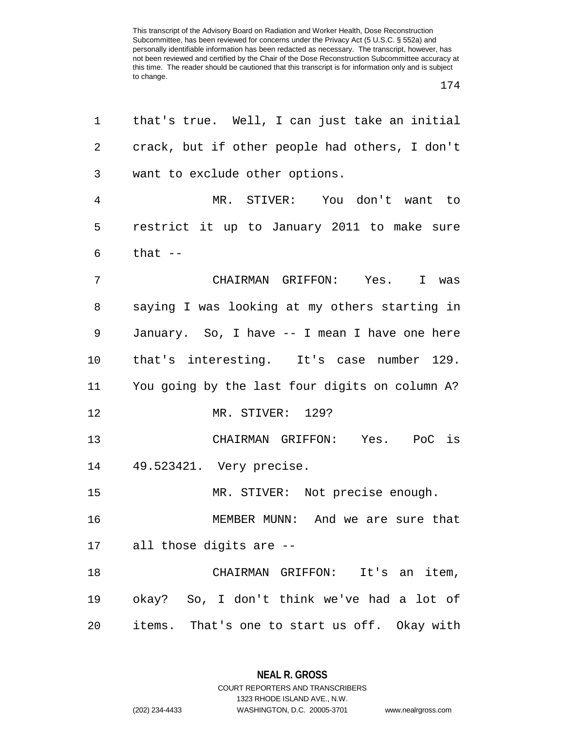that's true. Well, I can just take an initial crack, but if other people had others, I don't want to exclude other options.

MR. STIVER: You don't want to restrict it up to January 2011 to make sure that --

CHAIRMAN GRIFFON: Yes. I was saying I was looking at my others starting in January. So, I have -- I mean I have one here that's interesting. It's case number 129. You going by the last four digits on column A?

MR. STIVER: 129?

CHAIRMAN GRIFFON: Yes. PoC is 49.523421. Very precise.

MR. STIVER: Not precise enough.

MEMBER MUNN: And we are sure that all those digits are --

CHAIRMAN GRIFFON: It's an item, okay? So, I don't think we've had a lot of items. That's one to start us off. Okay with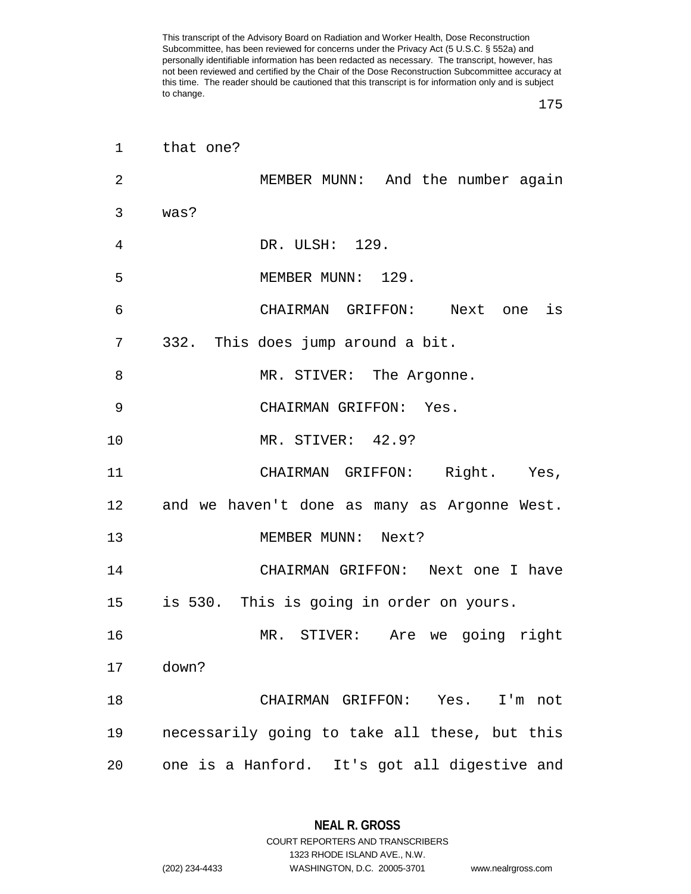that one?

MEMBER MUNN: And the number again was?

DR. ULSH: 129.

MEMBER MUNN: 129.

CHAIRMAN GRIFFON: Next one is 332. This does jump around a bit.

MR. STIVER: The Argonne.

CHAIRMAN GRIFFON: Yes.

MR. STIVER: 42.9?

CHAIRMAN GRIFFON: Right. Yes, and we haven't done as many as Argonne West.

MEMBER MUNN: Next?

CHAIRMAN GRIFFON: Next one I have is 530. This is going in order on yours.

MR. STIVER: Are we going right down?

CHAIRMAN GRIFFON: Yes. I'm not necessarily going to take all these, but this one is a Hanford. It's got all digestive and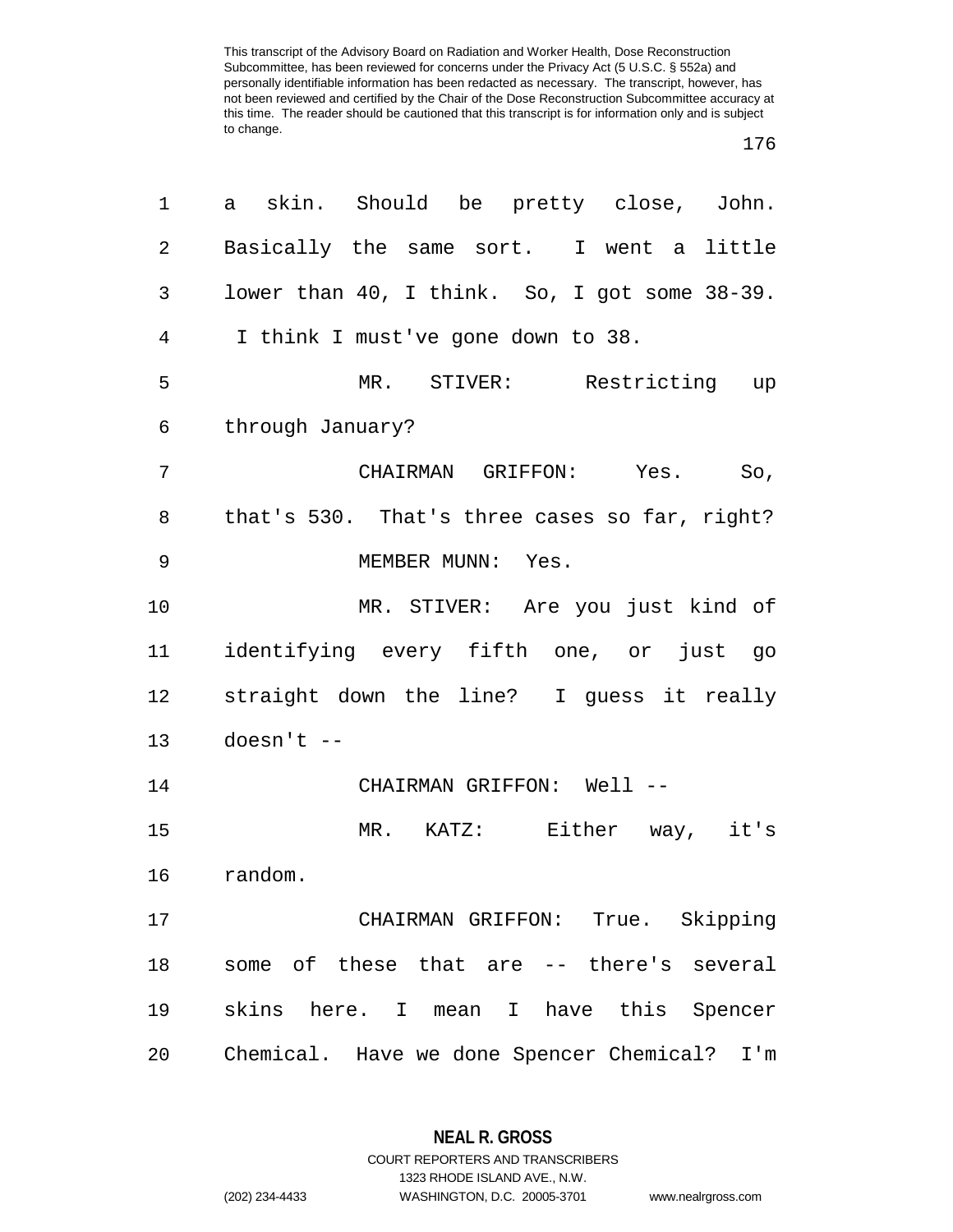a skin. Should be pretty close, John. Basically the same sort. I went a little lower than 40, I think. So, I got some 38-39. I think I must've gone down to 38.

MR. STIVER: Restricting up through January?

CHAIRMAN GRIFFON: Yes. So, that's 530. That's three cases so far, right?

MEMBER MUNN: Yes.

MR. STIVER: Are you just kind of identifying every fifth one, or just go straight down the line? I guess it really doesn't --

CHAIRMAN GRIFFON: Well --

MR. KATZ: Either way, it's random.

CHAIRMAN GRIFFON: True. Skipping some of these that are -- there's several skins here. I mean I have this Spencer Chemical. Have we done Spencer Chemical? I'm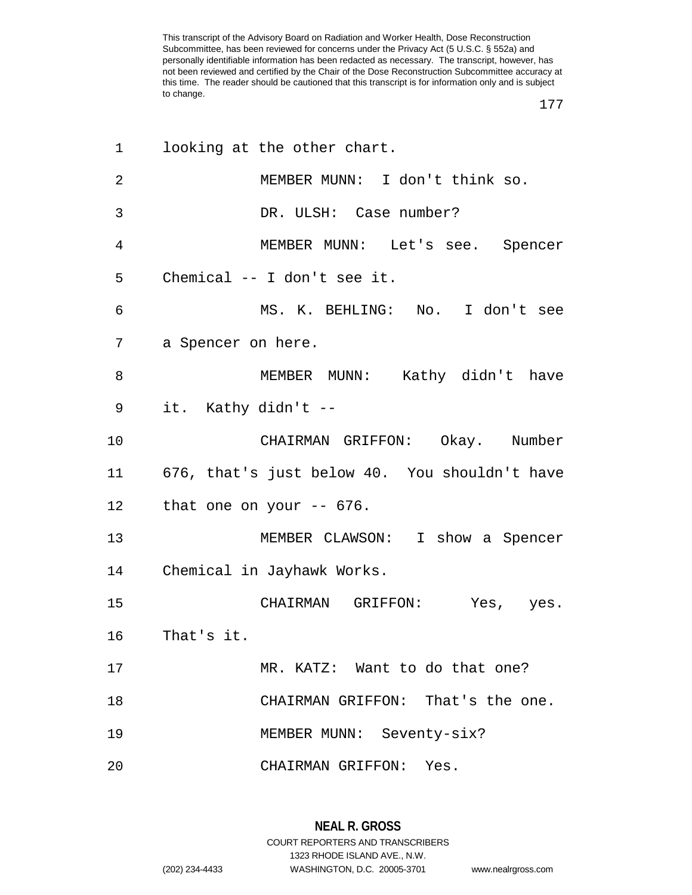looking at the other chart.

MEMBER MUNN: I don't think so.

DR. ULSH: Case number?

MEMBER MUNN: Let's see. Spencer Chemical -- I don't see it.

MS. K. BEHLING: No. I don't see a Spencer on here.

MEMBER MUNN: Kathy didn't have it. Kathy didn't --

CHAIRMAN GRIFFON: Okay. Number 676, that's just below 40. You shouldn't have that one on your -- 676.

MEMBER CLAWSON: I show a Spencer Chemical in Jayhawk Works.

CHAIRMAN GRIFFON: Yes, yes. That's it.

MR. KATZ: Want to do that one?

CHAIRMAN GRIFFON: That's the one.

MEMBER MUNN: Seventy-six?

CHAIRMAN GRIFFON: Yes.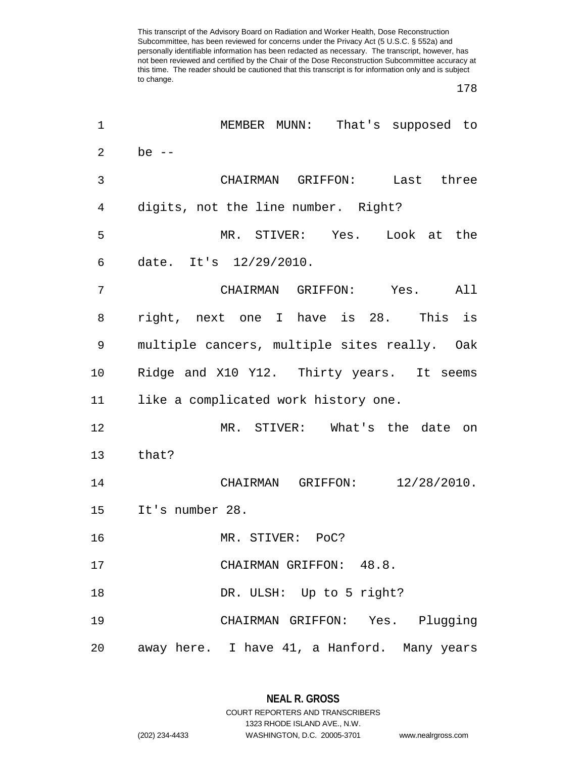MEMBER MUNN: That's supposed to be --

CHAIRMAN GRIFFON: Last three digits, not the line number. Right?

MR. STIVER: Yes. Look at the date. It's 12/29/2010.

CHAIRMAN GRIFFON: Yes. All right, next one I have is 28. This is multiple cancers, multiple sites really. Oak Ridge and X10 Y12. Thirty years. It seems like a complicated work history one.

MR. STIVER: What's the date on that?

CHAIRMAN GRIFFON: 12/28/2010. It's number 28.

MR. STIVER: PoC?

CHAIRMAN GRIFFON: 48.8.

DR. ULSH: Up to 5 right?

CHAIRMAN GRIFFON: Yes. Plugging away here. I have 41, a Hanford. Many years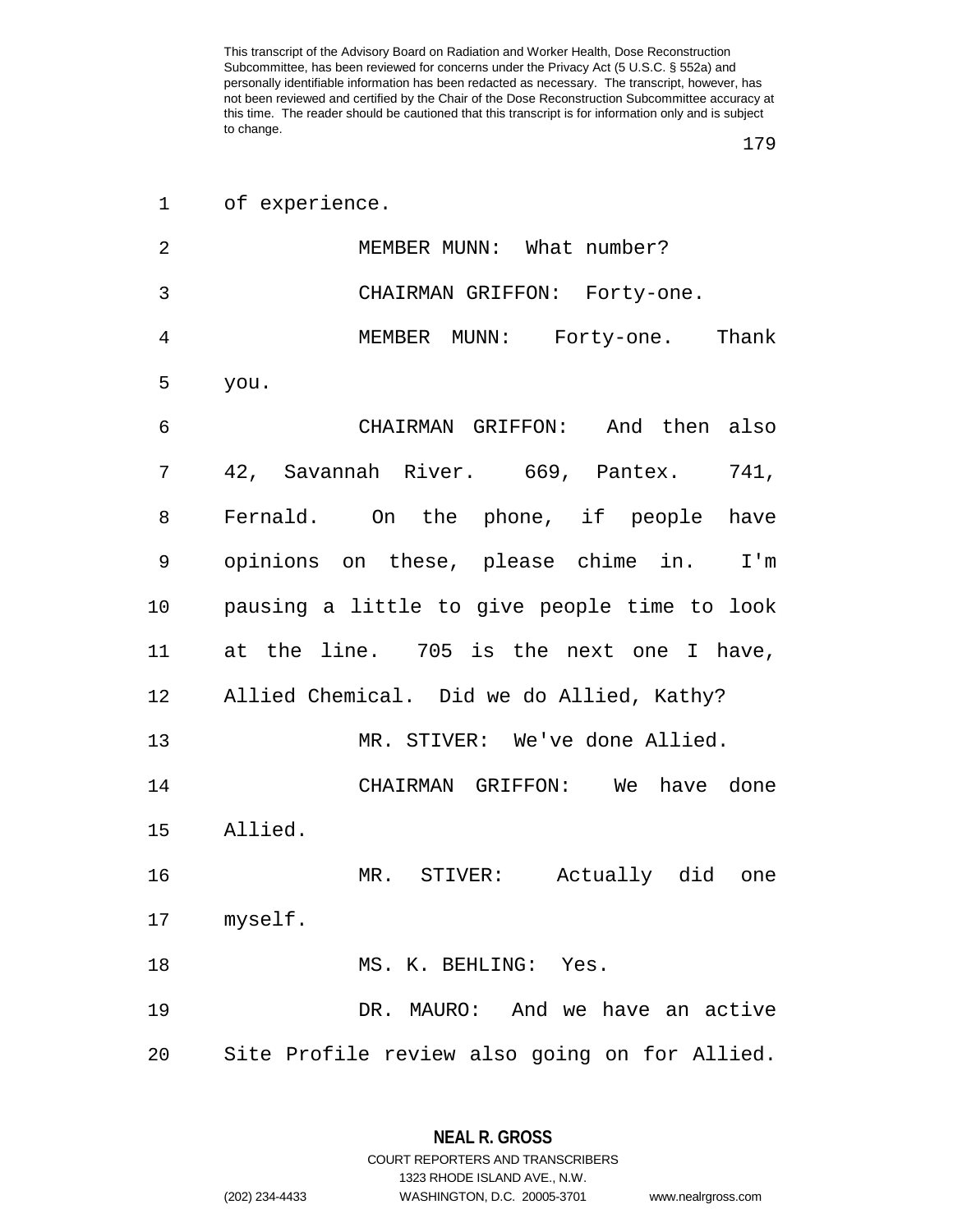of experience.

MEMBER MUNN: What number?

CHAIRMAN GRIFFON: Forty-one.

MEMBER MUNN: Forty-one. Thank you.

CHAIRMAN GRIFFON: And then also 42, Savannah River. 669, Pantex. 741, Fernald. On the phone, if people have opinions on these, please chime in. I'm pausing a little to give people time to look at the line. 705 is the next one I have, Allied Chemical. Did we do Allied, Kathy?

MR. STIVER: We've done Allied.

CHAIRMAN GRIFFON: We have done Allied.

MR. STIVER: Actually did one myself.

MS. K. BEHLING: Yes.

DR. MAURO: And we have an active Site Profile review also going on for Allied.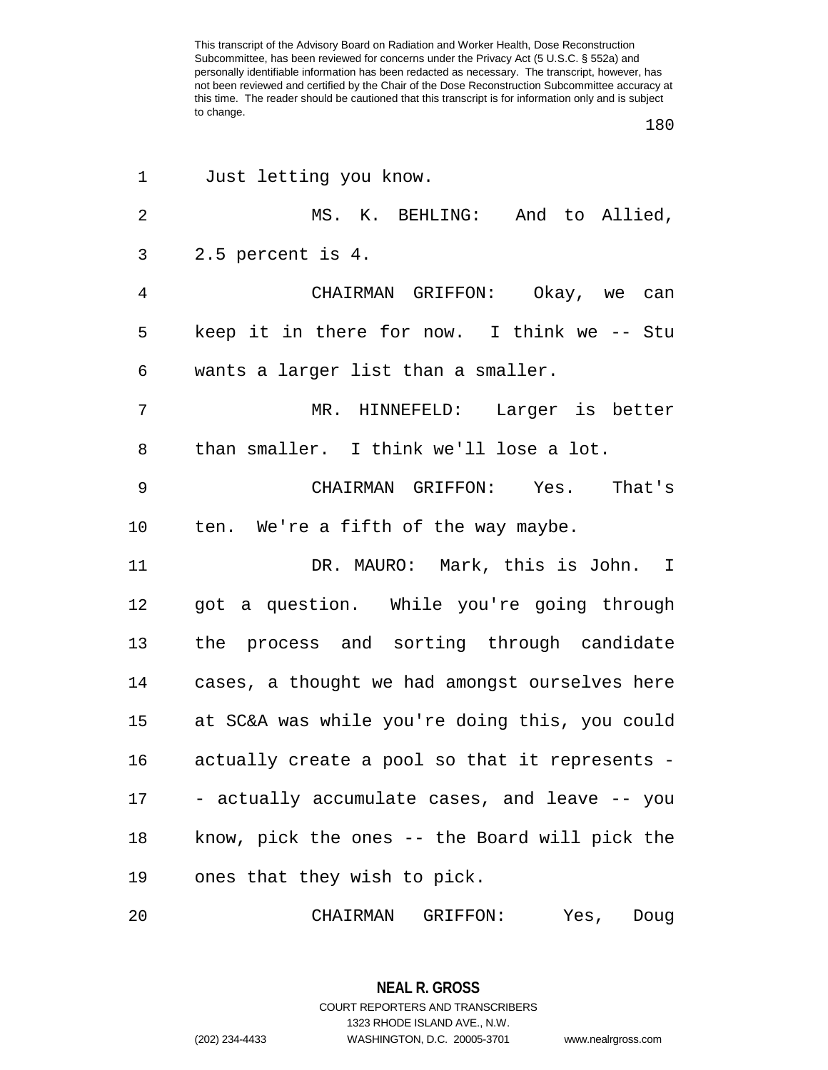Just letting you know.

MS. K. BEHLING: And to Allied, 2.5 percent is 4.

CHAIRMAN GRIFFON: Okay, we can keep it in there for now. I think we -- Stu wants a larger list than a smaller.

MR. HINNEFELD: Larger is better than smaller. I think we'll lose a lot.

CHAIRMAN GRIFFON: Yes. That's ten. We're a fifth of the way maybe.

DR. MAURO: Mark, this is John. I got a question. While you're going through the process and sorting through candidate cases, a thought we had amongst ourselves here at SC&A was while you're doing this, you could actually create a pool so that it represents -- actually accumulate cases, and leave -- you know, pick the ones -- the Board will pick the ones that they wish to pick.

CHAIRMAN GRIFFON: Yes, Doug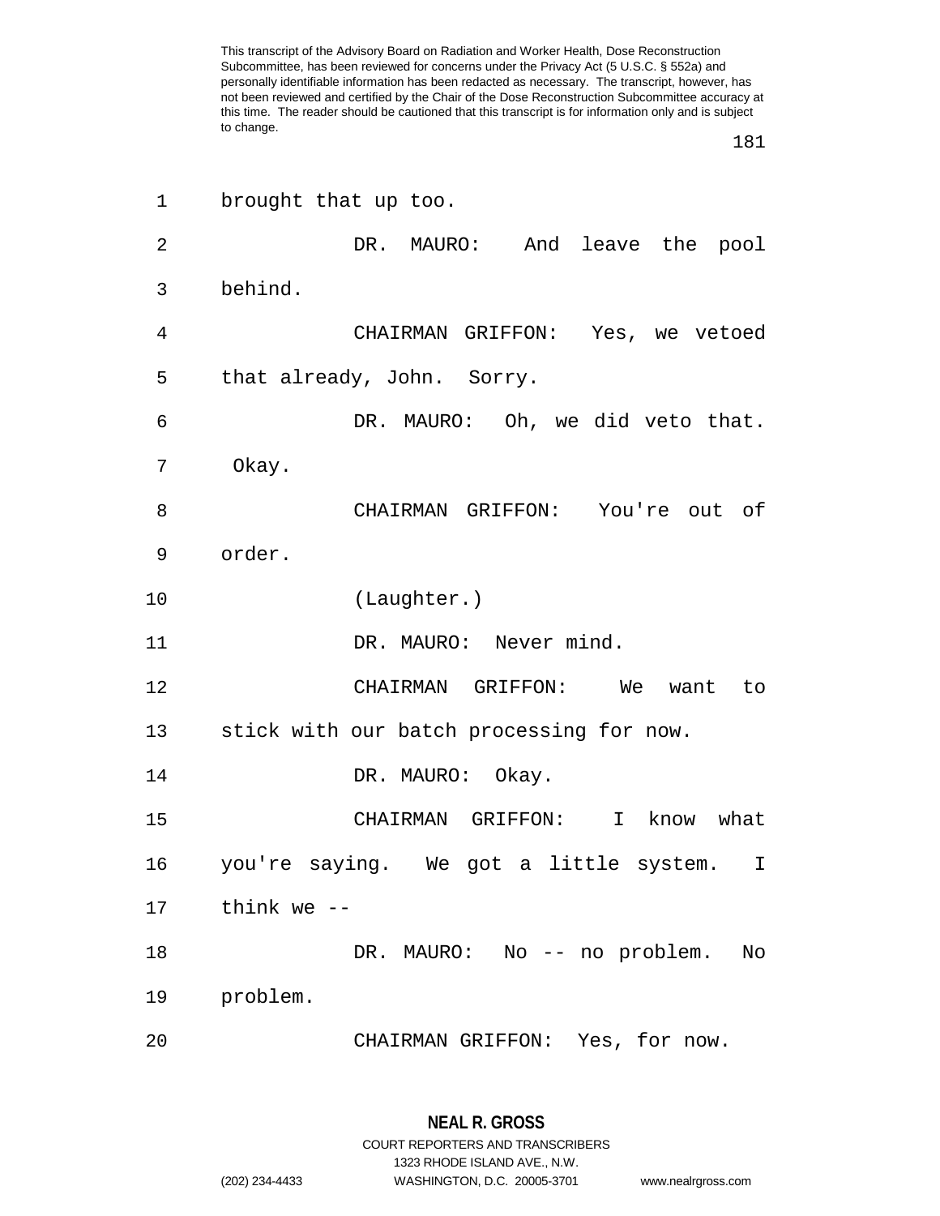brought that up too.

DR. MAURO: And leave the pool behind.

CHAIRMAN GRIFFON: Yes, we vetoed that already, John. Sorry.

DR. MAURO: Oh, we did veto that. Okay.

CHAIRMAN GRIFFON: You're out of order.

(Laughter.)

DR. MAURO: Never mind.

CHAIRMAN GRIFFON: We want to stick with our batch processing for now.

DR. MAURO: Okay.

CHAIRMAN GRIFFON: I know what you're saying. We got a little system. I think we --

DR. MAURO: No -- no problem. No problem.

CHAIRMAN GRIFFON: Yes, for now.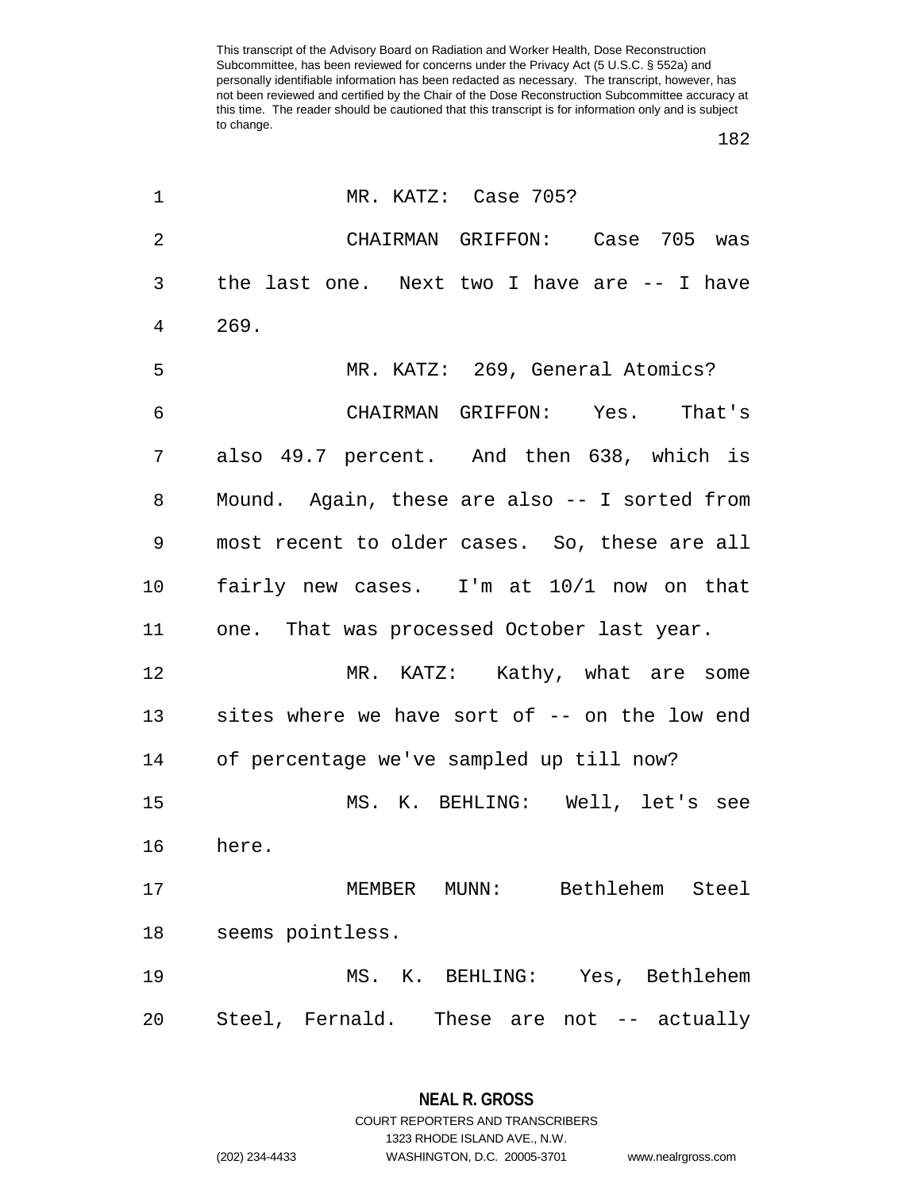MR. KATZ: Case 705?

CHAIRMAN GRIFFON: Case 705 was the last one. Next two I have are -- I have 269.

MR. KATZ: 269, General Atomics?

CHAIRMAN GRIFFON: Yes. That's also 49.7 percent. And then 638, which is Mound. Again, these are also -- I sorted from most recent to older cases. So, these are all fairly new cases. I'm at 10/1 now on that one. That was processed October last year.

MR. KATZ: Kathy, what are some sites where we have sort of -- on the low end of percentage we've sampled up till now?

MS. K. BEHLING: Well, let's see here.

MEMBER MUNN: Bethlehem Steel seems pointless.

MS. K. BEHLING: Yes, Bethlehem Steel, Fernald. These are not -- actually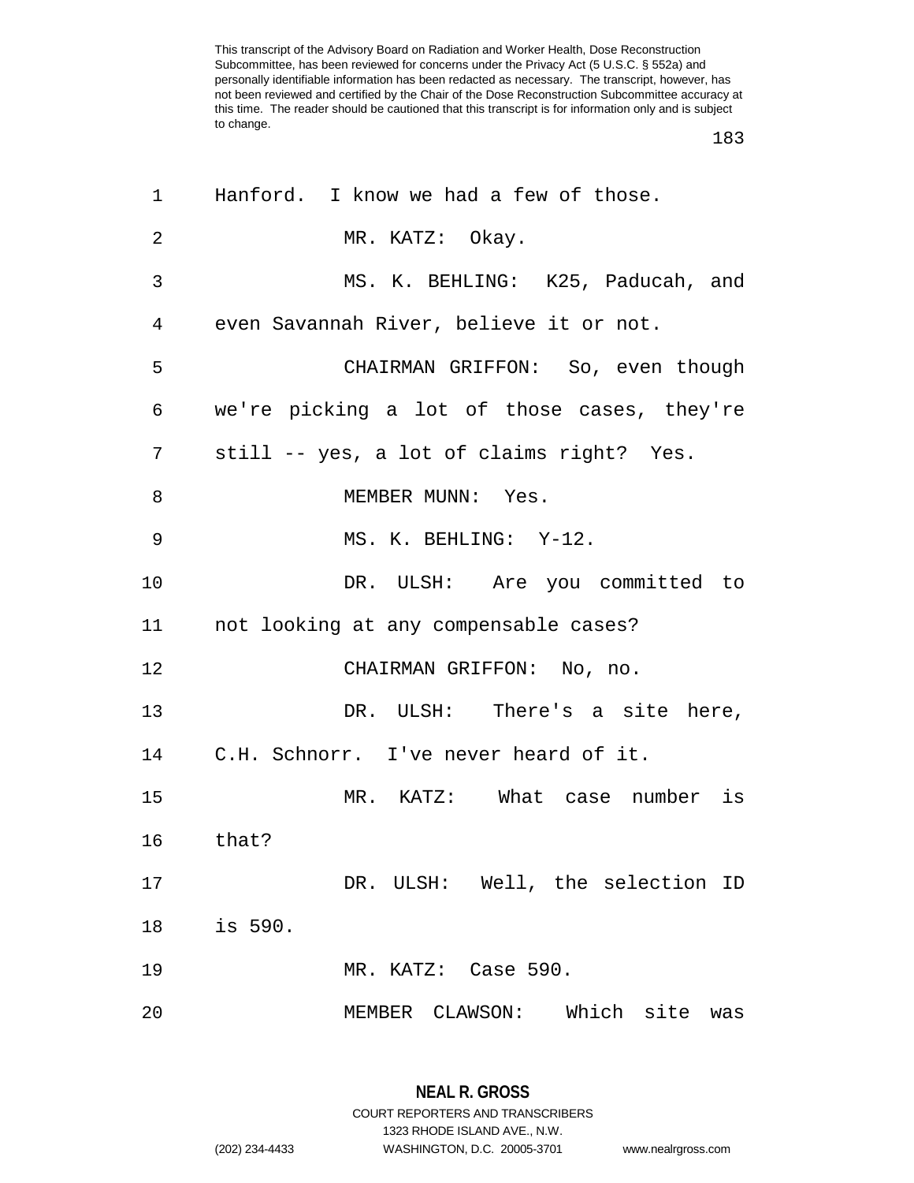Hanford. I know we had a few of those.

MR. KATZ: Okay.

MS. K. BEHLING: K25, Paducah, and even Savannah River, believe it or not.

CHAIRMAN GRIFFON: So, even though we're picking a lot of those cases, they're still -- yes, a lot of claims right? Yes.

MEMBER MUNN: Yes.

MS. K. BEHLING: Y-12.

DR. ULSH: Are you committed to not looking at any compensable cases?

CHAIRMAN GRIFFON: No, no.

DR. ULSH: There's a site here, C.H. Schnorr. I've never heard of it.

MR. KATZ: What case number is that?

DR. ULSH: Well, the selection ID is 590.

MR. KATZ: Case 590.

MEMBER CLAWSON: Which site was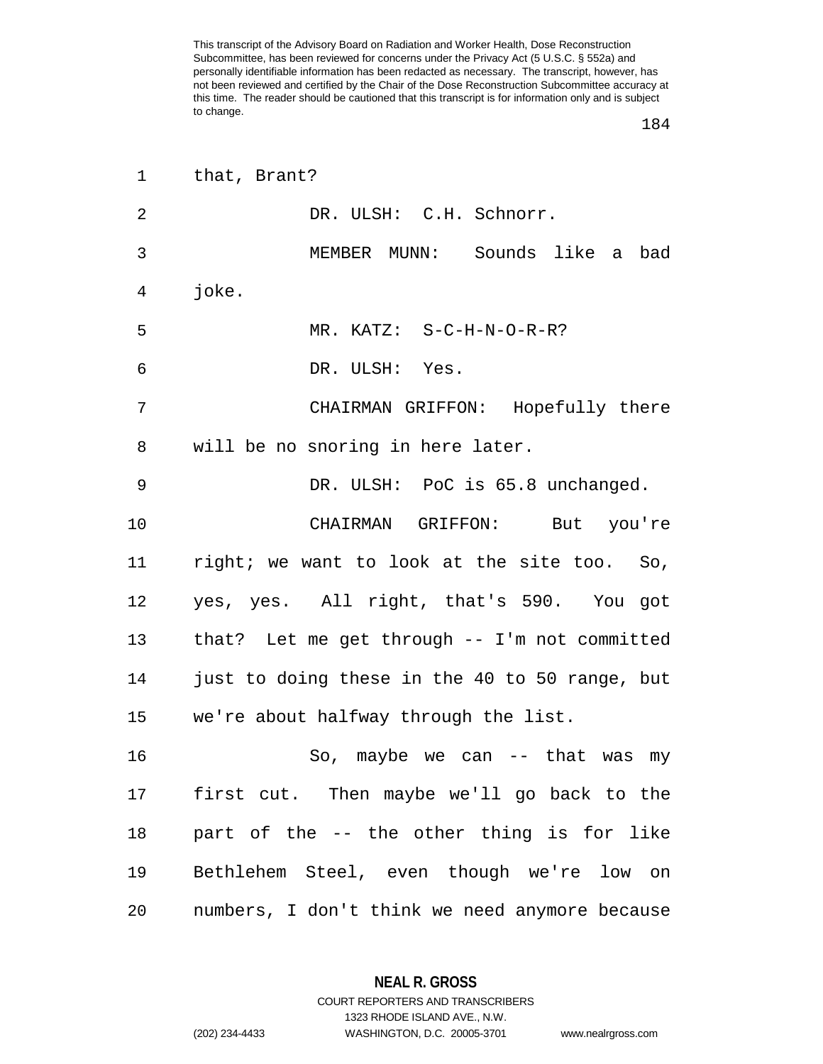that, Brant?

DR. ULSH: C.H. Schnorr.

MEMBER MUNN: Sounds like a bad joke.

MR. KATZ: S-C-H-N-O-R-R?

DR. ULSH: Yes.

CHAIRMAN GRIFFON: Hopefully there will be no snoring in here later.

DR. ULSH: PoC is 65.8 unchanged.

CHAIRMAN GRIFFON: But you're right; we want to look at the site too. So, yes, yes. All right, that's 590. You got that? Let me get through -- I'm not committed just to doing these in the 40 to 50 range, but we're about halfway through the list.

So, maybe we can -- that was my first cut. Then maybe we'll go back to the part of the -- the other thing is for like Bethlehem Steel, even though we're low on numbers, I don't think we need anymore because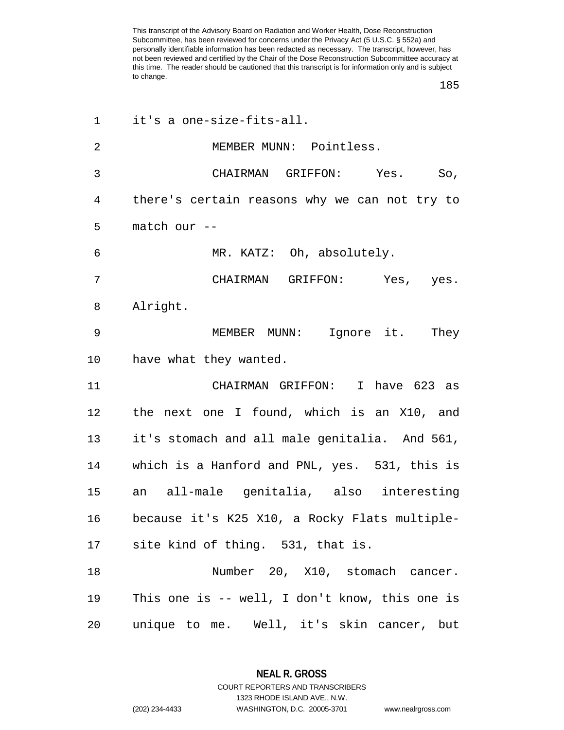it's a one-size-fits-all.

MEMBER MUNN: Pointless.

CHAIRMAN GRIFFON: Yes. So, there's certain reasons why we can not try to match our --

MR. KATZ: Oh, absolutely.

CHAIRMAN GRIFFON: Yes, yes. Alright.

MEMBER MUNN: Ignore it. They have what they wanted.

CHAIRMAN GRIFFON: I have 623 as the next one I found, which is an X10, and it's stomach and all male genitalia. And 561, which is a Hanford and PNL, yes. 531, this is an all-male genitalia, also interesting because it's K25 X10, a Rocky Flats multiple-site kind of thing. 531, that is.

Number 20, X10, stomach cancer. This one is -- well, I don't know, this one is unique to me. Well, it's skin cancer, but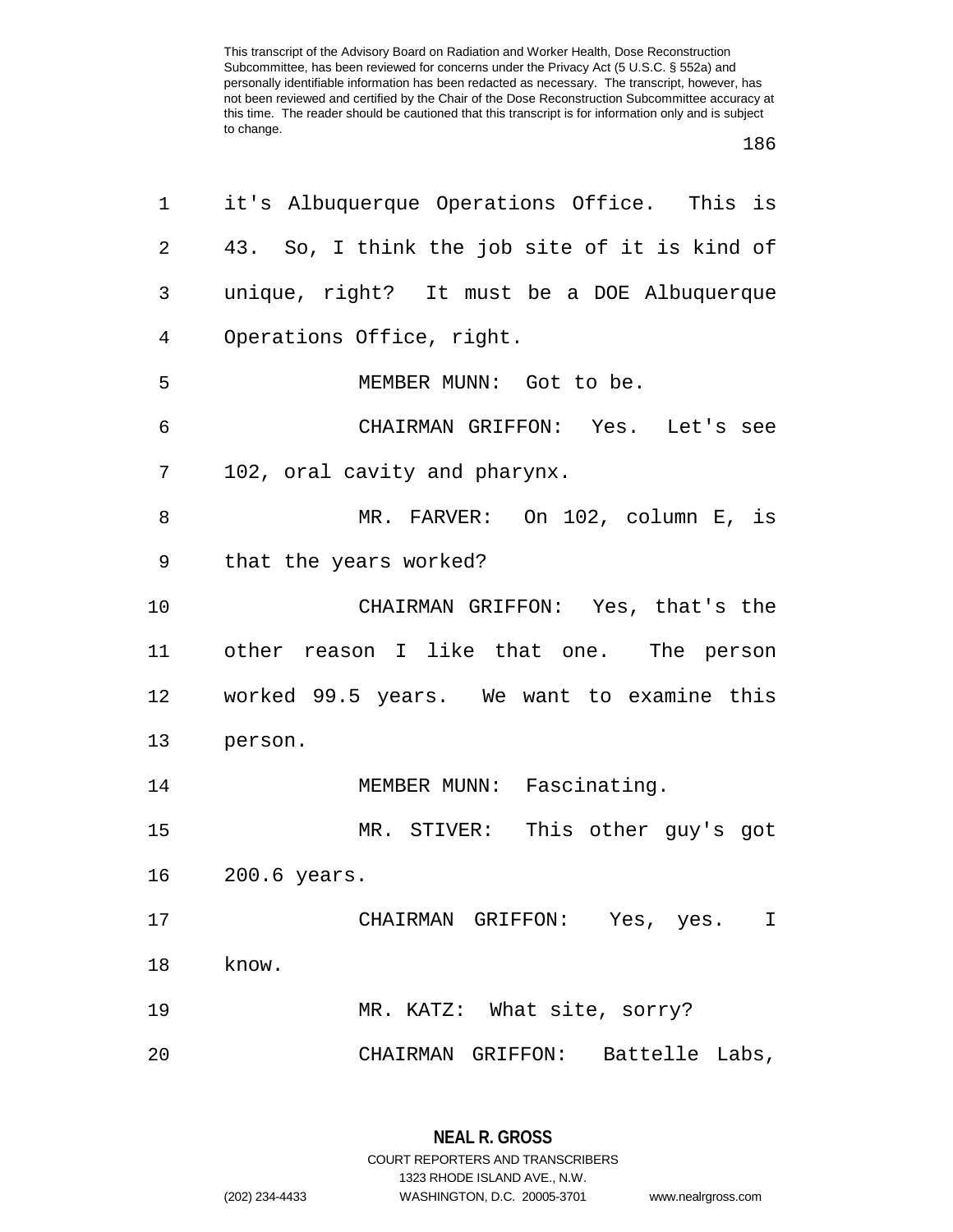it's Albuquerque Operations Office. This is 43. So, I think the job site of it is kind of unique, right? It must be a DOE Albuquerque Operations Office, right.

MEMBER MUNN: Got to be.

CHAIRMAN GRIFFON: Yes. Let's see 102, oral cavity and pharynx.

MR. FARVER: On 102, column E, is that the years worked?

CHAIRMAN GRIFFON: Yes, that's the other reason I like that one. The person worked 99.5 years. We want to examine this person.

MEMBER MUNN: Fascinating.

MR. STIVER: This other guy's got 200.6 years.

CHAIRMAN GRIFFON: Yes, yes. I know.

MR. KATZ: What site, sorry?

CHAIRMAN GRIFFON: Battelle Labs,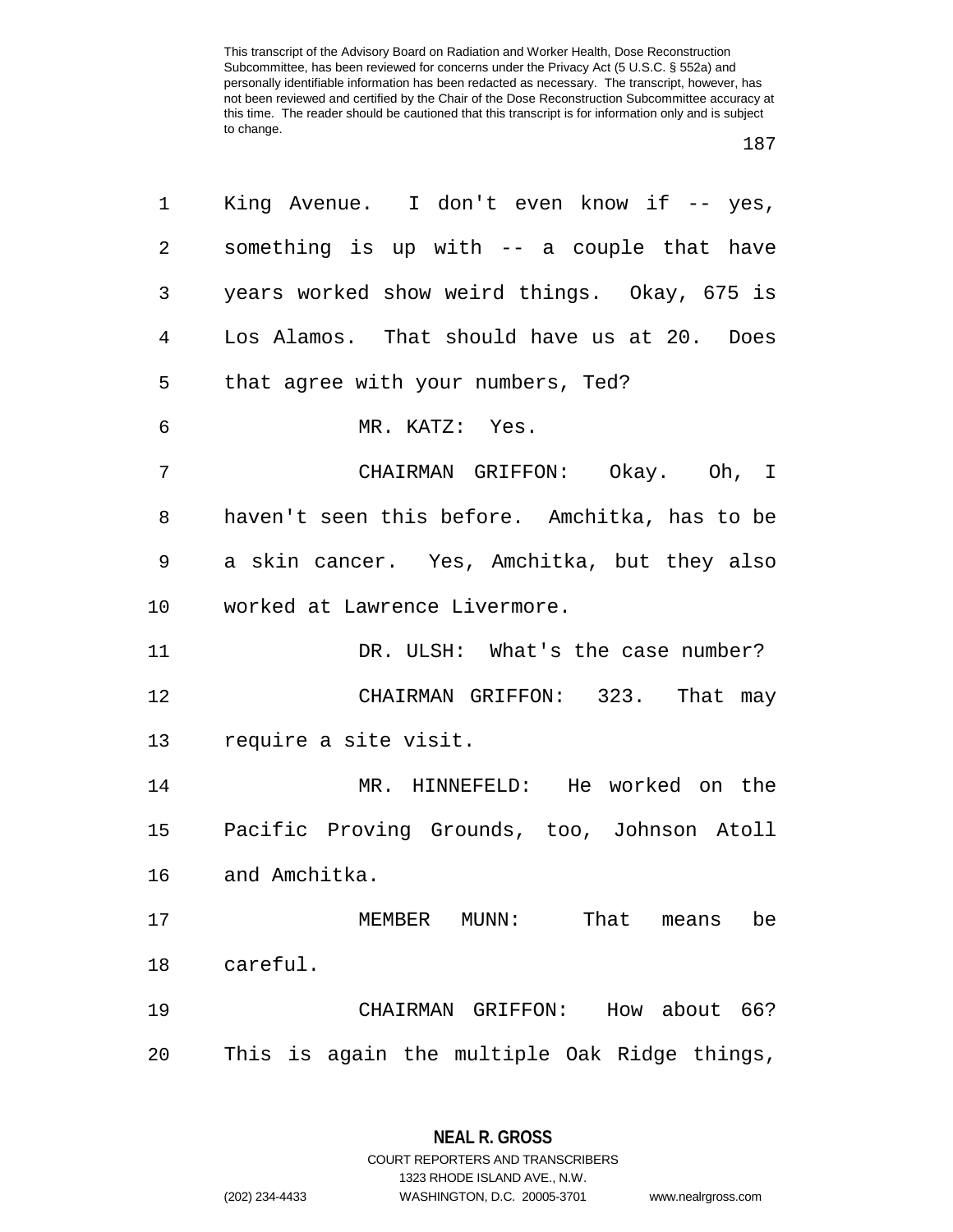King Avenue. I don't even know if -- yes, something is up with -- a couple that have years worked show weird things. Okay, 675 is Los Alamos. That should have us at 20. Does that agree with your numbers, Ted?

MR. KATZ: Yes.

CHAIRMAN GRIFFON: Okay. Oh, I haven't seen this before. Amchitka, has to be a skin cancer. Yes, Amchitka, but they also worked at Lawrence Livermore.

DR. ULSH: What's the case number?

CHAIRMAN GRIFFON: 323. That may require a site visit.

MR. HINNEFELD: He worked on the Pacific Proving Grounds, too, Johnson Atoll and Amchitka.

MEMBER MUNN: That means be careful.

CHAIRMAN GRIFFON: How about 66? This is again the multiple Oak Ridge things,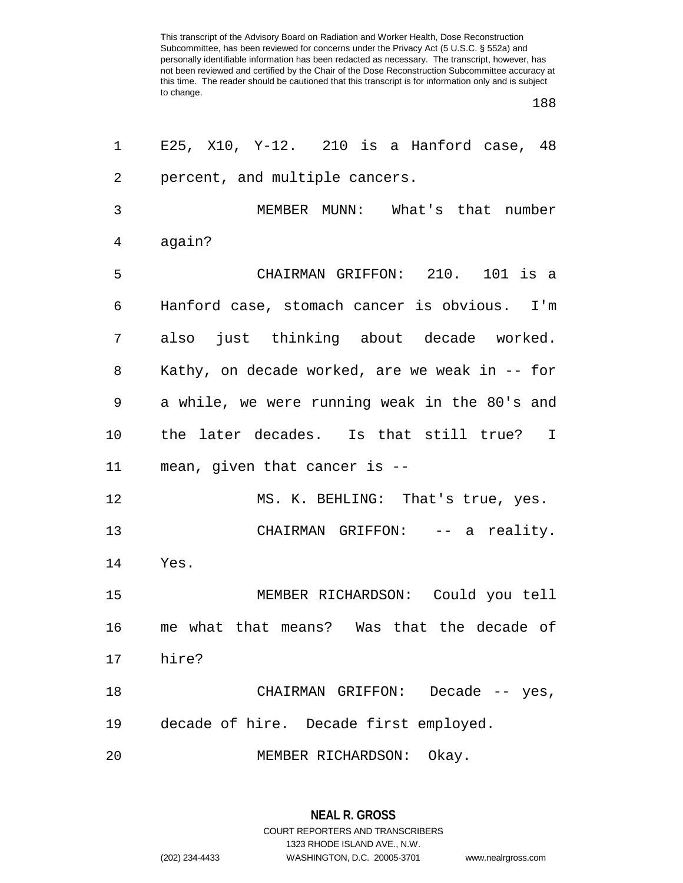E25, X10, Y-12. 210 is a Hanford case, 48 percent, and multiple cancers.

MEMBER MUNN: What's that number again?

CHAIRMAN GRIFFON: 210. 101 is a Hanford case, stomach cancer is obvious. I'm also just thinking about decade worked. Kathy, on decade worked, are we weak in -- for a while, we were running weak in the 80's and the later decades. Is that still true? I mean, given that cancer is --

MS. K. BEHLING: That's true, yes.

CHAIRMAN GRIFFON: -- a reality. Yes.

MEMBER RICHARDSON: Could you tell me what that means? Was that the decade of hire?

CHAIRMAN GRIFFON: Decade -- yes, decade of hire. Decade first employed.

MEMBER RICHARDSON: Okay.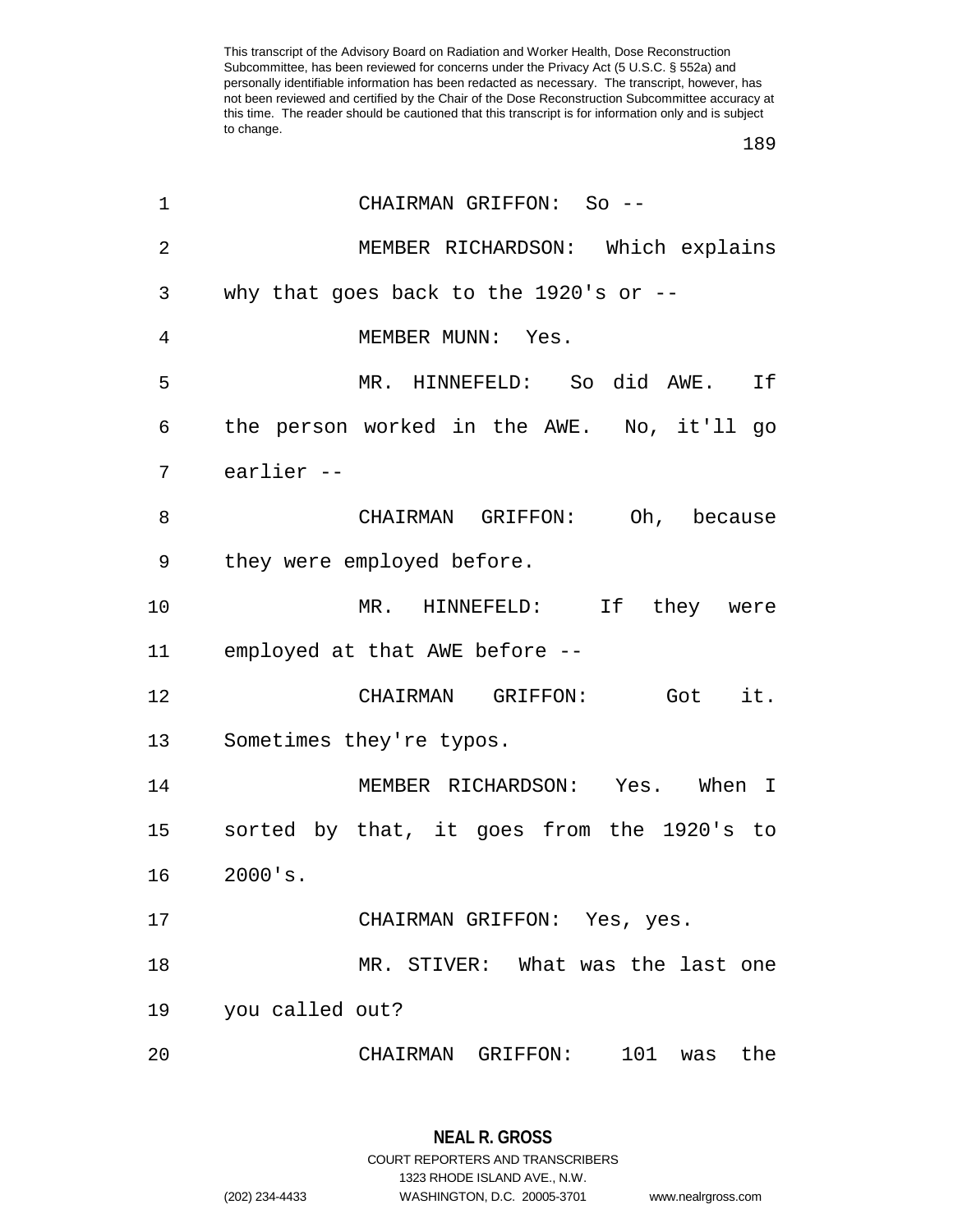CHAIRMAN GRIFFON: So --

MEMBER RICHARDSON: Which explains why that goes back to the 1920's or --

MEMBER MUNN: Yes.

MR. HINNEFELD: So did AWE. If the person worked in the AWE. No, it'll go earlier --

CHAIRMAN GRIFFON: Oh, because they were employed before.

MR. HINNEFELD: If they were employed at that AWE before --

CHAIRMAN GRIFFON: Got it. Sometimes they're typos.

MEMBER RICHARDSON: Yes. When I sorted by that, it goes from the 1920's to 2000's.

CHAIRMAN GRIFFON: Yes, yes.

MR. STIVER: What was the last one you called out?

CHAIRMAN GRIFFON: 101 was the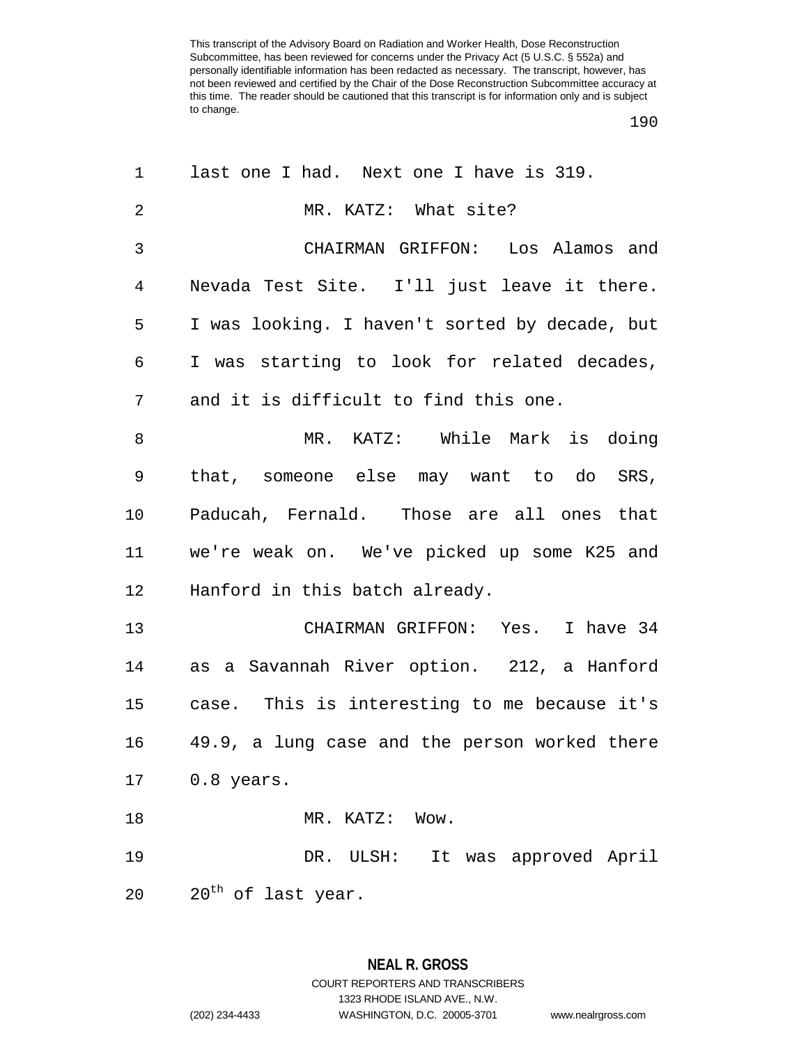last one I had. Next one I have is 319.

MR. KATZ: What site?

CHAIRMAN GRIFFON: Los Alamos and Nevada Test Site. I'll just leave it there. I was looking. I haven't sorted by decade, but I was starting to look for related decades, and it is difficult to find this one.

MR. KATZ: While Mark is doing that, someone else may want to do SRS, Paducah, Fernald. Those are all ones that we're weak on. We've picked up some K25 and Hanford in this batch already.

CHAIRMAN GRIFFON: Yes. I have 34 as a Savannah River option. 212, a Hanford case. This is interesting to me because it's 49.9, a lung case and the person worked there 0.8 years.

MR. KATZ: Wow.

DR. ULSH: It was approved April 20th of last year.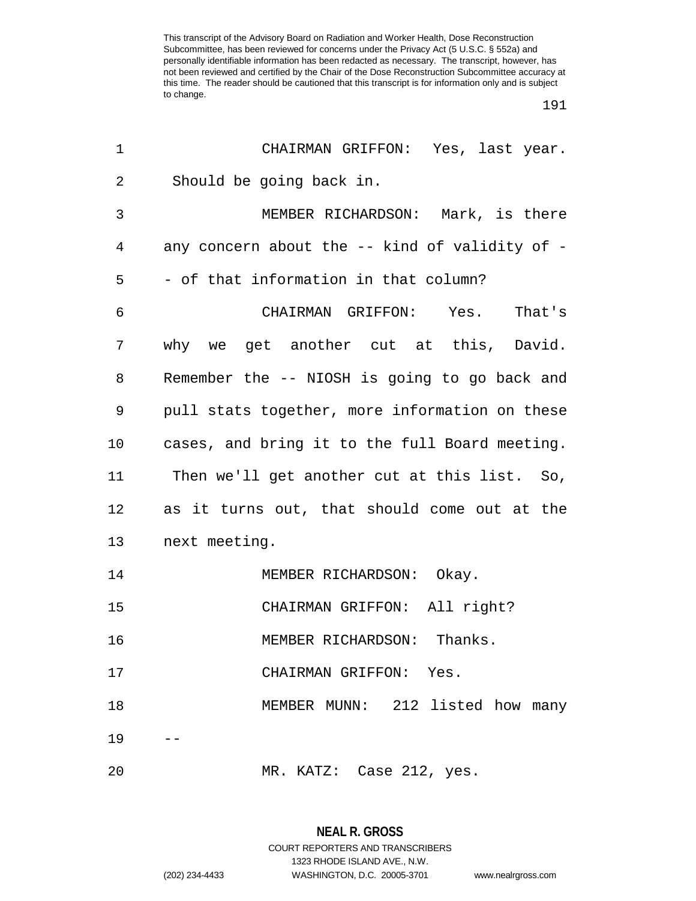This transcript of the Advisory Board on Radiation and Worker Health, Dose Reconstruction Subcommittee, has been reviewed for concerns under the Privacy Act (5 U.S.C. § 552a) and personally identifiable information has been redacted as necessary. The transcript, however, has not been reviewed and certified by the Chair of the Dose Reconstruction Subcommittee accuracy at this time. The reader should be cautioned that this transcript is for information only and is subject to change.

1 CHAIRMAN GRIFFON: Yes, last year.
2 Should be going back in.
3 MEMBER RICHARDSON: Mark, is there
4 any concern about the -- kind of validity of -
5 - of that information in that column?
6 CHAIRMAN GRIFFON: Yes. That's
7 why we get another cut at this, David.
8 Remember the -- NIOSH is going to go back and
9 pull stats together, more information on these
10 cases, and bring it to the full Board meeting.
11 Then we'll get another cut at this list. So,
12 as it turns out, that should come out at the
13 next meeting.
14 MEMBER RICHARDSON: Okay.
15 CHAIRMAN GRIFFON: All right?
16 MEMBER RICHARDSON: Thanks.
17 CHAIRMAN GRIFFON: Yes.
18 MEMBER MUNN: 212 listed how many
19 --
20 MR. KATZ: Case 212, yes.

**NEAL R. GROSS**
COURT REPORTERS AND TRANSCRIBERS
1323 RHODE ISLAND AVE., N.W.
(202) 234-4433 WASHINGTON, D.C. 20005-3701 www.nealrgross.com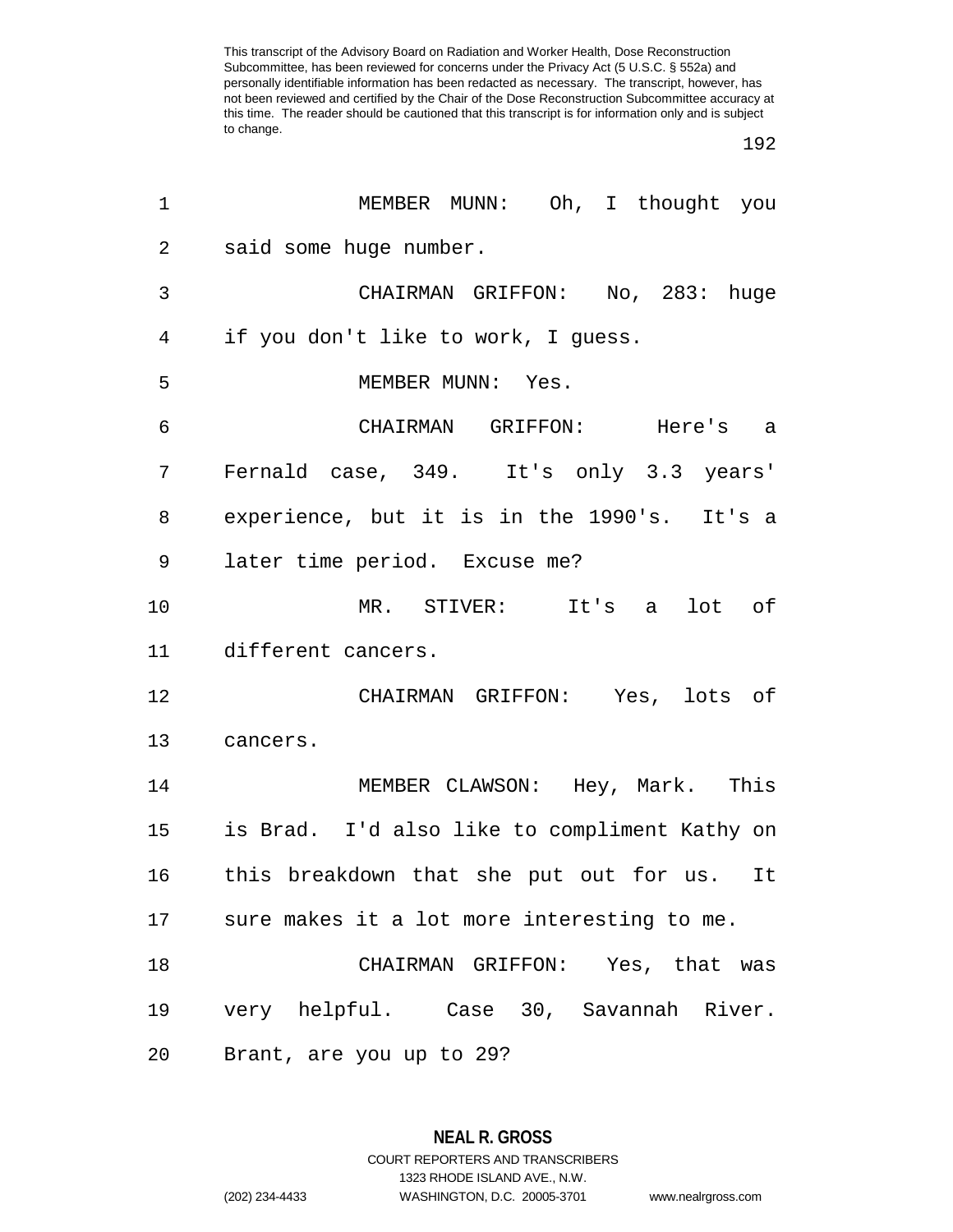MEMBER MUNN: Oh, I thought you said some huge number.

CHAIRMAN GRIFFON: No, 283: huge if you don't like to work, I guess.

MEMBER MUNN: Yes.

CHAIRMAN GRIFFON: Here's a Fernald case, 349. It's only 3.3 years' experience, but it is in the 1990's. It's a later time period. Excuse me?

MR. STIVER: It's a lot of different cancers.

CHAIRMAN GRIFFON: Yes, lots of cancers.

MEMBER CLAWSON: Hey, Mark. This is Brad. I'd also like to compliment Kathy on this breakdown that she put out for us. It sure makes it a lot more interesting to me.

CHAIRMAN GRIFFON: Yes, that was very helpful. Case 30, Savannah River. Brant, are you up to 29?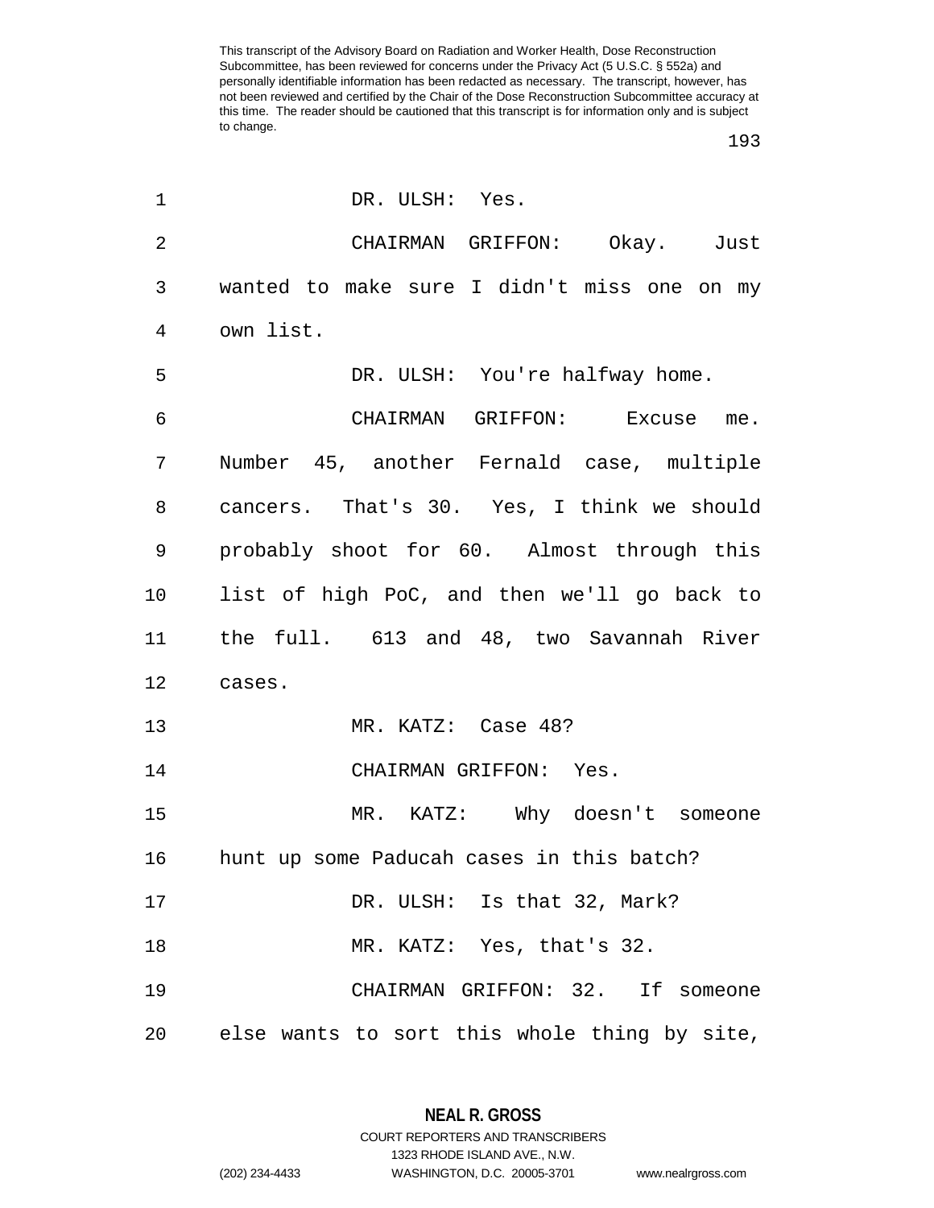DR. ULSH: Yes.

CHAIRMAN GRIFFON: Okay. Just wanted to make sure I didn't miss one on my own list.

DR. ULSH: You're halfway home.

CHAIRMAN GRIFFON: Excuse me. Number 45, another Fernald case, multiple cancers. That's 30. Yes, I think we should probably shoot for 60. Almost through this list of high PoC, and then we'll go back to the full. 613 and 48, two Savannah River cases.

MR. KATZ: Case 48?

CHAIRMAN GRIFFON: Yes.

MR. KATZ: Why doesn't someone hunt up some Paducah cases in this batch?

DR. ULSH: Is that 32, Mark?

MR. KATZ: Yes, that's 32.

CHAIRMAN GRIFFON: 32. If someone else wants to sort this whole thing by site,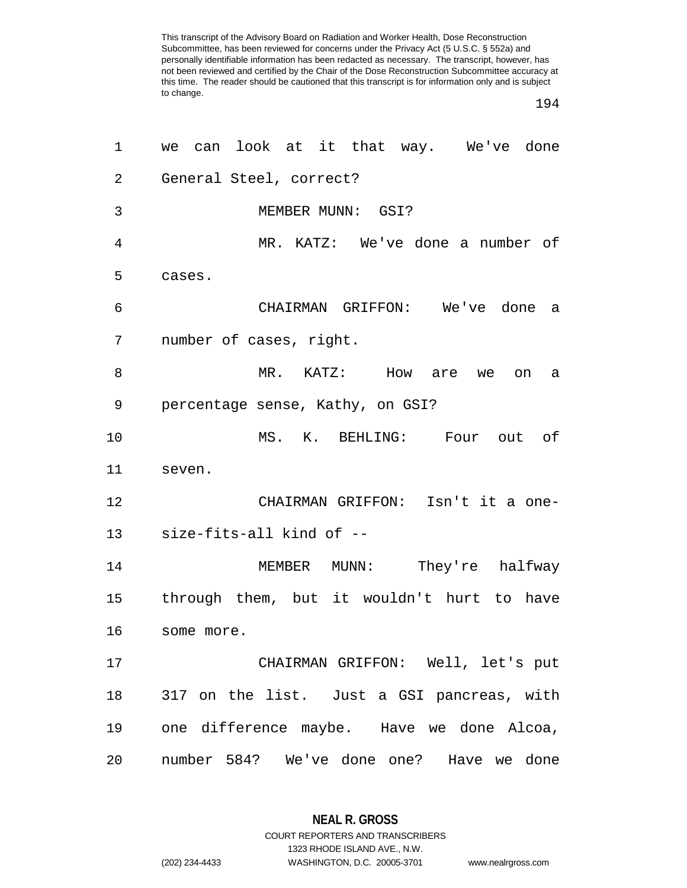This transcript of the Advisory Board on Radiation and Worker Health, Dose Reconstruction Subcommittee, has been reviewed for concerns under the Privacy Act (5 U.S.C. § 552a) and personally identifiable information has been redacted as necessary. The transcript, however, has not been reviewed and certified by the Chair of the Dose Reconstruction Subcommittee accuracy at this time. The reader should be cautioned that this transcript is for information only and is subject to change.

we can look at it that way. We've done General Steel, correct?

MEMBER MUNN: GSI?

MR. KATZ: We've done a number of cases.

CHAIRMAN GRIFFON: We've done a number of cases, right.

MR. KATZ: How are we on a percentage sense, Kathy, on GSI?

MS. K. BEHLING: Four out of seven.

CHAIRMAN GRIFFON: Isn't it a one-size-fits-all kind of --

MEMBER MUNN: They're halfway through them, but it wouldn't hurt to have some more.

CHAIRMAN GRIFFON: Well, let's put 317 on the list. Just a GSI pancreas, with one difference maybe. Have we done Alcoa, number 584? We've done one? Have we done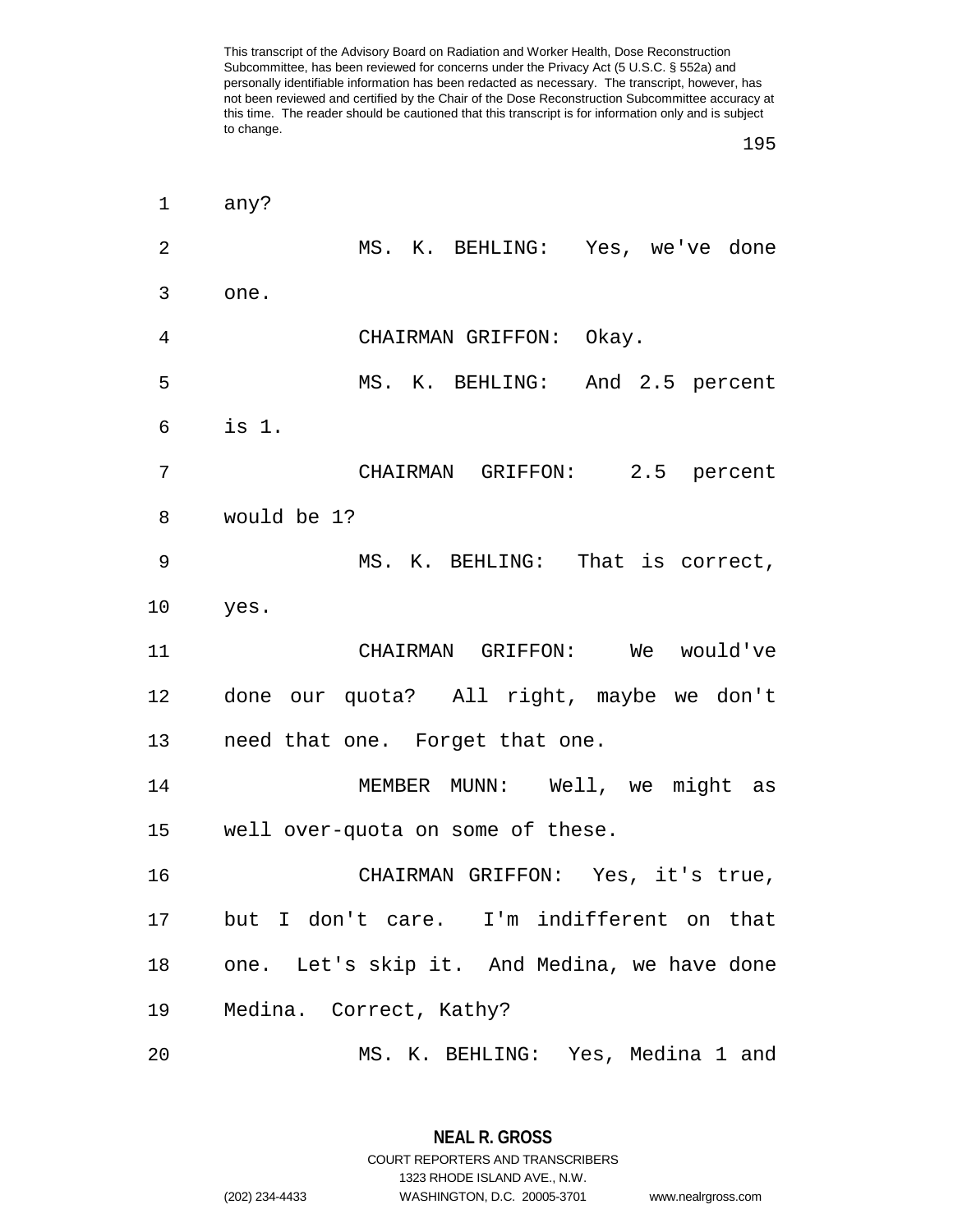any?

MS. K. BEHLING: Yes, we've done one.

CHAIRMAN GRIFFON: Okay.

MS. K. BEHLING: And 2.5 percent is 1.

CHAIRMAN GRIFFON: 2.5 percent would be 1?

MS. K. BEHLING: That is correct, yes.

CHAIRMAN GRIFFON: We would've done our quota? All right, maybe we don't need that one. Forget that one.

MEMBER MUNN: Well, we might as well over-quota on some of these.

CHAIRMAN GRIFFON: Yes, it's true, but I don't care. I'm indifferent on that one. Let's skip it. And Medina, we have done Medina. Correct, Kathy?

MS. K. BEHLING: Yes, Medina 1 and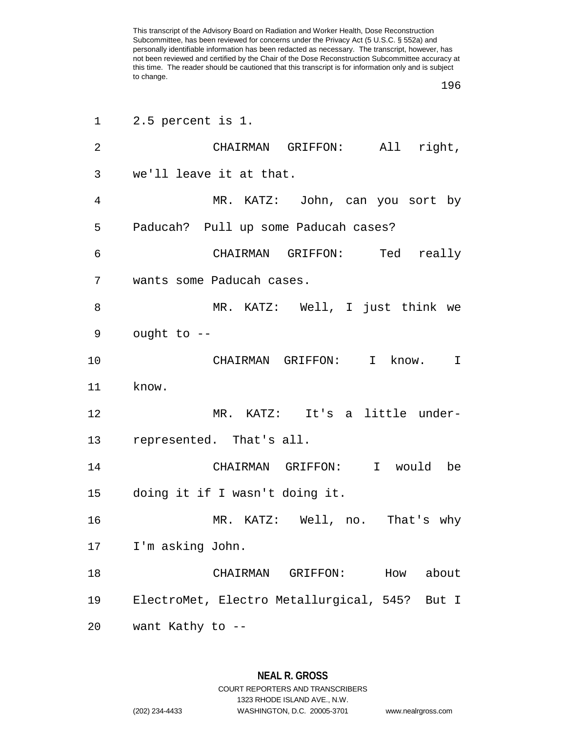2.5 percent is 1.

CHAIRMAN GRIFFON: All right, we'll leave it at that.

MR. KATZ: John, can you sort by Paducah? Pull up some Paducah cases?

CHAIRMAN GRIFFON: Ted really wants some Paducah cases.

MR. KATZ: Well, I just think we ought to --

CHAIRMAN GRIFFON: I know. I know.

MR. KATZ: It's a little under-represented. That's all.

CHAIRMAN GRIFFON: I would be doing it if I wasn't doing it.

MR. KATZ: Well, no. That's why I'm asking John.

CHAIRMAN GRIFFON: How about ElectroMet, Electro Metallurgical, 545? But I want Kathy to --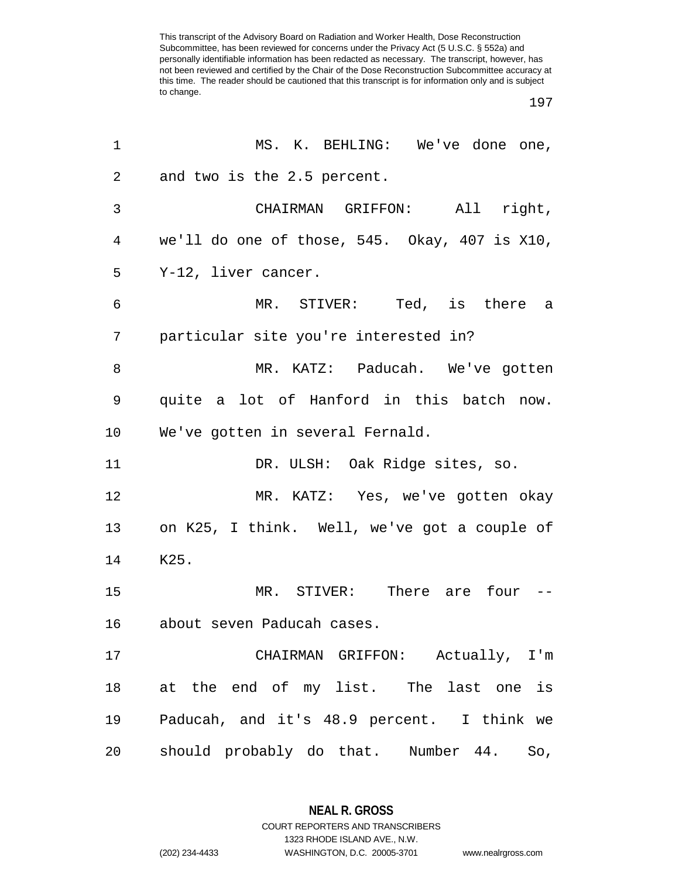MS. K. BEHLING: We've done one, and two is the 2.5 percent.

CHAIRMAN GRIFFON: All right, we'll do one of those, 545. Okay, 407 is X10, Y-12, liver cancer.

MR. STIVER: Ted, is there a particular site you're interested in?

MR. KATZ: Paducah. We've gotten quite a lot of Hanford in this batch now. We've gotten in several Fernald.

DR. ULSH: Oak Ridge sites, so.

MR. KATZ: Yes, we've gotten okay on K25, I think. Well, we've got a couple of K25.

MR. STIVER: There are four -- about seven Paducah cases.

CHAIRMAN GRIFFON: Actually, I'm at the end of my list. The last one is Paducah, and it's 48.9 percent. I think we should probably do that. Number 44. So,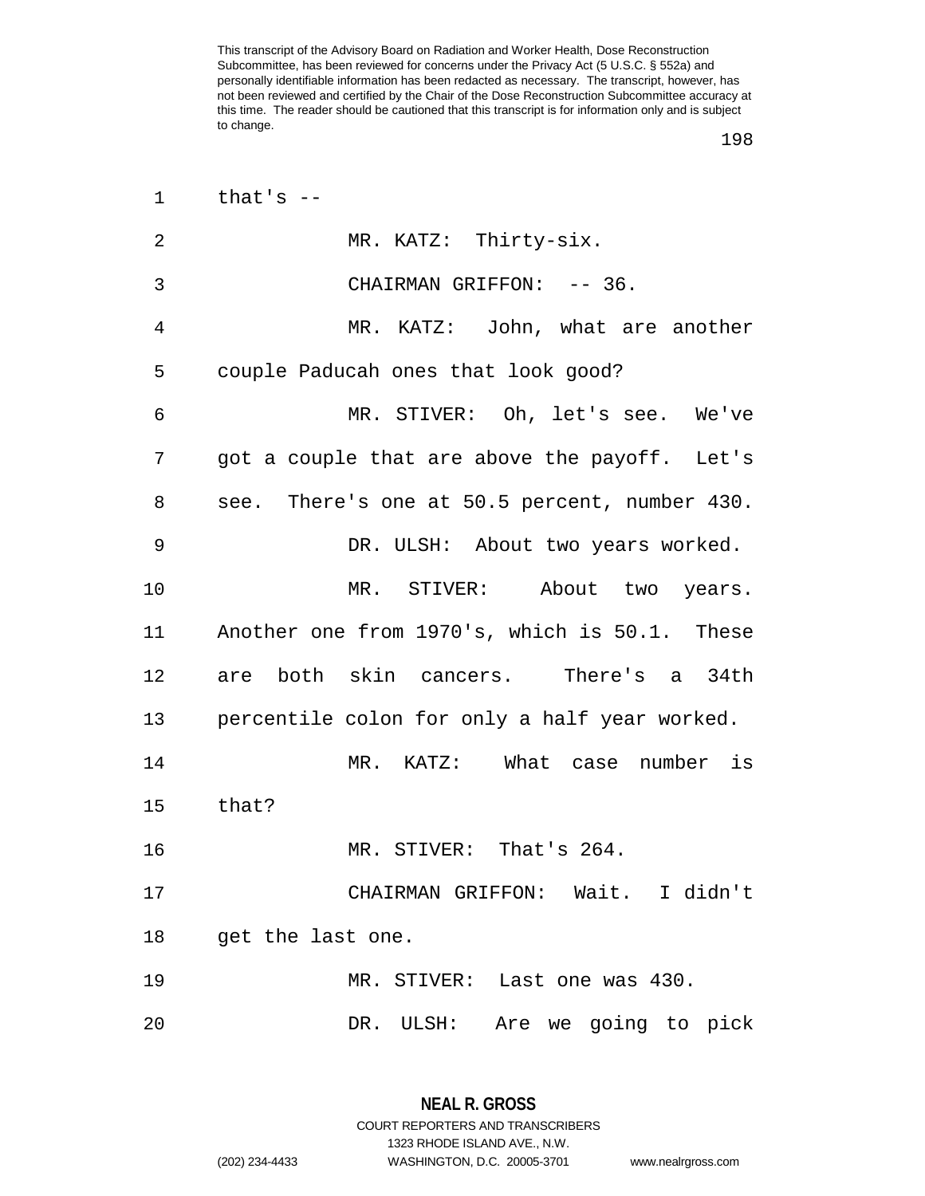that's --

MR. KATZ: Thirty-six.

CHAIRMAN GRIFFON: -- 36.

MR. KATZ: John, what are another couple Paducah ones that look good?

MR. STIVER: Oh, let's see. We've got a couple that are above the payoff. Let's see. There's one at 50.5 percent, number 430.

DR. ULSH: About two years worked.

MR. STIVER: About two years. Another one from 1970's, which is 50.1. These are both skin cancers. There's a 34th percentile colon for only a half year worked.

MR. KATZ: What case number is that?

MR. STIVER: That's 264.

CHAIRMAN GRIFFON: Wait. I didn't get the last one.

MR. STIVER: Last one was 430.

DR. ULSH: Are we going to pick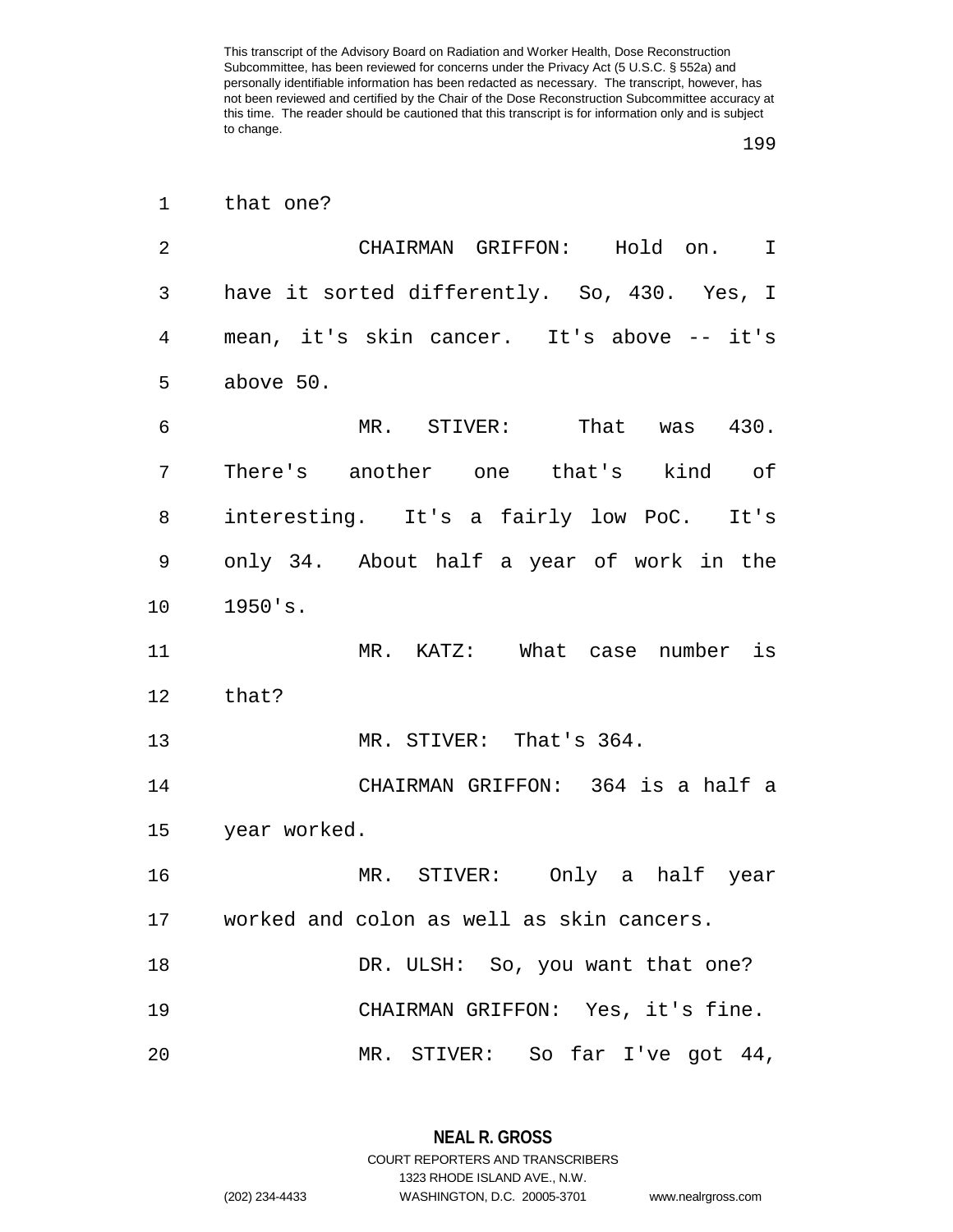that one?

CHAIRMAN GRIFFON: Hold on. I have it sorted differently. So, 430. Yes, I mean, it's skin cancer. It's above -- it's above 50.

MR. STIVER: That was 430. There's another one that's kind of interesting. It's a fairly low PoC. It's only 34. About half a year of work in the 1950's.

MR. KATZ: What case number is that?

MR. STIVER: That's 364.

CHAIRMAN GRIFFON: 364 is a half a year worked.

MR. STIVER: Only a half year worked and colon as well as skin cancers.

DR. ULSH: So, you want that one?

CHAIRMAN GRIFFON: Yes, it's fine.

MR. STIVER: So far I've got 44,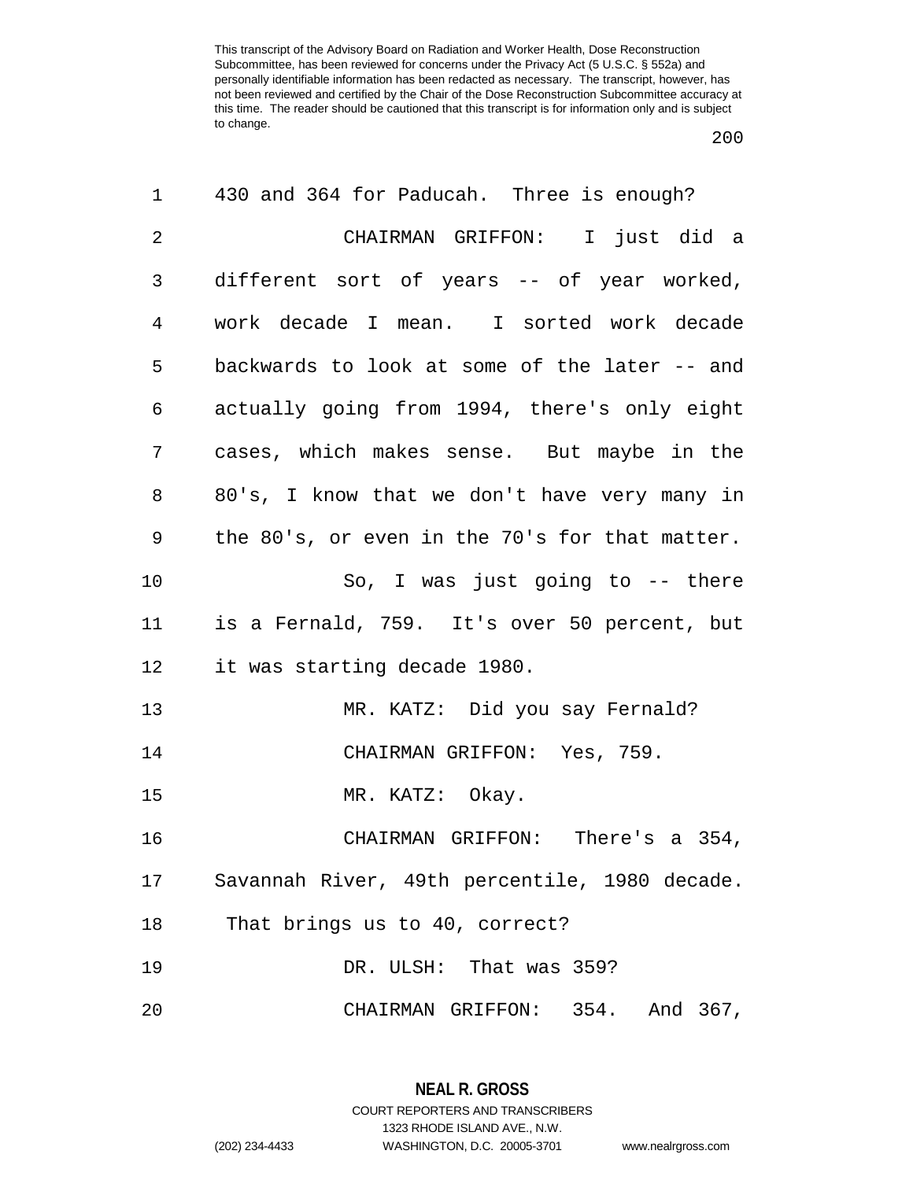430 and 364 for Paducah. Three is enough?

CHAIRMAN GRIFFON: I just did a different sort of years -- of year worked, work decade I mean. I sorted work decade backwards to look at some of the later -- and actually going from 1994, there's only eight cases, which makes sense. But maybe in the 80's, I know that we don't have very many in the 80's, or even in the 70's for that matter.

So, I was just going to -- there is a Fernald, 759. It's over 50 percent, but it was starting decade 1980.

MR. KATZ: Did you say Fernald?

CHAIRMAN GRIFFON: Yes, 759.

MR. KATZ: Okay.

CHAIRMAN GRIFFON: There's a 354, Savannah River, 49th percentile, 1980 decade. That brings us to 40, correct?

DR. ULSH: That was 359?

CHAIRMAN GRIFFON: 354. And 367,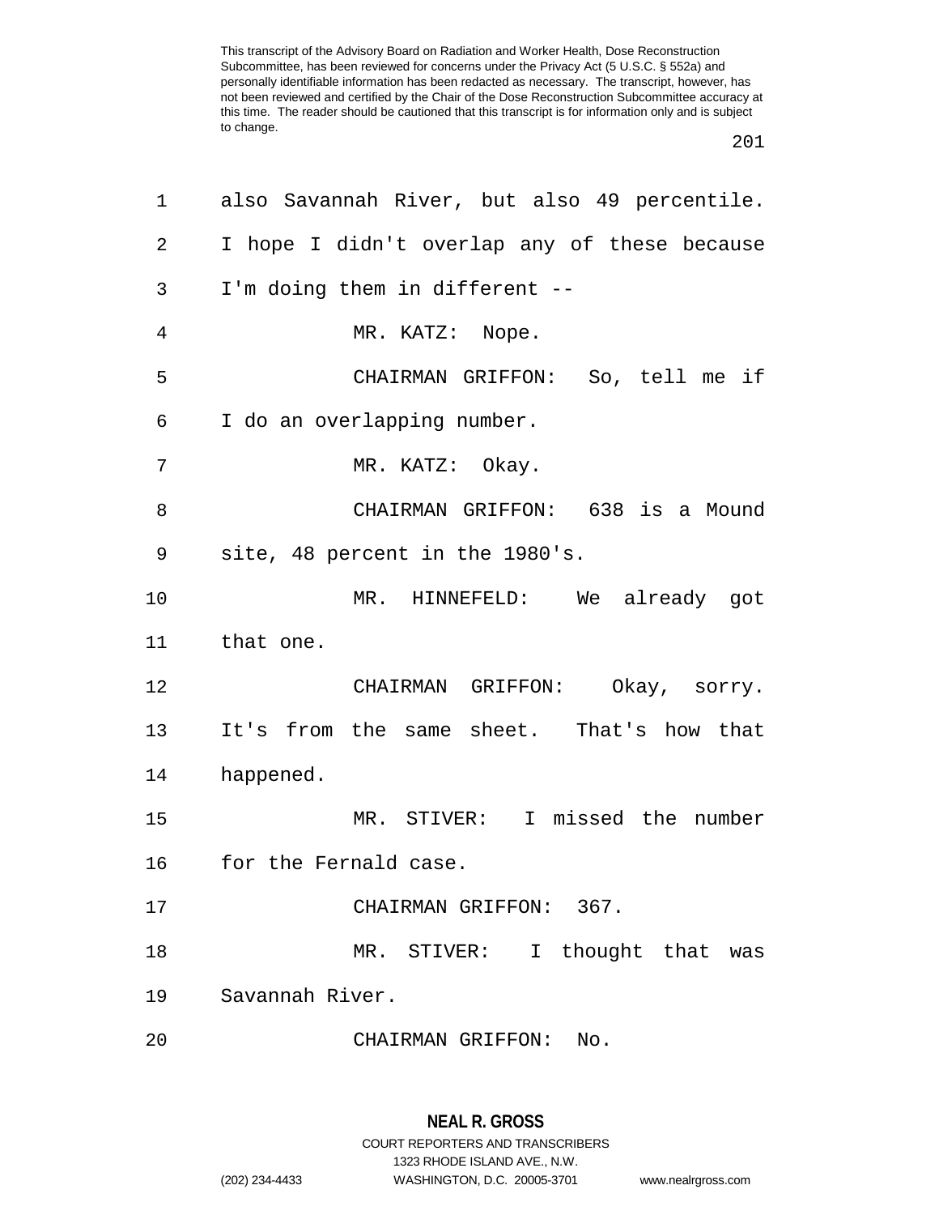also Savannah River, but also 49 percentile. I hope I didn't overlap any of these because I'm doing them in different --

MR. KATZ: Nope.

CHAIRMAN GRIFFON: So, tell me if I do an overlapping number.

MR. KATZ: Okay.

CHAIRMAN GRIFFON: 638 is a Mound site, 48 percent in the 1980's.

MR. HINNEFELD: We already got that one.

CHAIRMAN GRIFFON: Okay, sorry. It's from the same sheet. That's how that happened.

MR. STIVER: I missed the number for the Fernald case.

CHAIRMAN GRIFFON: 367.

MR. STIVER: I thought that was Savannah River.

CHAIRMAN GRIFFON: No.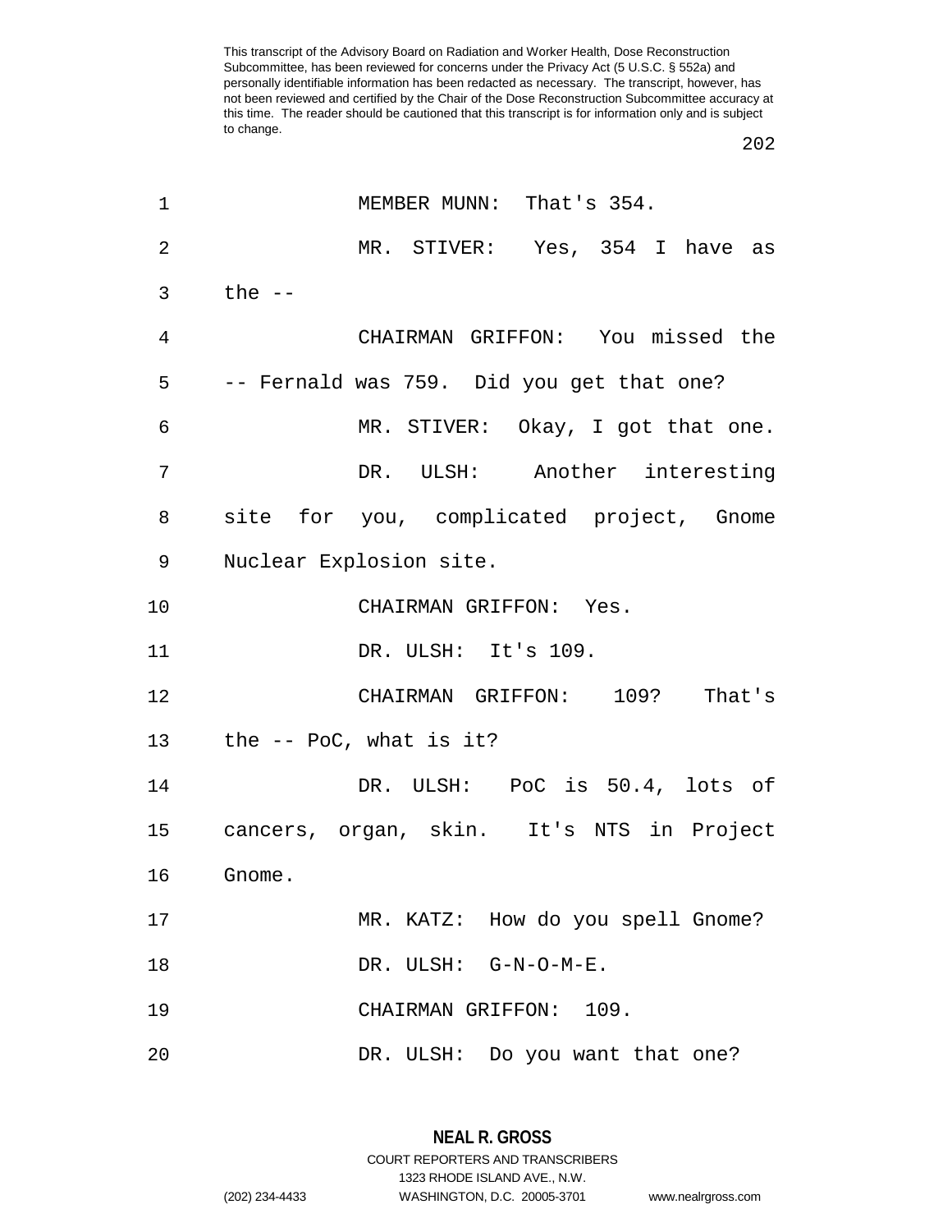MEMBER MUNN: That's 354.

MR. STIVER: Yes, 354 I have as the --

CHAIRMAN GRIFFON: You missed the -- Fernald was 759. Did you get that one?

MR. STIVER: Okay, I got that one.

DR. ULSH: Another interesting site for you, complicated project, Gnome Nuclear Explosion site.

CHAIRMAN GRIFFON: Yes.

DR. ULSH: It's 109.

CHAIRMAN GRIFFON: 109? That's the -- PoC, what is it?

DR. ULSH: PoC is 50.4, lots of cancers, organ, skin. It's NTS in Project Gnome.

MR. KATZ: How do you spell Gnome?

DR. ULSH: G-N-O-M-E.

CHAIRMAN GRIFFON: 109.

DR. ULSH: Do you want that one?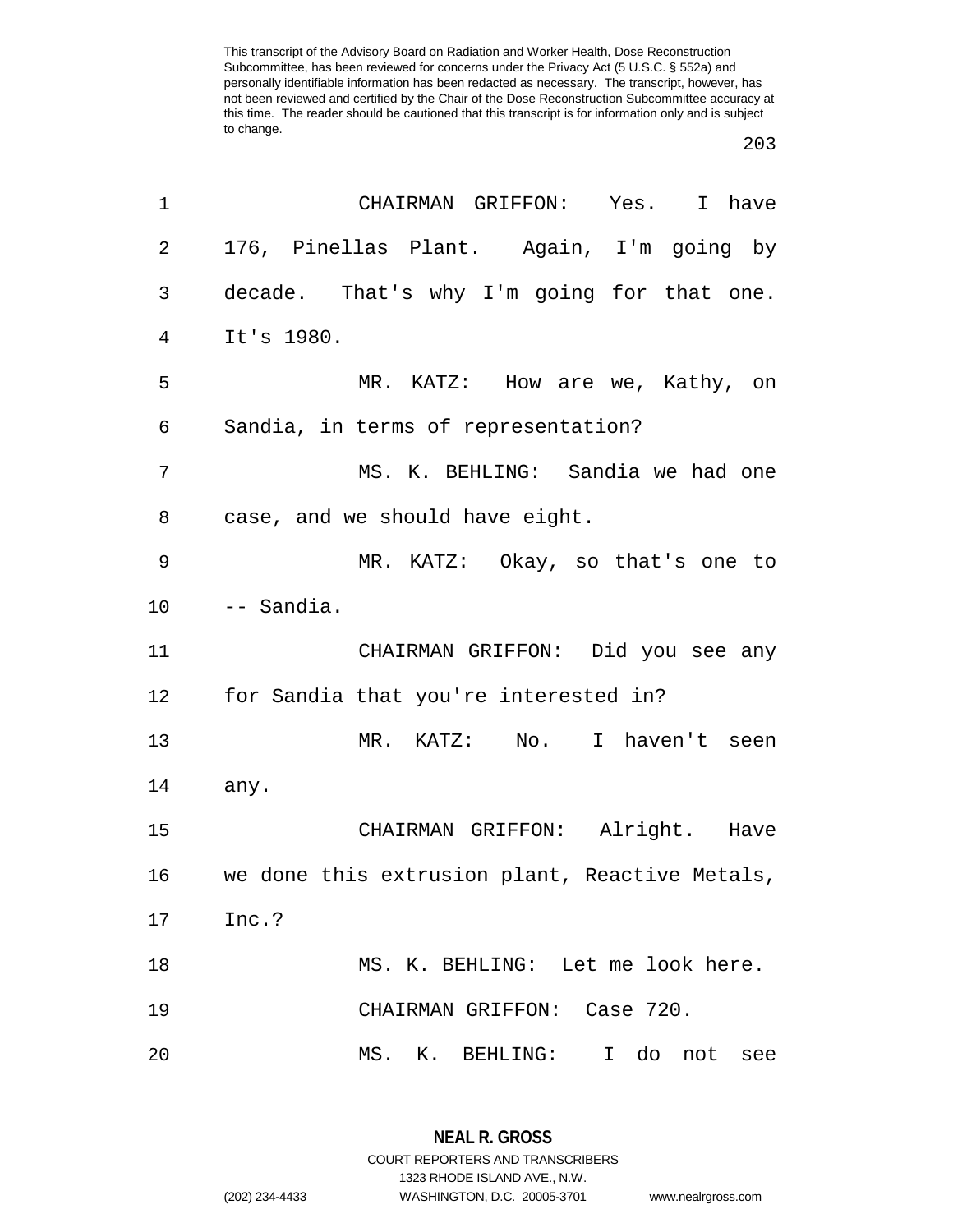CHAIRMAN GRIFFON: Yes. I have 176, Pinellas Plant. Again, I'm going by decade. That's why I'm going for that one. It's 1980.

MR. KATZ: How are we, Kathy, on Sandia, in terms of representation?

MS. K. BEHLING: Sandia we had one case, and we should have eight.

MR. KATZ: Okay, so that's one to -- Sandia.

CHAIRMAN GRIFFON: Did you see any for Sandia that you're interested in?

MR. KATZ: No. I haven't seen any.

CHAIRMAN GRIFFON: Alright. Have we done this extrusion plant, Reactive Metals, Inc.?

MS. K. BEHLING: Let me look here.

CHAIRMAN GRIFFON: Case 720.

MS. K. BEHLING: I do not see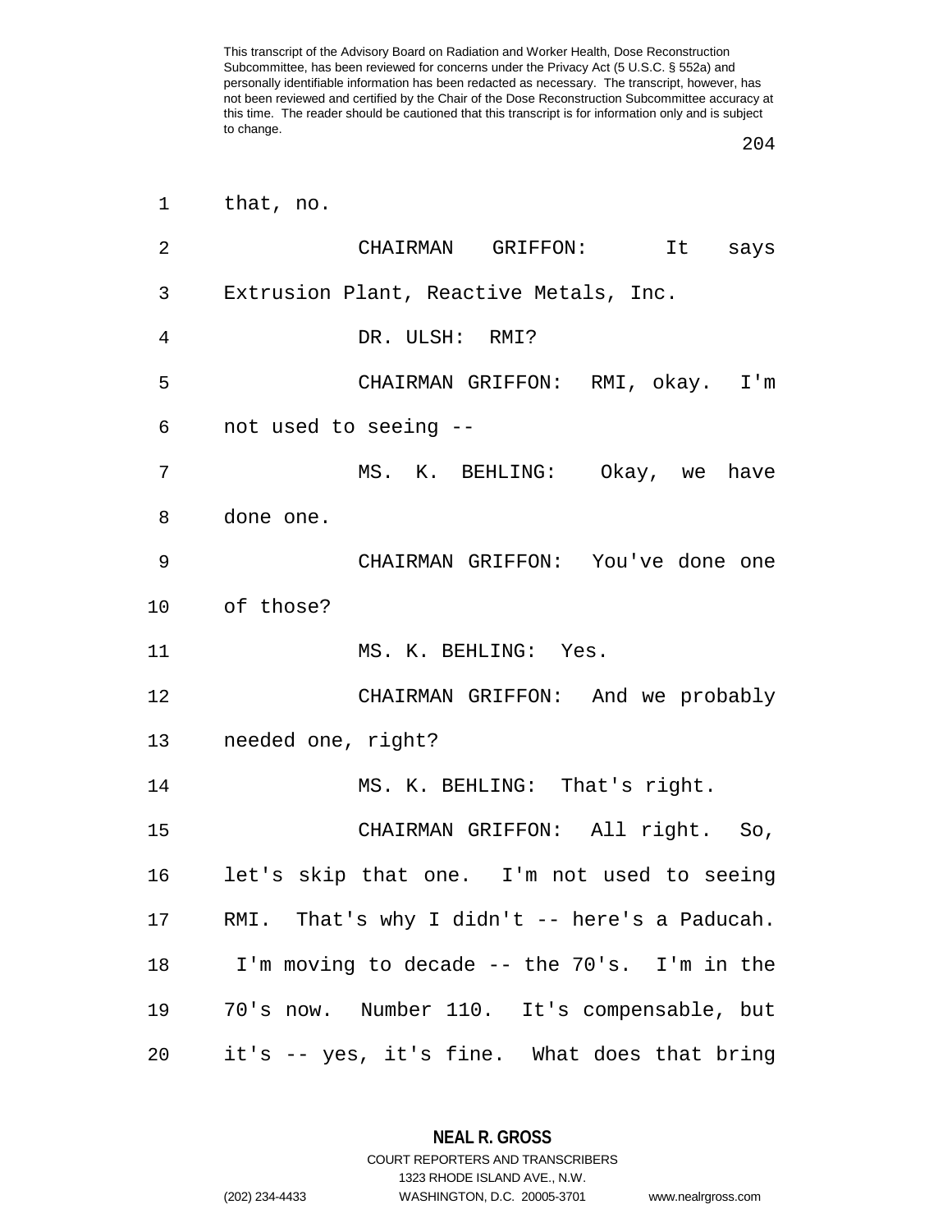that, no.

CHAIRMAN GRIFFON: It says Extrusion Plant, Reactive Metals, Inc.

DR. ULSH: RMI?

CHAIRMAN GRIFFON: RMI, okay. I'm not used to seeing --

MS. K. BEHLING: Okay, we have done one.

CHAIRMAN GRIFFON: You've done one of those?

MS. K. BEHLING: Yes.

CHAIRMAN GRIFFON: And we probably needed one, right?

MS. K. BEHLING: That's right.

CHAIRMAN GRIFFON: All right. So, let's skip that one. I'm not used to seeing RMI. That's why I didn't -- here's a Paducah. I'm moving to decade -- the 70's. I'm in the 70's now. Number 110. It's compensable, but it's -- yes, it's fine. What does that bring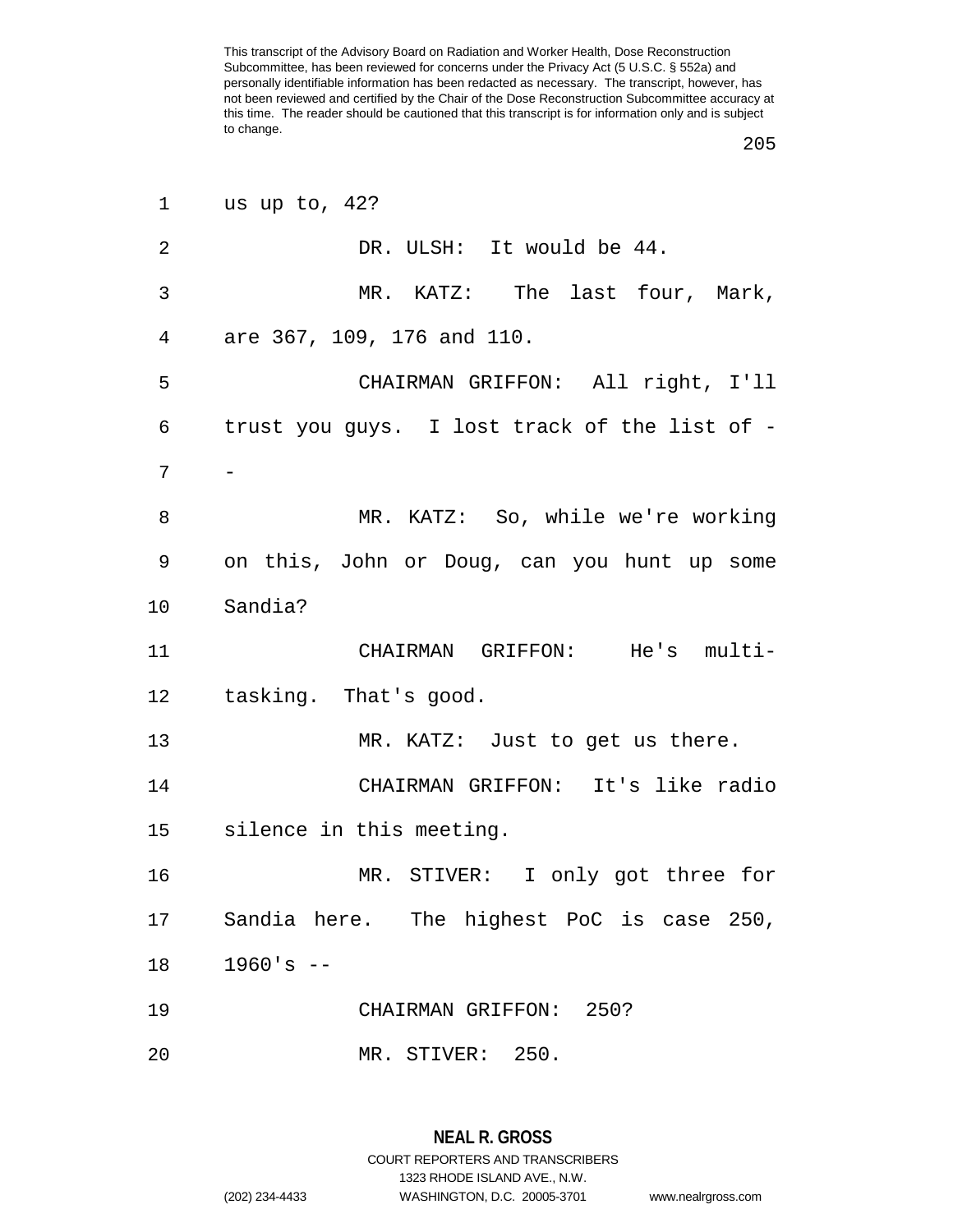us up to, 42?

DR. ULSH: It would be 44.

MR. KATZ: The last four, Mark, are 367, 109, 176 and 110.

CHAIRMAN GRIFFON: All right, I'll trust you guys. I lost track of the list of --

MR. KATZ: So, while we're working on this, John or Doug, can you hunt up some Sandia?

CHAIRMAN GRIFFON: He's multi-tasking. That's good.

MR. KATZ: Just to get us there.

CHAIRMAN GRIFFON: It's like radio silence in this meeting.

MR. STIVER: I only got three for Sandia here. The highest PoC is case 250, 1960's --

CHAIRMAN GRIFFON: 250?

MR. STIVER: 250.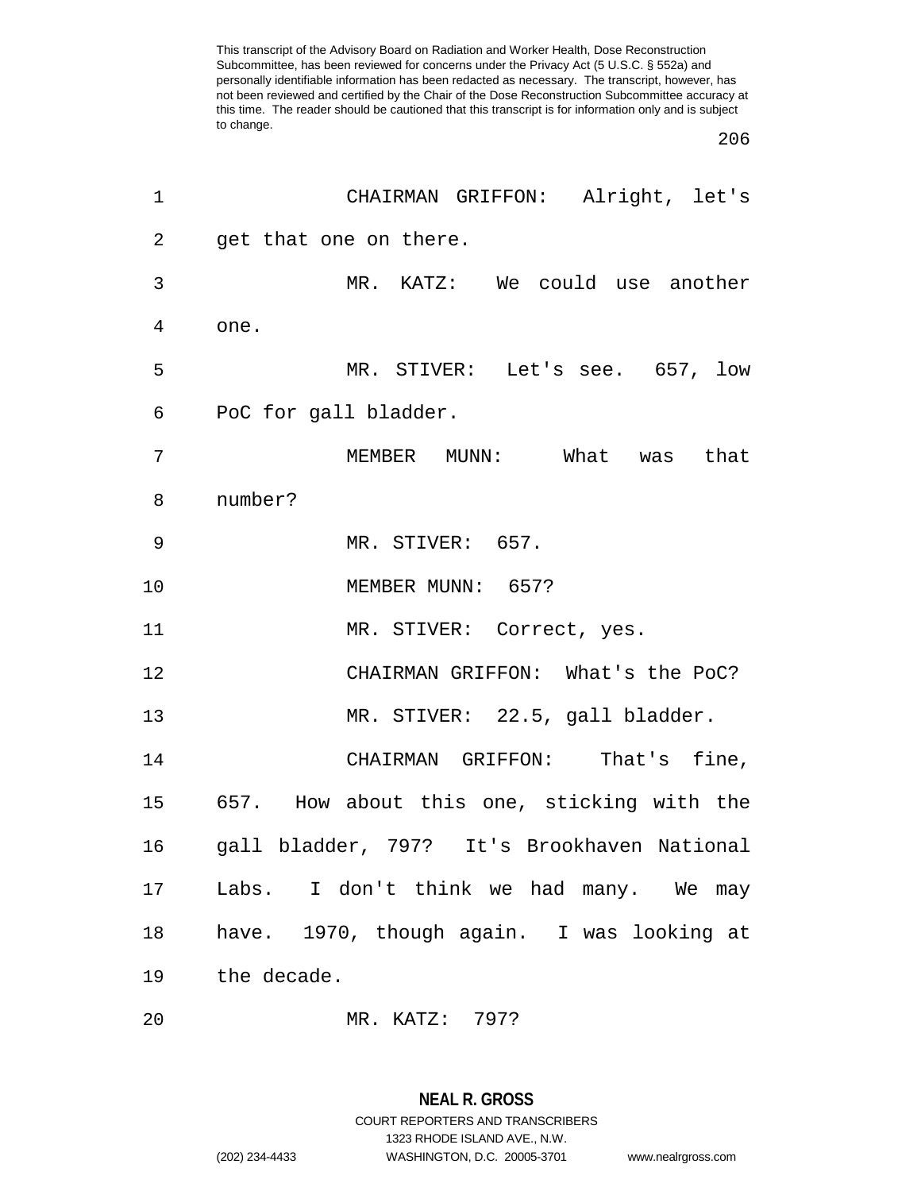CHAIRMAN GRIFFON: Alright, let's get that one on there.

MR. KATZ: We could use another one.

MR. STIVER: Let's see. 657, low PoC for gall bladder.

MEMBER MUNN: What was that number?

MR. STIVER: 657.

MEMBER MUNN: 657?

MR. STIVER: Correct, yes.

CHAIRMAN GRIFFON: What's the PoC?

MR. STIVER: 22.5, gall bladder.

CHAIRMAN GRIFFON: That's fine, 657. How about this one, sticking with the gall bladder, 797? It's Brookhaven National Labs. I don't think we had many. We may have. 1970, though again. I was looking at the decade.

MR. KATZ: 797?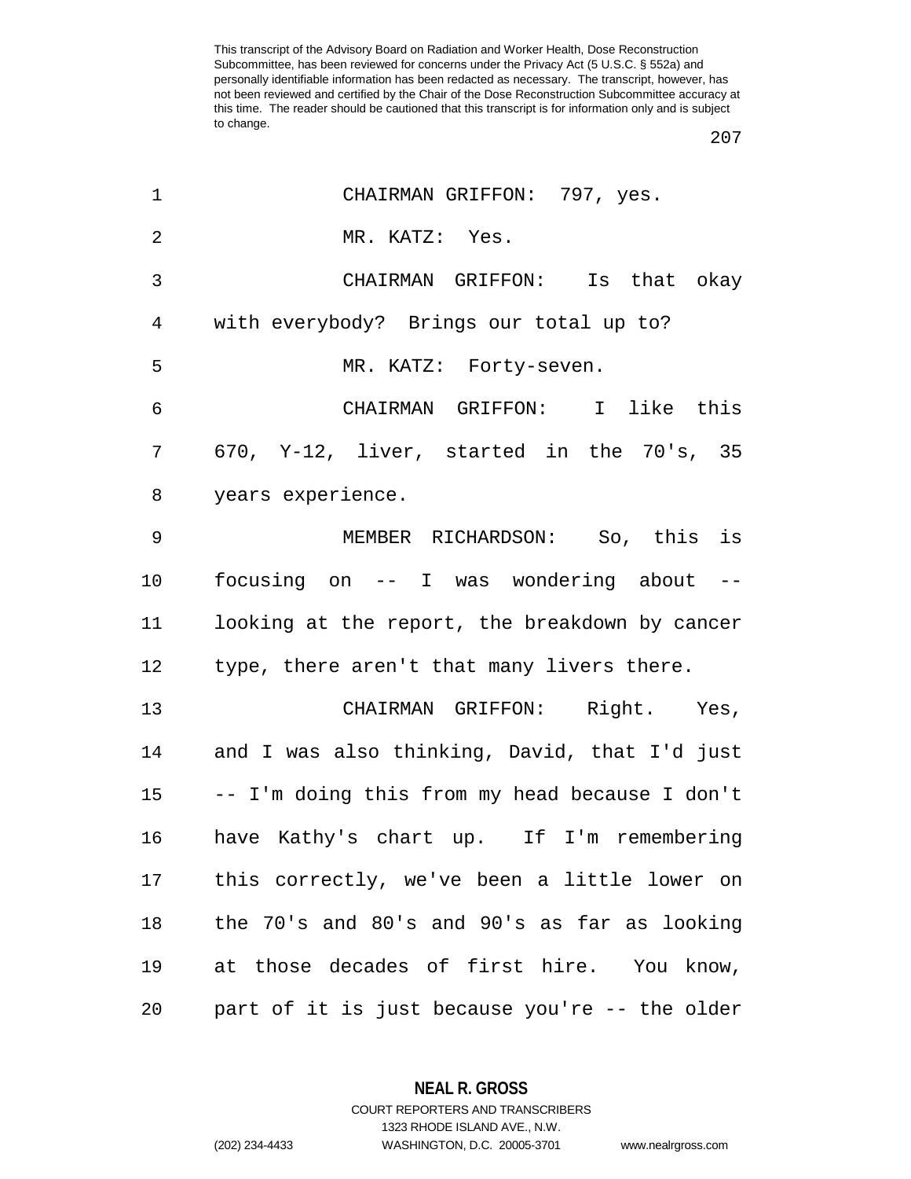CHAIRMAN GRIFFON: 797, yes.

MR. KATZ: Yes.

CHAIRMAN GRIFFON: Is that okay with everybody? Brings our total up to?

MR. KATZ: Forty-seven.

CHAIRMAN GRIFFON: I like this 670, Y-12, liver, started in the 70's, 35 years experience.

MEMBER RICHARDSON: So, this is focusing on -- I was wondering about -- looking at the report, the breakdown by cancer type, there aren't that many livers there.

CHAIRMAN GRIFFON: Right. Yes, and I was also thinking, David, that I'd just -- I'm doing this from my head because I don't have Kathy's chart up. If I'm remembering this correctly, we've been a little lower on the 70's and 80's and 90's as far as looking at those decades of first hire. You know, part of it is just because you're -- the older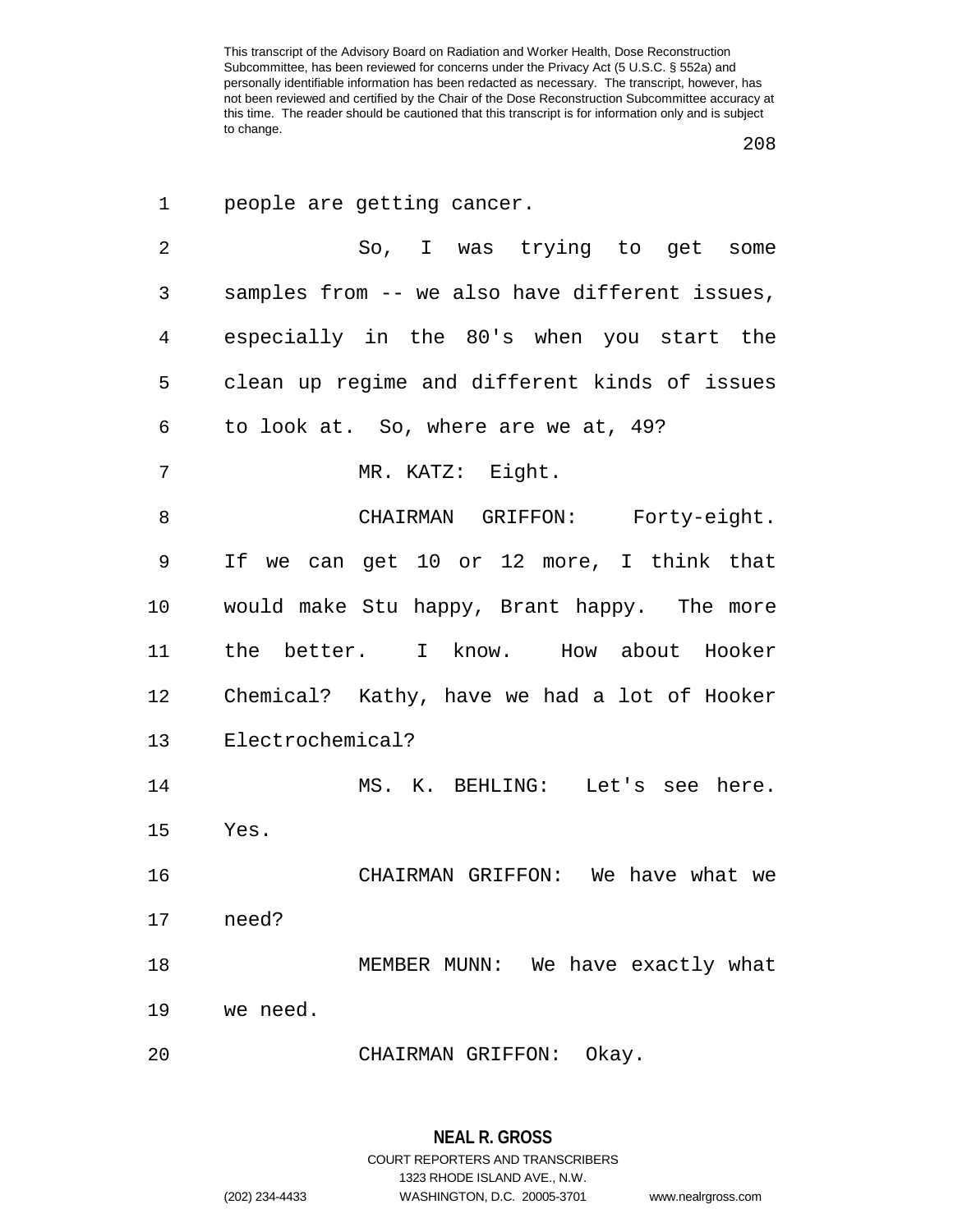people are getting cancer.

So, I was trying to get some samples from -- we also have different issues, especially in the 80's when you start the clean up regime and different kinds of issues to look at. So, where are we at, 49?

MR. KATZ: Eight.

CHAIRMAN GRIFFON: Forty-eight. If we can get 10 or 12 more, I think that would make Stu happy, Brant happy. The more the better. I know. How about Hooker Chemical? Kathy, have we had a lot of Hooker Electrochemical?

MS. K. BEHLING: Let's see here. Yes.

CHAIRMAN GRIFFON: We have what we need?

MEMBER MUNN: We have exactly what we need.

CHAIRMAN GRIFFON: Okay.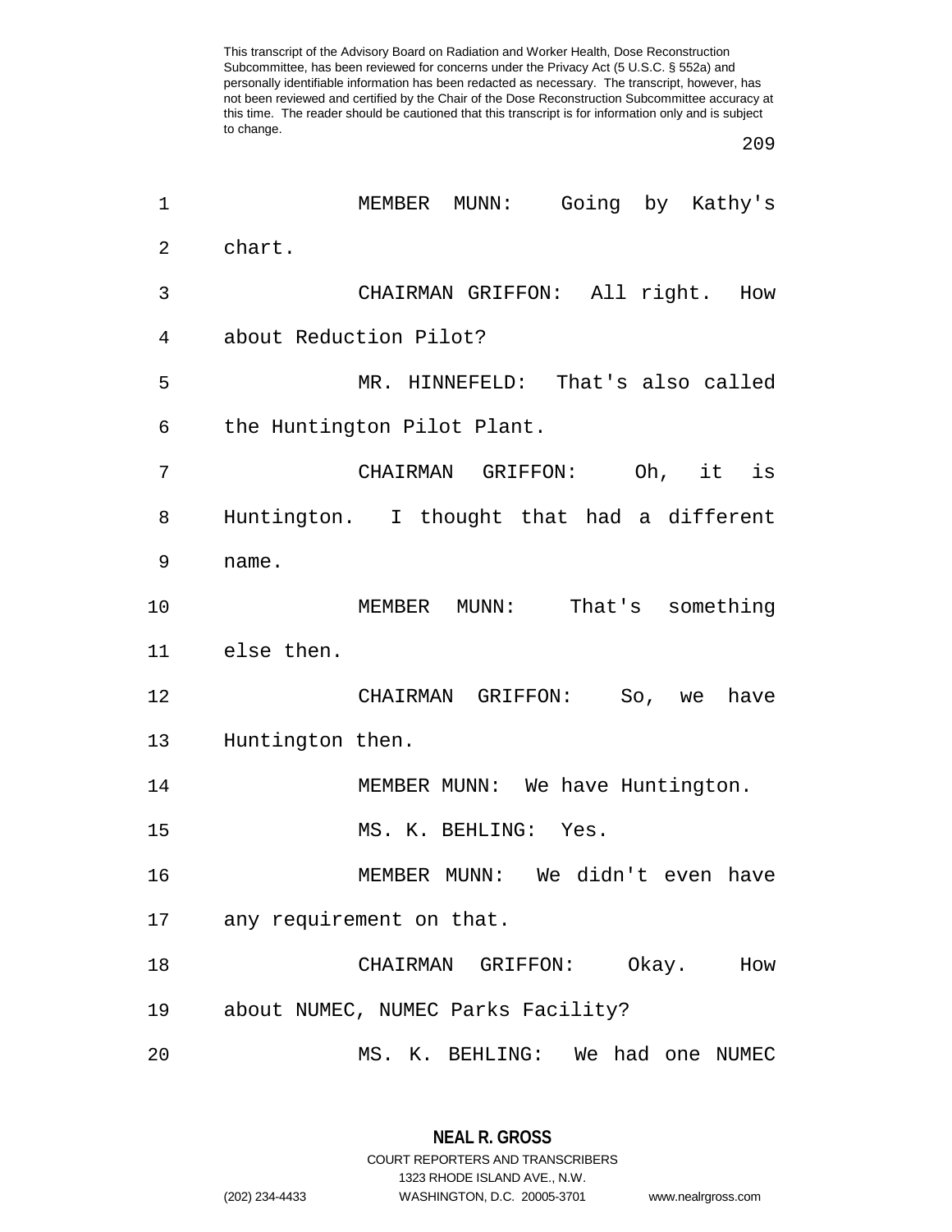MEMBER MUNN: Going by Kathy's chart.

CHAIRMAN GRIFFON: All right. How about Reduction Pilot?

MR. HINNEFELD: That's also called the Huntington Pilot Plant.

CHAIRMAN GRIFFON: Oh, it is Huntington. I thought that had a different name.

MEMBER MUNN: That's something else then.

CHAIRMAN GRIFFON: So, we have Huntington then.

MEMBER MUNN: We have Huntington.

MS. K. BEHLING: Yes.

MEMBER MUNN: We didn't even have any requirement on that.

CHAIRMAN GRIFFON: Okay. How about NUMEC, NUMEC Parks Facility?

MS. K. BEHLING: We had one NUMEC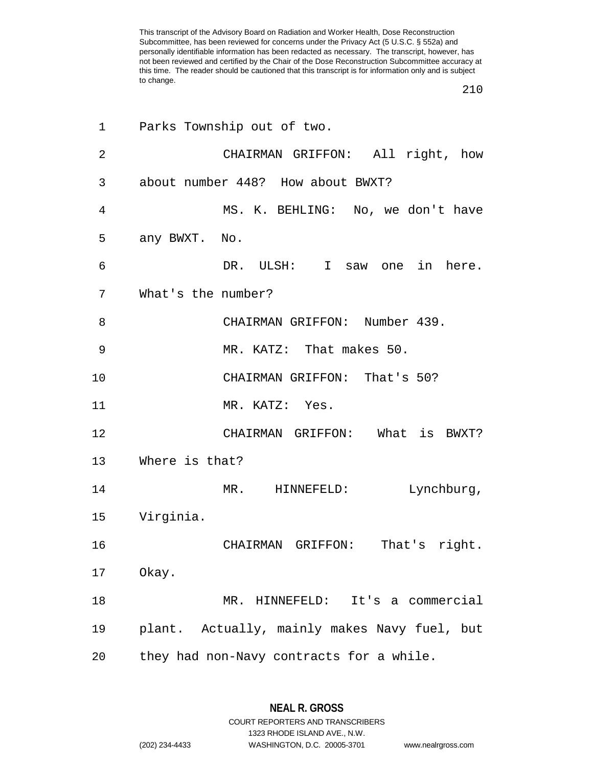Parks Township out of two.

CHAIRMAN GRIFFON: All right, how about number 448? How about BWXT?

MS. K. BEHLING: No, we don't have any BWXT. No.

DR. ULSH: I saw one in here. What's the number?

CHAIRMAN GRIFFON: Number 439.

MR. KATZ: That makes 50.

CHAIRMAN GRIFFON: That's 50?

MR. KATZ: Yes.

CHAIRMAN GRIFFON: What is BWXT? Where is that?

MR. HINNEFELD: Lynchburg, Virginia.

CHAIRMAN GRIFFON: That's right. Okay.

MR. HINNEFELD: It's a commercial plant. Actually, mainly makes Navy fuel, but they had non-Navy contracts for a while.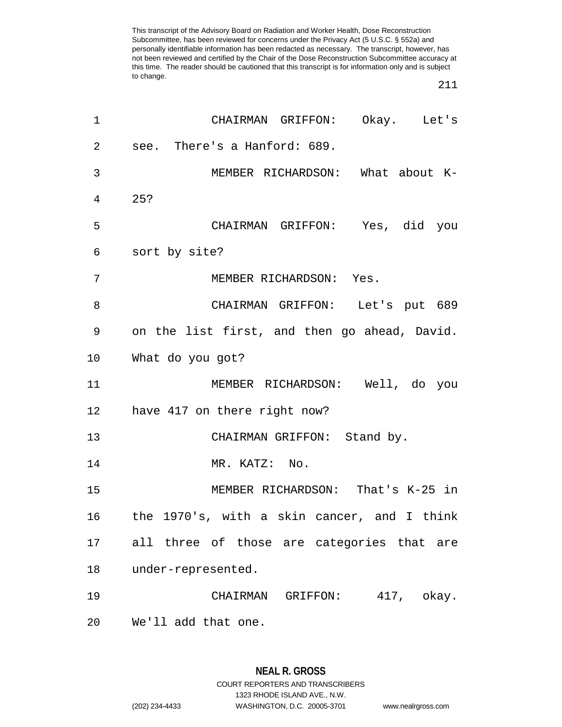CHAIRMAN GRIFFON: Okay. Let's see. There's a Hanford: 689.

MEMBER RICHARDSON: What about K-25?

CHAIRMAN GRIFFON: Yes, did you sort by site?

MEMBER RICHARDSON: Yes.

CHAIRMAN GRIFFON: Let's put 689 on the list first, and then go ahead, David. What do you got?

MEMBER RICHARDSON: Well, do you have 417 on there right now?

CHAIRMAN GRIFFON: Stand by.

MR. KATZ: No.

MEMBER RICHARDSON: That's K-25 in the 1970's, with a skin cancer, and I think all three of those are categories that are under-represented.

CHAIRMAN GRIFFON: 417, okay. We'll add that one.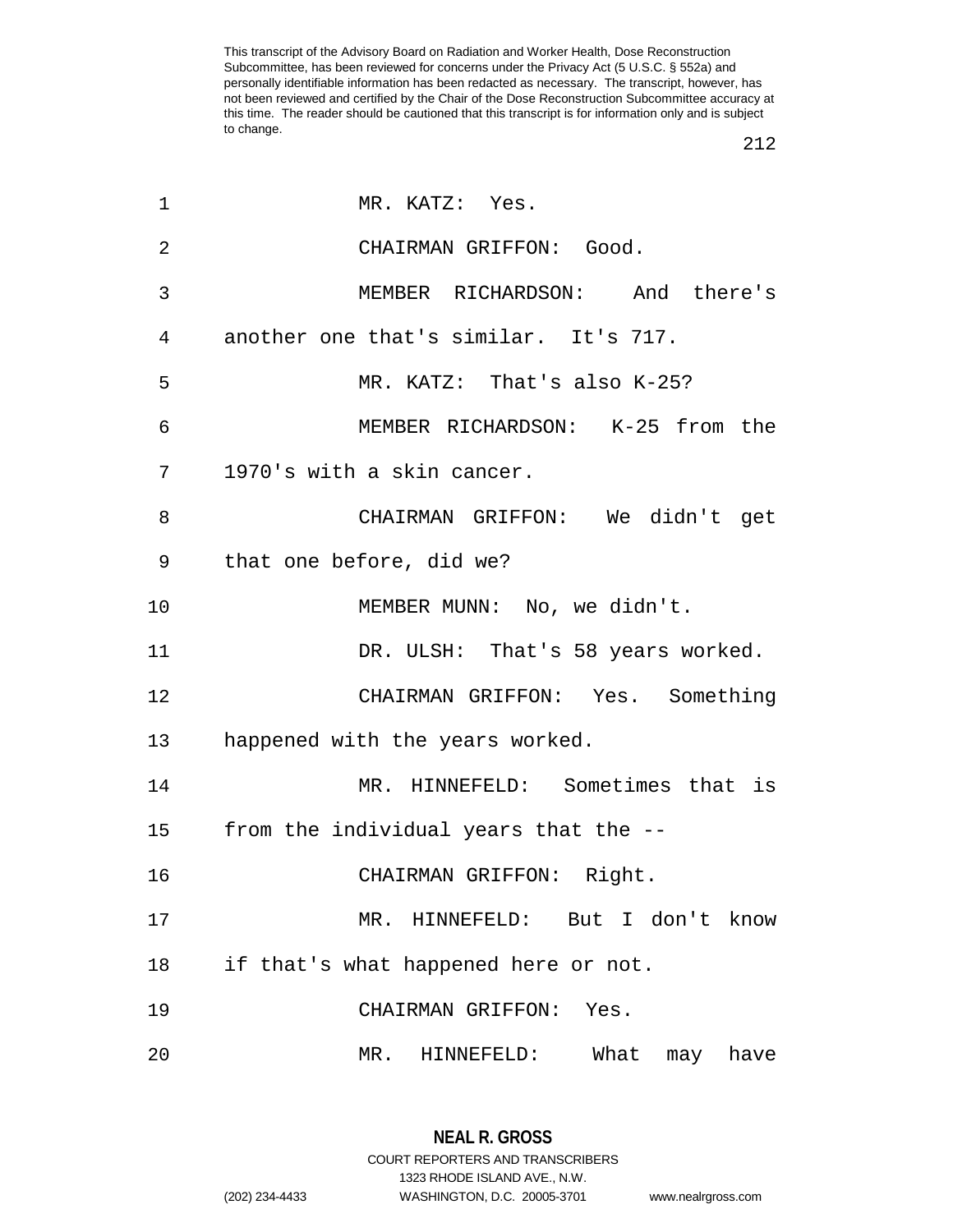MR. KATZ: Yes.

CHAIRMAN GRIFFON: Good.

MEMBER RICHARDSON: And there's another one that's similar. It's 717.

MR. KATZ: That's also K-25?

MEMBER RICHARDSON: K-25 from the 1970's with a skin cancer.

CHAIRMAN GRIFFON: We didn't get that one before, did we?

MEMBER MUNN: No, we didn't.

DR. ULSH: That's 58 years worked.

CHAIRMAN GRIFFON: Yes. Something happened with the years worked.

MR. HINNEFELD: Sometimes that is from the individual years that the --

CHAIRMAN GRIFFON: Right.

MR. HINNEFELD: But I don't know if that's what happened here or not.

CHAIRMAN GRIFFON: Yes.

MR. HINNEFELD: What may have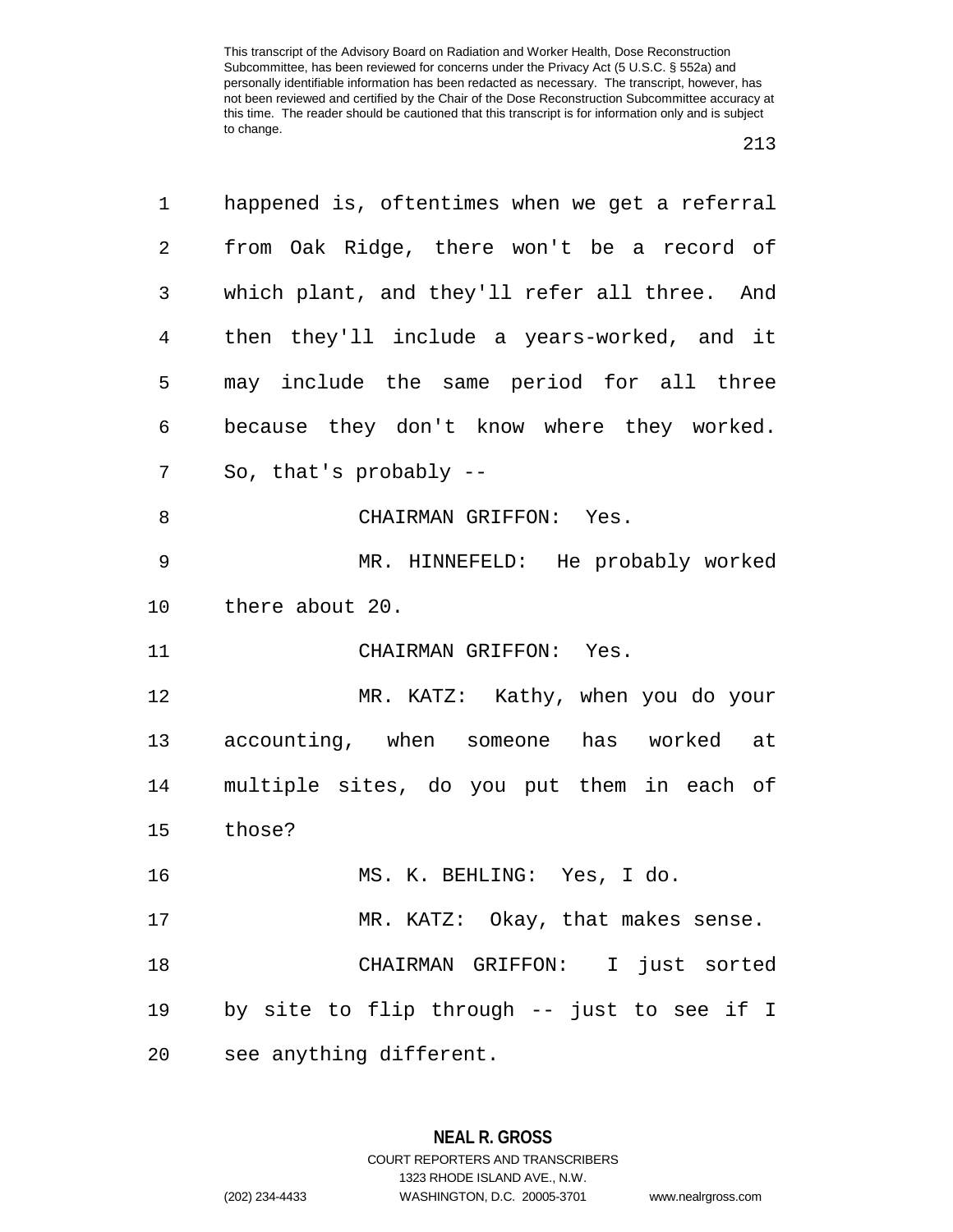happened is, oftentimes when we get a referral from Oak Ridge, there won't be a record of which plant, and they'll refer all three. And then they'll include a years-worked, and it may include the same period for all three because they don't know where they worked. So, that's probably --

CHAIRMAN GRIFFON: Yes.

MR. HINNEFELD: He probably worked there about 20.

CHAIRMAN GRIFFON: Yes.

MR. KATZ: Kathy, when you do your accounting, when someone has worked at multiple sites, do you put them in each of those?

MS. K. BEHLING: Yes, I do.

MR. KATZ: Okay, that makes sense.

CHAIRMAN GRIFFON: I just sorted by site to flip through -- just to see if I see anything different.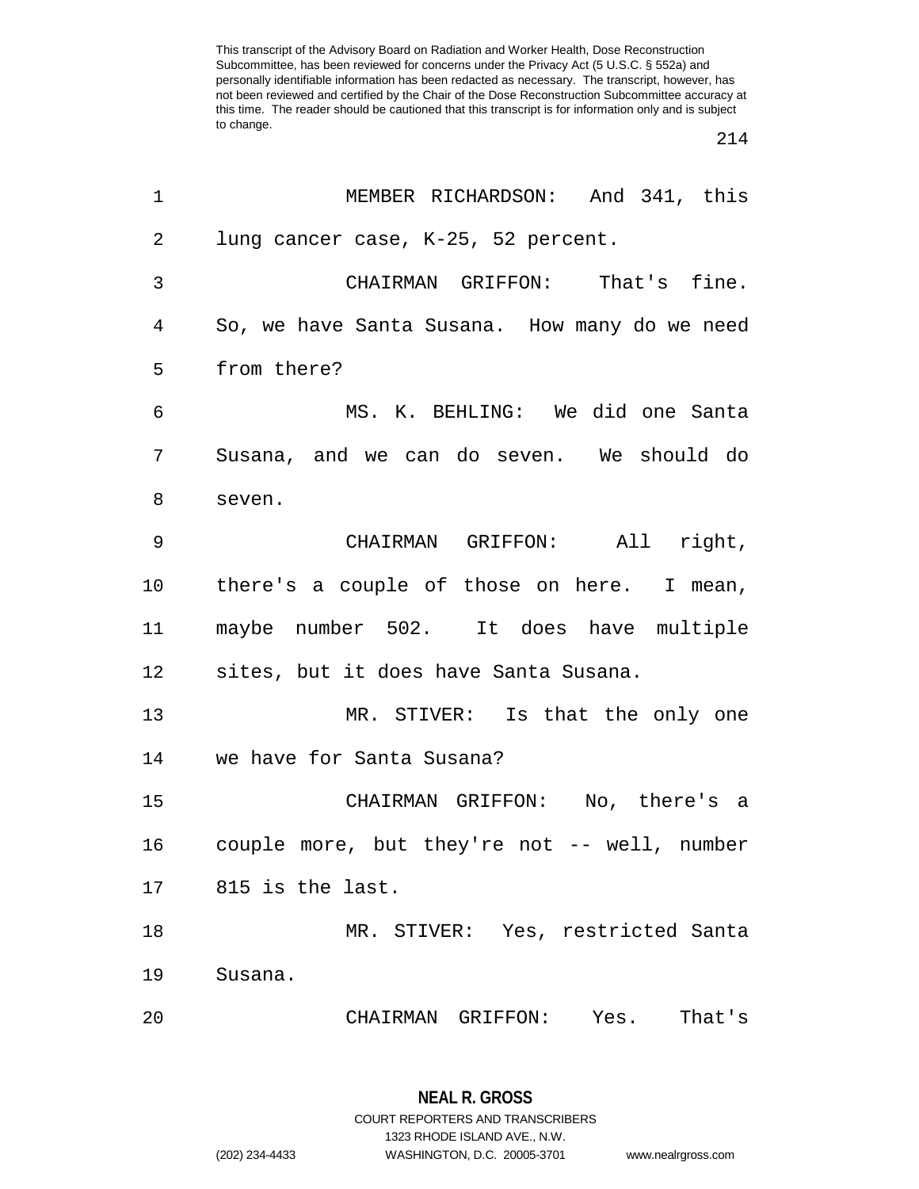MEMBER RICHARDSON: And 341, this lung cancer case, K-25, 52 percent.

CHAIRMAN GRIFFON: That's fine. So, we have Santa Susana. How many do we need from there?

MS. K. BEHLING: We did one Santa Susana, and we can do seven. We should do seven.

CHAIRMAN GRIFFON: All right, there's a couple of those on here. I mean, maybe number 502. It does have multiple sites, but it does have Santa Susana.

MR. STIVER: Is that the only one we have for Santa Susana?

CHAIRMAN GRIFFON: No, there's a couple more, but they're not -- well, number 815 is the last.

MR. STIVER: Yes, restricted Santa Susana.

CHAIRMAN GRIFFON: Yes. That's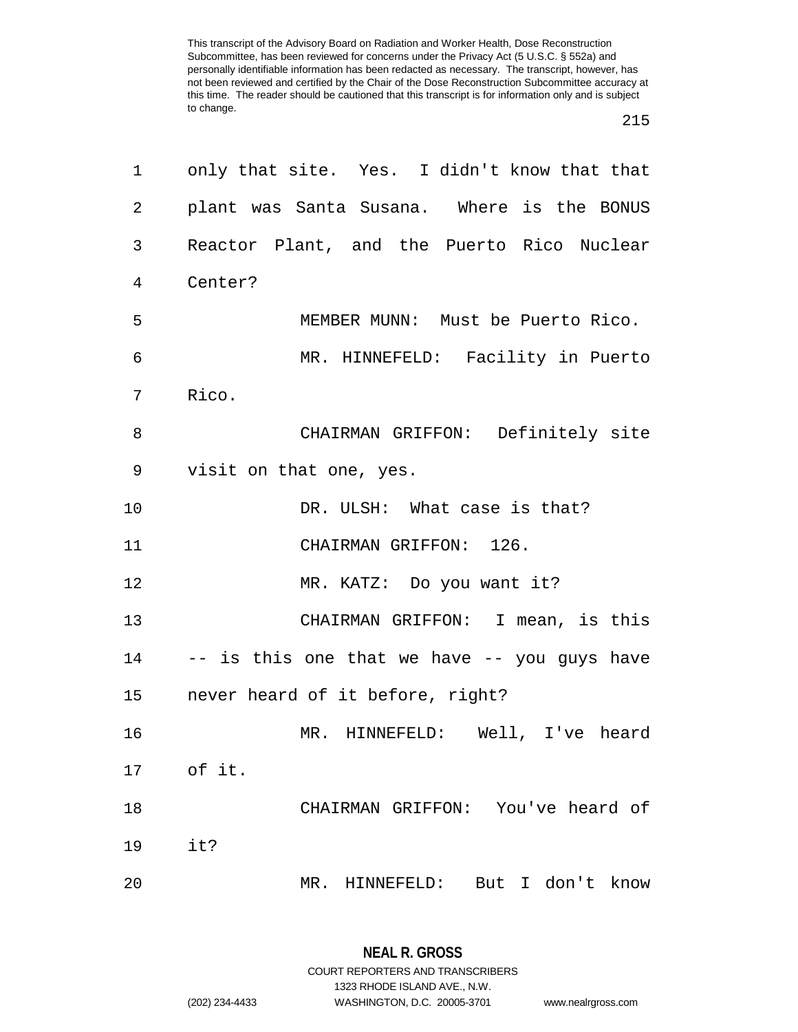only that site. Yes. I didn't know that that plant was Santa Susana. Where is the BONUS Reactor Plant, and the Puerto Rico Nuclear Center?

MEMBER MUNN: Must be Puerto Rico.

MR. HINNEFELD: Facility in Puerto Rico.

CHAIRMAN GRIFFON: Definitely site visit on that one, yes.

DR. ULSH: What case is that?

CHAIRMAN GRIFFON: 126.

MR. KATZ: Do you want it?

CHAIRMAN GRIFFON: I mean, is this -- is this one that we have -- you guys have never heard of it before, right?

MR. HINNEFELD: Well, I've heard of it.

CHAIRMAN GRIFFON: You've heard of it?

MR. HINNEFELD: But I don't know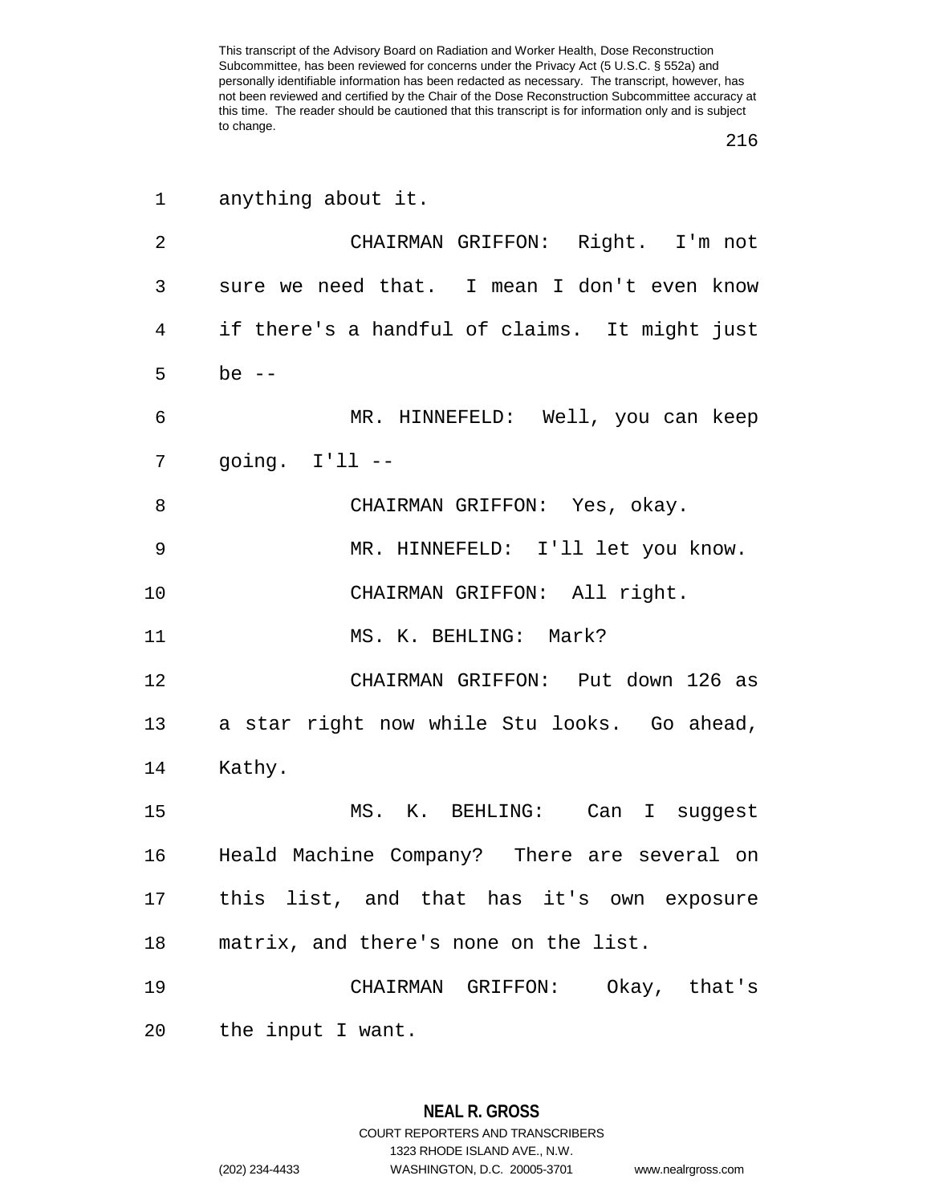anything about it.

CHAIRMAN GRIFFON: Right. I'm not sure we need that. I mean I don't even know if there's a handful of claims. It might just be --

MR. HINNEFELD: Well, you can keep going. I'll --

CHAIRMAN GRIFFON: Yes, okay.

MR. HINNEFELD: I'll let you know.

CHAIRMAN GRIFFON: All right.

MS. K. BEHLING: Mark?

CHAIRMAN GRIFFON: Put down 126 as a star right now while Stu looks. Go ahead, Kathy.

MS. K. BEHLING: Can I suggest Heald Machine Company? There are several on this list, and that has it's own exposure matrix, and there's none on the list.

CHAIRMAN GRIFFON: Okay, that's the input I want.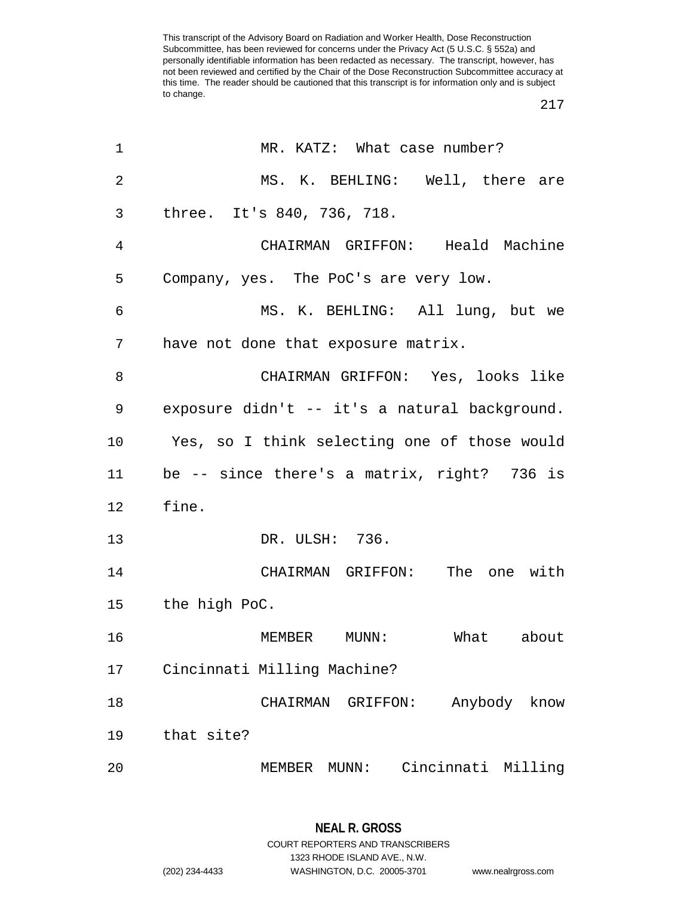MR. KATZ: What case number?

MS. K. BEHLING: Well, there are three. It's 840, 736, 718.

CHAIRMAN GRIFFON: Heald Machine Company, yes. The PoC's are very low.

MS. K. BEHLING: All lung, but we have not done that exposure matrix.

CHAIRMAN GRIFFON: Yes, looks like exposure didn't -- it's a natural background. Yes, so I think selecting one of those would be -- since there's a matrix, right? 736 is fine.

DR. ULSH: 736.

CHAIRMAN GRIFFON: The one with the high PoC.

MEMBER MUNN: What about Cincinnati Milling Machine?

CHAIRMAN GRIFFON: Anybody know that site?

MEMBER MUNN: Cincinnati Milling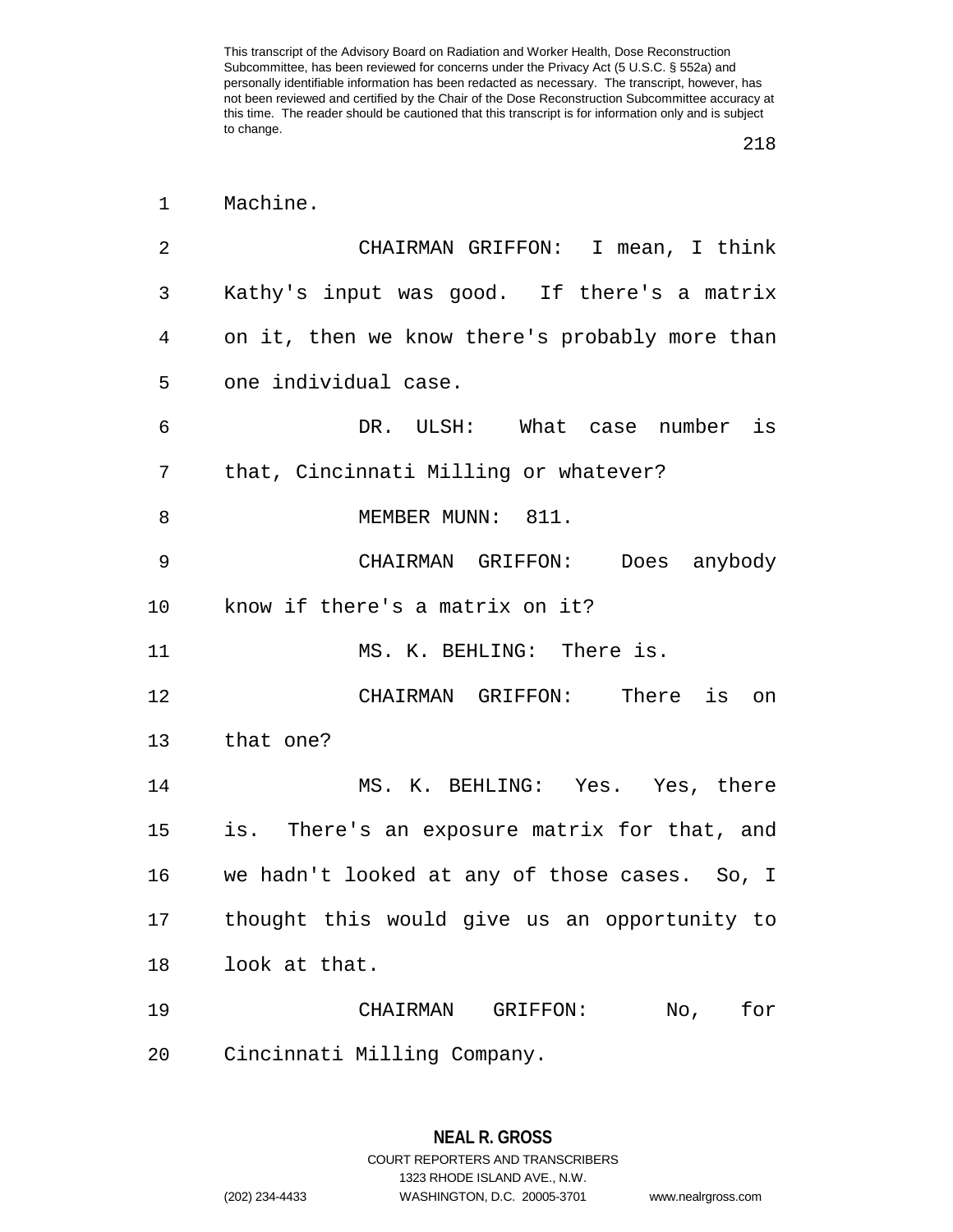Machine.

CHAIRMAN GRIFFON: I mean, I think Kathy's input was good. If there's a matrix on it, then we know there's probably more than one individual case.

DR. ULSH: What case number is that, Cincinnati Milling or whatever?

MEMBER MUNN: 811.

CHAIRMAN GRIFFON: Does anybody know if there's a matrix on it?

MS. K. BEHLING: There is.

CHAIRMAN GRIFFON: There is on that one?

MS. K. BEHLING: Yes. Yes, there is. There's an exposure matrix for that, and we hadn't looked at any of those cases. So, I thought this would give us an opportunity to look at that.

CHAIRMAN GRIFFON: No, for Cincinnati Milling Company.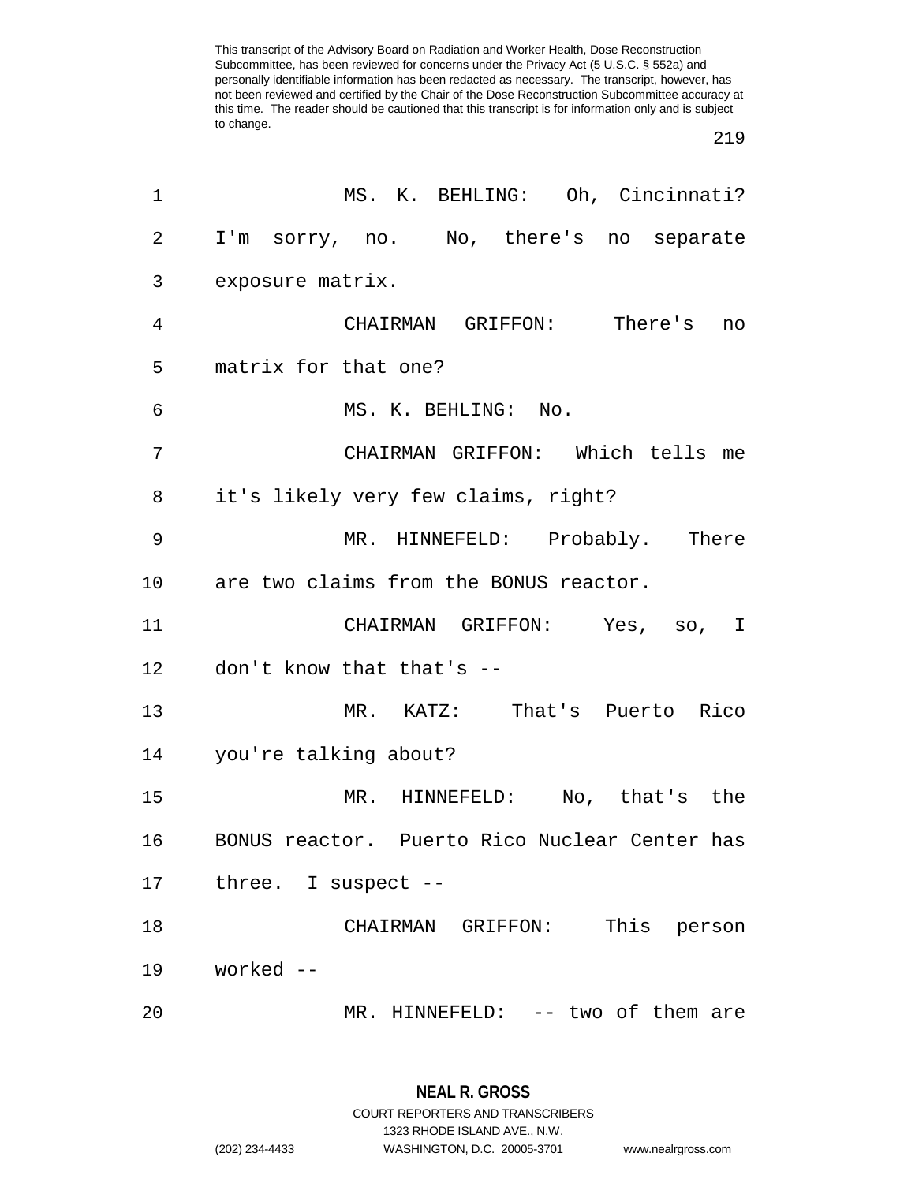MS. K. BEHLING: Oh, Cincinnati? I'm sorry, no. No, there's no separate exposure matrix.

CHAIRMAN GRIFFON: There's no matrix for that one?

MS. K. BEHLING: No.

CHAIRMAN GRIFFON: Which tells me it's likely very few claims, right?

MR. HINNEFELD: Probably. There are two claims from the BONUS reactor.

CHAIRMAN GRIFFON: Yes, so, I don't know that that's --

MR. KATZ: That's Puerto Rico you're talking about?

MR. HINNEFELD: No, that's the BONUS reactor. Puerto Rico Nuclear Center has three. I suspect --

CHAIRMAN GRIFFON: This person worked --

MR. HINNEFELD: -- two of them are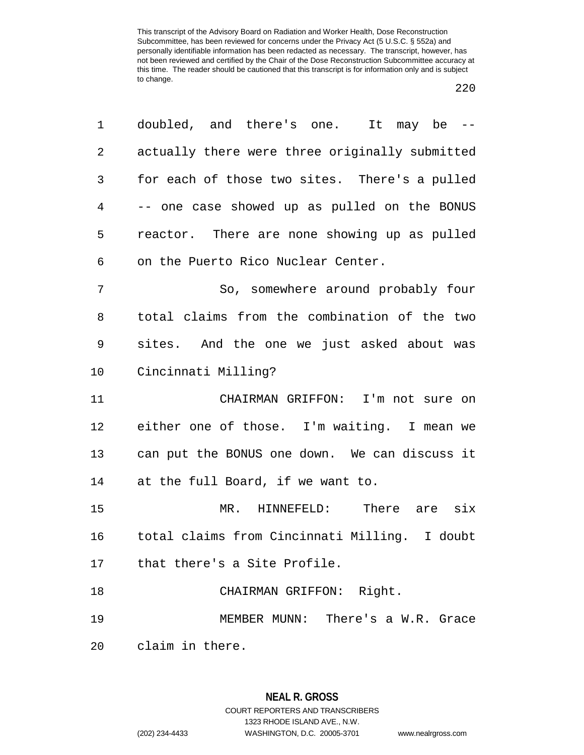doubled, and there's one. It may be -- actually there were three originally submitted for each of those two sites. There's a pulled -- one case showed up as pulled on the BONUS reactor. There are none showing up as pulled on the Puerto Rico Nuclear Center.

So, somewhere around probably four total claims from the combination of the two sites. And the one we just asked about was Cincinnati Milling?

CHAIRMAN GRIFFON: I'm not sure on either one of those. I'm waiting. I mean we can put the BONUS one down. We can discuss it at the full Board, if we want to.

MR. HINNEFELD: There are six total claims from Cincinnati Milling. I doubt that there's a Site Profile.

CHAIRMAN GRIFFON: Right.

MEMBER MUNN: There's a W.R. Grace claim in there.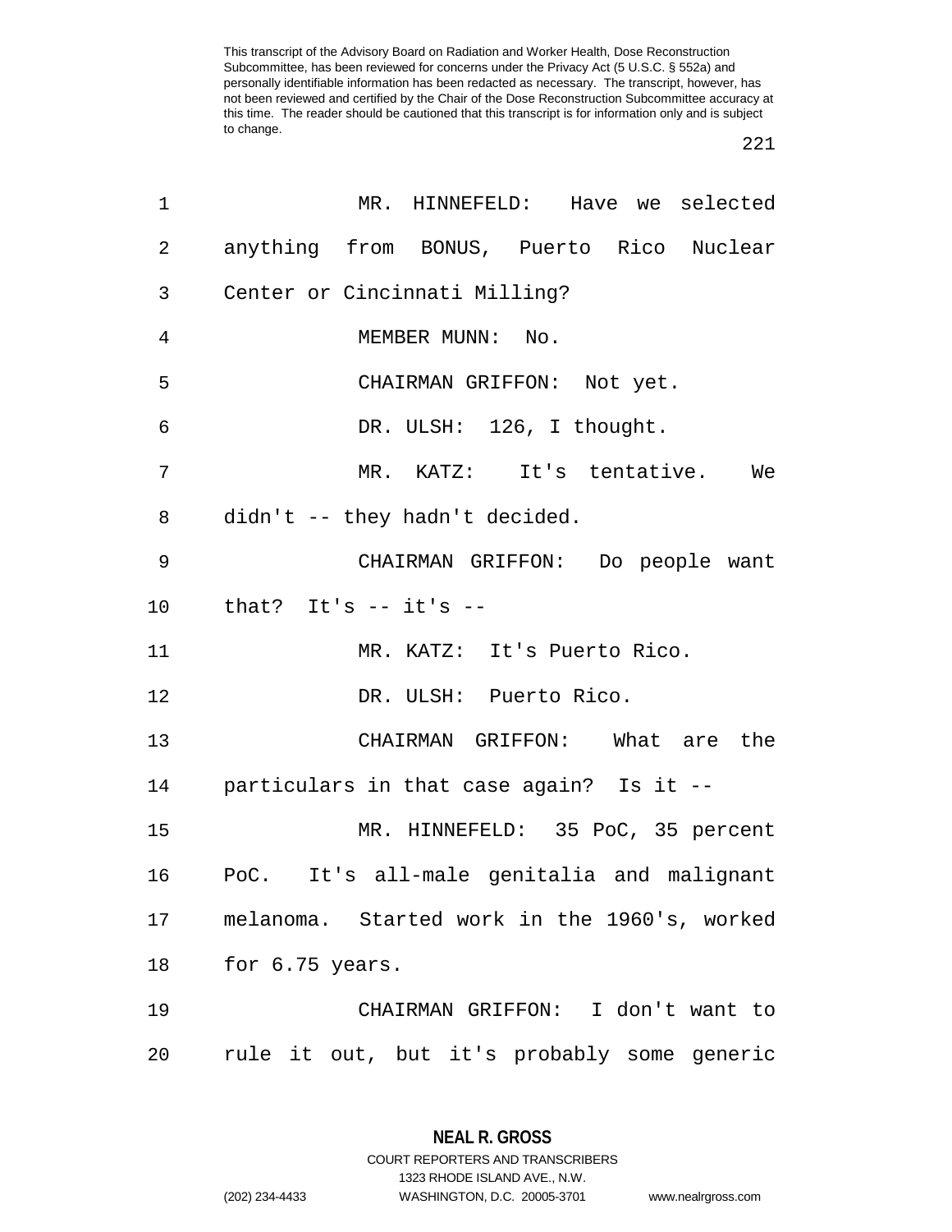MR. HINNEFELD: Have we selected anything from BONUS, Puerto Rico Nuclear Center or Cincinnati Milling?

MEMBER MUNN: No.

CHAIRMAN GRIFFON: Not yet.

DR. ULSH: 126, I thought.

MR. KATZ: It's tentative. We didn't -- they hadn't decided.

CHAIRMAN GRIFFON: Do people want that? It's -- it's --

MR. KATZ: It's Puerto Rico.

DR. ULSH: Puerto Rico.

CHAIRMAN GRIFFON: What are the particulars in that case again? Is it --

MR. HINNEFELD: 35 PoC, 35 percent PoC. It's all-male genitalia and malignant melanoma. Started work in the 1960's, worked for 6.75 years.

CHAIRMAN GRIFFON: I don't want to rule it out, but it's probably some generic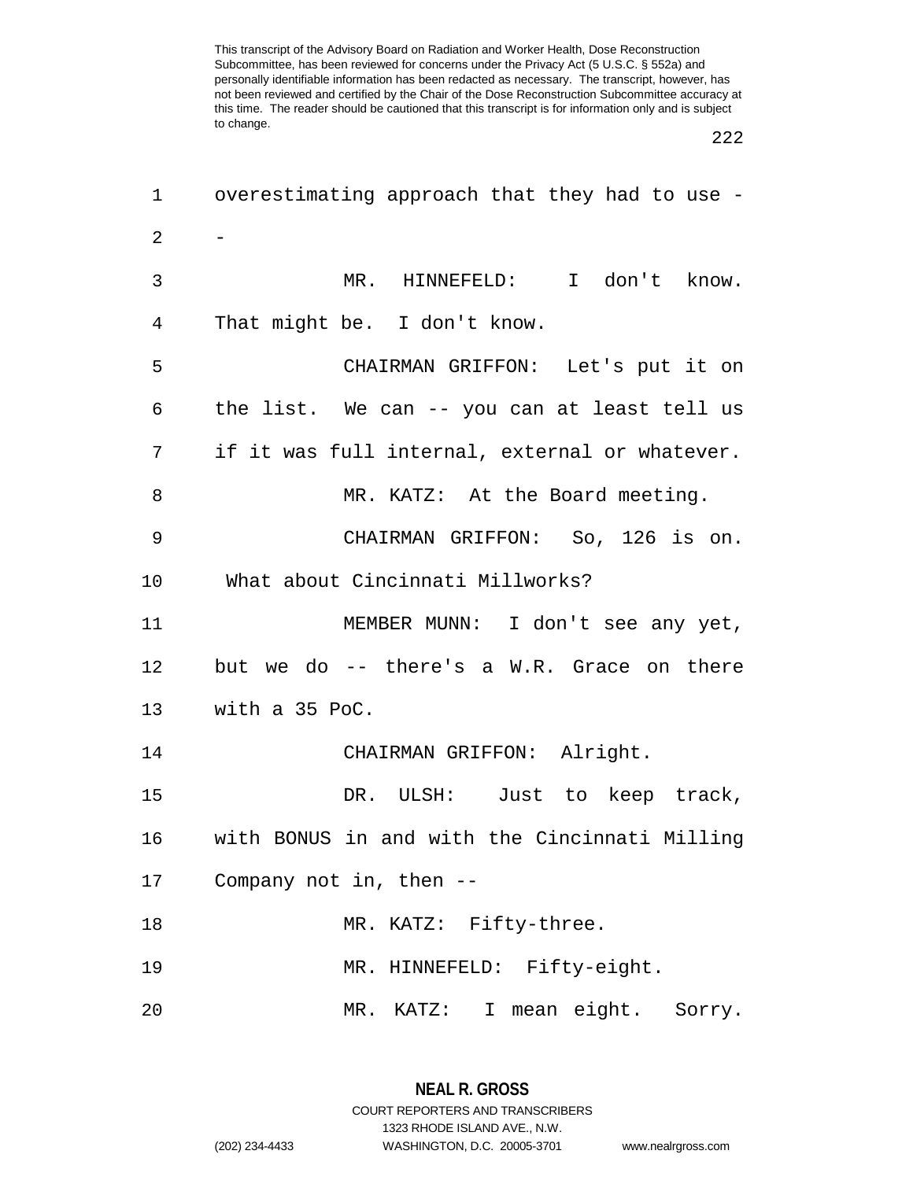overestimating approach that they had to use --

MR. HINNEFELD: I don't know. That might be. I don't know.

CHAIRMAN GRIFFON: Let's put it on the list. We can -- you can at least tell us if it was full internal, external or whatever.

MR. KATZ: At the Board meeting.

CHAIRMAN GRIFFON: So, 126 is on. What about Cincinnati Millworks?

MEMBER MUNN: I don't see any yet, but we do -- there's a W.R. Grace on there with a 35 PoC.

CHAIRMAN GRIFFON: Alright.

DR. ULSH: Just to keep track, with BONUS in and with the Cincinnati Milling Company not in, then --

MR. KATZ: Fifty-three.

MR. HINNEFELD: Fifty-eight.

MR. KATZ: I mean eight. Sorry.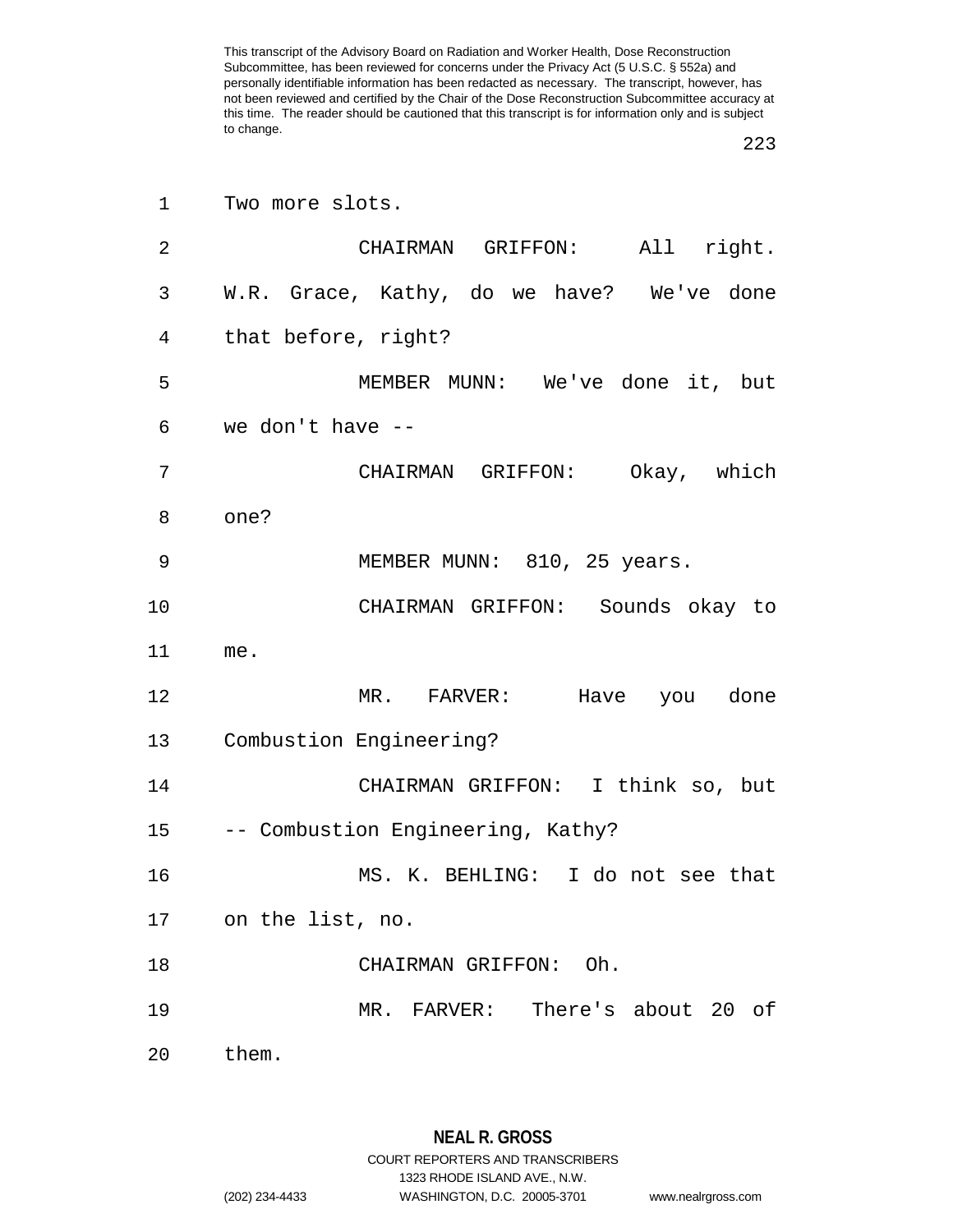Two more slots.

CHAIRMAN GRIFFON: All right. W.R. Grace, Kathy, do we have? We've done that before, right?

MEMBER MUNN: We've done it, but we don't have --

CHAIRMAN GRIFFON: Okay, which one?

MEMBER MUNN: 810, 25 years.

CHAIRMAN GRIFFON: Sounds okay to me.

MR. FARVER: Have you done Combustion Engineering?

CHAIRMAN GRIFFON: I think so, but -- Combustion Engineering, Kathy?

MS. K. BEHLING: I do not see that on the list, no.

CHAIRMAN GRIFFON: Oh.

MR. FARVER: There's about 20 of them.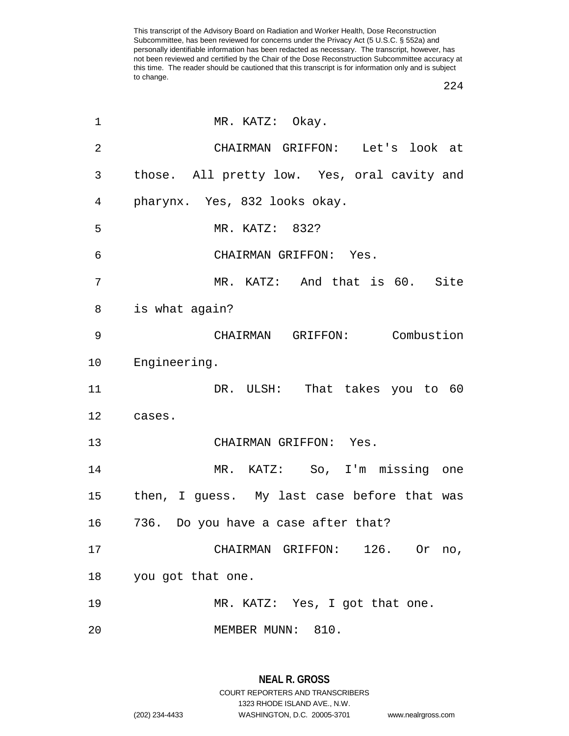MR. KATZ: Okay.

CHAIRMAN GRIFFON: Let's look at those. All pretty low. Yes, oral cavity and pharynx. Yes, 832 looks okay.

MR. KATZ: 832?

CHAIRMAN GRIFFON: Yes.

MR. KATZ: And that is 60. Site is what again?

CHAIRMAN GRIFFON: Combustion Engineering.

DR. ULSH: That takes you to 60 cases.

CHAIRMAN GRIFFON: Yes.

MR. KATZ: So, I'm missing one then, I guess. My last case before that was 736. Do you have a case after that?

CHAIRMAN GRIFFON: 126. Or no, you got that one.

MR. KATZ: Yes, I got that one.

MEMBER MUNN: 810.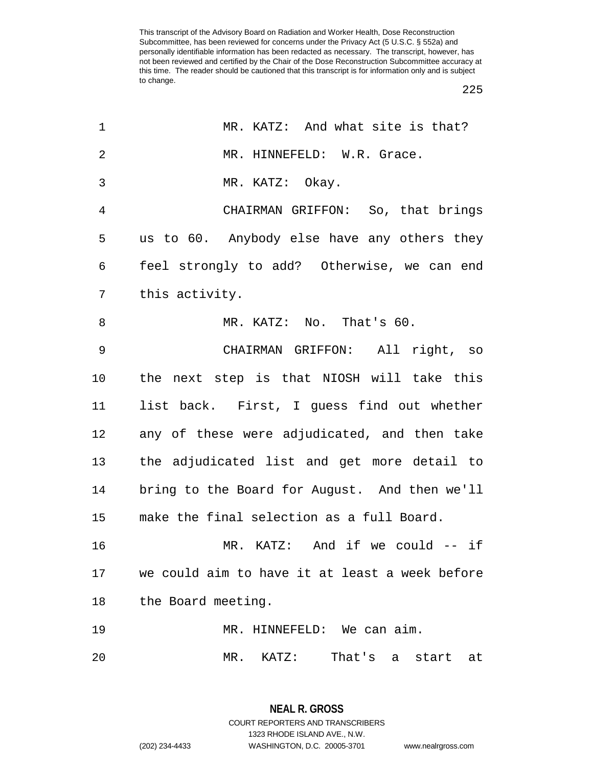MR. KATZ: And what site is that?

MR. HINNEFELD: W.R. Grace.

MR. KATZ: Okay.

CHAIRMAN GRIFFON: So, that brings us to 60. Anybody else have any others they feel strongly to add? Otherwise, we can end this activity.

MR. KATZ: No. That's 60.

CHAIRMAN GRIFFON: All right, so the next step is that NIOSH will take this list back. First, I guess find out whether any of these were adjudicated, and then take the adjudicated list and get more detail to bring to the Board for August. And then we'll make the final selection as a full Board.

MR. KATZ: And if we could -- if we could aim to have it at least a week before the Board meeting.

MR. HINNEFELD: We can aim.

MR. KATZ: That's a start at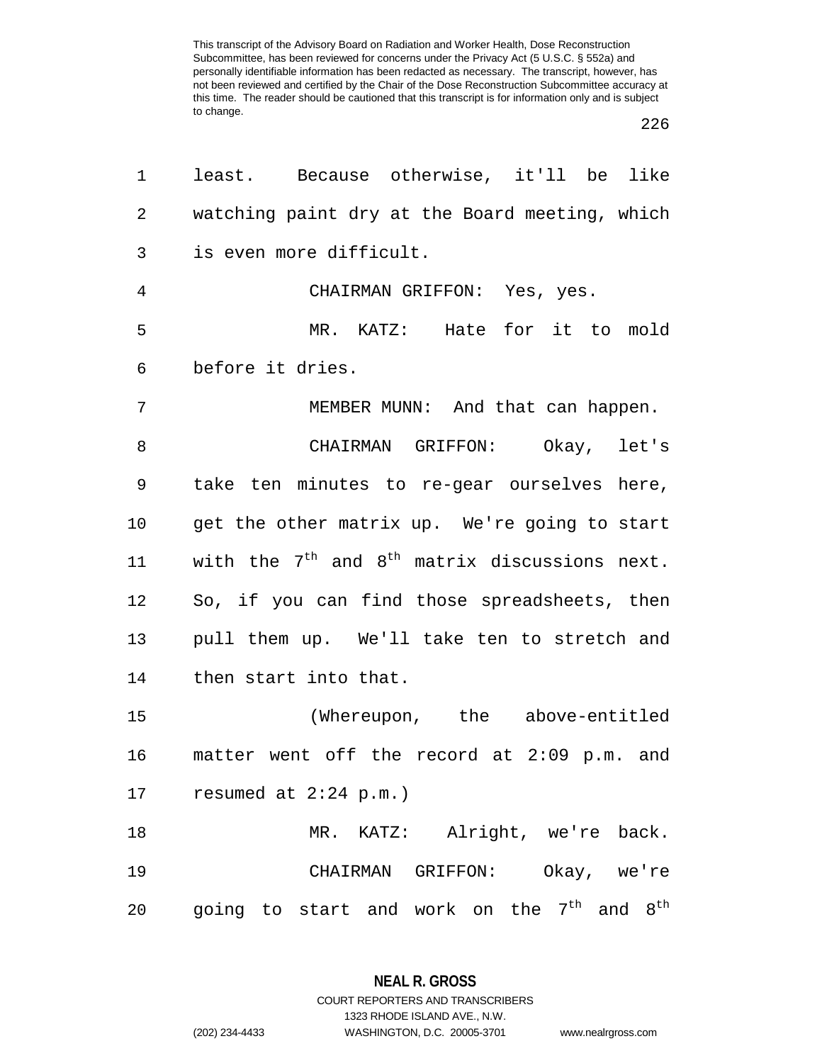least. Because otherwise, it'll be like watching paint dry at the Board meeting, which is even more difficult.

CHAIRMAN GRIFFON: Yes, yes.

MR. KATZ: Hate for it to mold before it dries.

MEMBER MUNN: And that can happen.

CHAIRMAN GRIFFON: Okay, let's take ten minutes to re-gear ourselves here, get the other matrix up. We're going to start with the 7th and 8th matrix discussions next. So, if you can find those spreadsheets, then pull them up. We'll take ten to stretch and then start into that.

(Whereupon, the above-entitled matter went off the record at 2:09 p.m. and resumed at 2:24 p.m.)

MR. KATZ: Alright, we're back.

CHAIRMAN GRIFFON: Okay, we're going to start and work on the 7th and 8th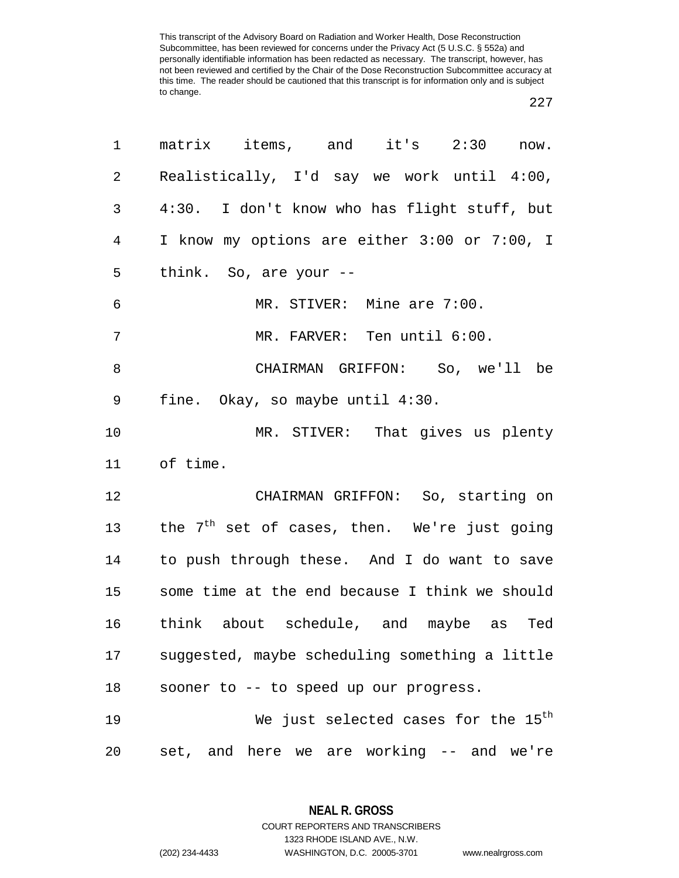matrix items, and it's 2:30 now. Realistically, I'd say we work until 4:00, 4:30. I don't know who has flight stuff, but I know my options are either 3:00 or 7:00, I think. So, are your --

MR. STIVER: Mine are 7:00.

MR. FARVER: Ten until 6:00.

CHAIRMAN GRIFFON: So, we'll be fine. Okay, so maybe until 4:30.

MR. STIVER: That gives us plenty of time.

CHAIRMAN GRIFFON: So, starting on the 7th set of cases, then. We're just going to push through these. And I do want to save some time at the end because I think we should think about schedule, and maybe as Ted suggested, maybe scheduling something a little sooner to -- to speed up our progress.

We just selected cases for the 15th set, and here we are working -- and we're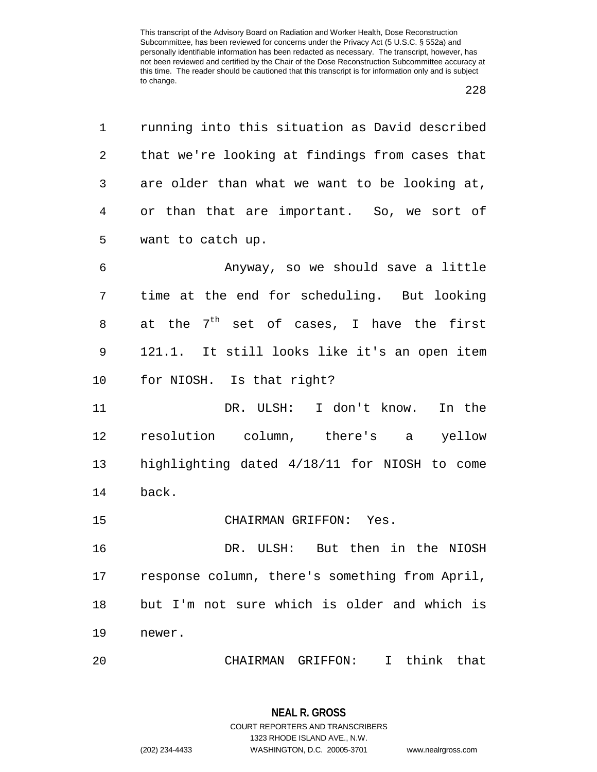running into this situation as David described that we're looking at findings from cases that are older than what we want to be looking at, or than that are important. So, we sort of want to catch up.

Anyway, so we should save a little time at the end for scheduling. But looking at the $7^{th}$ set of cases, I have the first 121.1. It still looks like it's an open item for NIOSH. Is that right?

DR. ULSH: I don't know. In the resolution column, there's a yellow highlighting dated 4/18/11 for NIOSH to come back.

CHAIRMAN GRIFFON: Yes.

DR. ULSH: But then in the NIOSH response column, there's something from April, but I'm not sure which is older and which is newer.

CHAIRMAN GRIFFON: I think that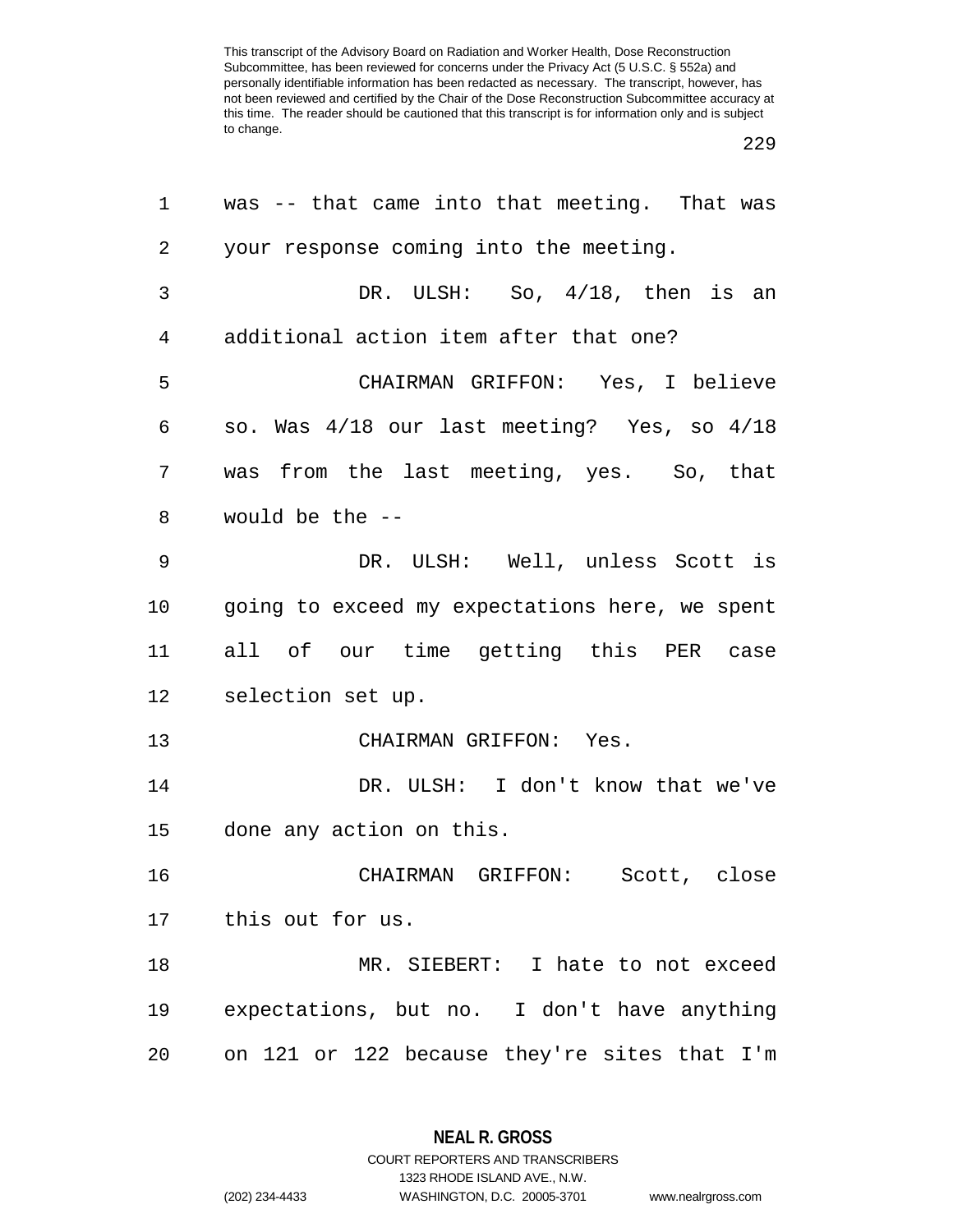was -- that came into that meeting. That was your response coming into the meeting.

DR. ULSH: So, 4/18, then is an additional action item after that one?

CHAIRMAN GRIFFON: Yes, I believe so. Was 4/18 our last meeting? Yes, so 4/18 was from the last meeting, yes. So, that would be the --

DR. ULSH: Well, unless Scott is going to exceed my expectations here, we spent all of our time getting this PER case selection set up.

CHAIRMAN GRIFFON: Yes.

DR. ULSH: I don't know that we've done any action on this.

CHAIRMAN GRIFFON: Scott, close this out for us.

MR. SIEBERT: I hate to not exceed expectations, but no. I don't have anything on 121 or 122 because they're sites that I'm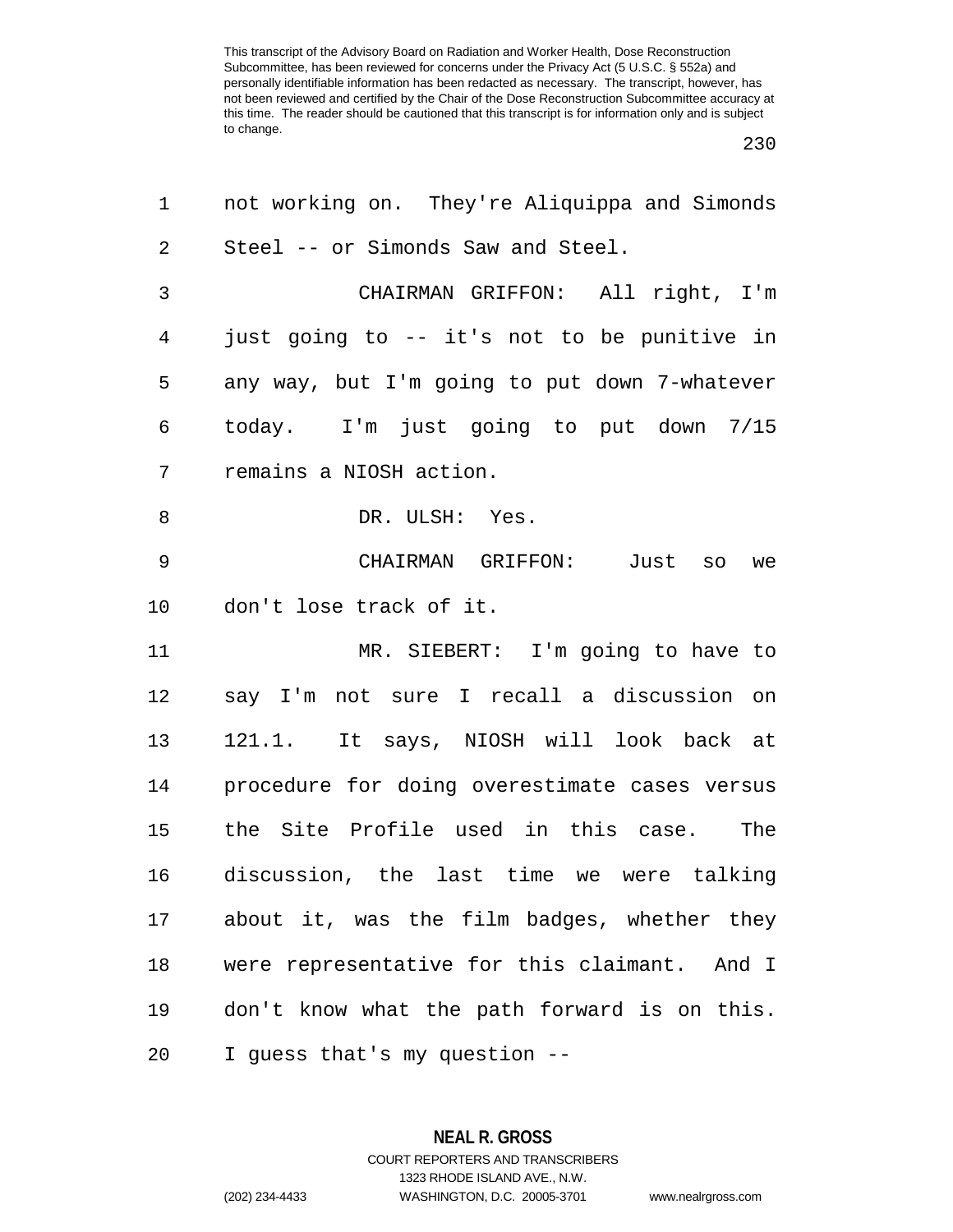not working on. They're Aliquippa and Simonds Steel -- or Simonds Saw and Steel.

CHAIRMAN GRIFFON: All right, I'm just going to -- it's not to be punitive in any way, but I'm going to put down 7-whatever today. I'm just going to put down 7/15 remains a NIOSH action.

DR. ULSH: Yes.

CHAIRMAN GRIFFON: Just so we don't lose track of it.

MR. SIEBERT: I'm going to have to say I'm not sure I recall a discussion on 121.1. It says, NIOSH will look back at procedure for doing overestimate cases versus the Site Profile used in this case. The discussion, the last time we were talking about it, was the film badges, whether they were representative for this claimant. And I don't know what the path forward is on this. I guess that's my question --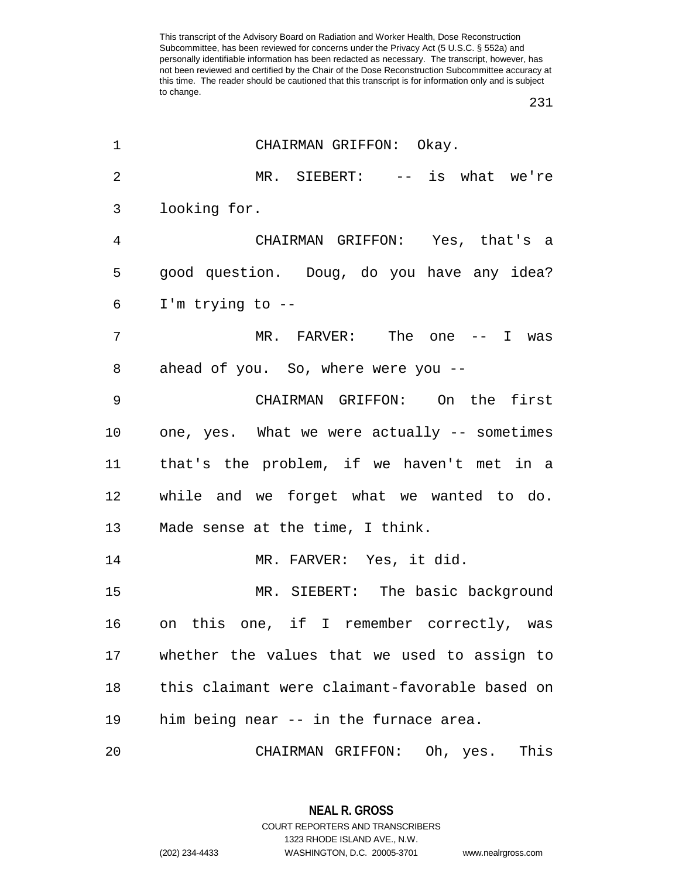CHAIRMAN GRIFFON: Okay.

MR. SIEBERT: -- is what we're looking for.

CHAIRMAN GRIFFON: Yes, that's a good question. Doug, do you have any idea? I'm trying to --

MR. FARVER: The one -- I was ahead of you. So, where were you --

CHAIRMAN GRIFFON: On the first one, yes. What we were actually -- sometimes that's the problem, if we haven't met in a while and we forget what we wanted to do. Made sense at the time, I think.

MR. FARVER: Yes, it did.

MR. SIEBERT: The basic background on this one, if I remember correctly, was whether the values that we used to assign to this claimant were claimant-favorable based on him being near -- in the furnace area.

CHAIRMAN GRIFFON: Oh, yes. This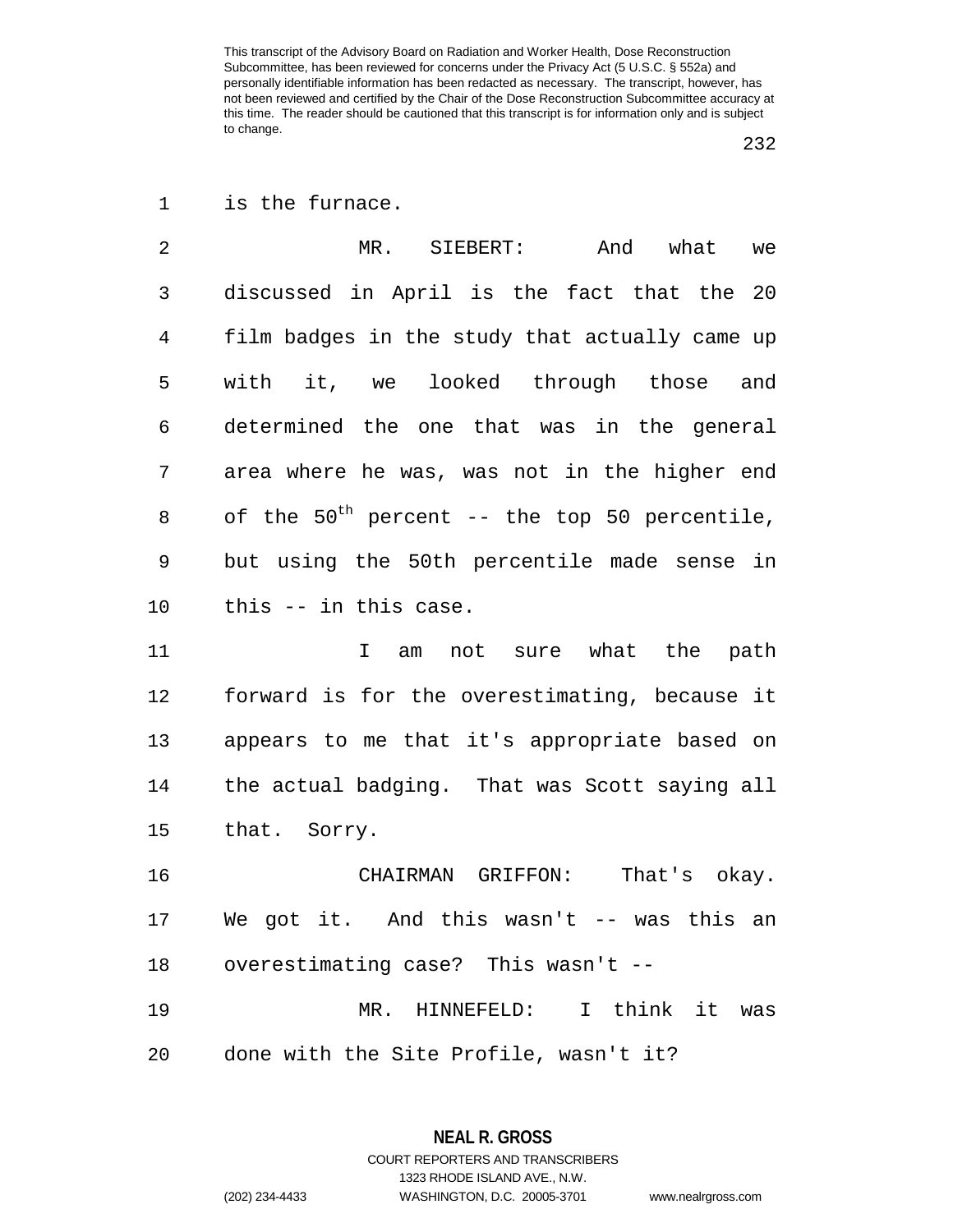is the furnace.

MR. SIEBERT: And what we discussed in April is the fact that the 20 film badges in the study that actually came up with it, we looked through those and determined the one that was in the general area where he was, was not in the higher end of the 50th percent -- the top 50 percentile, but using the 50th percentile made sense in this -- in this case.

I am not sure what the path forward is for the overestimating, because it appears to me that it's appropriate based on the actual badging. That was Scott saying all that. Sorry.

CHAIRMAN GRIFFON: That's okay. We got it. And this wasn't -- was this an overestimating case? This wasn't --

MR. HINNEFELD: I think it was done with the Site Profile, wasn't it?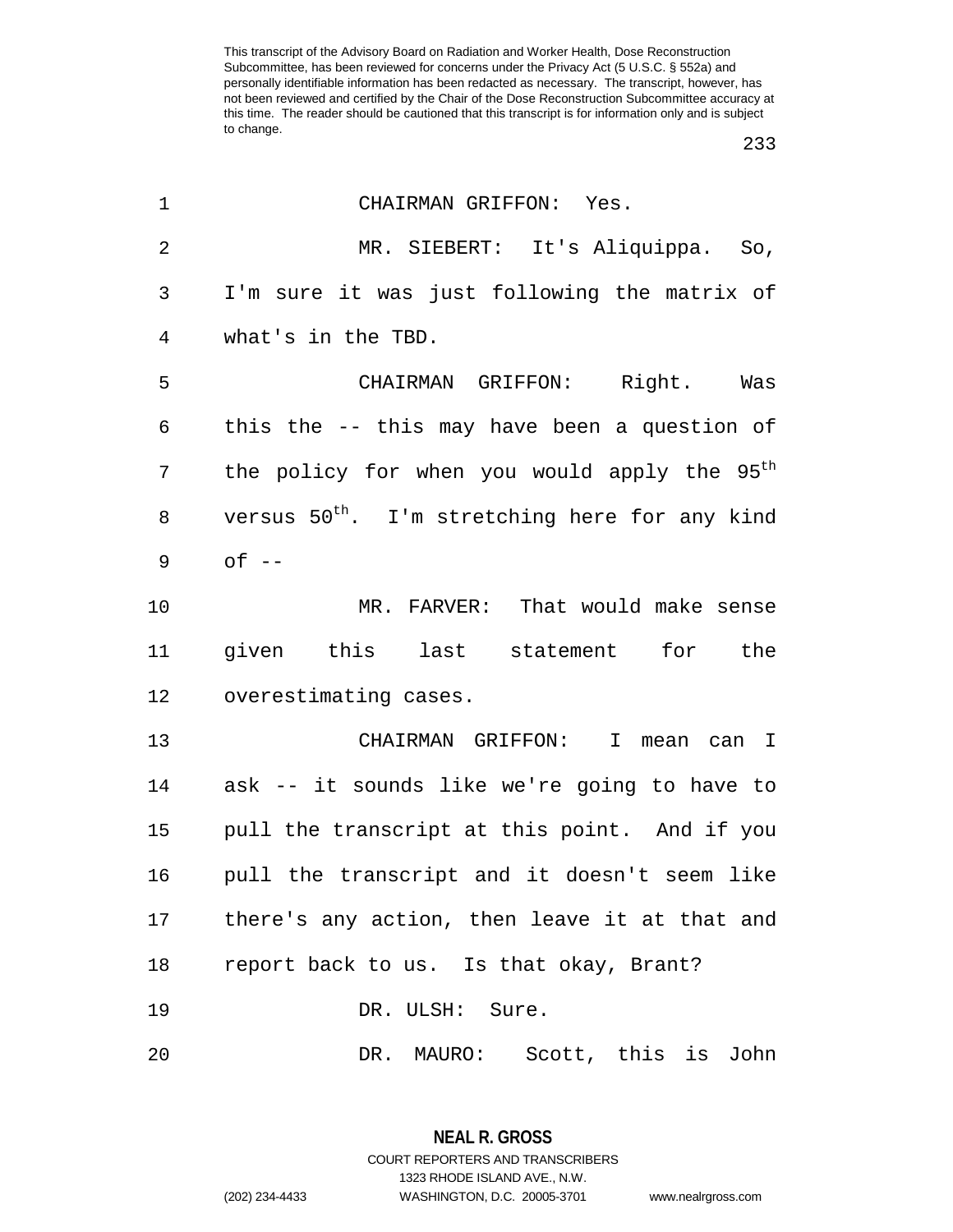CHAIRMAN GRIFFON: Yes.

MR. SIEBERT: It's Aliquippa. So, I'm sure it was just following the matrix of what's in the TBD.

CHAIRMAN GRIFFON: Right. Was this the -- this may have been a question of the policy for when you would apply the $95^{th}$ versus $50^{th}$. I'm stretching here for any kind of --

MR. FARVER: That would make sense given this last statement for the overestimating cases.

CHAIRMAN GRIFFON: I mean can I ask -- it sounds like we're going to have to pull the transcript at this point. And if you pull the transcript and it doesn't seem like there's any action, then leave it at that and report back to us. Is that okay, Brant?

DR. ULSH: Sure.

DR. MAURO: Scott, this is John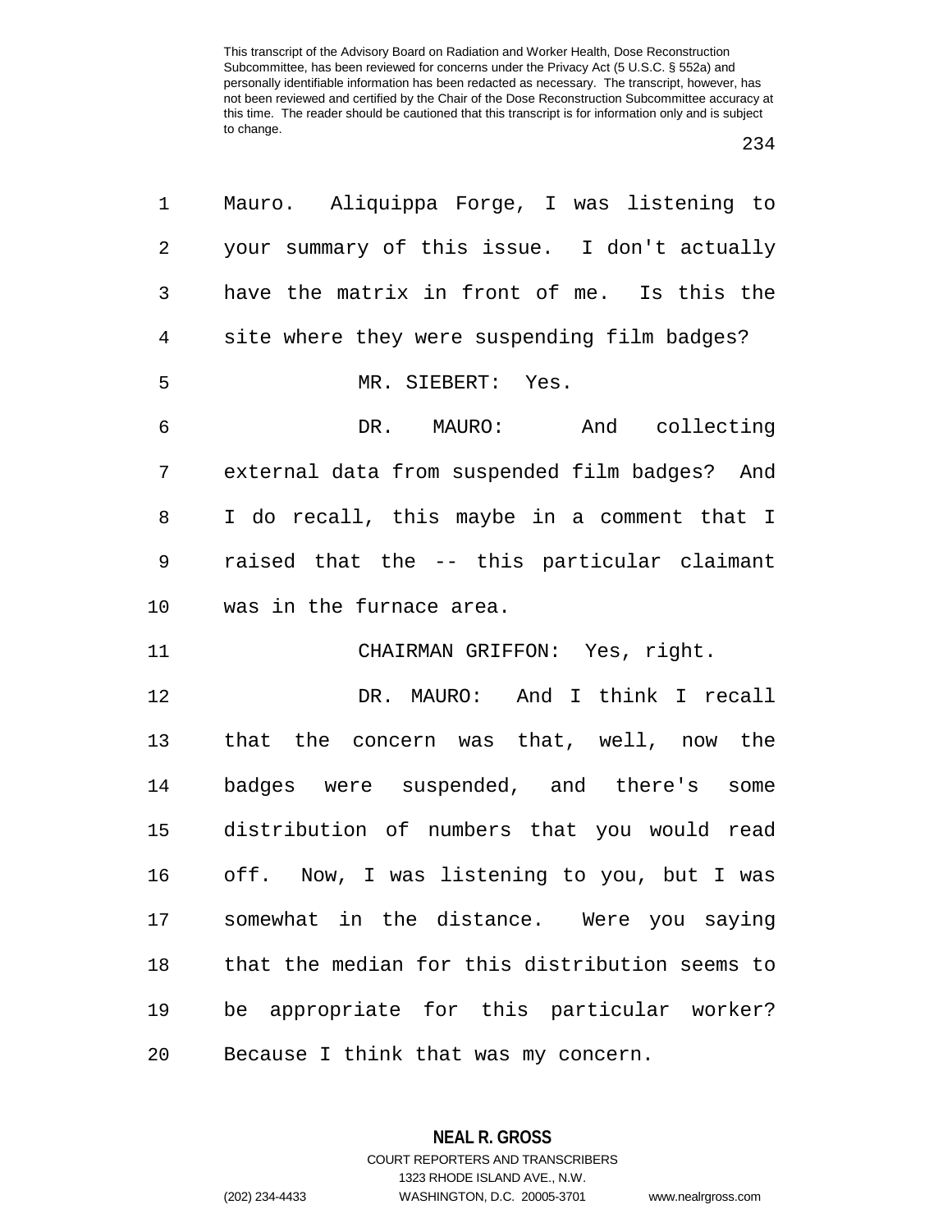Mauro. Aliquippa Forge, I was listening to your summary of this issue. I don't actually have the matrix in front of me. Is this the site where they were suspending film badges?

MR. SIEBERT: Yes.

DR. MAURO: And collecting external data from suspended film badges? And I do recall, this maybe in a comment that I raised that the -- this particular claimant was in the furnace area.

CHAIRMAN GRIFFON: Yes, right.

DR. MAURO: And I think I recall that the concern was that, well, now the badges were suspended, and there's some distribution of numbers that you would read off. Now, I was listening to you, but I was somewhat in the distance. Were you saying that the median for this distribution seems to be appropriate for this particular worker? Because I think that was my concern.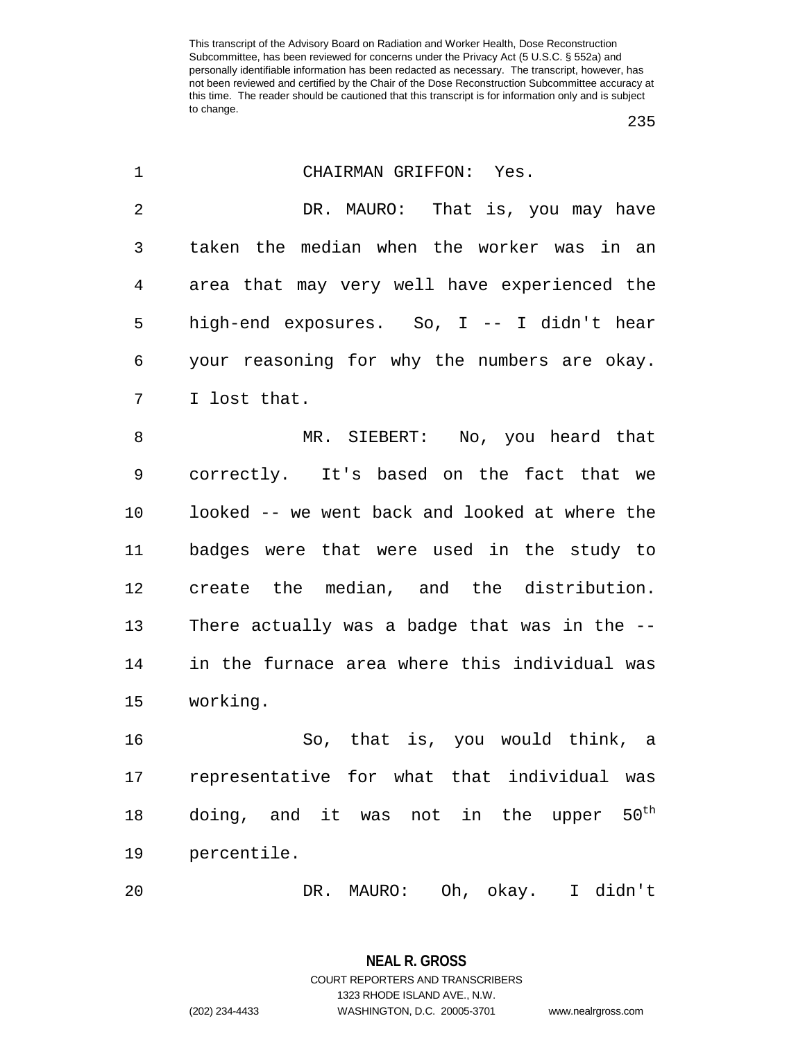CHAIRMAN GRIFFON: Yes.

DR. MAURO: That is, you may have taken the median when the worker was in an area that may very well have experienced the high-end exposures. So, I -- I didn't hear your reasoning for why the numbers are okay. I lost that.

MR. SIEBERT: No, you heard that correctly. It's based on the fact that we looked -- we went back and looked at where the badges were that were used in the study to create the median, and the distribution. There actually was a badge that was in the -- in the furnace area where this individual was working.

So, that is, you would think, a representative for what that individual was doing, and it was not in the upper 50th percentile.

DR. MAURO: Oh, okay. I didn't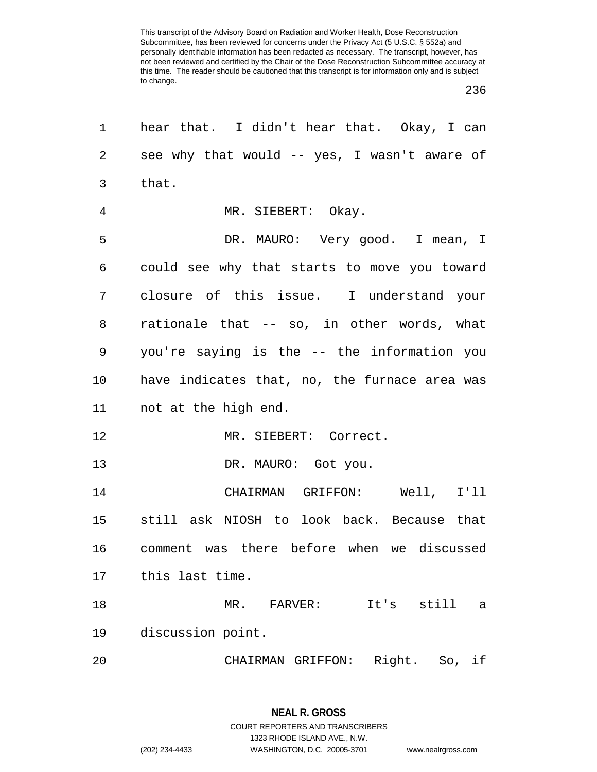hear that. I didn't hear that. Okay, I can see why that would -- yes, I wasn't aware of that.

MR. SIEBERT: Okay.

DR. MAURO: Very good. I mean, I could see why that starts to move you toward closure of this issue. I understand your rationale that -- so, in other words, what you're saying is the -- the information you have indicates that, no, the furnace area was not at the high end.

MR. SIEBERT: Correct.

DR. MAURO: Got you.

CHAIRMAN GRIFFON: Well, I'll still ask NIOSH to look back. Because that comment was there before when we discussed this last time.

MR. FARVER: It's still a discussion point.

CHAIRMAN GRIFFON: Right. So, if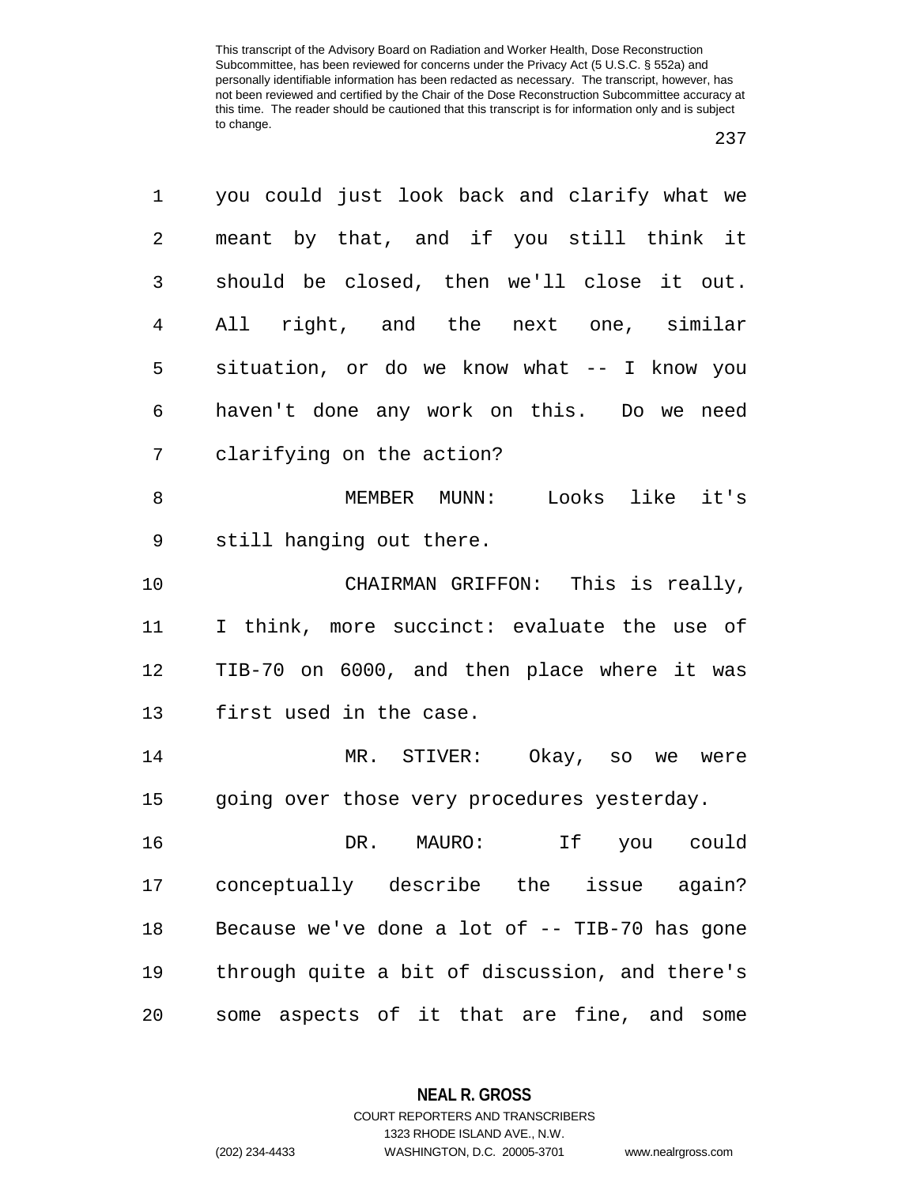you could just look back and clarify what we meant by that, and if you still think it should be closed, then we'll close it out. All right, and the next one, similar situation, or do we know what -- I know you haven't done any work on this. Do we need clarifying on the action?

MEMBER MUNN: Looks like it's still hanging out there.

CHAIRMAN GRIFFON: This is really, I think, more succinct: evaluate the use of TIB-70 on 6000, and then place where it was first used in the case.

MR. STIVER: Okay, so we were going over those very procedures yesterday.

DR. MAURO: If you could conceptually describe the issue again? Because we've done a lot of -- TIB-70 has gone through quite a bit of discussion, and there's some aspects of it that are fine, and some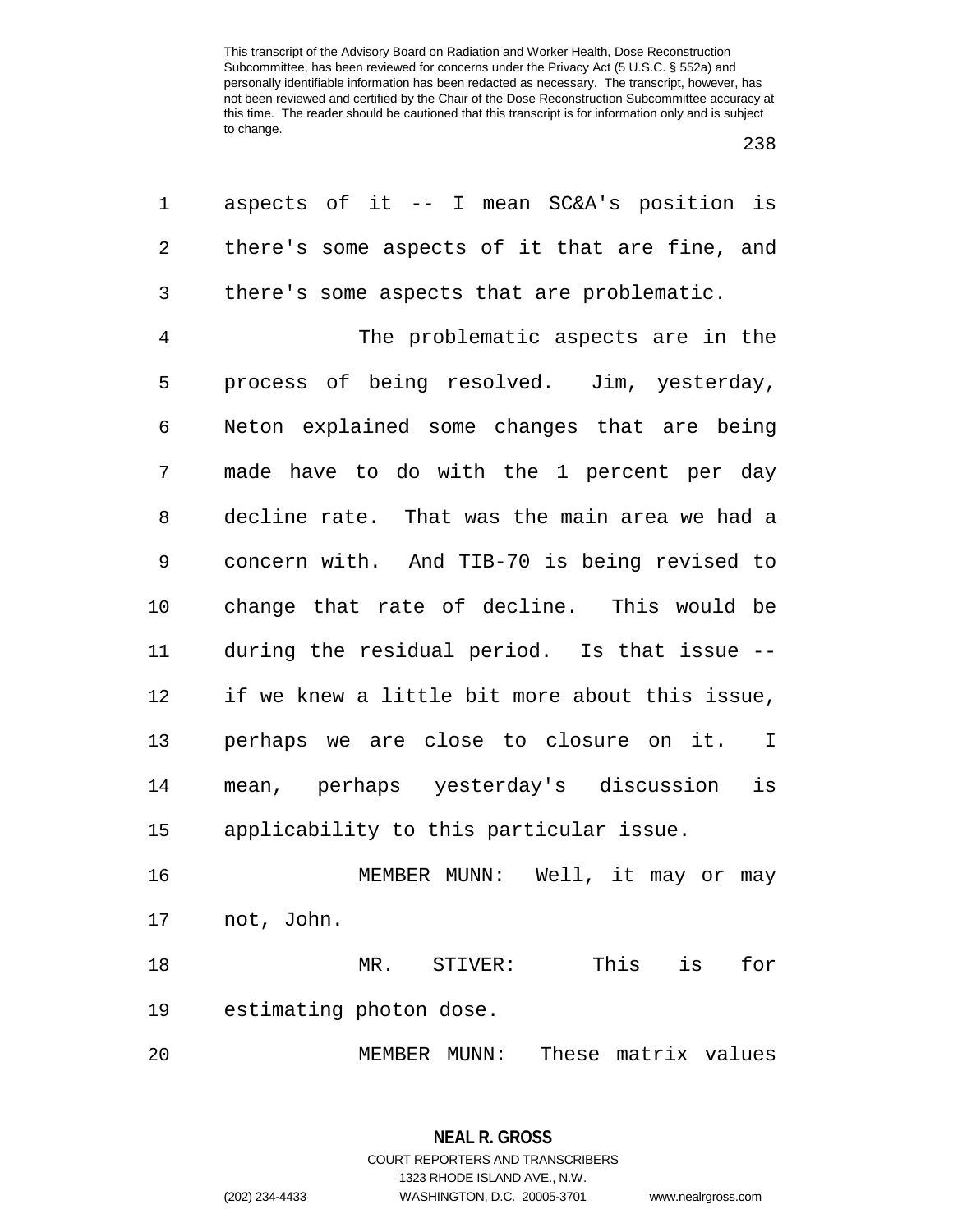aspects of it -- I mean SC&A's position is there's some aspects of it that are fine, and there's some aspects that are problematic.

The problematic aspects are in the process of being resolved. Jim, yesterday, Neton explained some changes that are being made have to do with the 1 percent per day decline rate. That was the main area we had a concern with. And TIB-70 is being revised to change that rate of decline. This would be during the residual period. Is that issue -- if we knew a little bit more about this issue, perhaps we are close to closure on it. I mean, perhaps yesterday's discussion is applicability to this particular issue.

MEMBER MUNN: Well, it may or may not, John.

MR. STIVER: This is for estimating photon dose.

MEMBER MUNN: These matrix values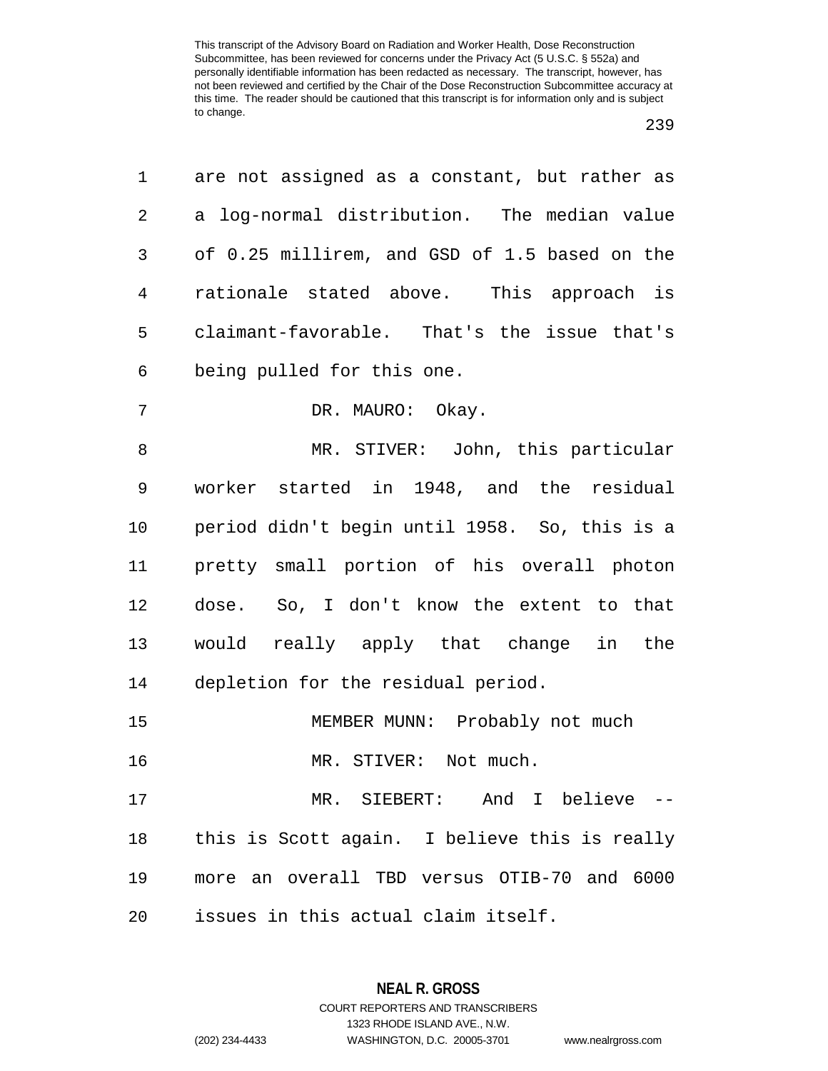are not assigned as a constant, but rather as a log-normal distribution. The median value of 0.25 millirem, and GSD of 1.5 based on the rationale stated above. This approach is claimant-favorable. That's the issue that's being pulled for this one.

DR. MAURO: Okay.

MR. STIVER: John, this particular worker started in 1948, and the residual period didn't begin until 1958. So, this is a pretty small portion of his overall photon dose. So, I don't know the extent to that would really apply that change in the depletion for the residual period.

MEMBER MUNN: Probably not much

MR. STIVER: Not much.

MR. SIEBERT: And I believe -- this is Scott again. I believe this is really more an overall TBD versus OTIB-70 and 6000 issues in this actual claim itself.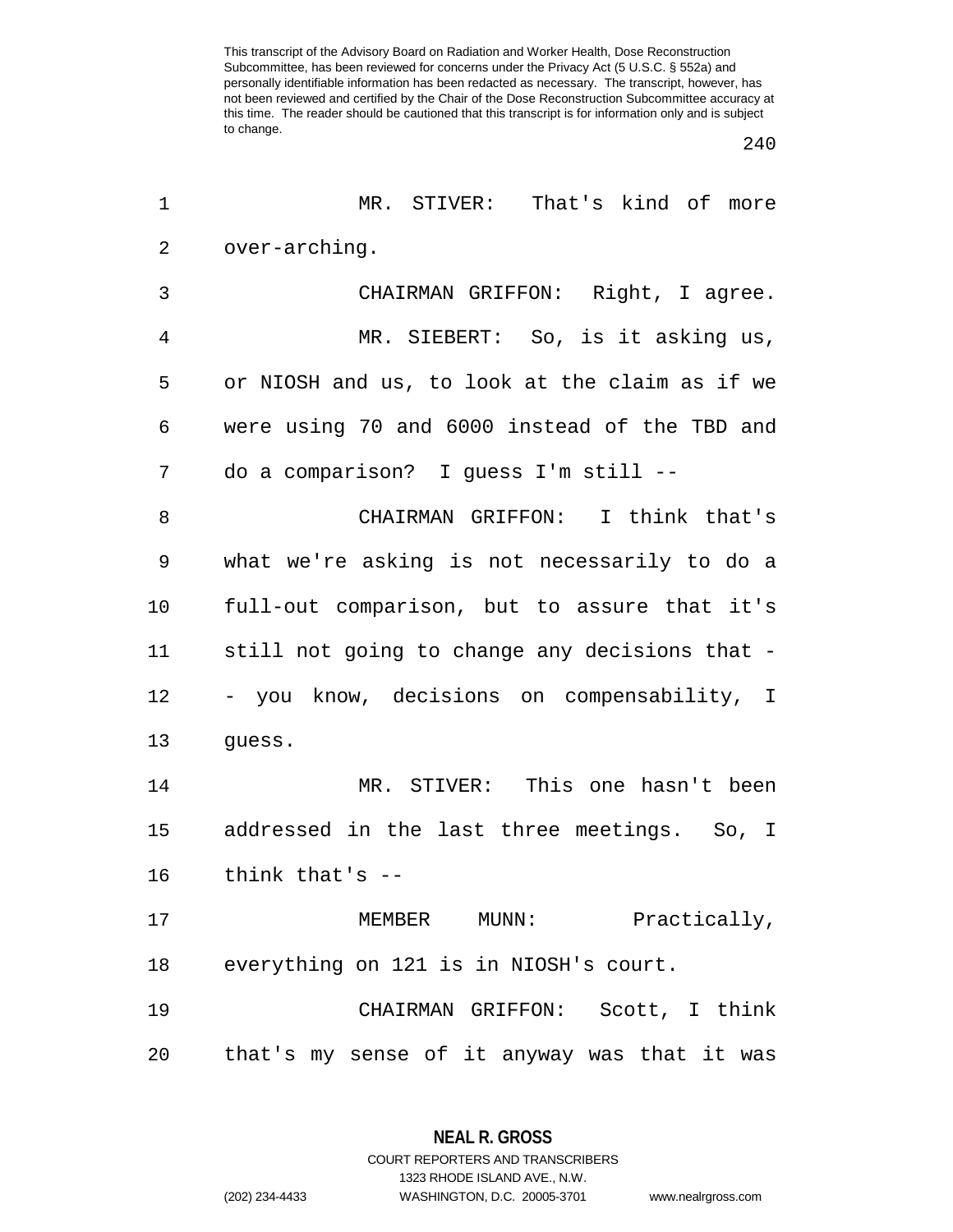MR. STIVER: That's kind of more over-arching.

CHAIRMAN GRIFFON: Right, I agree.

MR. SIEBERT: So, is it asking us, or NIOSH and us, to look at the claim as if we were using 70 and 6000 instead of the TBD and do a comparison? I guess I'm still --

CHAIRMAN GRIFFON: I think that's what we're asking is not necessarily to do a full-out comparison, but to assure that it's still not going to change any decisions that -- you know, decisions on compensability, I guess.

MR. STIVER: This one hasn't been addressed in the last three meetings. So, I think that's --

MEMBER MUNN: Practically, everything on 121 is in NIOSH's court.

CHAIRMAN GRIFFON: Scott, I think that's my sense of it anyway was that it was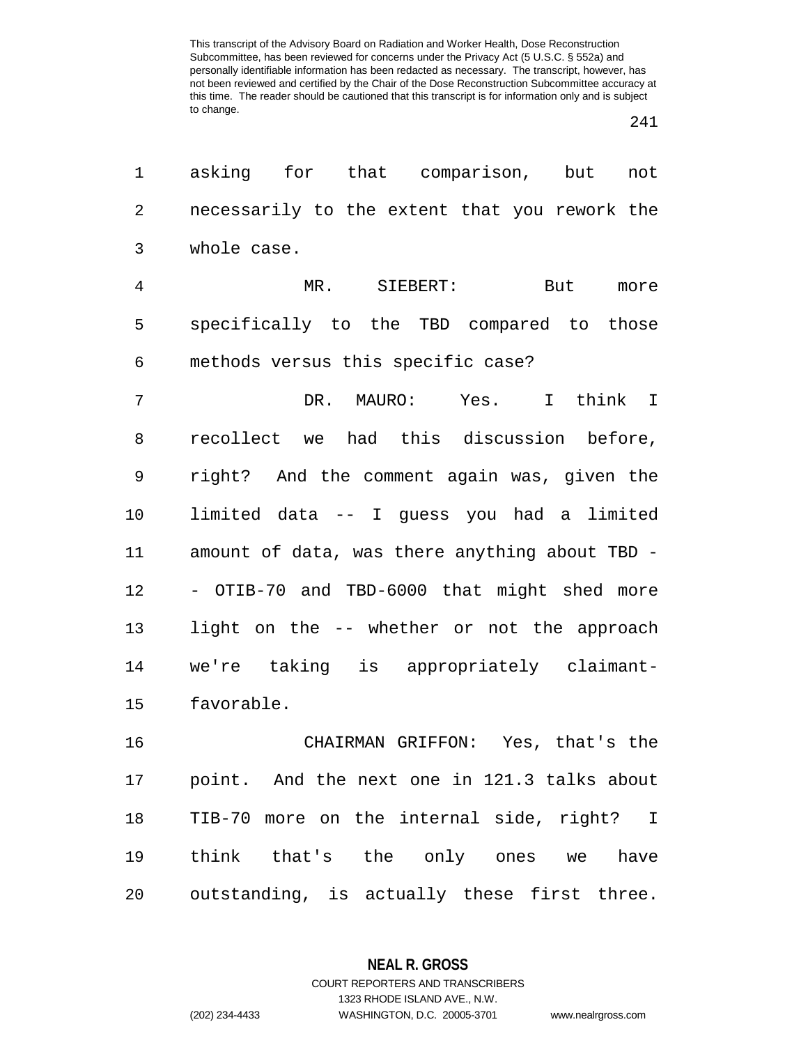asking for that comparison, but not necessarily to the extent that you rework the whole case.

MR. SIEBERT: But more specifically to the TBD compared to those methods versus this specific case?

DR. MAURO: Yes. I think I recollect we had this discussion before, right? And the comment again was, given the limited data -- I guess you had a limited amount of data, was there anything about TBD -- OTIB-70 and TBD-6000 that might shed more light on the -- whether or not the approach we're taking is appropriately claimant-favorable.

CHAIRMAN GRIFFON: Yes, that's the point. And the next one in 121.3 talks about TIB-70 more on the internal side, right? I think that's the only ones we have outstanding, is actually these first three.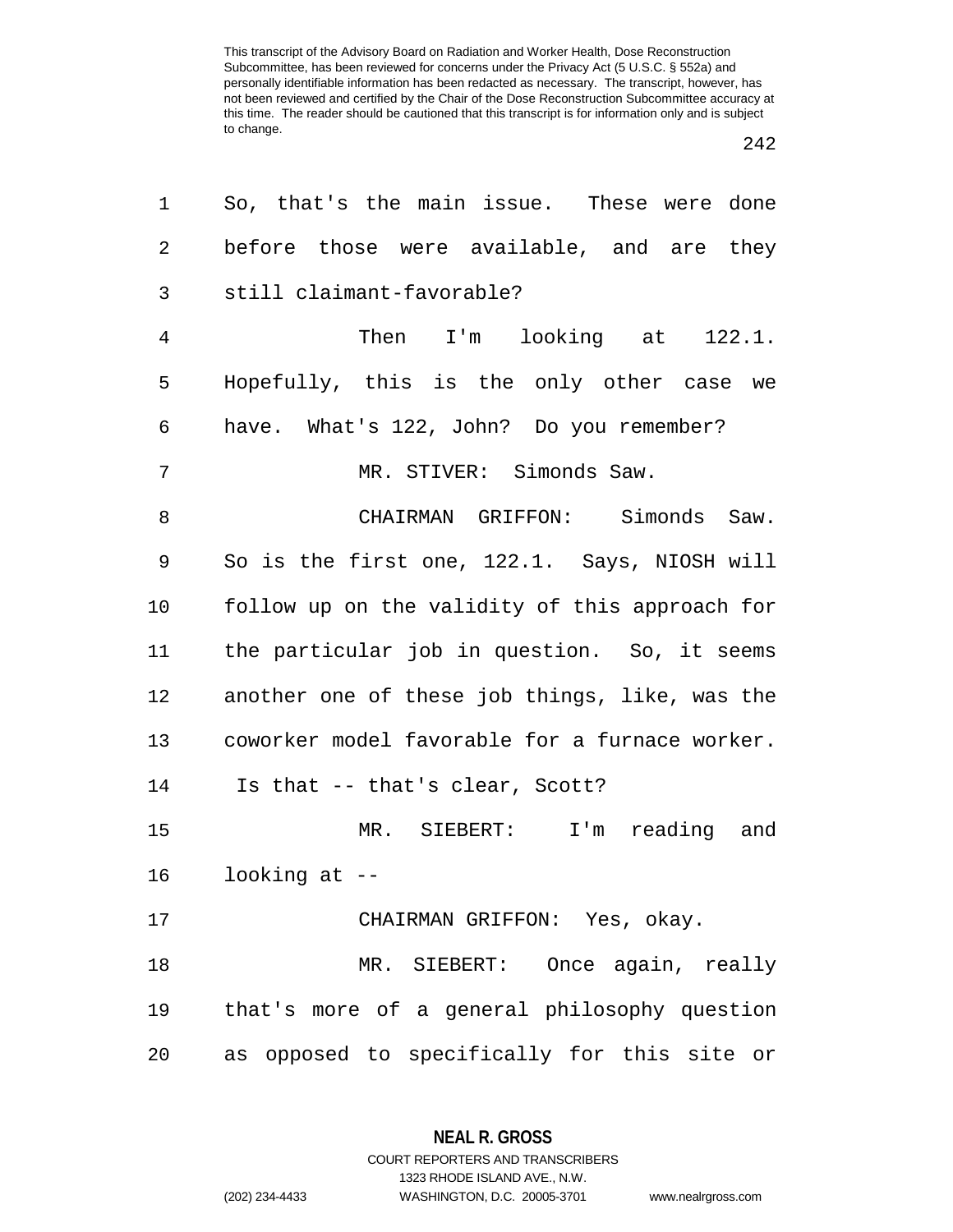So, that's the main issue. These were done before those were available, and are they still claimant-favorable?

Then I'm looking at 122.1. Hopefully, this is the only other case we have. What's 122, John? Do you remember?

MR. STIVER: Simonds Saw.

CHAIRMAN GRIFFON: Simonds Saw. So is the first one, 122.1. Says, NIOSH will follow up on the validity of this approach for the particular job in question. So, it seems another one of these job things, like, was the coworker model favorable for a furnace worker. Is that -- that's clear, Scott?

MR. SIEBERT: I'm reading and looking at --

CHAIRMAN GRIFFON: Yes, okay.

MR. SIEBERT: Once again, really that's more of a general philosophy question as opposed to specifically for this site or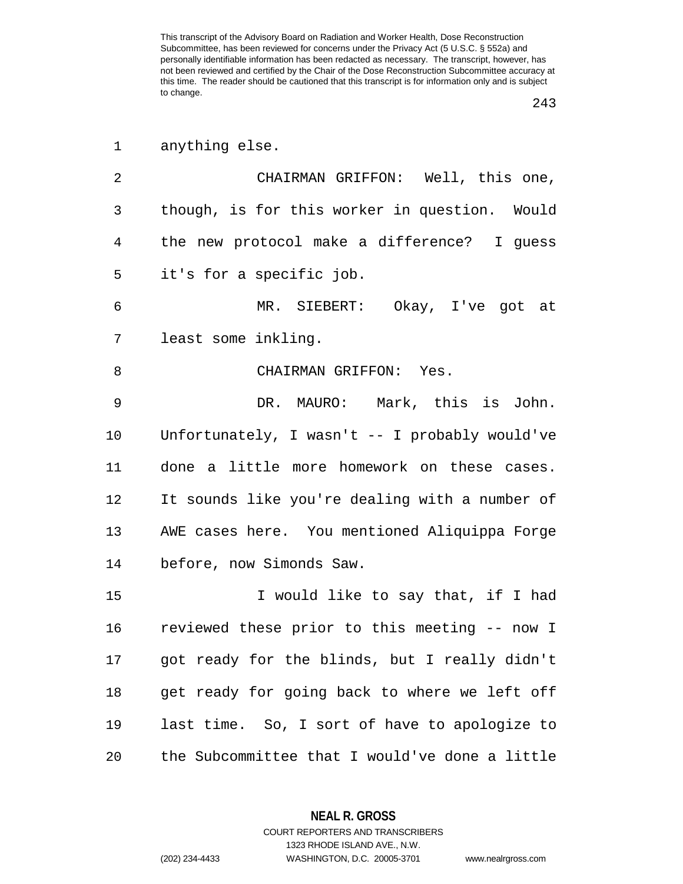anything else.

CHAIRMAN GRIFFON: Well, this one, though, is for this worker in question. Would the new protocol make a difference? I guess it's for a specific job.

MR. SIEBERT: Okay, I've got at least some inkling.

CHAIRMAN GRIFFON: Yes.

DR. MAURO: Mark, this is John. Unfortunately, I wasn't -- I probably would've done a little more homework on these cases. It sounds like you're dealing with a number of AWE cases here. You mentioned Aliquippa Forge before, now Simonds Saw.

I would like to say that, if I had reviewed these prior to this meeting -- now I got ready for the blinds, but I really didn't get ready for going back to where we left off last time. So, I sort of have to apologize to the Subcommittee that I would've done a little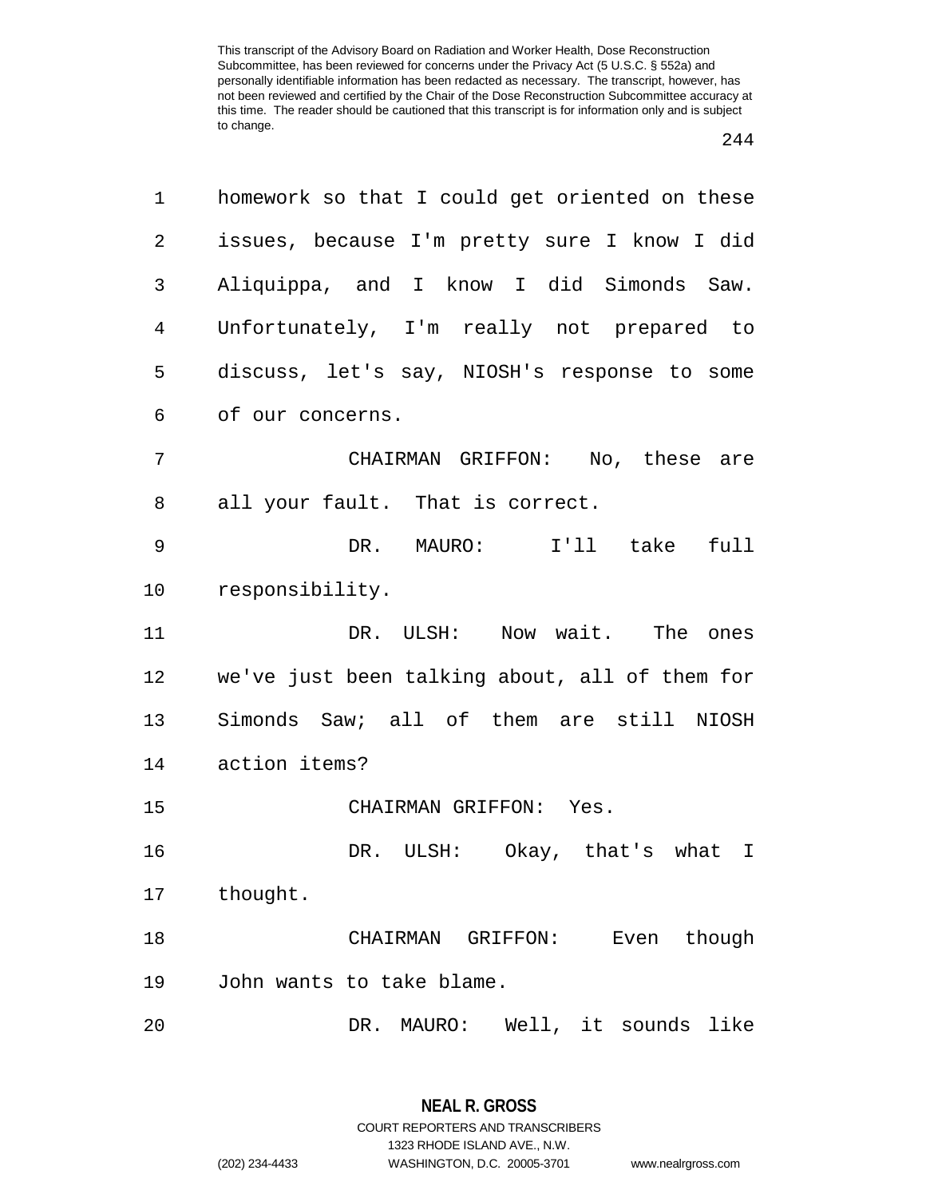homework so that I could get oriented on these issues, because I'm pretty sure I know I did Aliquippa, and I know I did Simonds Saw. Unfortunately, I'm really not prepared to discuss, let's say, NIOSH's response to some of our concerns.

CHAIRMAN GRIFFON: No, these are all your fault. That is correct.

DR. MAURO: I'll take full responsibility.

DR. ULSH: Now wait. The ones we've just been talking about, all of them for Simonds Saw; all of them are still NIOSH action items?

CHAIRMAN GRIFFON: Yes.

DR. ULSH: Okay, that's what I thought.

CHAIRMAN GRIFFON: Even though John wants to take blame.

DR. MAURO: Well, it sounds like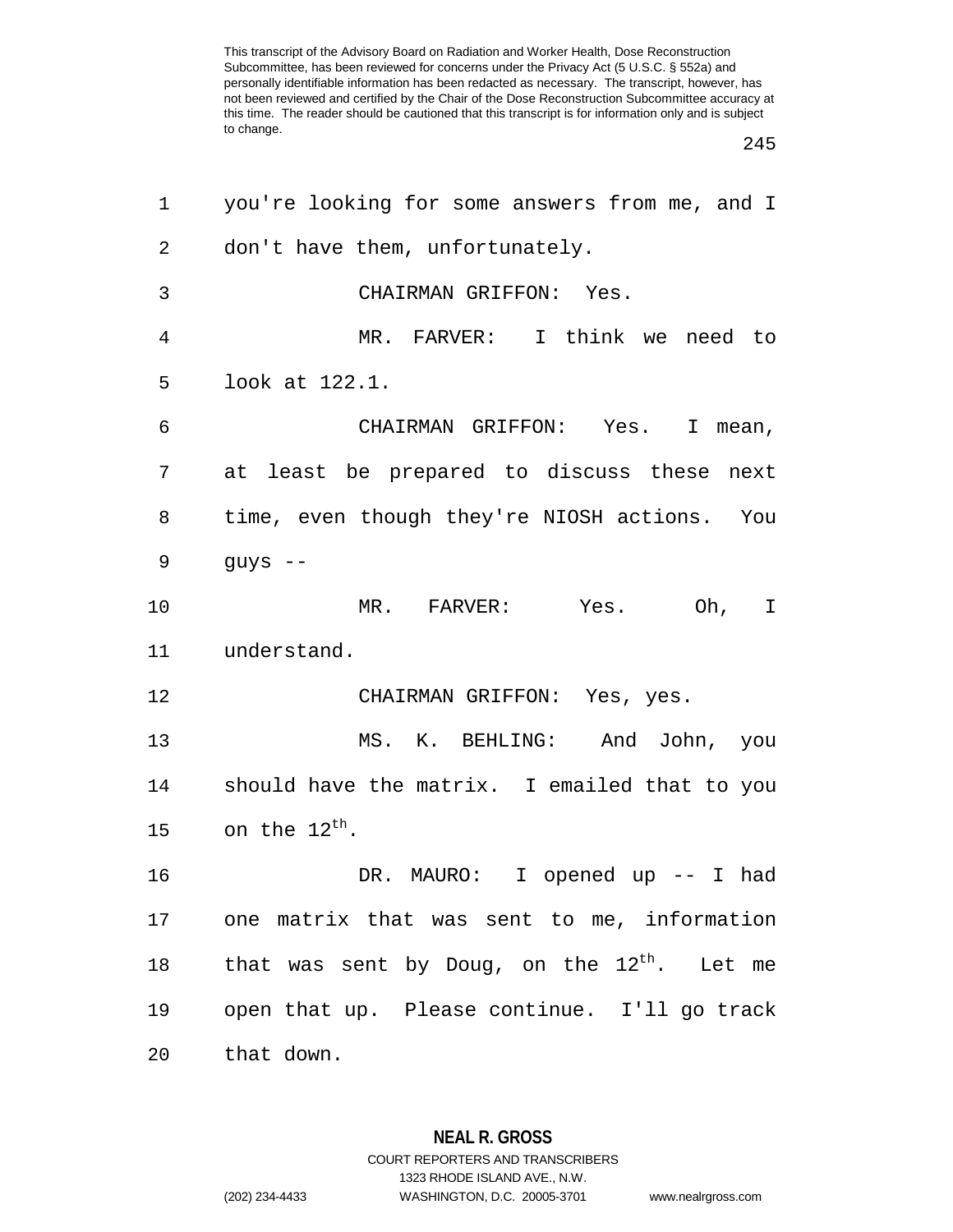you're looking for some answers from me, and I don't have them, unfortunately.

CHAIRMAN GRIFFON: Yes.

MR. FARVER: I think we need to look at 122.1.

CHAIRMAN GRIFFON: Yes. I mean, at least be prepared to discuss these next time, even though they're NIOSH actions. You guys --

MR. FARVER: Yes. Oh, I understand.

CHAIRMAN GRIFFON: Yes, yes.

MS. K. BEHLING: And John, you should have the matrix. I emailed that to you on the 12th.

DR. MAURO: I opened up -- I had one matrix that was sent to me, information that was sent by Doug, on the 12th. Let me open that up. Please continue. I'll go track that down.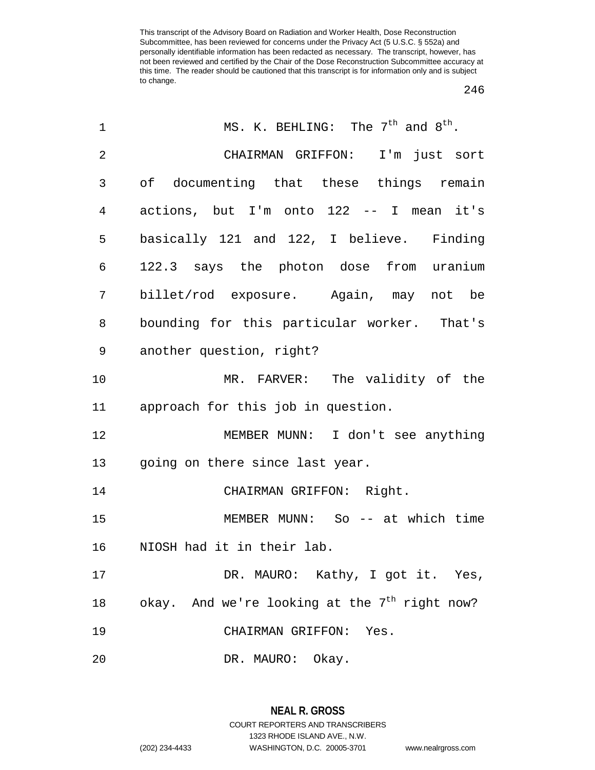MS. K. BEHLING: The 7th and 8th.

CHAIRMAN GRIFFON: I'm just sort of documenting that these things remain actions, but I'm onto 122 -- I mean it's basically 121 and 122, I believe. Finding 122.3 says the photon dose from uranium billet/rod exposure. Again, may not be bounding for this particular worker. That's another question, right?

MR. FARVER: The validity of the approach for this job in question.

MEMBER MUNN: I don't see anything going on there since last year.

CHAIRMAN GRIFFON: Right.

MEMBER MUNN: So -- at which time NIOSH had it in their lab.

DR. MAURO: Kathy, I got it. Yes, okay. And we're looking at the 7th right now?

CHAIRMAN GRIFFON: Yes.

DR. MAURO: Okay.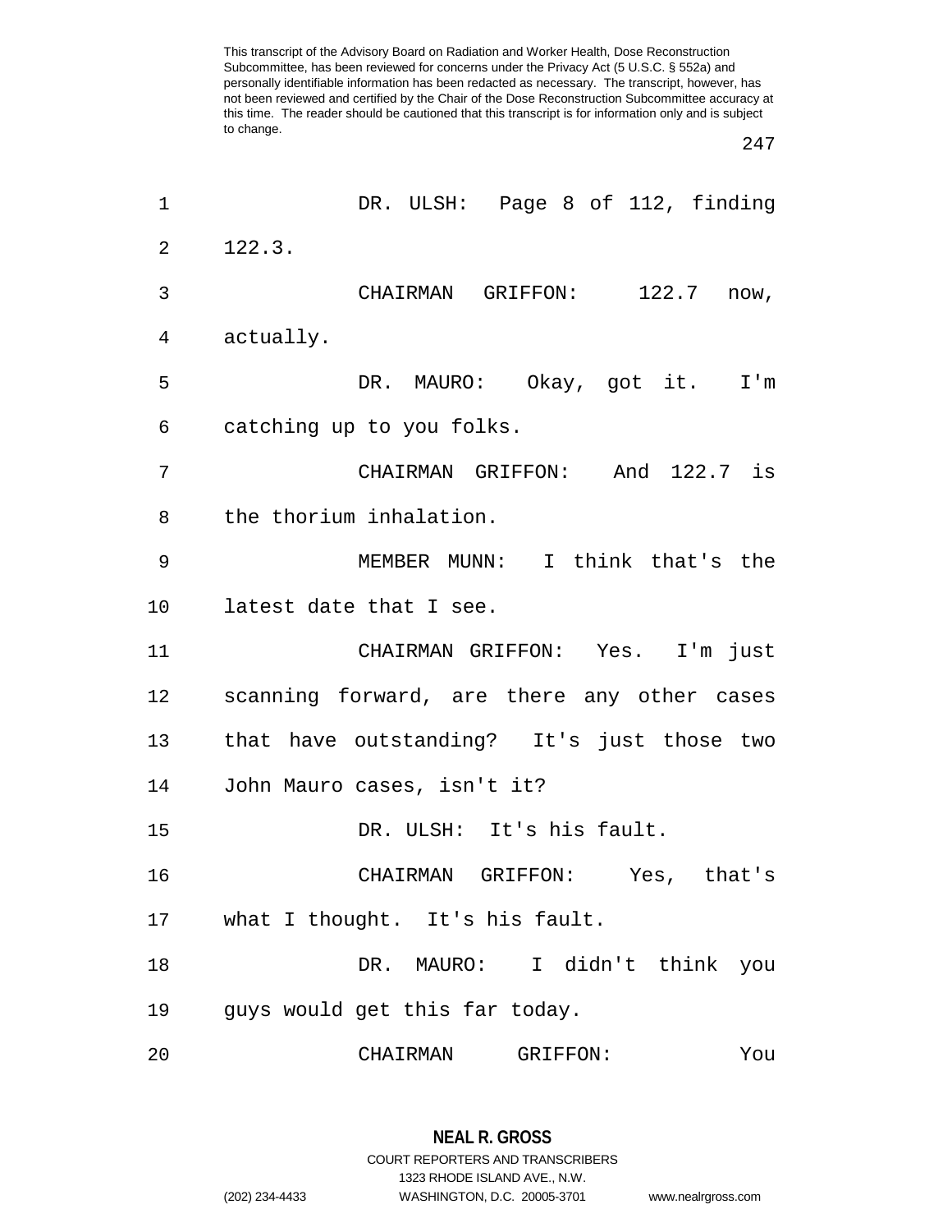DR. ULSH: Page 8 of 112, finding 122.3.

CHAIRMAN GRIFFON: 122.7 now, actually.

DR. MAURO: Okay, got it. I'm catching up to you folks.

CHAIRMAN GRIFFON: And 122.7 is the thorium inhalation.

MEMBER MUNN: I think that's the latest date that I see.

CHAIRMAN GRIFFON: Yes. I'm just scanning forward, are there any other cases that have outstanding? It's just those two John Mauro cases, isn't it?

DR. ULSH: It's his fault.

CHAIRMAN GRIFFON: Yes, that's what I thought. It's his fault.

DR. MAURO: I didn't think you guys would get this far today.

CHAIRMAN GRIFFON: You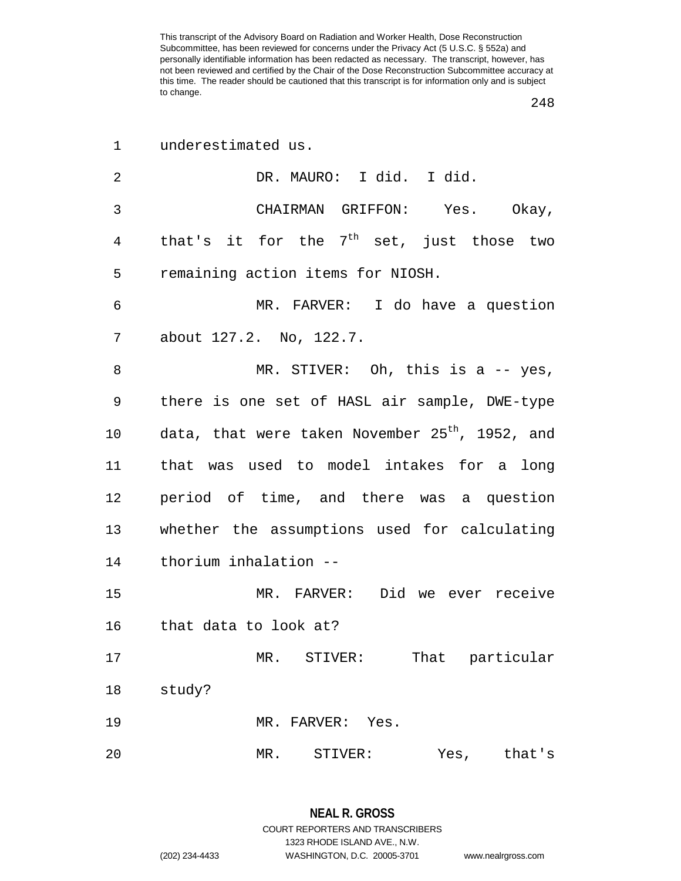underestimated us.

DR. MAURO: I did. I did.

CHAIRMAN GRIFFON: Yes. Okay, that's it for the 7th set, just those two remaining action items for NIOSH.

MR. FARVER: I do have a question about 127.2. No, 122.7.

MR. STIVER: Oh, this is a -- yes, there is one set of HASL air sample, DWE-type data, that were taken November 25th, 1952, and that was used to model intakes for a long period of time, and there was a question whether the assumptions used for calculating thorium inhalation --

MR. FARVER: Did we ever receive that data to look at?

MR. STIVER: That particular study?

MR. FARVER: Yes.

MR. STIVER: Yes, that's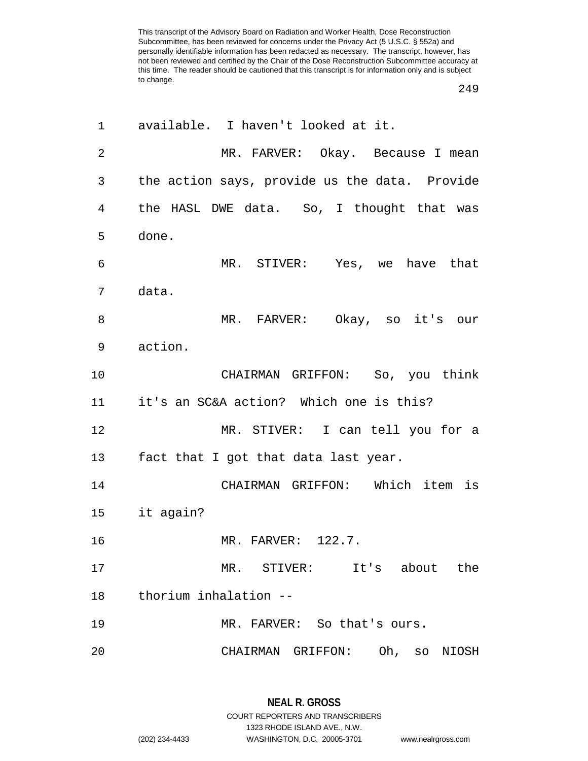available. I haven't looked at it.

MR. FARVER: Okay. Because I mean the action says, provide us the data. Provide the HASL DWE data. So, I thought that was done.

MR. STIVER: Yes, we have that data.

MR. FARVER: Okay, so it's our action.

CHAIRMAN GRIFFON: So, you think it's an SC&A action? Which one is this?

MR. STIVER: I can tell you for a fact that I got that data last year.

CHAIRMAN GRIFFON: Which item is it again?

MR. FARVER: 122.7.

MR. STIVER: It's about the thorium inhalation --

MR. FARVER: So that's ours.

CHAIRMAN GRIFFON: Oh, so NIOSH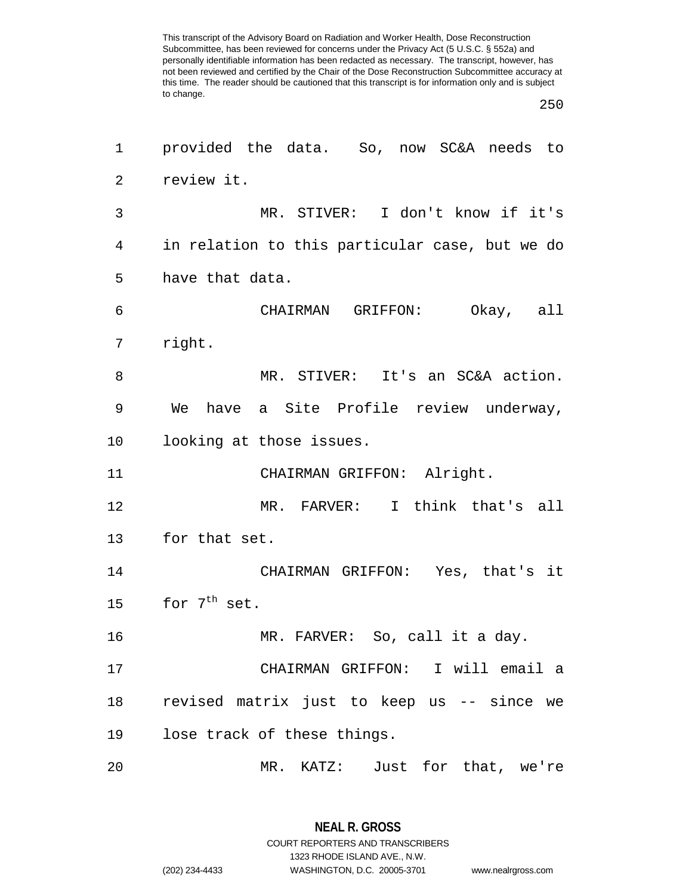provided the data. So, now SC&A needs to review it.

MR. STIVER: I don't know if it's in relation to this particular case, but we do have that data.

CHAIRMAN GRIFFON: Okay, all right.

MR. STIVER: It's an SC&A action. We have a Site Profile review underway, looking at those issues.

CHAIRMAN GRIFFON: Alright.

MR. FARVER: I think that's all for that set.

CHAIRMAN GRIFFON: Yes, that's it for 7th set.

MR. FARVER: So, call it a day.

CHAIRMAN GRIFFON: I will email a revised matrix just to keep us -- since we lose track of these things.

MR. KATZ: Just for that, we're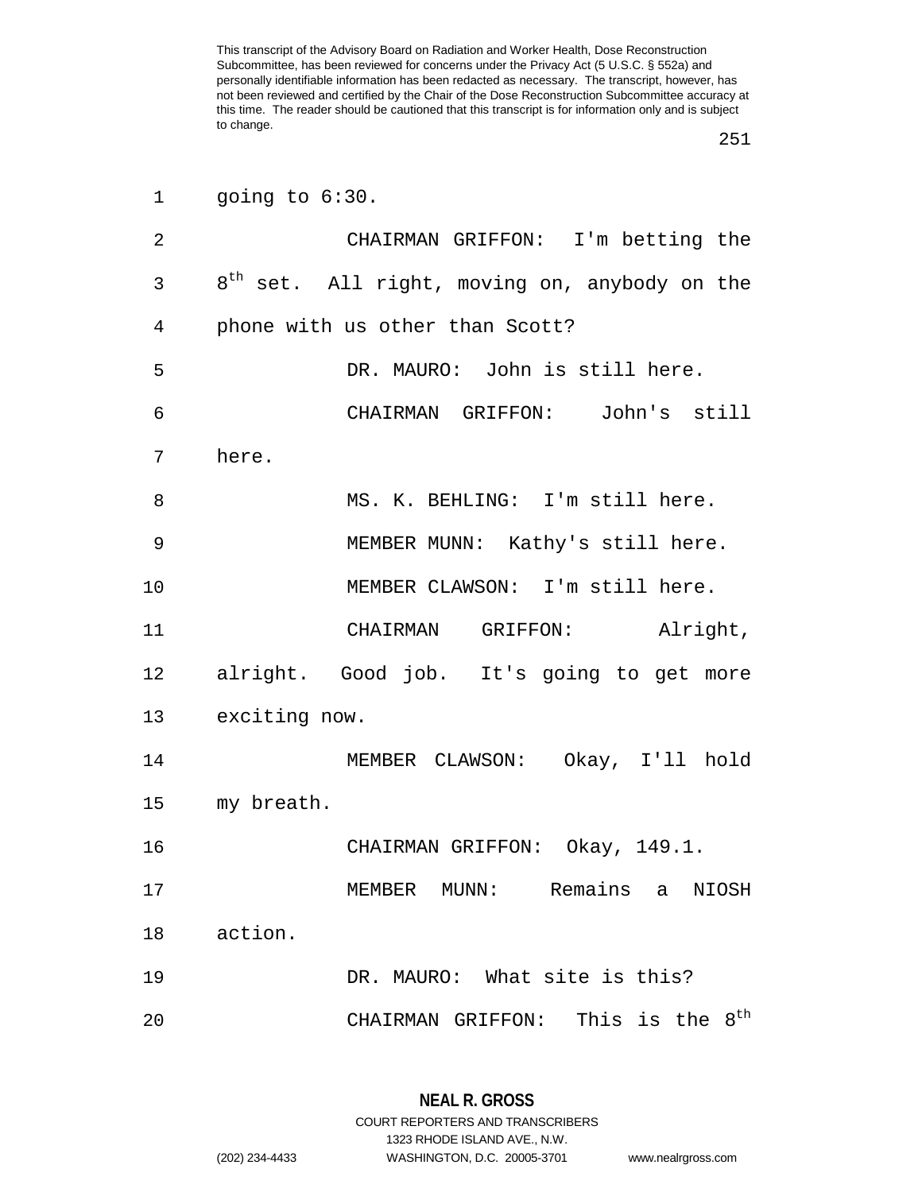going to 6:30.

CHAIRMAN GRIFFON: I'm betting the 8th set. All right, moving on, anybody on the phone with us other than Scott?

DR. MAURO: John is still here.

CHAIRMAN GRIFFON: John's still here.

MS. K. BEHLING: I'm still here.

MEMBER MUNN: Kathy's still here.

MEMBER CLAWSON: I'm still here.

CHAIRMAN GRIFFON: Alright, alright. Good job. It's going to get more exciting now.

MEMBER CLAWSON: Okay, I'll hold my breath.

CHAIRMAN GRIFFON: Okay, 149.1.

MEMBER MUNN: Remains a NIOSH action.

DR. MAURO: What site is this?

CHAIRMAN GRIFFON: This is the 8th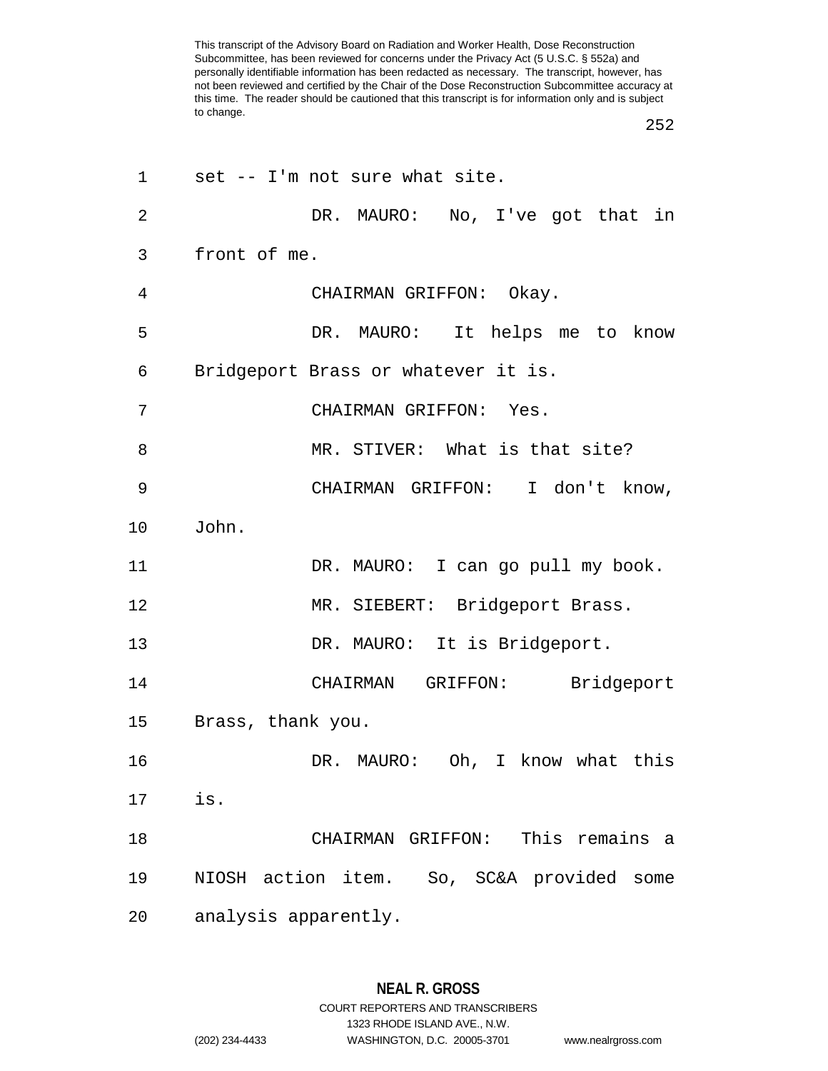set -- I'm not sure what site.

DR. MAURO: No, I've got that in front of me.

CHAIRMAN GRIFFON: Okay.

DR. MAURO: It helps me to know Bridgeport Brass or whatever it is.

CHAIRMAN GRIFFON: Yes.

MR. STIVER: What is that site?

CHAIRMAN GRIFFON: I don't know, John.

DR. MAURO: I can go pull my book.

MR. SIEBERT: Bridgeport Brass.

DR. MAURO: It is Bridgeport.

CHAIRMAN GRIFFON: Bridgeport Brass, thank you.

DR. MAURO: Oh, I know what this is.

CHAIRMAN GRIFFON: This remains a NIOSH action item. So, SC&A provided some analysis apparently.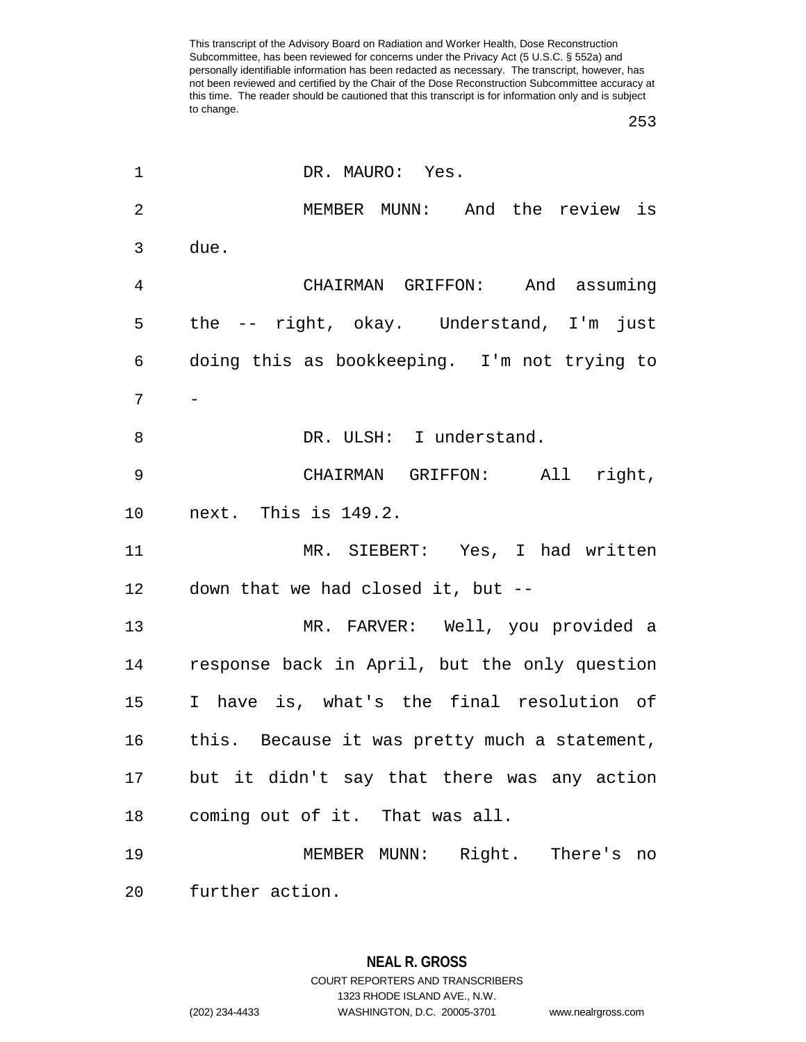DR. MAURO: Yes.

MEMBER MUNN: And the review is due.

CHAIRMAN GRIFFON: And assuming the -- right, okay. Understand, I'm just doing this as bookkeeping. I'm not trying to -

DR. ULSH: I understand.

CHAIRMAN GRIFFON: All right, next. This is 149.2.

MR. SIEBERT: Yes, I had written down that we had closed it, but --

MR. FARVER: Well, you provided a response back in April, but the only question I have is, what's the final resolution of this. Because it was pretty much a statement, but it didn't say that there was any action coming out of it. That was all.

MEMBER MUNN: Right. There's no further action.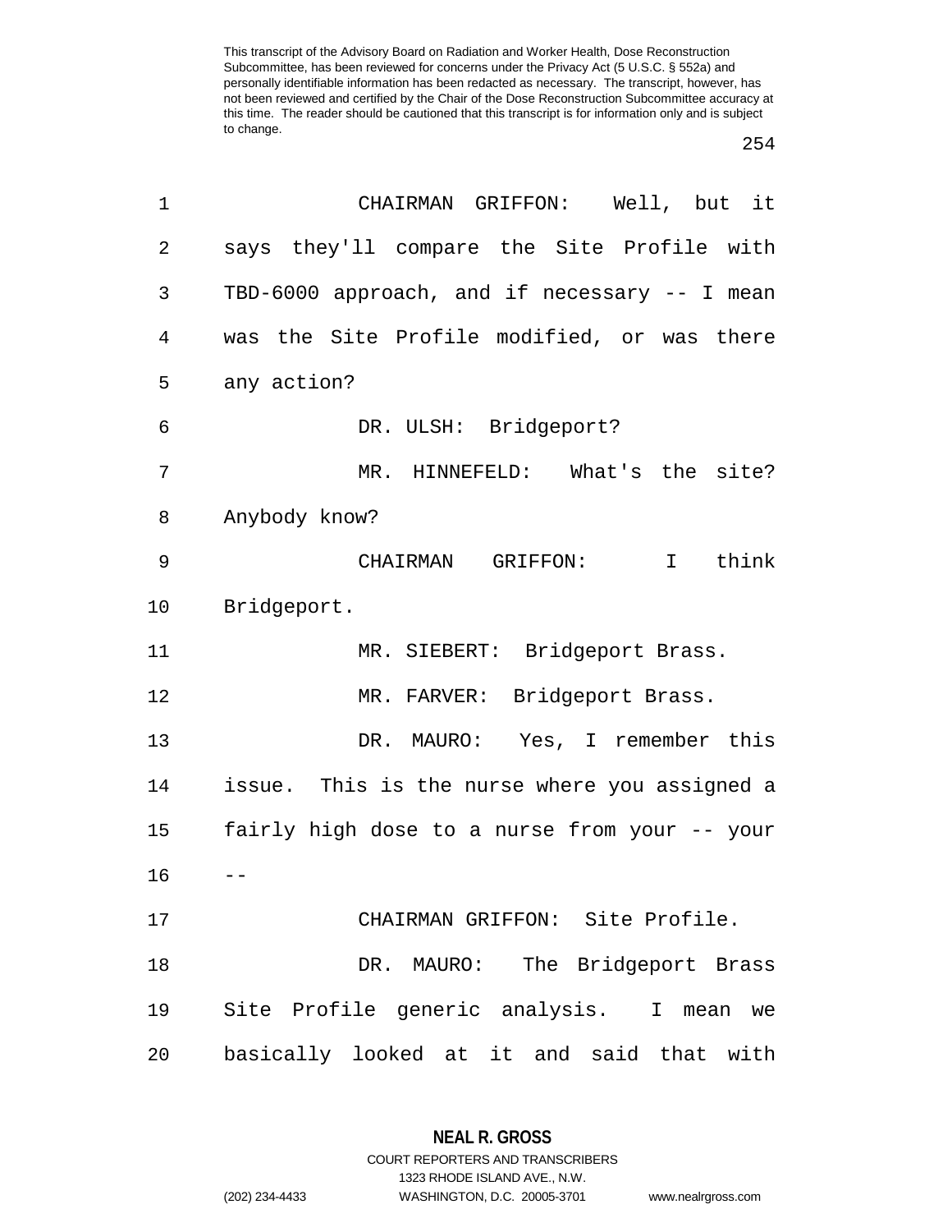This transcript of the Advisory Board on Radiation and Worker Health, Dose Reconstruction Subcommittee, has been reviewed for concerns under the Privacy Act (5 U.S.C. § 552a) and personally identifiable information has been redacted as necessary. The transcript, however, has not been reviewed and certified by the Chair of the Dose Reconstruction Subcommittee accuracy at this time. The reader should be cautioned that this transcript is for information only and is subject to change.

CHAIRMAN GRIFFON: Well, but it says they'll compare the Site Profile with TBD-6000 approach, and if necessary -- I mean was the Site Profile modified, or was there any action?

DR. ULSH: Bridgeport?

MR. HINNEFELD: What's the site? Anybody know?

CHAIRMAN GRIFFON: I think Bridgeport.

MR. SIEBERT: Bridgeport Brass.

MR. FARVER: Bridgeport Brass.

DR. MAURO: Yes, I remember this issue. This is the nurse where you assigned a fairly high dose to a nurse from your -- your --

CHAIRMAN GRIFFON: Site Profile.

DR. MAURO: The Bridgeport Brass Site Profile generic analysis. I mean we basically looked at it and said that with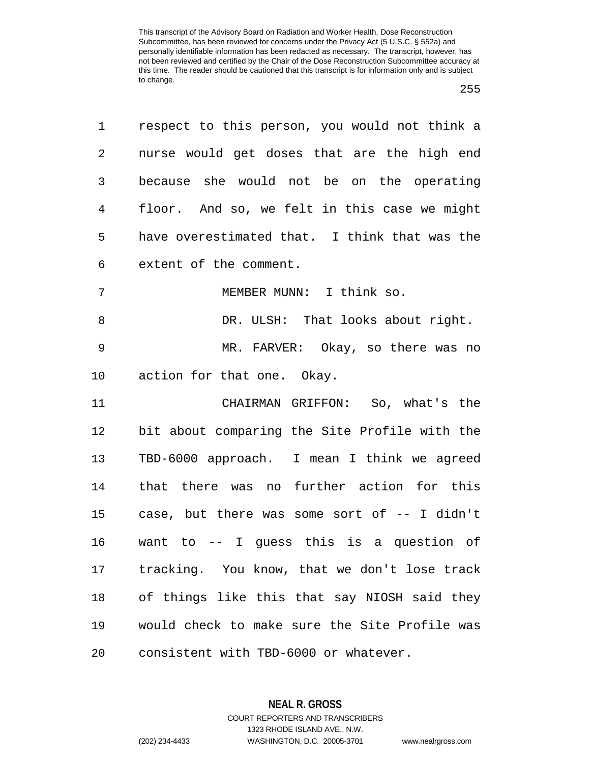respect to this person, you would not think a nurse would get doses that are the high end because she would not be on the operating floor. And so, we felt in this case we might have overestimated that. I think that was the extent of the comment.

MEMBER MUNN: I think so.

DR. ULSH: That looks about right.

MR. FARVER: Okay, so there was no action for that one. Okay.

CHAIRMAN GRIFFON: So, what's the bit about comparing the Site Profile with the TBD-6000 approach. I mean I think we agreed that there was no further action for this case, but there was some sort of -- I didn't want to -- I guess this is a question of tracking. You know, that we don't lose track of things like this that say NIOSH said they would check to make sure the Site Profile was consistent with TBD-6000 or whatever.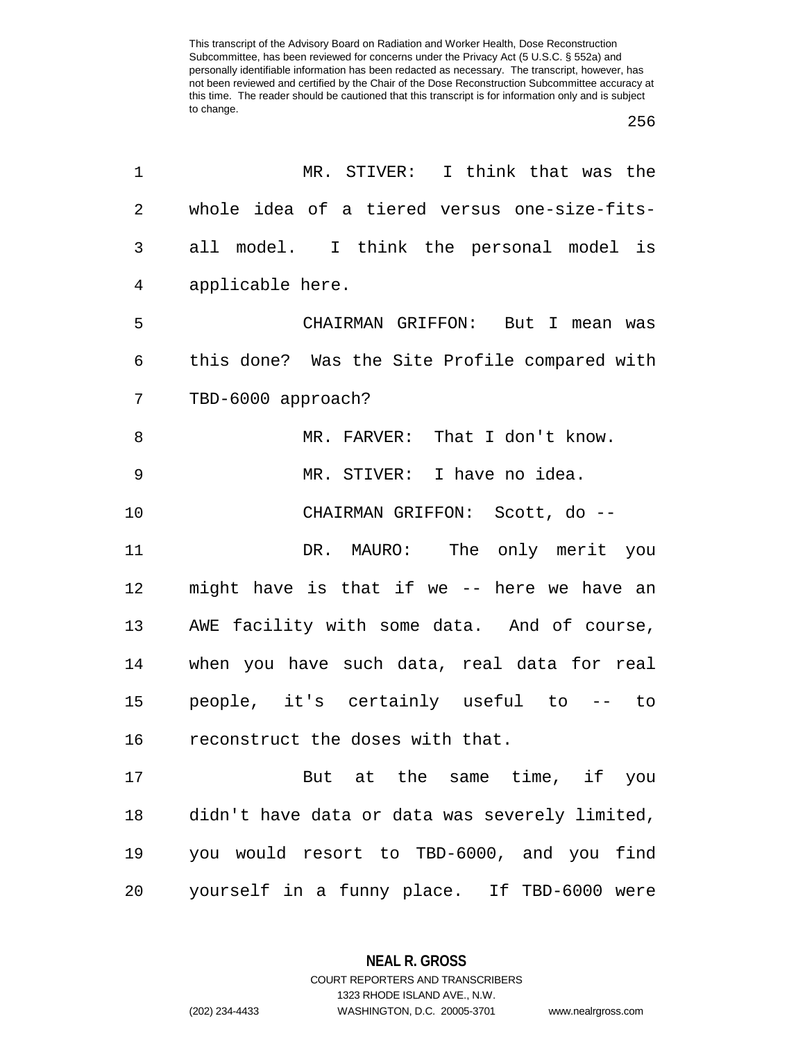MR. STIVER: I think that was the whole idea of a tiered versus one-size-fits-all model. I think the personal model is applicable here.

CHAIRMAN GRIFFON: But I mean was this done? Was the Site Profile compared with TBD-6000 approach?

MR. FARVER: That I don't know.

MR. STIVER: I have no idea.

CHAIRMAN GRIFFON: Scott, do --

DR. MAURO: The only merit you might have is that if we -- here we have an AWE facility with some data. And of course, when you have such data, real data for real people, it's certainly useful to -- to reconstruct the doses with that.

But at the same time, if you didn't have data or data was severely limited, you would resort to TBD-6000, and you find yourself in a funny place. If TBD-6000 were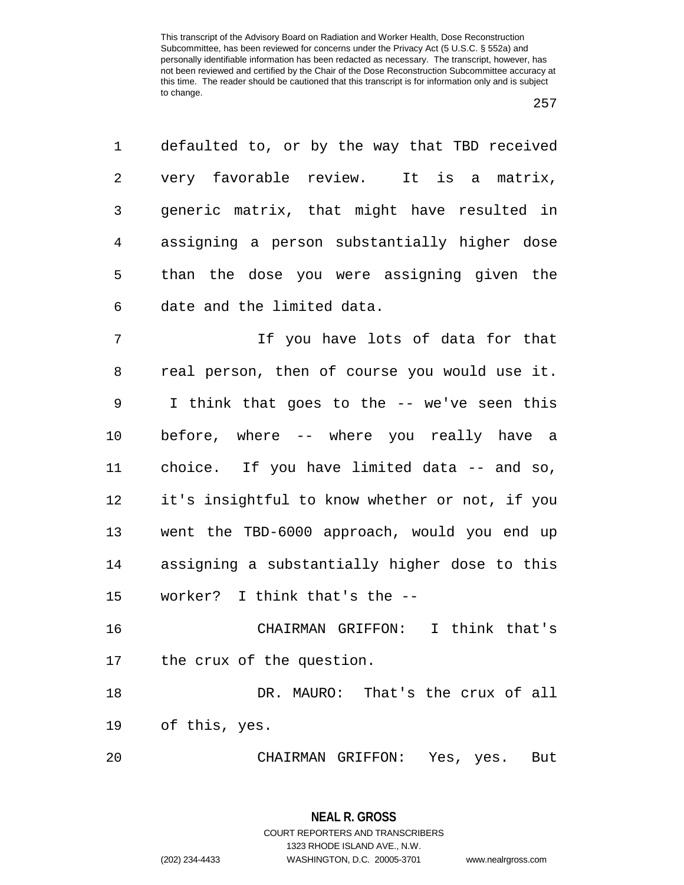defaulted to, or by the way that TBD received very favorable review. It is a matrix, generic matrix, that might have resulted in assigning a person substantially higher dose than the dose you were assigning given the date and the limited data.

If you have lots of data for that real person, then of course you would use it. I think that goes to the -- we've seen this before, where -- where you really have a choice. If you have limited data -- and so, it's insightful to know whether or not, if you went the TBD-6000 approach, would you end up assigning a substantially higher dose to this worker? I think that's the --

CHAIRMAN GRIFFON: I think that's the crux of the question.

DR. MAURO: That's the crux of all of this, yes.

CHAIRMAN GRIFFON: Yes, yes. But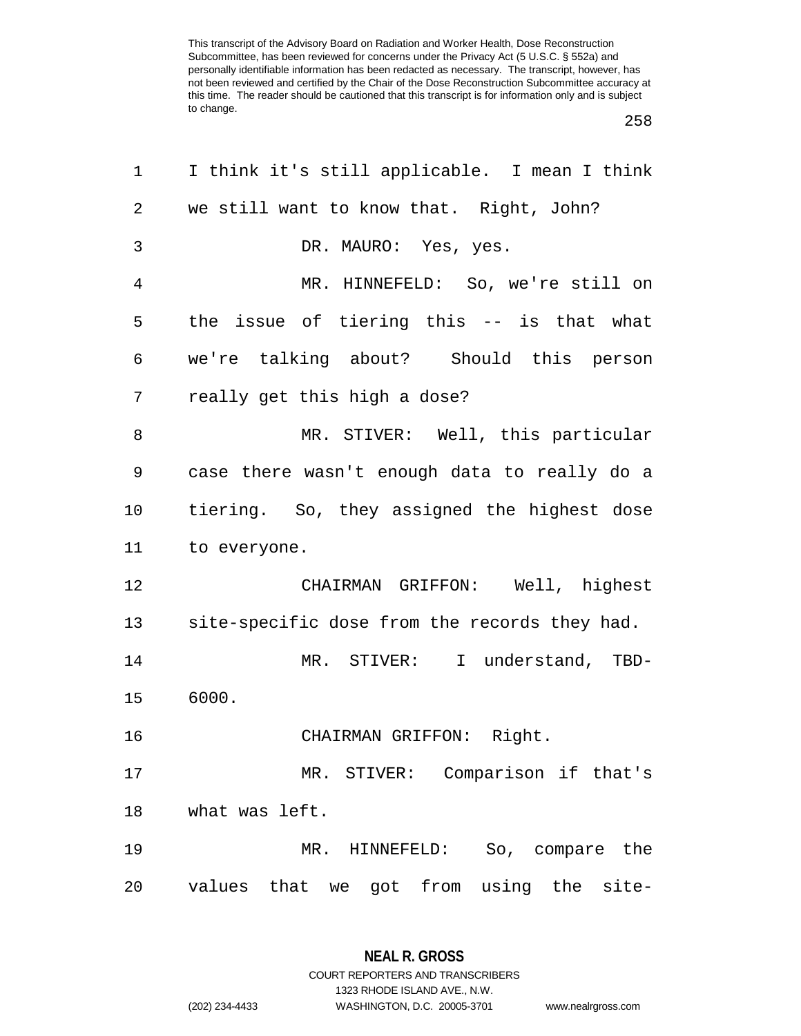I think it's still applicable. I mean I think we still want to know that. Right, John?

DR. MAURO: Yes, yes.

MR. HINNEFELD: So, we're still on the issue of tiering this -- is that what we're talking about? Should this person really get this high a dose?

MR. STIVER: Well, this particular case there wasn't enough data to really do a tiering. So, they assigned the highest dose to everyone.

CHAIRMAN GRIFFON: Well, highest site-specific dose from the records they had.

MR. STIVER: I understand, TBD-6000.

CHAIRMAN GRIFFON: Right.

MR. STIVER: Comparison if that's what was left.

MR. HINNEFELD: So, compare the values that we got from using the site-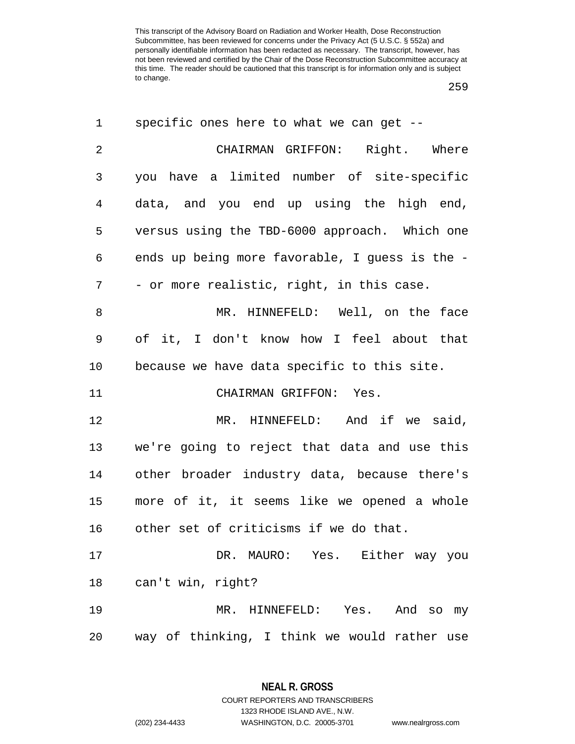specific ones here to what we can get --

CHAIRMAN GRIFFON: Right. Where you have a limited number of site-specific data, and you end up using the high end, versus using the TBD-6000 approach. Which one ends up being more favorable, I guess is the -- or more realistic, right, in this case.

MR. HINNEFELD: Well, on the face of it, I don't know how I feel about that because we have data specific to this site.

CHAIRMAN GRIFFON: Yes.

MR. HINNEFELD: And if we said, we're going to reject that data and use this other broader industry data, because there's more of it, it seems like we opened a whole other set of criticisms if we do that.

DR. MAURO: Yes. Either way you can't win, right?

MR. HINNEFELD: Yes. And so my way of thinking, I think we would rather use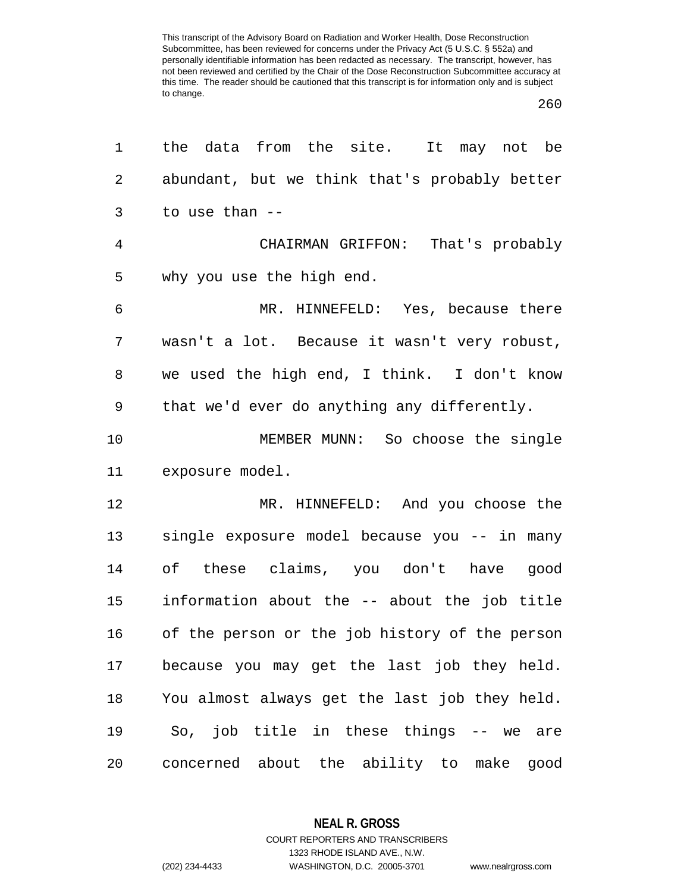the data from the site. It may not be abundant, but we think that's probably better to use than --

CHAIRMAN GRIFFON: That's probably why you use the high end.

MR. HINNEFELD: Yes, because there wasn't a lot. Because it wasn't very robust, we used the high end, I think. I don't know that we'd ever do anything any differently.

MEMBER MUNN: So choose the single exposure model.

MR. HINNEFELD: And you choose the single exposure model because you -- in many of these claims, you don't have good information about the -- about the job title of the person or the job history of the person because you may get the last job they held. You almost always get the last job they held. So, job title in these things -- we are concerned about the ability to make good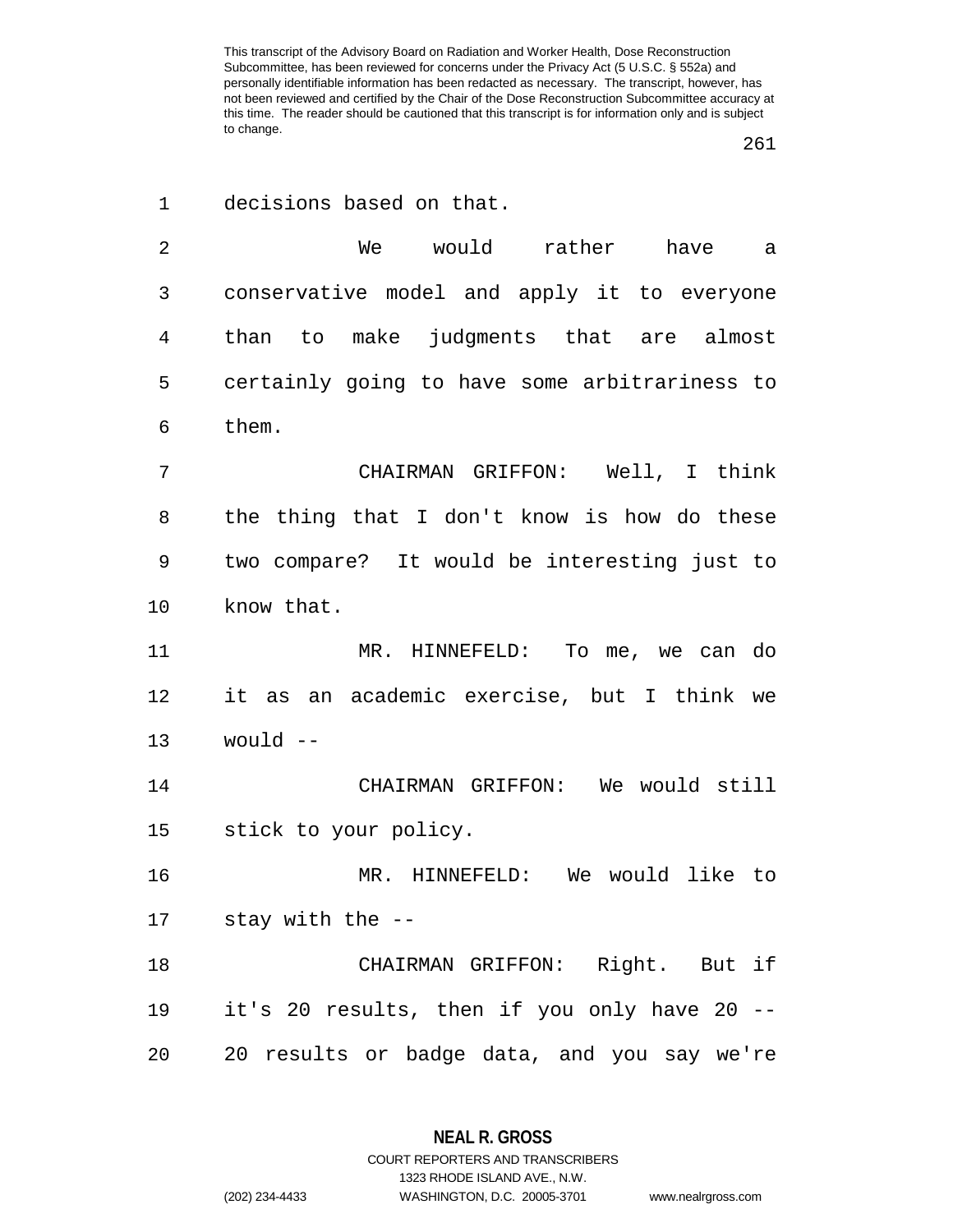decisions based on that.

We would rather have a conservative model and apply it to everyone than to make judgments that are almost certainly going to have some arbitrariness to them.

CHAIRMAN GRIFFON: Well, I think the thing that I don't know is how do these two compare? It would be interesting just to know that.

MR. HINNEFELD: To me, we can do it as an academic exercise, but I think we would --

CHAIRMAN GRIFFON: We would still stick to your policy.

MR. HINNEFELD: We would like to stay with the --

CHAIRMAN GRIFFON: Right. But if it's 20 results, then if you only have 20 -- 20 results or badge data, and you say we're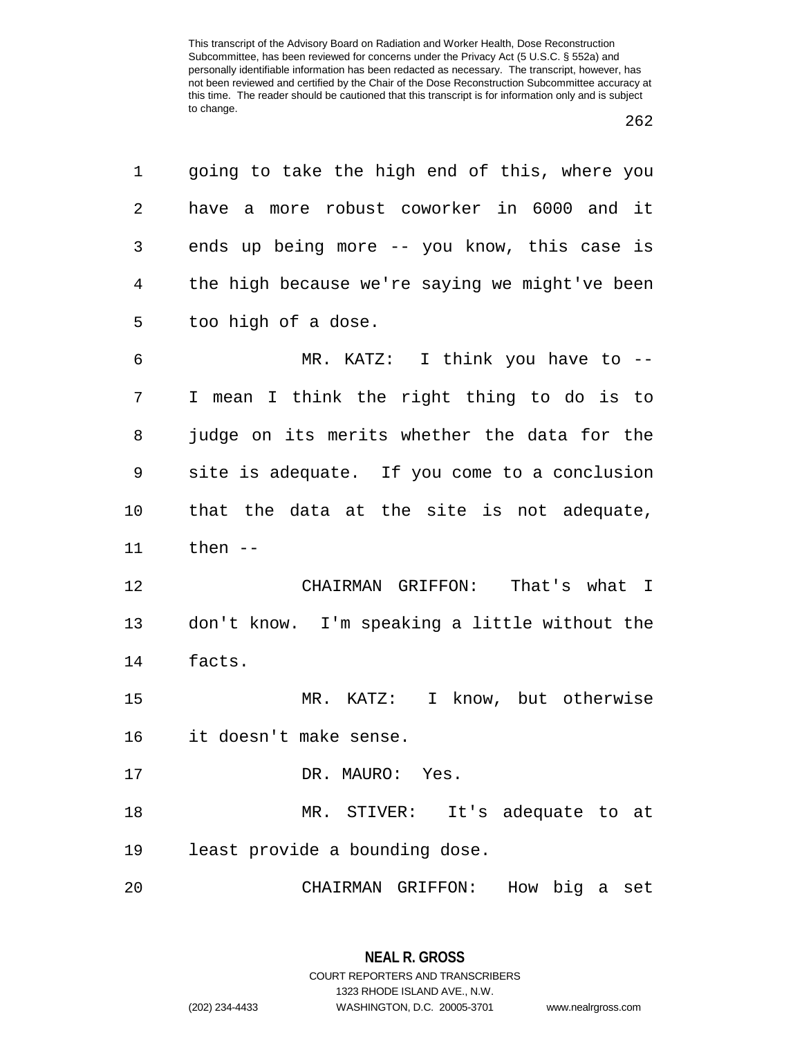going to take the high end of this, where you have a more robust coworker in 6000 and it ends up being more -- you know, this case is the high because we're saying we might've been too high of a dose.

MR. KATZ: I think you have to -- I mean I think the right thing to do is to judge on its merits whether the data for the site is adequate. If you come to a conclusion that the data at the site is not adequate, then --

CHAIRMAN GRIFFON: That's what I don't know. I'm speaking a little without the facts.

MR. KATZ: I know, but otherwise it doesn't make sense.

DR. MAURO: Yes.

MR. STIVER: It's adequate to at least provide a bounding dose.

CHAIRMAN GRIFFON: How big a set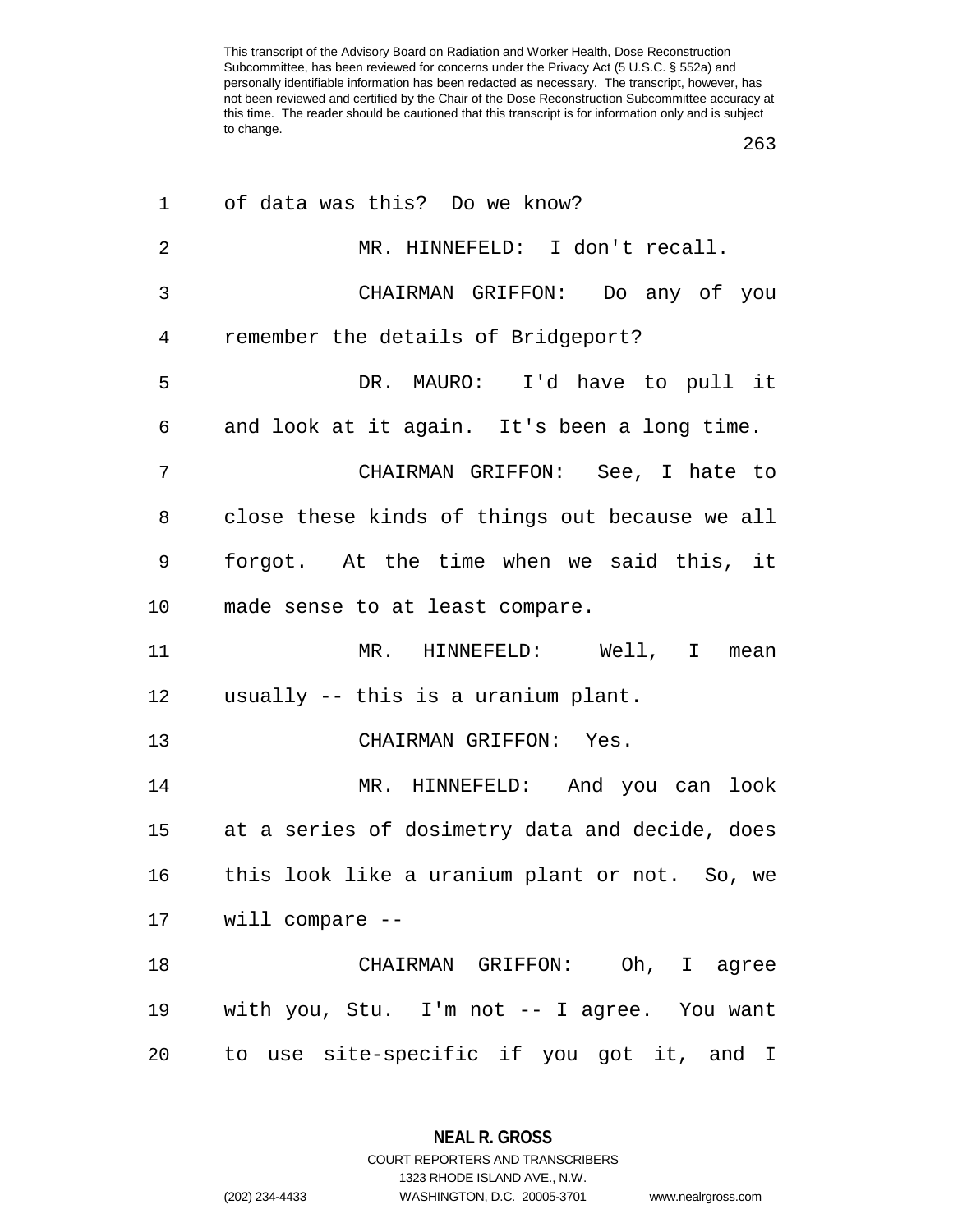of data was this? Do we know?

MR. HINNEFELD: I don't recall.

CHAIRMAN GRIFFON: Do any of you remember the details of Bridgeport?

DR. MAURO: I'd have to pull it and look at it again. It's been a long time.

CHAIRMAN GRIFFON: See, I hate to close these kinds of things out because we all forgot. At the time when we said this, it made sense to at least compare.

MR. HINNEFELD: Well, I mean usually -- this is a uranium plant.

CHAIRMAN GRIFFON: Yes.

MR. HINNEFELD: And you can look at a series of dosimetry data and decide, does this look like a uranium plant or not. So, we will compare --

CHAIRMAN GRIFFON: Oh, I agree with you, Stu. I'm not -- I agree. You want to use site-specific if you got it, and I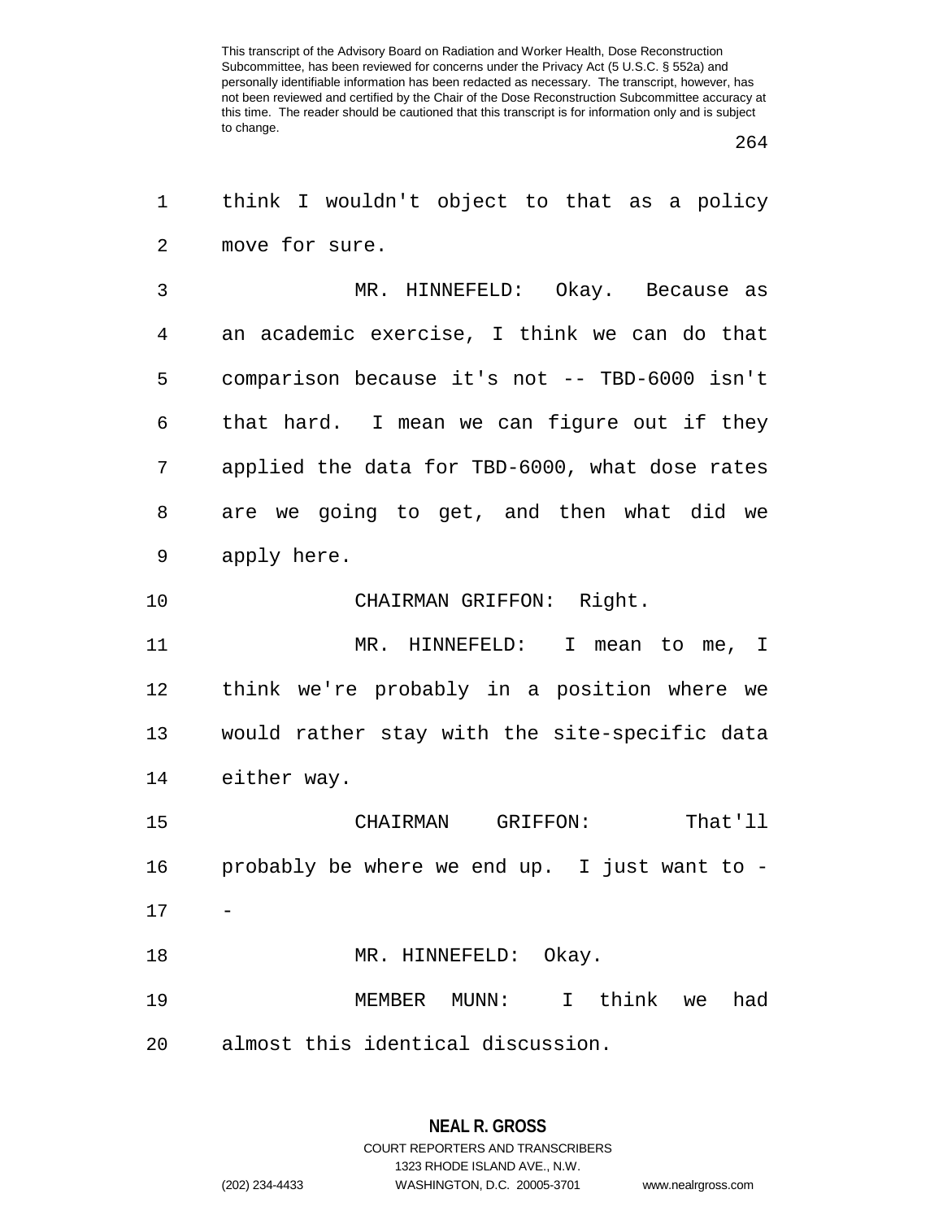think I wouldn't object to that as a policy move for sure.

MR. HINNEFELD: Okay. Because as an academic exercise, I think we can do that comparison because it's not -- TBD-6000 isn't that hard. I mean we can figure out if they applied the data for TBD-6000, what dose rates are we going to get, and then what did we apply here.

CHAIRMAN GRIFFON: Right.

MR. HINNEFELD: I mean to me, I think we're probably in a position where we would rather stay with the site-specific data either way.

CHAIRMAN GRIFFON: That'll probably be where we end up. I just want to --

MR. HINNEFELD: Okay.

MEMBER MUNN: I think we had almost this identical discussion.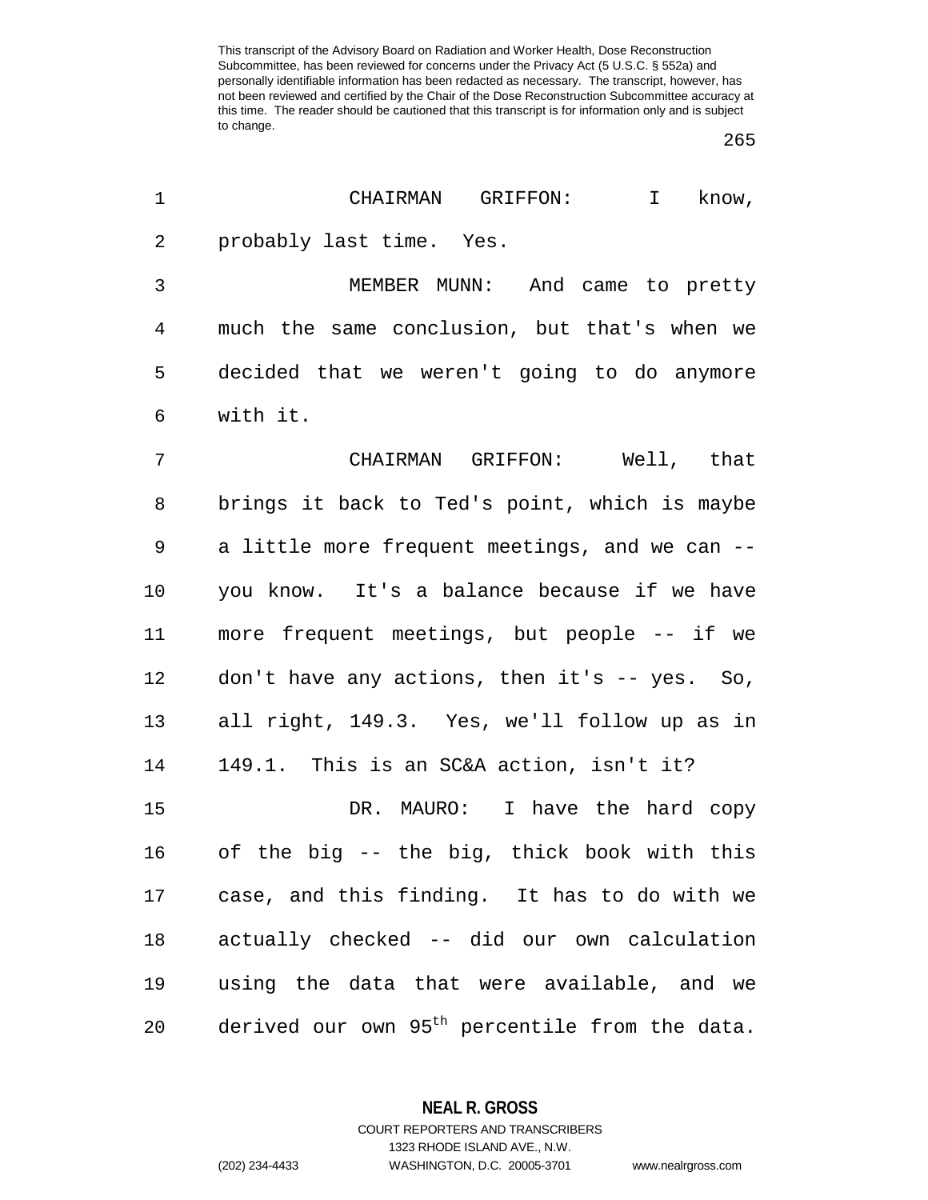CHAIRMAN GRIFFON: I know, probably last time. Yes.

MEMBER MUNN: And came to pretty much the same conclusion, but that's when we decided that we weren't going to do anymore with it.

CHAIRMAN GRIFFON: Well, that brings it back to Ted's point, which is maybe a little more frequent meetings, and we can -- you know. It's a balance because if we have more frequent meetings, but people -- if we don't have any actions, then it's -- yes. So, all right, 149.3. Yes, we'll follow up as in 149.1. This is an SC&A action, isn't it?

DR. MAURO: I have the hard copy of the big -- the big, thick book with this case, and this finding. It has to do with we actually checked -- did our own calculation using the data that were available, and we derived our own 95$^{th}$ percentile from the data.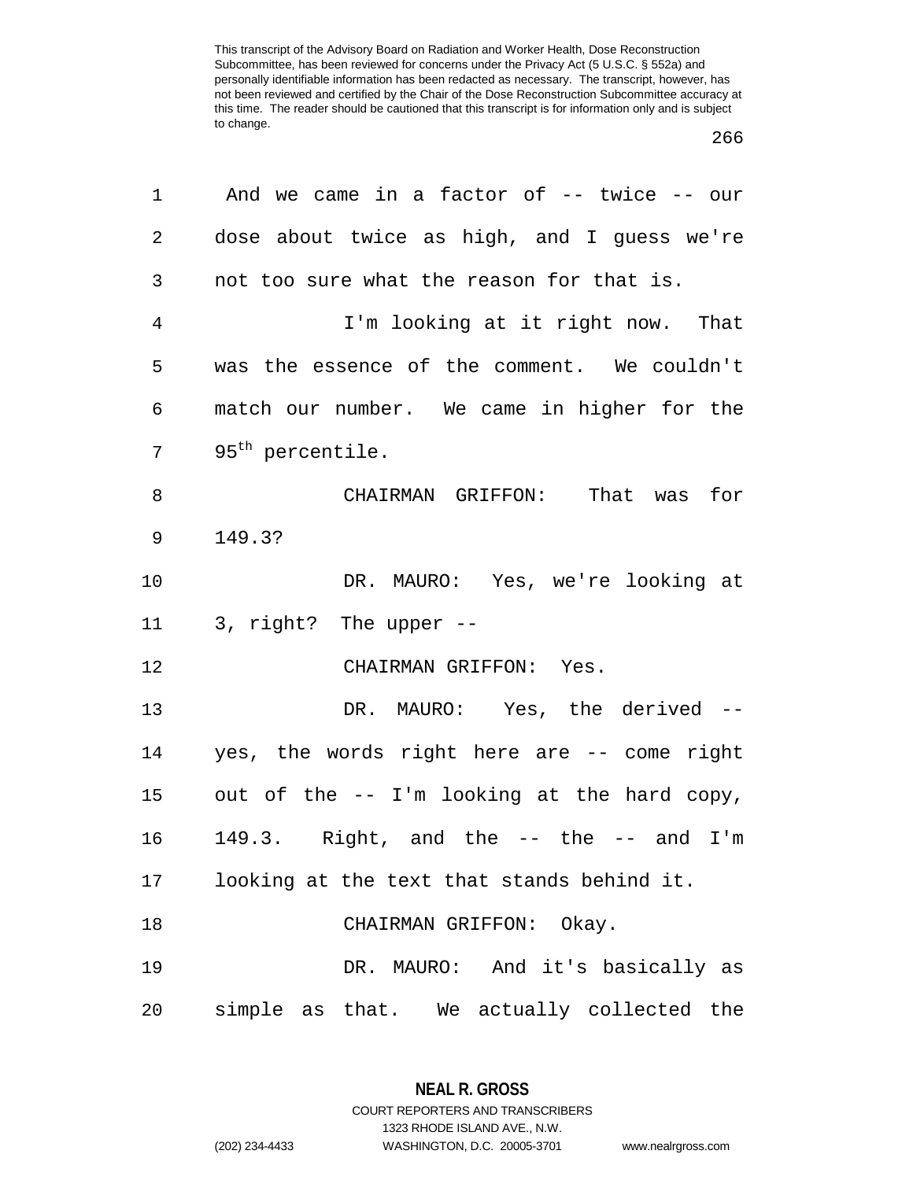And we came in a factor of -- twice -- our dose about twice as high, and I guess we're not too sure what the reason for that is.

I'm looking at it right now. That was the essence of the comment. We couldn't match our number. We came in higher for the $95^{th}$ percentile.

CHAIRMAN GRIFFON: That was for 149.3?

DR. MAURO: Yes, we're looking at 3, right? The upper --

CHAIRMAN GRIFFON: Yes.

DR. MAURO: Yes, the derived -- yes, the words right here are -- come right out of the -- I'm looking at the hard copy, 149.3. Right, and the -- the -- and I'm looking at the text that stands behind it.

CHAIRMAN GRIFFON: Okay.

DR. MAURO: And it's basically as simple as that. We actually collected the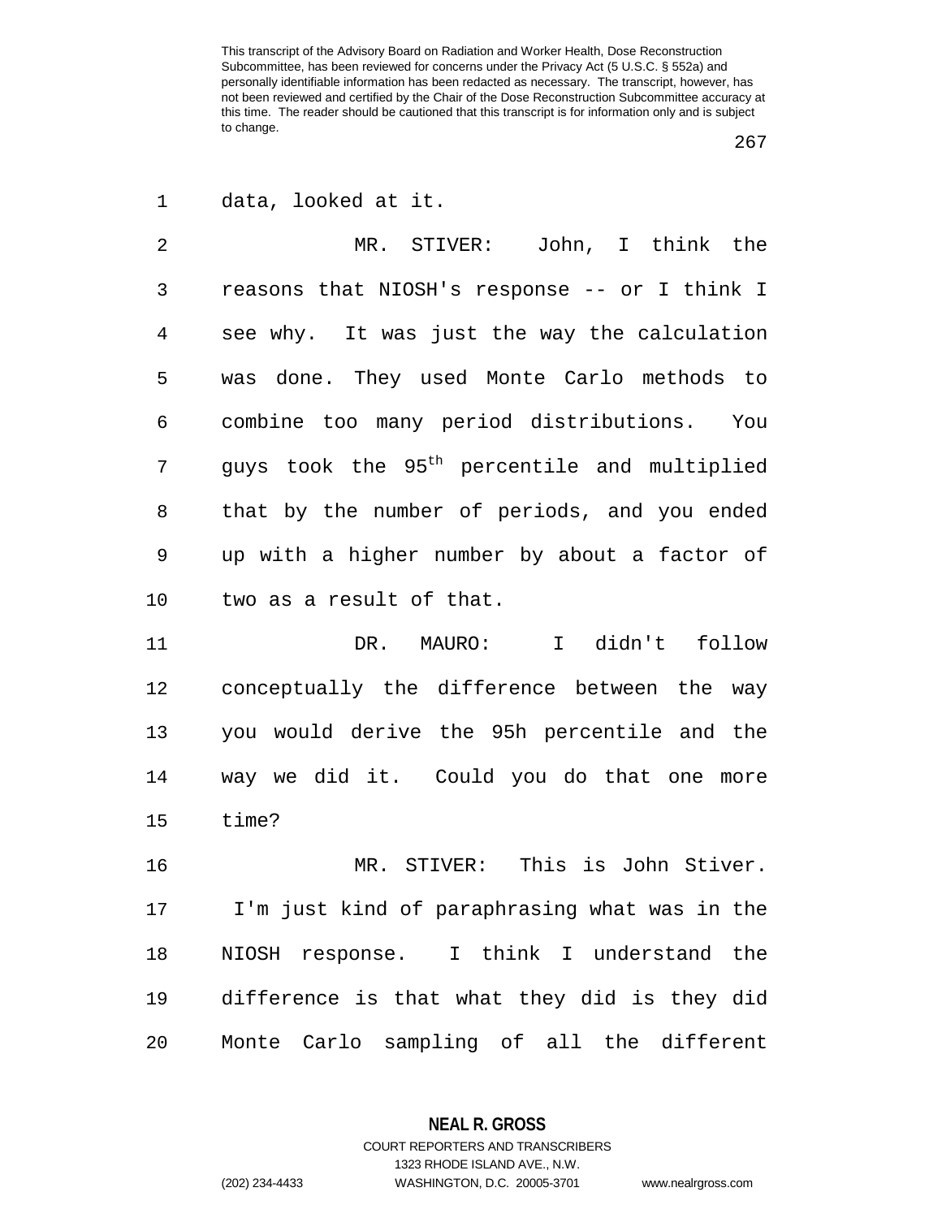data, looked at it.

MR. STIVER: John, I think the reasons that NIOSH's response -- or I think I see why. It was just the way the calculation was done. They used Monte Carlo methods to combine too many period distributions. You guys took the $95^{th}$ percentile and multiplied that by the number of periods, and you ended up with a higher number by about a factor of two as a result of that.

DR. MAURO: I didn't follow conceptually the difference between the way you would derive the 95h percentile and the way we did it. Could you do that one more time?

MR. STIVER: This is John Stiver. I'm just kind of paraphrasing what was in the NIOSH response. I think I understand the difference is that what they did is they did Monte Carlo sampling of all the different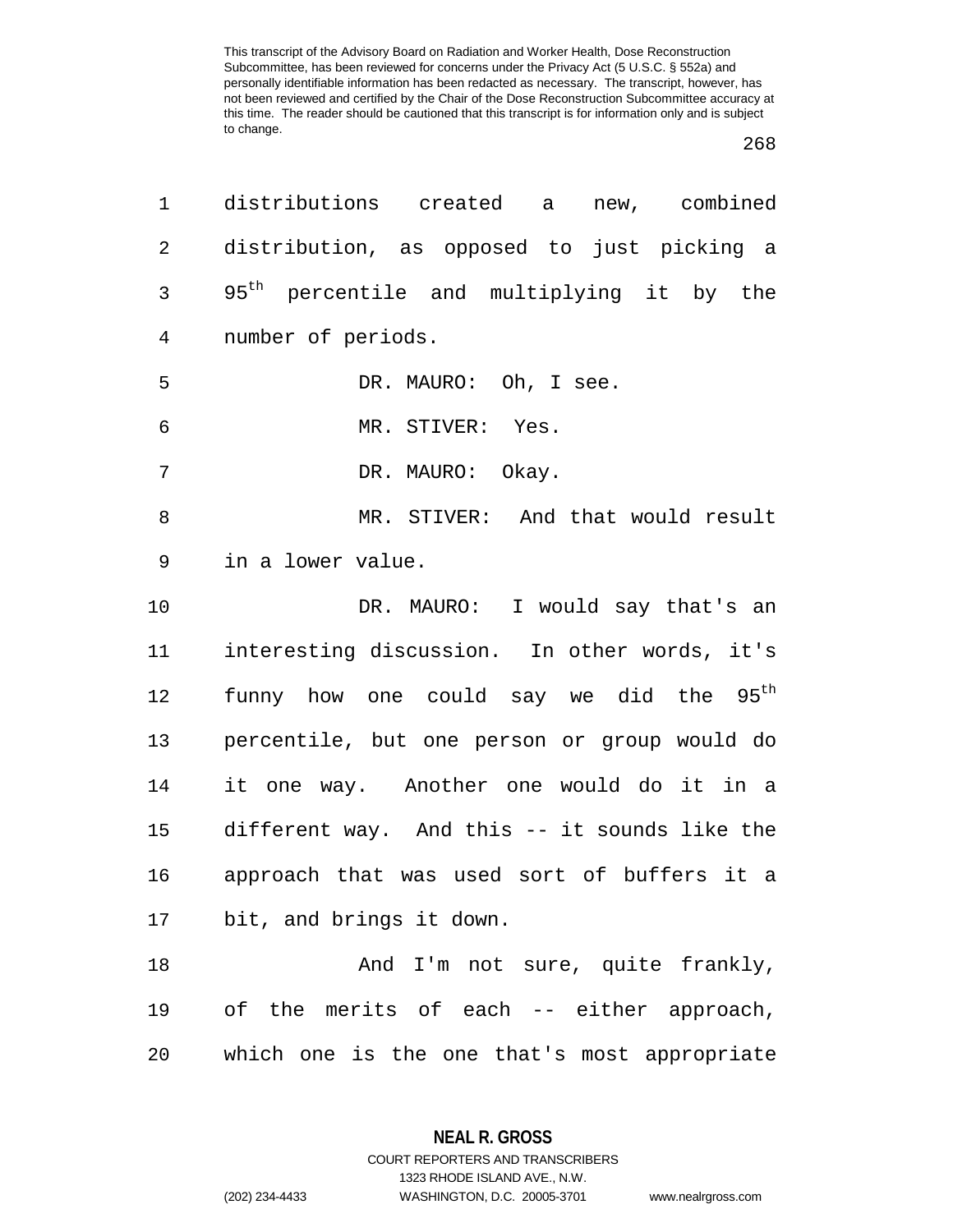distributions created a new, combined distribution, as opposed to just picking a 95$^{th}$ percentile and multiplying it by the number of periods.

DR. MAURO: Oh, I see.

MR. STIVER: Yes.

DR. MAURO: Okay.

MR. STIVER: And that would result in a lower value.

DR. MAURO: I would say that's an interesting discussion. In other words, it's funny how one could say we did the 95$^{th}$ percentile, but one person or group would do it one way. Another one would do it in a different way. And this -- it sounds like the approach that was used sort of buffers it a bit, and brings it down.

And I'm not sure, quite frankly, of the merits of each -- either approach, which one is the one that's most appropriate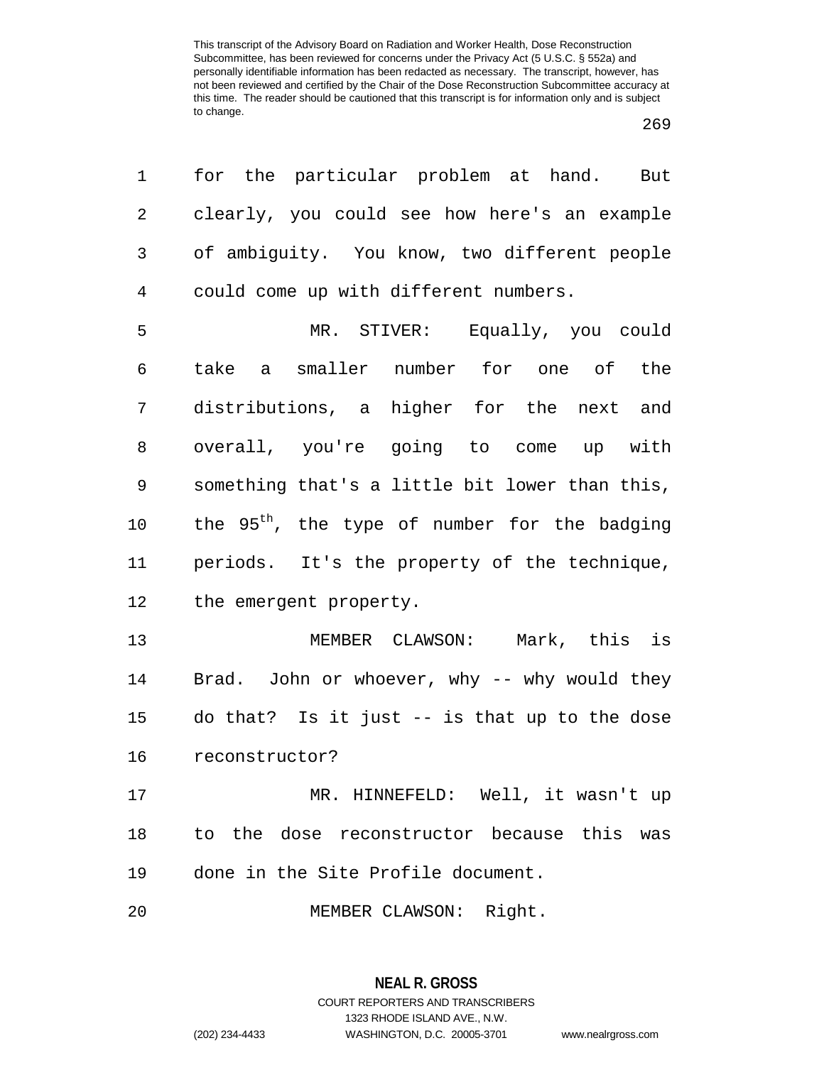for the particular problem at hand. But clearly, you could see how here's an example of ambiguity. You know, two different people could come up with different numbers.

MR. STIVER: Equally, you could take a smaller number for one of the distributions, a higher for the next and overall, you're going to come up with something that's a little bit lower than this, the $95^{th}$, the type of number for the badging periods. It's the property of the technique, the emergent property.

MEMBER CLAWSON: Mark, this is Brad. John or whoever, why -- why would they do that? Is it just -- is that up to the dose reconstructor?

MR. HINNEFELD: Well, it wasn't up to the dose reconstructor because this was done in the Site Profile document.

MEMBER CLAWSON: Right.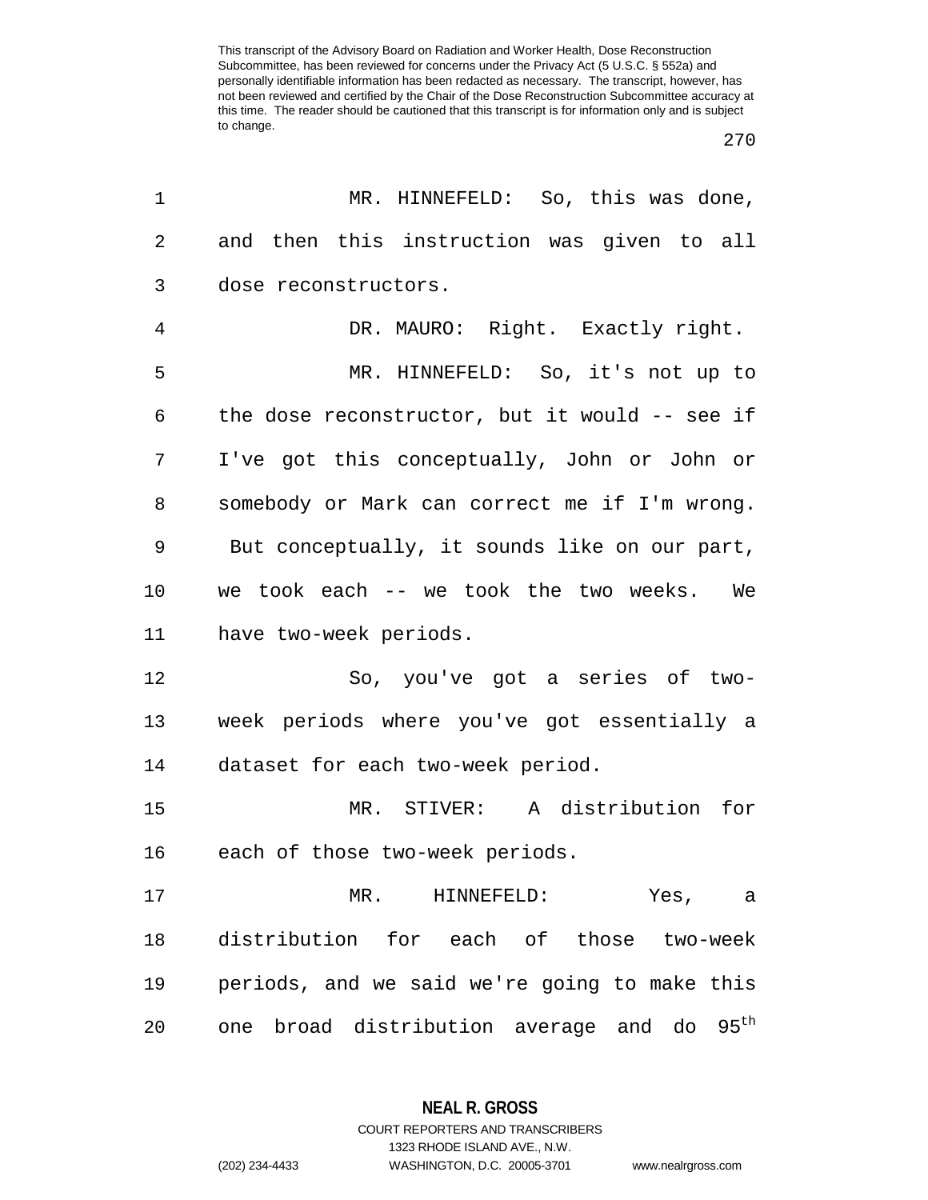MR. HINNEFELD: So, this was done, and then this instruction was given to all dose reconstructors.

DR. MAURO: Right. Exactly right.

MR. HINNEFELD: So, it's not up to the dose reconstructor, but it would -- see if I've got this conceptually, John or John or somebody or Mark can correct me if I'm wrong. But conceptually, it sounds like on our part, we took each -- we took the two weeks. We have two-week periods.

So, you've got a series of two-week periods where you've got essentially a dataset for each two-week period.

MR. STIVER: A distribution for each of those two-week periods.

MR. HINNEFELD: Yes, a distribution for each of those two-week periods, and we said we're going to make this one broad distribution average and do 95th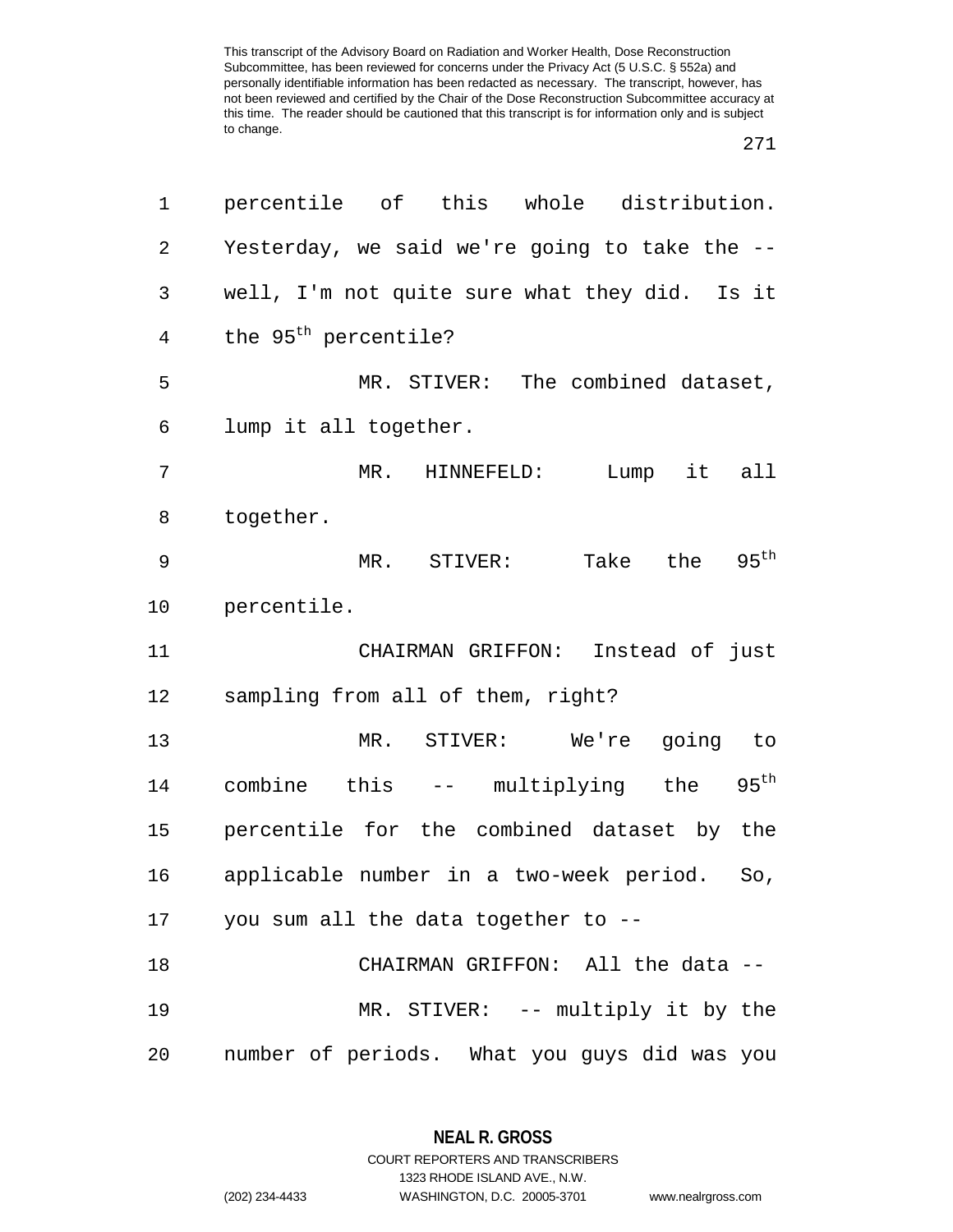percentile of this whole distribution. Yesterday, we said we're going to take the -- well, I'm not quite sure what they did. Is it the 95$^{th}$ percentile?

MR. STIVER: The combined dataset, lump it all together.

MR. HINNEFELD: Lump it all together.

MR. STIVER: Take the 95$^{th}$ percentile.

CHAIRMAN GRIFFON: Instead of just sampling from all of them, right?

MR. STIVER: We're going to combine this -- multiplying the 95$^{th}$ percentile for the combined dataset by the applicable number in a two-week period. So, you sum all the data together to --

CHAIRMAN GRIFFON: All the data --

MR. STIVER: -- multiply it by the number of periods. What you guys did was you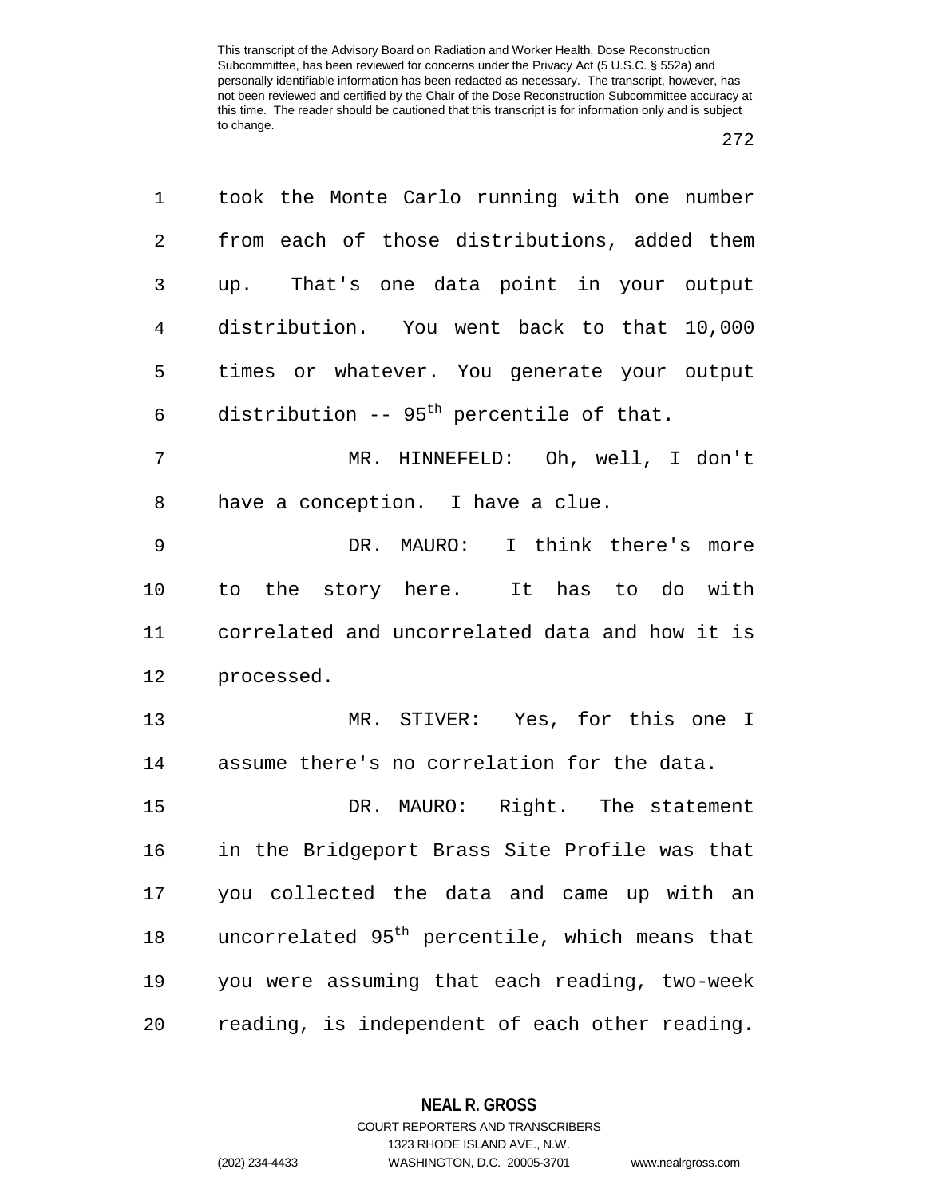took the Monte Carlo running with one number from each of those distributions, added them up. That's one data point in your output distribution. You went back to that 10,000 times or whatever. You generate your output distribution -- $95^{th}$ percentile of that.

MR. HINNEFELD: Oh, well, I don't have a conception. I have a clue.

DR. MAURO: I think there's more to the story here. It has to do with correlated and uncorrelated data and how it is processed.

MR. STIVER: Yes, for this one I assume there's no correlation for the data.

DR. MAURO: Right. The statement in the Bridgeport Brass Site Profile was that you collected the data and came up with an uncorrelated $95^{th}$ percentile, which means that you were assuming that each reading, two-week reading, is independent of each other reading.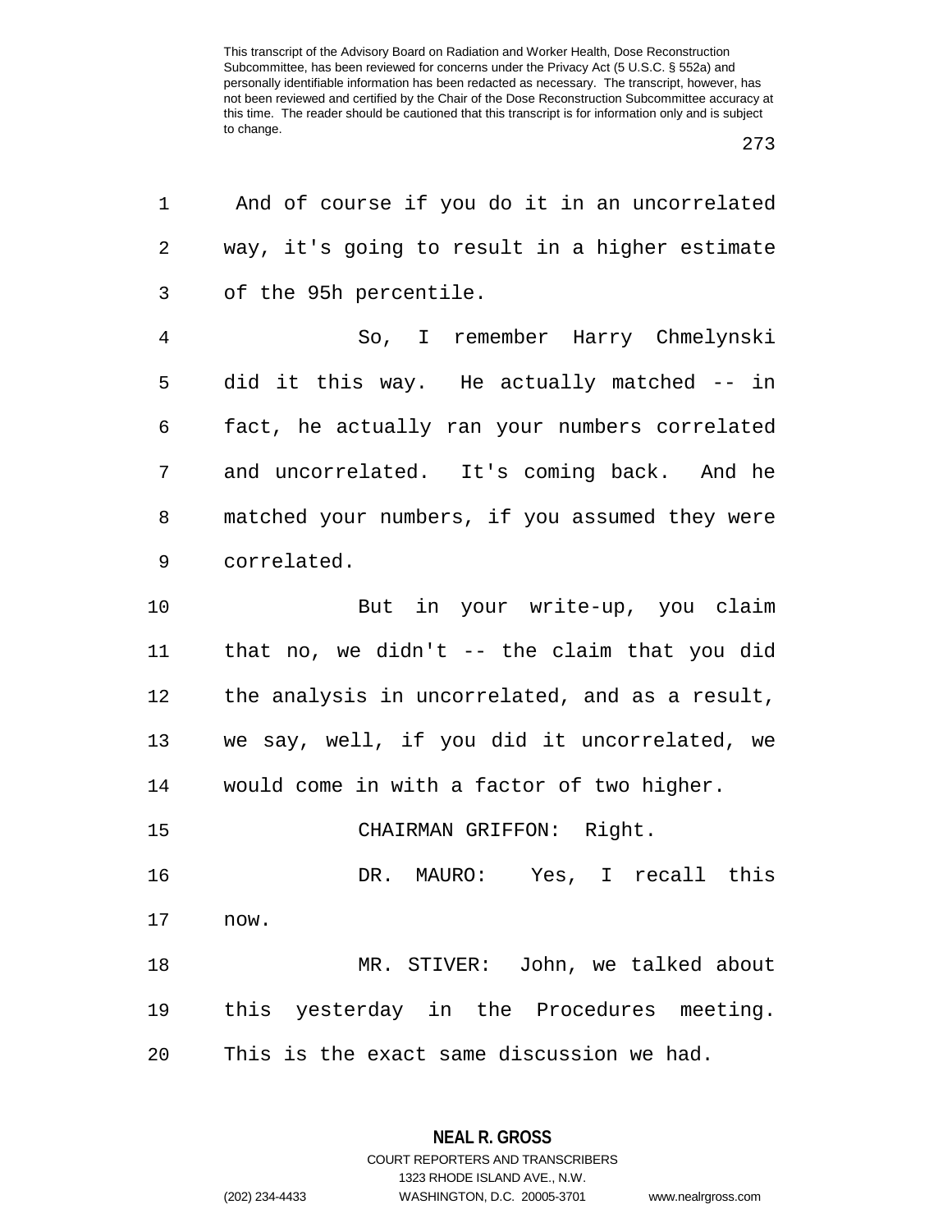And of course if you do it in an uncorrelated way, it's going to result in a higher estimate of the 95h percentile.

So, I remember Harry Chmelynski did it this way. He actually matched -- in fact, he actually ran your numbers correlated and uncorrelated. It's coming back. And he matched your numbers, if you assumed they were correlated.

But in your write-up, you claim that no, we didn't -- the claim that you did the analysis in uncorrelated, and as a result, we say, well, if you did it uncorrelated, we would come in with a factor of two higher.

CHAIRMAN GRIFFON: Right.

DR. MAURO: Yes, I recall this now.

MR. STIVER: John, we talked about this yesterday in the Procedures meeting. This is the exact same discussion we had.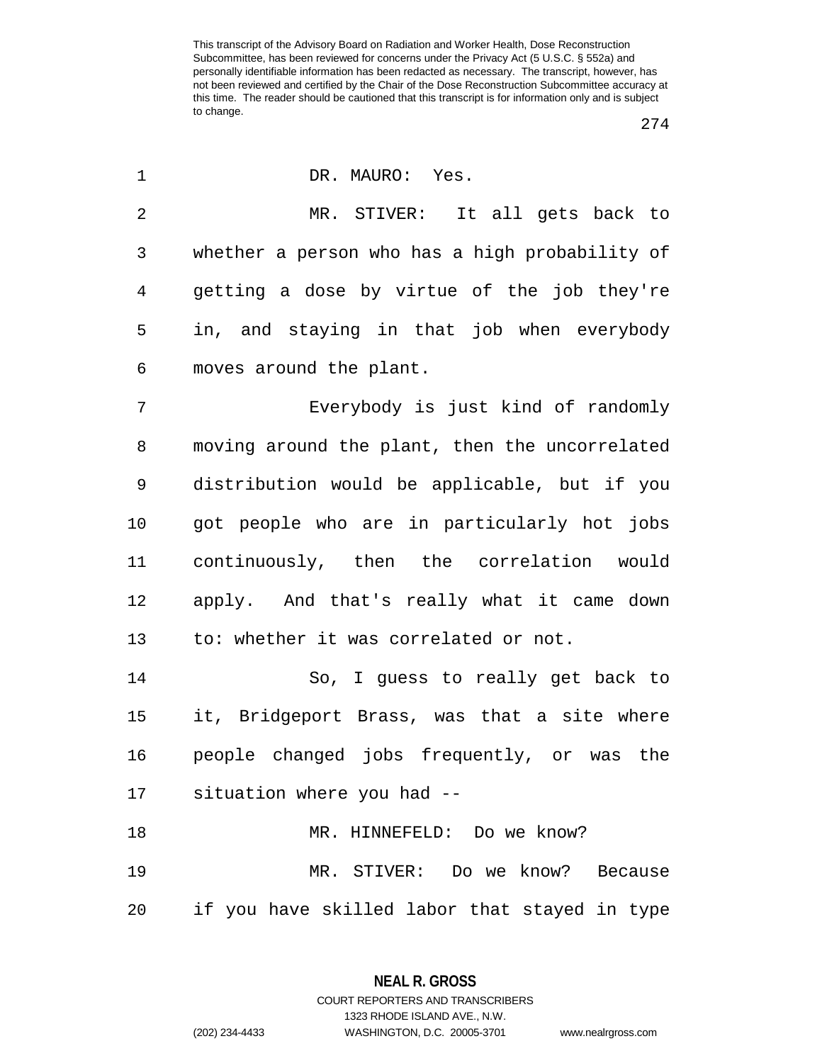DR. MAURO: Yes.

MR. STIVER: It all gets back to whether a person who has a high probability of getting a dose by virtue of the job they're in, and staying in that job when everybody moves around the plant.

Everybody is just kind of randomly moving around the plant, then the uncorrelated distribution would be applicable, but if you got people who are in particularly hot jobs continuously, then the correlation would apply. And that's really what it came down to: whether it was correlated or not.

So, I guess to really get back to it, Bridgeport Brass, was that a site where people changed jobs frequently, or was the situation where you had --

MR. HINNEFELD: Do we know?

MR. STIVER: Do we know? Because if you have skilled labor that stayed in type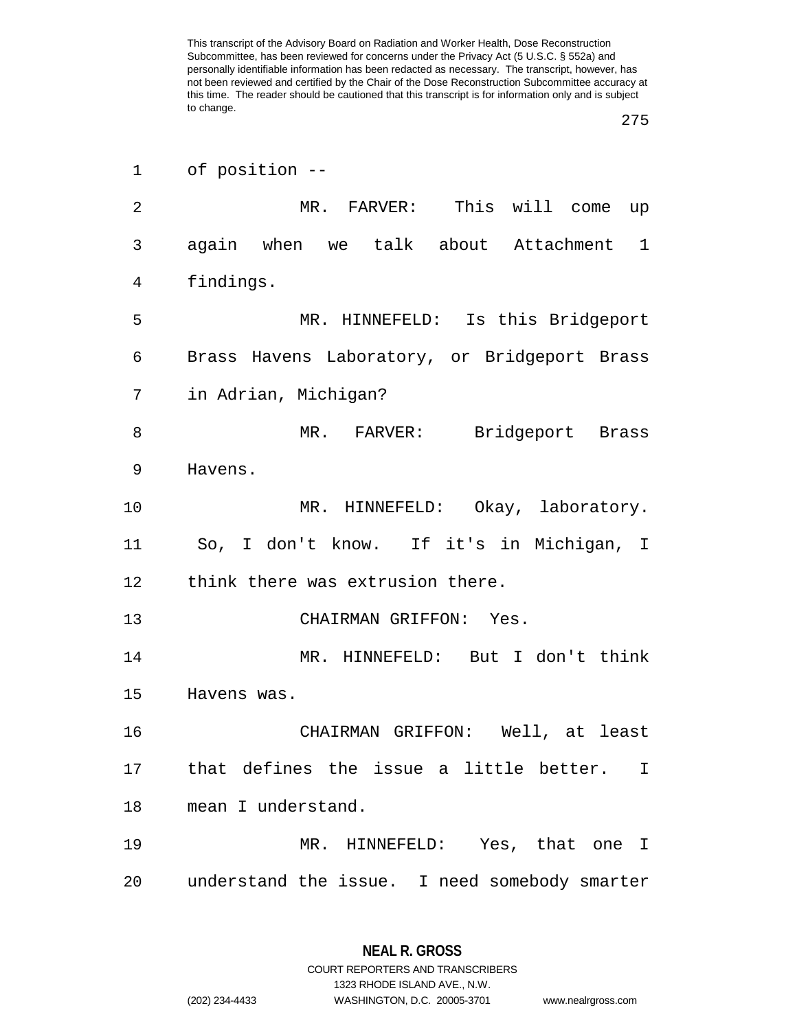of position --

MR. FARVER: This will come up again when we talk about Attachment 1 findings.

MR. HINNEFELD: Is this Bridgeport Brass Havens Laboratory, or Bridgeport Brass in Adrian, Michigan?

MR. FARVER: Bridgeport Brass Havens.

MR. HINNEFELD: Okay, laboratory. So, I don't know. If it's in Michigan, I think there was extrusion there.

CHAIRMAN GRIFFON: Yes.

MR. HINNEFELD: But I don't think Havens was.

CHAIRMAN GRIFFON: Well, at least that defines the issue a little better. I mean I understand.

MR. HINNEFELD: Yes, that one I understand the issue. I need somebody smarter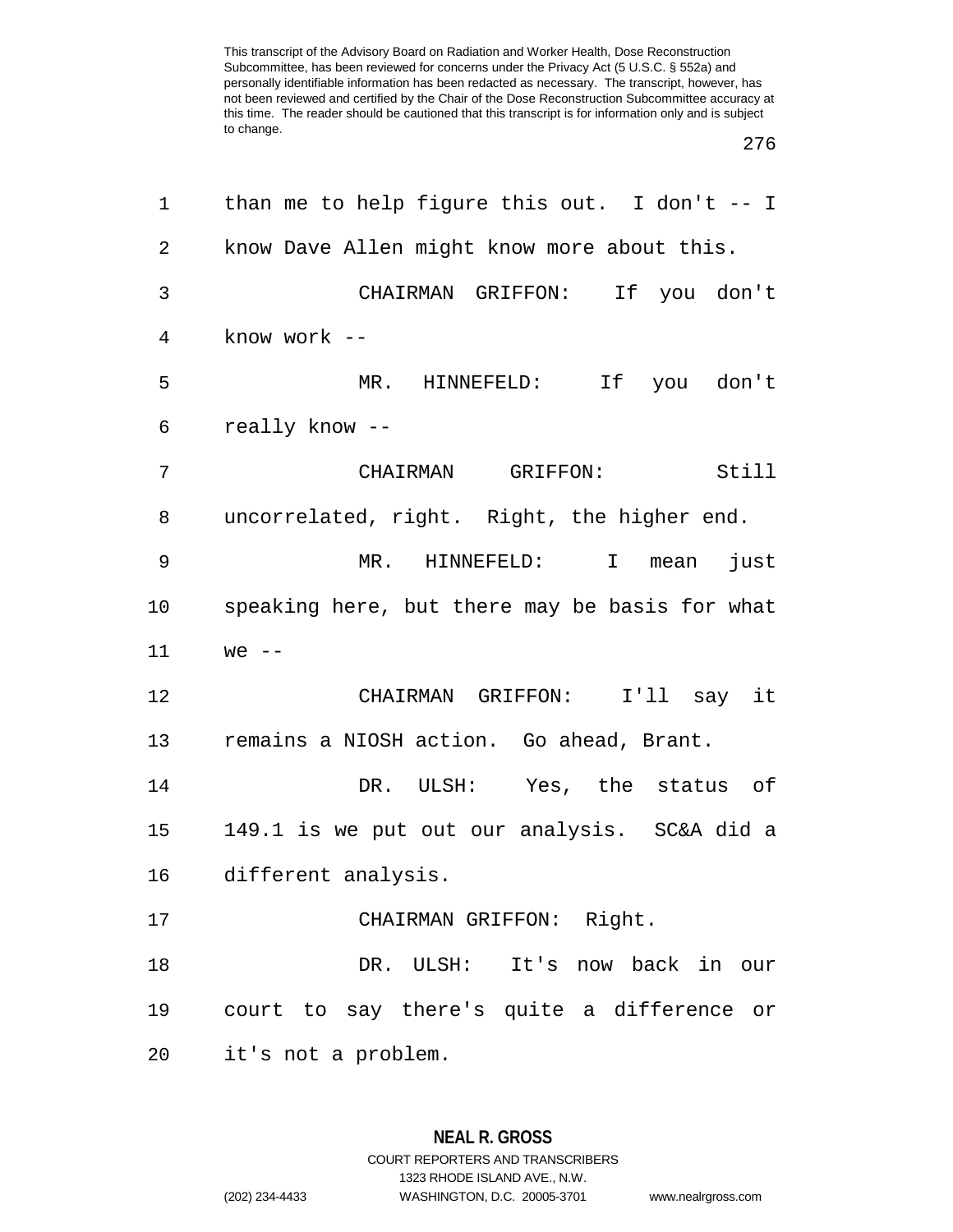than me to help figure this out. I don't -- I know Dave Allen might know more about this.

CHAIRMAN GRIFFON: If you don't know work --

MR. HINNEFELD: If you don't really know --

CHAIRMAN GRIFFON: Still uncorrelated, right. Right, the higher end.

MR. HINNEFELD: I mean just speaking here, but there may be basis for what we --

CHAIRMAN GRIFFON: I'll say it remains a NIOSH action. Go ahead, Brant.

DR. ULSH: Yes, the status of 149.1 is we put out our analysis. SC&A did a different analysis.

CHAIRMAN GRIFFON: Right.

DR. ULSH: It's now back in our court to say there's quite a difference or it's not a problem.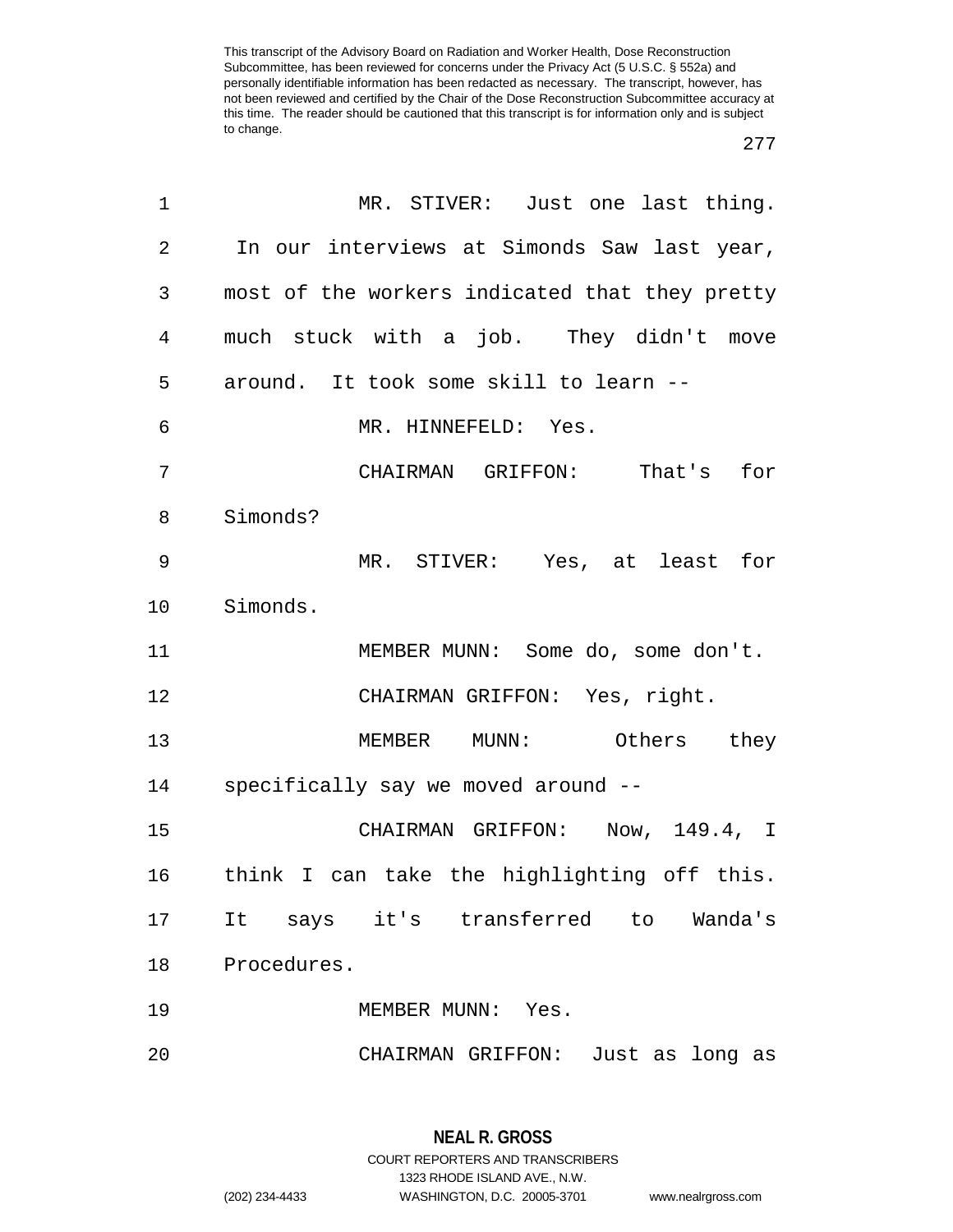MR. STIVER: Just one last thing. In our interviews at Simonds Saw last year, most of the workers indicated that they pretty much stuck with a job. They didn't move around. It took some skill to learn --

MR. HINNEFELD: Yes.

CHAIRMAN GRIFFON: That's for Simonds?

MR. STIVER: Yes, at least for Simonds.

MEMBER MUNN: Some do, some don't.

CHAIRMAN GRIFFON: Yes, right.

MEMBER MUNN: Others they specifically say we moved around --

CHAIRMAN GRIFFON: Now, 149.4, I think I can take the highlighting off this. It says it's transferred to Wanda's Procedures.

MEMBER MUNN: Yes.

CHAIRMAN GRIFFON: Just as long as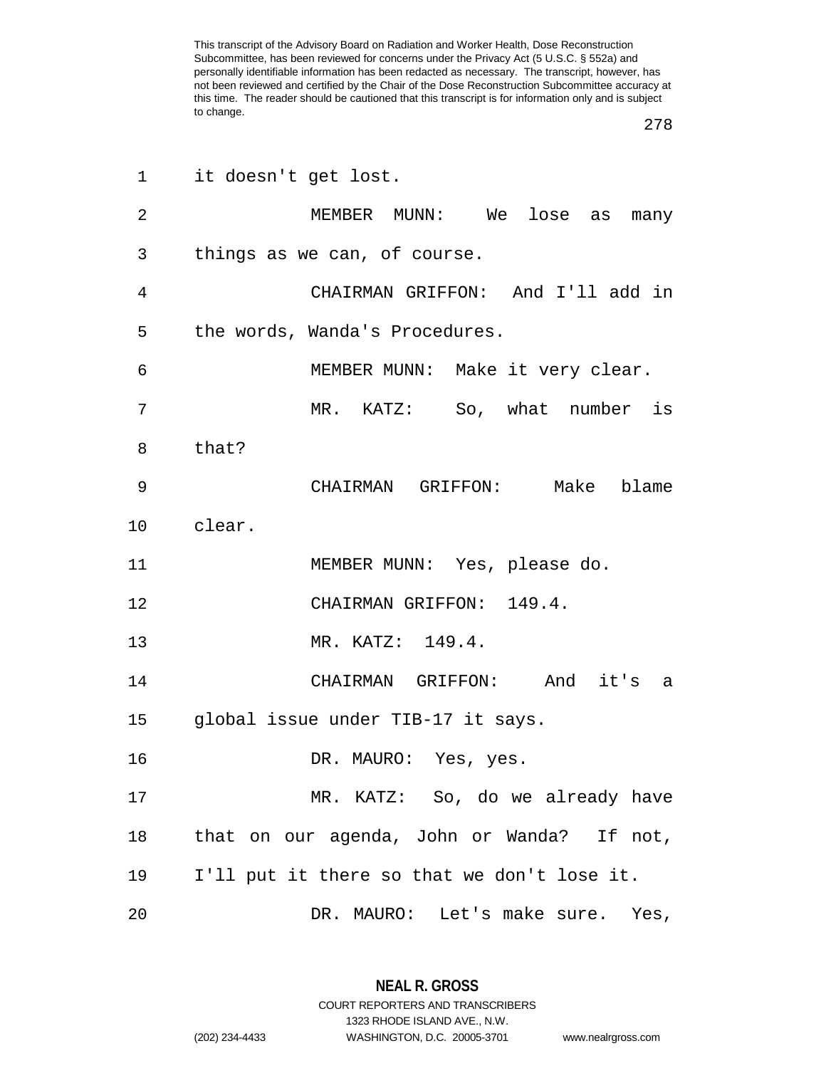it doesn't get lost.

MEMBER MUNN: We lose as many things as we can, of course.

CHAIRMAN GRIFFON: And I'll add in the words, Wanda's Procedures.

MEMBER MUNN: Make it very clear.

MR. KATZ: So, what number is that?

CHAIRMAN GRIFFON: Make blame clear.

MEMBER MUNN: Yes, please do.

CHAIRMAN GRIFFON: 149.4.

MR. KATZ: 149.4.

CHAIRMAN GRIFFON: And it's a global issue under TIB-17 it says.

DR. MAURO: Yes, yes.

MR. KATZ: So, do we already have that on our agenda, John or Wanda? If not, I'll put it there so that we don't lose it.

DR. MAURO: Let's make sure. Yes,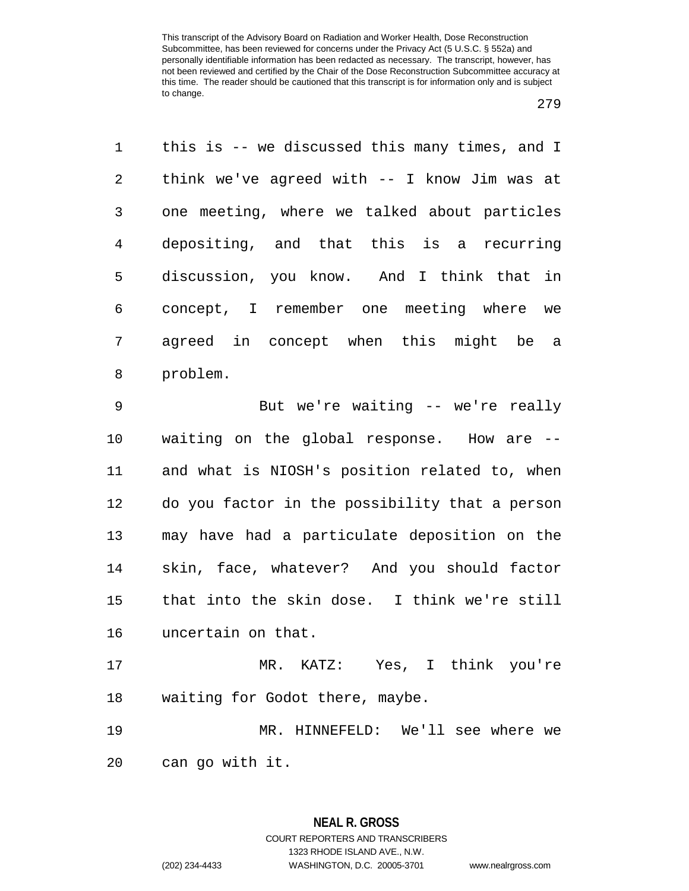this is -- we discussed this many times, and I think we've agreed with -- I know Jim was at one meeting, where we talked about particles depositing, and that this is a recurring discussion, you know. And I think that in concept, I remember one meeting where we agreed in concept when this might be a problem.

But we're waiting -- we're really waiting on the global response. How are -- and what is NIOSH's position related to, when do you factor in the possibility that a person may have had a particulate deposition on the skin, face, whatever? And you should factor that into the skin dose. I think we're still uncertain on that.

MR. KATZ: Yes, I think you're waiting for Godot there, maybe.

MR. HINNEFELD: We'll see where we can go with it.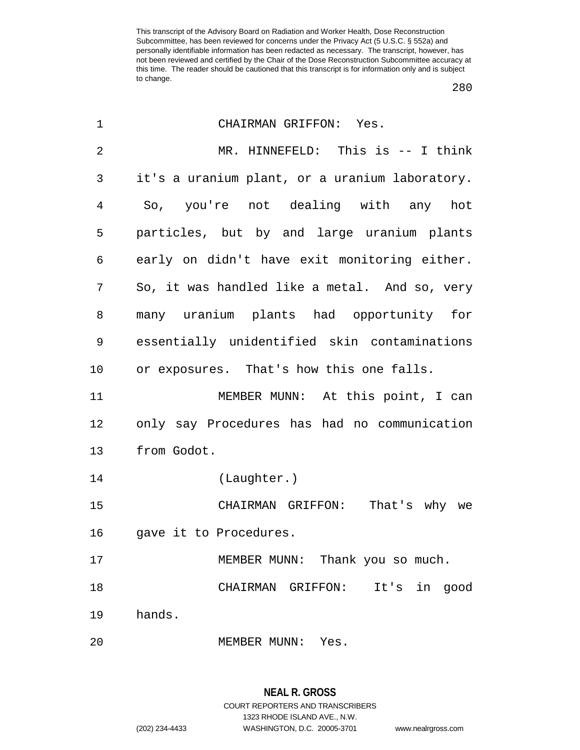CHAIRMAN GRIFFON: Yes.

MR. HINNEFELD: This is -- I think it's a uranium plant, or a uranium laboratory. So, you're not dealing with any hot particles, but by and large uranium plants early on didn't have exit monitoring either. So, it was handled like a metal. And so, very many uranium plants had opportunity for essentially unidentified skin contaminations or exposures. That's how this one falls.

MEMBER MUNN: At this point, I can only say Procedures has had no communication from Godot.

(Laughter.)

CHAIRMAN GRIFFON: That's why we gave it to Procedures.

MEMBER MUNN: Thank you so much.

CHAIRMAN GRIFFON: It's in good hands.

MEMBER MUNN: Yes.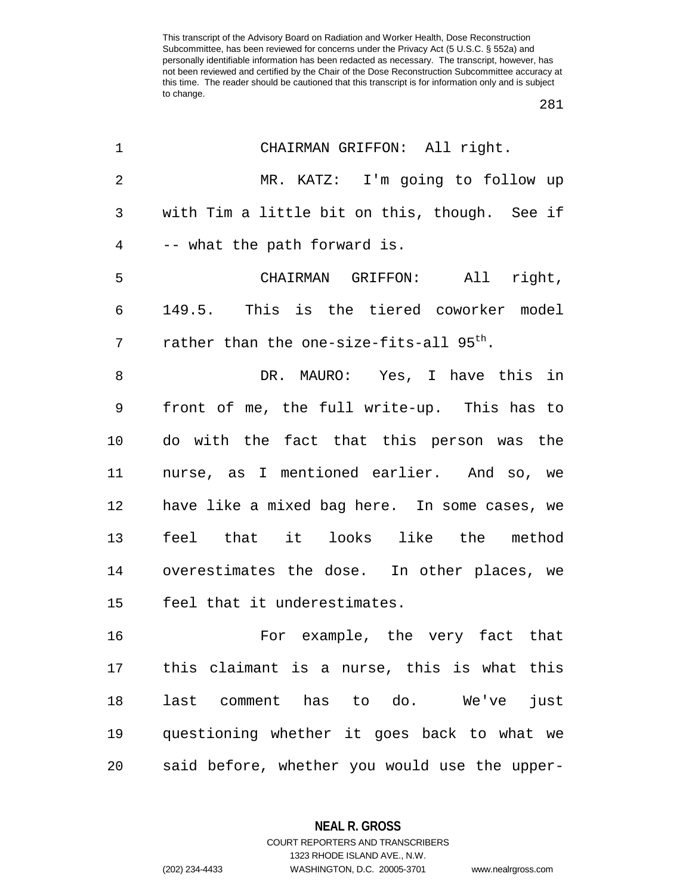CHAIRMAN GRIFFON: All right.

MR. KATZ: I'm going to follow up with Tim a little bit on this, though. See if -- what the path forward is.

CHAIRMAN GRIFFON: All right, 149.5. This is the tiered coworker model rather than the one-size-fits-all $95^{th}$.

DR. MAURO: Yes, I have this in front of me, the full write-up. This has to do with the fact that this person was the nurse, as I mentioned earlier. And so, we have like a mixed bag here. In some cases, we feel that it looks like the method overestimates the dose. In other places, we feel that it underestimates.

For example, the very fact that this claimant is a nurse, this is what this last comment has to do. We've just questioning whether it goes back to what we said before, whether you would use the upper-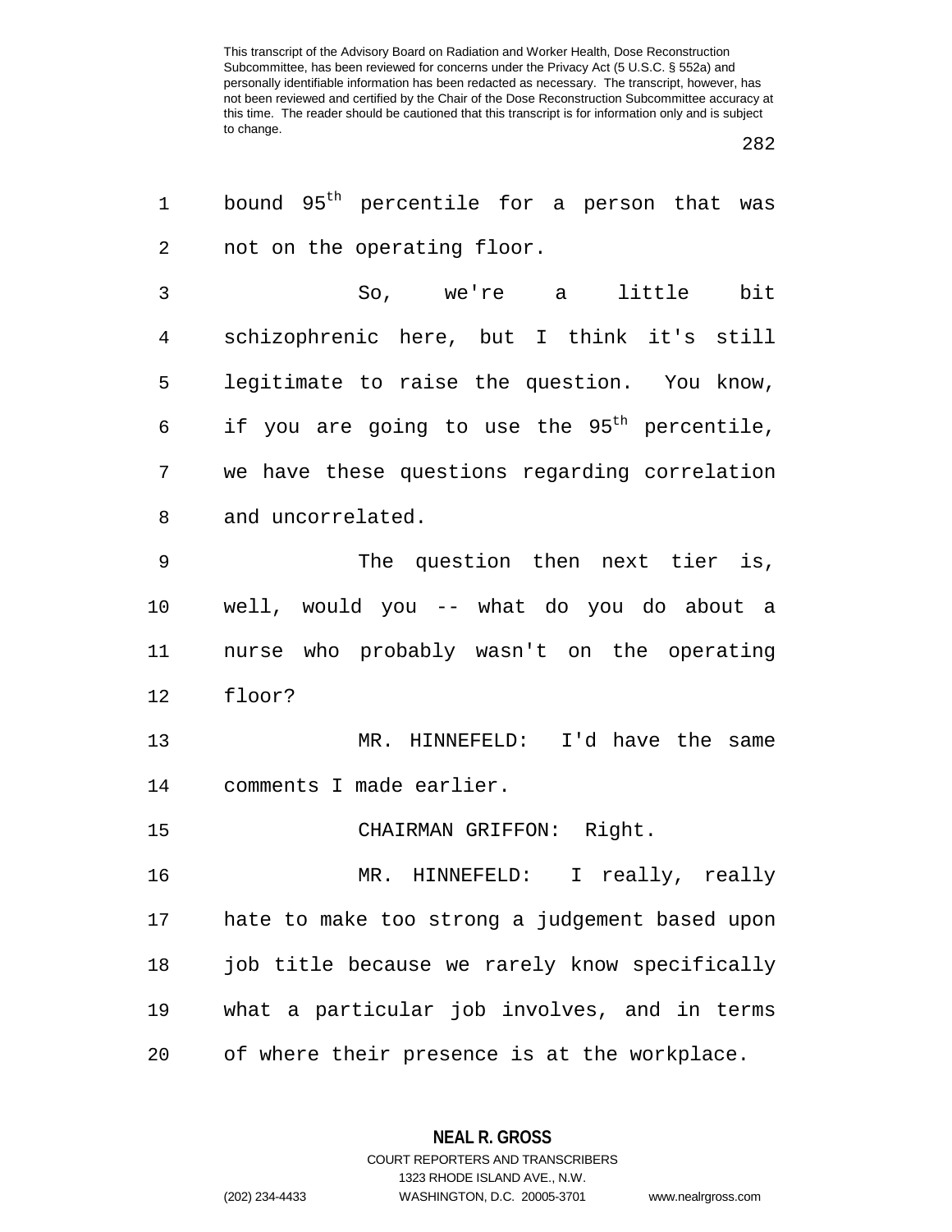bound $95^{th}$ percentile for a person that was not on the operating floor.

So, we're a little bit schizophrenic here, but I think it's still legitimate to raise the question. You know, if you are going to use the $95^{th}$ percentile, we have these questions regarding correlation and uncorrelated.

The question then next tier is, well, would you -- what do you do about a nurse who probably wasn't on the operating floor?

MR. HINNEFELD: I'd have the same comments I made earlier.

CHAIRMAN GRIFFON: Right.

MR. HINNEFELD: I really, really hate to make too strong a judgement based upon job title because we rarely know specifically what a particular job involves, and in terms of where their presence is at the workplace.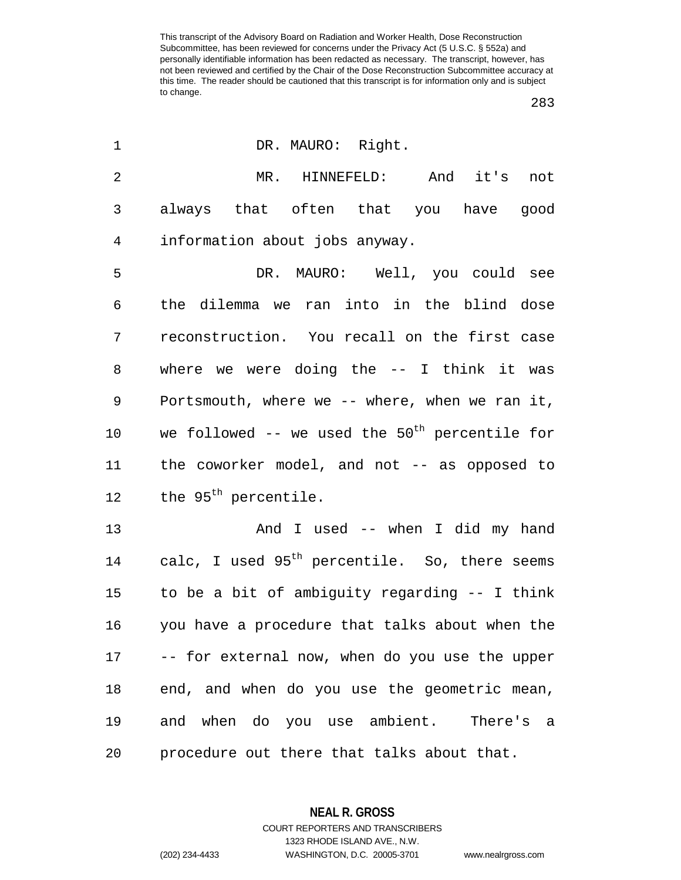DR. MAURO: Right.

MR. HINNEFELD: And it's not always that often that you have good information about jobs anyway.

DR. MAURO: Well, you could see the dilemma we ran into in the blind dose reconstruction. You recall on the first case where we were doing the -- I think it was Portsmouth, where we -- where, when we ran it, we followed -- we used the $50^{th}$ percentile for the coworker model, and not -- as opposed to the $95^{th}$ percentile.

And I used -- when I did my hand calc, I used $95^{th}$ percentile. So, there seems to be a bit of ambiguity regarding -- I think you have a procedure that talks about when the -- for external now, when do you use the upper end, and when do you use the geometric mean, and when do you use ambient. There's a procedure out there that talks about that.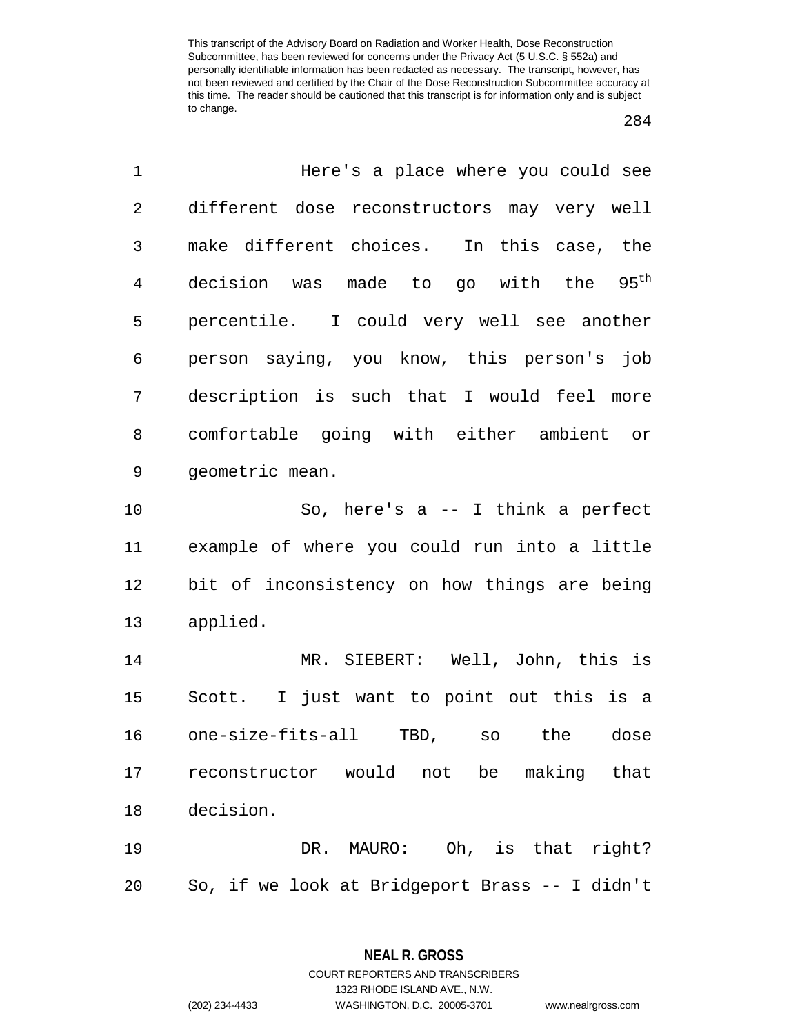Here's a place where you could see different dose reconstructors may very well make different choices. In this case, the decision was made to go with the 95th percentile. I could very well see another person saying, you know, this person's job description is such that I would feel more comfortable going with either ambient or geometric mean.

So, here's a -- I think a perfect example of where you could run into a little bit of inconsistency on how things are being applied.

MR. SIEBERT: Well, John, this is Scott. I just want to point out this is a one-size-fits-all TBD, so the dose reconstructor would not be making that decision.

DR. MAURO: Oh, is that right? So, if we look at Bridgeport Brass -- I didn't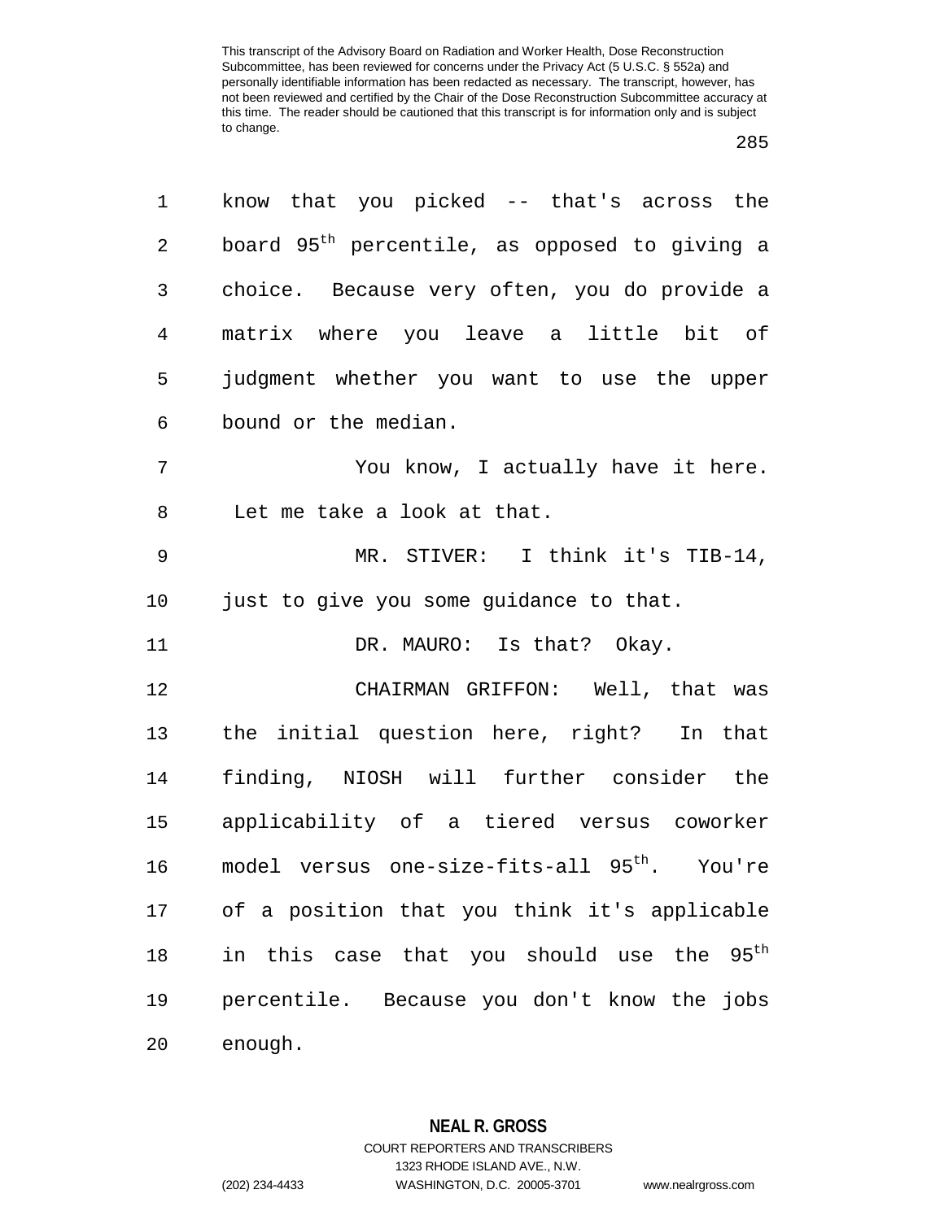know that you picked -- that's across the board 95th percentile, as opposed to giving a choice. Because very often, you do provide a matrix where you leave a little bit of judgment whether you want to use the upper bound or the median.

You know, I actually have it here. Let me take a look at that.

MR. STIVER: I think it's TIB-14, just to give you some guidance to that.

DR. MAURO: Is that? Okay.

CHAIRMAN GRIFFON: Well, that was the initial question here, right? In that finding, NIOSH will further consider the applicability of a tiered versus coworker model versus one-size-fits-all 95th. You're of a position that you think it's applicable in this case that you should use the 95th percentile. Because you don't know the jobs enough.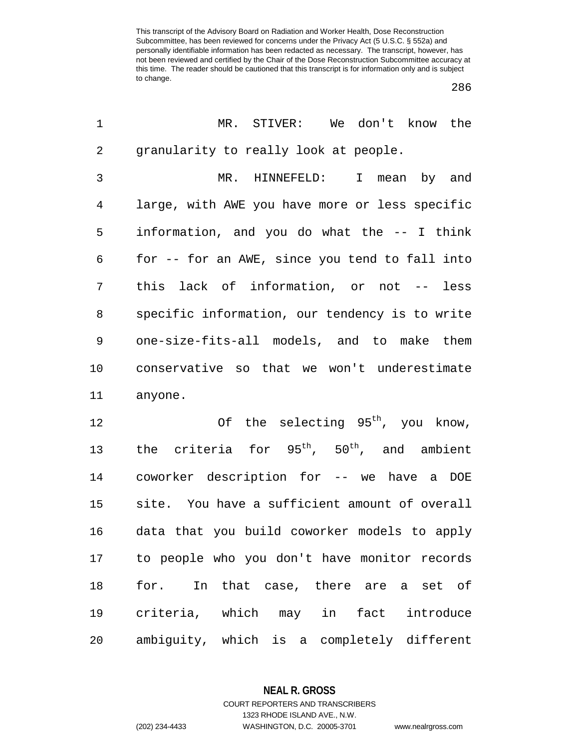MR. STIVER: We don't know the granularity to really look at people.

MR. HINNEFELD: I mean by and large, with AWE you have more or less specific information, and you do what the -- I think for -- for an AWE, since you tend to fall into this lack of information, or not -- less specific information, our tendency is to write one-size-fits-all models, and to make them conservative so that we won't underestimate anyone.

Of the selecting $95^{th}$, you know, the criteria for $95^{th}$, $50^{th}$, and ambient coworker description for -- we have a DOE site. You have a sufficient amount of overall data that you build coworker models to apply to people who you don't have monitor records for. In that case, there are a set of criteria, which may in fact introduce ambiguity, which is a completely different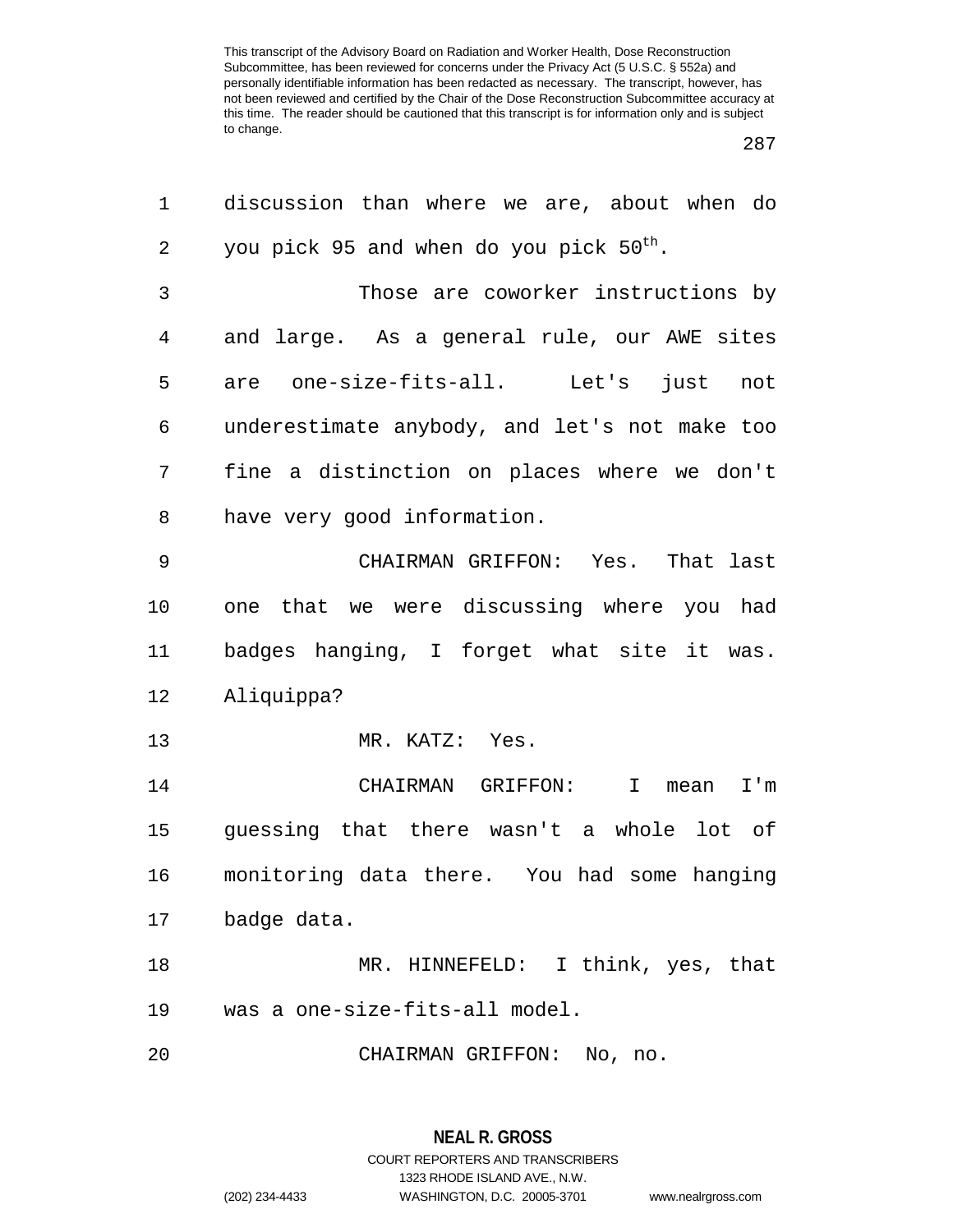discussion than where we are, about when do you pick 95 and when do you pick $50^{th}$.

Those are coworker instructions by and large. As a general rule, our AWE sites are one-size-fits-all. Let's just not underestimate anybody, and let's not make too fine a distinction on places where we don't have very good information.

CHAIRMAN GRIFFON: Yes. That last one that we were discussing where you had badges hanging, I forget what site it was. Aliquippa?

MR. KATZ: Yes.

CHAIRMAN GRIFFON: I mean I'm guessing that there wasn't a whole lot of monitoring data there. You had some hanging badge data.

MR. HINNEFELD: I think, yes, that was a one-size-fits-all model.

CHAIRMAN GRIFFON: No, no.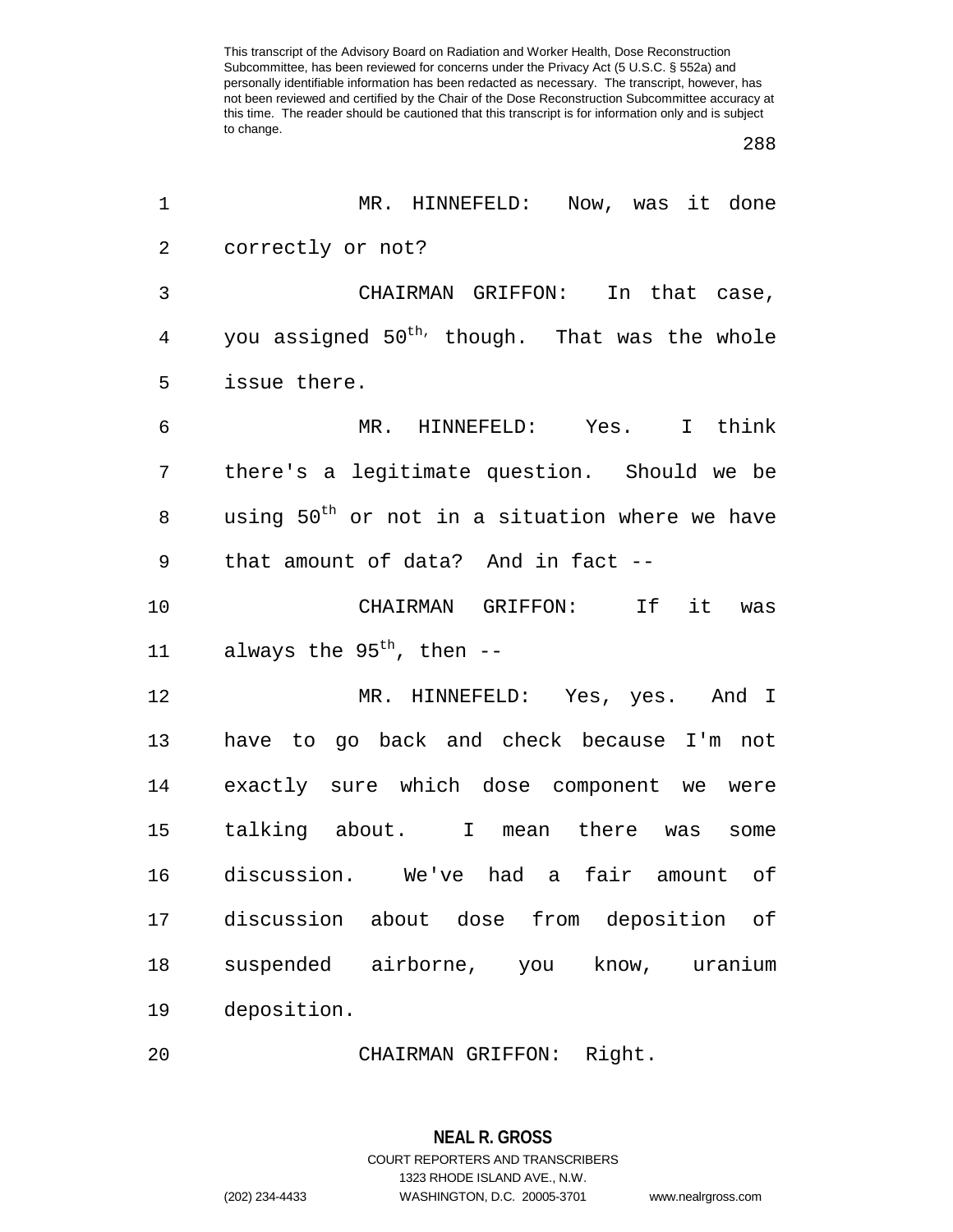MR. HINNEFELD: Now, was it done correctly or not?

CHAIRMAN GRIFFON: In that case, you assigned $50^{th}$, though. That was the whole issue there.

MR. HINNEFELD: Yes. I think there's a legitimate question. Should we be using $50^{th}$ or not in a situation where we have that amount of data? And in fact --

CHAIRMAN GRIFFON: If it was always the $95^{th}$, then --

MR. HINNEFELD: Yes, yes. And I have to go back and check because I'm not exactly sure which dose component we were talking about. I mean there was some discussion. We've had a fair amount of discussion about dose from deposition of suspended airborne, you know, uranium deposition.

CHAIRMAN GRIFFON: Right.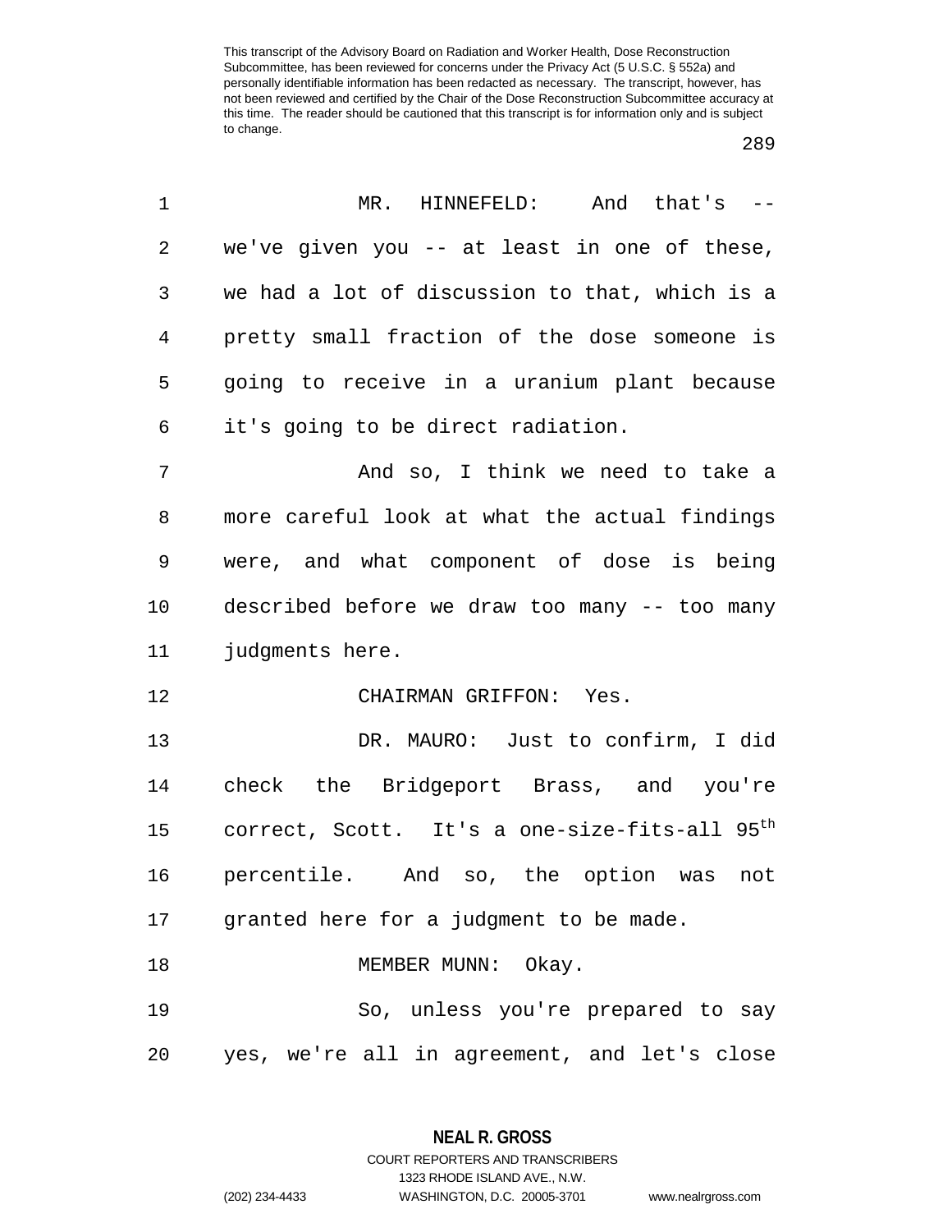MR. HINNEFELD: And that's -- we've given you -- at least in one of these, we had a lot of discussion to that, which is a pretty small fraction of the dose someone is going to receive in a uranium plant because it's going to be direct radiation.

And so, I think we need to take a more careful look at what the actual findings were, and what component of dose is being described before we draw too many -- too many judgments here.

CHAIRMAN GRIFFON: Yes.

DR. MAURO: Just to confirm, I did check the Bridgeport Brass, and you're correct, Scott. It's a one-size-fits-all $95^{th}$ percentile. And so, the option was not granted here for a judgment to be made.

MEMBER MUNN: Okay.

So, unless you're prepared to say yes, we're all in agreement, and let's close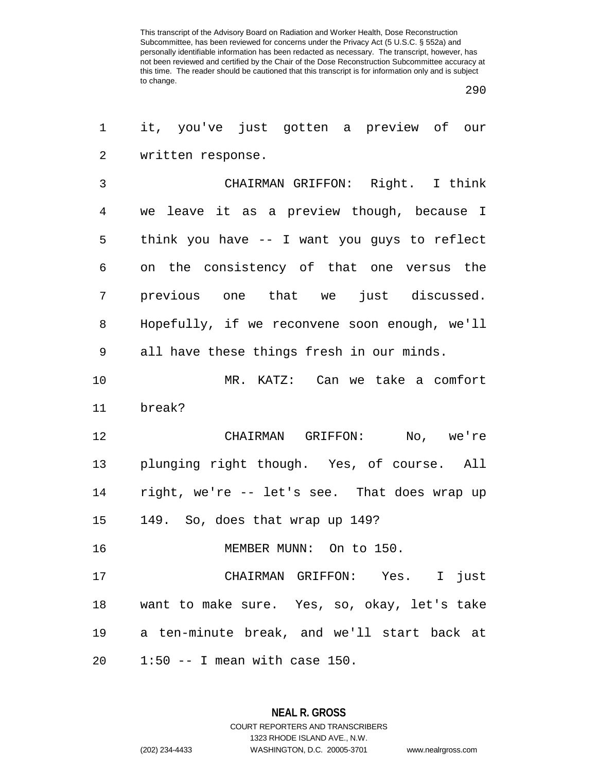it, you've just gotten a preview of our written response.

CHAIRMAN GRIFFON: Right. I think we leave it as a preview though, because I think you have -- I want you guys to reflect on the consistency of that one versus the previous one that we just discussed. Hopefully, if we reconvene soon enough, we'll all have these things fresh in our minds.

MR. KATZ: Can we take a comfort break?

CHAIRMAN GRIFFON: No, we're plunging right though. Yes, of course. All right, we're -- let's see. That does wrap up 149. So, does that wrap up 149?

MEMBER MUNN: On to 150.

CHAIRMAN GRIFFON: Yes. I just want to make sure. Yes, so, okay, let's take a ten-minute break, and we'll start back at 1:50 -- I mean with case 150.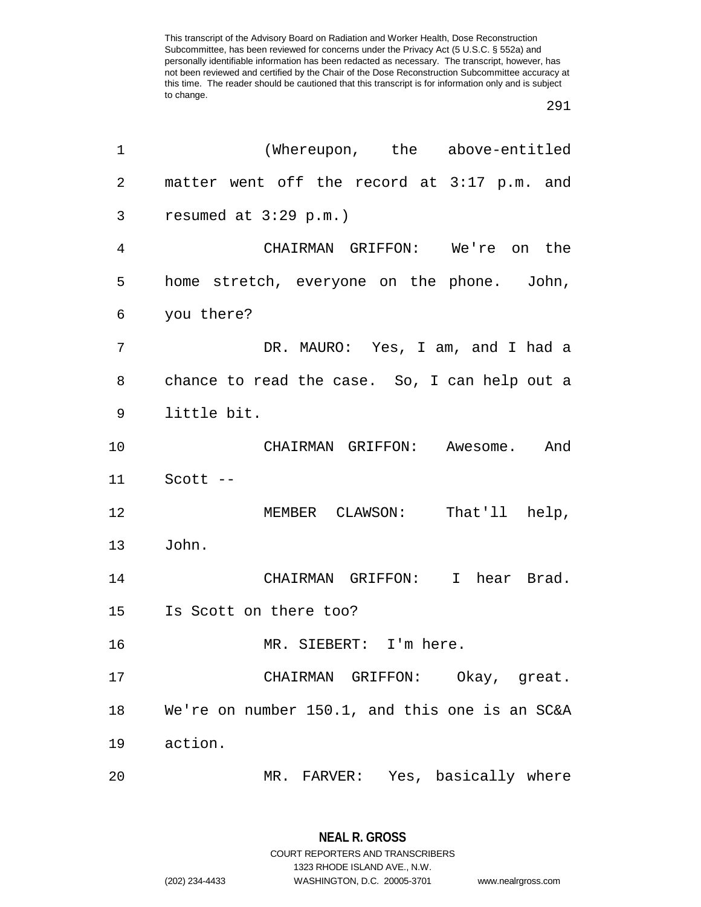(Whereupon, the above-entitled matter went off the record at 3:17 p.m. and resumed at 3:29 p.m.)

CHAIRMAN GRIFFON: We're on the home stretch, everyone on the phone. John, you there?

DR. MAURO: Yes, I am, and I had a chance to read the case. So, I can help out a little bit.

CHAIRMAN GRIFFON: Awesome. And Scott --

MEMBER CLAWSON: That'll help, John.

CHAIRMAN GRIFFON: I hear Brad. Is Scott on there too?

MR. SIEBERT: I'm here.

CHAIRMAN GRIFFON: Okay, great. We're on number 150.1, and this one is an SC&A action.

MR. FARVER: Yes, basically where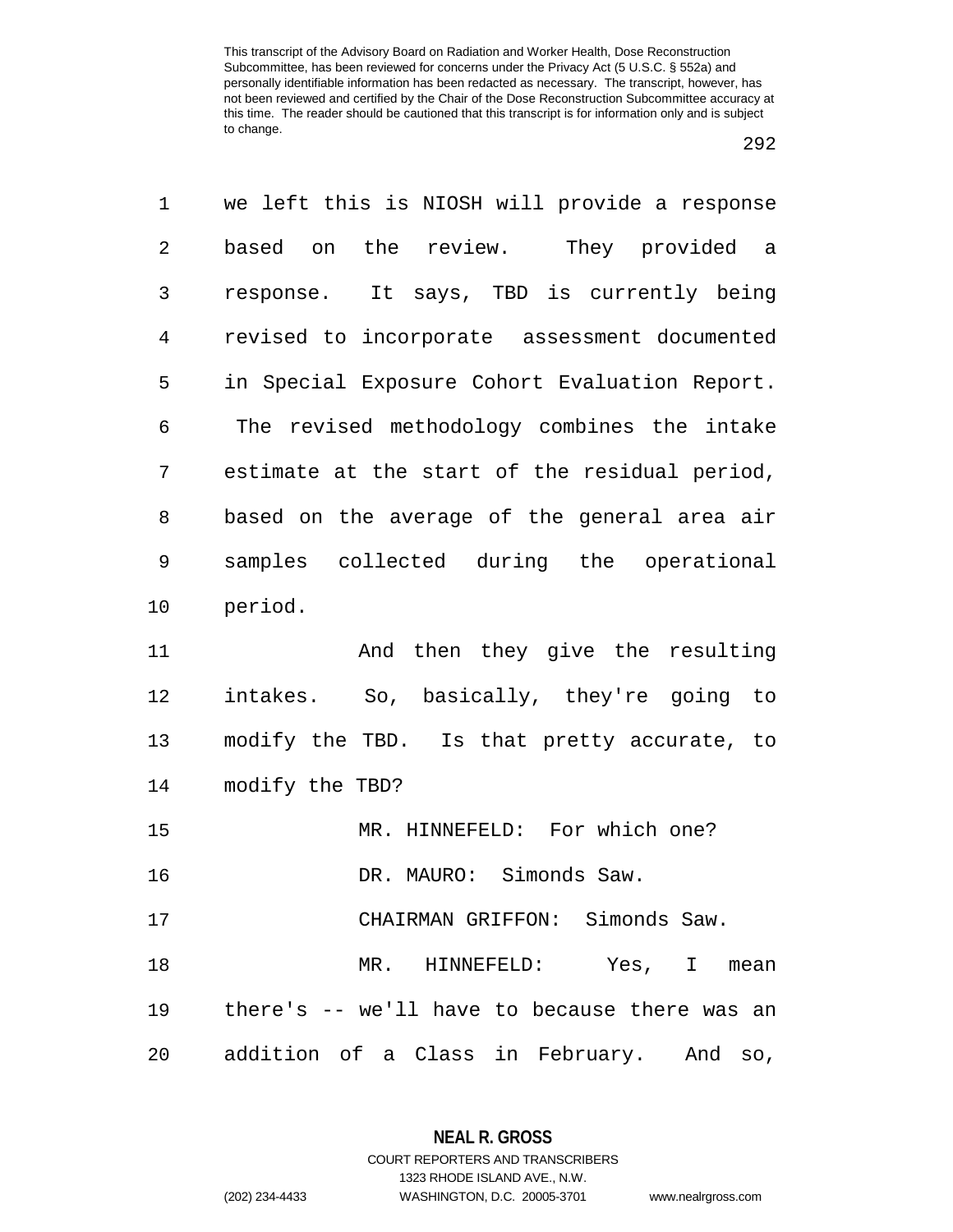we left this is NIOSH will provide a response based on the review. They provided a response. It says, TBD is currently being revised to incorporate assessment documented in Special Exposure Cohort Evaluation Report. The revised methodology combines the intake estimate at the start of the residual period, based on the average of the general area air samples collected during the operational period.

And then they give the resulting intakes. So, basically, they're going to modify the TBD. Is that pretty accurate, to modify the TBD?

MR. HINNEFELD: For which one?

DR. MAURO: Simonds Saw.

CHAIRMAN GRIFFON: Simonds Saw.

MR. HINNEFELD: Yes, I mean there's -- we'll have to because there was an addition of a Class in February. And so,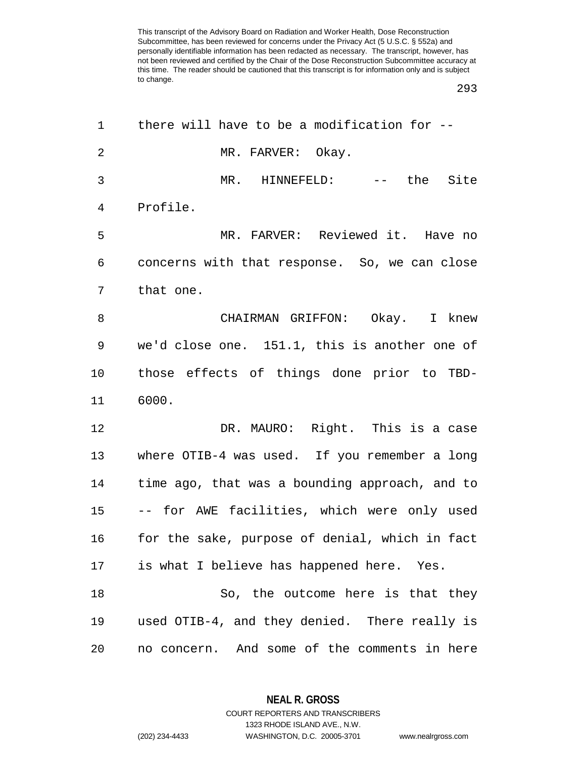there will have to be a modification for --

MR. FARVER: Okay.

MR. HINNEFELD: -- the Site Profile.

MR. FARVER: Reviewed it. Have no concerns with that response. So, we can close that one.

CHAIRMAN GRIFFON: Okay. I knew we'd close one. 151.1, this is another one of those effects of things done prior to TBD-6000.

DR. MAURO: Right. This is a case where OTIB-4 was used. If you remember a long time ago, that was a bounding approach, and to -- for AWE facilities, which were only used for the sake, purpose of denial, which in fact is what I believe has happened here. Yes.

So, the outcome here is that they used OTIB-4, and they denied. There really is no concern. And some of the comments in here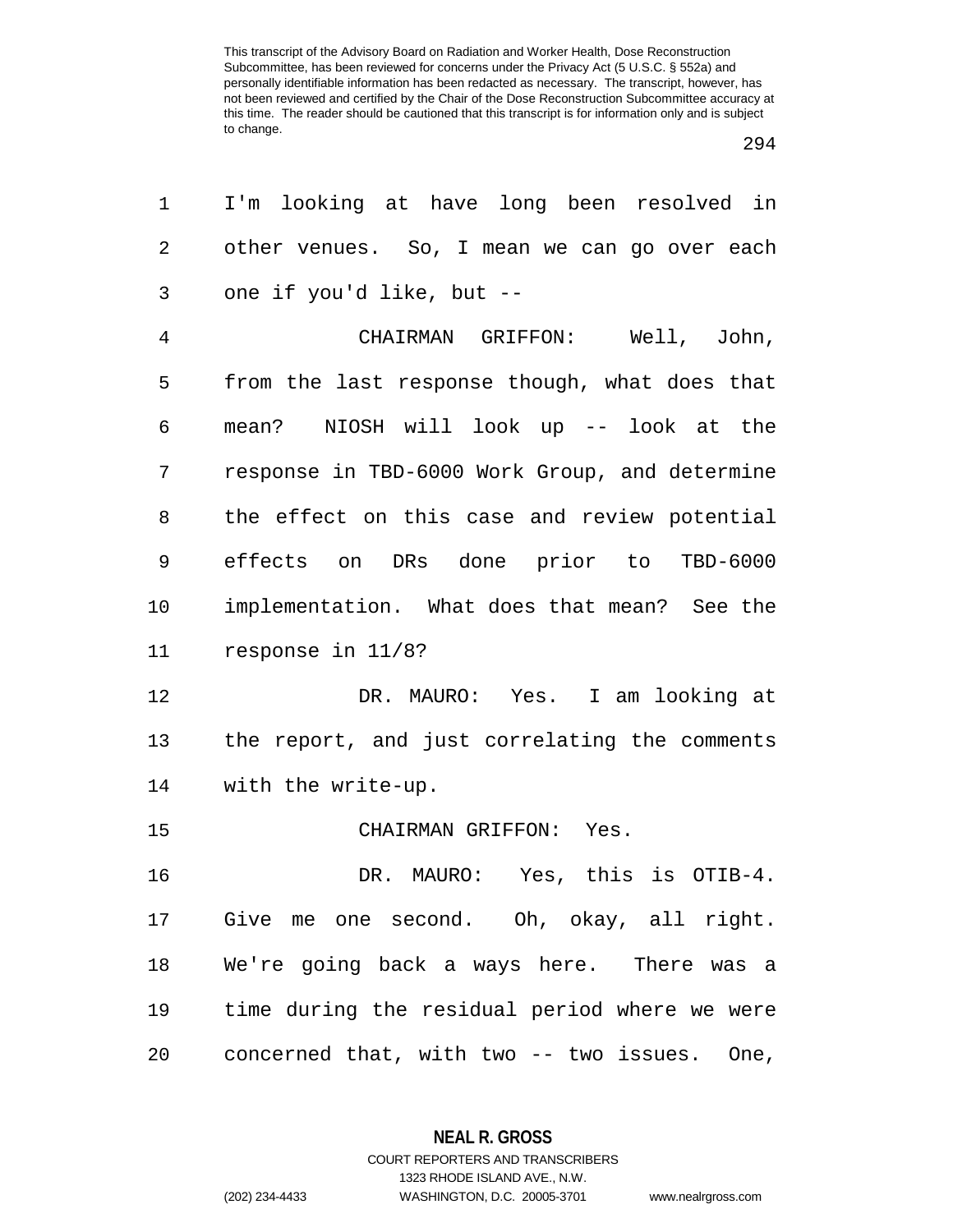I'm looking at have long been resolved in other venues. So, I mean we can go over each one if you'd like, but --

CHAIRMAN GRIFFON: Well, John, from the last response though, what does that mean? NIOSH will look up -- look at the response in TBD-6000 Work Group, and determine the effect on this case and review potential effects on DRs done prior to TBD-6000 implementation. What does that mean? See the response in 11/8?

DR. MAURO: Yes. I am looking at the report, and just correlating the comments with the write-up.

CHAIRMAN GRIFFON: Yes.

DR. MAURO: Yes, this is OTIB-4. Give me one second. Oh, okay, all right. We're going back a ways here. There was a time during the residual period where we were concerned that, with two -- two issues. One,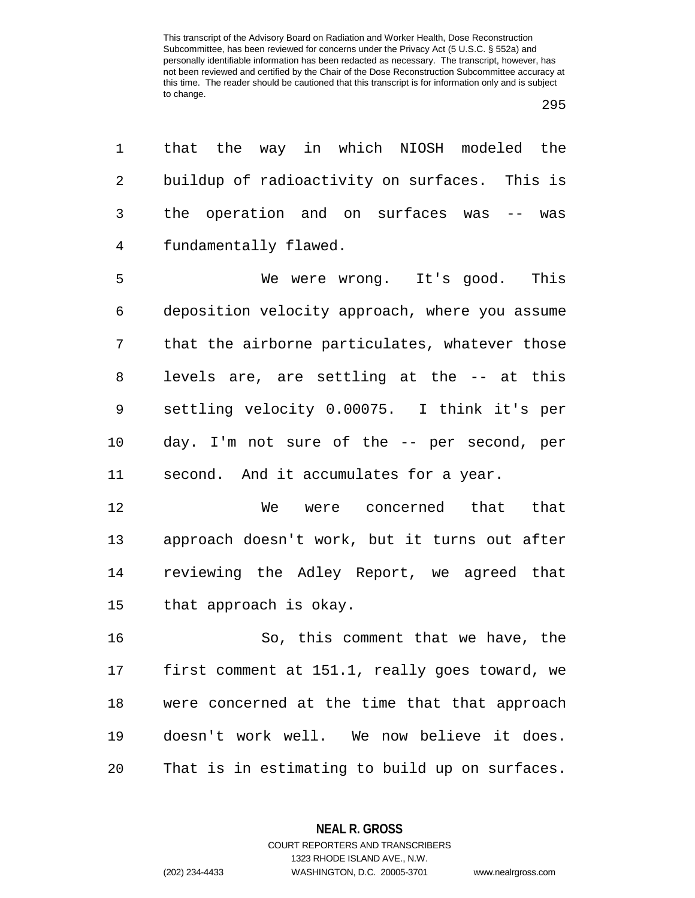that the way in which NIOSH modeled the buildup of radioactivity on surfaces. This is the operation and on surfaces was -- was fundamentally flawed.

We were wrong. It's good. This deposition velocity approach, where you assume that the airborne particulates, whatever those levels are, are settling at the -- at this settling velocity 0.00075. I think it's per day. I'm not sure of the -- per second, per second. And it accumulates for a year.

We were concerned that that approach doesn't work, but it turns out after reviewing the Adley Report, we agreed that that approach is okay.

So, this comment that we have, the first comment at 151.1, really goes toward, we were concerned at the time that that approach doesn't work well. We now believe it does. That is in estimating to build up on surfaces.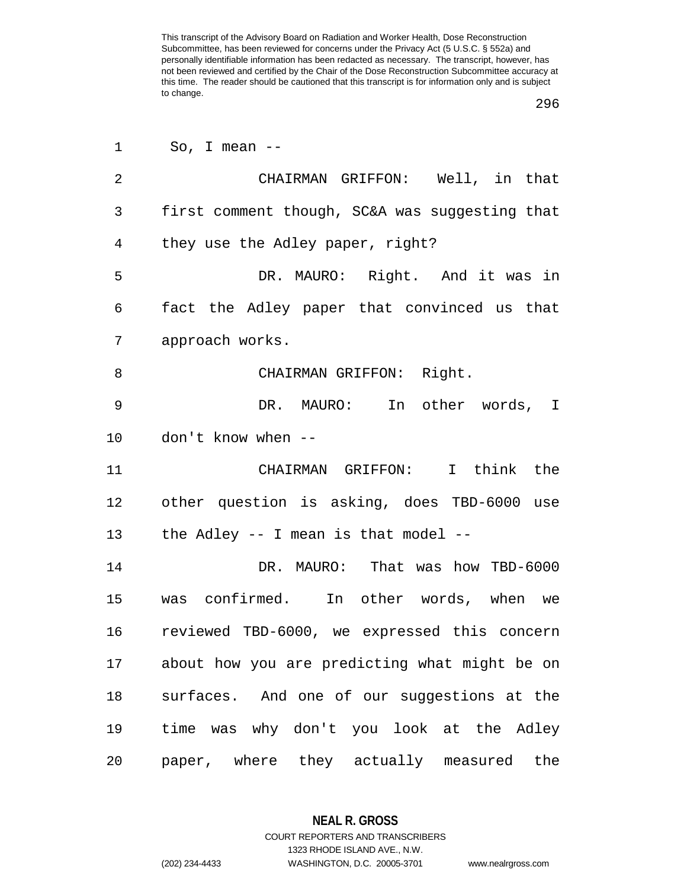So, I mean --

CHAIRMAN GRIFFON: Well, in that first comment though, SC&A was suggesting that they use the Adley paper, right?

DR. MAURO: Right. And it was in fact the Adley paper that convinced us that approach works.

CHAIRMAN GRIFFON: Right.

DR. MAURO: In other words, I don't know when --

CHAIRMAN GRIFFON: I think the other question is asking, does TBD-6000 use the Adley -- I mean is that model --

DR. MAURO: That was how TBD-6000 was confirmed. In other words, when we reviewed TBD-6000, we expressed this concern about how you are predicting what might be on surfaces. And one of our suggestions at the time was why don't you look at the Adley paper, where they actually measured the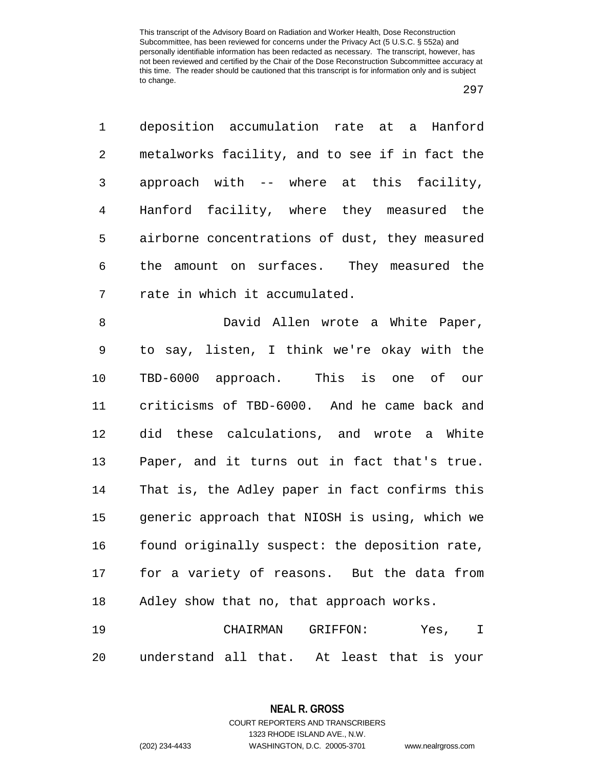deposition accumulation rate at a Hanford metalworks facility, and to see if in fact the approach with -- where at this facility, Hanford facility, where they measured the airborne concentrations of dust, they measured the amount on surfaces. They measured the rate in which it accumulated.

David Allen wrote a White Paper, to say, listen, I think we're okay with the TBD-6000 approach. This is one of our criticisms of TBD-6000. And he came back and did these calculations, and wrote a White Paper, and it turns out in fact that's true. That is, the Adley paper in fact confirms this generic approach that NIOSH is using, which we found originally suspect: the deposition rate, for a variety of reasons. But the data from Adley show that no, that approach works.

CHAIRMAN GRIFFON: Yes, I understand all that. At least that is your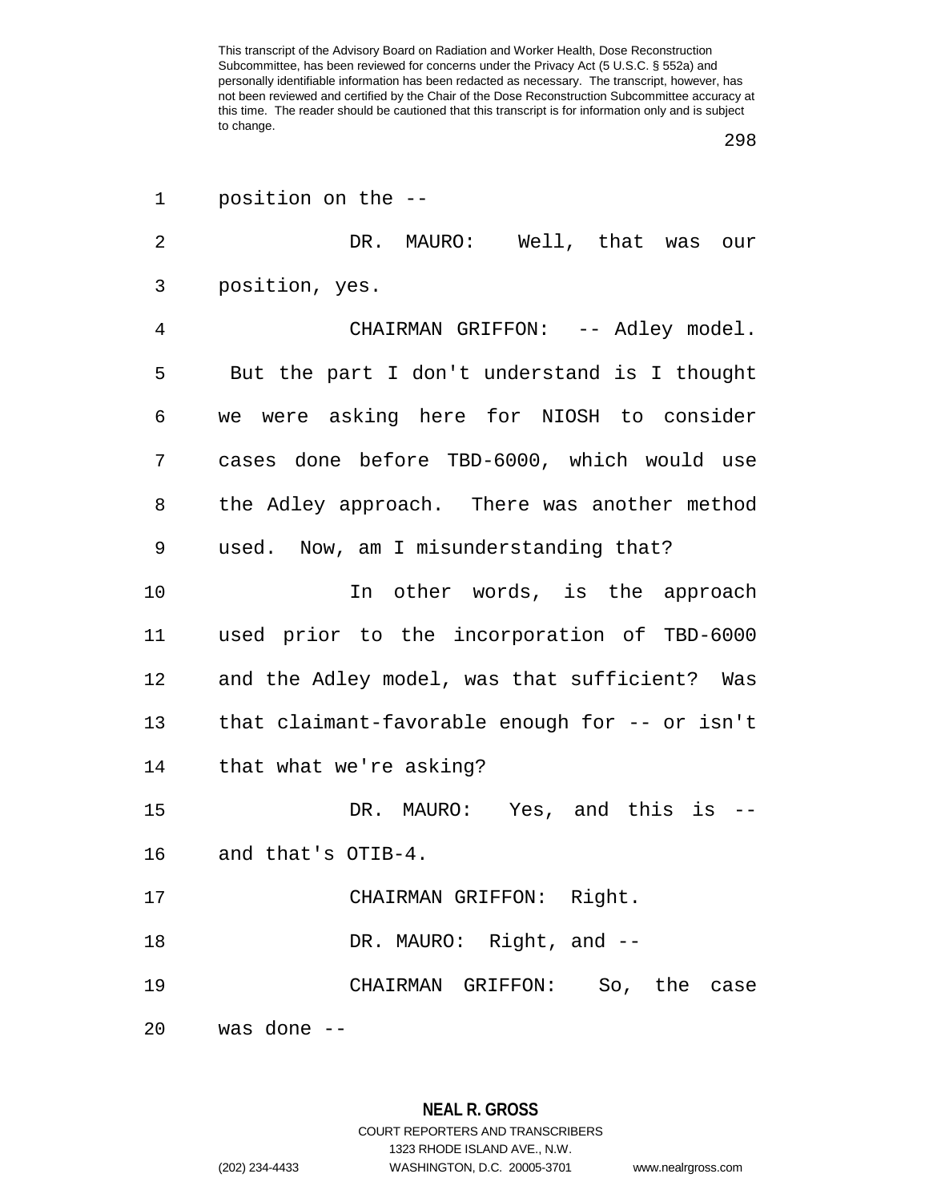position on the --

DR. MAURO: Well, that was our position, yes.

CHAIRMAN GRIFFON: -- Adley model. But the part I don't understand is I thought we were asking here for NIOSH to consider cases done before TBD-6000, which would use the Adley approach. There was another method used. Now, am I misunderstanding that?

In other words, is the approach used prior to the incorporation of TBD-6000 and the Adley model, was that sufficient? Was that claimant-favorable enough for -- or isn't that what we're asking?

DR. MAURO: Yes, and this is -- and that's OTIB-4.

CHAIRMAN GRIFFON: Right.

DR. MAURO: Right, and --

CHAIRMAN GRIFFON: So, the case was done --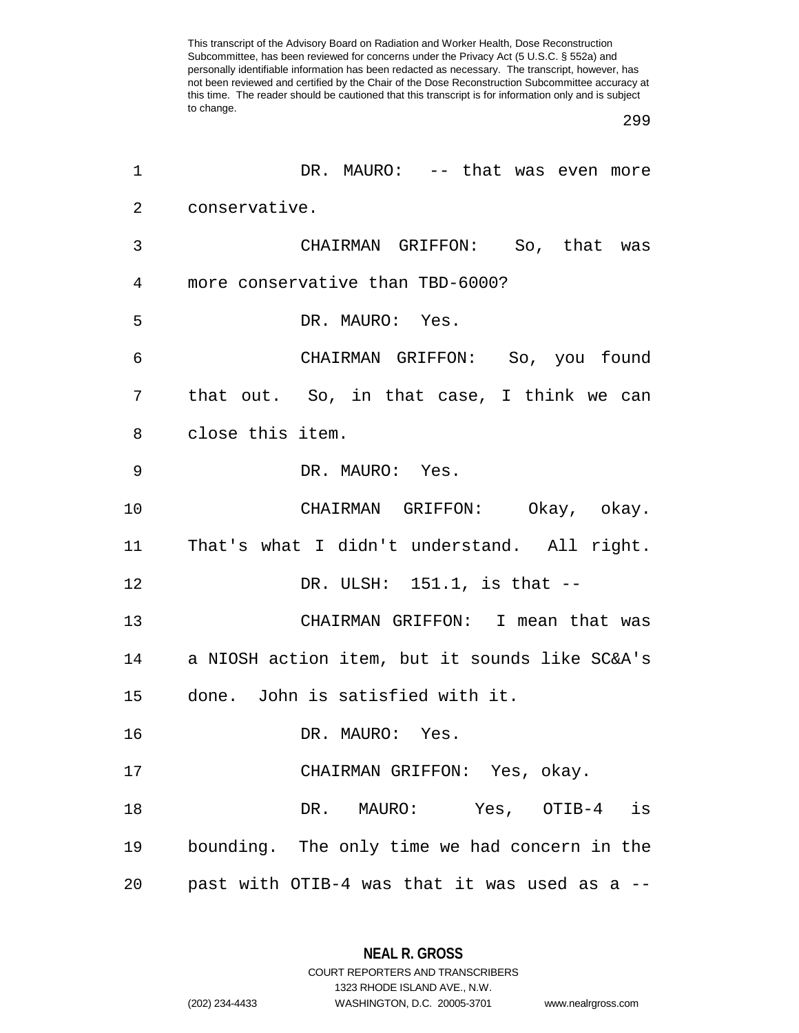DR. MAURO: -- that was even more conservative.

CHAIRMAN GRIFFON: So, that was more conservative than TBD-6000?

DR. MAURO: Yes.

CHAIRMAN GRIFFON: So, you found that out. So, in that case, I think we can close this item.

DR. MAURO: Yes.

CHAIRMAN GRIFFON: Okay, okay. That's what I didn't understand. All right.

DR. ULSH: 151.1, is that --

CHAIRMAN GRIFFON: I mean that was a NIOSH action item, but it sounds like SC&A's done. John is satisfied with it.

DR. MAURO: Yes.

CHAIRMAN GRIFFON: Yes, okay.

DR. MAURO: Yes, OTIB-4 is bounding. The only time we had concern in the past with OTIB-4 was that it was used as a --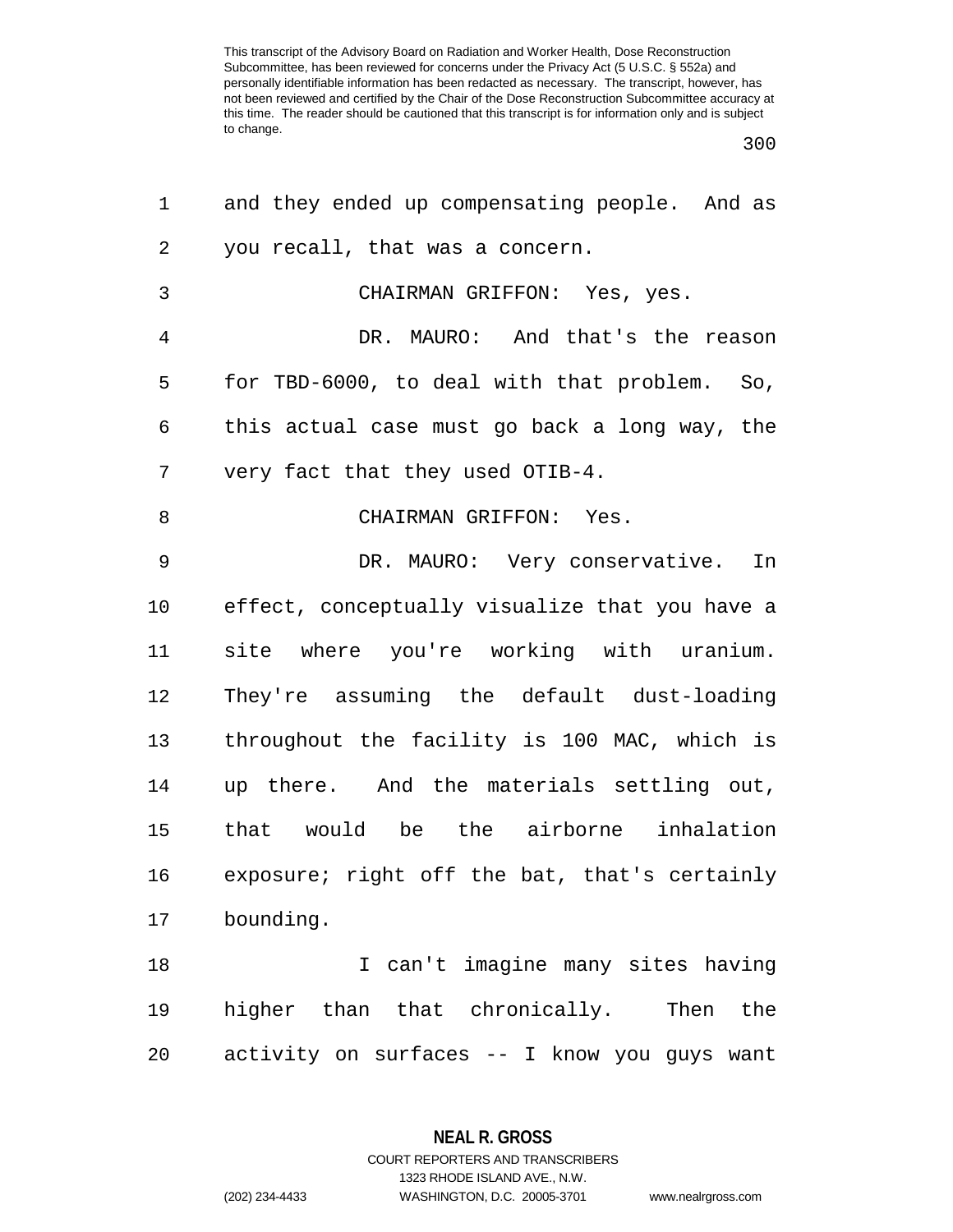and they ended up compensating people. And as you recall, that was a concern.

CHAIRMAN GRIFFON: Yes, yes.

DR. MAURO: And that's the reason for TBD-6000, to deal with that problem. So, this actual case must go back a long way, the very fact that they used OTIB-4.

CHAIRMAN GRIFFON: Yes.

DR. MAURO: Very conservative. In effect, conceptually visualize that you have a site where you're working with uranium. They're assuming the default dust-loading throughout the facility is 100 MAC, which is up there. And the materials settling out, that would be the airborne inhalation exposure; right off the bat, that's certainly bounding.

I can't imagine many sites having higher than that chronically. Then the activity on surfaces -- I know you guys want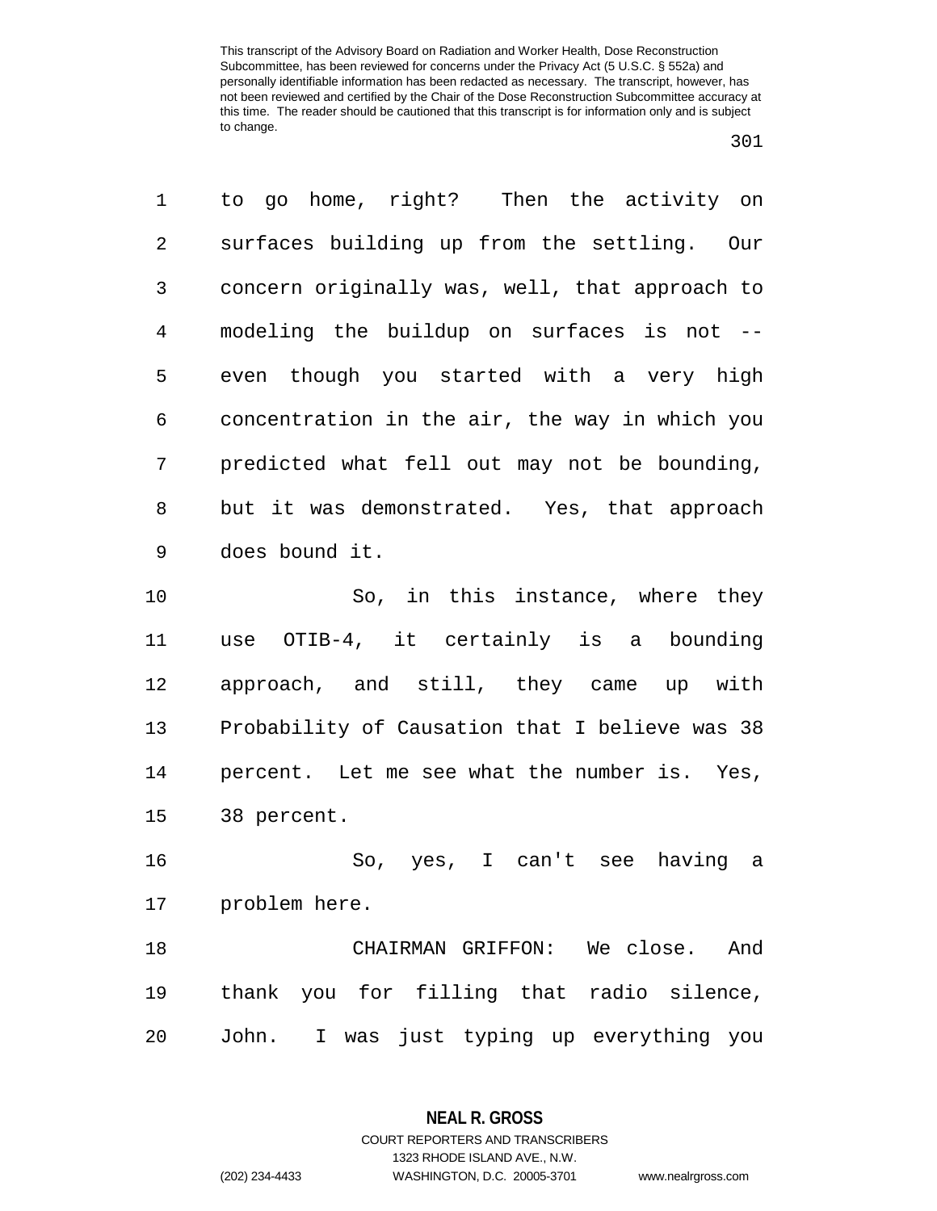to go home, right? Then the activity on surfaces building up from the settling. Our concern originally was, well, that approach to modeling the buildup on surfaces is not -- even though you started with a very high concentration in the air, the way in which you predicted what fell out may not be bounding, but it was demonstrated. Yes, that approach does bound it.

So, in this instance, where they use OTIB-4, it certainly is a bounding approach, and still, they came up with Probability of Causation that I believe was 38 percent. Let me see what the number is. Yes, 38 percent.

So, yes, I can't see having a problem here.

CHAIRMAN GRIFFON: We close. And thank you for filling that radio silence, John. I was just typing up everything you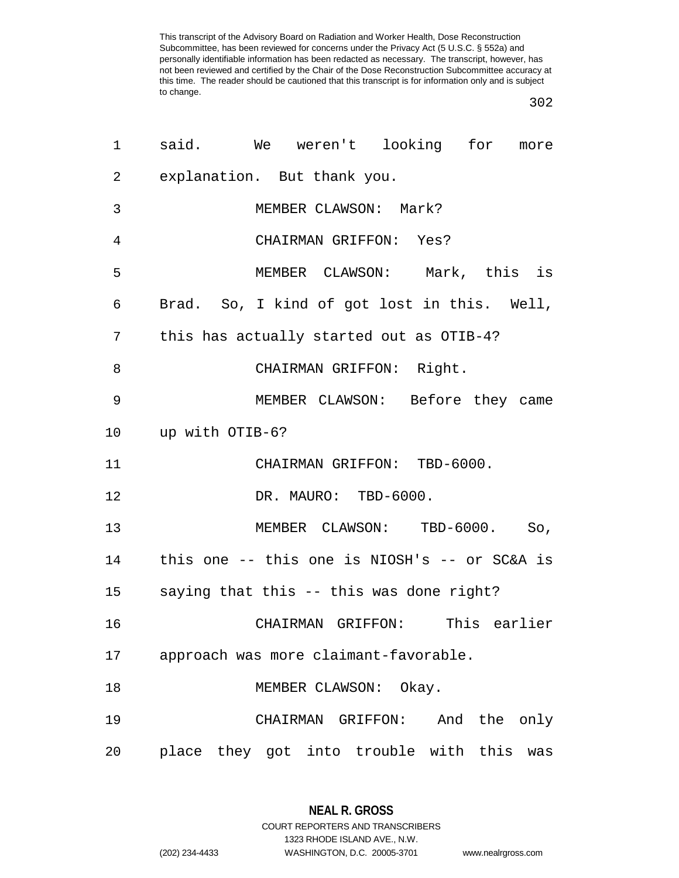said. We weren't looking for more explanation. But thank you.

MEMBER CLAWSON: Mark?

CHAIRMAN GRIFFON: Yes?

MEMBER CLAWSON: Mark, this is Brad. So, I kind of got lost in this. Well, this has actually started out as OTIB-4?

CHAIRMAN GRIFFON: Right.

MEMBER CLAWSON: Before they came up with OTIB-6?

CHAIRMAN GRIFFON: TBD-6000.

DR. MAURO: TBD-6000.

MEMBER CLAWSON: TBD-6000. So, this one -- this one is NIOSH's -- or SC&A is saying that this -- this was done right?

CHAIRMAN GRIFFON: This earlier approach was more claimant-favorable.

MEMBER CLAWSON: Okay.

CHAIRMAN GRIFFON: And the only place they got into trouble with this was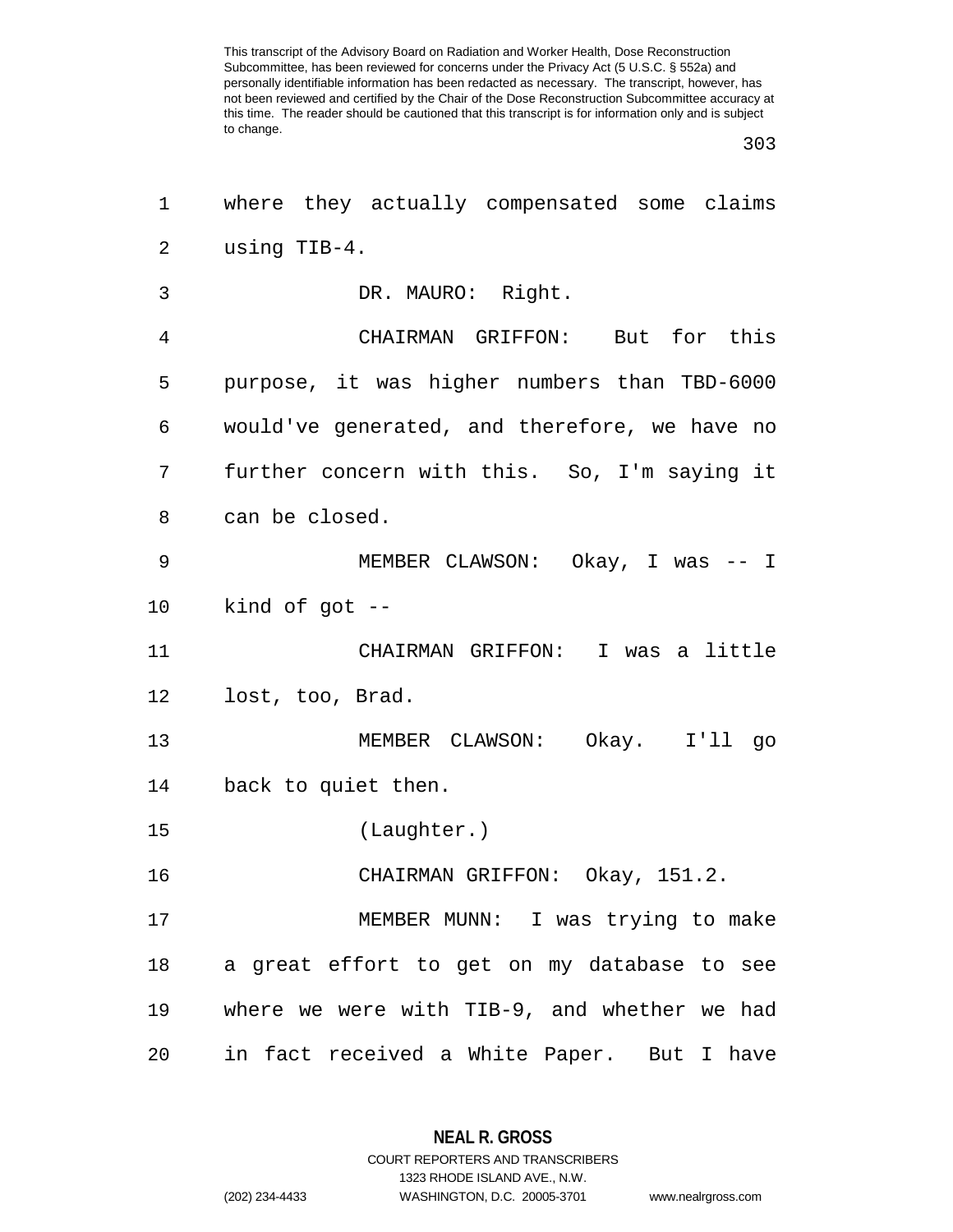where they actually compensated some claims using TIB-4.

DR. MAURO: Right.

CHAIRMAN GRIFFON: But for this purpose, it was higher numbers than TBD-6000 would've generated, and therefore, we have no further concern with this. So, I'm saying it can be closed.

MEMBER CLAWSON: Okay, I was -- I kind of got --

CHAIRMAN GRIFFON: I was a little lost, too, Brad.

MEMBER CLAWSON: Okay. I'll go back to quiet then.

(Laughter.)

CHAIRMAN GRIFFON: Okay, 151.2.

MEMBER MUNN: I was trying to make a great effort to get on my database to see where we were with TIB-9, and whether we had in fact received a White Paper. But I have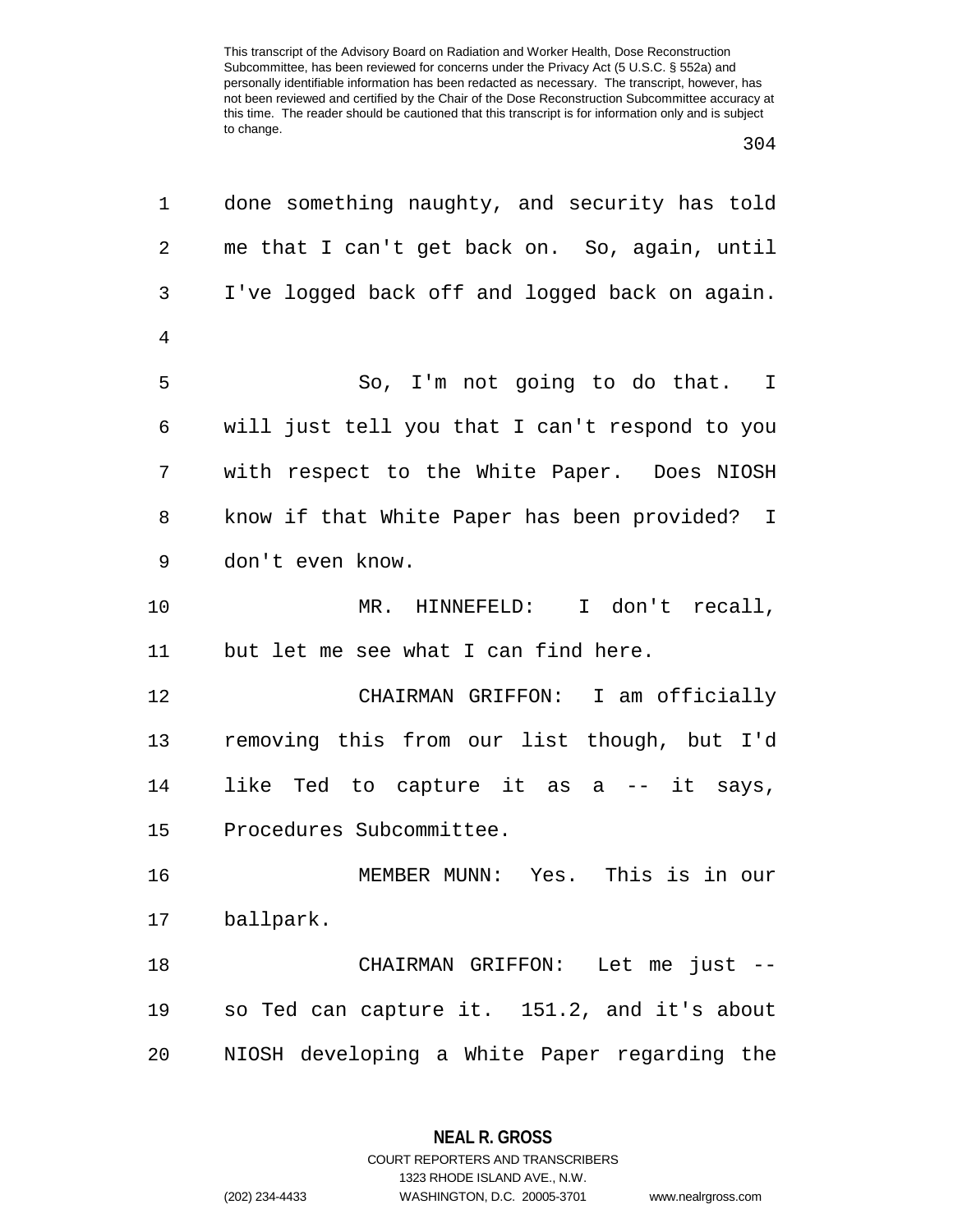done something naughty, and security has told me that I can't get back on. So, again, until I've logged back off and logged back on again.

So, I'm not going to do that. I will just tell you that I can't respond to you with respect to the White Paper. Does NIOSH know if that White Paper has been provided? I don't even know.

MR. HINNEFELD: I don't recall, but let me see what I can find here.

CHAIRMAN GRIFFON: I am officially removing this from our list though, but I'd like Ted to capture it as a -- it says, Procedures Subcommittee.

MEMBER MUNN: Yes. This is in our ballpark.

CHAIRMAN GRIFFON: Let me just -- so Ted can capture it. 151.2, and it's about NIOSH developing a White Paper regarding the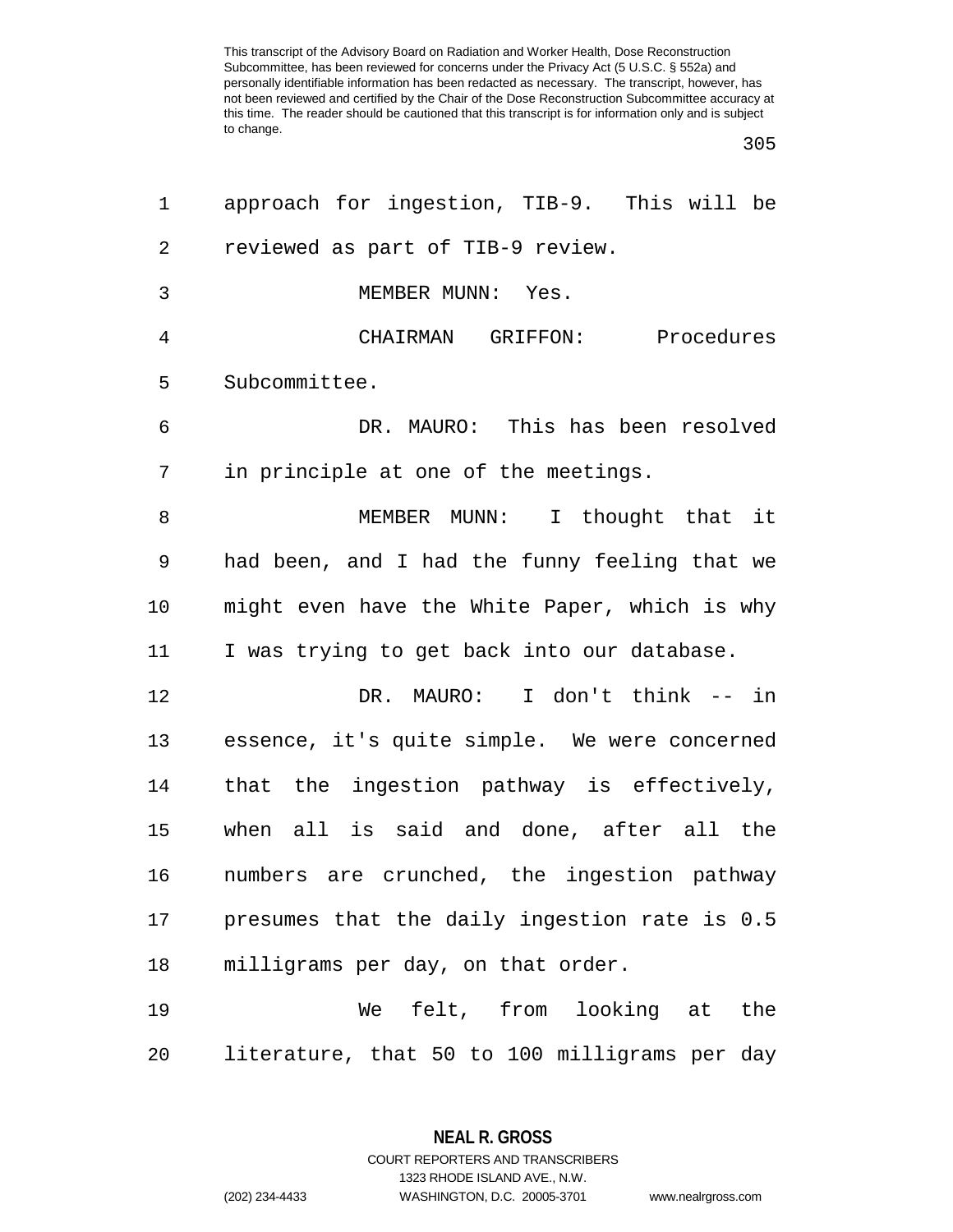approach for ingestion, TIB-9. This will be reviewed as part of TIB-9 review.

MEMBER MUNN: Yes.

CHAIRMAN GRIFFON: Procedures Subcommittee.

DR. MAURO: This has been resolved in principle at one of the meetings.

MEMBER MUNN: I thought that it had been, and I had the funny feeling that we might even have the White Paper, which is why I was trying to get back into our database.

DR. MAURO: I don't think -- in essence, it's quite simple. We were concerned that the ingestion pathway is effectively, when all is said and done, after all the numbers are crunched, the ingestion pathway presumes that the daily ingestion rate is 0.5 milligrams per day, on that order.

We felt, from looking at the literature, that 50 to 100 milligrams per day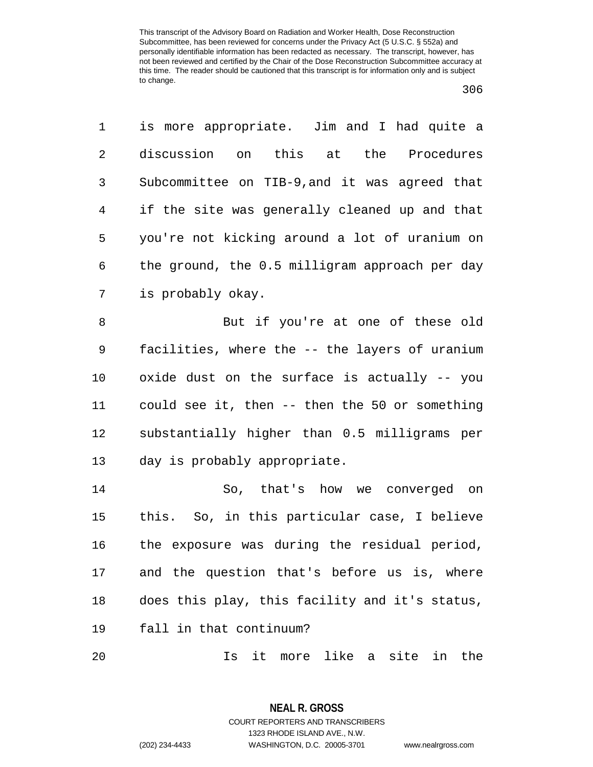is more appropriate. Jim and I had quite a discussion on this at the Procedures Subcommittee on TIB-9,and it was agreed that if the site was generally cleaned up and that you're not kicking around a lot of uranium on the ground, the 0.5 milligram approach per day is probably okay.

But if you're at one of these old facilities, where the -- the layers of uranium oxide dust on the surface is actually -- you could see it, then -- then the 50 or something substantially higher than 0.5 milligrams per day is probably appropriate.

So, that's how we converged on this. So, in this particular case, I believe the exposure was during the residual period, and the question that's before us is, where does this play, this facility and it's status, fall in that continuum?

Is it more like a site in the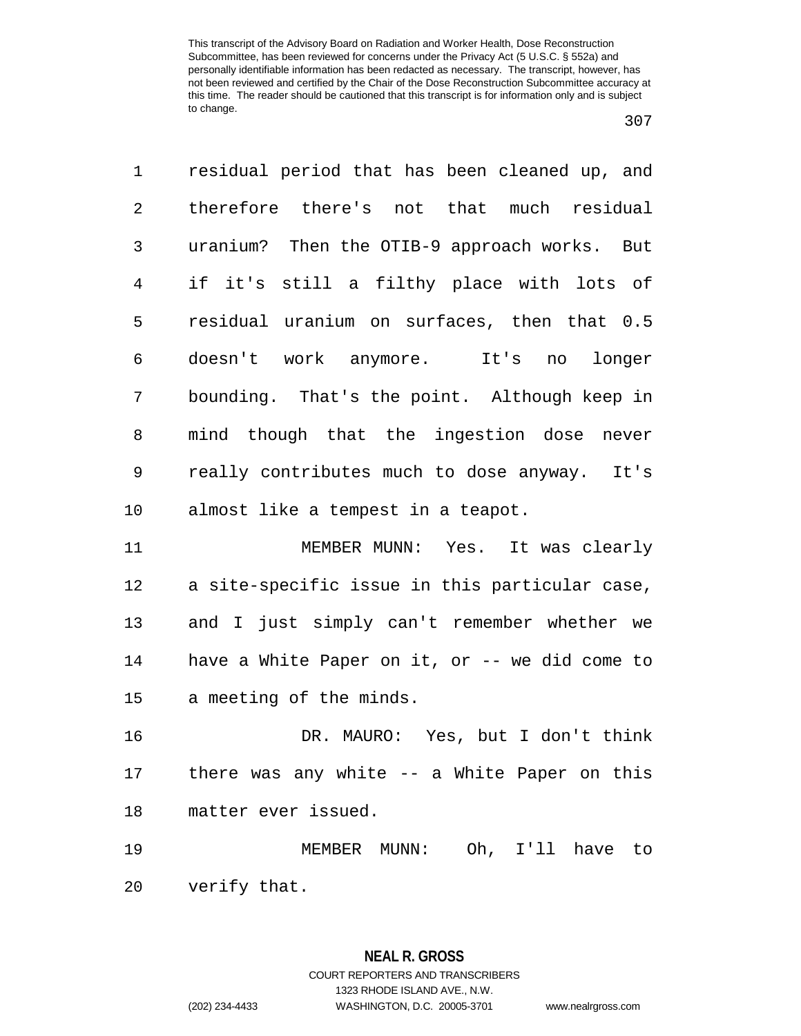residual period that has been cleaned up, and therefore there's not that much residual uranium? Then the OTIB-9 approach works. But if it's still a filthy place with lots of residual uranium on surfaces, then that 0.5 doesn't work anymore. It's no longer bounding. That's the point. Although keep in mind though that the ingestion dose never really contributes much to dose anyway. It's almost like a tempest in a teapot.

MEMBER MUNN: Yes. It was clearly a site-specific issue in this particular case, and I just simply can't remember whether we have a White Paper on it, or -- we did come to a meeting of the minds.

DR. MAURO: Yes, but I don't think there was any white -- a White Paper on this matter ever issued.

MEMBER MUNN: Oh, I'll have to verify that.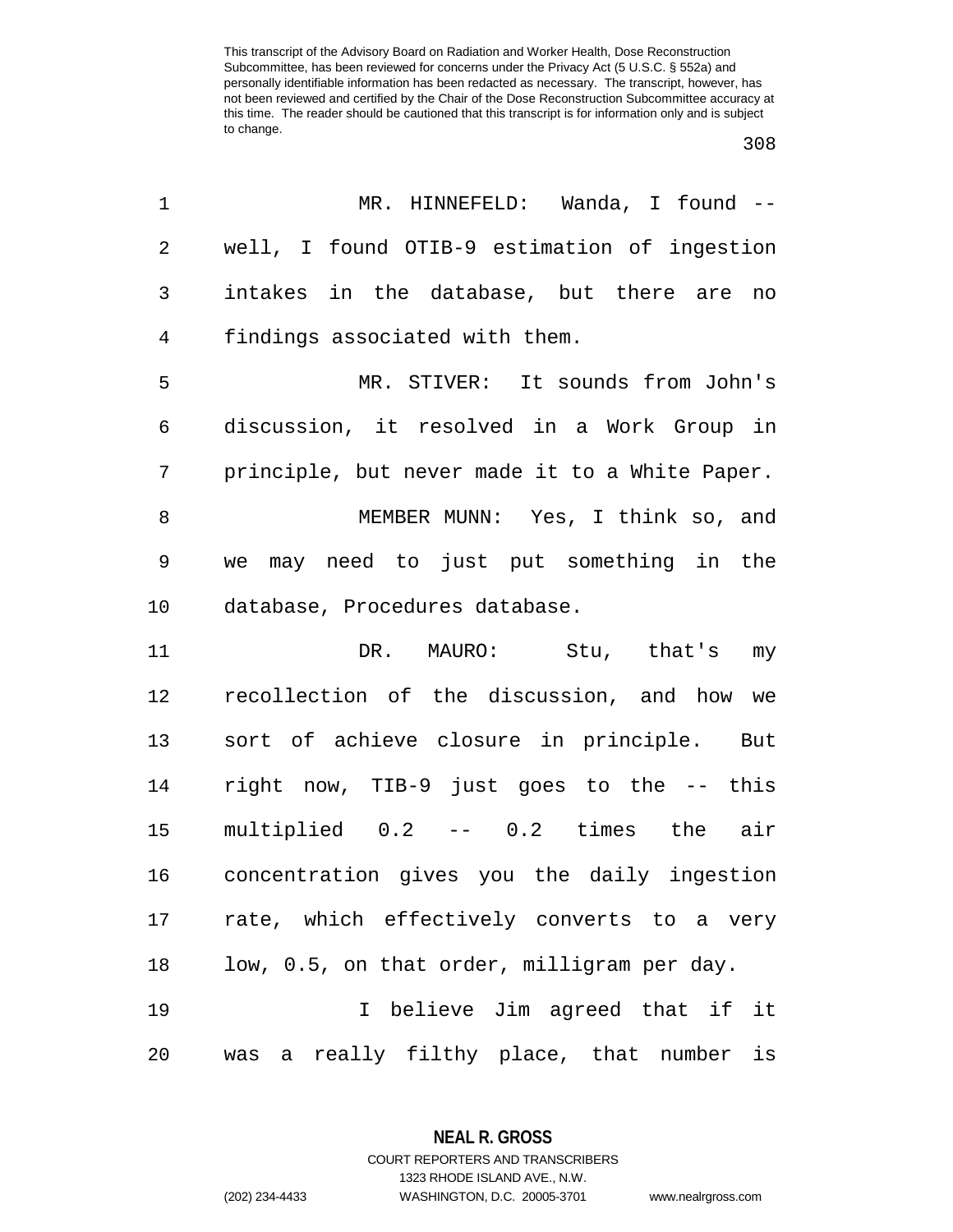MR. HINNEFELD: Wanda, I found -- well, I found OTIB-9 estimation of ingestion intakes in the database, but there are no findings associated with them.

MR. STIVER: It sounds from John's discussion, it resolved in a Work Group in principle, but never made it to a White Paper.

MEMBER MUNN: Yes, I think so, and we may need to just put something in the database, Procedures database.

DR. MAURO: Stu, that's my recollection of the discussion, and how we sort of achieve closure in principle. But right now, TIB-9 just goes to the -- this multiplied 0.2 -- 0.2 times the air concentration gives you the daily ingestion rate, which effectively converts to a very low, 0.5, on that order, milligram per day.

I believe Jim agreed that if it was a really filthy place, that number is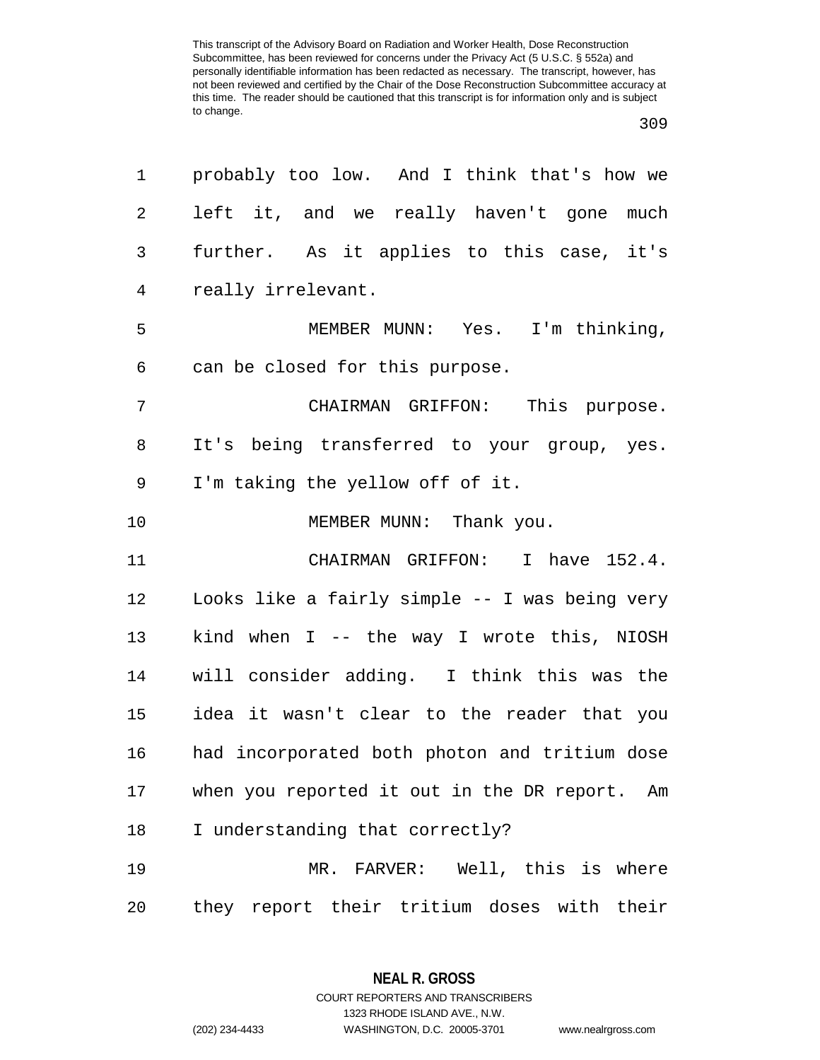probably too low. And I think that's how we left it, and we really haven't gone much further. As it applies to this case, it's really irrelevant.

MEMBER MUNN: Yes. I'm thinking, can be closed for this purpose.

CHAIRMAN GRIFFON: This purpose. It's being transferred to your group, yes. I'm taking the yellow off of it.

MEMBER MUNN: Thank you.

CHAIRMAN GRIFFON: I have 152.4. Looks like a fairly simple -- I was being very kind when I -- the way I wrote this, NIOSH will consider adding. I think this was the idea it wasn't clear to the reader that you had incorporated both photon and tritium dose when you reported it out in the DR report. Am I understanding that correctly?

MR. FARVER: Well, this is where they report their tritium doses with their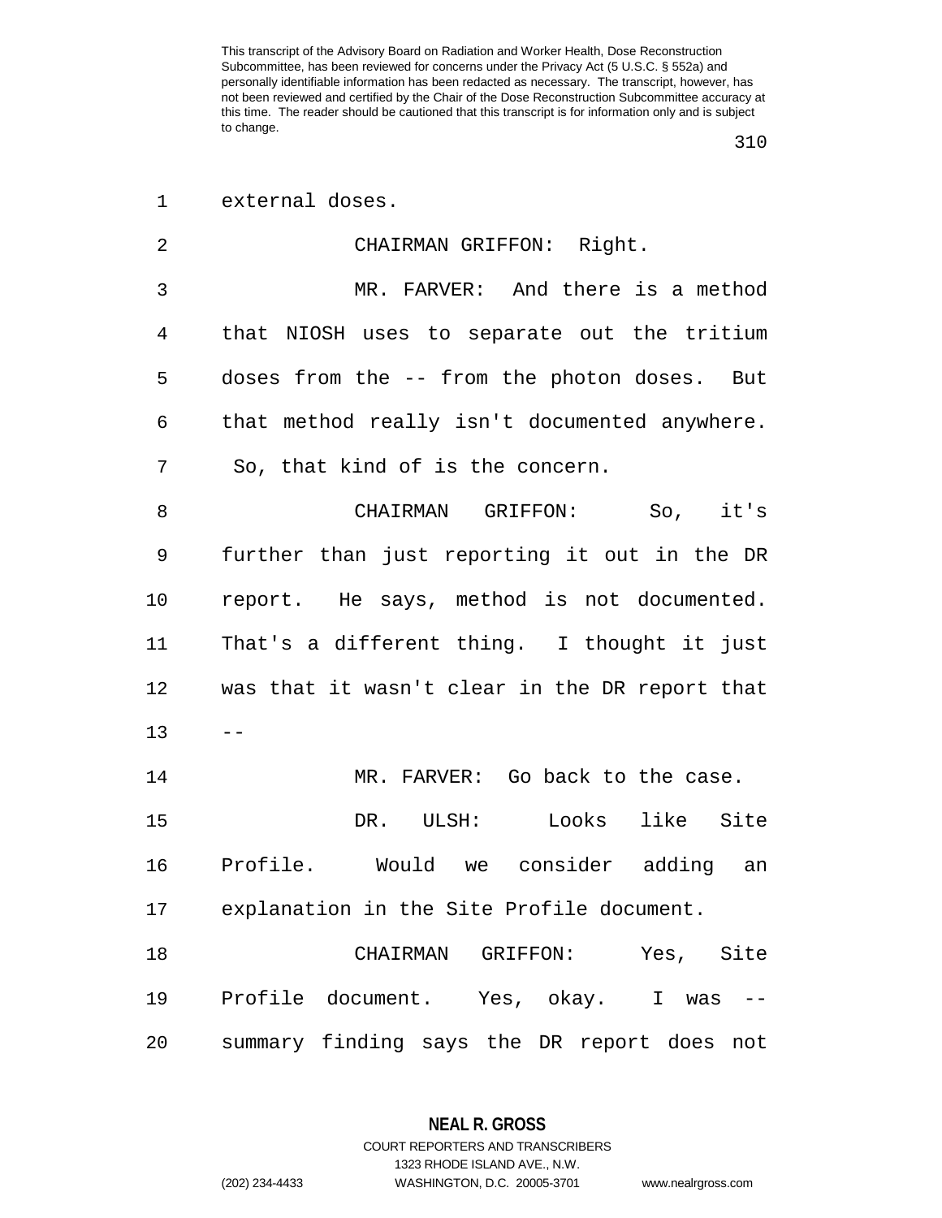external doses.

CHAIRMAN GRIFFON: Right.

MR. FARVER: And there is a method that NIOSH uses to separate out the tritium doses from the -- from the photon doses. But that method really isn't documented anywhere. So, that kind of is the concern.

CHAIRMAN GRIFFON: So, it's further than just reporting it out in the DR report. He says, method is not documented. That's a different thing. I thought it just was that it wasn't clear in the DR report that --

MR. FARVER: Go back to the case.

DR. ULSH: Looks like Site Profile. Would we consider adding an explanation in the Site Profile document.

CHAIRMAN GRIFFON: Yes, Site Profile document. Yes, okay. I was -- summary finding says the DR report does not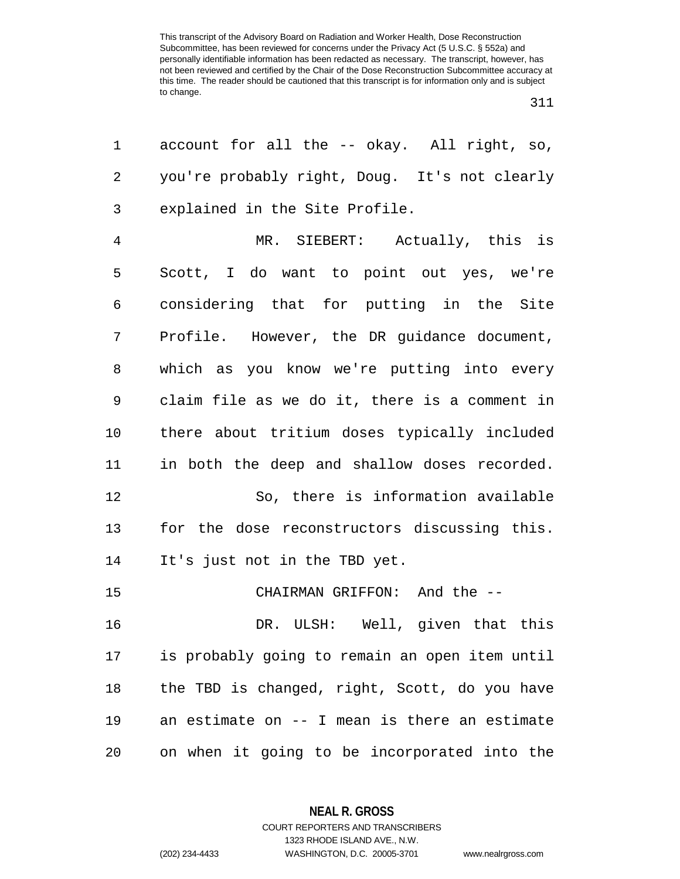account for all the -- okay. All right, so, you're probably right, Doug. It's not clearly explained in the Site Profile.

MR. SIEBERT: Actually, this is Scott, I do want to point out yes, we're considering that for putting in the Site Profile. However, the DR guidance document, which as you know we're putting into every claim file as we do it, there is a comment in there about tritium doses typically included in both the deep and shallow doses recorded.

So, there is information available for the dose reconstructors discussing this. It's just not in the TBD yet.

CHAIRMAN GRIFFON: And the --

DR. ULSH: Well, given that this is probably going to remain an open item until the TBD is changed, right, Scott, do you have an estimate on -- I mean is there an estimate on when it going to be incorporated into the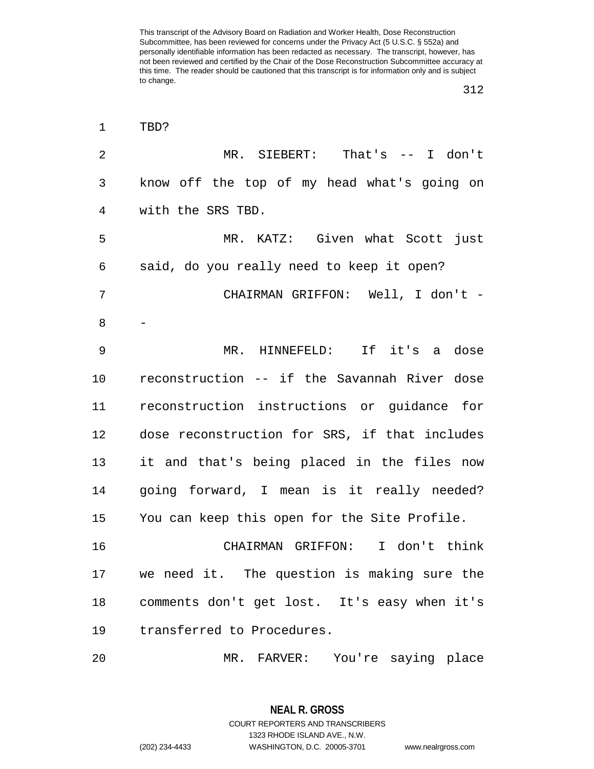TBD?

MR. SIEBERT: That's -- I don't know off the top of my head what's going on with the SRS TBD.

MR. KATZ: Given what Scott just said, do you really need to keep it open?

CHAIRMAN GRIFFON: Well, I don't --

MR. HINNEFELD: If it's a dose reconstruction -- if the Savannah River dose reconstruction instructions or guidance for dose reconstruction for SRS, if that includes it and that's being placed in the files now going forward, I mean is it really needed? You can keep this open for the Site Profile.

CHAIRMAN GRIFFON: I don't think we need it. The question is making sure the comments don't get lost. It's easy when it's transferred to Procedures.

MR. FARVER: You're saying place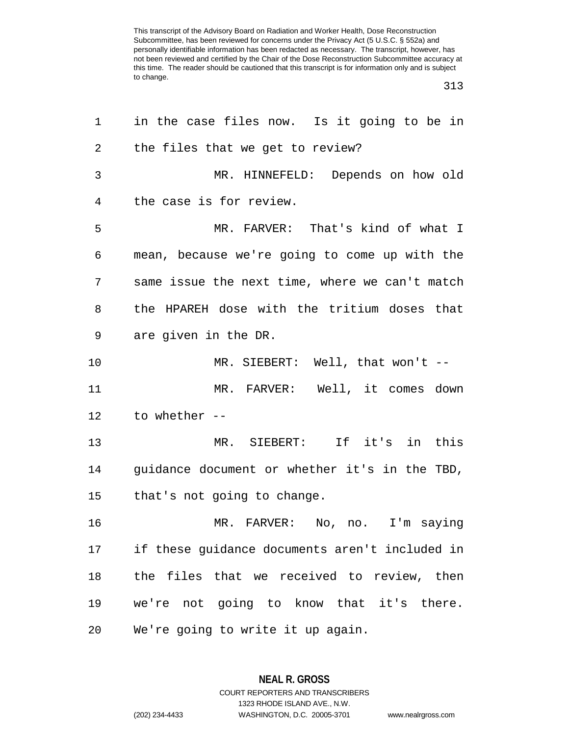in the case files now. Is it going to be in the files that we get to review?

MR. HINNEFELD: Depends on how old the case is for review.

MR. FARVER: That's kind of what I mean, because we're going to come up with the same issue the next time, where we can't match the HPAREH dose with the tritium doses that are given in the DR.

MR. SIEBERT: Well, that won't --

MR. FARVER: Well, it comes down to whether --

MR. SIEBERT: If it's in this guidance document or whether it's in the TBD, that's not going to change.

MR. FARVER: No, no. I'm saying if these guidance documents aren't included in the files that we received to review, then we're not going to know that it's there. We're going to write it up again.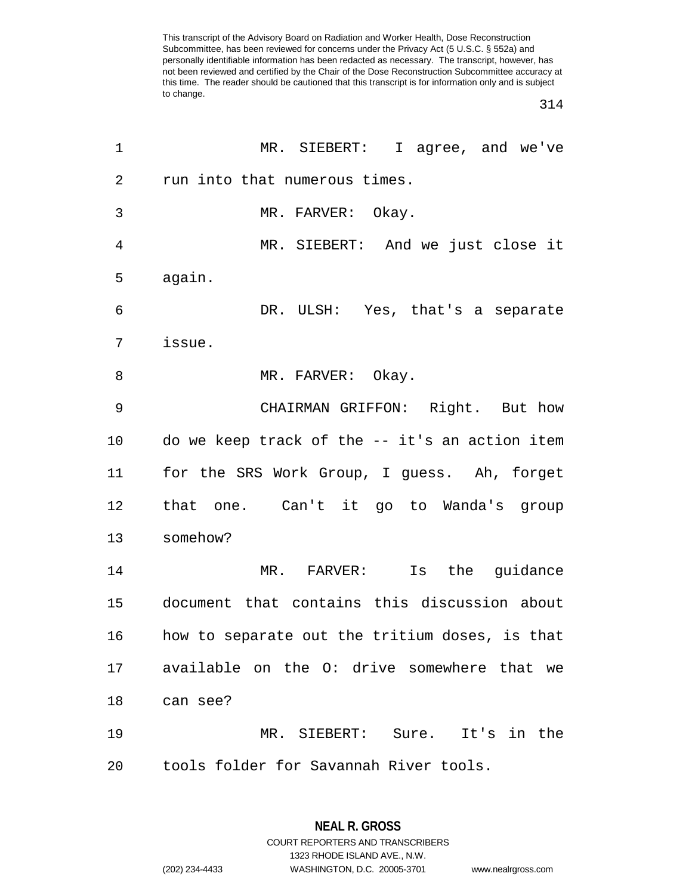MR. SIEBERT: I agree, and we've run into that numerous times.

MR. FARVER: Okay.

MR. SIEBERT: And we just close it again.

DR. ULSH: Yes, that's a separate issue.

MR. FARVER: Okay.

CHAIRMAN GRIFFON: Right. But how do we keep track of the -- it's an action item for the SRS Work Group, I guess. Ah, forget that one. Can't it go to Wanda's group somehow?

MR. FARVER: Is the guidance document that contains this discussion about how to separate out the tritium doses, is that available on the O: drive somewhere that we can see?

MR. SIEBERT: Sure. It's in the tools folder for Savannah River tools.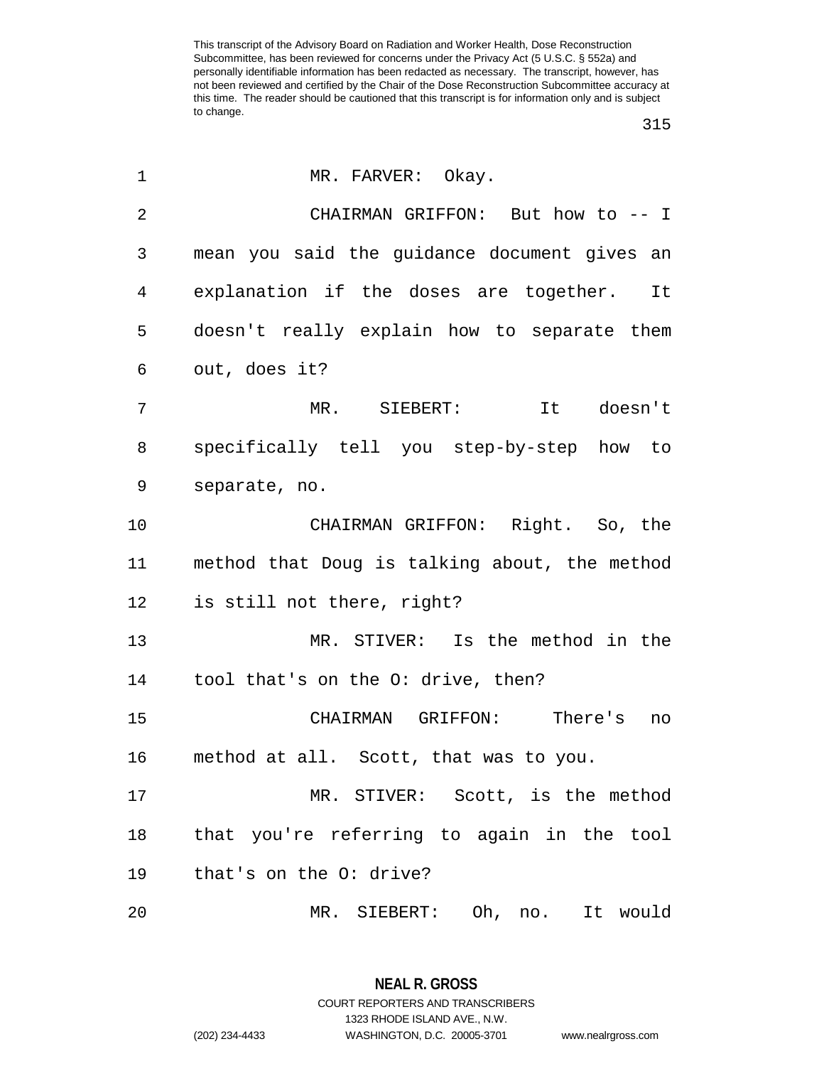MR. FARVER: Okay.

CHAIRMAN GRIFFON: But how to -- I mean you said the guidance document gives an explanation if the doses are together. It doesn't really explain how to separate them out, does it?

MR. SIEBERT: It doesn't specifically tell you step-by-step how to separate, no.

CHAIRMAN GRIFFON: Right. So, the method that Doug is talking about, the method is still not there, right?

MR. STIVER: Is the method in the tool that's on the O: drive, then?

CHAIRMAN GRIFFON: There's no method at all. Scott, that was to you.

MR. STIVER: Scott, is the method that you're referring to again in the tool that's on the O: drive?

MR. SIEBERT: Oh, no. It would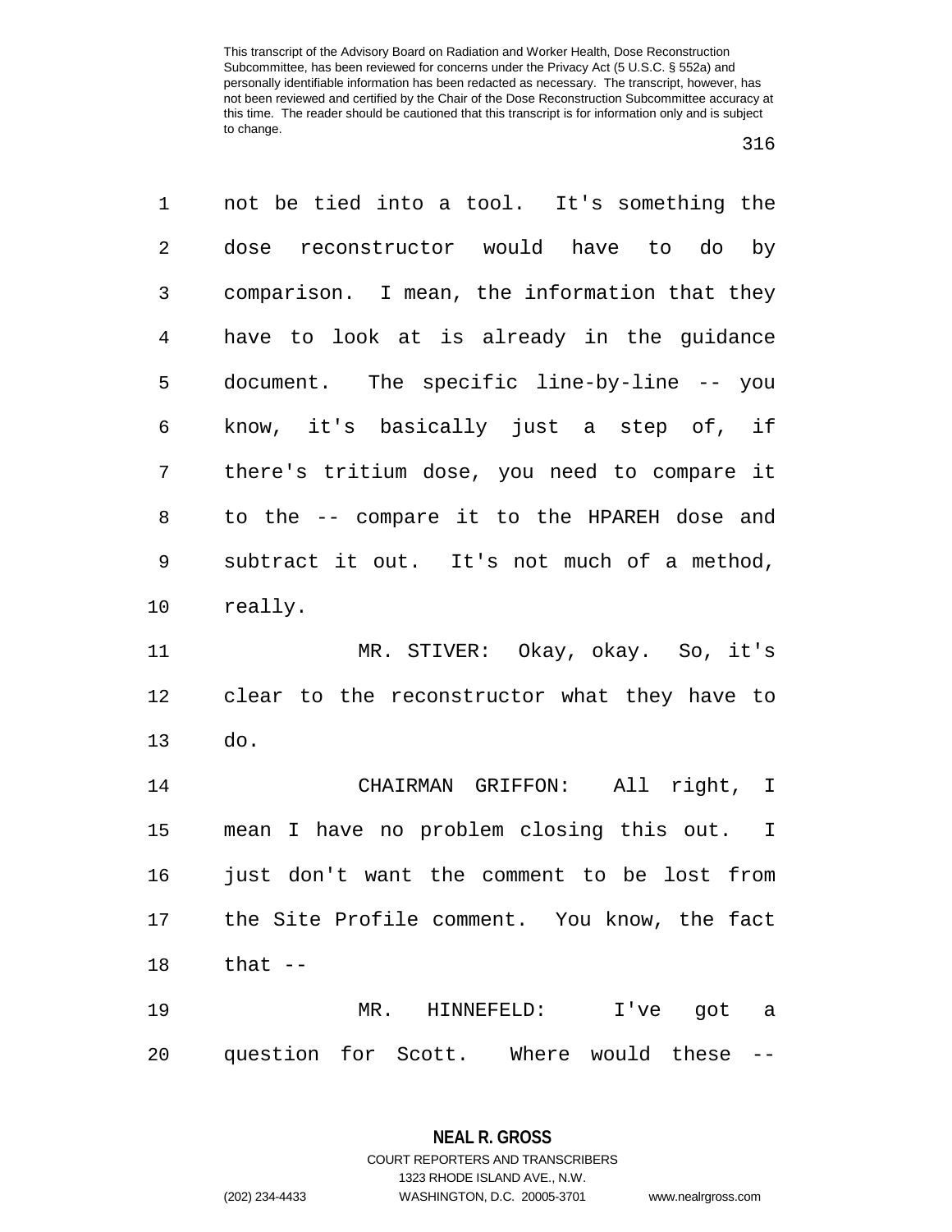not be tied into a tool. It's something the dose reconstructor would have to do by comparison. I mean, the information that they have to look at is already in the guidance document. The specific line-by-line -- you know, it's basically just a step of, if there's tritium dose, you need to compare it to the -- compare it to the HPAREH dose and subtract it out. It's not much of a method, really.

MR. STIVER: Okay, okay. So, it's clear to the reconstructor what they have to do.

CHAIRMAN GRIFFON: All right, I mean I have no problem closing this out. I just don't want the comment to be lost from the Site Profile comment. You know, the fact that --

MR. HINNEFELD: I've got a question for Scott. Where would these --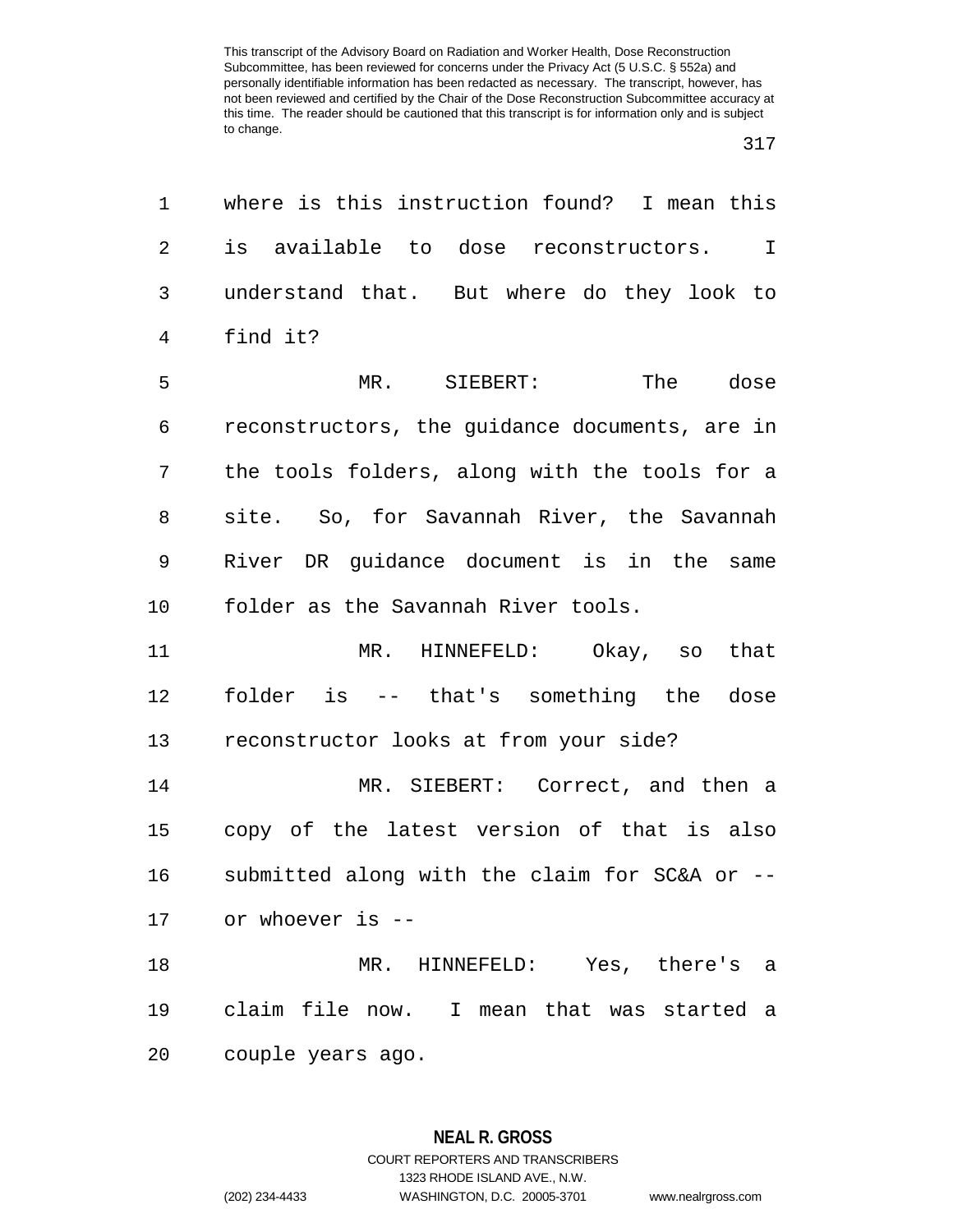where is this instruction found? I mean this is available to dose reconstructors. I understand that. But where do they look to find it?

MR. SIEBERT: The dose reconstructors, the guidance documents, are in the tools folders, along with the tools for a site. So, for Savannah River, the Savannah River DR guidance document is in the same folder as the Savannah River tools.

MR. HINNEFELD: Okay, so that folder is -- that's something the dose reconstructor looks at from your side?

MR. SIEBERT: Correct, and then a copy of the latest version of that is also submitted along with the claim for SC&A or -- or whoever is --

MR. HINNEFELD: Yes, there's a claim file now. I mean that was started a couple years ago.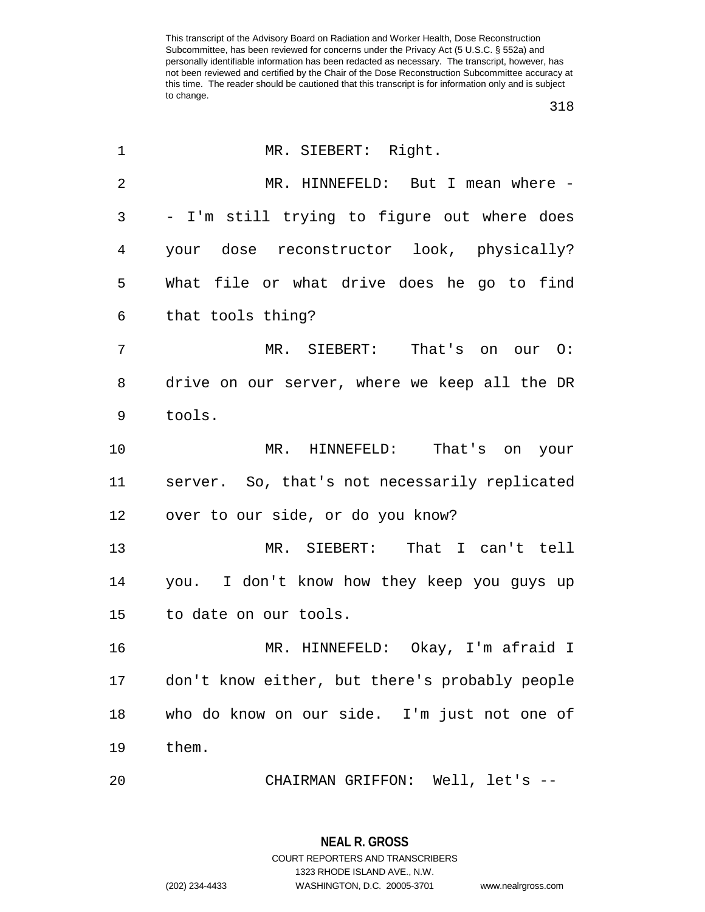MR. SIEBERT: Right.

MR. HINNEFELD: But I mean where -- I'm still trying to figure out where does your dose reconstructor look, physically? What file or what drive does he go to find that tools thing?

MR. SIEBERT: That's on our O: drive on our server, where we keep all the DR tools.

MR. HINNEFELD: That's on your server. So, that's not necessarily replicated over to our side, or do you know?

MR. SIEBERT: That I can't tell you. I don't know how they keep you guys up to date on our tools.

MR. HINNEFELD: Okay, I'm afraid I don't know either, but there's probably people who do know on our side. I'm just not one of them.

CHAIRMAN GRIFFON: Well, let's --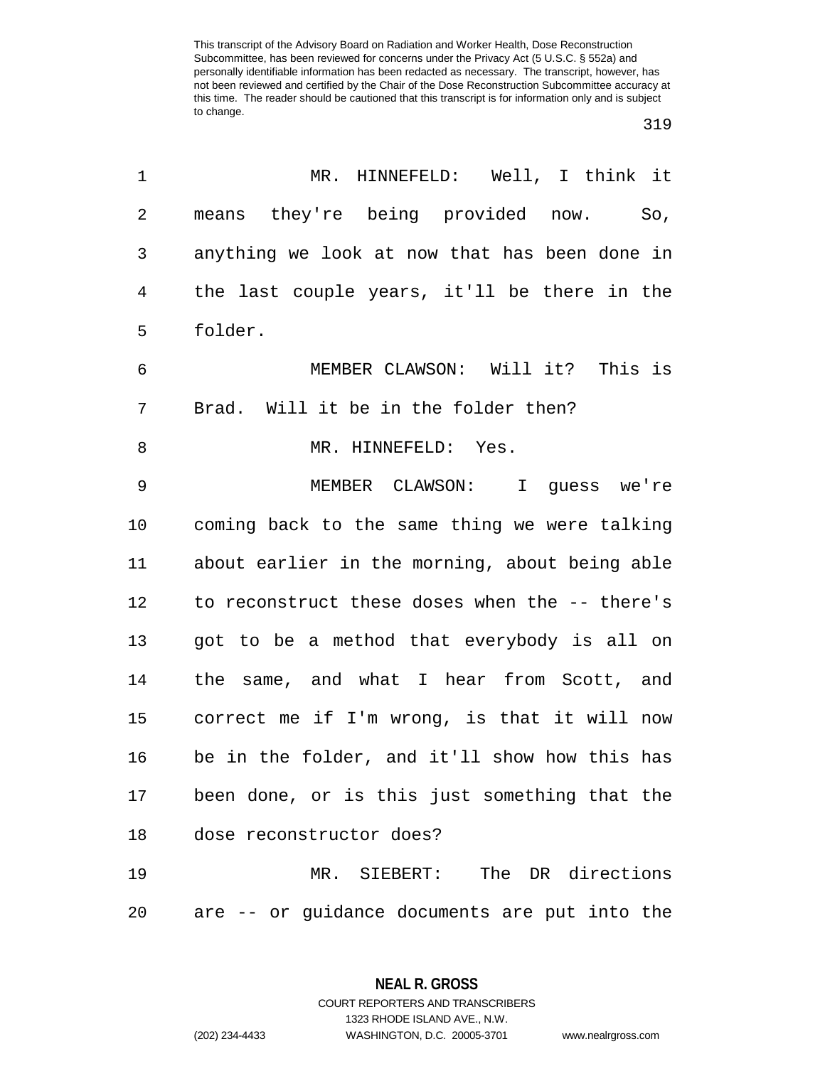MR. HINNEFELD: Well, I think it means they're being provided now. So, anything we look at now that has been done in the last couple years, it'll be there in the folder.

MEMBER CLAWSON: Will it? This is Brad. Will it be in the folder then?

MR. HINNEFELD: Yes.

MEMBER CLAWSON: I guess we're coming back to the same thing we were talking about earlier in the morning, about being able to reconstruct these doses when the -- there's got to be a method that everybody is all on the same, and what I hear from Scott, and correct me if I'm wrong, is that it will now be in the folder, and it'll show how this has been done, or is this just something that the dose reconstructor does?

MR. SIEBERT: The DR directions are -- or guidance documents are put into the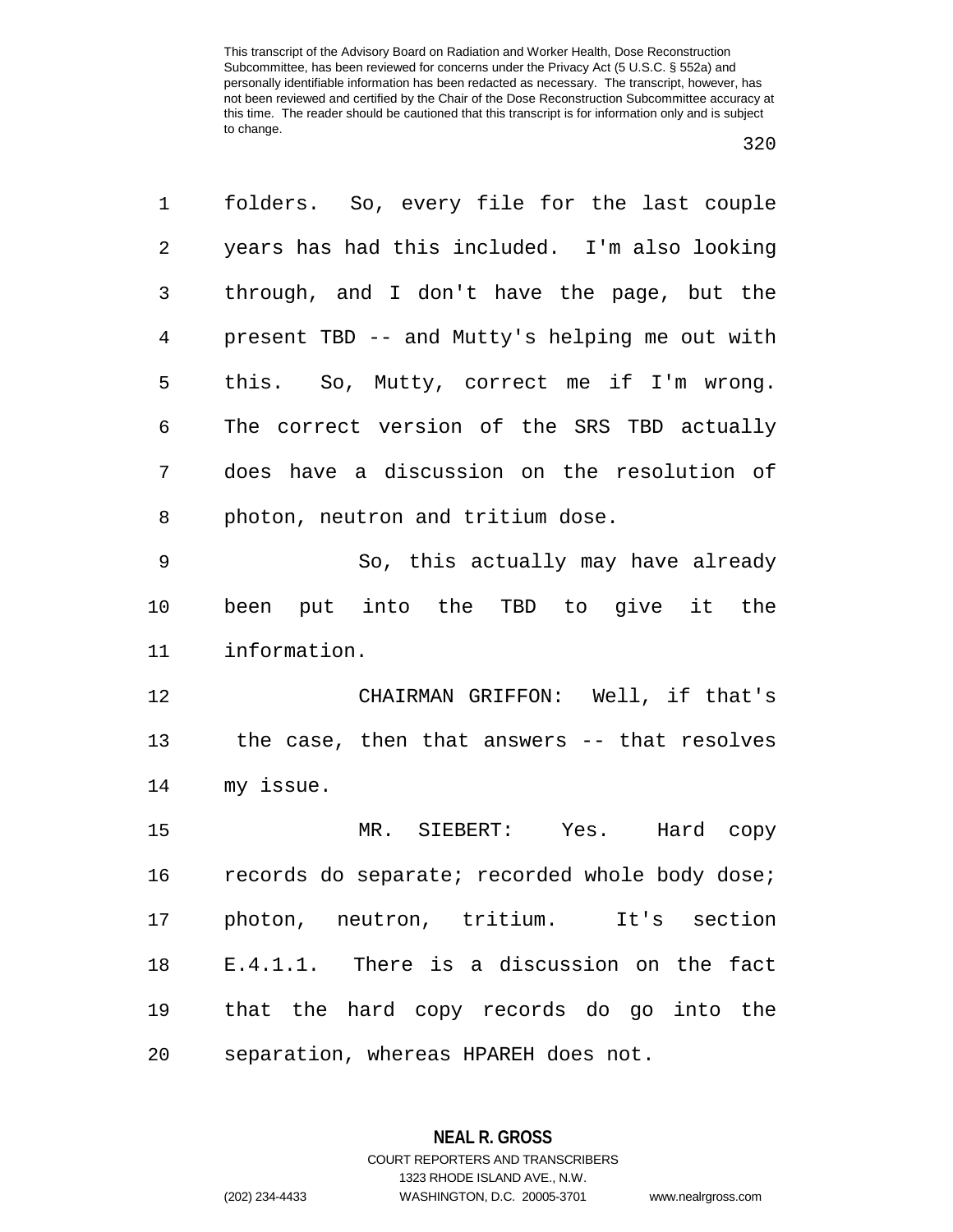folders. So, every file for the last couple years has had this included. I'm also looking through, and I don't have the page, but the present TBD -- and Mutty's helping me out with this. So, Mutty, correct me if I'm wrong. The correct version of the SRS TBD actually does have a discussion on the resolution of photon, neutron and tritium dose.

So, this actually may have already been put into the TBD to give it the information.

CHAIRMAN GRIFFON: Well, if that's the case, then that answers -- that resolves my issue.

MR. SIEBERT: Yes. Hard copy records do separate; recorded whole body dose; photon, neutron, tritium. It's section E.4.1.1. There is a discussion on the fact that the hard copy records do go into the separation, whereas HPAREH does not.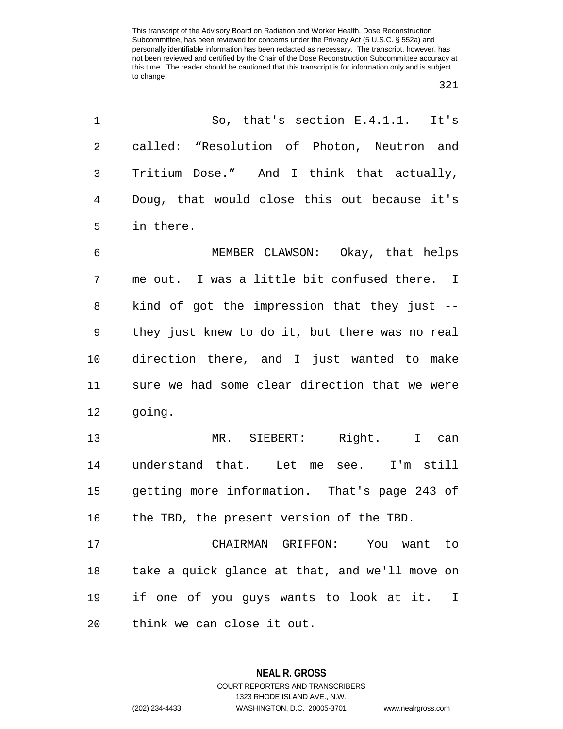So, that's section E.4.1.1. It's called: "Resolution of Photon, Neutron and Tritium Dose." And I think that actually, Doug, that would close this out because it's in there.

MEMBER CLAWSON: Okay, that helps me out. I was a little bit confused there. I kind of got the impression that they just -- they just knew to do it, but there was no real direction there, and I just wanted to make sure we had some clear direction that we were going.

MR. SIEBERT: Right. I can understand that. Let me see. I'm still getting more information. That's page 243 of the TBD, the present version of the TBD.

CHAIRMAN GRIFFON: You want to take a quick glance at that, and we'll move on if one of you guys wants to look at it. I think we can close it out.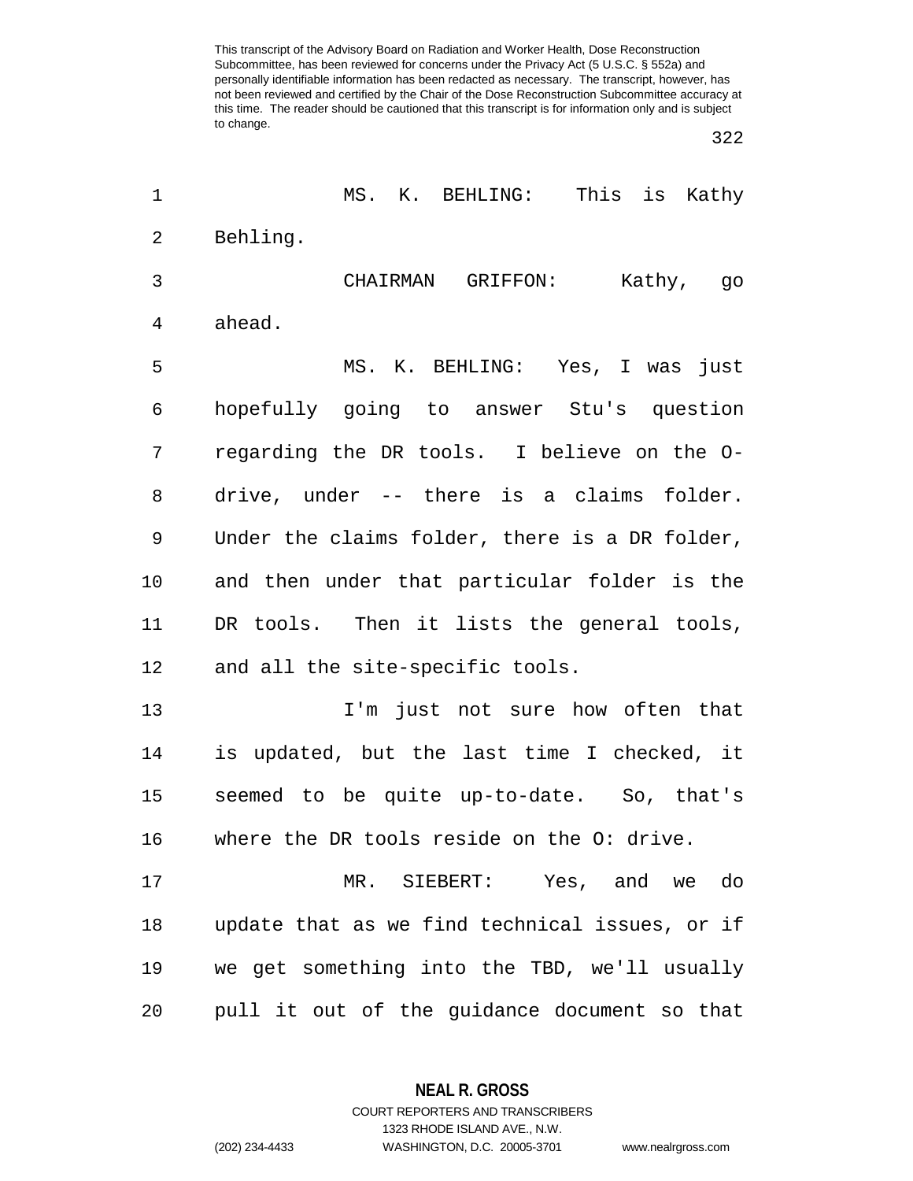MS. K. BEHLING: This is Kathy Behling.

CHAIRMAN GRIFFON: Kathy, go ahead.

MS. K. BEHLING: Yes, I was just hopefully going to answer Stu's question regarding the DR tools. I believe on the O-drive, under -- there is a claims folder. Under the claims folder, there is a DR folder, and then under that particular folder is the DR tools. Then it lists the general tools, and all the site-specific tools.

I'm just not sure how often that is updated, but the last time I checked, it seemed to be quite up-to-date. So, that's where the DR tools reside on the O: drive.

MR. SIEBERT: Yes, and we do update that as we find technical issues, or if we get something into the TBD, we'll usually pull it out of the guidance document so that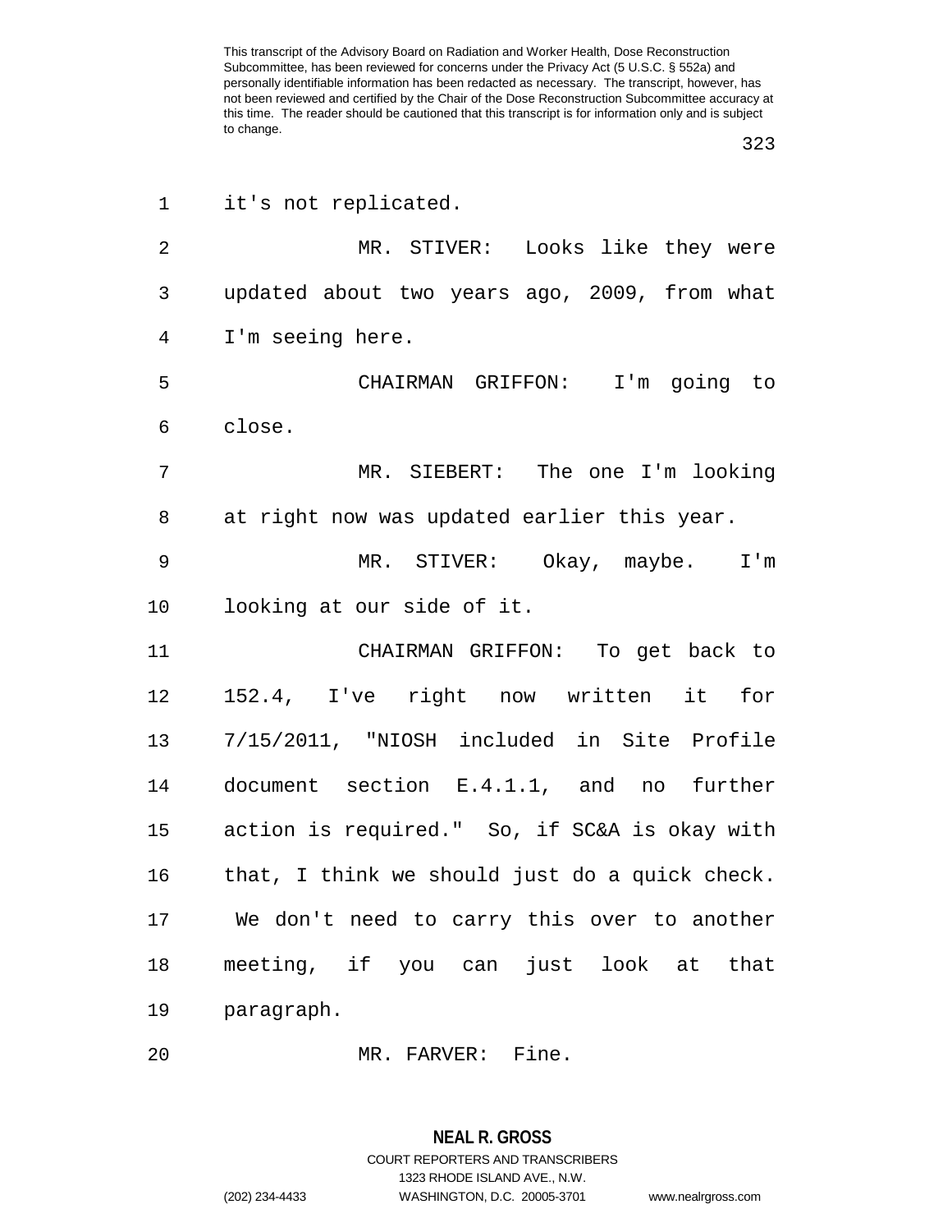it's not replicated.

MR. STIVER: Looks like they were updated about two years ago, 2009, from what I'm seeing here.

CHAIRMAN GRIFFON: I'm going to close.

MR. SIEBERT: The one I'm looking at right now was updated earlier this year.

MR. STIVER: Okay, maybe. I'm looking at our side of it.

CHAIRMAN GRIFFON: To get back to 152.4, I've right now written it for 7/15/2011, "NIOSH included in Site Profile document section E.4.1.1, and no further action is required." So, if SC&A is okay with that, I think we should just do a quick check. We don't need to carry this over to another meeting, if you can just look at that paragraph.

MR. FARVER: Fine.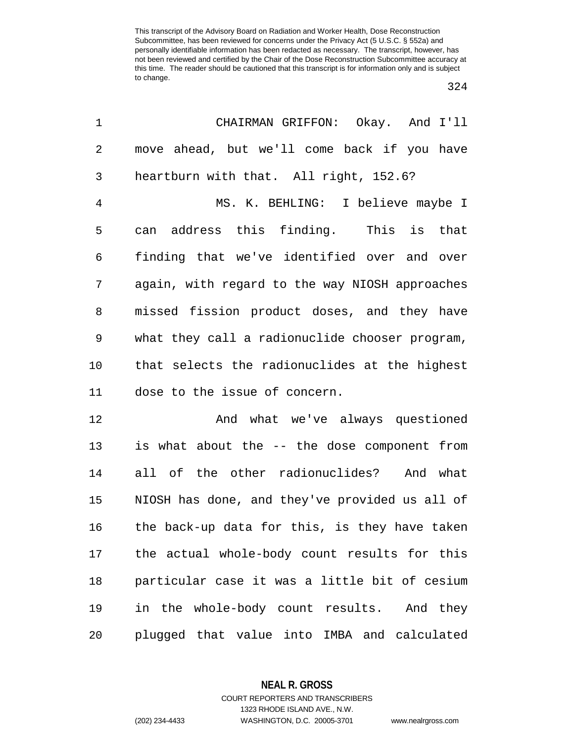CHAIRMAN GRIFFON: Okay. And I'll move ahead, but we'll come back if you have heartburn with that. All right, 152.6?

MS. K. BEHLING: I believe maybe I can address this finding. This is that finding that we've identified over and over again, with regard to the way NIOSH approaches missed fission product doses, and they have what they call a radionuclide chooser program, that selects the radionuclides at the highest dose to the issue of concern.

And what we've always questioned is what about the -- the dose component from all of the other radionuclides? And what NIOSH has done, and they've provided us all of the back-up data for this, is they have taken the actual whole-body count results for this particular case it was a little bit of cesium in the whole-body count results. And they plugged that value into IMBA and calculated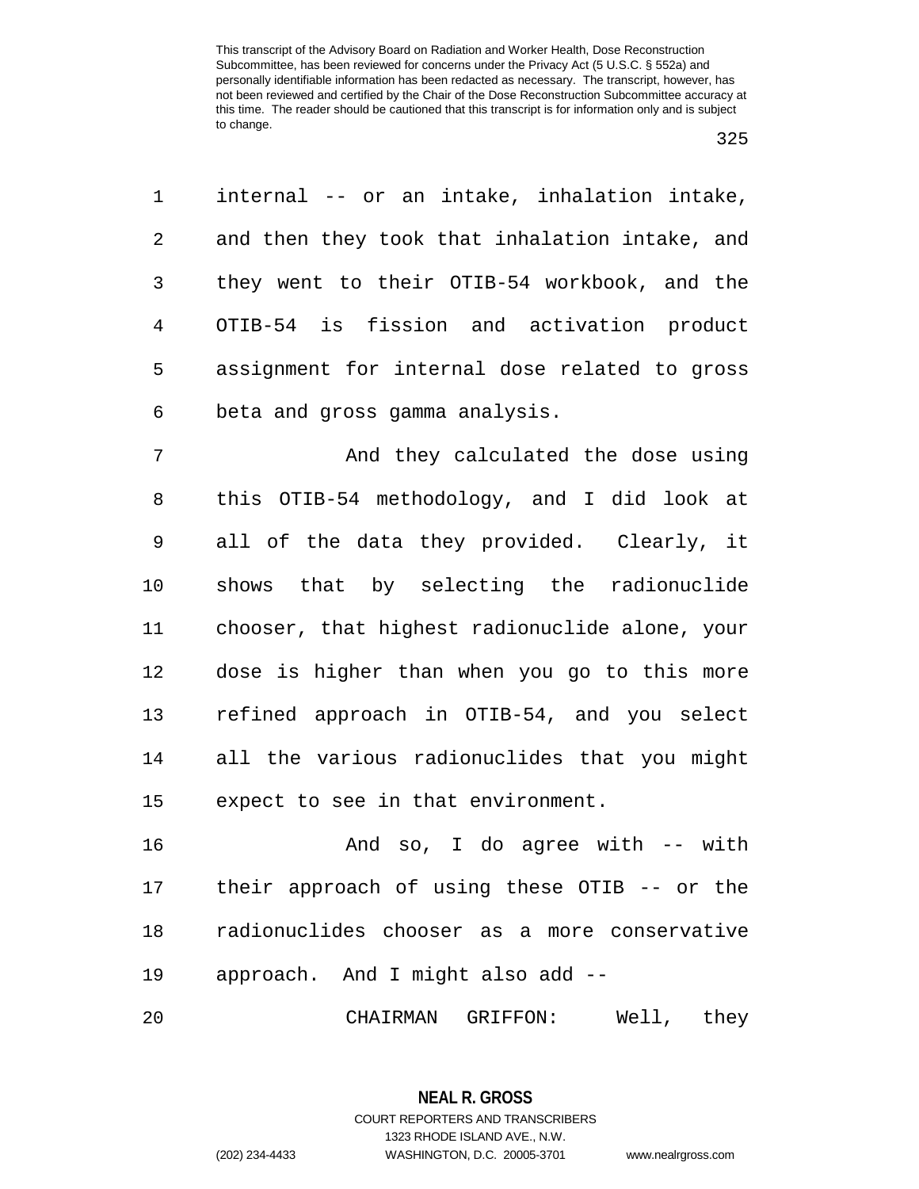internal -- or an intake, inhalation intake, and then they took that inhalation intake, and they went to their OTIB-54 workbook, and the OTIB-54 is fission and activation product assignment for internal dose related to gross beta and gross gamma analysis.

And they calculated the dose using this OTIB-54 methodology, and I did look at all of the data they provided. Clearly, it shows that by selecting the radionuclide chooser, that highest radionuclide alone, your dose is higher than when you go to this more refined approach in OTIB-54, and you select all the various radionuclides that you might expect to see in that environment.

And so, I do agree with -- with their approach of using these OTIB -- or the radionuclides chooser as a more conservative approach. And I might also add --

CHAIRMAN GRIFFON: Well, they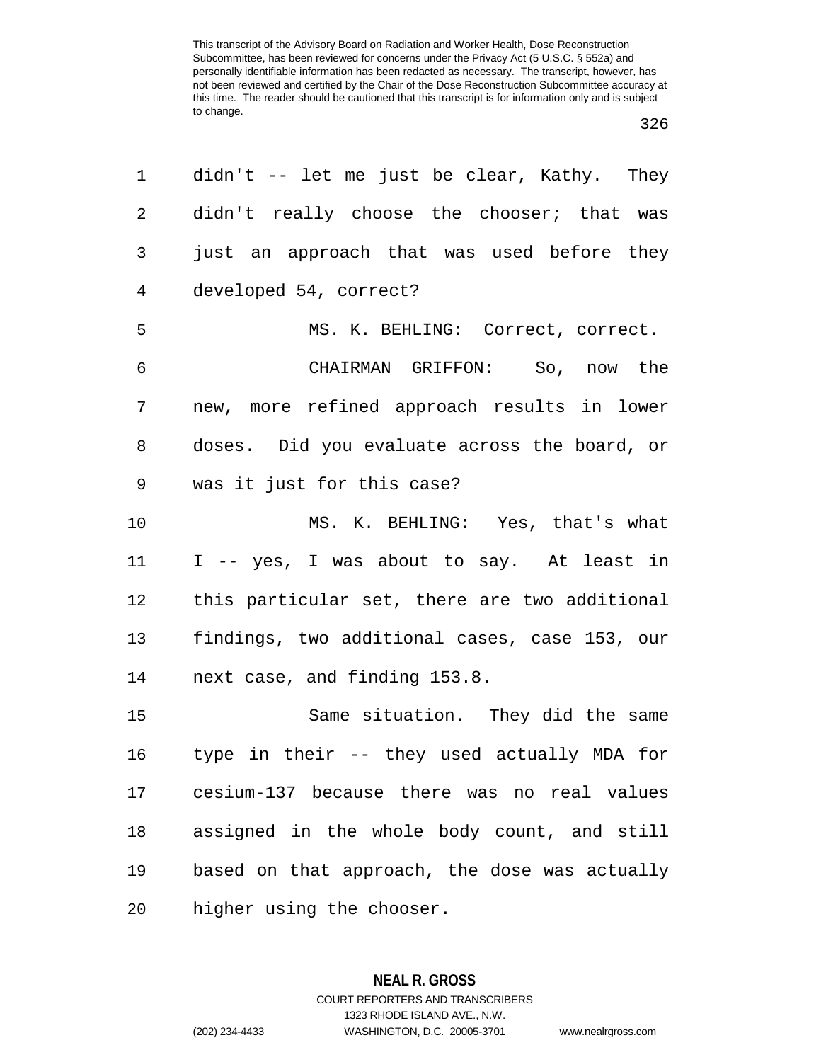didn't -- let me just be clear, Kathy. They didn't really choose the chooser; that was just an approach that was used before they developed 54, correct?

MS. K. BEHLING: Correct, correct.

CHAIRMAN GRIFFON: So, now the new, more refined approach results in lower doses. Did you evaluate across the board, or was it just for this case?

MS. K. BEHLING: Yes, that's what I -- yes, I was about to say. At least in this particular set, there are two additional findings, two additional cases, case 153, our next case, and finding 153.8.

Same situation. They did the same type in their -- they used actually MDA for cesium-137 because there was no real values assigned in the whole body count, and still based on that approach, the dose was actually higher using the chooser.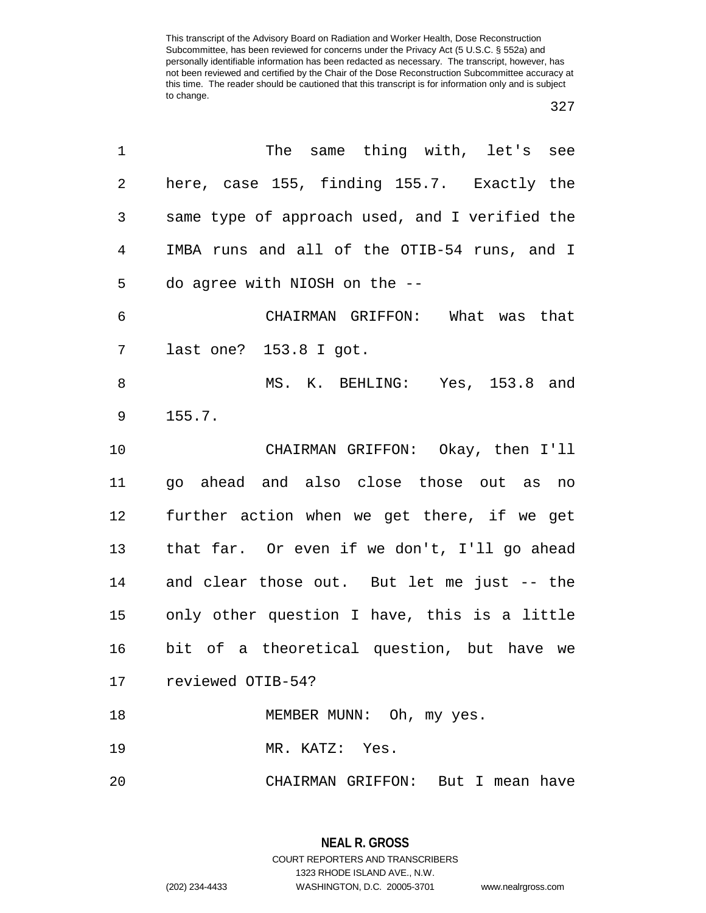The same thing with, let's see here, case 155, finding 155.7. Exactly the same type of approach used, and I verified the IMBA runs and all of the OTIB-54 runs, and I do agree with NIOSH on the --

CHAIRMAN GRIFFON: What was that last one? 153.8 I got.

MS. K. BEHLING: Yes, 153.8 and 155.7.

CHAIRMAN GRIFFON: Okay, then I'll go ahead and also close those out as no further action when we get there, if we get that far. Or even if we don't, I'll go ahead and clear those out. But let me just -- the only other question I have, this is a little bit of a theoretical question, but have we reviewed OTIB-54?

MEMBER MUNN: Oh, my yes.

MR. KATZ: Yes.

CHAIRMAN GRIFFON: But I mean have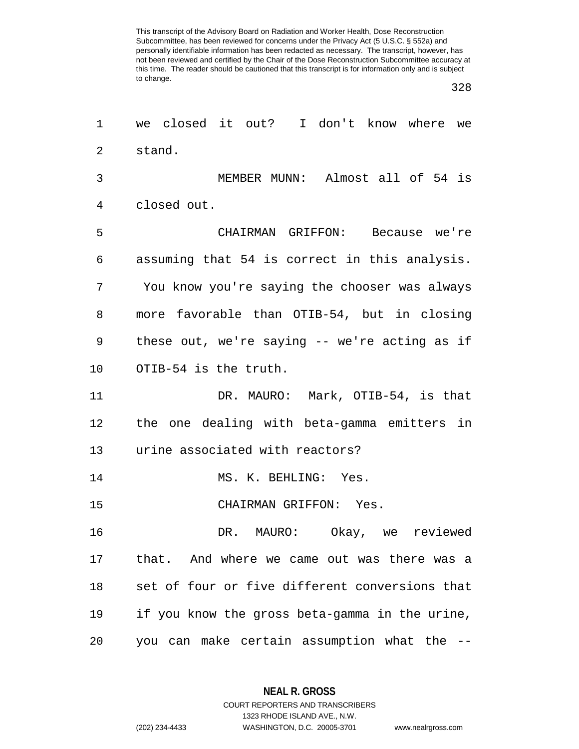we closed it out? I don't know where we stand.

MEMBER MUNN: Almost all of 54 is closed out.

CHAIRMAN GRIFFON: Because we're assuming that 54 is correct in this analysis. You know you're saying the chooser was always more favorable than OTIB-54, but in closing these out, we're saying -- we're acting as if OTIB-54 is the truth.

DR. MAURO: Mark, OTIB-54, is that the one dealing with beta-gamma emitters in urine associated with reactors?

MS. K. BEHLING: Yes.

CHAIRMAN GRIFFON: Yes.

DR. MAURO: Okay, we reviewed that. And where we came out was there was a set of four or five different conversions that if you know the gross beta-gamma in the urine, you can make certain assumption what the --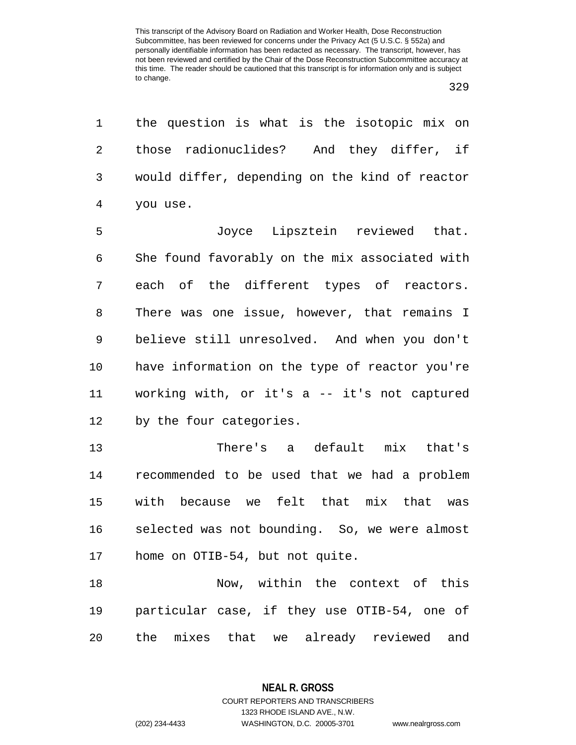the question is what is the isotopic mix on those radionuclides? And they differ, if would differ, depending on the kind of reactor you use.

Joyce Lipsztein reviewed that. She found favorably on the mix associated with each of the different types of reactors. There was one issue, however, that remains I believe still unresolved. And when you don't have information on the type of reactor you're working with, or it's a -- it's not captured by the four categories.

There's a default mix that's recommended to be used that we had a problem with because we felt that mix that was selected was not bounding. So, we were almost home on OTIB-54, but not quite.

Now, within the context of this particular case, if they use OTIB-54, one of the mixes that we already reviewed and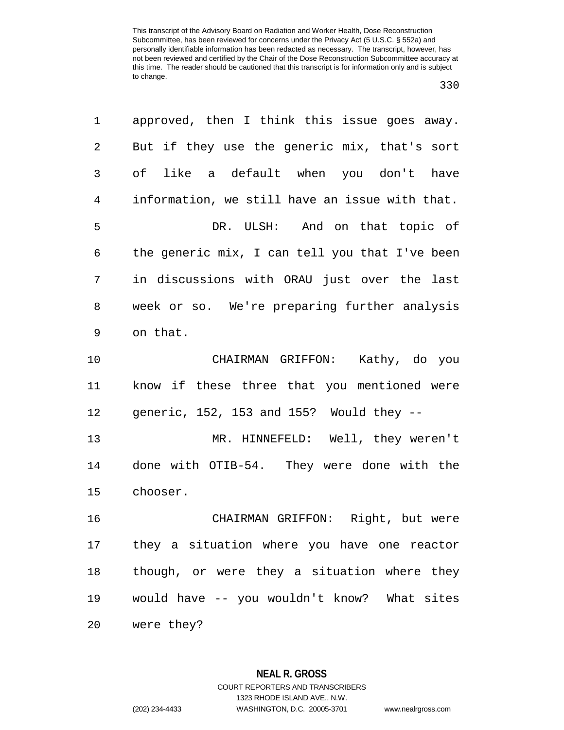approved, then I think this issue goes away. But if they use the generic mix, that's sort of like a default when you don't have information, we still have an issue with that.

DR. ULSH: And on that topic of the generic mix, I can tell you that I've been in discussions with ORAU just over the last week or so. We're preparing further analysis on that.

CHAIRMAN GRIFFON: Kathy, do you know if these three that you mentioned were generic, 152, 153 and 155? Would they --

MR. HINNEFELD: Well, they weren't done with OTIB-54. They were done with the chooser.

CHAIRMAN GRIFFON: Right, but were they a situation where you have one reactor though, or were they a situation where they would have -- you wouldn't know? What sites were they?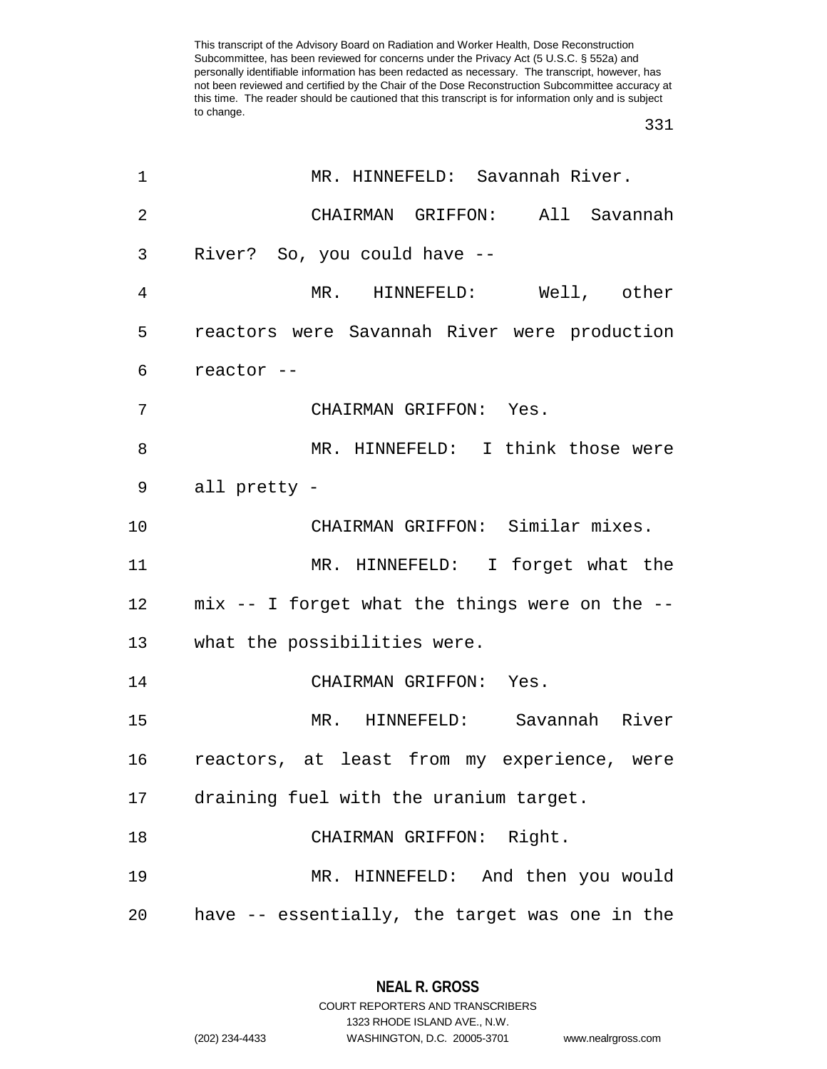MR. HINNEFELD: Savannah River.

CHAIRMAN GRIFFON: All Savannah River? So, you could have --

MR. HINNEFELD: Well, other reactors were Savannah River were production reactor --

CHAIRMAN GRIFFON: Yes.

MR. HINNEFELD: I think those were all pretty -

CHAIRMAN GRIFFON: Similar mixes.

MR. HINNEFELD: I forget what the mix -- I forget what the things were on the -- what the possibilities were.

CHAIRMAN GRIFFON: Yes.

MR. HINNEFELD: Savannah River reactors, at least from my experience, were draining fuel with the uranium target.

CHAIRMAN GRIFFON: Right.

MR. HINNEFELD: And then you would have -- essentially, the target was one in the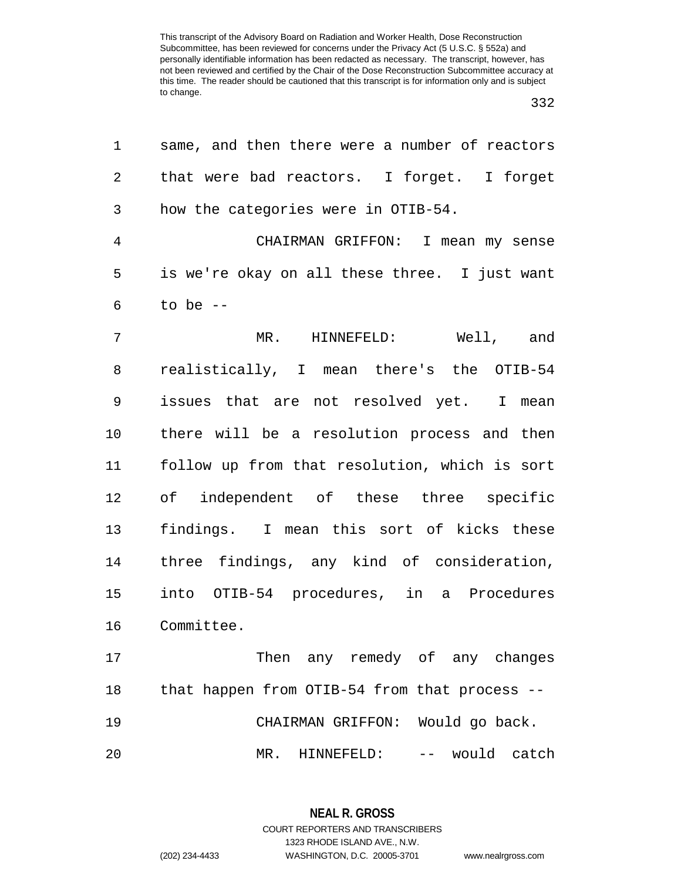same, and then there were a number of reactors that were bad reactors. I forget. I forget how the categories were in OTIB-54.

CHAIRMAN GRIFFON: I mean my sense is we're okay on all these three. I just want to be --

MR. HINNEFELD: Well, and realistically, I mean there's the OTIB-54 issues that are not resolved yet. I mean there will be a resolution process and then follow up from that resolution, which is sort of independent of these three specific findings. I mean this sort of kicks these three findings, any kind of consideration, into OTIB-54 procedures, in a Procedures Committee.

Then any remedy of any changes that happen from OTIB-54 from that process --

CHAIRMAN GRIFFON: Would go back.

MR. HINNEFELD: -- would catch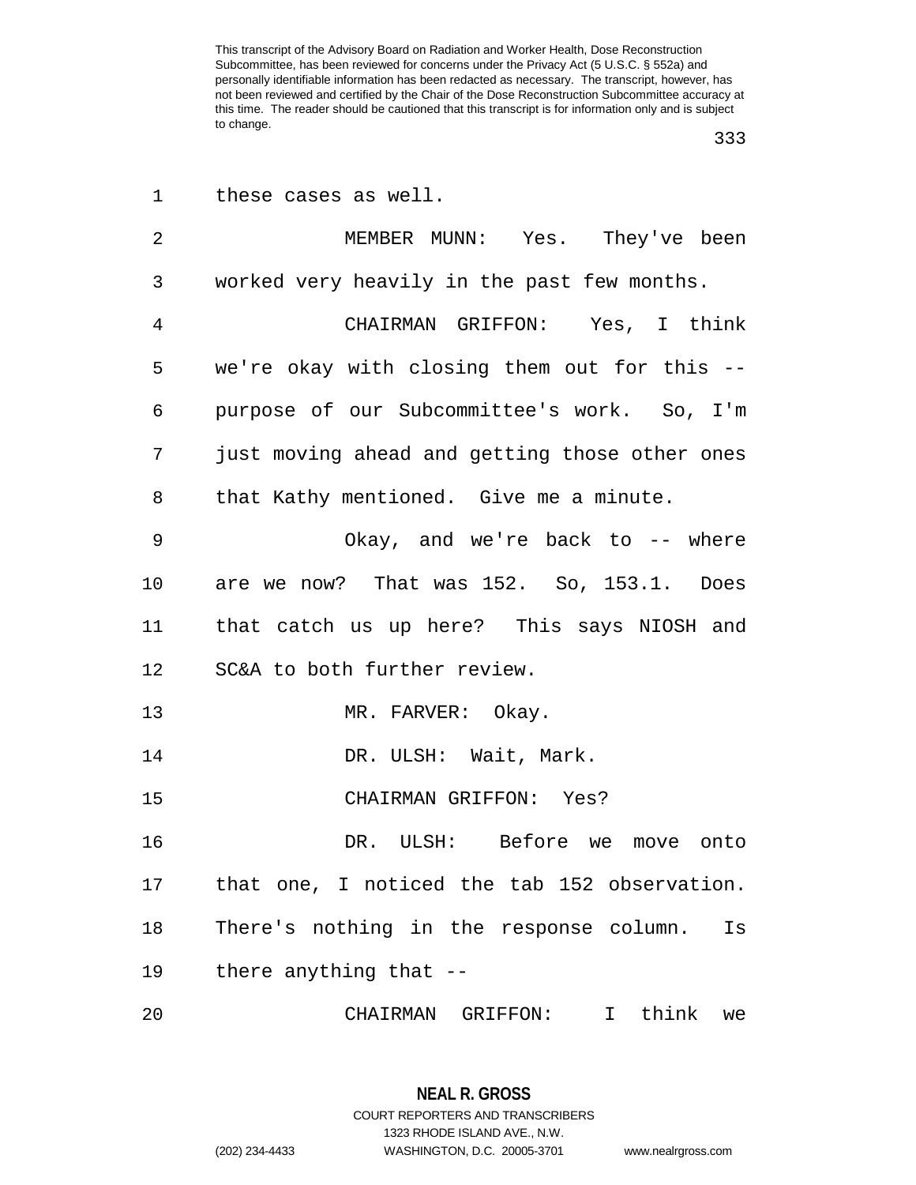these cases as well.

MEMBER MUNN: Yes. They've been worked very heavily in the past few months.

CHAIRMAN GRIFFON: Yes, I think we're okay with closing them out for this -- purpose of our Subcommittee's work. So, I'm just moving ahead and getting those other ones that Kathy mentioned. Give me a minute.

Okay, and we're back to -- where are we now? That was 152. So, 153.1. Does that catch us up here? This says NIOSH and SC&A to both further review.

MR. FARVER: Okay.

DR. ULSH: Wait, Mark.

CHAIRMAN GRIFFON: Yes?

DR. ULSH: Before we move onto that one, I noticed the tab 152 observation. There's nothing in the response column. Is there anything that --

CHAIRMAN GRIFFON: I think we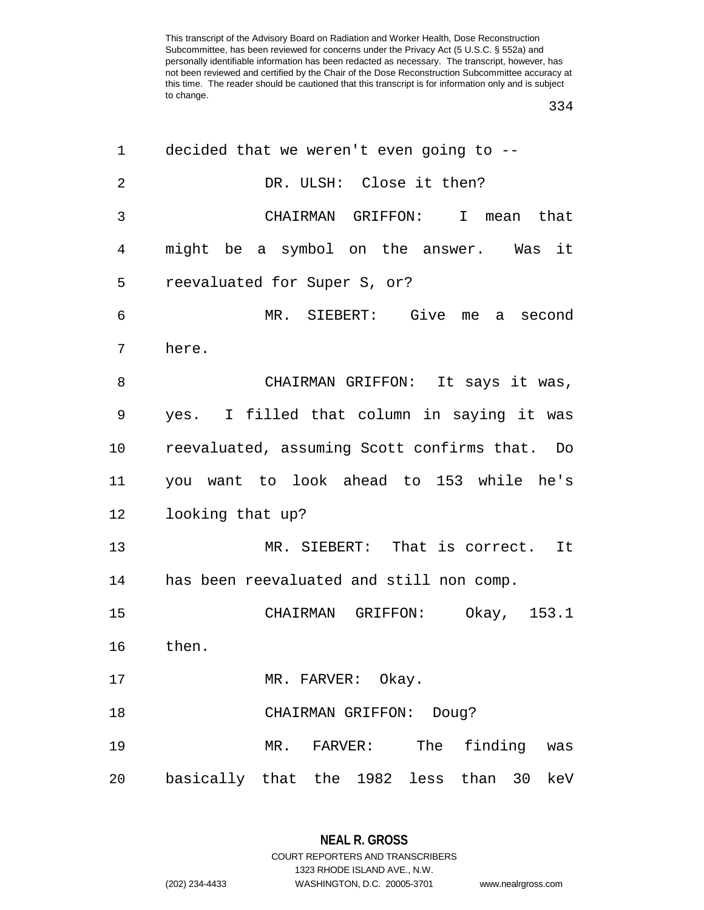decided that we weren't even going to --

DR. ULSH: Close it then?

CHAIRMAN GRIFFON: I mean that might be a symbol on the answer. Was it reevaluated for Super S, or?

MR. SIEBERT: Give me a second here.

CHAIRMAN GRIFFON: It says it was, yes. I filled that column in saying it was reevaluated, assuming Scott confirms that. Do you want to look ahead to 153 while he's looking that up?

MR. SIEBERT: That is correct. It has been reevaluated and still non comp.

CHAIRMAN GRIFFON: Okay, 153.1 then.

MR. FARVER: Okay.

CHAIRMAN GRIFFON: Doug?

MR. FARVER: The finding was basically that the 1982 less than 30 keV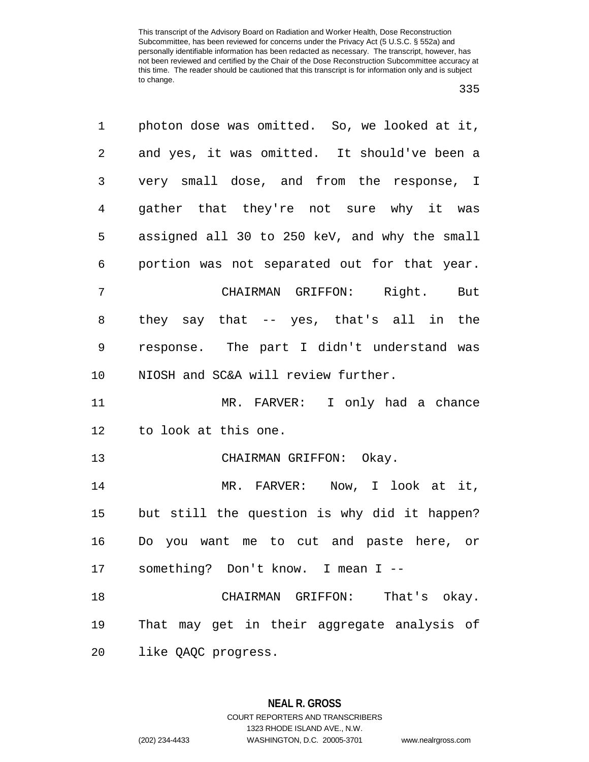photon dose was omitted. So, we looked at it, and yes, it was omitted. It should've been a very small dose, and from the response, I gather that they're not sure why it was assigned all 30 to 250 keV, and why the small portion was not separated out for that year.

CHAIRMAN GRIFFON: Right. But they say that -- yes, that's all in the response. The part I didn't understand was NIOSH and SC&A will review further.

MR. FARVER: I only had a chance to look at this one.

CHAIRMAN GRIFFON: Okay.

MR. FARVER: Now, I look at it, but still the question is why did it happen? Do you want me to cut and paste here, or something? Don't know. I mean I --

CHAIRMAN GRIFFON: That's okay. That may get in their aggregate analysis of like QAQC progress.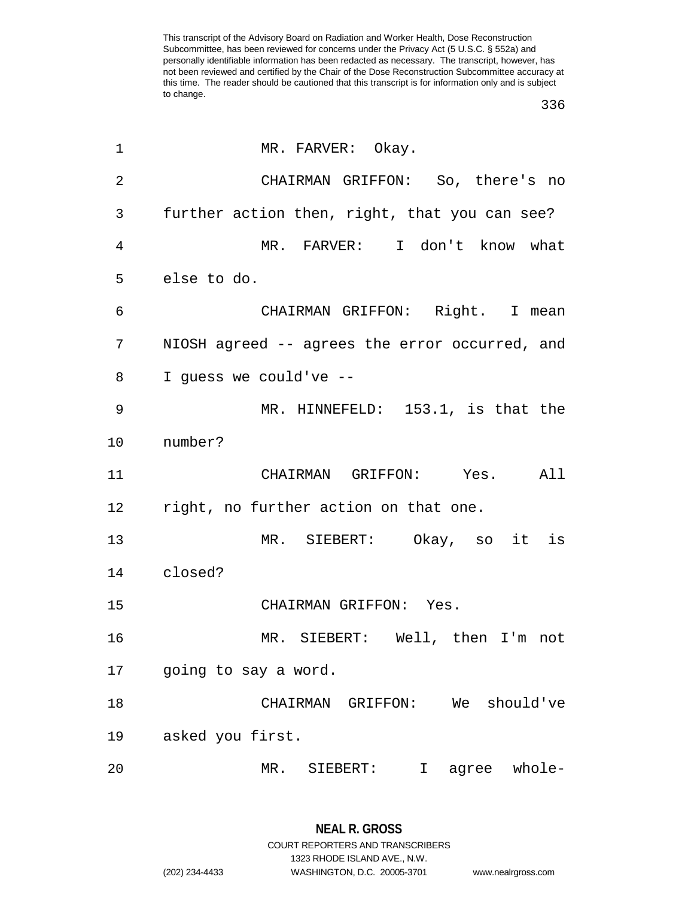MR. FARVER: Okay.

CHAIRMAN GRIFFON: So, there's no further action then, right, that you can see?

MR. FARVER: I don't know what else to do.

CHAIRMAN GRIFFON: Right. I mean NIOSH agreed -- agrees the error occurred, and I guess we could've --

MR. HINNEFELD: 153.1, is that the number?

CHAIRMAN GRIFFON: Yes. All right, no further action on that one.

MR. SIEBERT: Okay, so it is closed?

CHAIRMAN GRIFFON: Yes.

MR. SIEBERT: Well, then I'm not going to say a word.

CHAIRMAN GRIFFON: We should've asked you first.

MR. SIEBERT: I agree whole-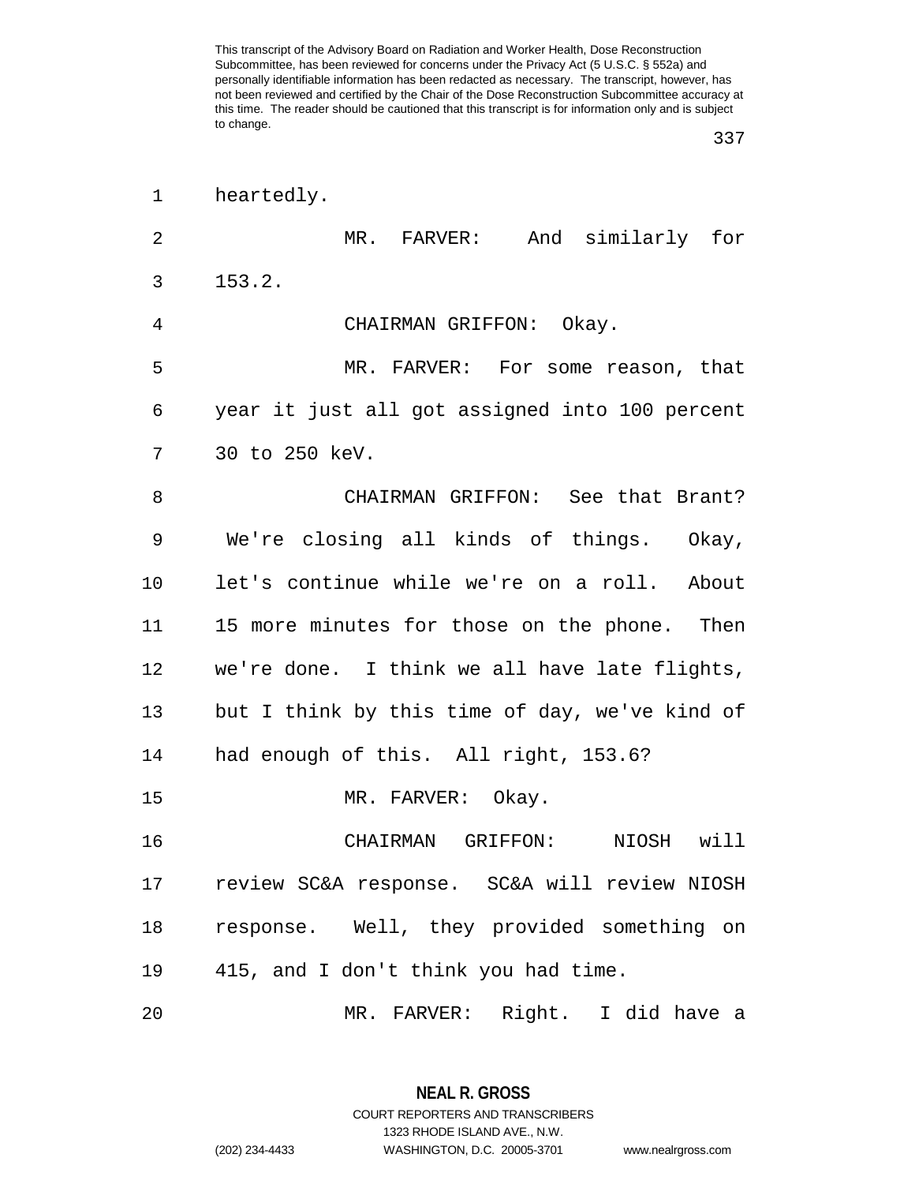heartedly.

MR. FARVER: And similarly for 153.2.

CHAIRMAN GRIFFON: Okay.

MR. FARVER: For some reason, that year it just all got assigned into 100 percent 30 to 250 keV.

CHAIRMAN GRIFFON: See that Brant? We're closing all kinds of things. Okay, let's continue while we're on a roll. About 15 more minutes for those on the phone. Then we're done. I think we all have late flights, but I think by this time of day, we've kind of had enough of this. All right, 153.6?

MR. FARVER: Okay.

CHAIRMAN GRIFFON: NIOSH will review SC&A response. SC&A will review NIOSH response. Well, they provided something on 415, and I don't think you had time.

MR. FARVER: Right. I did have a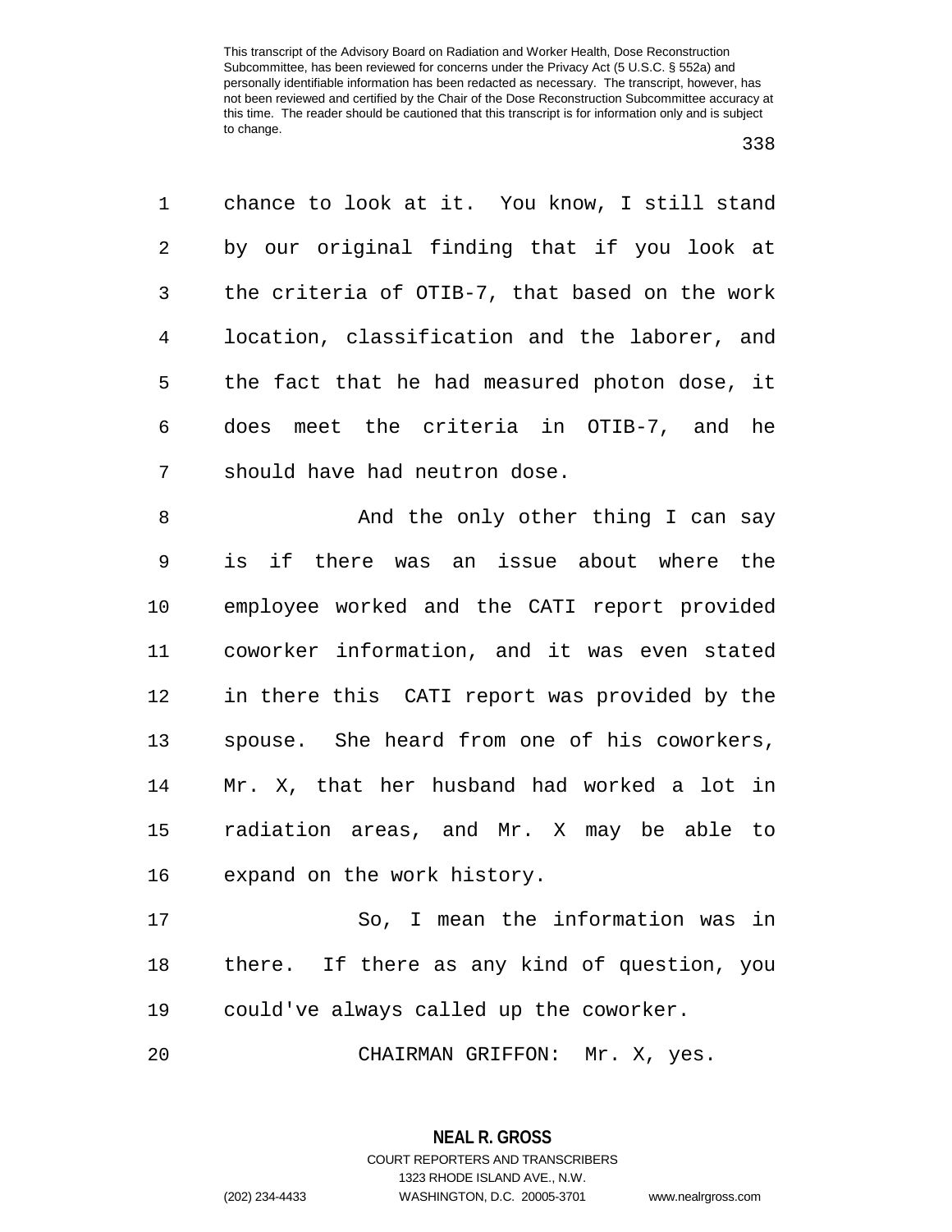chance to look at it. You know, I still stand by our original finding that if you look at the criteria of OTIB-7, that based on the work location, classification and the laborer, and the fact that he had measured photon dose, it does meet the criteria in OTIB-7, and he should have had neutron dose.

And the only other thing I can say is if there was an issue about where the employee worked and the CATI report provided coworker information, and it was even stated in there this CATI report was provided by the spouse. She heard from one of his coworkers, Mr. X, that her husband had worked a lot in radiation areas, and Mr. X may be able to expand on the work history.

So, I mean the information was in there. If there as any kind of question, you could've always called up the coworker.

CHAIRMAN GRIFFON: Mr. X, yes.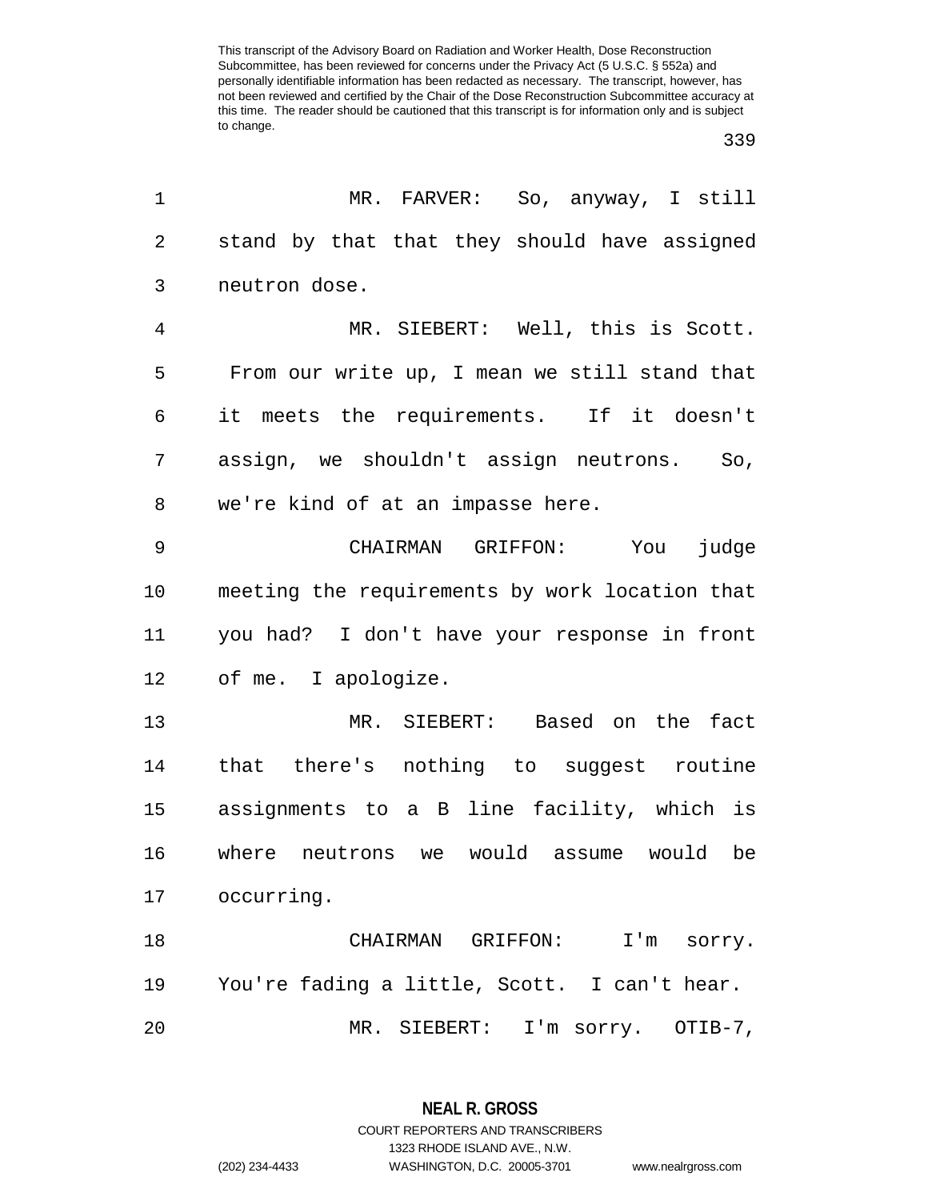MR. FARVER: So, anyway, I still stand by that that they should have assigned neutron dose.

MR. SIEBERT: Well, this is Scott. From our write up, I mean we still stand that it meets the requirements. If it doesn't assign, we shouldn't assign neutrons. So, we're kind of at an impasse here.

CHAIRMAN GRIFFON: You judge meeting the requirements by work location that you had? I don't have your response in front of me. I apologize.

MR. SIEBERT: Based on the fact that there's nothing to suggest routine assignments to a B line facility, which is where neutrons we would assume would be occurring.

CHAIRMAN GRIFFON: I'm sorry. You're fading a little, Scott. I can't hear.

MR. SIEBERT: I'm sorry. OTIB-7,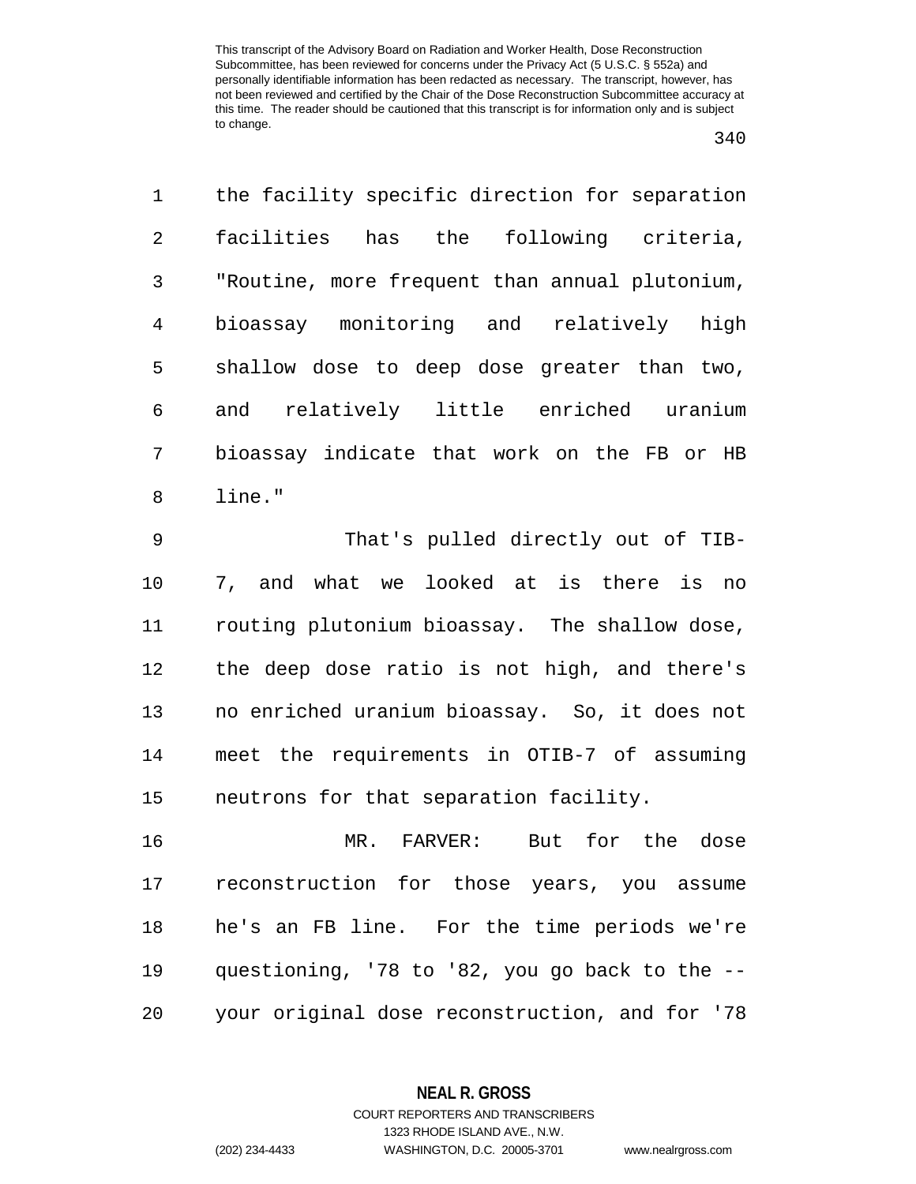the facility specific direction for separation facilities has the following criteria, "Routine, more frequent than annual plutonium, bioassay monitoring and relatively high shallow dose to deep dose greater than two, and relatively little enriched uranium bioassay indicate that work on the FB or HB line."

That's pulled directly out of TIB-7, and what we looked at is there is no routing plutonium bioassay. The shallow dose, the deep dose ratio is not high, and there's no enriched uranium bioassay. So, it does not meet the requirements in OTIB-7 of assuming neutrons for that separation facility.

MR. FARVER: But for the dose reconstruction for those years, you assume he's an FB line. For the time periods we're questioning, '78 to '82, you go back to the -- your original dose reconstruction, and for '78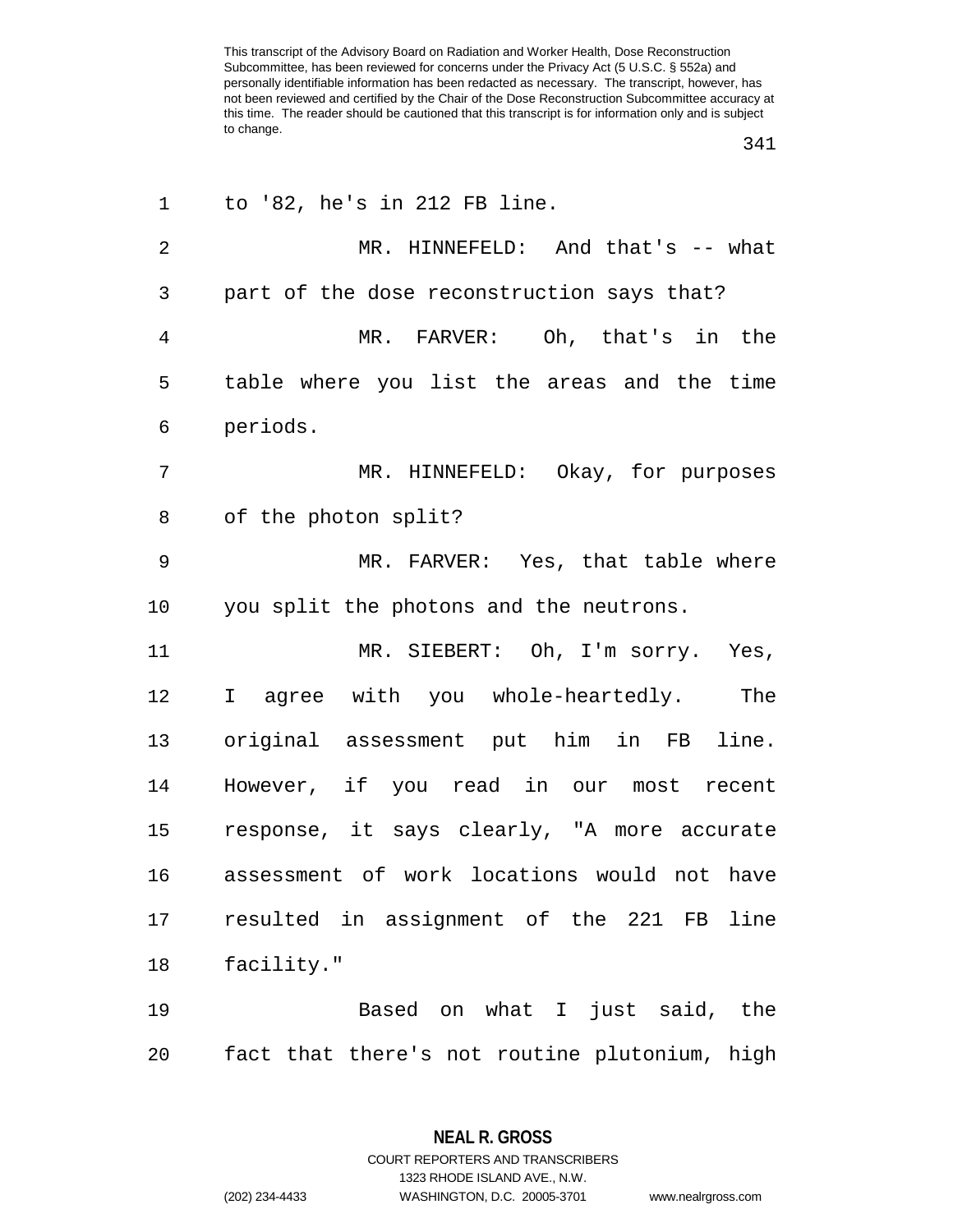to '82, he's in 212 FB line.

MR. HINNEFELD: And that's -- what part of the dose reconstruction says that?

MR. FARVER: Oh, that's in the table where you list the areas and the time periods.

MR. HINNEFELD: Okay, for purposes of the photon split?

MR. FARVER: Yes, that table where you split the photons and the neutrons.

MR. SIEBERT: Oh, I'm sorry. Yes, I agree with you whole-heartedly. The original assessment put him in FB line. However, if you read in our most recent response, it says clearly, "A more accurate assessment of work locations would not have resulted in assignment of the 221 FB line facility."

Based on what I just said, the fact that there's not routine plutonium, high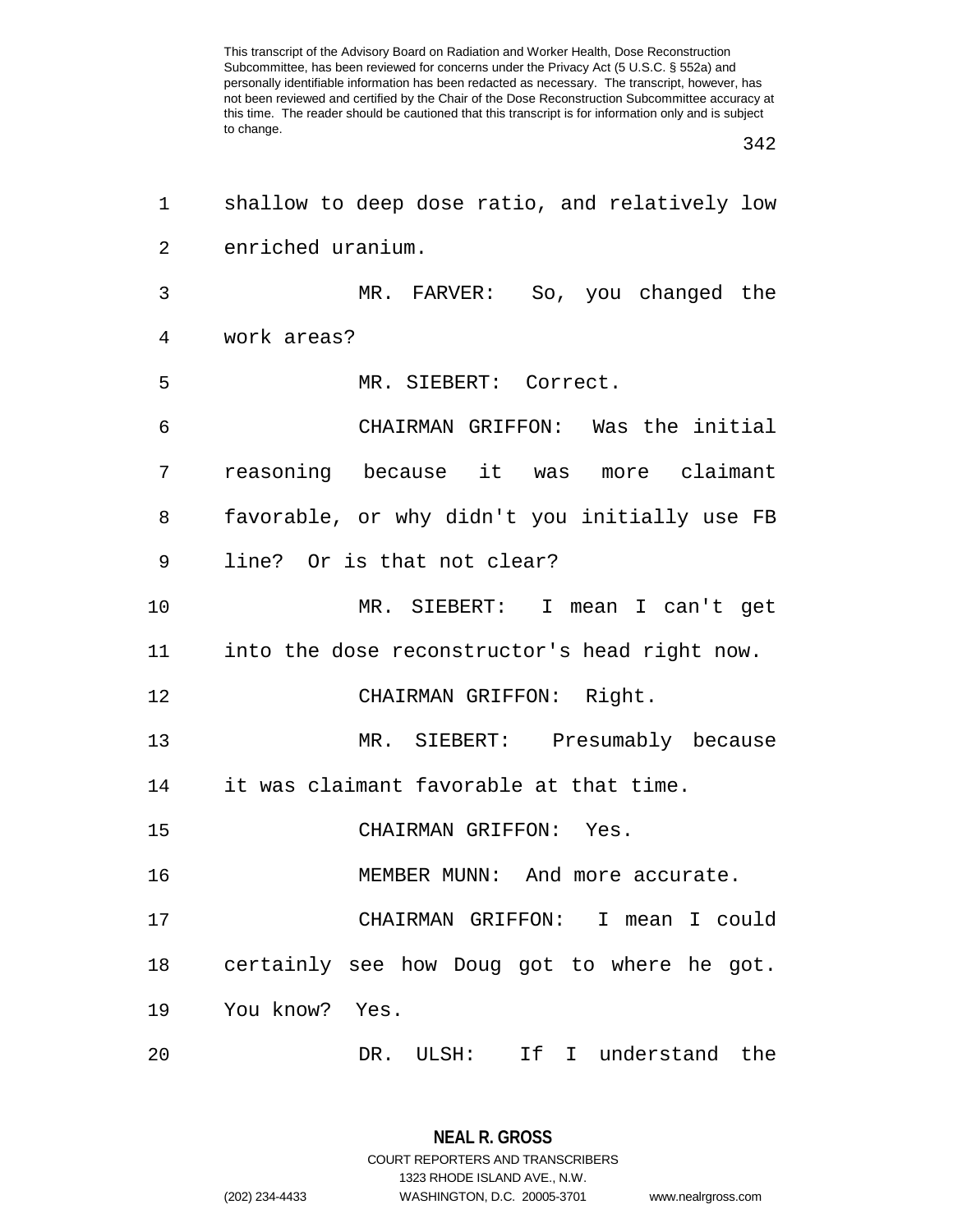shallow to deep dose ratio, and relatively low enriched uranium.

MR. FARVER: So, you changed the work areas?

MR. SIEBERT: Correct.

CHAIRMAN GRIFFON: Was the initial reasoning because it was more claimant favorable, or why didn't you initially use FB line? Or is that not clear?

MR. SIEBERT: I mean I can't get into the dose reconstructor's head right now.

CHAIRMAN GRIFFON: Right.

MR. SIEBERT: Presumably because it was claimant favorable at that time.

CHAIRMAN GRIFFON: Yes.

MEMBER MUNN: And more accurate.

CHAIRMAN GRIFFON: I mean I could certainly see how Doug got to where he got. You know? Yes.

DR. ULSH: If I understand the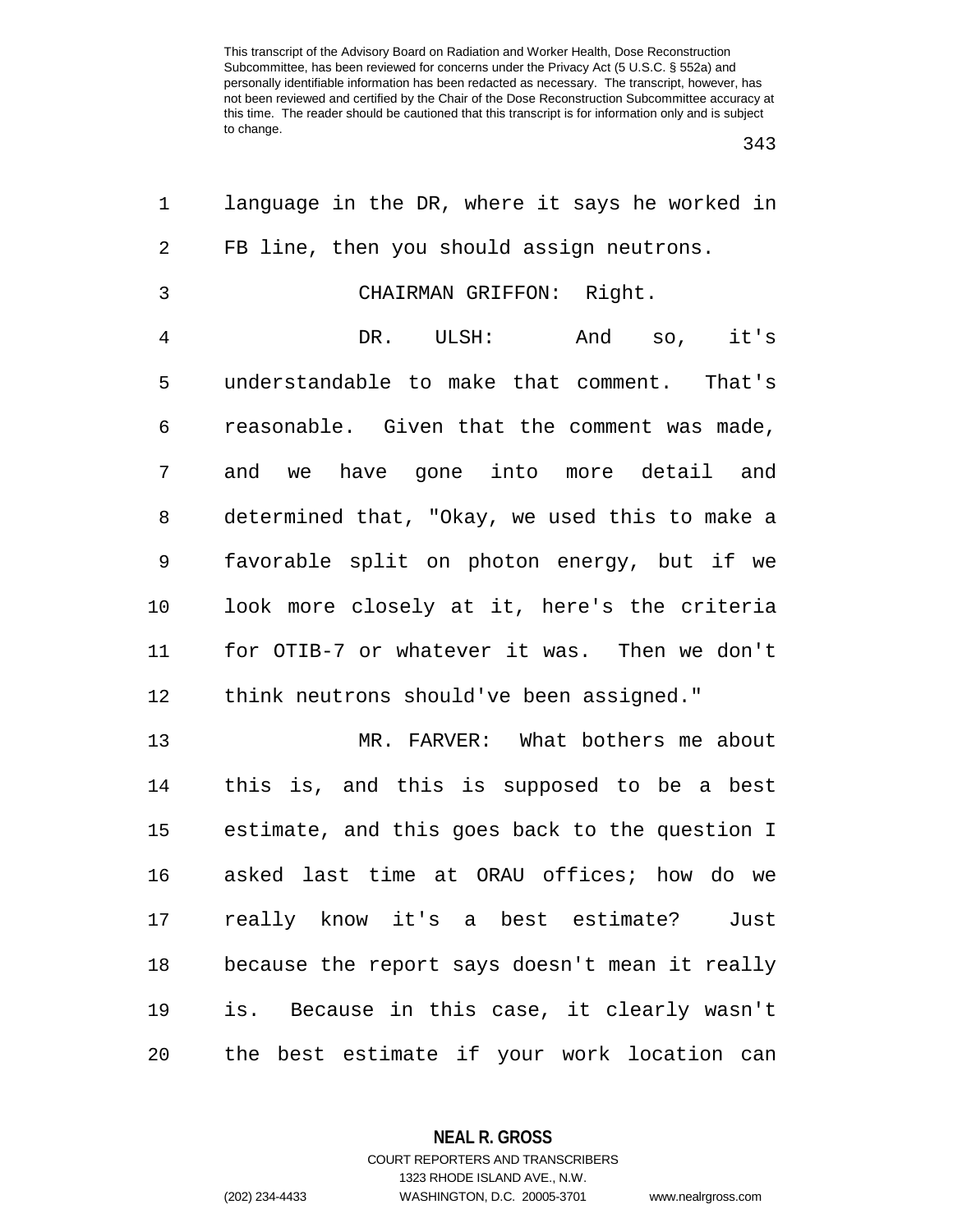language in the DR, where it says he worked in FB line, then you should assign neutrons.

CHAIRMAN GRIFFON: Right.

DR. ULSH: And so, it's understandable to make that comment. That's reasonable. Given that the comment was made, and we have gone into more detail and determined that, "Okay, we used this to make a favorable split on photon energy, but if we look more closely at it, here's the criteria for OTIB-7 or whatever it was. Then we don't think neutrons should've been assigned."

MR. FARVER: What bothers me about this is, and this is supposed to be a best estimate, and this goes back to the question I asked last time at ORAU offices; how do we really know it's a best estimate? Just because the report says doesn't mean it really is. Because in this case, it clearly wasn't the best estimate if your work location can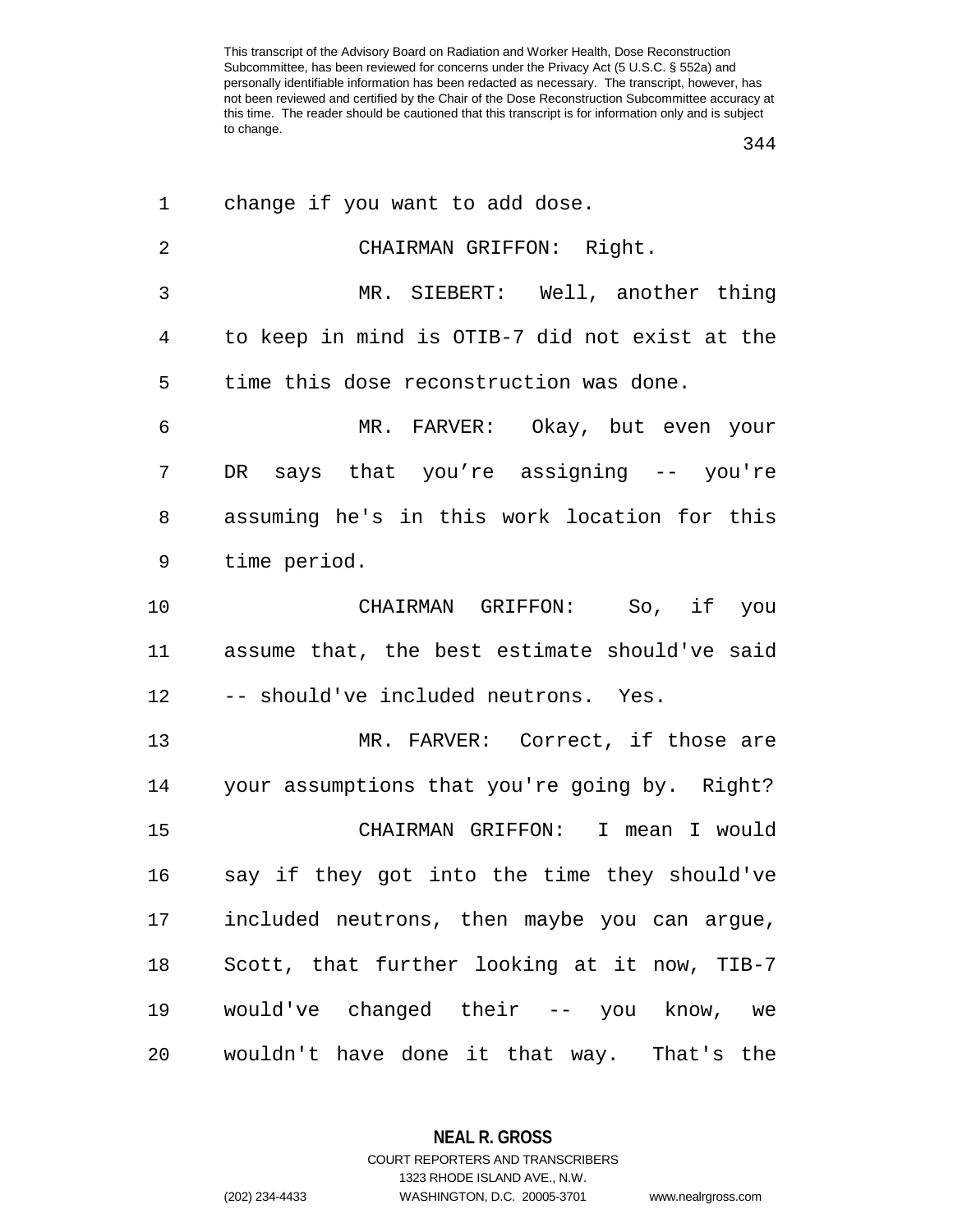change if you want to add dose.

CHAIRMAN GRIFFON: Right.

MR. SIEBERT: Well, another thing to keep in mind is OTIB-7 did not exist at the time this dose reconstruction was done.

MR. FARVER: Okay, but even your DR says that you're assigning -- you're assuming he's in this work location for this time period.

CHAIRMAN GRIFFON: So, if you assume that, the best estimate should've said -- should've included neutrons. Yes.

MR. FARVER: Correct, if those are your assumptions that you're going by. Right?

CHAIRMAN GRIFFON: I mean I would say if they got into the time they should've included neutrons, then maybe you can argue, Scott, that further looking at it now, TIB-7 would've changed their -- you know, we wouldn't have done it that way. That's the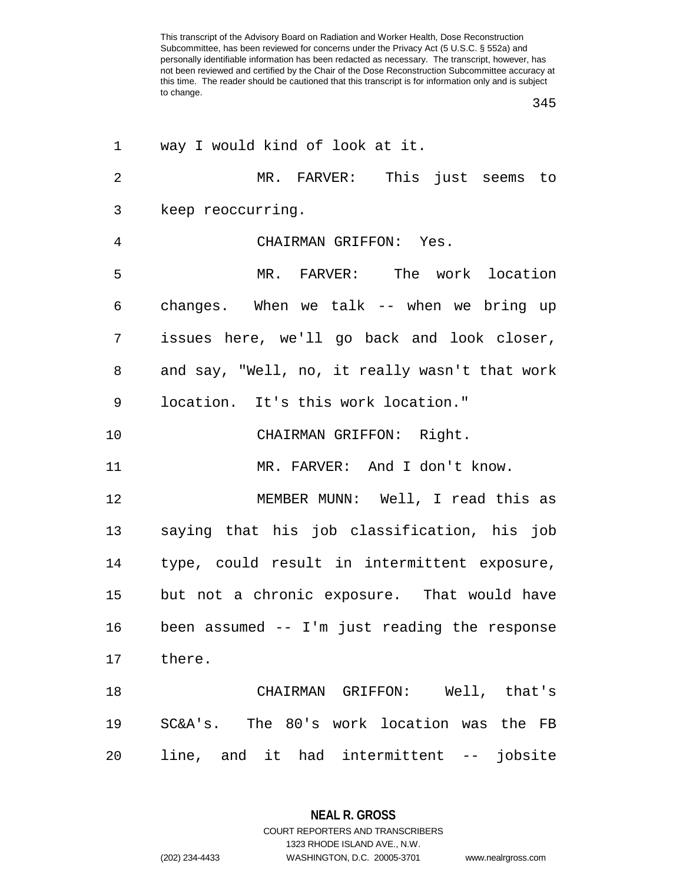way I would kind of look at it.

MR. FARVER: This just seems to keep reoccurring.

CHAIRMAN GRIFFON: Yes.

MR. FARVER: The work location changes. When we talk -- when we bring up issues here, we'll go back and look closer, and say, "Well, no, it really wasn't that work location. It's this work location."

CHAIRMAN GRIFFON: Right.

MR. FARVER: And I don't know.

MEMBER MUNN: Well, I read this as saying that his job classification, his job type, could result in intermittent exposure, but not a chronic exposure. That would have been assumed -- I'm just reading the response there.

CHAIRMAN GRIFFON: Well, that's SC&A's. The 80's work location was the FB line, and it had intermittent -- jobsite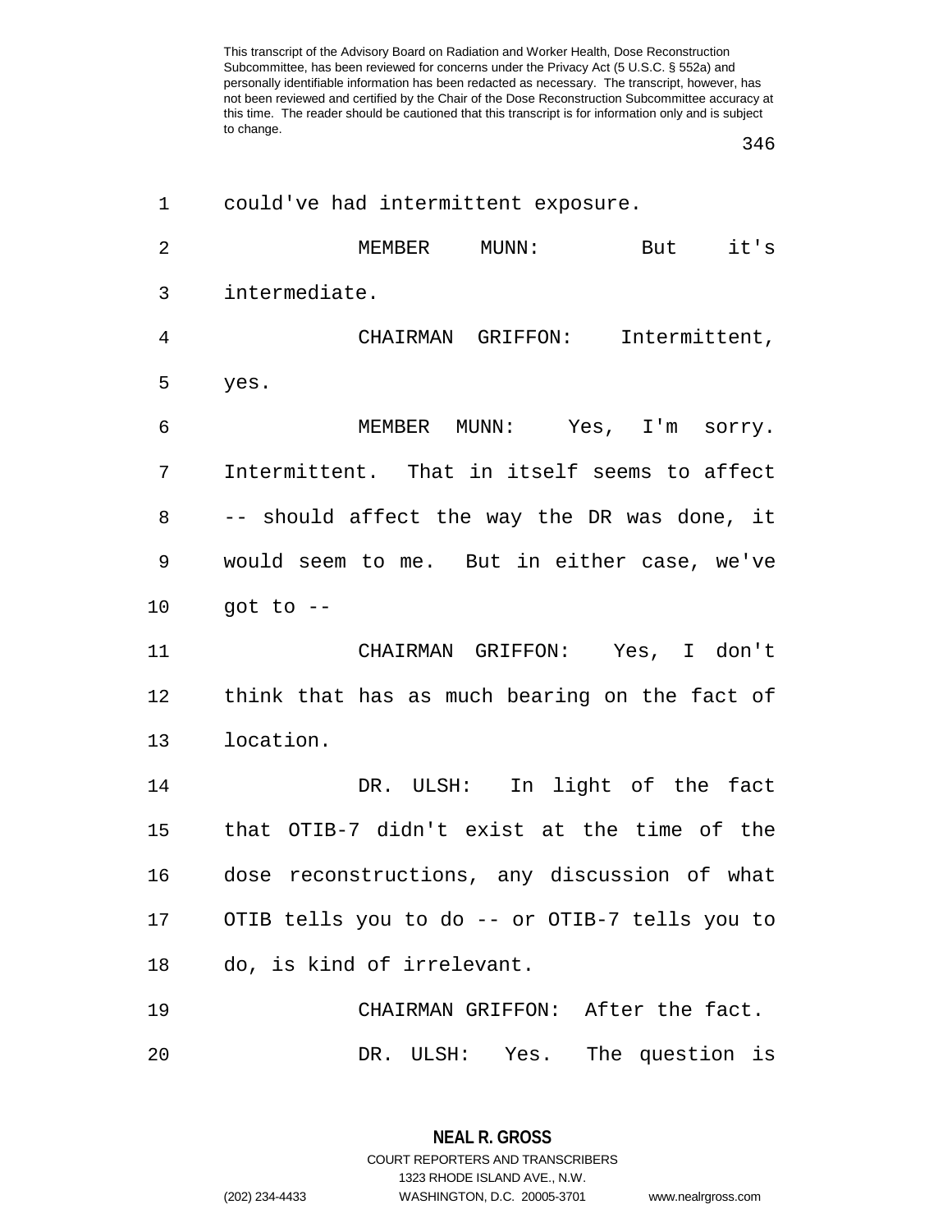could've had intermittent exposure.

MEMBER MUNN: But it's intermediate.

CHAIRMAN GRIFFON: Intermittent, yes.

MEMBER MUNN: Yes, I'm sorry. Intermittent. That in itself seems to affect -- should affect the way the DR was done, it would seem to me. But in either case, we've got to --

CHAIRMAN GRIFFON: Yes, I don't think that has as much bearing on the fact of location.

DR. ULSH: In light of the fact that OTIB-7 didn't exist at the time of the dose reconstructions, any discussion of what OTIB tells you to do -- or OTIB-7 tells you to do, is kind of irrelevant.

CHAIRMAN GRIFFON: After the fact.

DR. ULSH: Yes. The question is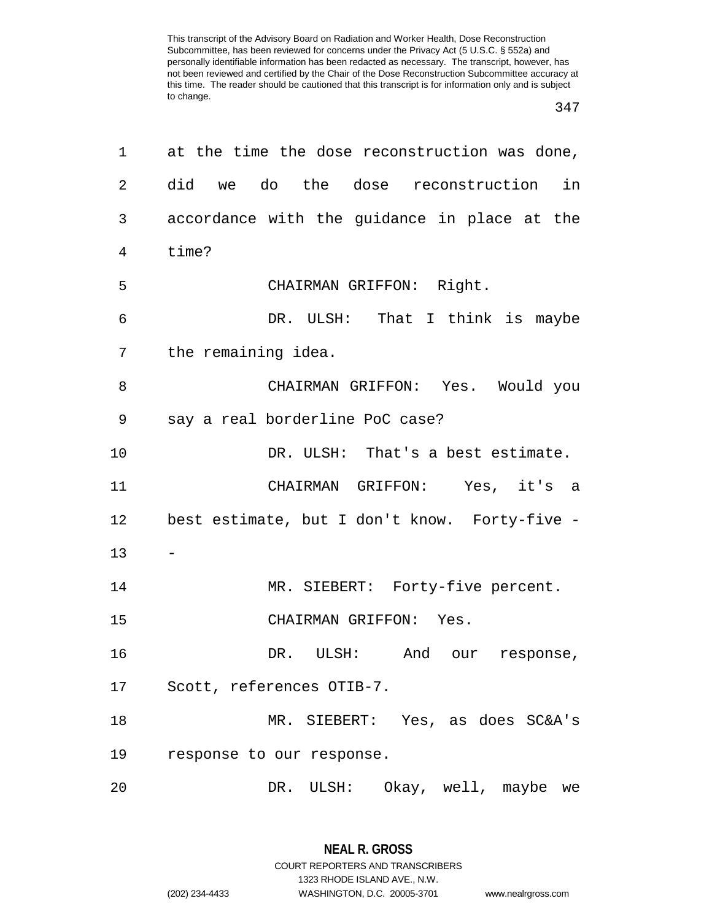at the time the dose reconstruction was done, did we do the dose reconstruction in accordance with the guidance in place at the time?

CHAIRMAN GRIFFON: Right.

DR. ULSH: That I think is maybe the remaining idea.

CHAIRMAN GRIFFON: Yes. Would you say a real borderline PoC case?

DR. ULSH: That's a best estimate.

CHAIRMAN GRIFFON: Yes, it's a best estimate, but I don't know. Forty-five --

MR. SIEBERT: Forty-five percent.

CHAIRMAN GRIFFON: Yes.

DR. ULSH: And our response, Scott, references OTIB-7.

MR. SIEBERT: Yes, as does SC&A's response to our response.

DR. ULSH: Okay, well, maybe we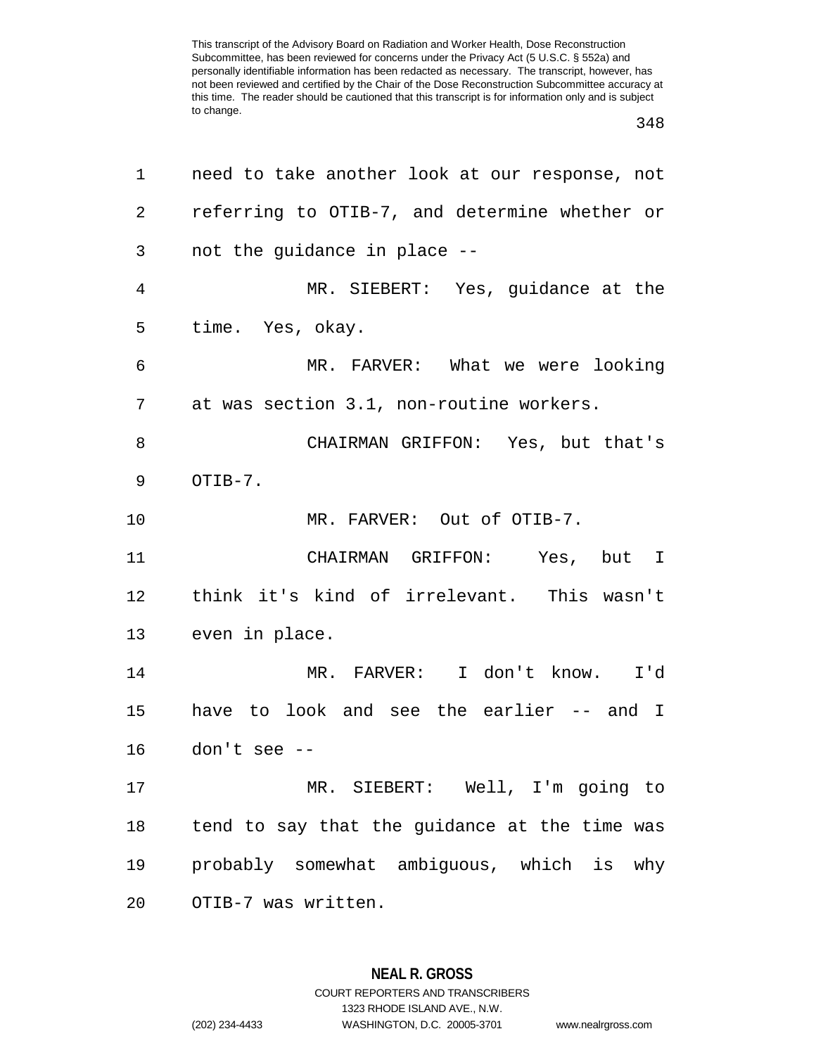need to take another look at our response, not referring to OTIB-7, and determine whether or not the guidance in place --

MR. SIEBERT: Yes, guidance at the time. Yes, okay.

MR. FARVER: What we were looking at was section 3.1, non-routine workers.

CHAIRMAN GRIFFON: Yes, but that's OTIB-7.

MR. FARVER: Out of OTIB-7.

CHAIRMAN GRIFFON: Yes, but I think it's kind of irrelevant. This wasn't even in place.

MR. FARVER: I don't know. I'd have to look and see the earlier -- and I don't see --

MR. SIEBERT: Well, I'm going to tend to say that the guidance at the time was probably somewhat ambiguous, which is why OTIB-7 was written.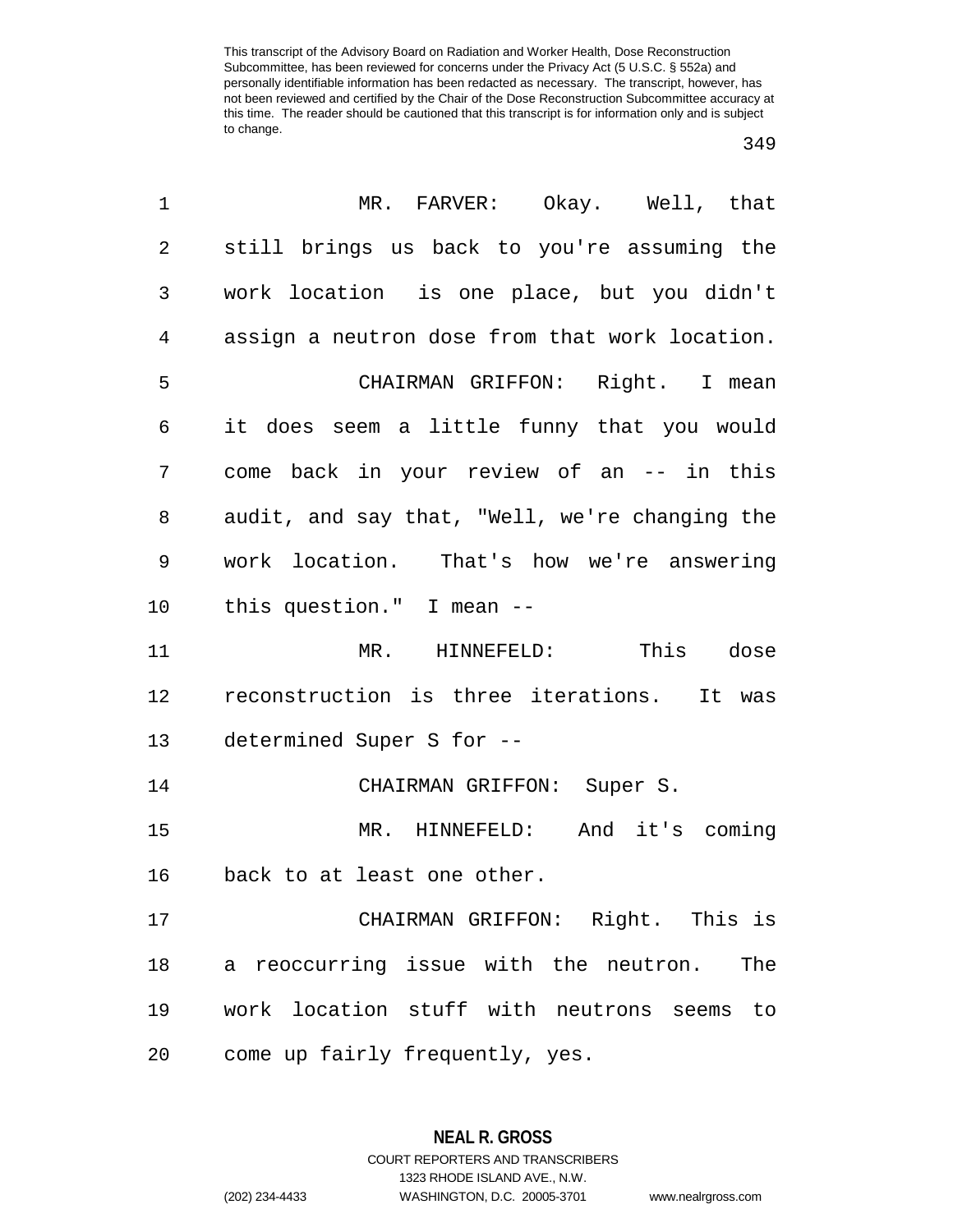MR. FARVER: Okay. Well, that still brings us back to you're assuming the work location is one place, but you didn't assign a neutron dose from that work location.

CHAIRMAN GRIFFON: Right. I mean it does seem a little funny that you would come back in your review of an -- in this audit, and say that, "Well, we're changing the work location. That's how we're answering this question." I mean --

MR. HINNEFELD: This dose reconstruction is three iterations. It was determined Super S for --

CHAIRMAN GRIFFON: Super S.

MR. HINNEFELD: And it's coming back to at least one other.

CHAIRMAN GRIFFON: Right. This is a reoccurring issue with the neutron. The work location stuff with neutrons seems to come up fairly frequently, yes.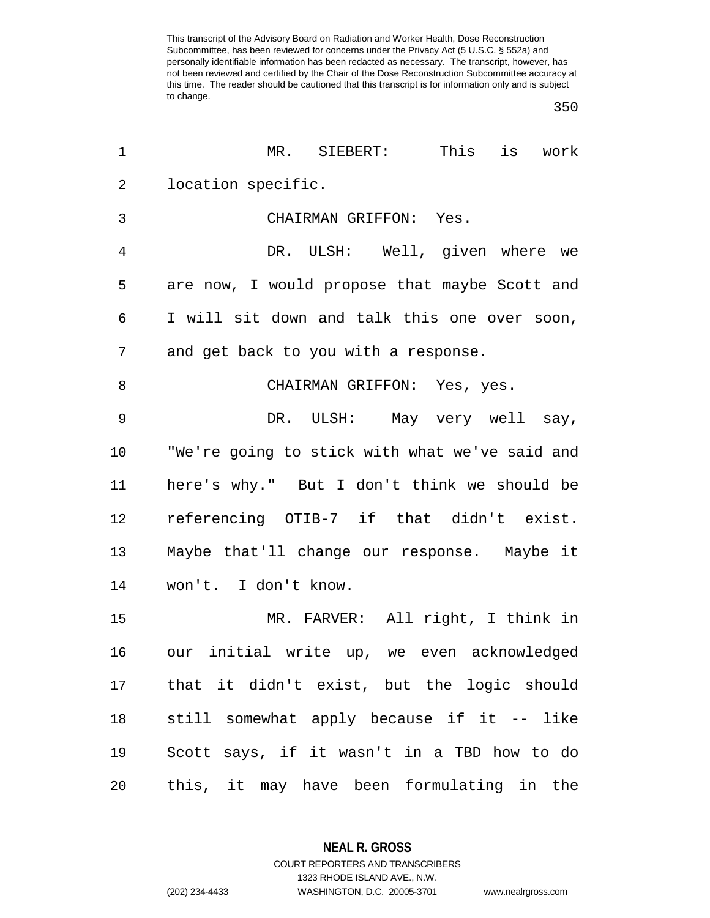MR. SIEBERT: This is work location specific.

CHAIRMAN GRIFFON: Yes.

DR. ULSH: Well, given where we are now, I would propose that maybe Scott and I will sit down and talk this one over soon, and get back to you with a response.

CHAIRMAN GRIFFON: Yes, yes.

DR. ULSH: May very well say, "We're going to stick with what we've said and here's why." But I don't think we should be referencing OTIB-7 if that didn't exist. Maybe that'll change our response. Maybe it won't. I don't know.

MR. FARVER: All right, I think in our initial write up, we even acknowledged that it didn't exist, but the logic should still somewhat apply because if it -- like Scott says, if it wasn't in a TBD how to do this, it may have been formulating in the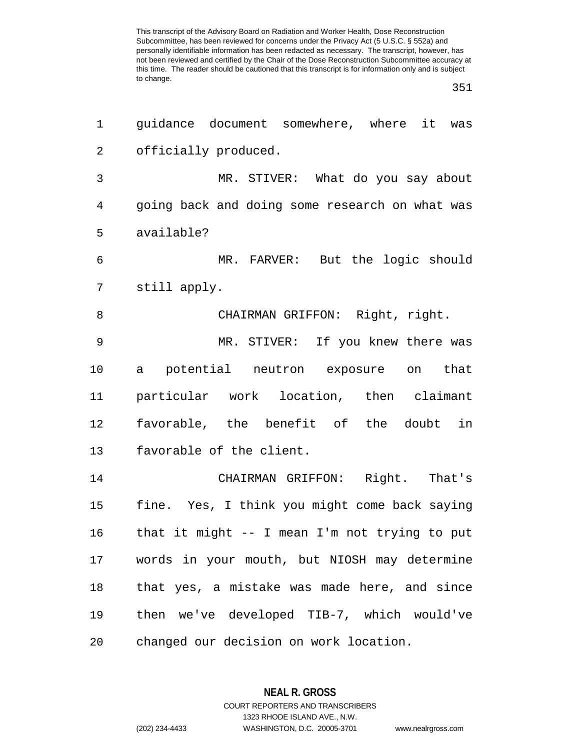guidance document somewhere, where it was officially produced.

MR. STIVER: What do you say about going back and doing some research on what was available?

MR. FARVER: But the logic should still apply.

CHAIRMAN GRIFFON: Right, right.

MR. STIVER: If you knew there was a potential neutron exposure on that particular work location, then claimant favorable, the benefit of the doubt in favorable of the client.

CHAIRMAN GRIFFON: Right. That's fine. Yes, I think you might come back saying that it might -- I mean I'm not trying to put words in your mouth, but NIOSH may determine that yes, a mistake was made here, and since then we've developed TIB-7, which would've changed our decision on work location.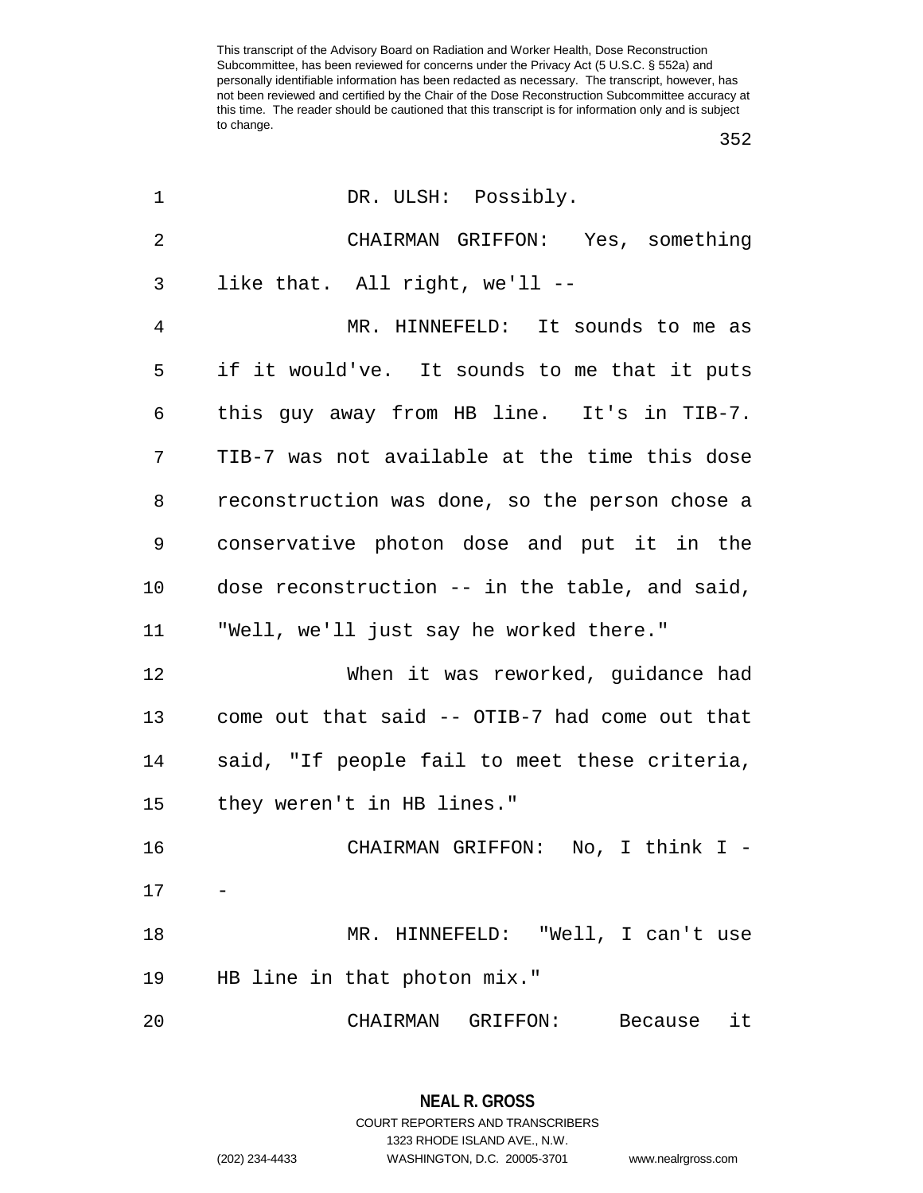DR. ULSH: Possibly.

CHAIRMAN GRIFFON: Yes, something like that. All right, we'll --

MR. HINNEFELD: It sounds to me as if it would've. It sounds to me that it puts this guy away from HB line. It's in TIB-7. TIB-7 was not available at the time this dose reconstruction was done, so the person chose a conservative photon dose and put it in the dose reconstruction -- in the table, and said, "Well, we'll just say he worked there."

When it was reworked, guidance had come out that said -- OTIB-7 had come out that said, "If people fail to meet these criteria, they weren't in HB lines."

CHAIRMAN GRIFFON: No, I think I --

MR. HINNEFELD: "Well, I can't use HB line in that photon mix."

CHAIRMAN GRIFFON: Because it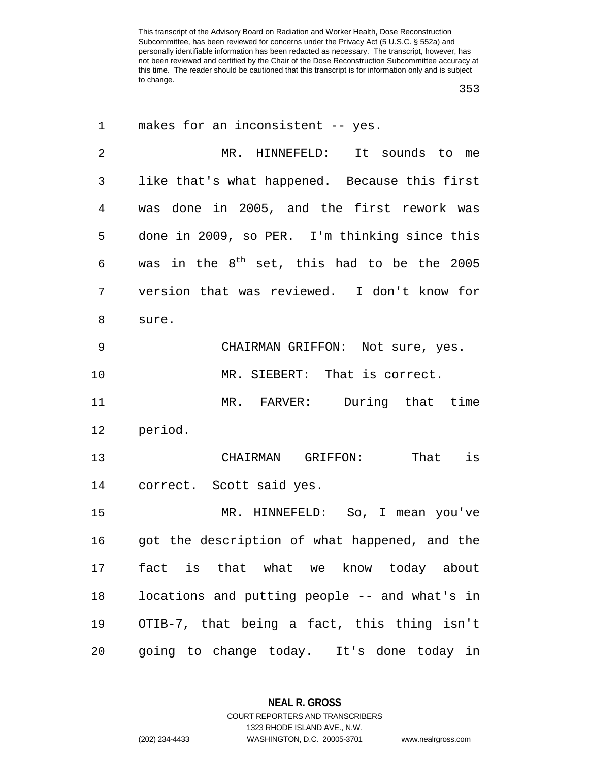makes for an inconsistent -- yes.

MR. HINNEFELD: It sounds to me like that's what happened. Because this first was done in 2005, and the first rework was done in 2009, so PER. I'm thinking since this was in the 8th set, this had to be the 2005 version that was reviewed. I don't know for sure.

CHAIRMAN GRIFFON: Not sure, yes.

MR. SIEBERT: That is correct.

MR. FARVER: During that time period.

CHAIRMAN GRIFFON: That is correct. Scott said yes.

MR. HINNEFELD: So, I mean you've got the description of what happened, and the fact is that what we know today about locations and putting people -- and what's in OTIB-7, that being a fact, this thing isn't going to change today. It's done today in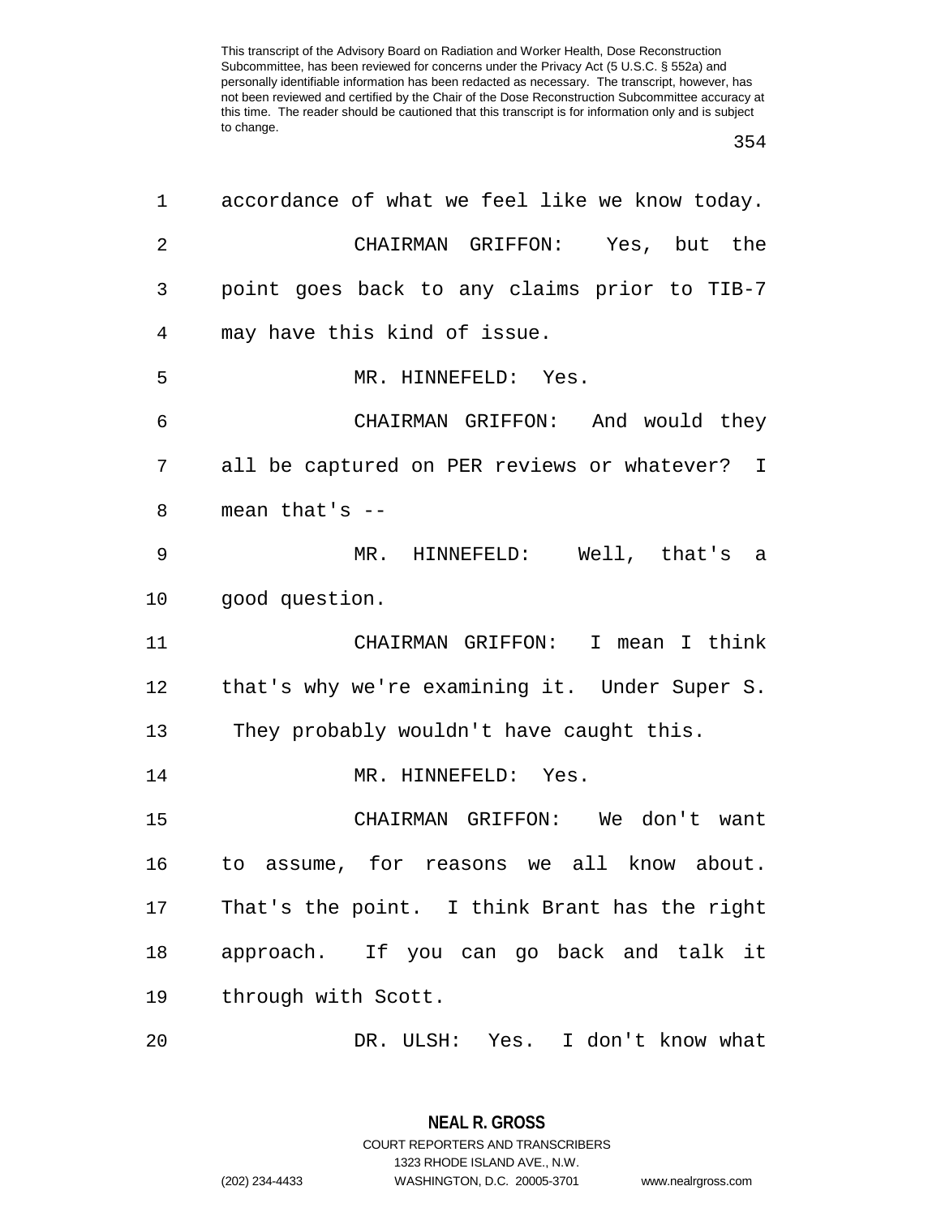accordance of what we feel like we know today.

CHAIRMAN GRIFFON: Yes, but the point goes back to any claims prior to TIB-7 may have this kind of issue.

MR. HINNEFELD: Yes.

CHAIRMAN GRIFFON: And would they all be captured on PER reviews or whatever? I mean that's --

MR. HINNEFELD: Well, that's a good question.

CHAIRMAN GRIFFON: I mean I think that's why we're examining it. Under Super S. They probably wouldn't have caught this.

MR. HINNEFELD: Yes.

CHAIRMAN GRIFFON: We don't want to assume, for reasons we all know about. That's the point. I think Brant has the right approach. If you can go back and talk it through with Scott.

DR. ULSH: Yes. I don't know what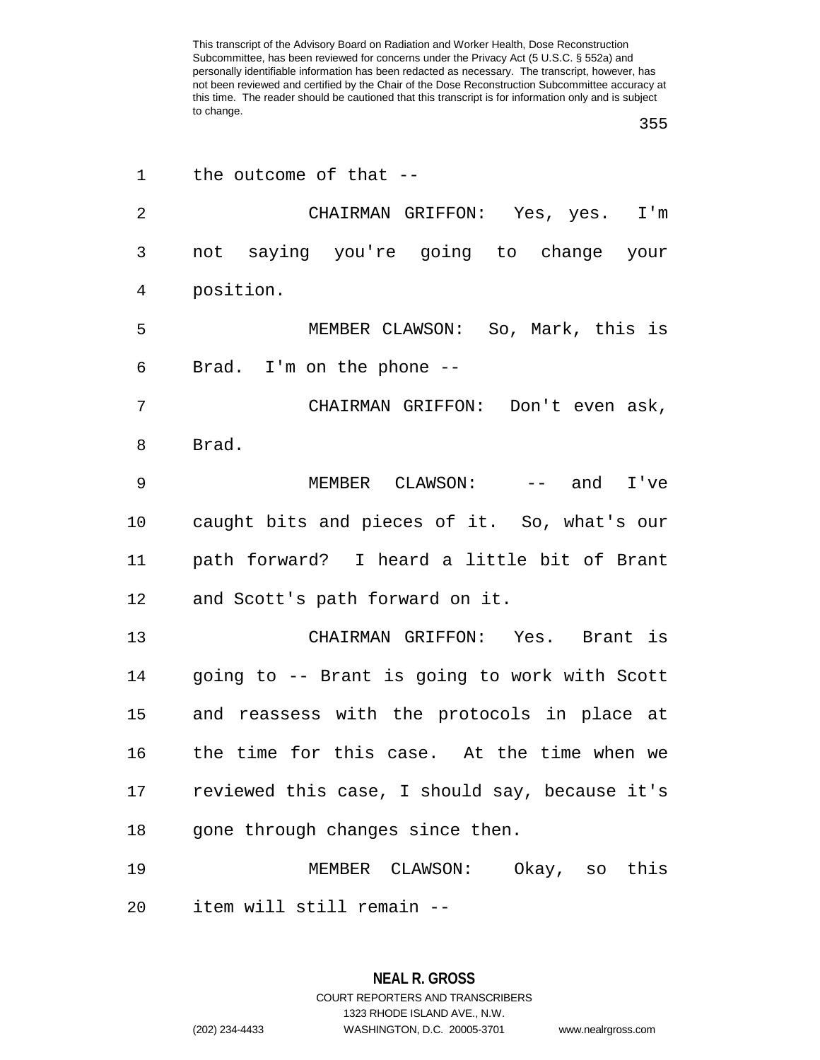the outcome of that --

CHAIRMAN GRIFFON: Yes, yes. I'm not saying you're going to change your position.

MEMBER CLAWSON: So, Mark, this is Brad. I'm on the phone --

CHAIRMAN GRIFFON: Don't even ask, Brad.

MEMBER CLAWSON: -- and I've caught bits and pieces of it. So, what's our path forward? I heard a little bit of Brant and Scott's path forward on it.

CHAIRMAN GRIFFON: Yes. Brant is going to -- Brant is going to work with Scott and reassess with the protocols in place at the time for this case. At the time when we reviewed this case, I should say, because it's gone through changes since then.

MEMBER CLAWSON: Okay, so this item will still remain --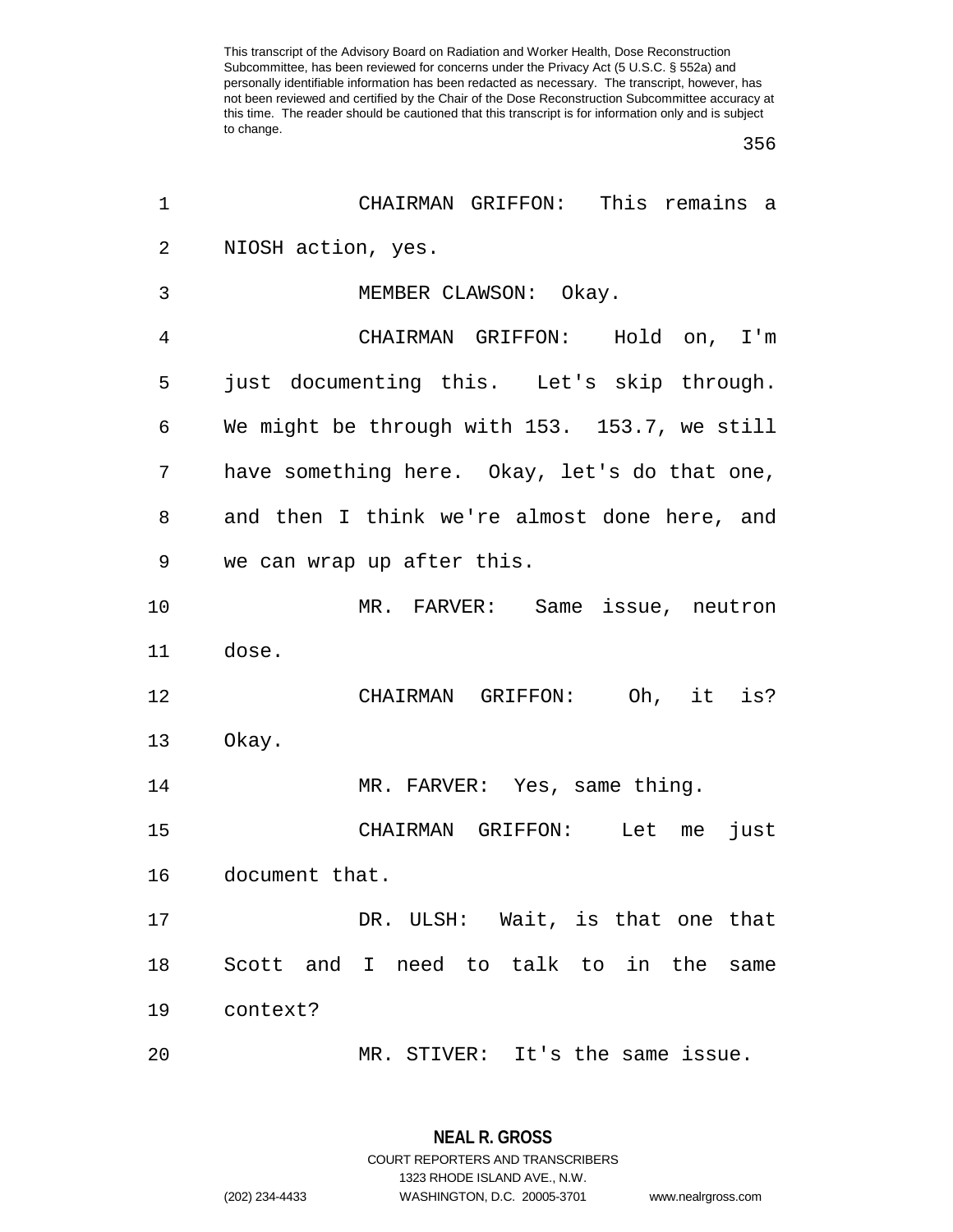CHAIRMAN GRIFFON: This remains a NIOSH action, yes.

MEMBER CLAWSON: Okay.

CHAIRMAN GRIFFON: Hold on, I'm just documenting this. Let's skip through. We might be through with 153. 153.7, we still have something here. Okay, let's do that one, and then I think we're almost done here, and we can wrap up after this.

MR. FARVER: Same issue, neutron dose.

CHAIRMAN GRIFFON: Oh, it is? Okay.

MR. FARVER: Yes, same thing.

CHAIRMAN GRIFFON: Let me just document that.

DR. ULSH: Wait, is that one that Scott and I need to talk to in the same context?

MR. STIVER: It's the same issue.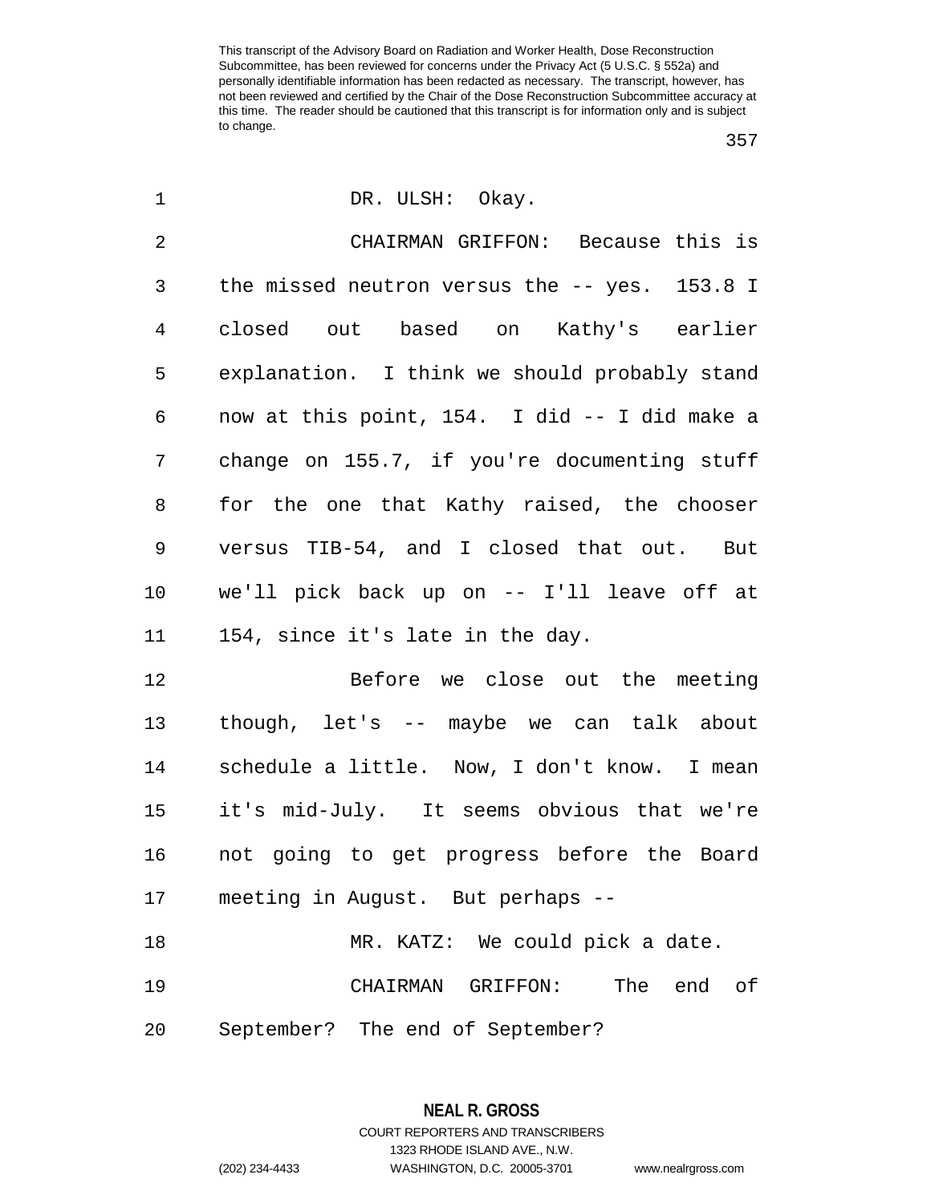DR. ULSH: Okay.

CHAIRMAN GRIFFON: Because this is the missed neutron versus the -- yes. 153.8 I closed out based on Kathy's earlier explanation. I think we should probably stand now at this point, 154. I did -- I did make a change on 155.7, if you're documenting stuff for the one that Kathy raised, the chooser versus TIB-54, and I closed that out. But we'll pick back up on -- I'll leave off at 154, since it's late in the day.

Before we close out the meeting though, let's -- maybe we can talk about schedule a little. Now, I don't know. I mean it's mid-July. It seems obvious that we're not going to get progress before the Board meeting in August. But perhaps --

MR. KATZ: We could pick a date.

CHAIRMAN GRIFFON: The end of September? The end of September?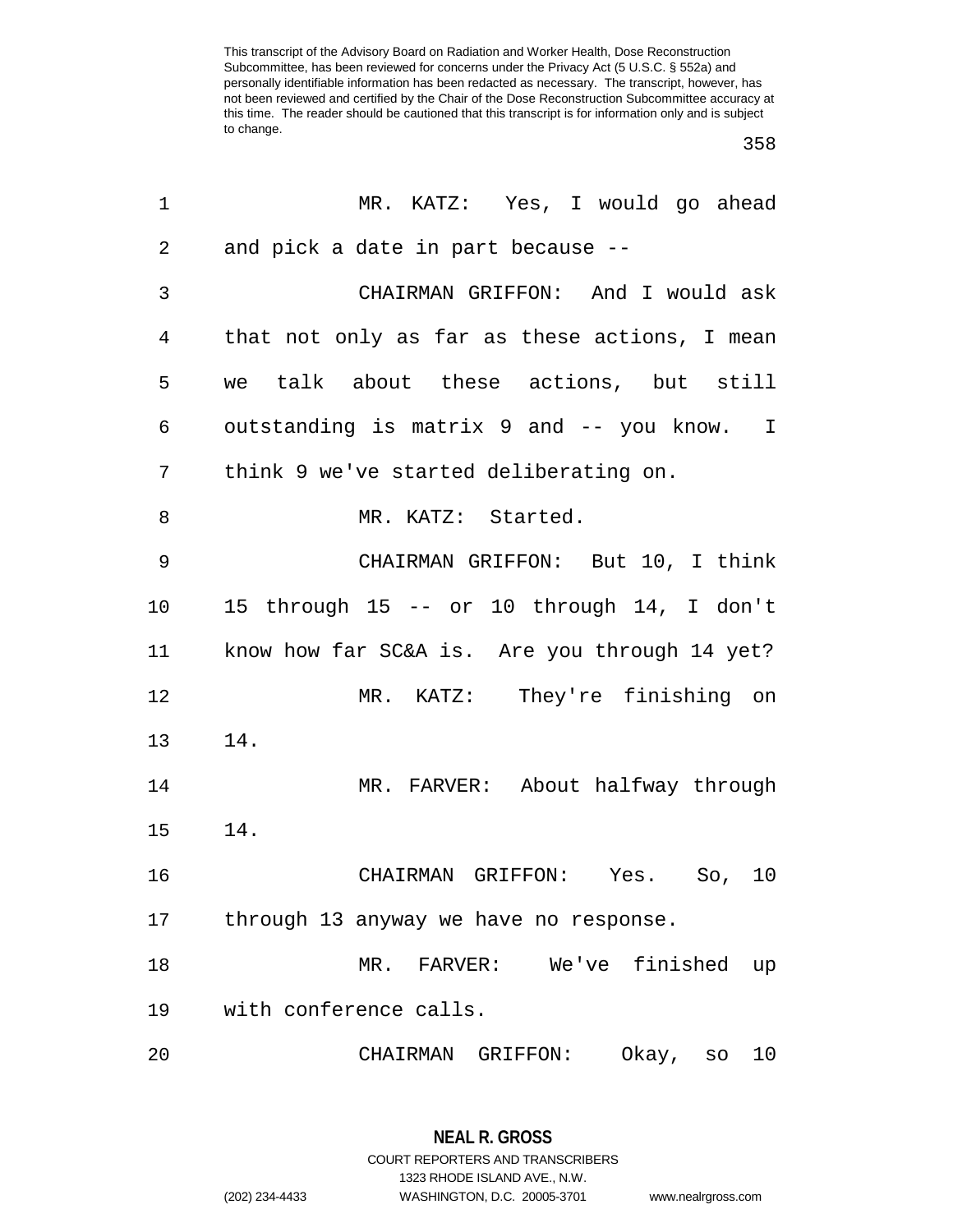MR. KATZ: Yes, I would go ahead and pick a date in part because --

CHAIRMAN GRIFFON: And I would ask that not only as far as these actions, I mean we talk about these actions, but still outstanding is matrix 9 and -- you know. I think 9 we've started deliberating on.

MR. KATZ: Started.

CHAIRMAN GRIFFON: But 10, I think 15 through 15 -- or 10 through 14, I don't know how far SC&A is. Are you through 14 yet?

MR. KATZ: They're finishing on 14.

MR. FARVER: About halfway through 14.

CHAIRMAN GRIFFON: Yes. So, 10 through 13 anyway we have no response.

MR. FARVER: We've finished up with conference calls.

CHAIRMAN GRIFFON: Okay, so 10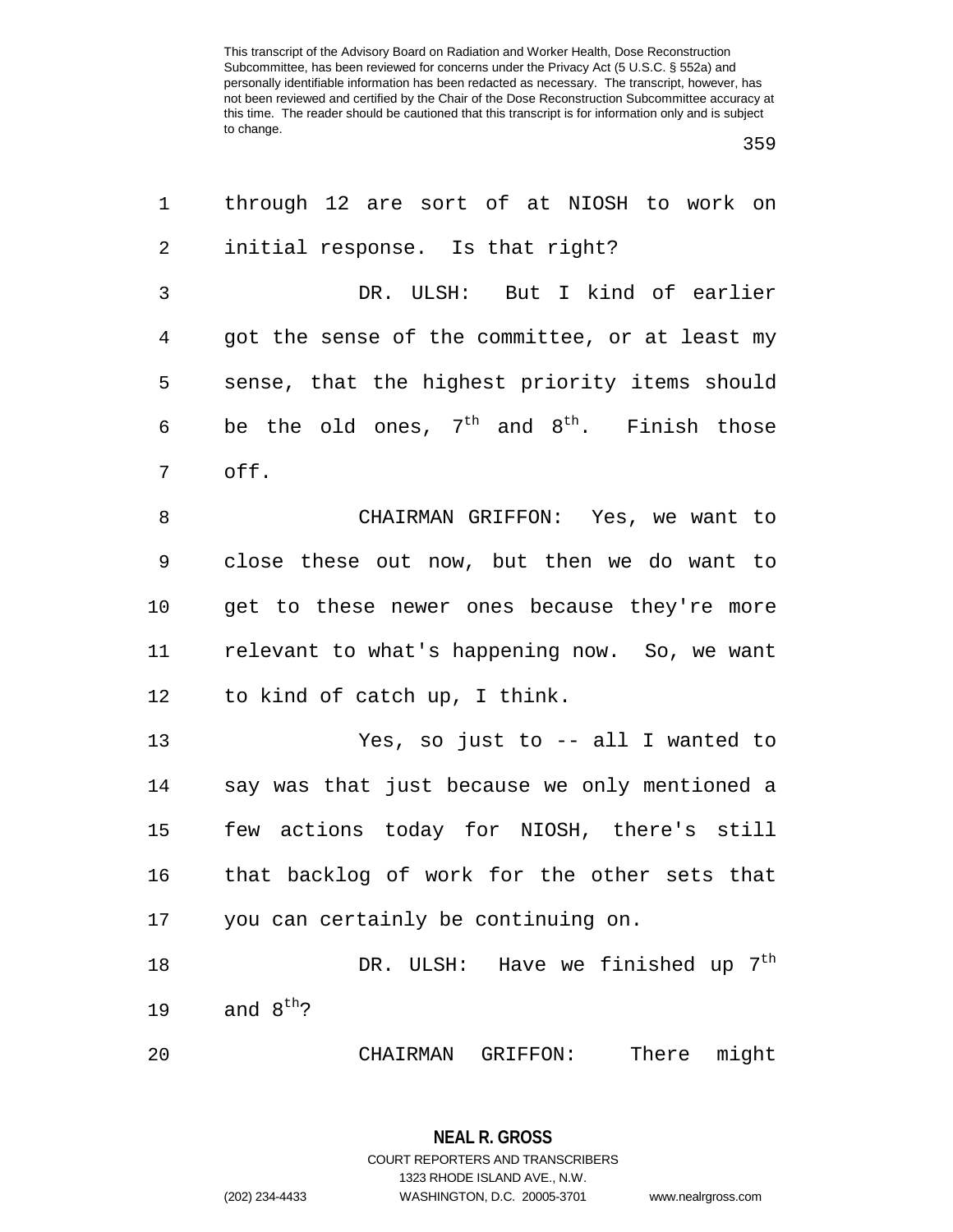through 12 are sort of at NIOSH to work on initial response. Is that right?

DR. ULSH: But I kind of earlier got the sense of the committee, or at least my sense, that the highest priority items should be the old ones, 7th and 8th. Finish those off.

CHAIRMAN GRIFFON: Yes, we want to close these out now, but then we do want to get to these newer ones because they're more relevant to what's happening now. So, we want to kind of catch up, I think.

Yes, so just to -- all I wanted to say was that just because we only mentioned a few actions today for NIOSH, there's still that backlog of work for the other sets that you can certainly be continuing on.

DR. ULSH: Have we finished up 7th and 8th?

CHAIRMAN GRIFFON: There might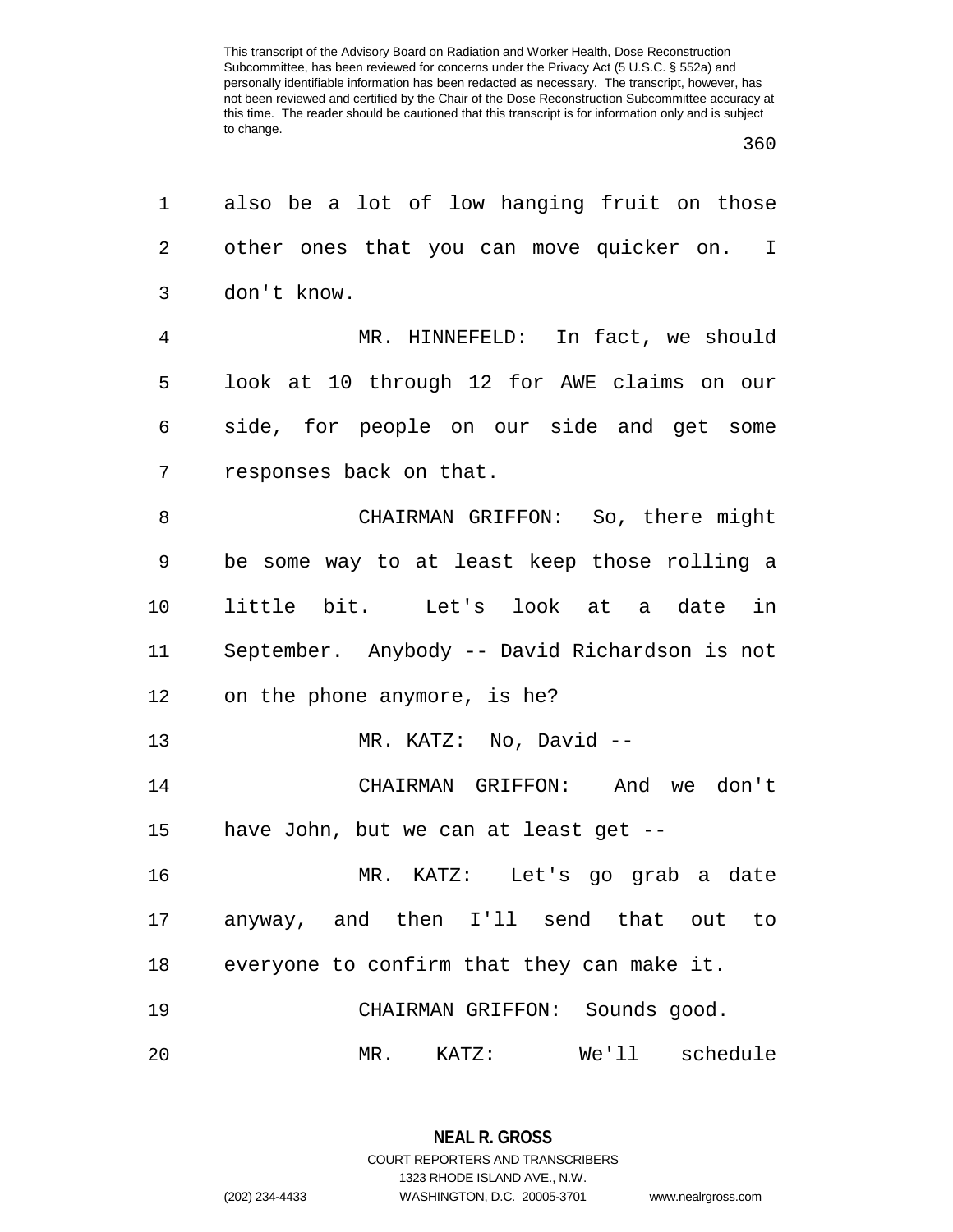also be a lot of low hanging fruit on those other ones that you can move quicker on. I don't know.

MR. HINNEFELD: In fact, we should look at 10 through 12 for AWE claims on our side, for people on our side and get some responses back on that.

CHAIRMAN GRIFFON: So, there might be some way to at least keep those rolling a little bit. Let's look at a date in September. Anybody -- David Richardson is not on the phone anymore, is he?

MR. KATZ: No, David --

CHAIRMAN GRIFFON: And we don't have John, but we can at least get --

MR. KATZ: Let's go grab a date anyway, and then I'll send that out to everyone to confirm that they can make it.

CHAIRMAN GRIFFON: Sounds good.

MR. KATZ: We'll schedule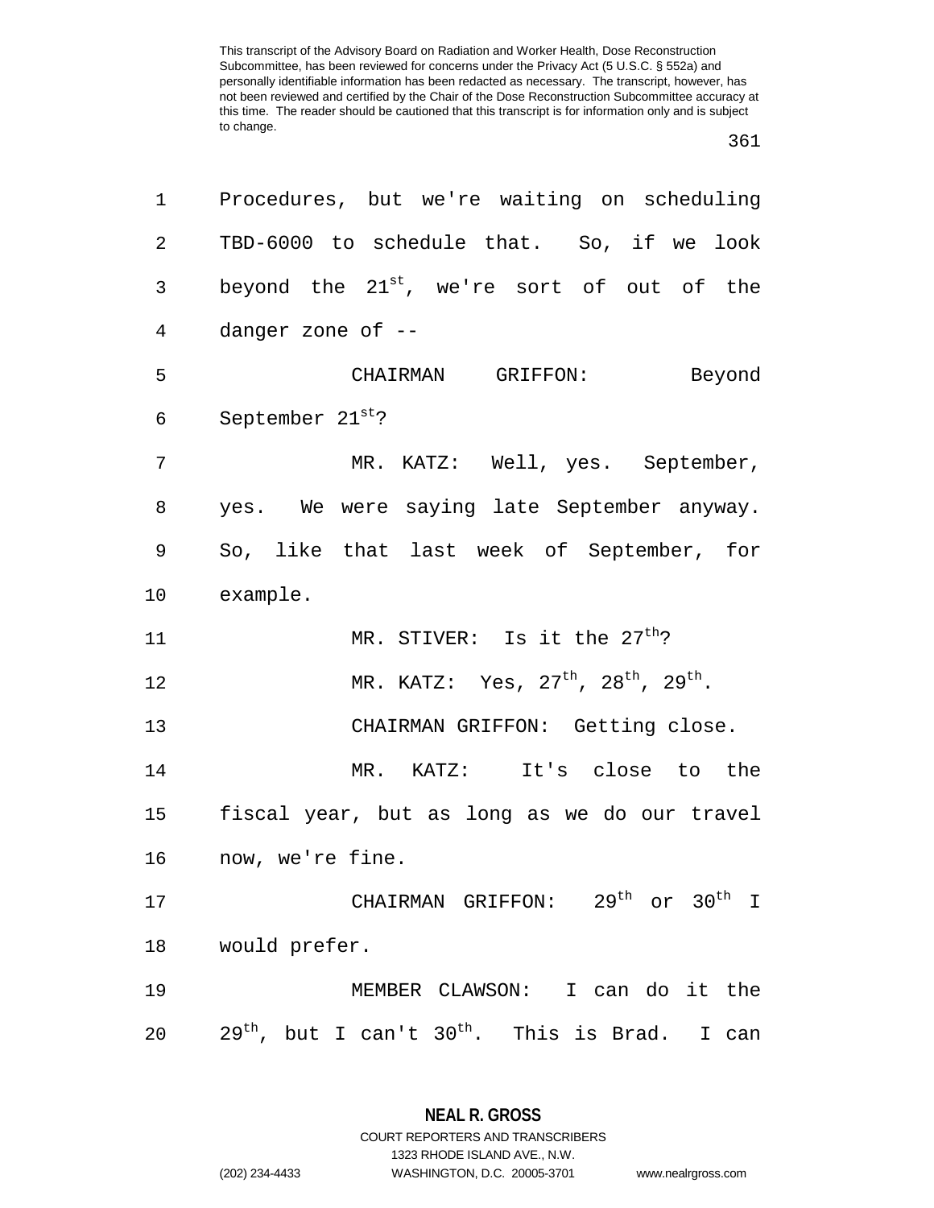Procedures, but we're waiting on scheduling TBD-6000 to schedule that. So, if we look beyond the 21st, we're sort of out of the danger zone of --

CHAIRMAN GRIFFON: Beyond September 21st?

MR. KATZ: Well, yes. September, yes. We were saying late September anyway. So, like that last week of September, for example.

MR. STIVER: Is it the 27th?

MR. KATZ: Yes, 27th, 28th, 29th.

CHAIRMAN GRIFFON: Getting close.

MR. KATZ: It's close to the fiscal year, but as long as we do our travel now, we're fine.

CHAIRMAN GRIFFON: 29th or 30th I would prefer.

MEMBER CLAWSON: I can do it the 29th, but I can't 30th. This is Brad. I can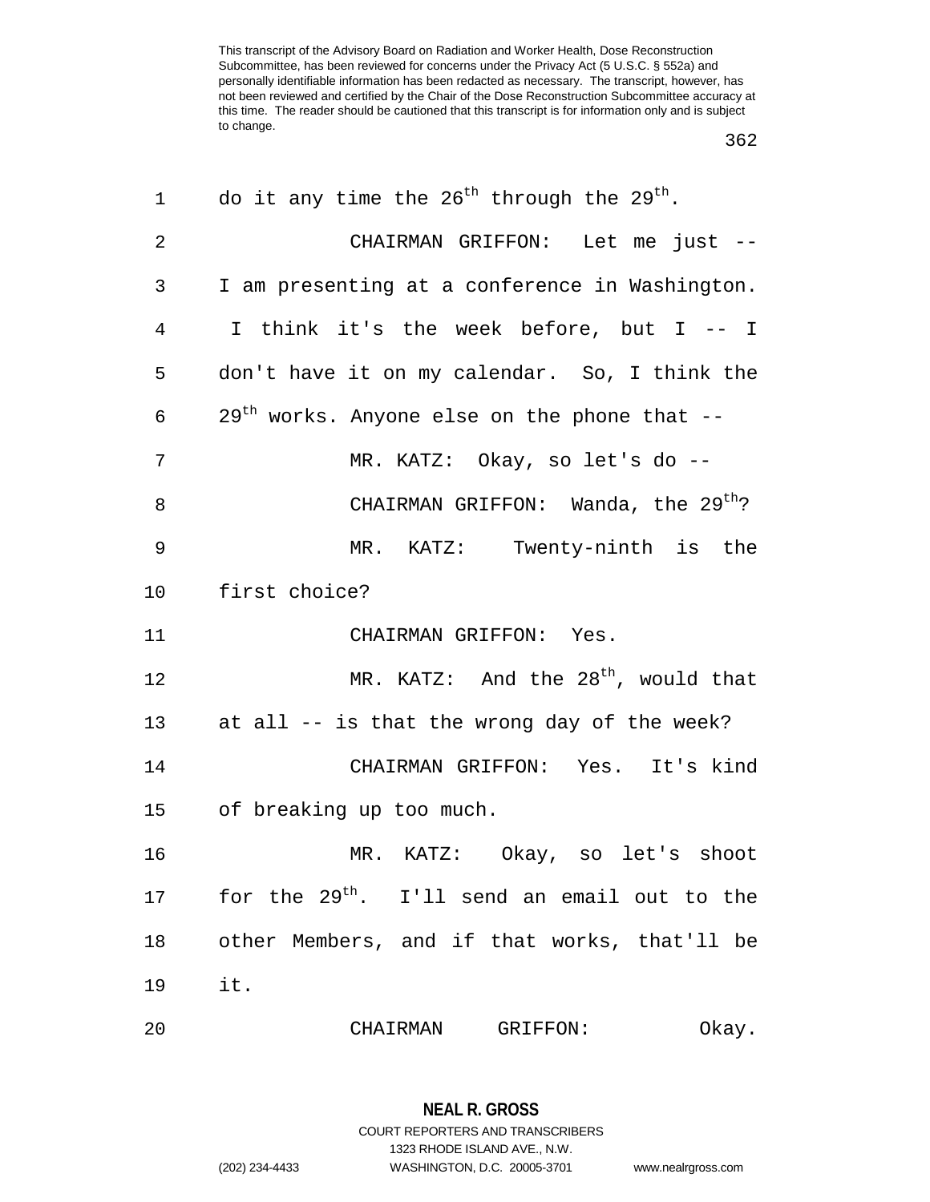do it any time the $26^{th}$ through the $29^{th}$.

CHAIRMAN GRIFFON: Let me just -- I am presenting at a conference in Washington. I think it's the week before, but I -- I don't have it on my calendar. So, I think the $29^{th}$ works. Anyone else on the phone that --

MR. KATZ: Okay, so let's do --

CHAIRMAN GRIFFON: Wanda, the $29^{th}$?

MR. KATZ: Twenty-ninth is the first choice?

CHAIRMAN GRIFFON: Yes.

MR. KATZ: And the $28^{th}$, would that at all -- is that the wrong day of the week?

CHAIRMAN GRIFFON: Yes. It's kind of breaking up too much.

MR. KATZ: Okay, so let's shoot for the $29^{th}$. I'll send an email out to the other Members, and if that works, that'll be it.

CHAIRMAN GRIFFON: Okay.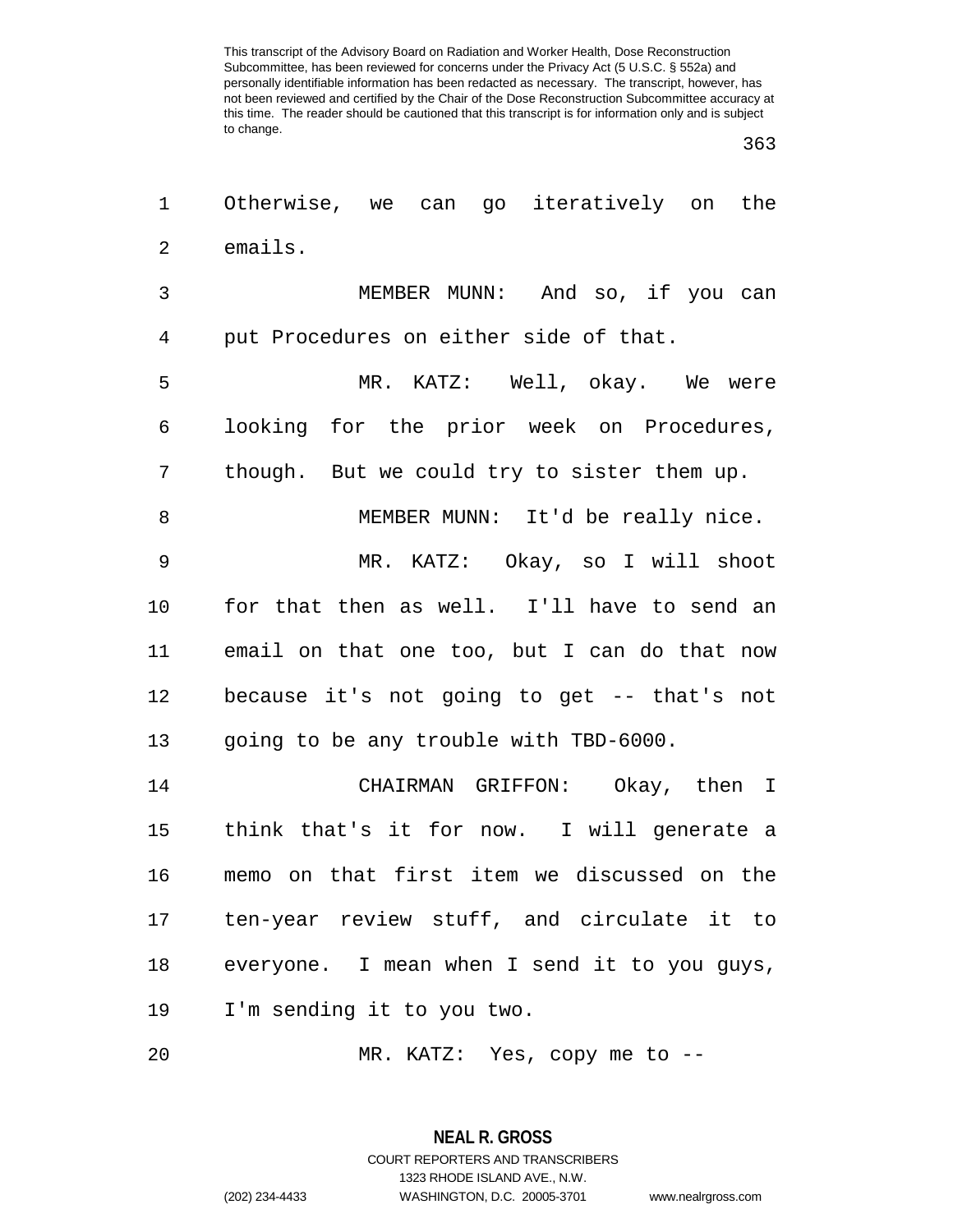Otherwise, we can go iteratively on the emails.

MEMBER MUNN: And so, if you can put Procedures on either side of that.

MR. KATZ: Well, okay. We were looking for the prior week on Procedures, though. But we could try to sister them up.

MEMBER MUNN: It'd be really nice.

MR. KATZ: Okay, so I will shoot for that then as well. I'll have to send an email on that one too, but I can do that now because it's not going to get -- that's not going to be any trouble with TBD-6000.

CHAIRMAN GRIFFON: Okay, then I think that's it for now. I will generate a memo on that first item we discussed on the ten-year review stuff, and circulate it to everyone. I mean when I send it to you guys, I'm sending it to you two.

MR. KATZ: Yes, copy me to --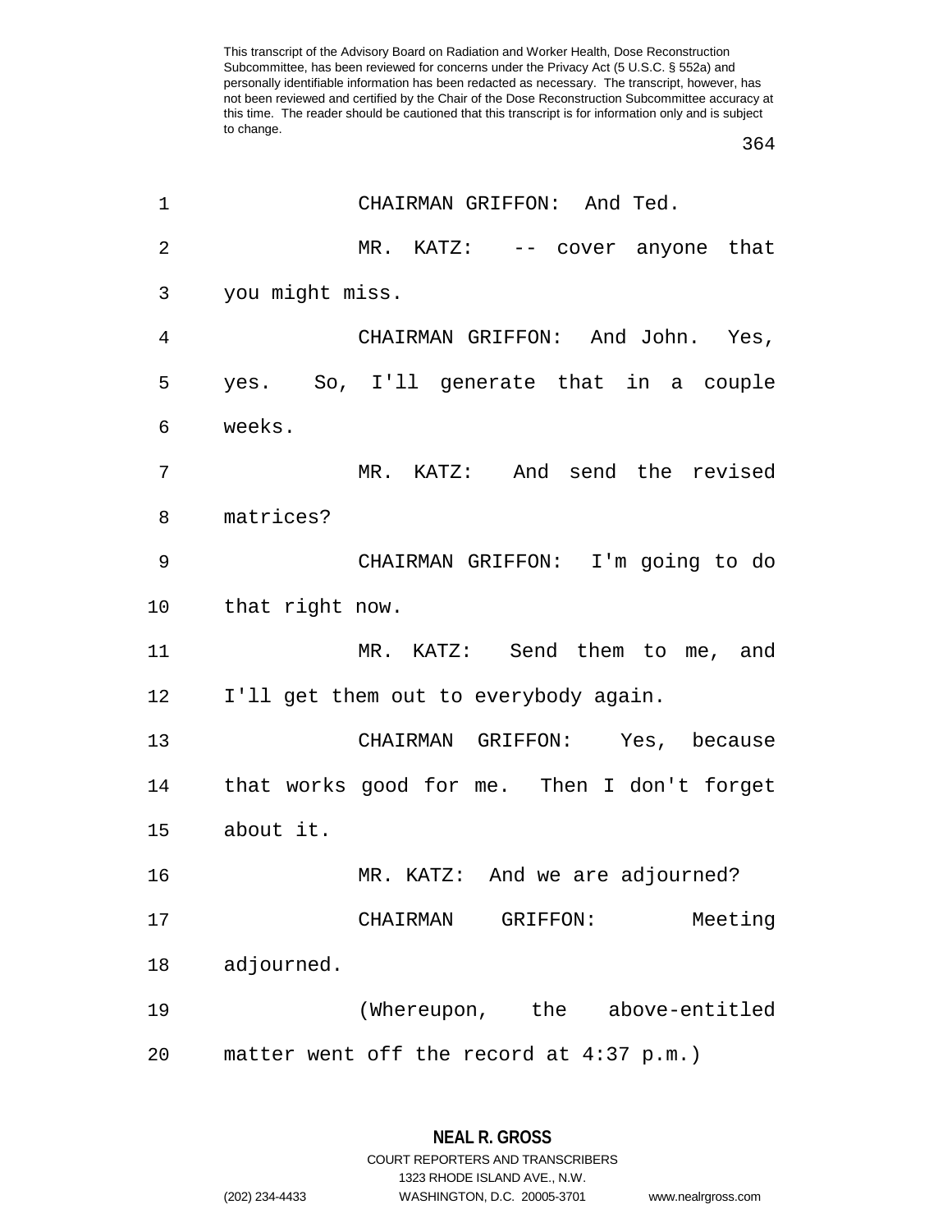CHAIRMAN GRIFFON: And Ted.

MR. KATZ: -- cover anyone that you might miss.

CHAIRMAN GRIFFON: And John. Yes, yes. So, I'll generate that in a couple weeks.

MR. KATZ: And send the revised matrices?

CHAIRMAN GRIFFON: I'm going to do that right now.

MR. KATZ: Send them to me, and I'll get them out to everybody again.

CHAIRMAN GRIFFON: Yes, because that works good for me. Then I don't forget about it.

MR. KATZ: And we are adjourned?

CHAIRMAN GRIFFON: Meeting adjourned.

(Whereupon, the above-entitled matter went off the record at 4:37 p.m.)